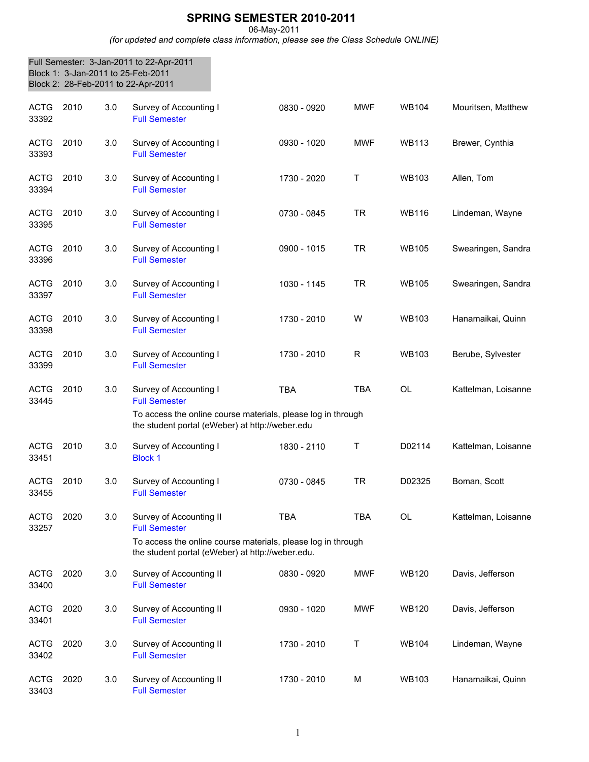# SPRING SEMESTER 2010-2011

06-May-2011

*(for updated and complete class information, please see the Class Schedule ONLINE)*

Full Semester: 3-Jan-2011 to 22-Apr-2011
Block 1: 3-Jan-2011 to 25-Feb-2011
Block 2: 28-Feb-2011 to 22-Apr-2011

| Subject / CRN | Course | Credits | Title | Time | Days | Room | Instructor |
|---|---|---|---|---|---|---|---|
| ACTG 33392 | 2010 | 3.0 | Survey of Accounting I<br>Full Semester | 0830 - 0920 | MWF | WB104 | Mouritsen, Matthew |
| ACTG 33393 | 2010 | 3.0 | Survey of Accounting I<br>Full Semester | 0930 - 1020 | MWF | WB113 | Brewer, Cynthia |
| ACTG 33394 | 2010 | 3.0 | Survey of Accounting I<br>Full Semester | 1730 - 2020 | T | WB103 | Allen, Tom |
| ACTG 33395 | 2010 | 3.0 | Survey of Accounting I<br>Full Semester | 0730 - 0845 | TR | WB116 | Lindeman, Wayne |
| ACTG 33396 | 2010 | 3.0 | Survey of Accounting I<br>Full Semester | 0900 - 1015 | TR | WB105 | Swearingen, Sandra |
| ACTG 33397 | 2010 | 3.0 | Survey of Accounting I<br>Full Semester | 1030 - 1145 | TR | WB105 | Swearingen, Sandra |
| ACTG 33398 | 2010 | 3.0 | Survey of Accounting I<br>Full Semester | 1730 - 2010 | W | WB103 | Hanamaikai, Quinn |
| ACTG 33399 | 2010 | 3.0 | Survey of Accounting I<br>Full Semester | 1730 - 2010 | R | WB103 | Berube, Sylvester |
| ACTG 33445 | 2010 | 3.0 | Survey of Accounting I<br>Full Semester<br>To access the online course materials, please log in through the student portal (eWeber) at http://weber.edu | TBA | TBA | OL | Kattelman, Loisanne |
| ACTG 33451 | 2010 | 3.0 | Survey of Accounting I<br>Block 1 | 1830 - 2110 | T | D02114 | Kattelman, Loisanne |
| ACTG 33455 | 2010 | 3.0 | Survey of Accounting I<br>Full Semester | 0730 - 0845 | TR | D02325 | Boman, Scott |
| ACTG 33257 | 2020 | 3.0 | Survey of Accounting II<br>Full Semester<br>To access the online course materials, please log in through the student portal (eWeber) at http://weber.edu. | TBA | TBA | OL | Kattelman, Loisanne |
| ACTG 33400 | 2020 | 3.0 | Survey of Accounting II<br>Full Semester | 0830 - 0920 | MWF | WB120 | Davis, Jefferson |
| ACTG 33401 | 2020 | 3.0 | Survey of Accounting II<br>Full Semester | 0930 - 1020 | MWF | WB120 | Davis, Jefferson |
| ACTG 33402 | 2020 | 3.0 | Survey of Accounting II<br>Full Semester | 1730 - 2010 | T | WB104 | Lindeman, Wayne |
| ACTG 33403 | 2020 | 3.0 | Survey of Accounting II<br>Full Semester | 1730 - 2010 | M | WB103 | Hanamaikai, Quinn |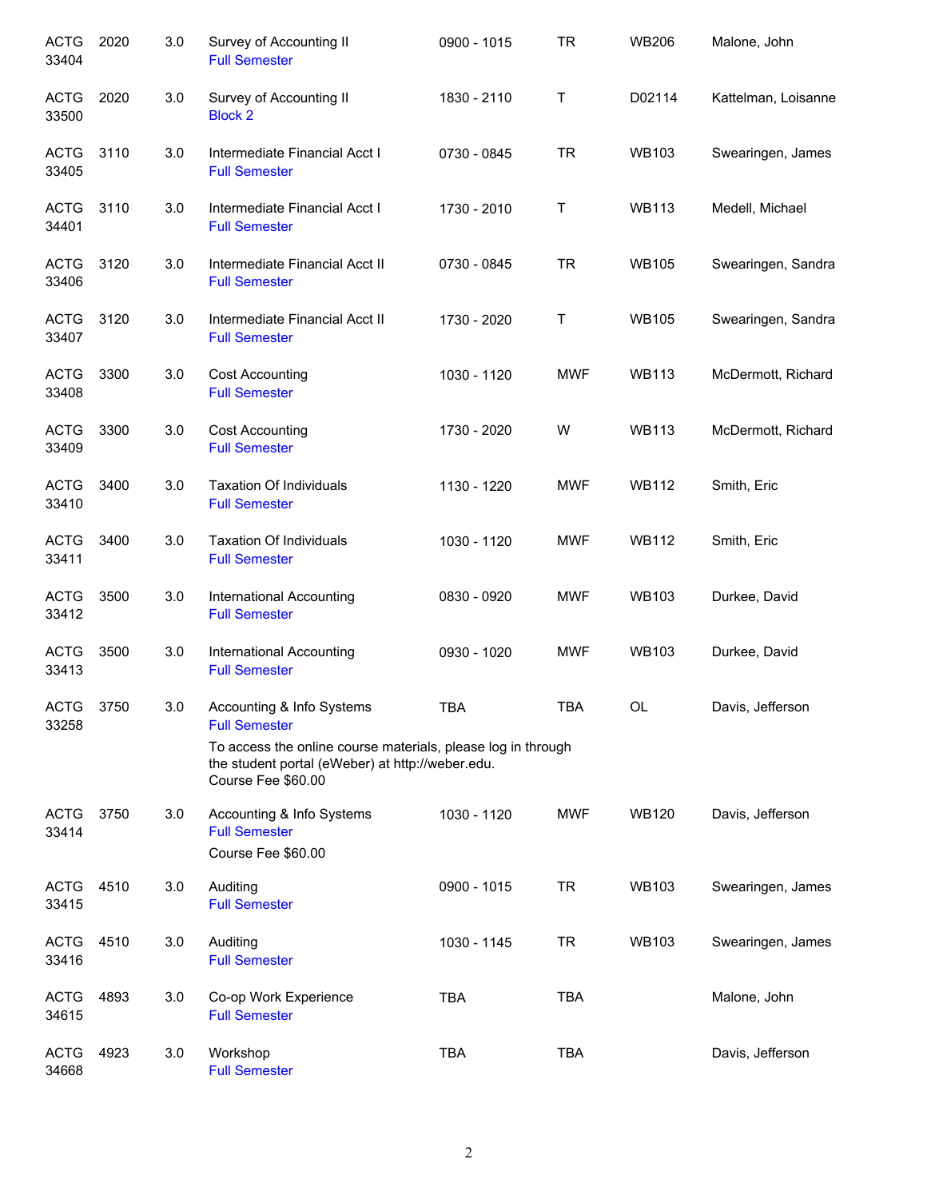| | | | | | | | |
|---|---|---|---|---|---|---|---|
| ACTG 33404 | 2020 | 3.0 | Survey of Accounting II<br>Full Semester | 0900 - 1015 | TR | WB206 | Malone, John |
| ACTG 33500 | 2020 | 3.0 | Survey of Accounting II<br>Block 2 | 1830 - 2110 | T | D02114 | Kattelman, Loisanne |
| ACTG 33405 | 3110 | 3.0 | Intermediate Financial Acct I<br>Full Semester | 0730 - 0845 | TR | WB103 | Swearingen, James |
| ACTG 34401 | 3110 | 3.0 | Intermediate Financial Acct I<br>Full Semester | 1730 - 2010 | T | WB113 | Medell, Michael |
| ACTG 33406 | 3120 | 3.0 | Intermediate Financial Acct II<br>Full Semester | 0730 - 0845 | TR | WB105 | Swearingen, Sandra |
| ACTG 33407 | 3120 | 3.0 | Intermediate Financial Acct II<br>Full Semester | 1730 - 2020 | T | WB105 | Swearingen, Sandra |
| ACTG 33408 | 3300 | 3.0 | Cost Accounting<br>Full Semester | 1030 - 1120 | MWF | WB113 | McDermott, Richard |
| ACTG 33409 | 3300 | 3.0 | Cost Accounting<br>Full Semester | 1730 - 2020 | W | WB113 | McDermott, Richard |
| ACTG 33410 | 3400 | 3.0 | Taxation Of Individuals<br>Full Semester | 1130 - 1220 | MWF | WB112 | Smith, Eric |
| ACTG 33411 | 3400 | 3.0 | Taxation Of Individuals<br>Full Semester | 1030 - 1120 | MWF | WB112 | Smith, Eric |
| ACTG 33412 | 3500 | 3.0 | International Accounting<br>Full Semester | 0830 - 0920 | MWF | WB103 | Durkee, David |
| ACTG 33413 | 3500 | 3.0 | International Accounting<br>Full Semester | 0930 - 1020 | MWF | WB103 | Durkee, David |
| ACTG 33258 | 3750 | 3.0 | Accounting & Info Systems<br>Full Semester<br>To access the online course materials, please log in through the student portal (eWeber) at http://weber.edu.<br>Course Fee $60.00 | TBA | TBA | OL | Davis, Jefferson |
| ACTG 33414 | 3750 | 3.0 | Accounting & Info Systems<br>Full Semester<br>Course Fee $60.00 | 1030 - 1120 | MWF | WB120 | Davis, Jefferson |
| ACTG 33415 | 4510 | 3.0 | Auditing<br>Full Semester | 0900 - 1015 | TR | WB103 | Swearingen, James |
| ACTG 33416 | 4510 | 3.0 | Auditing<br>Full Semester | 1030 - 1145 | TR | WB103 | Swearingen, James |
| ACTG 34615 | 4893 | 3.0 | Co-op Work Experience<br>Full Semester | TBA | TBA | | Malone, John |
| ACTG 34668 | 4923 | 3.0 | Workshop<br>Full Semester | TBA | TBA | | Davis, Jefferson |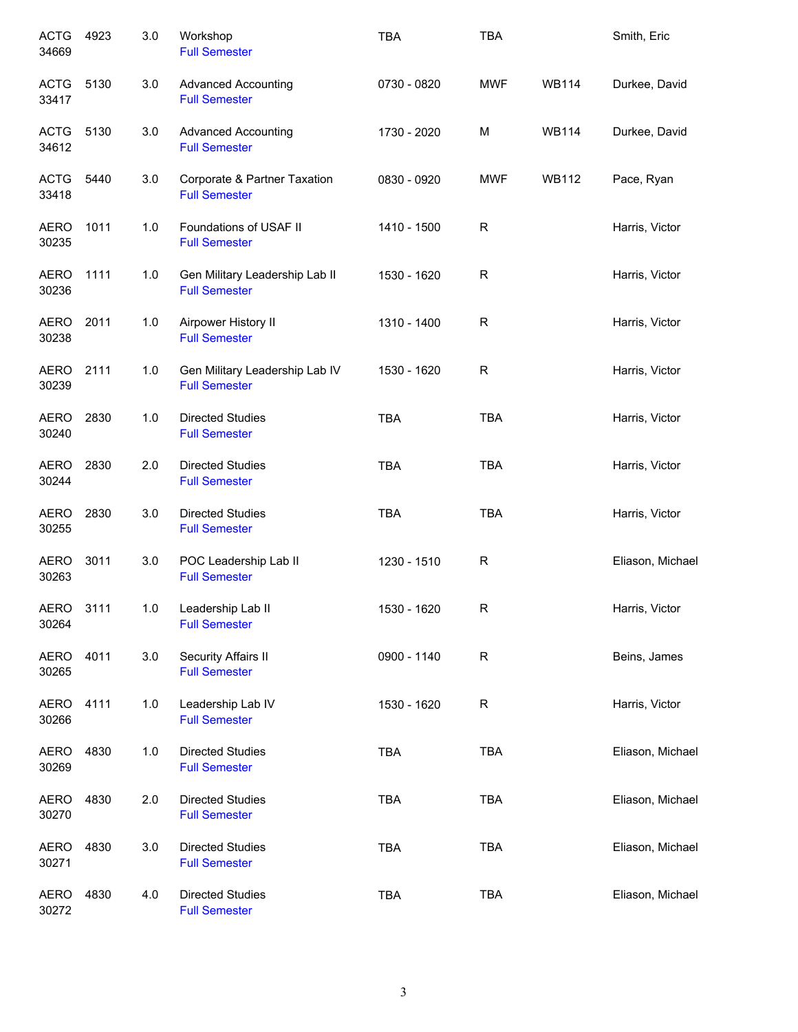| | | | | | | | |
|---|---|---|---|---|---|---|---|
| ACTG 34669 | 4923 | 3.0 | Workshop<br>Full Semester | TBA | TBA | | Smith, Eric |
| ACTG 33417 | 5130 | 3.0 | Advanced Accounting<br>Full Semester | 0730 - 0820 | MWF | WB114 | Durkee, David |
| ACTG 34612 | 5130 | 3.0 | Advanced Accounting<br>Full Semester | 1730 - 2020 | M | WB114 | Durkee, David |
| ACTG 33418 | 5440 | 3.0 | Corporate & Partner Taxation<br>Full Semester | 0830 - 0920 | MWF | WB112 | Pace, Ryan |
| AERO 30235 | 1011 | 1.0 | Foundations of USAF II<br>Full Semester | 1410 - 1500 | R | | Harris, Victor |
| AERO 30236 | 1111 | 1.0 | Gen Military Leadership Lab II<br>Full Semester | 1530 - 1620 | R | | Harris, Victor |
| AERO 30238 | 2011 | 1.0 | Airpower History II<br>Full Semester | 1310 - 1400 | R | | Harris, Victor |
| AERO 30239 | 2111 | 1.0 | Gen Military Leadership Lab IV<br>Full Semester | 1530 - 1620 | R | | Harris, Victor |
| AERO 30240 | 2830 | 1.0 | Directed Studies<br>Full Semester | TBA | TBA | | Harris, Victor |
| AERO 30244 | 2830 | 2.0 | Directed Studies<br>Full Semester | TBA | TBA | | Harris, Victor |
| AERO 30255 | 2830 | 3.0 | Directed Studies<br>Full Semester | TBA | TBA | | Harris, Victor |
| AERO 30263 | 3011 | 3.0 | POC Leadership Lab II<br>Full Semester | 1230 - 1510 | R | | Eliason, Michael |
| AERO 30264 | 3111 | 1.0 | Leadership Lab II<br>Full Semester | 1530 - 1620 | R | | Harris, Victor |
| AERO 30265 | 4011 | 3.0 | Security Affairs II<br>Full Semester | 0900 - 1140 | R | | Beins, James |
| AERO 30266 | 4111 | 1.0 | Leadership Lab IV<br>Full Semester | 1530 - 1620 | R | | Harris, Victor |
| AERO 30269 | 4830 | 1.0 | Directed Studies<br>Full Semester | TBA | TBA | | Eliason, Michael |
| AERO 30270 | 4830 | 2.0 | Directed Studies<br>Full Semester | TBA | TBA | | Eliason, Michael |
| AERO 30271 | 4830 | 3.0 | Directed Studies<br>Full Semester | TBA | TBA | | Eliason, Michael |
| AERO 30272 | 4830 | 4.0 | Directed Studies<br>Full Semester | TBA | TBA | | Eliason, Michael |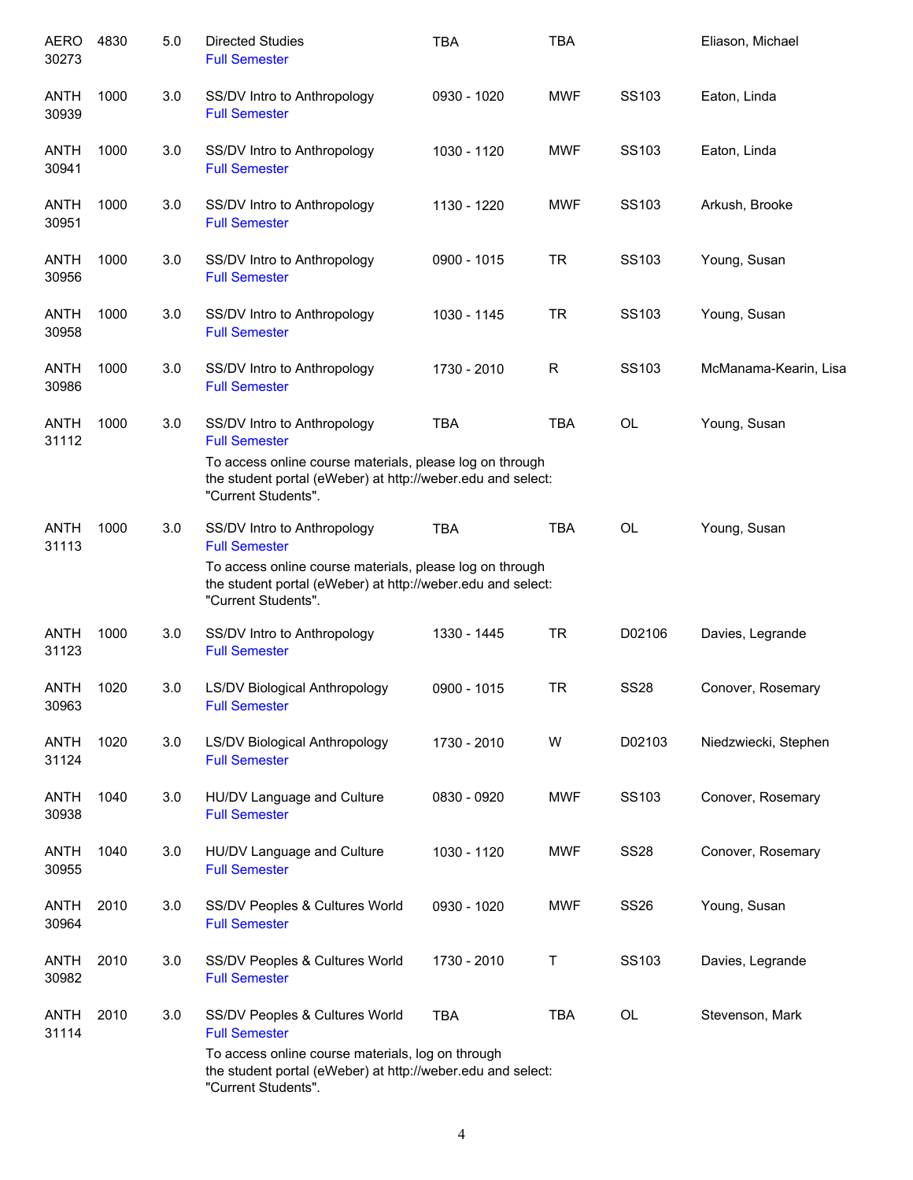| | | | | | | | |
|---|---|---|---|---|---|---|---|
| AERO 30273 | 4830 | 5.0 | Directed Studies<br>Full Semester | TBA | TBA | | Eliason, Michael |
| ANTH 30939 | 1000 | 3.0 | SS/DV Intro to Anthropology<br>Full Semester | 0930 - 1020 | MWF | SS103 | Eaton, Linda |
| ANTH 30941 | 1000 | 3.0 | SS/DV Intro to Anthropology<br>Full Semester | 1030 - 1120 | MWF | SS103 | Eaton, Linda |
| ANTH 30951 | 1000 | 3.0 | SS/DV Intro to Anthropology<br>Full Semester | 1130 - 1220 | MWF | SS103 | Arkush, Brooke |
| ANTH 30956 | 1000 | 3.0 | SS/DV Intro to Anthropology<br>Full Semester | 0900 - 1015 | TR | SS103 | Young, Susan |
| ANTH 30958 | 1000 | 3.0 | SS/DV Intro to Anthropology<br>Full Semester | 1030 - 1145 | TR | SS103 | Young, Susan |
| ANTH 30986 | 1000 | 3.0 | SS/DV Intro to Anthropology<br>Full Semester | 1730 - 2010 | R | SS103 | McManama-Kearin, Lisa |
| ANTH 31112 | 1000 | 3.0 | SS/DV Intro to Anthropology<br>Full Semester<br>To access online course materials, please log on through the student portal (eWeber) at http://weber.edu and select: "Current Students". | TBA | TBA | OL | Young, Susan |
| ANTH 31113 | 1000 | 3.0 | SS/DV Intro to Anthropology<br>Full Semester<br>To access online course materials, please log on through the student portal (eWeber) at http://weber.edu and select: "Current Students". | TBA | TBA | OL | Young, Susan |
| ANTH 31123 | 1000 | 3.0 | SS/DV Intro to Anthropology<br>Full Semester | 1330 - 1445 | TR | D02106 | Davies, Legrande |
| ANTH 30963 | 1020 | 3.0 | LS/DV Biological Anthropology<br>Full Semester | 0900 - 1015 | TR | SS28 | Conover, Rosemary |
| ANTH 31124 | 1020 | 3.0 | LS/DV Biological Anthropology<br>Full Semester | 1730 - 2010 | W | D02103 | Niedzwiecki, Stephen |
| ANTH 30938 | 1040 | 3.0 | HU/DV Language and Culture<br>Full Semester | 0830 - 0920 | MWF | SS103 | Conover, Rosemary |
| ANTH 30955 | 1040 | 3.0 | HU/DV Language and Culture<br>Full Semester | 1030 - 1120 | MWF | SS28 | Conover, Rosemary |
| ANTH 30964 | 2010 | 3.0 | SS/DV Peoples & Cultures World<br>Full Semester | 0930 - 1020 | MWF | SS26 | Young, Susan |
| ANTH 30982 | 2010 | 3.0 | SS/DV Peoples & Cultures World<br>Full Semester | 1730 - 2010 | T | SS103 | Davies, Legrande |
| ANTH 31114 | 2010 | 3.0 | SS/DV Peoples & Cultures World<br>Full Semester<br>To access online course materials, log on through the student portal (eWeber) at http://weber.edu and select: "Current Students". | TBA | TBA | OL | Stevenson, Mark |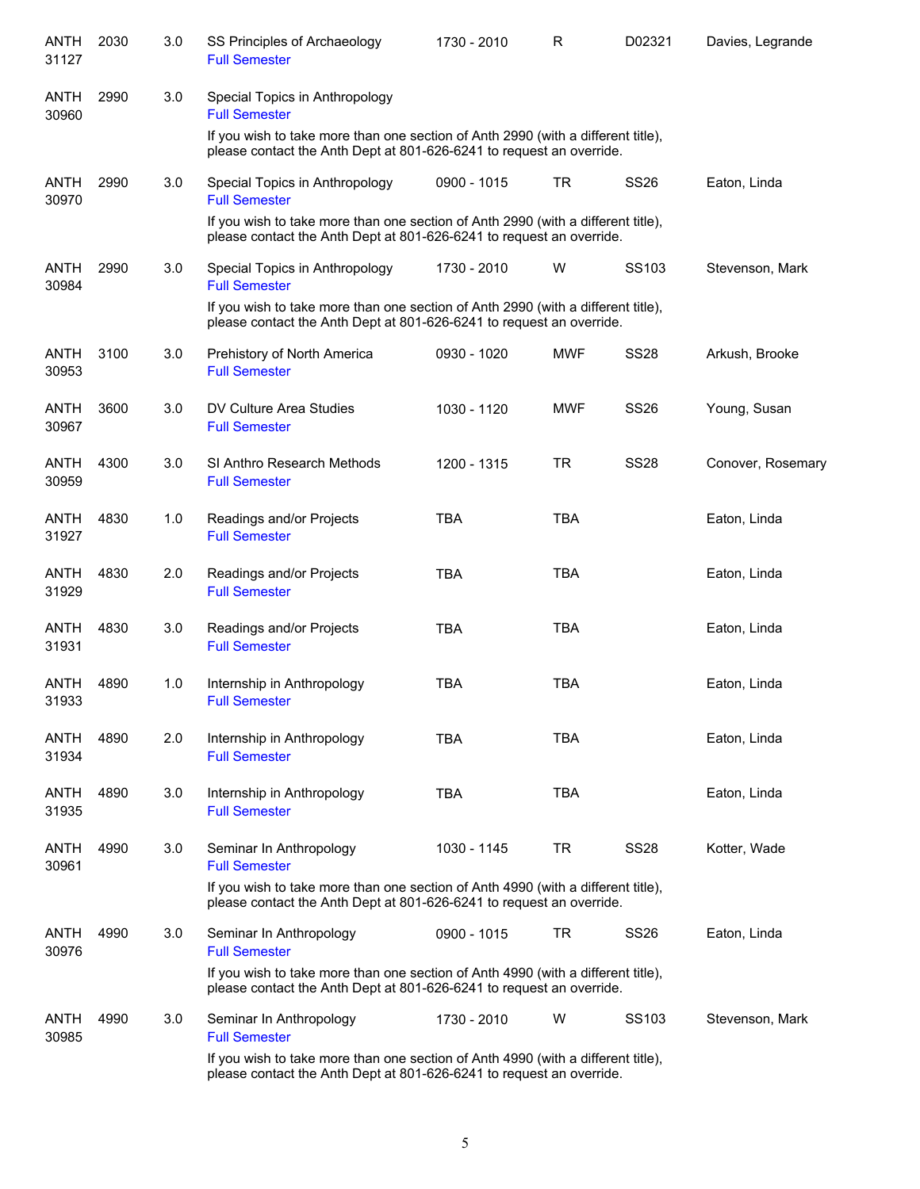| Subject / CRN | Course | Credits | Title | Time | Days | Room | Instructor |
|---|---|---|---|---|---|---|---|
| ANTH 31127 | 2030 | 3.0 | SS Principles of Archaeology<br>Full Semester | 1730 - 2010 | R | D02321 | Davies, Legrande |
| ANTH 30960 | 2990 | 3.0 | Special Topics in Anthropology<br>Full Semester<br>If you wish to take more than one section of Anth 2990 (with a different title), please contact the Anth Dept at 801-626-6241 to request an override. | | | | |
| ANTH 30970 | 2990 | 3.0 | Special Topics in Anthropology<br>Full Semester<br>If you wish to take more than one section of Anth 2990 (with a different title), please contact the Anth Dept at 801-626-6241 to request an override. | 0900 - 1015 | TR | SS26 | Eaton, Linda |
| ANTH 30984 | 2990 | 3.0 | Special Topics in Anthropology<br>Full Semester<br>If you wish to take more than one section of Anth 2990 (with a different title), please contact the Anth Dept at 801-626-6241 to request an override. | 1730 - 2010 | W | SS103 | Stevenson, Mark |
| ANTH 30953 | 3100 | 3.0 | Prehistory of North America<br>Full Semester | 0930 - 1020 | MWF | SS28 | Arkush, Brooke |
| ANTH 30967 | 3600 | 3.0 | DV Culture Area Studies<br>Full Semester | 1030 - 1120 | MWF | SS26 | Young, Susan |
| ANTH 30959 | 4300 | 3.0 | SI Anthro Research Methods<br>Full Semester | 1200 - 1315 | TR | SS28 | Conover, Rosemary |
| ANTH 31927 | 4830 | 1.0 | Readings and/or Projects<br>Full Semester | TBA | TBA | | Eaton, Linda |
| ANTH 31929 | 4830 | 2.0 | Readings and/or Projects<br>Full Semester | TBA | TBA | | Eaton, Linda |
| ANTH 31931 | 4830 | 3.0 | Readings and/or Projects<br>Full Semester | TBA | TBA | | Eaton, Linda |
| ANTH 31933 | 4890 | 1.0 | Internship in Anthropology<br>Full Semester | TBA | TBA | | Eaton, Linda |
| ANTH 31934 | 4890 | 2.0 | Internship in Anthropology<br>Full Semester | TBA | TBA | | Eaton, Linda |
| ANTH 31935 | 4890 | 3.0 | Internship in Anthropology<br>Full Semester | TBA | TBA | | Eaton, Linda |
| ANTH 30961 | 4990 | 3.0 | Seminar In Anthropology<br>Full Semester<br>If you wish to take more than one section of Anth 4990 (with a different title), please contact the Anth Dept at 801-626-6241 to request an override. | 1030 - 1145 | TR | SS28 | Kotter, Wade |
| ANTH 30976 | 4990 | 3.0 | Seminar In Anthropology<br>Full Semester<br>If you wish to take more than one section of Anth 4990 (with a different title), please contact the Anth Dept at 801-626-6241 to request an override. | 0900 - 1015 | TR | SS26 | Eaton, Linda |
| ANTH 30985 | 4990 | 3.0 | Seminar In Anthropology<br>Full Semester<br>If you wish to take more than one section of Anth 4990 (with a different title), please contact the Anth Dept at 801-626-6241 to request an override. | 1730 - 2010 | W | SS103 | Stevenson, Mark |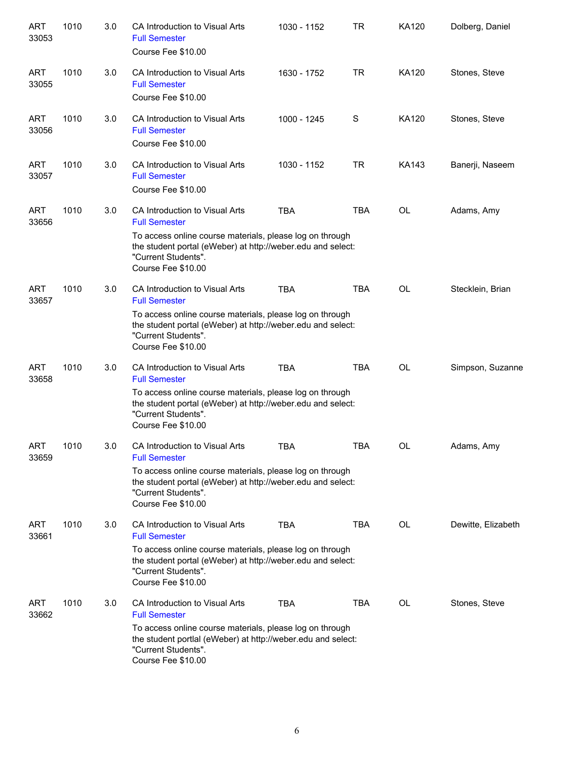| | | | | | | | |
|---|---|---|---|---|---|---|---|
| ART 33053 | 1010 | 3.0 | CA Introduction to Visual Arts<br>Full Semester<br>Course Fee $10.00 | 1030 - 1152 | TR | KA120 | Dolberg, Daniel |
| ART 33055 | 1010 | 3.0 | CA Introduction to Visual Arts<br>Full Semester<br>Course Fee $10.00 | 1630 - 1752 | TR | KA120 | Stones, Steve |
| ART 33056 | 1010 | 3.0 | CA Introduction to Visual Arts<br>Full Semester<br>Course Fee $10.00 | 1000 - 1245 | S | KA120 | Stones, Steve |
| ART 33057 | 1010 | 3.0 | CA Introduction to Visual Arts<br>Full Semester<br>Course Fee $10.00 | 1030 - 1152 | TR | KA143 | Banerji, Naseem |
| ART 33656 | 1010 | 3.0 | CA Introduction to Visual Arts<br>Full Semester<br>To access online course materials, please log on through the student portal (eWeber) at http://weber.edu and select: "Current Students".<br>Course Fee $10.00 | TBA | TBA | OL | Adams, Amy |
| ART 33657 | 1010 | 3.0 | CA Introduction to Visual Arts<br>Full Semester<br>To access online course materials, please log on through the student portal (eWeber) at http://weber.edu and select: "Current Students".<br>Course Fee $10.00 | TBA | TBA | OL | Stecklein, Brian |
| ART 33658 | 1010 | 3.0 | CA Introduction to Visual Arts<br>Full Semester<br>To access online course materials, please log on through the student portal (eWeber) at http://weber.edu and select: "Current Students".<br>Course Fee $10.00 | TBA | TBA | OL | Simpson, Suzanne |
| ART 33659 | 1010 | 3.0 | CA Introduction to Visual Arts<br>Full Semester<br>To access online course materials, please log on through the student portal (eWeber) at http://weber.edu and select: "Current Students".<br>Course Fee $10.00 | TBA | TBA | OL | Adams, Amy |
| ART 33661 | 1010 | 3.0 | CA Introduction to Visual Arts<br>Full Semester<br>To access online course materials, please log on through the student portal (eWeber) at http://weber.edu and select: "Current Students".<br>Course Fee $10.00 | TBA | TBA | OL | Dewitte, Elizabeth |
| ART 33662 | 1010 | 3.0 | CA Introduction to Visual Arts<br>Full Semester<br>To access online course materials, please log on through the student portlal (eWeber) at http://weber.edu and select: "Current Students".<br>Course Fee $10.00 | TBA | TBA | OL | Stones, Steve |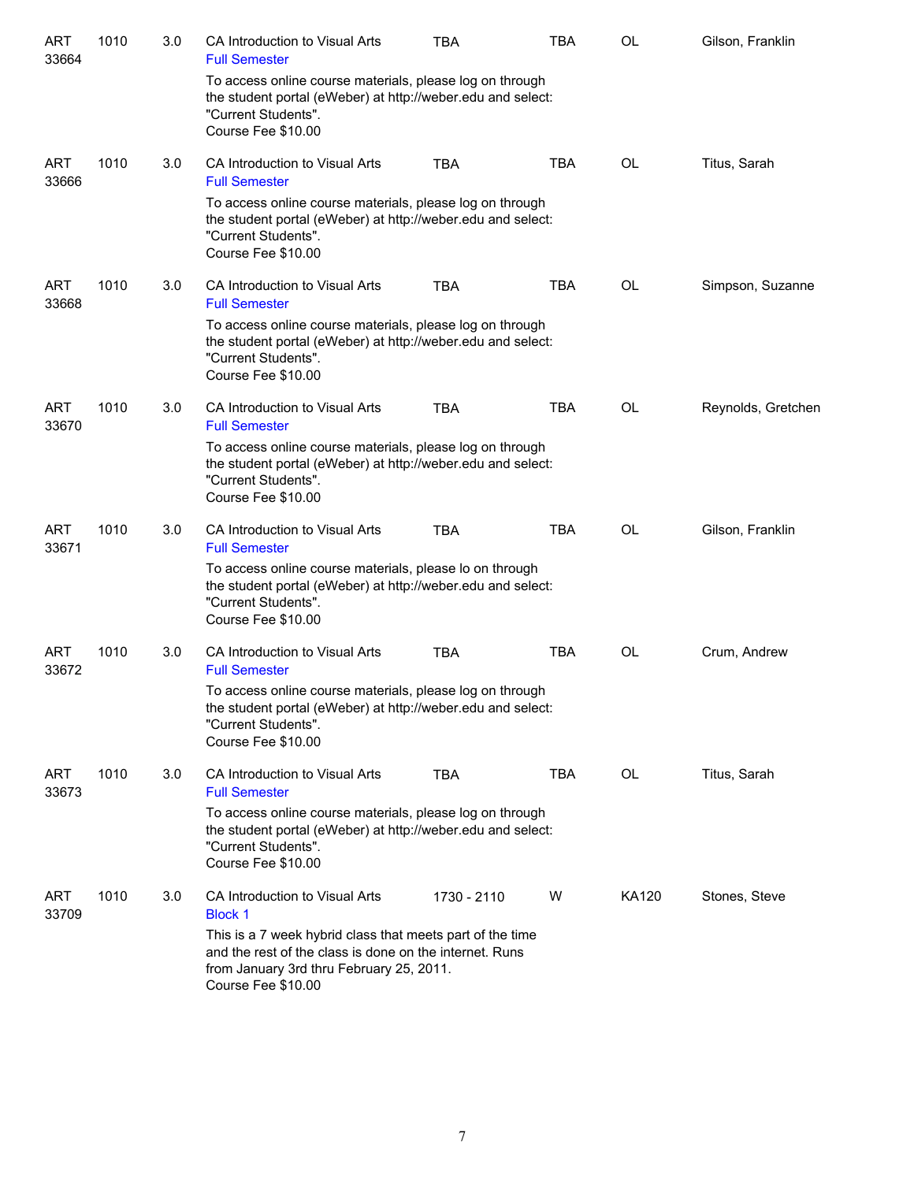| | | | | | | | |
|---|---|---|---|---|---|---|---|
| ART 33664 | 1010 | 3.0 | CA Introduction to Visual Arts<br>Full Semester | TBA | TBA | OL | Gilson, Franklin |
| | | | To access online course materials, please log on through the student portal (eWeber) at http://weber.edu and select: "Current Students".<br>Course Fee $10.00 | | | | |
| ART 33666 | 1010 | 3.0 | CA Introduction to Visual Arts<br>Full Semester | TBA | TBA | OL | Titus, Sarah |
| | | | To access online course materials, please log on through the student portal (eWeber) at http://weber.edu and select: "Current Students".<br>Course Fee $10.00 | | | | |
| ART 33668 | 1010 | 3.0 | CA Introduction to Visual Arts<br>Full Semester | TBA | TBA | OL | Simpson, Suzanne |
| | | | To access online course materials, please log on through the student portal (eWeber) at http://weber.edu and select: "Current Students".<br>Course Fee $10.00 | | | | |
| ART 33670 | 1010 | 3.0 | CA Introduction to Visual Arts<br>Full Semester | TBA | TBA | OL | Reynolds, Gretchen |
| | | | To access online course materials, please log on through the student portal (eWeber) at http://weber.edu and select: "Current Students".<br>Course Fee $10.00 | | | | |
| ART 33671 | 1010 | 3.0 | CA Introduction to Visual Arts<br>Full Semester | TBA | TBA | OL | Gilson, Franklin |
| | | | To access online course materials, please lo on through the student portal (eWeber) at http://weber.edu and select: "Current Students".<br>Course Fee $10.00 | | | | |
| ART 33672 | 1010 | 3.0 | CA Introduction to Visual Arts<br>Full Semester | TBA | TBA | OL | Crum, Andrew |
| | | | To access online course materials, please log on through the student portal (eWeber) at http://weber.edu and select: "Current Students".<br>Course Fee $10.00 | | | | |
| ART 33673 | 1010 | 3.0 | CA Introduction to Visual Arts<br>Full Semester | TBA | TBA | OL | Titus, Sarah |
| | | | To access online course materials, please log on through the student portal (eWeber) at http://weber.edu and select: "Current Students".<br>Course Fee $10.00 | | | | |
| ART 33709 | 1010 | 3.0 | CA Introduction to Visual Arts<br>Block 1 | 1730 - 2110 | W | KA120 | Stones, Steve |
| | | | This is a 7 week hybrid class that meets part of the time and the rest of the class is done on the internet. Runs from January 3rd thru February 25, 2011.<br>Course Fee $10.00 | | | | |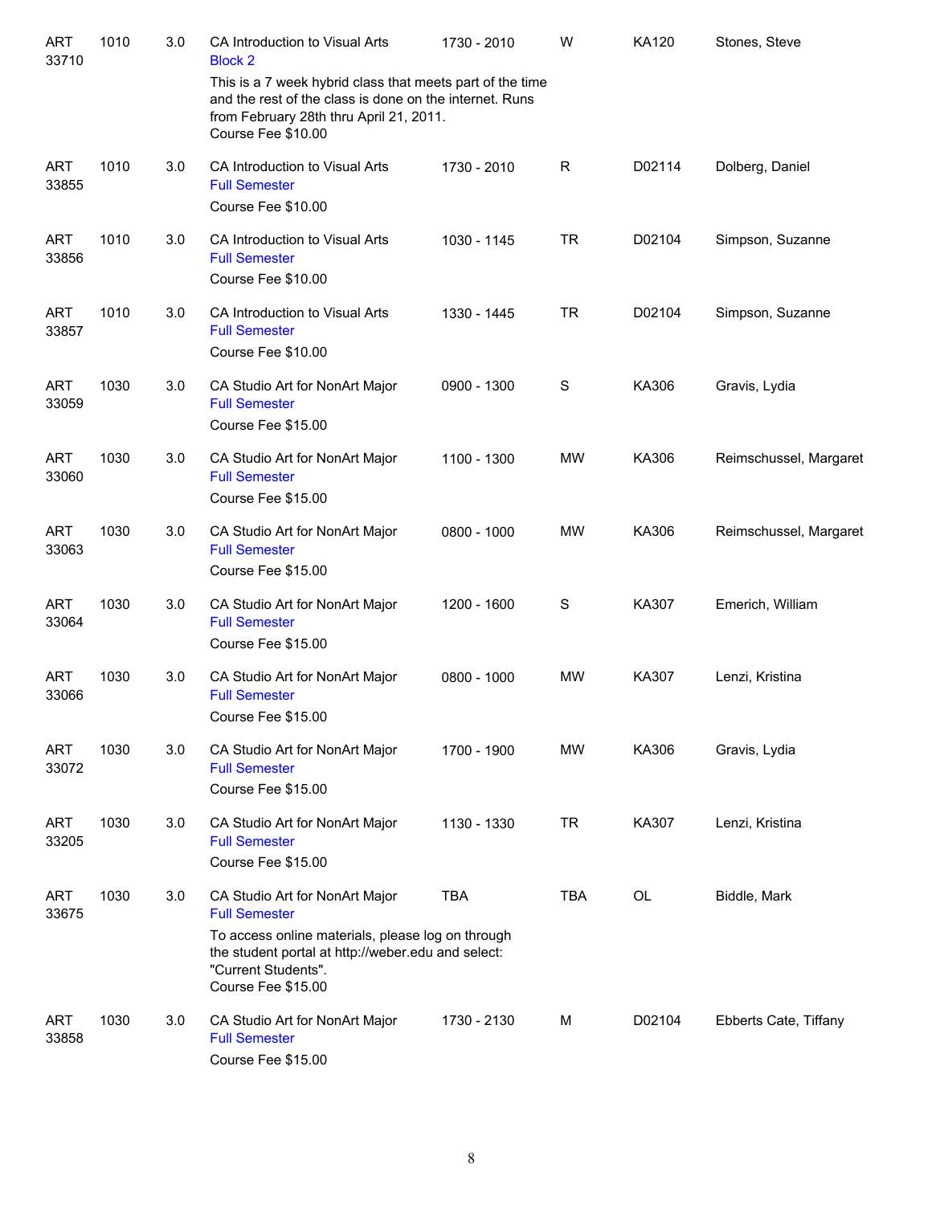| | | | | | | | |
|---|---|---|---|---|---|---|---|
| ART 33710 | 1010 | 3.0 | CA Introduction to Visual Arts<br>Block 2<br>This is a 7 week hybrid class that meets part of the time and the rest of the class is done on the internet. Runs from February 28th thru April 21, 2011.<br>Course Fee $10.00 | 1730 - 2010 | W | KA120 | Stones, Steve |
| ART 33855 | 1010 | 3.0 | CA Introduction to Visual Arts<br>Full Semester<br>Course Fee $10.00 | 1730 - 2010 | R | D02114 | Dolberg, Daniel |
| ART 33856 | 1010 | 3.0 | CA Introduction to Visual Arts<br>Full Semester<br>Course Fee $10.00 | 1030 - 1145 | TR | D02104 | Simpson, Suzanne |
| ART 33857 | 1010 | 3.0 | CA Introduction to Visual Arts<br>Full Semester<br>Course Fee $10.00 | 1330 - 1445 | TR | D02104 | Simpson, Suzanne |
| ART 33059 | 1030 | 3.0 | CA Studio Art for NonArt Major<br>Full Semester<br>Course Fee $15.00 | 0900 - 1300 | S | KA306 | Gravis, Lydia |
| ART 33060 | 1030 | 3.0 | CA Studio Art for NonArt Major<br>Full Semester<br>Course Fee $15.00 | 1100 - 1300 | MW | KA306 | Reimschussel, Margaret |
| ART 33063 | 1030 | 3.0 | CA Studio Art for NonArt Major<br>Full Semester<br>Course Fee $15.00 | 0800 - 1000 | MW | KA306 | Reimschussel, Margaret |
| ART 33064 | 1030 | 3.0 | CA Studio Art for NonArt Major<br>Full Semester<br>Course Fee $15.00 | 1200 - 1600 | S | KA307 | Emerich, William |
| ART 33066 | 1030 | 3.0 | CA Studio Art for NonArt Major<br>Full Semester<br>Course Fee $15.00 | 0800 - 1000 | MW | KA307 | Lenzi, Kristina |
| ART 33072 | 1030 | 3.0 | CA Studio Art for NonArt Major<br>Full Semester<br>Course Fee $15.00 | 1700 - 1900 | MW | KA306 | Gravis, Lydia |
| ART 33205 | 1030 | 3.0 | CA Studio Art for NonArt Major<br>Full Semester<br>Course Fee $15.00 | 1130 - 1330 | TR | KA307 | Lenzi, Kristina |
| ART 33675 | 1030 | 3.0 | CA Studio Art for NonArt Major<br>Full Semester<br>To access online materials, please log on through the student portal at http://weber.edu and select: "Current Students".<br>Course Fee $15.00 | TBA | TBA | OL | Biddle, Mark |
| ART 33858 | 1030 | 3.0 | CA Studio Art for NonArt Major<br>Full Semester<br>Course Fee $15.00 | 1730 - 2130 | M | D02104 | Ebberts Cate, Tiffany |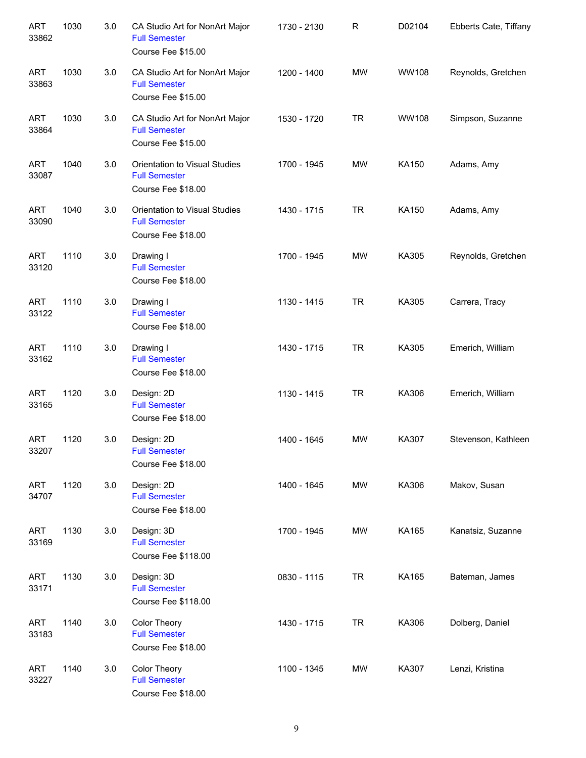| | | | | | | | |
|---|---|---|---|---|---|---|---|
| ART 33862 | 1030 | 3.0 | CA Studio Art for NonArt Major<br>Full Semester<br>Course Fee $15.00 | 1730 - 2130 | R | D02104 | Ebberts Cate, Tiffany |
| ART 33863 | 1030 | 3.0 | CA Studio Art for NonArt Major<br>Full Semester<br>Course Fee $15.00 | 1200 - 1400 | MW | WW108 | Reynolds, Gretchen |
| ART 33864 | 1030 | 3.0 | CA Studio Art for NonArt Major<br>Full Semester<br>Course Fee $15.00 | 1530 - 1720 | TR | WW108 | Simpson, Suzanne |
| ART 33087 | 1040 | 3.0 | Orientation to Visual Studies<br>Full Semester<br>Course Fee $18.00 | 1700 - 1945 | MW | KA150 | Adams, Amy |
| ART 33090 | 1040 | 3.0 | Orientation to Visual Studies<br>Full Semester<br>Course Fee $18.00 | 1430 - 1715 | TR | KA150 | Adams, Amy |
| ART 33120 | 1110 | 3.0 | Drawing I<br>Full Semester<br>Course Fee $18.00 | 1700 - 1945 | MW | KA305 | Reynolds, Gretchen |
| ART 33122 | 1110 | 3.0 | Drawing I<br>Full Semester<br>Course Fee $18.00 | 1130 - 1415 | TR | KA305 | Carrera, Tracy |
| ART 33162 | 1110 | 3.0 | Drawing I<br>Full Semester<br>Course Fee $18.00 | 1430 - 1715 | TR | KA305 | Emerich, William |
| ART 33165 | 1120 | 3.0 | Design: 2D<br>Full Semester<br>Course Fee $18.00 | 1130 - 1415 | TR | KA306 | Emerich, William |
| ART 33207 | 1120 | 3.0 | Design: 2D<br>Full Semester<br>Course Fee $18.00 | 1400 - 1645 | MW | KA307 | Stevenson, Kathleen |
| ART 34707 | 1120 | 3.0 | Design: 2D<br>Full Semester<br>Course Fee $18.00 | 1400 - 1645 | MW | KA306 | Makov, Susan |
| ART 33169 | 1130 | 3.0 | Design: 3D<br>Full Semester<br>Course Fee $118.00 | 1700 - 1945 | MW | KA165 | Kanatsiz, Suzanne |
| ART 33171 | 1130 | 3.0 | Design: 3D<br>Full Semester<br>Course Fee $118.00 | 0830 - 1115 | TR | KA165 | Bateman, James |
| ART 33183 | 1140 | 3.0 | Color Theory<br>Full Semester<br>Course Fee $18.00 | 1430 - 1715 | TR | KA306 | Dolberg, Daniel |
| ART 33227 | 1140 | 3.0 | Color Theory<br>Full Semester<br>Course Fee $18.00 | 1100 - 1345 | MW | KA307 | Lenzi, Kristina |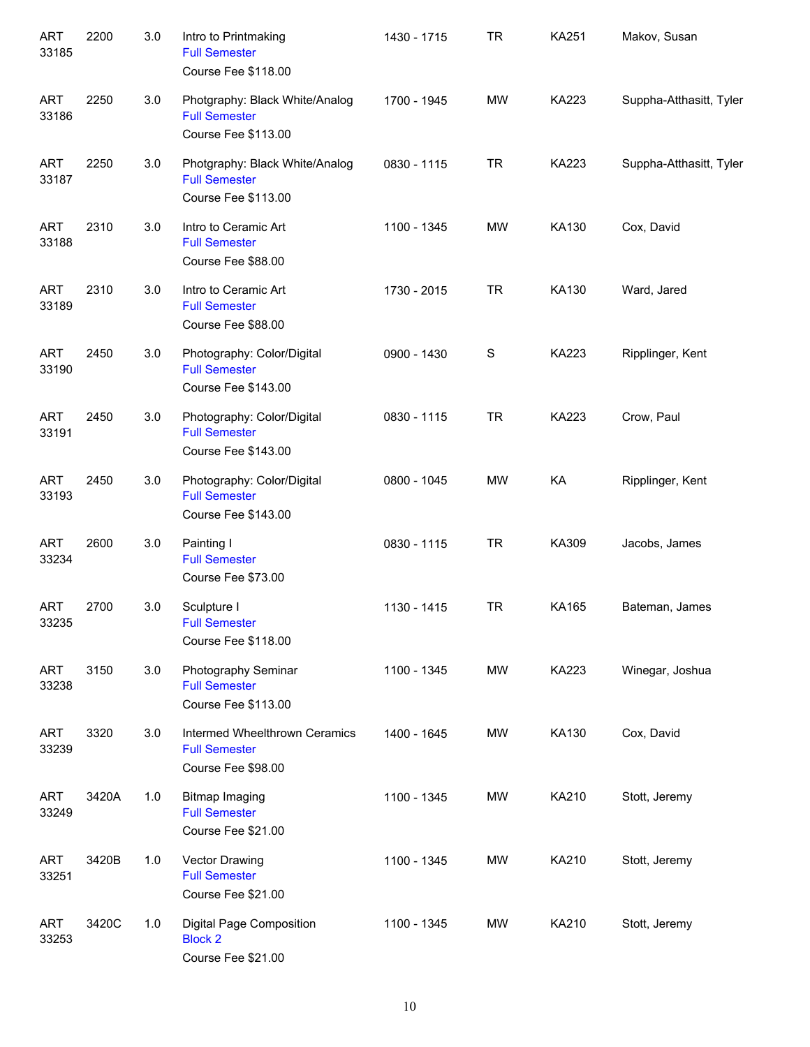| | | | | | | | |
|---|---|---|---|---|---|---|---|
| ART 33185 | 2200 | 3.0 | Intro to Printmaking<br>Full Semester<br>Course Fee $118.00 | 1430 - 1715 | TR | KA251 | Makov, Susan |
| ART 33186 | 2250 | 3.0 | Photgraphy: Black White/Analog<br>Full Semester<br>Course Fee $113.00 | 1700 - 1945 | MW | KA223 | Suppha-Atthasitt, Tyler |
| ART 33187 | 2250 | 3.0 | Photgraphy: Black White/Analog<br>Full Semester<br>Course Fee $113.00 | 0830 - 1115 | TR | KA223 | Suppha-Atthasitt, Tyler |
| ART 33188 | 2310 | 3.0 | Intro to Ceramic Art<br>Full Semester<br>Course Fee $88.00 | 1100 - 1345 | MW | KA130 | Cox, David |
| ART 33189 | 2310 | 3.0 | Intro to Ceramic Art<br>Full Semester<br>Course Fee $88.00 | 1730 - 2015 | TR | KA130 | Ward, Jared |
| ART 33190 | 2450 | 3.0 | Photography: Color/Digital<br>Full Semester<br>Course Fee $143.00 | 0900 - 1430 | S | KA223 | Ripplinger, Kent |
| ART 33191 | 2450 | 3.0 | Photography: Color/Digital<br>Full Semester<br>Course Fee $143.00 | 0830 - 1115 | TR | KA223 | Crow, Paul |
| ART 33193 | 2450 | 3.0 | Photography: Color/Digital<br>Full Semester<br>Course Fee $143.00 | 0800 - 1045 | MW | KA | Ripplinger, Kent |
| ART 33234 | 2600 | 3.0 | Painting I<br>Full Semester<br>Course Fee $73.00 | 0830 - 1115 | TR | KA309 | Jacobs, James |
| ART 33235 | 2700 | 3.0 | Sculpture I<br>Full Semester<br>Course Fee $118.00 | 1130 - 1415 | TR | KA165 | Bateman, James |
| ART 33238 | 3150 | 3.0 | Photography Seminar<br>Full Semester<br>Course Fee $113.00 | 1100 - 1345 | MW | KA223 | Winegar, Joshua |
| ART 33239 | 3320 | 3.0 | Intermed Wheelthrown Ceramics<br>Full Semester<br>Course Fee $98.00 | 1400 - 1645 | MW | KA130 | Cox, David |
| ART 33249 | 3420A | 1.0 | Bitmap Imaging<br>Full Semester<br>Course Fee $21.00 | 1100 - 1345 | MW | KA210 | Stott, Jeremy |
| ART 33251 | 3420B | 1.0 | Vector Drawing<br>Full Semester<br>Course Fee $21.00 | 1100 - 1345 | MW | KA210 | Stott, Jeremy |
| ART 33253 | 3420C | 1.0 | Digital Page Composition<br>Block 2<br>Course Fee $21.00 | 1100 - 1345 | MW | KA210 | Stott, Jeremy |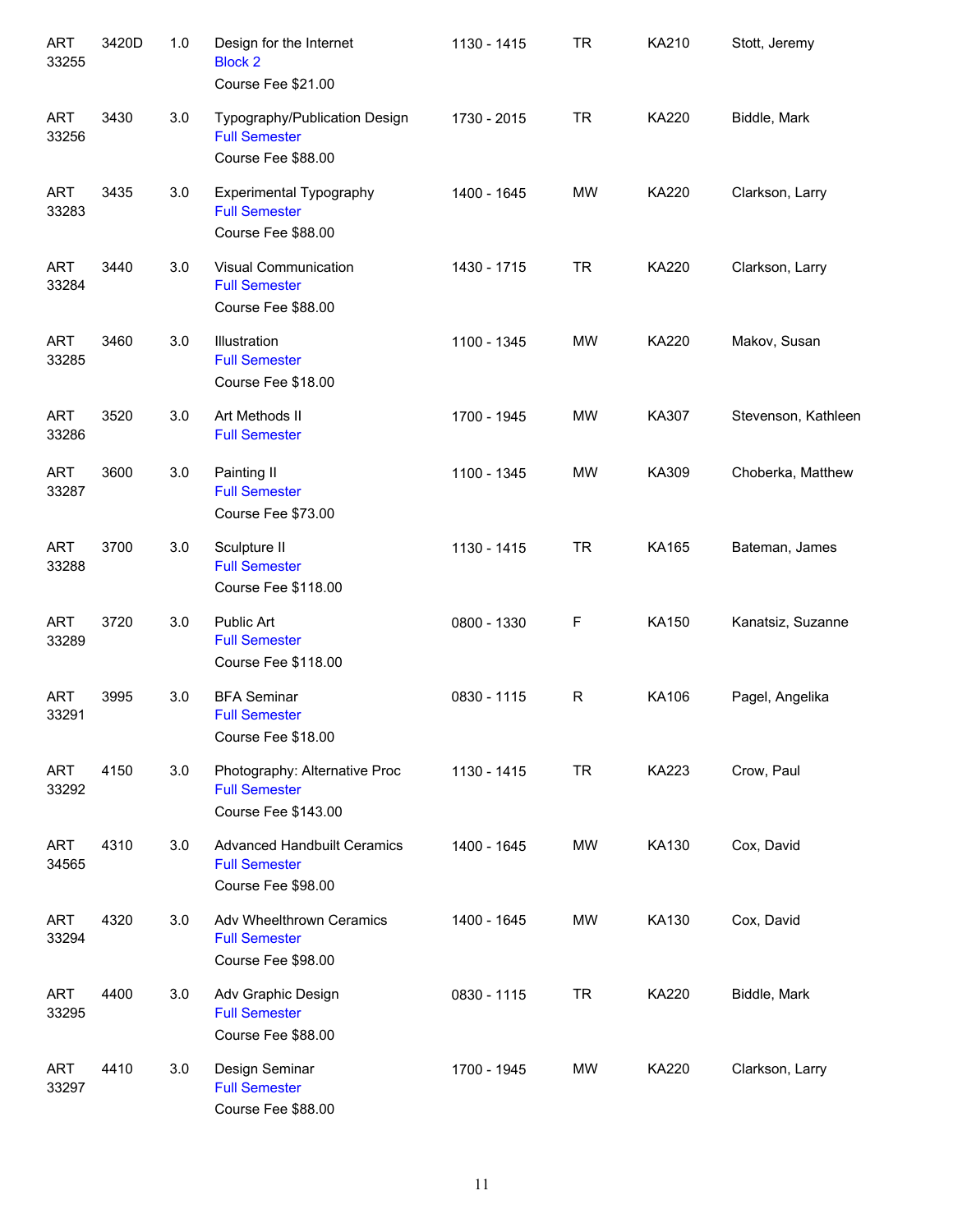| | | | | | | | |
|---|---|---|---|---|---|---|---|
| ART 33255 | 3420D | 1.0 | Design for the Internet<br>Block 2<br>Course Fee $21.00 | 1130 - 1415 | TR | KA210 | Stott, Jeremy |
| ART 33256 | 3430 | 3.0 | Typography/Publication Design<br>Full Semester<br>Course Fee $88.00 | 1730 - 2015 | TR | KA220 | Biddle, Mark |
| ART 33283 | 3435 | 3.0 | Experimental Typography<br>Full Semester<br>Course Fee $88.00 | 1400 - 1645 | MW | KA220 | Clarkson, Larry |
| ART 33284 | 3440 | 3.0 | Visual Communication<br>Full Semester<br>Course Fee $88.00 | 1430 - 1715 | TR | KA220 | Clarkson, Larry |
| ART 33285 | 3460 | 3.0 | Illustration<br>Full Semester<br>Course Fee $18.00 | 1100 - 1345 | MW | KA220 | Makov, Susan |
| ART 33286 | 3520 | 3.0 | Art Methods II<br>Full Semester | 1700 - 1945 | MW | KA307 | Stevenson, Kathleen |
| ART 33287 | 3600 | 3.0 | Painting II<br>Full Semester<br>Course Fee $73.00 | 1100 - 1345 | MW | KA309 | Choberka, Matthew |
| ART 33288 | 3700 | 3.0 | Sculpture II<br>Full Semester<br>Course Fee $118.00 | 1130 - 1415 | TR | KA165 | Bateman, James |
| ART 33289 | 3720 | 3.0 | Public Art<br>Full Semester<br>Course Fee $118.00 | 0800 - 1330 | F | KA150 | Kanatsiz, Suzanne |
| ART 33291 | 3995 | 3.0 | BFA Seminar<br>Full Semester<br>Course Fee $18.00 | 0830 - 1115 | R | KA106 | Pagel, Angelika |
| ART 33292 | 4150 | 3.0 | Photography: Alternative Proc<br>Full Semester<br>Course Fee $143.00 | 1130 - 1415 | TR | KA223 | Crow, Paul |
| ART 34565 | 4310 | 3.0 | Advanced Handbuilt Ceramics<br>Full Semester<br>Course Fee $98.00 | 1400 - 1645 | MW | KA130 | Cox, David |
| ART 33294 | 4320 | 3.0 | Adv Wheelthrown Ceramics<br>Full Semester<br>Course Fee $98.00 | 1400 - 1645 | MW | KA130 | Cox, David |
| ART 33295 | 4400 | 3.0 | Adv Graphic Design<br>Full Semester<br>Course Fee $88.00 | 0830 - 1115 | TR | KA220 | Biddle, Mark |
| ART 33297 | 4410 | 3.0 | Design Seminar<br>Full Semester<br>Course Fee $88.00 | 1700 - 1945 | MW | KA220 | Clarkson, Larry |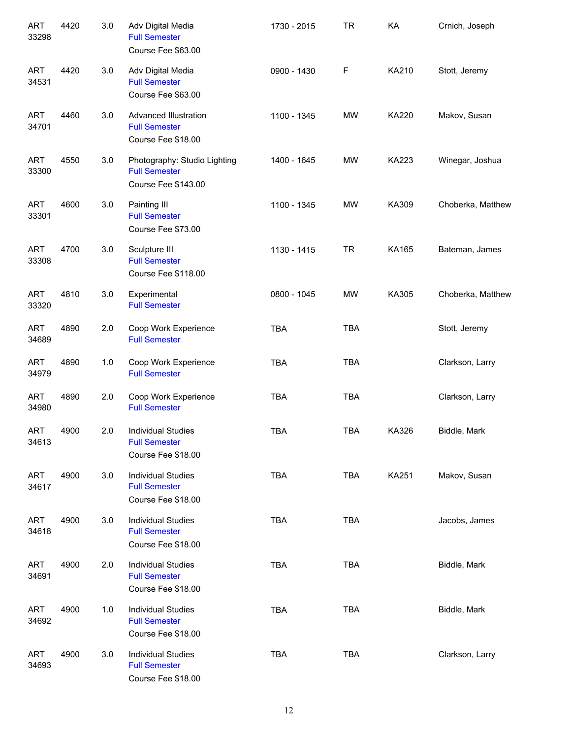| | | | | | | | |
|---|---|---|---|---|---|---|---|
| ART 33298 | 4420 | 3.0 | Adv Digital Media<br>Full Semester<br>Course Fee $63.00 | 1730 - 2015 | TR | KA | Crnich, Joseph |
| ART 34531 | 4420 | 3.0 | Adv Digital Media<br>Full Semester<br>Course Fee $63.00 | 0900 - 1430 | F | KA210 | Stott, Jeremy |
| ART 34701 | 4460 | 3.0 | Advanced Illustration<br>Full Semester<br>Course Fee $18.00 | 1100 - 1345 | MW | KA220 | Makov, Susan |
| ART 33300 | 4550 | 3.0 | Photography: Studio Lighting<br>Full Semester<br>Course Fee $143.00 | 1400 - 1645 | MW | KA223 | Winegar, Joshua |
| ART 33301 | 4600 | 3.0 | Painting III<br>Full Semester<br>Course Fee $73.00 | 1100 - 1345 | MW | KA309 | Choberka, Matthew |
| ART 33308 | 4700 | 3.0 | Sculpture III<br>Full Semester<br>Course Fee $118.00 | 1130 - 1415 | TR | KA165 | Bateman, James |
| ART 33320 | 4810 | 3.0 | Experimental<br>Full Semester | 0800 - 1045 | MW | KA305 | Choberka, Matthew |
| ART 34689 | 4890 | 2.0 | Coop Work Experience<br>Full Semester | TBA | TBA | | Stott, Jeremy |
| ART 34979 | 4890 | 1.0 | Coop Work Experience<br>Full Semester | TBA | TBA | | Clarkson, Larry |
| ART 34980 | 4890 | 2.0 | Coop Work Experience<br>Full Semester | TBA | TBA | | Clarkson, Larry |
| ART 34613 | 4900 | 2.0 | Individual Studies<br>Full Semester<br>Course Fee $18.00 | TBA | TBA | KA326 | Biddle, Mark |
| ART 34617 | 4900 | 3.0 | Individual Studies<br>Full Semester<br>Course Fee $18.00 | TBA | TBA | KA251 | Makov, Susan |
| ART 34618 | 4900 | 3.0 | Individual Studies<br>Full Semester<br>Course Fee $18.00 | TBA | TBA | | Jacobs, James |
| ART 34691 | 4900 | 2.0 | Individual Studies<br>Full Semester<br>Course Fee $18.00 | TBA | TBA | | Biddle, Mark |
| ART 34692 | 4900 | 1.0 | Individual Studies<br>Full Semester<br>Course Fee $18.00 | TBA | TBA | | Biddle, Mark |
| ART 34693 | 4900 | 3.0 | Individual Studies<br>Full Semester<br>Course Fee $18.00 | TBA | TBA | | Clarkson, Larry |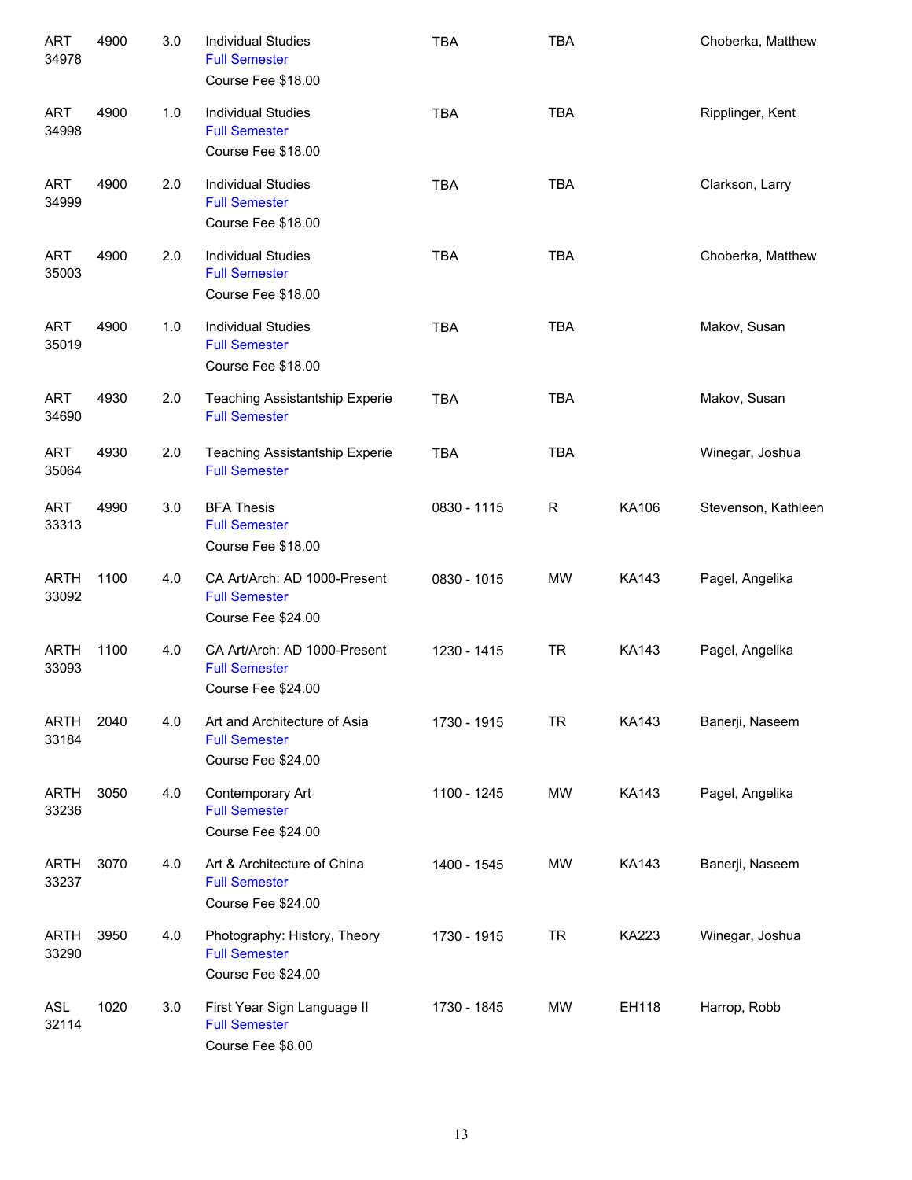| | | | | | | | |
|---|---|---|---|---|---|---|---|
| ART 34978 | 4900 | 3.0 | Individual Studies<br>Full Semester<br>Course Fee $18.00 | TBA | TBA | | Choberka, Matthew |
| ART 34998 | 4900 | 1.0 | Individual Studies<br>Full Semester<br>Course Fee $18.00 | TBA | TBA | | Ripplinger, Kent |
| ART 34999 | 4900 | 2.0 | Individual Studies<br>Full Semester<br>Course Fee $18.00 | TBA | TBA | | Clarkson, Larry |
| ART 35003 | 4900 | 2.0 | Individual Studies<br>Full Semester<br>Course Fee $18.00 | TBA | TBA | | Choberka, Matthew |
| ART 35019 | 4900 | 1.0 | Individual Studies<br>Full Semester<br>Course Fee $18.00 | TBA | TBA | | Makov, Susan |
| ART 34690 | 4930 | 2.0 | Teaching Assistantship Experie<br>Full Semester | TBA | TBA | | Makov, Susan |
| ART 35064 | 4930 | 2.0 | Teaching Assistantship Experie<br>Full Semester | TBA | TBA | | Winegar, Joshua |
| ART 33313 | 4990 | 3.0 | BFA Thesis<br>Full Semester<br>Course Fee $18.00 | 0830 - 1115 | R | KA106 | Stevenson, Kathleen |
| ARTH 33092 | 1100 | 4.0 | CA Art/Arch: AD 1000-Present<br>Full Semester<br>Course Fee $24.00 | 0830 - 1015 | MW | KA143 | Pagel, Angelika |
| ARTH 33093 | 1100 | 4.0 | CA Art/Arch: AD 1000-Present<br>Full Semester<br>Course Fee $24.00 | 1230 - 1415 | TR | KA143 | Pagel, Angelika |
| ARTH 33184 | 2040 | 4.0 | Art and Architecture of Asia<br>Full Semester<br>Course Fee $24.00 | 1730 - 1915 | TR | KA143 | Banerji, Naseem |
| ARTH 33236 | 3050 | 4.0 | Contemporary Art<br>Full Semester<br>Course Fee $24.00 | 1100 - 1245 | MW | KA143 | Pagel, Angelika |
| ARTH 33237 | 3070 | 4.0 | Art & Architecture of China<br>Full Semester<br>Course Fee $24.00 | 1400 - 1545 | MW | KA143 | Banerji, Naseem |
| ARTH 33290 | 3950 | 4.0 | Photography: History, Theory<br>Full Semester<br>Course Fee $24.00 | 1730 - 1915 | TR | KA223 | Winegar, Joshua |
| ASL 32114 | 1020 | 3.0 | First Year Sign Language II<br>Full Semester<br>Course Fee $8.00 | 1730 - 1845 | MW | EH118 | Harrop, Robb |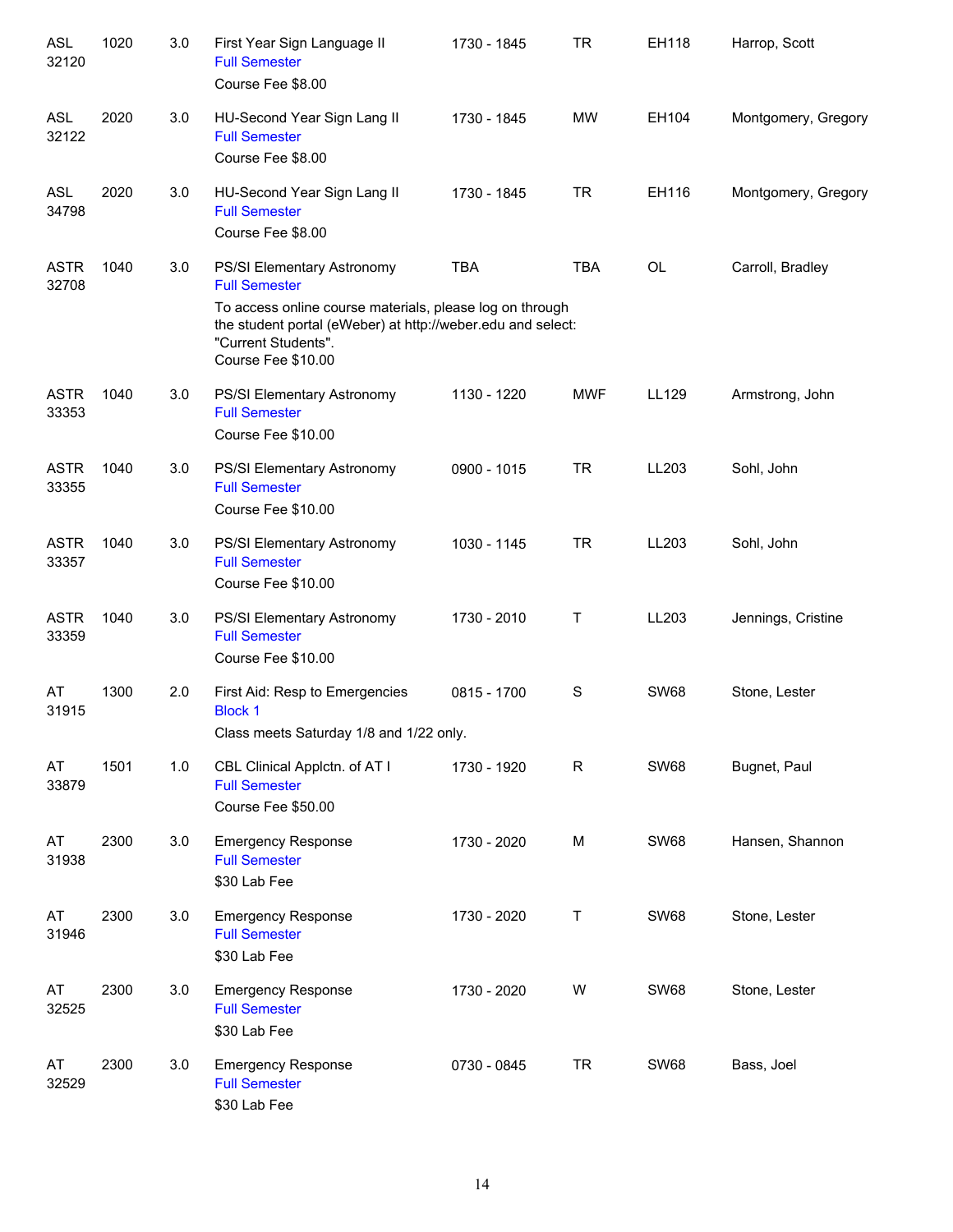| Subject / CRN | Course | Credits | Title | Time | Days | Room | Instructor |
|---|---|---|---|---|---|---|---|
| ASL 32120 | 1020 | 3.0 | First Year Sign Language II<br>Full Semester<br>Course Fee $8.00 | 1730 - 1845 | TR | EH118 | Harrop, Scott |
| ASL 32122 | 2020 | 3.0 | HU-Second Year Sign Lang II<br>Full Semester<br>Course Fee $8.00 | 1730 - 1845 | MW | EH104 | Montgomery, Gregory |
| ASL 34798 | 2020 | 3.0 | HU-Second Year Sign Lang II<br>Full Semester<br>Course Fee $8.00 | 1730 - 1845 | TR | EH116 | Montgomery, Gregory |
| ASTR 32708 | 1040 | 3.0 | PS/SI Elementary Astronomy<br>Full Semester<br>To access online course materials, please log on through the student portal (eWeber) at http://weber.edu and select: "Current Students".<br>Course Fee $10.00 | TBA | TBA | OL | Carroll, Bradley |
| ASTR 33353 | 1040 | 3.0 | PS/SI Elementary Astronomy<br>Full Semester<br>Course Fee $10.00 | 1130 - 1220 | MWF | LL129 | Armstrong, John |
| ASTR 33355 | 1040 | 3.0 | PS/SI Elementary Astronomy<br>Full Semester<br>Course Fee $10.00 | 0900 - 1015 | TR | LL203 | Sohl, John |
| ASTR 33357 | 1040 | 3.0 | PS/SI Elementary Astronomy<br>Full Semester<br>Course Fee $10.00 | 1030 - 1145 | TR | LL203 | Sohl, John |
| ASTR 33359 | 1040 | 3.0 | PS/SI Elementary Astronomy<br>Full Semester<br>Course Fee $10.00 | 1730 - 2010 | T | LL203 | Jennings, Cristine |
| AT 31915 | 1300 | 2.0 | First Aid: Resp to Emergencies<br>Block 1<br>Class meets Saturday 1/8 and 1/22 only. | 0815 - 1700 | S | SW68 | Stone, Lester |
| AT 33879 | 1501 | 1.0 | CBL Clinical Applctn. of AT I<br>Full Semester<br>Course Fee $50.00 | 1730 - 1920 | R | SW68 | Bugnet, Paul |
| AT 31938 | 2300 | 3.0 | Emergency Response<br>Full Semester<br>$30 Lab Fee | 1730 - 2020 | M | SW68 | Hansen, Shannon |
| AT 31946 | 2300 | 3.0 | Emergency Response<br>Full Semester<br>$30 Lab Fee | 1730 - 2020 | T | SW68 | Stone, Lester |
| AT 32525 | 2300 | 3.0 | Emergency Response<br>Full Semester<br>$30 Lab Fee | 1730 - 2020 | W | SW68 | Stone, Lester |
| AT 32529 | 2300 | 3.0 | Emergency Response<br>Full Semester<br>$30 Lab Fee | 0730 - 0845 | TR | SW68 | Bass, Joel |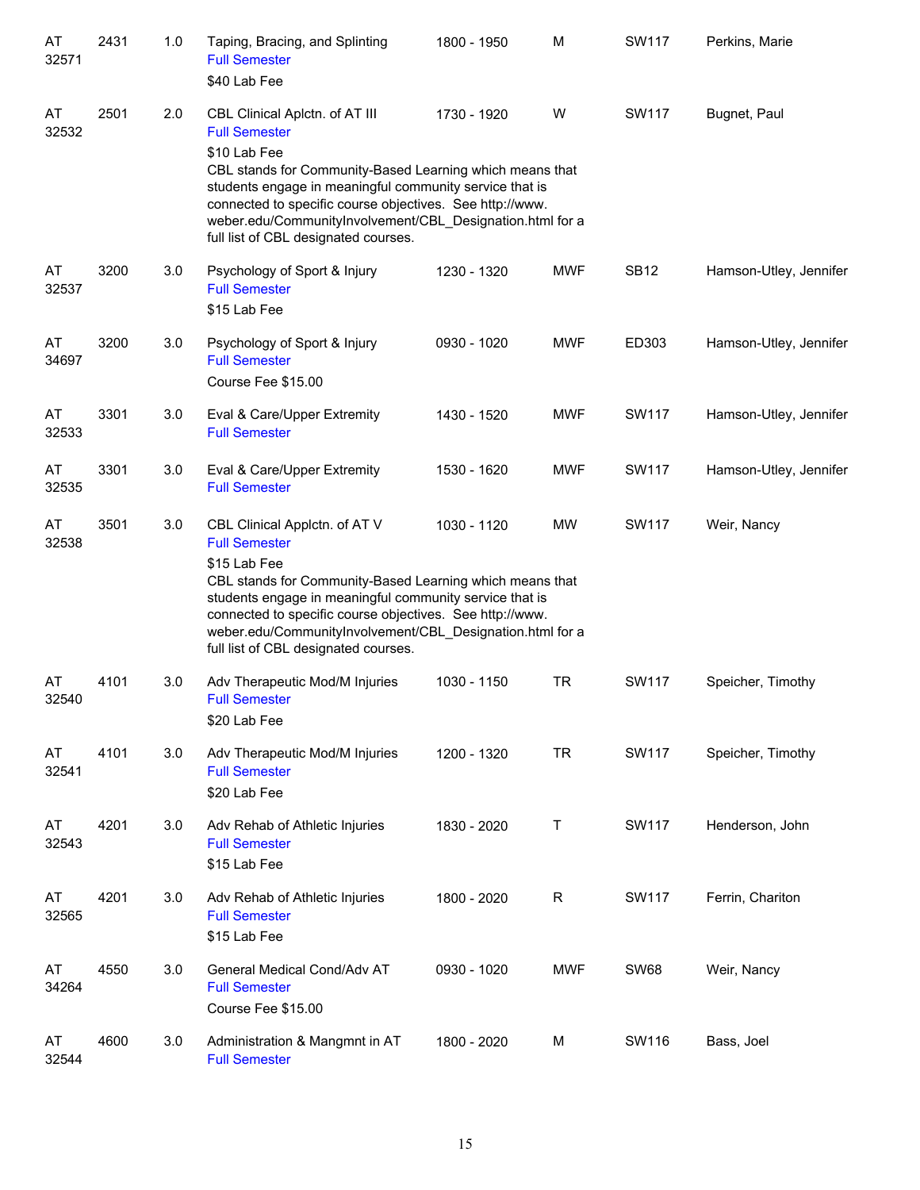| | | | | | | | |
|---|---|---|---|---|---|---|---|
| AT 32571 | 2431 | 1.0 | Taping, Bracing, and Splinting<br>Full Semester<br>$40 Lab Fee | 1800 - 1950 | M | SW117 | Perkins, Marie |
| AT 32532 | 2501 | 2.0 | CBL Clinical Aplctn. of AT III<br>Full Semester<br>$10 Lab Fee<br>CBL stands for Community-Based Learning which means that students engage in meaningful community service that is connected to specific course objectives. See http://www.weber.edu/CommunityInvolvement/CBL_Designation.html for a full list of CBL designated courses. | 1730 - 1920 | W | SW117 | Bugnet, Paul |
| AT 32537 | 3200 | 3.0 | Psychology of Sport & Injury<br>Full Semester<br>$15 Lab Fee | 1230 - 1320 | MWF | SB12 | Hamson-Utley, Jennifer |
| AT 34697 | 3200 | 3.0 | Psychology of Sport & Injury<br>Full Semester<br>Course Fee $15.00 | 0930 - 1020 | MWF | ED303 | Hamson-Utley, Jennifer |
| AT 32533 | 3301 | 3.0 | Eval & Care/Upper Extremity<br>Full Semester | 1430 - 1520 | MWF | SW117 | Hamson-Utley, Jennifer |
| AT 32535 | 3301 | 3.0 | Eval & Care/Upper Extremity<br>Full Semester | 1530 - 1620 | MWF | SW117 | Hamson-Utley, Jennifer |
| AT 32538 | 3501 | 3.0 | CBL Clinical Applctn. of AT V<br>Full Semester<br>$15 Lab Fee<br>CBL stands for Community-Based Learning which means that students engage in meaningful community service that is connected to specific course objectives. See http://www.weber.edu/CommunityInvolvement/CBL_Designation.html for a full list of CBL designated courses. | 1030 - 1120 | MW | SW117 | Weir, Nancy |
| AT 32540 | 4101 | 3.0 | Adv Therapeutic Mod/M Injuries<br>Full Semester<br>$20 Lab Fee | 1030 - 1150 | TR | SW117 | Speicher, Timothy |
| AT 32541 | 4101 | 3.0 | Adv Therapeutic Mod/M Injuries<br>Full Semester<br>$20 Lab Fee | 1200 - 1320 | TR | SW117 | Speicher, Timothy |
| AT 32543 | 4201 | 3.0 | Adv Rehab of Athletic Injuries<br>Full Semester<br>$15 Lab Fee | 1830 - 2020 | T | SW117 | Henderson, John |
| AT 32565 | 4201 | 3.0 | Adv Rehab of Athletic Injuries<br>Full Semester<br>$15 Lab Fee | 1800 - 2020 | R | SW117 | Ferrin, Chariton |
| AT 34264 | 4550 | 3.0 | General Medical Cond/Adv AT<br>Full Semester<br>Course Fee $15.00 | 0930 - 1020 | MWF | SW68 | Weir, Nancy |
| AT 32544 | 4600 | 3.0 | Administration & Mangmnt in AT<br>Full Semester | 1800 - 2020 | M | SW116 | Bass, Joel |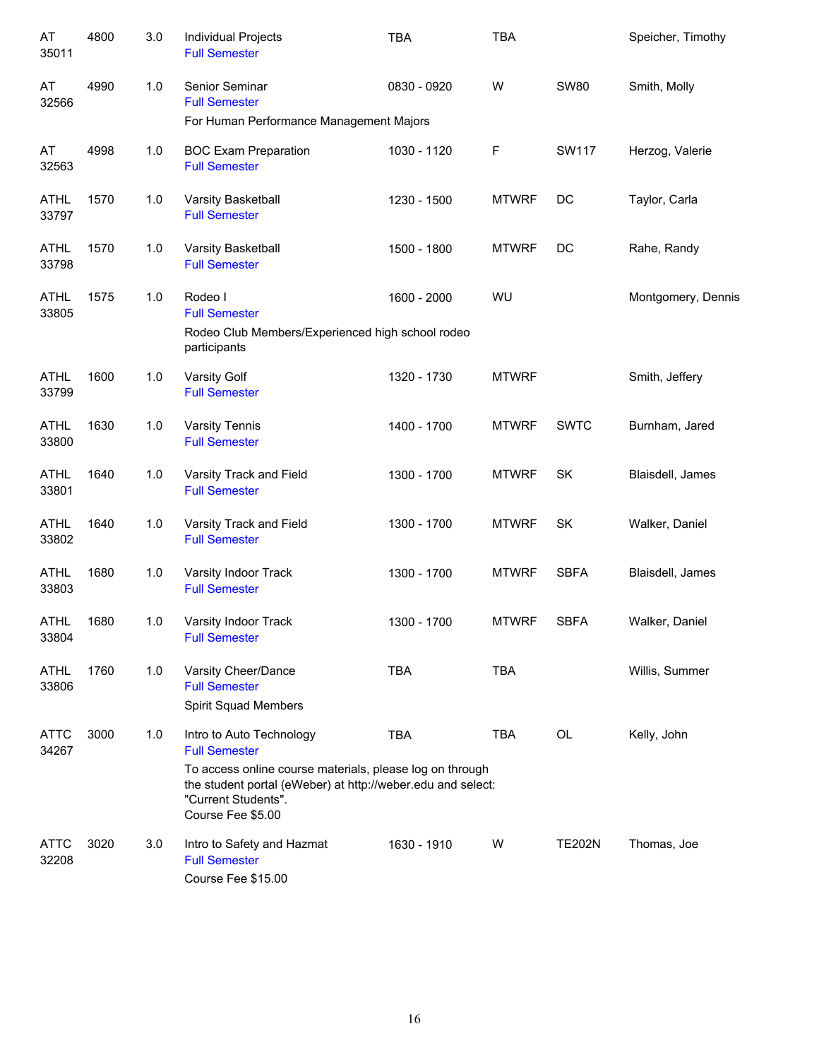| Subject / CRN | Course | Credits | Title | Time | Days | Room | Instructor |
|---|---|---|---|---|---|---|---|
| AT 35011 | 4800 | 3.0 | Individual Projects<br>Full Semester | TBA | TBA | | Speicher, Timothy |
| AT 32566 | 4990 | 1.0 | Senior Seminar<br>Full Semester<br>For Human Performance Management Majors | 0830 - 0920 | W | SW80 | Smith, Molly |
| AT 32563 | 4998 | 1.0 | BOC Exam Preparation<br>Full Semester | 1030 - 1120 | F | SW117 | Herzog, Valerie |
| ATHL 33797 | 1570 | 1.0 | Varsity Basketball<br>Full Semester | 1230 - 1500 | MTWRF | DC | Taylor, Carla |
| ATHL 33798 | 1570 | 1.0 | Varsity Basketball<br>Full Semester | 1500 - 1800 | MTWRF | DC | Rahe, Randy |
| ATHL 33805 | 1575 | 1.0 | Rodeo I<br>Full Semester<br>Rodeo Club Members/Experienced high school rodeo participants | 1600 - 2000 | WU | | Montgomery, Dennis |
| ATHL 33799 | 1600 | 1.0 | Varsity Golf<br>Full Semester | 1320 - 1730 | MTWRF | | Smith, Jeffery |
| ATHL 33800 | 1630 | 1.0 | Varsity Tennis<br>Full Semester | 1400 - 1700 | MTWRF | SWTC | Burnham, Jared |
| ATHL 33801 | 1640 | 1.0 | Varsity Track and Field<br>Full Semester | 1300 - 1700 | MTWRF | SK | Blaisdell, James |
| ATHL 33802 | 1640 | 1.0 | Varsity Track and Field<br>Full Semester | 1300 - 1700 | MTWRF | SK | Walker, Daniel |
| ATHL 33803 | 1680 | 1.0 | Varsity Indoor Track<br>Full Semester | 1300 - 1700 | MTWRF | SBFA | Blaisdell, James |
| ATHL 33804 | 1680 | 1.0 | Varsity Indoor Track<br>Full Semester | 1300 - 1700 | MTWRF | SBFA | Walker, Daniel |
| ATHL 33806 | 1760 | 1.0 | Varsity Cheer/Dance<br>Full Semester<br>Spirit Squad Members | TBA | TBA | | Willis, Summer |
| ATTC 34267 | 3000 | 1.0 | Intro to Auto Technology<br>Full Semester<br>To access online course materials, please log on through the student portal (eWeber) at http://weber.edu and select: "Current Students".<br>Course Fee $5.00 | TBA | TBA | OL | Kelly, John |
| ATTC 32208 | 3020 | 3.0 | Intro to Safety and Hazmat<br>Full Semester<br>Course Fee $15.00 | 1630 - 1910 | W | TE202N | Thomas, Joe |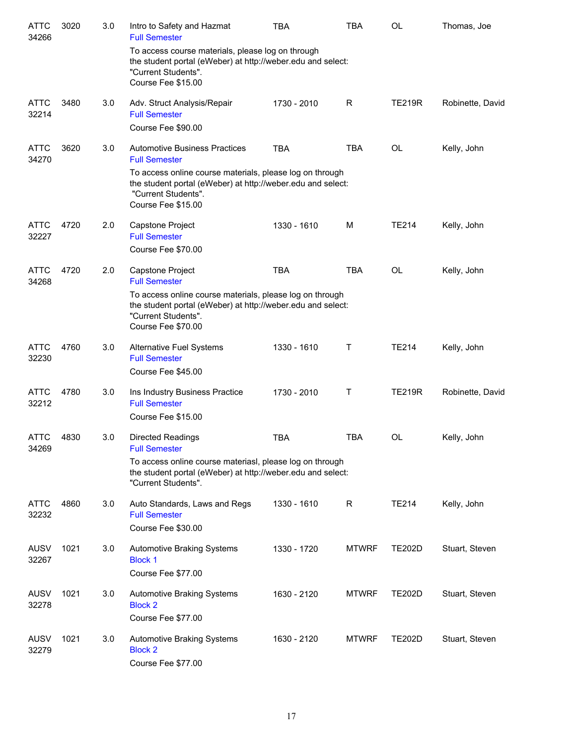| Subject / CRN | Course | Credits | Title | Time | Days | Room | Instructor |
|---|---|---|---|---|---|---|---|
| ATTC 34266 | 3020 | 3.0 | Intro to Safety and Hazmat<br>Full Semester<br>To access course materials, please log on through the student portal (eWeber) at http://weber.edu and select: "Current Students".<br>Course Fee $15.00 | TBA | TBA | OL | Thomas, Joe |
| ATTC 32214 | 3480 | 3.0 | Adv. Struct Analysis/Repair<br>Full Semester<br>Course Fee $90.00 | 1730 - 2010 | R | TE219R | Robinette, David |
| ATTC 34270 | 3620 | 3.0 | Automotive Business Practices<br>Full Semester<br>To access online course materials, please log on through the student portal (eWeber) at http://weber.edu and select: "Current Students".<br>Course Fee $15.00 | TBA | TBA | OL | Kelly, John |
| ATTC 32227 | 4720 | 2.0 | Capstone Project<br>Full Semester<br>Course Fee $70.00 | 1330 - 1610 | M | TE214 | Kelly, John |
| ATTC 34268 | 4720 | 2.0 | Capstone Project<br>Full Semester<br>To access online course materials, please log on through the student portal (eWeber) at http://weber.edu and select: "Current Students".<br>Course Fee $70.00 | TBA | TBA | OL | Kelly, John |
| ATTC 32230 | 4760 | 3.0 | Alternative Fuel Systems<br>Full Semester<br>Course Fee $45.00 | 1330 - 1610 | T | TE214 | Kelly, John |
| ATTC 32212 | 4780 | 3.0 | Ins Industry Business Practice<br>Full Semester<br>Course Fee $15.00 | 1730 - 2010 | T | TE219R | Robinette, David |
| ATTC 34269 | 4830 | 3.0 | Directed Readings<br>Full Semester<br>To access online course materiasl, please log on through the student portal (eWeber) at http://weber.edu and select: "Current Students". | TBA | TBA | OL | Kelly, John |
| ATTC 32232 | 4860 | 3.0 | Auto Standards, Laws and Regs<br>Full Semester<br>Course Fee $30.00 | 1330 - 1610 | R | TE214 | Kelly, John |
| AUSV 32267 | 1021 | 3.0 | Automotive Braking Systems<br>Block 1<br>Course Fee $77.00 | 1330 - 1720 | MTWRF | TE202D | Stuart, Steven |
| AUSV 32278 | 1021 | 3.0 | Automotive Braking Systems<br>Block 2<br>Course Fee $77.00 | 1630 - 2120 | MTWRF | TE202D | Stuart, Steven |
| AUSV 32279 | 1021 | 3.0 | Automotive Braking Systems<br>Block 2<br>Course Fee $77.00 | 1630 - 2120 | MTWRF | TE202D | Stuart, Steven |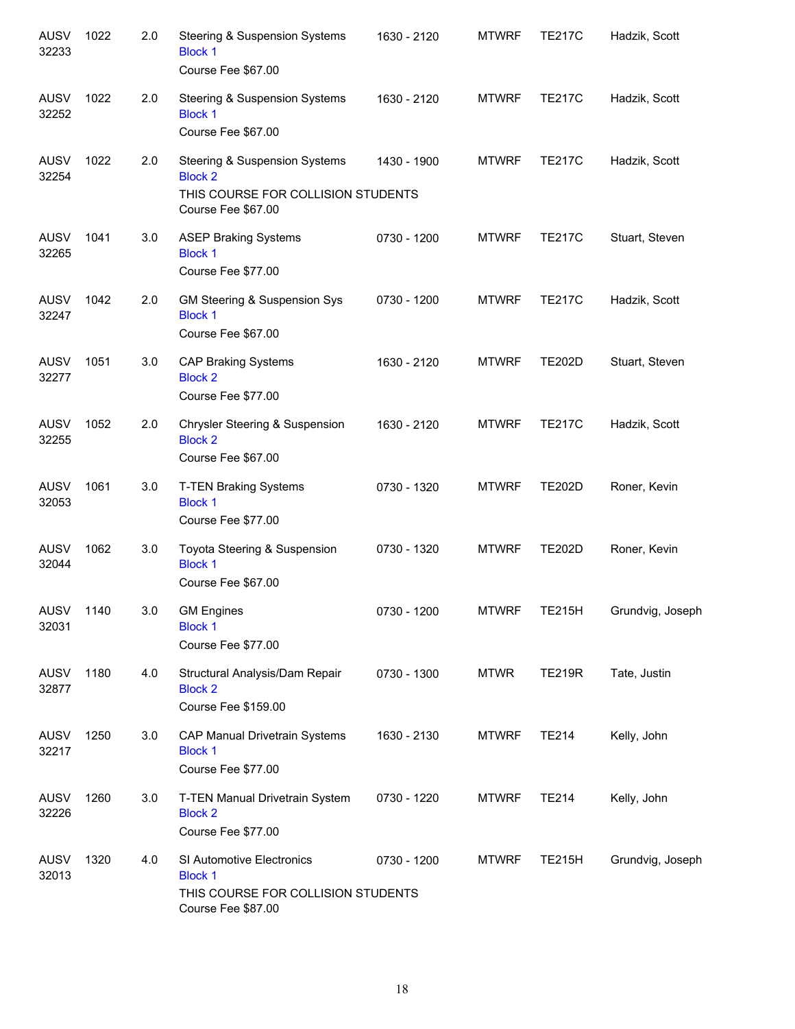| | | | | | | | |
|---|---|---|---|---|---|---|---|
| AUSV 32233 | 1022 | 2.0 | Steering & Suspension Systems<br>Block 1<br>Course Fee $67.00 | 1630 - 2120 | MTWRF | TE217C | Hadzik, Scott |
| AUSV 32252 | 1022 | 2.0 | Steering & Suspension Systems<br>Block 1<br>Course Fee $67.00 | 1630 - 2120 | MTWRF | TE217C | Hadzik, Scott |
| AUSV 32254 | 1022 | 2.0 | Steering & Suspension Systems<br>Block 2<br>THIS COURSE FOR COLLISION STUDENTS<br>Course Fee $67.00 | 1430 - 1900 | MTWRF | TE217C | Hadzik, Scott |
| AUSV 32265 | 1041 | 3.0 | ASEP Braking Systems<br>Block 1<br>Course Fee $77.00 | 0730 - 1200 | MTWRF | TE217C | Stuart, Steven |
| AUSV 32247 | 1042 | 2.0 | GM Steering & Suspension Sys<br>Block 1<br>Course Fee $67.00 | 0730 - 1200 | MTWRF | TE217C | Hadzik, Scott |
| AUSV 32277 | 1051 | 3.0 | CAP Braking Systems<br>Block 2<br>Course Fee $77.00 | 1630 - 2120 | MTWRF | TE202D | Stuart, Steven |
| AUSV 32255 | 1052 | 2.0 | Chrysler Steering & Suspension<br>Block 2<br>Course Fee $67.00 | 1630 - 2120 | MTWRF | TE217C | Hadzik, Scott |
| AUSV 32053 | 1061 | 3.0 | T-TEN Braking Systems<br>Block 1<br>Course Fee $77.00 | 0730 - 1320 | MTWRF | TE202D | Roner, Kevin |
| AUSV 32044 | 1062 | 3.0 | Toyota Steering & Suspension<br>Block 1<br>Course Fee $67.00 | 0730 - 1320 | MTWRF | TE202D | Roner, Kevin |
| AUSV 32031 | 1140 | 3.0 | GM Engines<br>Block 1<br>Course Fee $77.00 | 0730 - 1200 | MTWRF | TE215H | Grundvig, Joseph |
| AUSV 32877 | 1180 | 4.0 | Structural Analysis/Dam Repair<br>Block 2<br>Course Fee $159.00 | 0730 - 1300 | MTWR | TE219R | Tate, Justin |
| AUSV 32217 | 1250 | 3.0 | CAP Manual Drivetrain Systems<br>Block 1<br>Course Fee $77.00 | 1630 - 2130 | MTWRF | TE214 | Kelly, John |
| AUSV 32226 | 1260 | 3.0 | T-TEN Manual Drivetrain System<br>Block 2<br>Course Fee $77.00 | 0730 - 1220 | MTWRF | TE214 | Kelly, John |
| AUSV 32013 | 1320 | 4.0 | SI Automotive Electronics<br>Block 1<br>THIS COURSE FOR COLLISION STUDENTS<br>Course Fee $87.00 | 0730 - 1200 | MTWRF | TE215H | Grundvig, Joseph |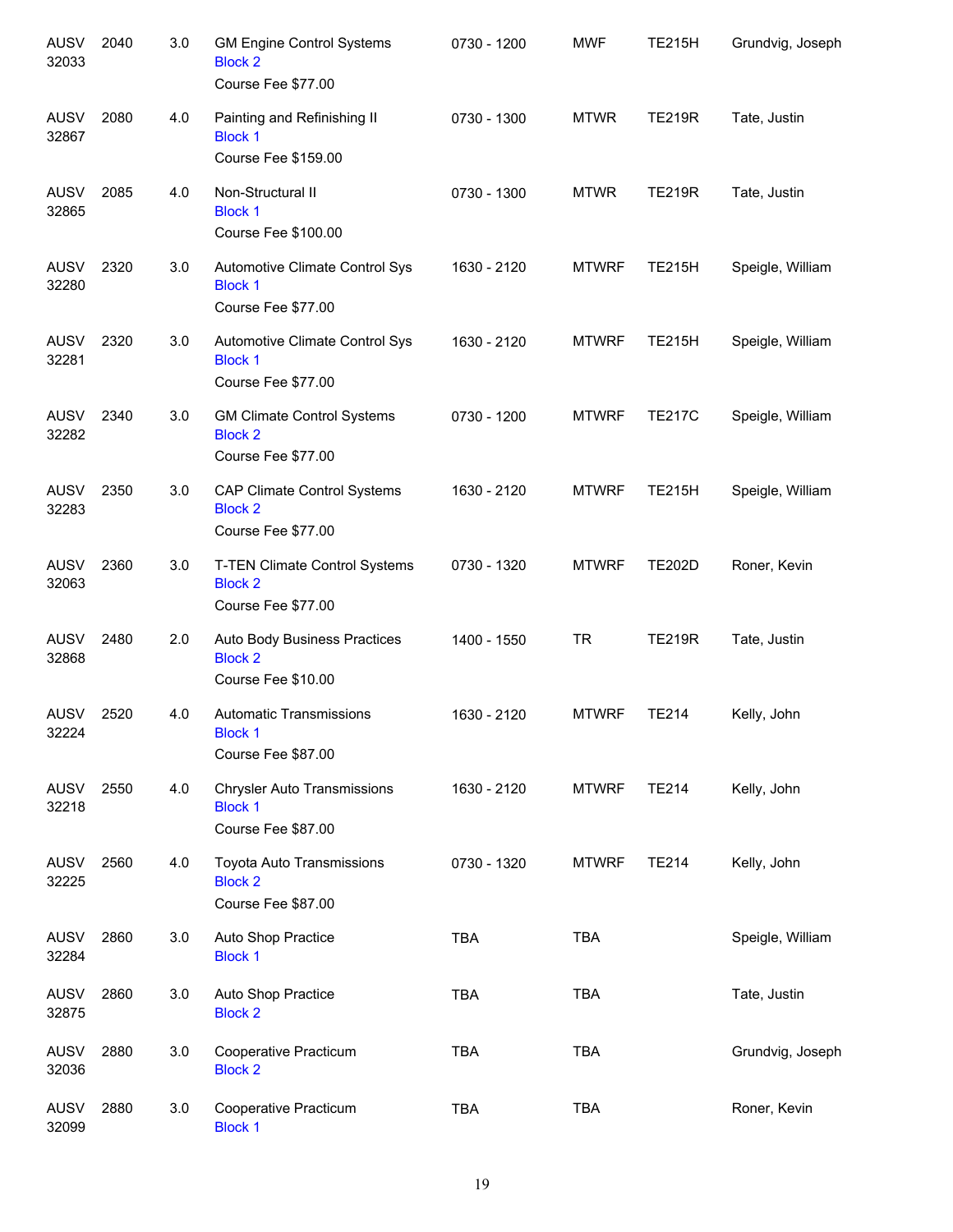| | | | | | | | |
|---|---|---|---|---|---|---|---|
| AUSV 32033 | 2040 | 3.0 | GM Engine Control Systems<br>Block 2<br>Course Fee $77.00 | 0730 - 1200 | MWF | TE215H | Grundvig, Joseph |
| AUSV 32867 | 2080 | 4.0 | Painting and Refinishing II<br>Block 1<br>Course Fee $159.00 | 0730 - 1300 | MTWR | TE219R | Tate, Justin |
| AUSV 32865 | 2085 | 4.0 | Non-Structural II<br>Block 1<br>Course Fee $100.00 | 0730 - 1300 | MTWR | TE219R | Tate, Justin |
| AUSV 32280 | 2320 | 3.0 | Automotive Climate Control Sys<br>Block 1<br>Course Fee $77.00 | 1630 - 2120 | MTWRF | TE215H | Speigle, William |
| AUSV 32281 | 2320 | 3.0 | Automotive Climate Control Sys<br>Block 1<br>Course Fee $77.00 | 1630 - 2120 | MTWRF | TE215H | Speigle, William |
| AUSV 32282 | 2340 | 3.0 | GM Climate Control Systems<br>Block 2<br>Course Fee $77.00 | 0730 - 1200 | MTWRF | TE217C | Speigle, William |
| AUSV 32283 | 2350 | 3.0 | CAP Climate Control Systems<br>Block 2<br>Course Fee $77.00 | 1630 - 2120 | MTWRF | TE215H | Speigle, William |
| AUSV 32063 | 2360 | 3.0 | T-TEN Climate Control Systems<br>Block 2<br>Course Fee $77.00 | 0730 - 1320 | MTWRF | TE202D | Roner, Kevin |
| AUSV 32868 | 2480 | 2.0 | Auto Body Business Practices<br>Block 2<br>Course Fee $10.00 | 1400 - 1550 | TR | TE219R | Tate, Justin |
| AUSV 32224 | 2520 | 4.0 | Automatic Transmissions<br>Block 1<br>Course Fee $87.00 | 1630 - 2120 | MTWRF | TE214 | Kelly, John |
| AUSV 32218 | 2550 | 4.0 | Chrysler Auto Transmissions<br>Block 1<br>Course Fee $87.00 | 1630 - 2120 | MTWRF | TE214 | Kelly, John |
| AUSV 32225 | 2560 | 4.0 | Toyota Auto Transmissions<br>Block 2<br>Course Fee $87.00 | 0730 - 1320 | MTWRF | TE214 | Kelly, John |
| AUSV 32284 | 2860 | 3.0 | Auto Shop Practice<br>Block 1 | TBA | TBA | | Speigle, William |
| AUSV 32875 | 2860 | 3.0 | Auto Shop Practice<br>Block 2 | TBA | TBA | | Tate, Justin |
| AUSV 32036 | 2880 | 3.0 | Cooperative Practicum<br>Block 2 | TBA | TBA | | Grundvig, Joseph |
| AUSV 32099 | 2880 | 3.0 | Cooperative Practicum<br>Block 1 | TBA | TBA | | Roner, Kevin |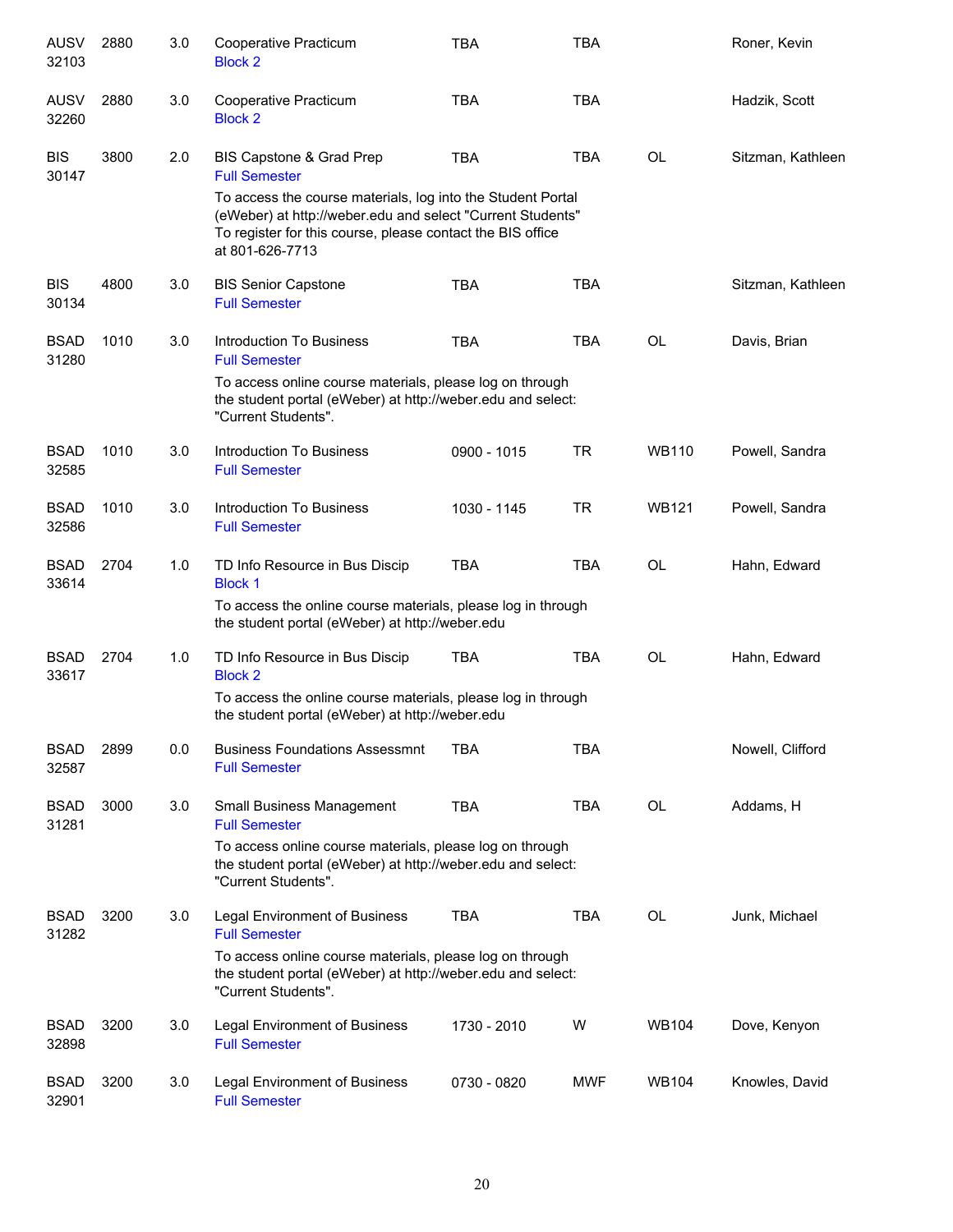| | | | | | | | |
|---|---|---|---|---|---|---|---|
| AUSV 32103 | 2880 | 3.0 | Cooperative Practicum<br>Block 2 | TBA | TBA | | Roner, Kevin |
| AUSV 32260 | 2880 | 3.0 | Cooperative Practicum<br>Block 2 | TBA | TBA | | Hadzik, Scott |
| BIS 30147 | 3800 | 2.0 | BIS Capstone & Grad Prep<br>Full Semester<br>To access the course materials, log into the Student Portal (eWeber) at http://weber.edu and select "Current Students" To register for this course, please contact the BIS office at 801-626-7713 | TBA | TBA | OL | Sitzman, Kathleen |
| BIS 30134 | 4800 | 3.0 | BIS Senior Capstone<br>Full Semester | TBA | TBA | | Sitzman, Kathleen |
| BSAD 31280 | 1010 | 3.0 | Introduction To Business<br>Full Semester<br>To access online course materials, please log on through the student portal (eWeber) at http://weber.edu and select: "Current Students". | TBA | TBA | OL | Davis, Brian |
| BSAD 32585 | 1010 | 3.0 | Introduction To Business<br>Full Semester | 0900 - 1015 | TR | WB110 | Powell, Sandra |
| BSAD 32586 | 1010 | 3.0 | Introduction To Business<br>Full Semester | 1030 - 1145 | TR | WB121 | Powell, Sandra |
| BSAD 33614 | 2704 | 1.0 | TD Info Resource in Bus Discip<br>Block 1<br>To access the online course materials, please log in through the student portal (eWeber) at http://weber.edu | TBA | TBA | OL | Hahn, Edward |
| BSAD 33617 | 2704 | 1.0 | TD Info Resource in Bus Discip<br>Block 2<br>To access the online course materials, please log in through the student portal (eWeber) at http://weber.edu | TBA | TBA | OL | Hahn, Edward |
| BSAD 32587 | 2899 | 0.0 | Business Foundations Assessmnt<br>Full Semester | TBA | TBA | | Nowell, Clifford |
| BSAD 31281 | 3000 | 3.0 | Small Business Management<br>Full Semester<br>To access online course materials, please log on through the student portal (eWeber) at http://weber.edu and select: "Current Students". | TBA | TBA | OL | Addams, H |
| BSAD 31282 | 3200 | 3.0 | Legal Environment of Business<br>Full Semester<br>To access online course materials, please log on through the student portal (eWeber) at http://weber.edu and select: "Current Students". | TBA | TBA | OL | Junk, Michael |
| BSAD 32898 | 3200 | 3.0 | Legal Environment of Business<br>Full Semester | 1730 - 2010 | W | WB104 | Dove, Kenyon |
| BSAD 32901 | 3200 | 3.0 | Legal Environment of Business<br>Full Semester | 0730 - 0820 | MWF | WB104 | Knowles, David |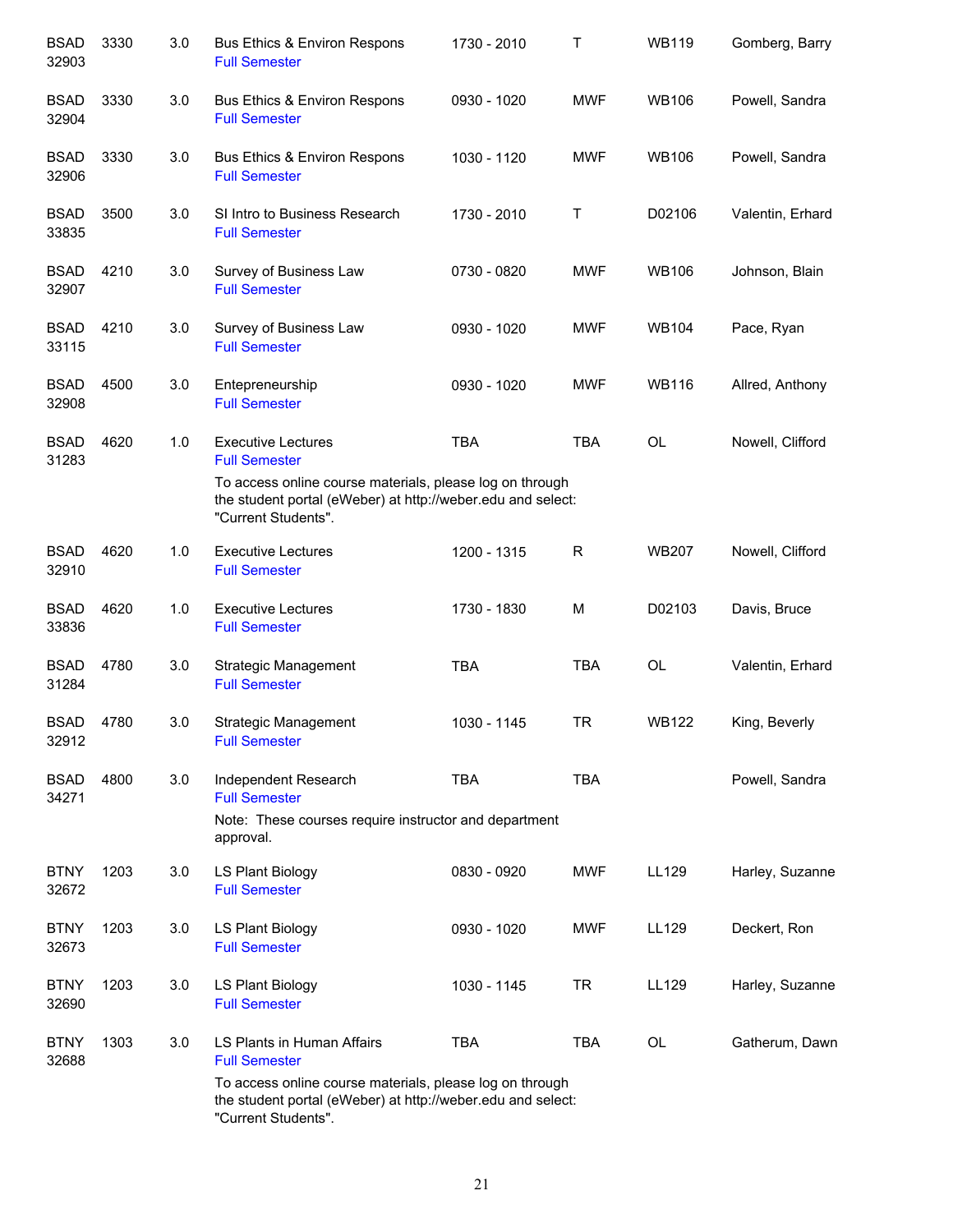| Subject | Course | Credits | Title | Time | Days | Room | Instructor |
|---|---|---|---|---|---|---|---|
| BSAD 32903 | 3330 | 3.0 | Bus Ethics & Environ Respons<br>Full Semester | 1730 - 2010 | T | WB119 | Gomberg, Barry |
| BSAD 32904 | 3330 | 3.0 | Bus Ethics & Environ Respons<br>Full Semester | 0930 - 1020 | MWF | WB106 | Powell, Sandra |
| BSAD 32906 | 3330 | 3.0 | Bus Ethics & Environ Respons<br>Full Semester | 1030 - 1120 | MWF | WB106 | Powell, Sandra |
| BSAD 33835 | 3500 | 3.0 | SI Intro to Business Research<br>Full Semester | 1730 - 2010 | T | D02106 | Valentin, Erhard |
| BSAD 32907 | 4210 | 3.0 | Survey of Business Law<br>Full Semester | 0730 - 0820 | MWF | WB106 | Johnson, Blain |
| BSAD 33115 | 4210 | 3.0 | Survey of Business Law<br>Full Semester | 0930 - 1020 | MWF | WB104 | Pace, Ryan |
| BSAD 32908 | 4500 | 3.0 | Entepreneurship<br>Full Semester | 0930 - 1020 | MWF | WB116 | Allred, Anthony |
| BSAD 31283 | 4620 | 1.0 | Executive Lectures<br>Full Semester<br>To access online course materials, please log on through the student portal (eWeber) at http://weber.edu and select: "Current Students". | TBA | TBA | OL | Nowell, Clifford |
| BSAD 32910 | 4620 | 1.0 | Executive Lectures<br>Full Semester | 1200 - 1315 | R | WB207 | Nowell, Clifford |
| BSAD 33836 | 4620 | 1.0 | Executive Lectures<br>Full Semester | 1730 - 1830 | M | D02103 | Davis, Bruce |
| BSAD 31284 | 4780 | 3.0 | Strategic Management<br>Full Semester | TBA | TBA | OL | Valentin, Erhard |
| BSAD 32912 | 4780 | 3.0 | Strategic Management<br>Full Semester | 1030 - 1145 | TR | WB122 | King, Beverly |
| BSAD 34271 | 4800 | 3.0 | Independent Research<br>Full Semester<br>Note: These courses require instructor and department approval. | TBA | TBA | | Powell, Sandra |
| BTNY 32672 | 1203 | 3.0 | LS Plant Biology<br>Full Semester | 0830 - 0920 | MWF | LL129 | Harley, Suzanne |
| BTNY 32673 | 1203 | 3.0 | LS Plant Biology<br>Full Semester | 0930 - 1020 | MWF | LL129 | Deckert, Ron |
| BTNY 32690 | 1203 | 3.0 | LS Plant Biology<br>Full Semester | 1030 - 1145 | TR | LL129 | Harley, Suzanne |
| BTNY 32688 | 1303 | 3.0 | LS Plants in Human Affairs<br>Full Semester<br>To access online course materials, please log on through the student portal (eWeber) at http://weber.edu and select: "Current Students". | TBA | TBA | OL | Gatherum, Dawn |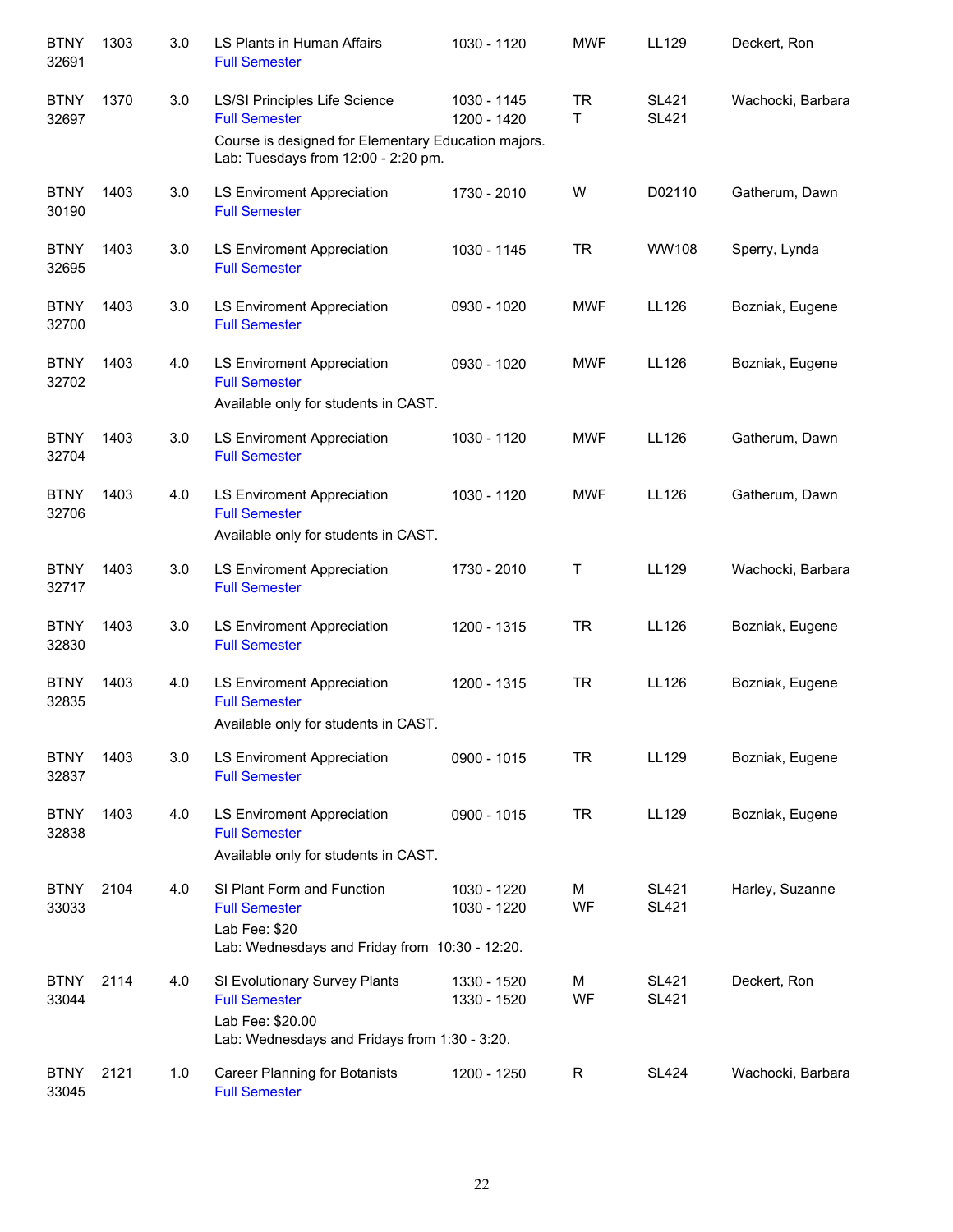| Course | Number | Credits | Title | Time | Days | Room | Instructor |
|---|---|---|---|---|---|---|---|
| BTNY 32691 | 1303 | 3.0 | LS Plants in Human Affairs<br>Full Semester | 1030 - 1120 | MWF | LL129 | Deckert, Ron |
| BTNY 32697 | 1370 | 3.0 | LS/SI Principles Life Science<br>Full Semester<br>Course is designed for Elementary Education majors. Lab: Tuesdays from 12:00 - 2:20 pm. | 1030 - 1145<br>1200 - 1420 | TR<br>T | SL421<br>SL421 | Wachocki, Barbara |
| BTNY 30190 | 1403 | 3.0 | LS Enviroment Appreciation<br>Full Semester | 1730 - 2010 | W | D02110 | Gatherum, Dawn |
| BTNY 32695 | 1403 | 3.0 | LS Enviroment Appreciation<br>Full Semester | 1030 - 1145 | TR | WW108 | Sperry, Lynda |
| BTNY 32700 | 1403 | 3.0 | LS Enviroment Appreciation<br>Full Semester | 0930 - 1020 | MWF | LL126 | Bozniak, Eugene |
| BTNY 32702 | 1403 | 4.0 | LS Enviroment Appreciation<br>Full Semester<br>Available only for students in CAST. | 0930 - 1020 | MWF | LL126 | Bozniak, Eugene |
| BTNY 32704 | 1403 | 3.0 | LS Enviroment Appreciation<br>Full Semester | 1030 - 1120 | MWF | LL126 | Gatherum, Dawn |
| BTNY 32706 | 1403 | 4.0 | LS Enviroment Appreciation<br>Full Semester<br>Available only for students in CAST. | 1030 - 1120 | MWF | LL126 | Gatherum, Dawn |
| BTNY 32717 | 1403 | 3.0 | LS Enviroment Appreciation<br>Full Semester | 1730 - 2010 | T | LL129 | Wachocki, Barbara |
| BTNY 32830 | 1403 | 3.0 | LS Enviroment Appreciation<br>Full Semester | 1200 - 1315 | TR | LL126 | Bozniak, Eugene |
| BTNY 32835 | 1403 | 4.0 | LS Enviroment Appreciation<br>Full Semester<br>Available only for students in CAST. | 1200 - 1315 | TR | LL126 | Bozniak, Eugene |
| BTNY 32837 | 1403 | 3.0 | LS Enviroment Appreciation<br>Full Semester | 0900 - 1015 | TR | LL129 | Bozniak, Eugene |
| BTNY 32838 | 1403 | 4.0 | LS Enviroment Appreciation<br>Full Semester<br>Available only for students in CAST. | 0900 - 1015 | TR | LL129 | Bozniak, Eugene |
| BTNY 33033 | 2104 | 4.0 | SI Plant Form and Function<br>Full Semester<br>Lab Fee: $20<br>Lab: Wednesdays and Friday from 10:30 - 12:20. | 1030 - 1220<br>1030 - 1220 | M<br>WF | SL421<br>SL421 | Harley, Suzanne |
| BTNY 33044 | 2114 | 4.0 | SI Evolutionary Survey Plants<br>Full Semester<br>Lab Fee: $20.00<br>Lab: Wednesdays and Fridays from 1:30 - 3:20. | 1330 - 1520<br>1330 - 1520 | M<br>WF | SL421<br>SL421 | Deckert, Ron |
| BTNY 33045 | 2121 | 1.0 | Career Planning for Botanists<br>Full Semester | 1200 - 1250 | R | SL424 | Wachocki, Barbara |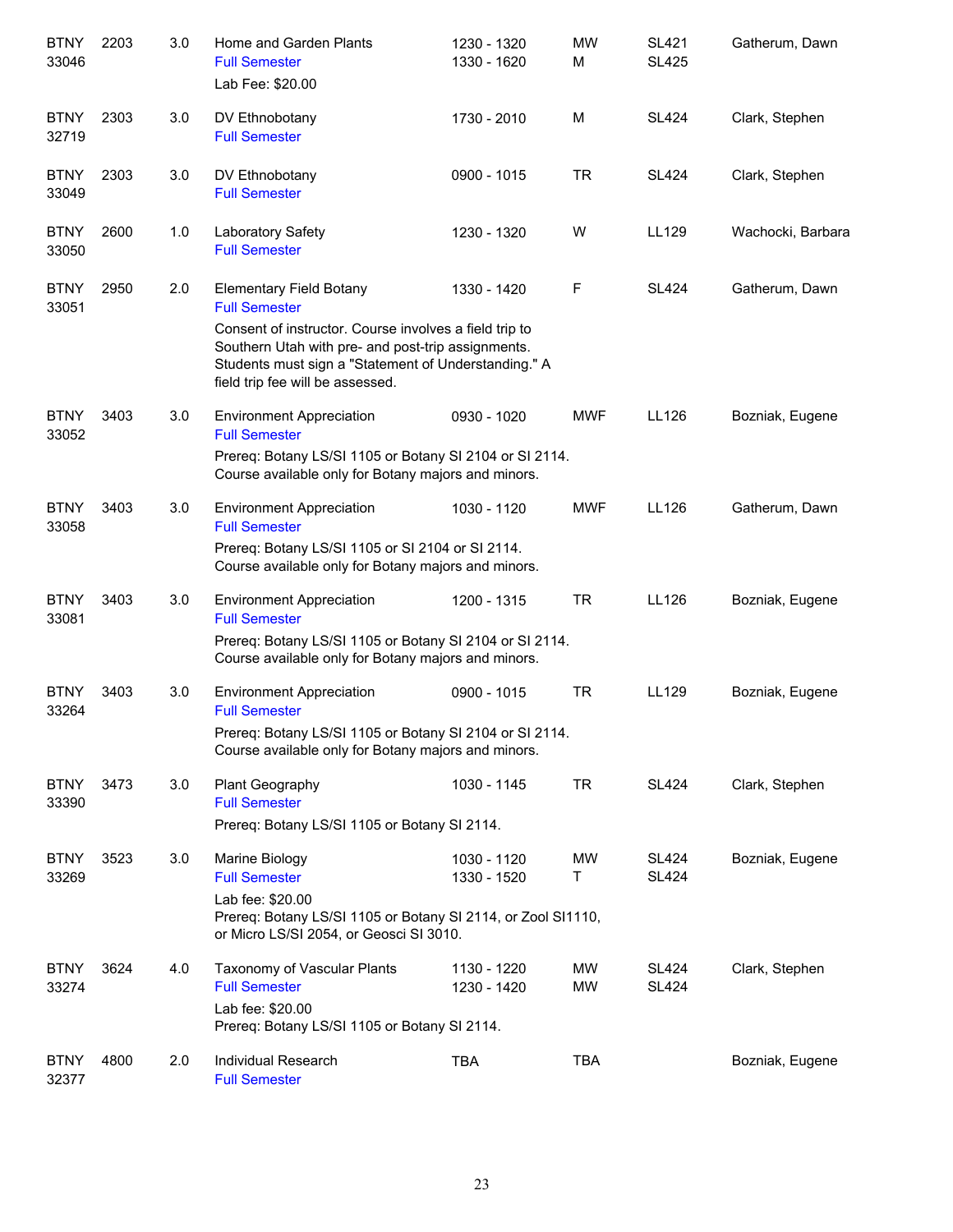| | | | | | | | |
|---|---|---|---|---|---|---|---|
| BTNY 33046 | 2203 | 3.0 | Home and Garden Plants<br>Full Semester<br>Lab Fee: $20.00 | 1230 - 1320<br>1330 - 1620 | MW<br>M | SL421<br>SL425 | Gatherum, Dawn |
| BTNY 32719 | 2303 | 3.0 | DV Ethnobotany<br>Full Semester | 1730 - 2010 | M | SL424 | Clark, Stephen |
| BTNY 33049 | 2303 | 3.0 | DV Ethnobotany<br>Full Semester | 0900 - 1015 | TR | SL424 | Clark, Stephen |
| BTNY 33050 | 2600 | 1.0 | Laboratory Safety<br>Full Semester | 1230 - 1320 | W | LL129 | Wachocki, Barbara |
| BTNY 33051 | 2950 | 2.0 | Elementary Field Botany<br>Full Semester<br>Consent of instructor. Course involves a field trip to Southern Utah with pre- and post-trip assignments. Students must sign a "Statement of Understanding." A field trip fee will be assessed. | 1330 - 1420 | F | SL424 | Gatherum, Dawn |
| BTNY 33052 | 3403 | 3.0 | Environment Appreciation<br>Full Semester<br>Prereq: Botany LS/SI 1105 or Botany SI 2104 or SI 2114. Course available only for Botany majors and minors. | 0930 - 1020 | MWF | LL126 | Bozniak, Eugene |
| BTNY 33058 | 3403 | 3.0 | Environment Appreciation<br>Full Semester<br>Prereq: Botany LS/SI 1105 or SI 2104 or SI 2114. Course available only for Botany majors and minors. | 1030 - 1120 | MWF | LL126 | Gatherum, Dawn |
| BTNY 33081 | 3403 | 3.0 | Environment Appreciation<br>Full Semester<br>Prereq: Botany LS/SI 1105 or Botany SI 2104 or SI 2114. Course available only for Botany majors and minors. | 1200 - 1315 | TR | LL126 | Bozniak, Eugene |
| BTNY 33264 | 3403 | 3.0 | Environment Appreciation<br>Full Semester<br>Prereq: Botany LS/SI 1105 or Botany SI 2104 or SI 2114. Course available only for Botany majors and minors. | 0900 - 1015 | TR | LL129 | Bozniak, Eugene |
| BTNY 33390 | 3473 | 3.0 | Plant Geography<br>Full Semester<br>Prereq: Botany LS/SI 1105 or Botany SI 2114. | 1030 - 1145 | TR | SL424 | Clark, Stephen |
| BTNY 33269 | 3523 | 3.0 | Marine Biology<br>Full Semester<br>Lab fee: $20.00<br>Prereq: Botany LS/SI 1105 or Botany SI 2114, or Zool SI1110, or Micro LS/SI 2054, or Geosci SI 3010. | 1030 - 1120<br>1330 - 1520 | MW<br>T | SL424<br>SL424 | Bozniak, Eugene |
| BTNY 33274 | 3624 | 4.0 | Taxonomy of Vascular Plants<br>Full Semester<br>Lab fee: $20.00<br>Prereq: Botany LS/SI 1105 or Botany SI 2114. | 1130 - 1220<br>1230 - 1420 | MW<br>MW | SL424<br>SL424 | Clark, Stephen |
| BTNY 32377 | 4800 | 2.0 | Individual Research<br>Full Semester | TBA | TBA | | Bozniak, Eugene |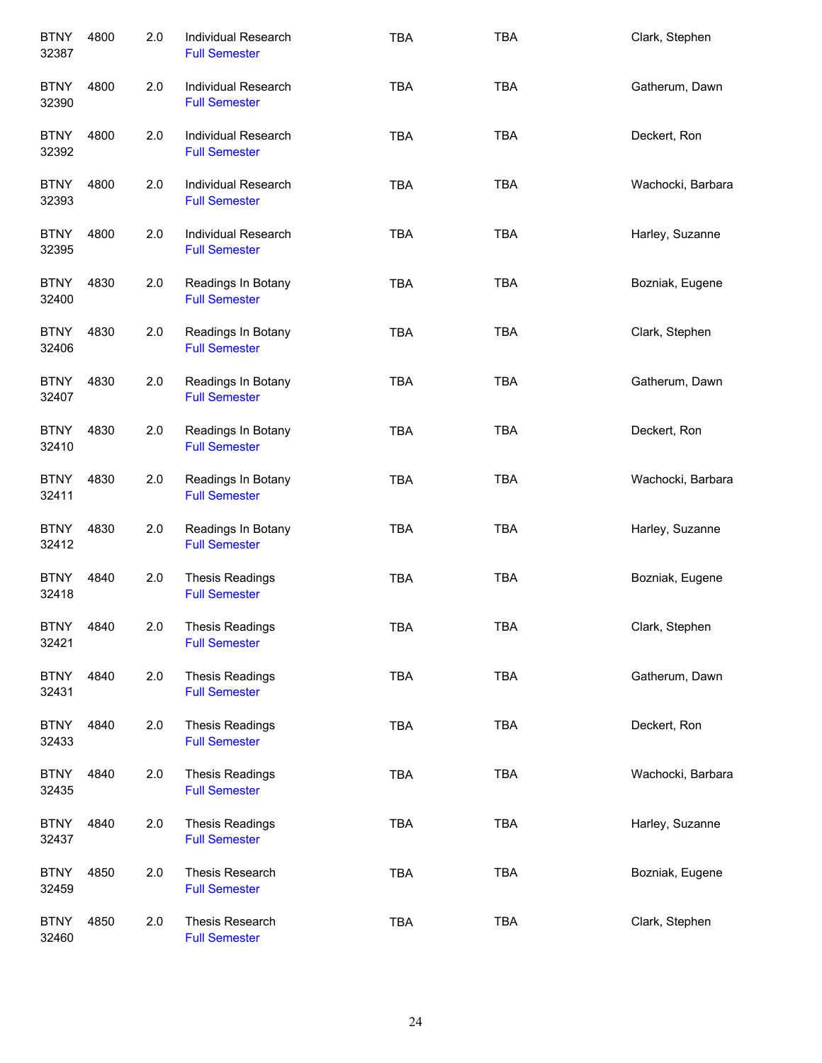| | | | | | | |
|---|---|---|---|---|---|---|
| BTNY 32387 | 4800 | 2.0 | Individual Research<br>Full Semester | TBA | TBA | Clark, Stephen |
| BTNY 32390 | 4800 | 2.0 | Individual Research<br>Full Semester | TBA | TBA | Gatherum, Dawn |
| BTNY 32392 | 4800 | 2.0 | Individual Research<br>Full Semester | TBA | TBA | Deckert, Ron |
| BTNY 32393 | 4800 | 2.0 | Individual Research<br>Full Semester | TBA | TBA | Wachocki, Barbara |
| BTNY 32395 | 4800 | 2.0 | Individual Research<br>Full Semester | TBA | TBA | Harley, Suzanne |
| BTNY 32400 | 4830 | 2.0 | Readings In Botany<br>Full Semester | TBA | TBA | Bozniak, Eugene |
| BTNY 32406 | 4830 | 2.0 | Readings In Botany<br>Full Semester | TBA | TBA | Clark, Stephen |
| BTNY 32407 | 4830 | 2.0 | Readings In Botany<br>Full Semester | TBA | TBA | Gatherum, Dawn |
| BTNY 32410 | 4830 | 2.0 | Readings In Botany<br>Full Semester | TBA | TBA | Deckert, Ron |
| BTNY 32411 | 4830 | 2.0 | Readings In Botany<br>Full Semester | TBA | TBA | Wachocki, Barbara |
| BTNY 32412 | 4830 | 2.0 | Readings In Botany<br>Full Semester | TBA | TBA | Harley, Suzanne |
| BTNY 32418 | 4840 | 2.0 | Thesis Readings<br>Full Semester | TBA | TBA | Bozniak, Eugene |
| BTNY 32421 | 4840 | 2.0 | Thesis Readings<br>Full Semester | TBA | TBA | Clark, Stephen |
| BTNY 32431 | 4840 | 2.0 | Thesis Readings<br>Full Semester | TBA | TBA | Gatherum, Dawn |
| BTNY 32433 | 4840 | 2.0 | Thesis Readings<br>Full Semester | TBA | TBA | Deckert, Ron |
| BTNY 32435 | 4840 | 2.0 | Thesis Readings<br>Full Semester | TBA | TBA | Wachocki, Barbara |
| BTNY 32437 | 4840 | 2.0 | Thesis Readings<br>Full Semester | TBA | TBA | Harley, Suzanne |
| BTNY 32459 | 4850 | 2.0 | Thesis Research<br>Full Semester | TBA | TBA | Bozniak, Eugene |
| BTNY 32460 | 4850 | 2.0 | Thesis Research<br>Full Semester | TBA | TBA | Clark, Stephen |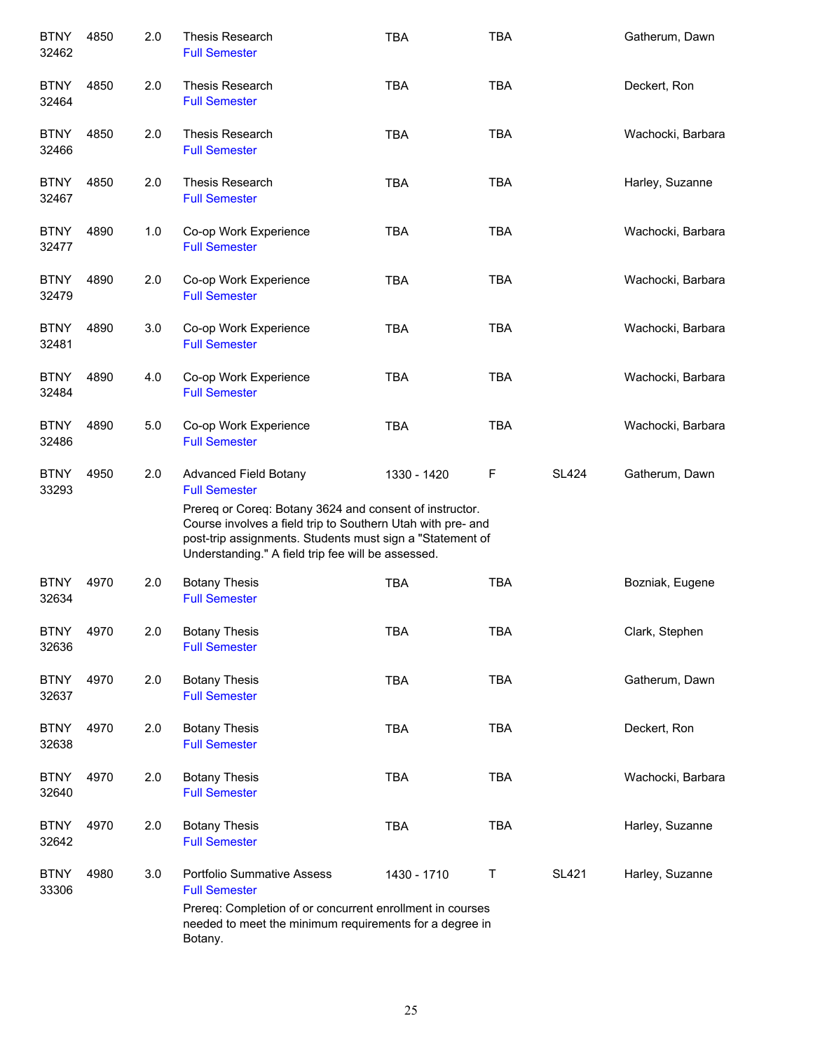| | | | | | | | |
|---|---|---|---|---|---|---|---|
| BTNY 32462 | 4850 | 2.0 | Thesis Research<br>Full Semester | TBA | TBA | | Gatherum, Dawn |
| BTNY 32464 | 4850 | 2.0 | Thesis Research<br>Full Semester | TBA | TBA | | Deckert, Ron |
| BTNY 32466 | 4850 | 2.0 | Thesis Research<br>Full Semester | TBA | TBA | | Wachocki, Barbara |
| BTNY 32467 | 4850 | 2.0 | Thesis Research<br>Full Semester | TBA | TBA | | Harley, Suzanne |
| BTNY 32477 | 4890 | 1.0 | Co-op Work Experience<br>Full Semester | TBA | TBA | | Wachocki, Barbara |
| BTNY 32479 | 4890 | 2.0 | Co-op Work Experience<br>Full Semester | TBA | TBA | | Wachocki, Barbara |
| BTNY 32481 | 4890 | 3.0 | Co-op Work Experience<br>Full Semester | TBA | TBA | | Wachocki, Barbara |
| BTNY 32484 | 4890 | 4.0 | Co-op Work Experience<br>Full Semester | TBA | TBA | | Wachocki, Barbara |
| BTNY 32486 | 4890 | 5.0 | Co-op Work Experience<br>Full Semester | TBA | TBA | | Wachocki, Barbara |
| BTNY 33293 | 4950 | 2.0 | Advanced Field Botany<br>Full Semester<br>Prereq or Coreq: Botany 3624 and consent of instructor. Course involves a field trip to Southern Utah with pre- and post-trip assignments. Students must sign a "Statement of Understanding." A field trip fee will be assessed. | 1330 - 1420 | F | SL424 | Gatherum, Dawn |
| BTNY 32634 | 4970 | 2.0 | Botany Thesis<br>Full Semester | TBA | TBA | | Bozniak, Eugene |
| BTNY 32636 | 4970 | 2.0 | Botany Thesis<br>Full Semester | TBA | TBA | | Clark, Stephen |
| BTNY 32637 | 4970 | 2.0 | Botany Thesis<br>Full Semester | TBA | TBA | | Gatherum, Dawn |
| BTNY 32638 | 4970 | 2.0 | Botany Thesis<br>Full Semester | TBA | TBA | | Deckert, Ron |
| BTNY 32640 | 4970 | 2.0 | Botany Thesis<br>Full Semester | TBA | TBA | | Wachocki, Barbara |
| BTNY 32642 | 4970 | 2.0 | Botany Thesis<br>Full Semester | TBA | TBA | | Harley, Suzanne |
| BTNY 33306 | 4980 | 3.0 | Portfolio Summative Assess<br>Full Semester<br>Prereq: Completion of or concurrent enrollment in courses needed to meet the minimum requirements for a degree in Botany. | 1430 - 1710 | T | SL421 | Harley, Suzanne |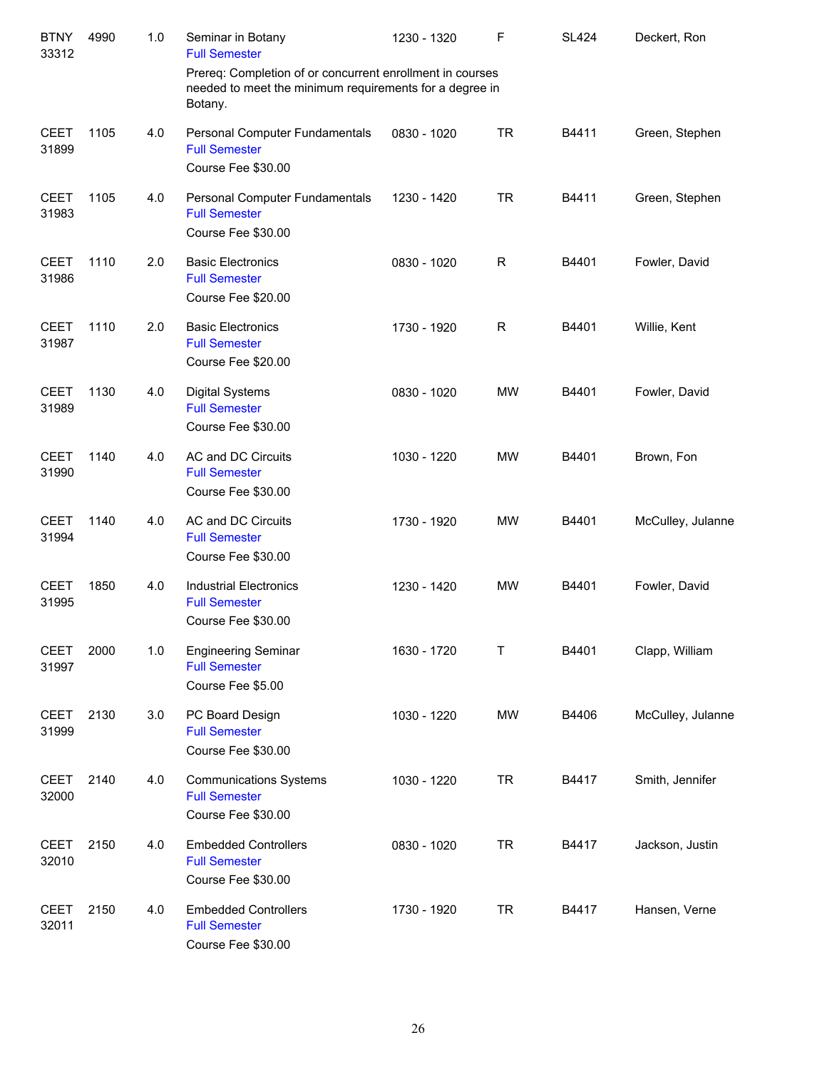| | | | | | | | |
|---|---|---|---|---|---|---|---|
| BTNY 33312 | 4990 | 1.0 | Seminar in Botany<br>Full Semester<br>Prereq: Completion of or concurrent enrollment in courses needed to meet the minimum requirements for a degree in Botany. | 1230 - 1320 | F | SL424 | Deckert, Ron |
| CEET 31899 | 1105 | 4.0 | Personal Computer Fundamentals<br>Full Semester<br>Course Fee $30.00 | 0830 - 1020 | TR | B4411 | Green, Stephen |
| CEET 31983 | 1105 | 4.0 | Personal Computer Fundamentals<br>Full Semester<br>Course Fee $30.00 | 1230 - 1420 | TR | B4411 | Green, Stephen |
| CEET 31986 | 1110 | 2.0 | Basic Electronics<br>Full Semester<br>Course Fee $20.00 | 0830 - 1020 | R | B4401 | Fowler, David |
| CEET 31987 | 1110 | 2.0 | Basic Electronics<br>Full Semester<br>Course Fee $20.00 | 1730 - 1920 | R | B4401 | Willie, Kent |
| CEET 31989 | 1130 | 4.0 | Digital Systems<br>Full Semester<br>Course Fee $30.00 | 0830 - 1020 | MW | B4401 | Fowler, David |
| CEET 31990 | 1140 | 4.0 | AC and DC Circuits<br>Full Semester<br>Course Fee $30.00 | 1030 - 1220 | MW | B4401 | Brown, Fon |
| CEET 31994 | 1140 | 4.0 | AC and DC Circuits<br>Full Semester<br>Course Fee $30.00 | 1730 - 1920 | MW | B4401 | McCulley, Julanne |
| CEET 31995 | 1850 | 4.0 | Industrial Electronics<br>Full Semester<br>Course Fee $30.00 | 1230 - 1420 | MW | B4401 | Fowler, David |
| CEET 31997 | 2000 | 1.0 | Engineering Seminar<br>Full Semester<br>Course Fee $5.00 | 1630 - 1720 | T | B4401 | Clapp, William |
| CEET 31999 | 2130 | 3.0 | PC Board Design<br>Full Semester<br>Course Fee $30.00 | 1030 - 1220 | MW | B4406 | McCulley, Julanne |
| CEET 32000 | 2140 | 4.0 | Communications Systems<br>Full Semester<br>Course Fee $30.00 | 1030 - 1220 | TR | B4417 | Smith, Jennifer |
| CEET 32010 | 2150 | 4.0 | Embedded Controllers<br>Full Semester<br>Course Fee $30.00 | 0830 - 1020 | TR | B4417 | Jackson, Justin |
| CEET 32011 | 2150 | 4.0 | Embedded Controllers<br>Full Semester<br>Course Fee $30.00 | 1730 - 1920 | TR | B4417 | Hansen, Verne |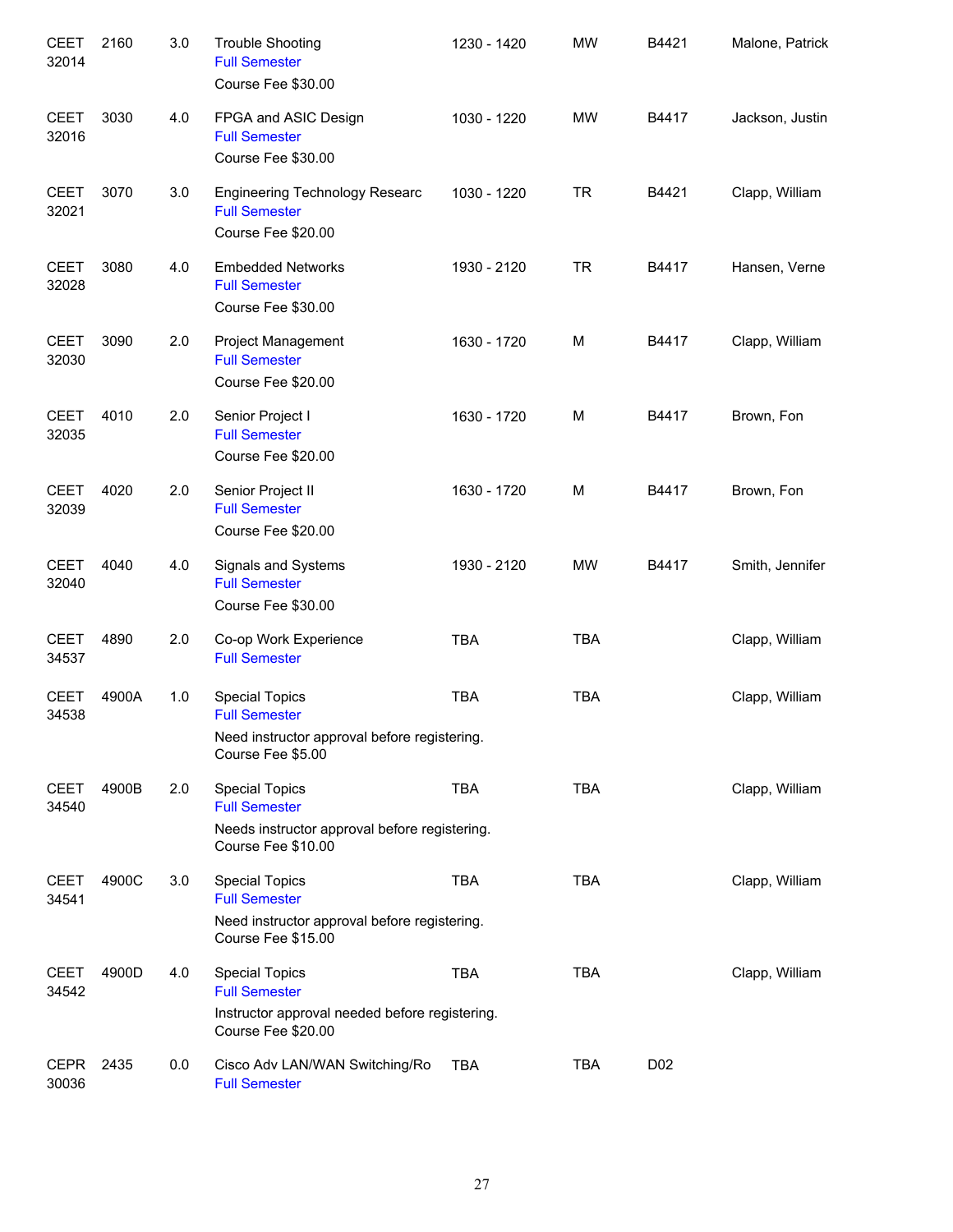| | | | | | | | |
|---|---|---|---|---|---|---|---|
| CEET 32014 | 2160 | 3.0 | Trouble Shooting<br>Full Semester<br>Course Fee $30.00 | 1230 - 1420 | MW | B4421 | Malone, Patrick |
| CEET 32016 | 3030 | 4.0 | FPGA and ASIC Design<br>Full Semester<br>Course Fee $30.00 | 1030 - 1220 | MW | B4417 | Jackson, Justin |
| CEET 32021 | 3070 | 3.0 | Engineering Technology Researc<br>Full Semester<br>Course Fee $20.00 | 1030 - 1220 | TR | B4421 | Clapp, William |
| CEET 32028 | 3080 | 4.0 | Embedded Networks<br>Full Semester<br>Course Fee $30.00 | 1930 - 2120 | TR | B4417 | Hansen, Verne |
| CEET 32030 | 3090 | 2.0 | Project Management<br>Full Semester<br>Course Fee $20.00 | 1630 - 1720 | M | B4417 | Clapp, William |
| CEET 32035 | 4010 | 2.0 | Senior Project I<br>Full Semester<br>Course Fee $20.00 | 1630 - 1720 | M | B4417 | Brown, Fon |
| CEET 32039 | 4020 | 2.0 | Senior Project II<br>Full Semester<br>Course Fee $20.00 | 1630 - 1720 | M | B4417 | Brown, Fon |
| CEET 32040 | 4040 | 4.0 | Signals and Systems<br>Full Semester<br>Course Fee $30.00 | 1930 - 2120 | MW | B4417 | Smith, Jennifer |
| CEET 34537 | 4890 | 2.0 | Co-op Work Experience<br>Full Semester | TBA | TBA | | Clapp, William |
| CEET 34538 | 4900A | 1.0 | Special Topics<br>Full Semester<br>Need instructor approval before registering.<br>Course Fee $5.00 | TBA | TBA | | Clapp, William |
| CEET 34540 | 4900B | 2.0 | Special Topics<br>Full Semester<br>Needs instructor approval before registering.<br>Course Fee $10.00 | TBA | TBA | | Clapp, William |
| CEET 34541 | 4900C | 3.0 | Special Topics<br>Full Semester<br>Need instructor approval before registering.<br>Course Fee $15.00 | TBA | TBA | | Clapp, William |
| CEET 34542 | 4900D | 4.0 | Special Topics<br>Full Semester<br>Instructor approval needed before registering.<br>Course Fee $20.00 | TBA | TBA | | Clapp, William |
| CEPR 30036 | 2435 | 0.0 | Cisco Adv LAN/WAN Switching/Ro<br>Full Semester | TBA | TBA | D02 | |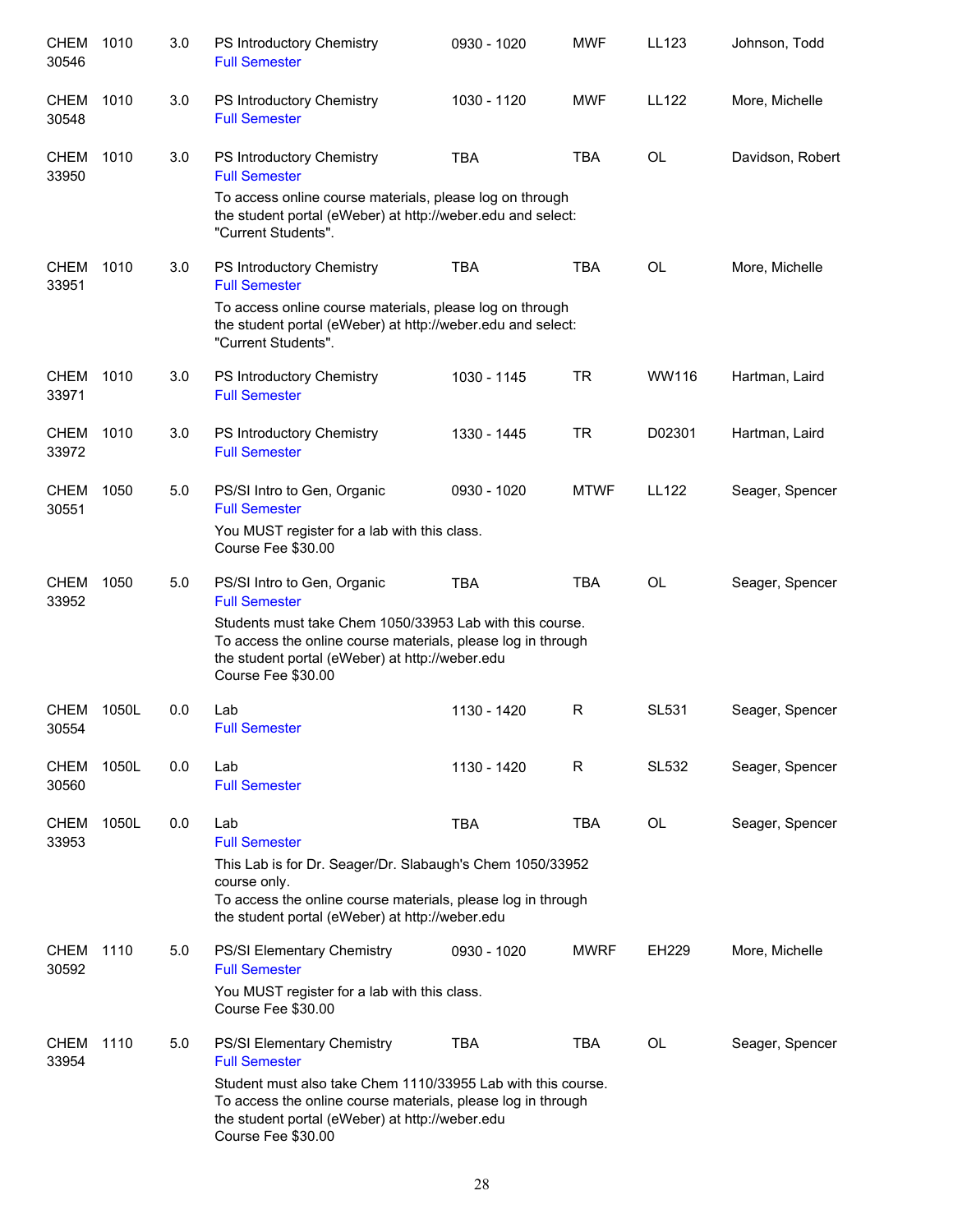| | | | | | | | |
|---|---|---|---|---|---|---|---|
| CHEM 30546 | 1010 | 3.0 | PS Introductory Chemistry<br>Full Semester | 0930 - 1020 | MWF | LL123 | Johnson, Todd |
| CHEM 30548 | 1010 | 3.0 | PS Introductory Chemistry<br>Full Semester | 1030 - 1120 | MWF | LL122 | More, Michelle |
| CHEM 33950 | 1010 | 3.0 | PS Introductory Chemistry<br>Full Semester<br>To access online course materials, please log on through the student portal (eWeber) at http://weber.edu and select: "Current Students". | TBA | TBA | OL | Davidson, Robert |
| CHEM 33951 | 1010 | 3.0 | PS Introductory Chemistry<br>Full Semester<br>To access online course materials, please log on through the student portal (eWeber) at http://weber.edu and select: "Current Students". | TBA | TBA | OL | More, Michelle |
| CHEM 33971 | 1010 | 3.0 | PS Introductory Chemistry<br>Full Semester | 1030 - 1145 | TR | WW116 | Hartman, Laird |
| CHEM 33972 | 1010 | 3.0 | PS Introductory Chemistry<br>Full Semester | 1330 - 1445 | TR | D02301 | Hartman, Laird |
| CHEM 30551 | 1050 | 5.0 | PS/SI Intro to Gen, Organic<br>Full Semester<br>You MUST register for a lab with this class.<br>Course Fee $30.00 | 0930 - 1020 | MTWF | LL122 | Seager, Spencer |
| CHEM 33952 | 1050 | 5.0 | PS/SI Intro to Gen, Organic<br>Full Semester<br>Students must take Chem 1050/33953 Lab with this course. To access the online course materials, please log in through the student portal (eWeber) at http://weber.edu<br>Course Fee $30.00 | TBA | TBA | OL | Seager, Spencer |
| CHEM 30554 | 1050L | 0.0 | Lab<br>Full Semester | 1130 - 1420 | R | SL531 | Seager, Spencer |
| CHEM 30560 | 1050L | 0.0 | Lab<br>Full Semester | 1130 - 1420 | R | SL532 | Seager, Spencer |
| CHEM 33953 | 1050L | 0.0 | Lab<br>Full Semester<br>This Lab is for Dr. Seager/Dr. Slabaugh's Chem 1050/33952 course only.<br>To access the online course materials, please log in through the student portal (eWeber) at http://weber.edu | TBA | TBA | OL | Seager, Spencer |
| CHEM 30592 | 1110 | 5.0 | PS/SI Elementary Chemistry<br>Full Semester<br>You MUST register for a lab with this class.<br>Course Fee $30.00 | 0930 - 1020 | MWRF | EH229 | More, Michelle |
| CHEM 33954 | 1110 | 5.0 | PS/SI Elementary Chemistry<br>Full Semester<br>Student must also take Chem 1110/33955 Lab with this course. To access the online course materials, please log in through the student portal (eWeber) at http://weber.edu<br>Course Fee $30.00 | TBA | TBA | OL | Seager, Spencer |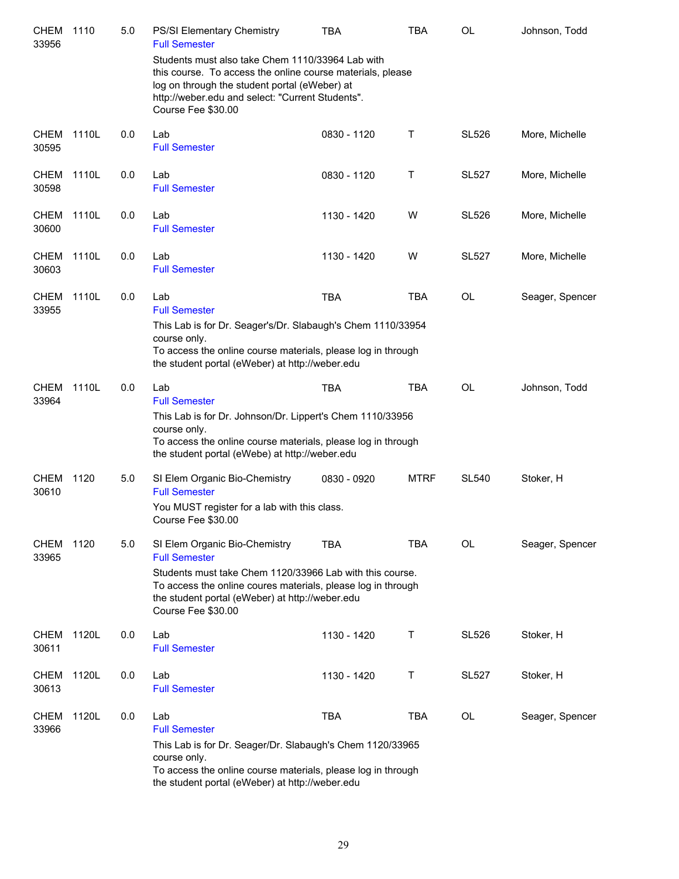| | | | | | | | |
|---|---|---|---|---|---|---|---|
| CHEM 33956 | 1110 | 5.0 | PS/SI Elementary Chemistry<br>Full Semester<br>Students must also take Chem 1110/33964 Lab with this course. To access the online course materials, please log on through the student portal (eWeber) at http://weber.edu and select: "Current Students".<br>Course Fee $30.00 | TBA | TBA | OL | Johnson, Todd |
| CHEM 30595 | 1110L | 0.0 | Lab<br>Full Semester | 0830 - 1120 | T | SL526 | More, Michelle |
| CHEM 30598 | 1110L | 0.0 | Lab<br>Full Semester | 0830 - 1120 | T | SL527 | More, Michelle |
| CHEM 30600 | 1110L | 0.0 | Lab<br>Full Semester | 1130 - 1420 | W | SL526 | More, Michelle |
| CHEM 30603 | 1110L | 0.0 | Lab<br>Full Semester | 1130 - 1420 | W | SL527 | More, Michelle |
| CHEM 33955 | 1110L | 0.0 | Lab<br>Full Semester<br>This Lab is for Dr. Seager's/Dr. Slabaugh's Chem 1110/33954 course only.<br>To access the online course materials, please log in through the student portal (eWeber) at http://weber.edu | TBA | TBA | OL | Seager, Spencer |
| CHEM 33964 | 1110L | 0.0 | Lab<br>Full Semester<br>This Lab is for Dr. Johnson/Dr. Lippert's Chem 1110/33956 course only.<br>To access the online course materials, please log in through the student portal (eWebe) at http://weber.edu | TBA | TBA | OL | Johnson, Todd |
| CHEM 30610 | 1120 | 5.0 | SI Elem Organic Bio-Chemistry<br>Full Semester<br>You MUST register for a lab with this class.<br>Course Fee $30.00 | 0830 - 0920 | MTRF | SL540 | Stoker, H |
| CHEM 33965 | 1120 | 5.0 | SI Elem Organic Bio-Chemistry<br>Full Semester<br>Students must take Chem 1120/33966 Lab with this course.<br>To access the online coures materials, please log in through the student portal (eWeber) at http://weber.edu<br>Course Fee $30.00 | TBA | TBA | OL | Seager, Spencer |
| CHEM 30611 | 1120L | 0.0 | Lab<br>Full Semester | 1130 - 1420 | T | SL526 | Stoker, H |
| CHEM 30613 | 1120L | 0.0 | Lab<br>Full Semester | 1130 - 1420 | T | SL527 | Stoker, H |
| CHEM 33966 | 1120L | 0.0 | Lab<br>Full Semester<br>This Lab is for Dr. Seager/Dr. Slabaugh's Chem 1120/33965 course only.<br>To access the online course materials, please log in through the student portal (eWeber) at http://weber.edu | TBA | TBA | OL | Seager, Spencer |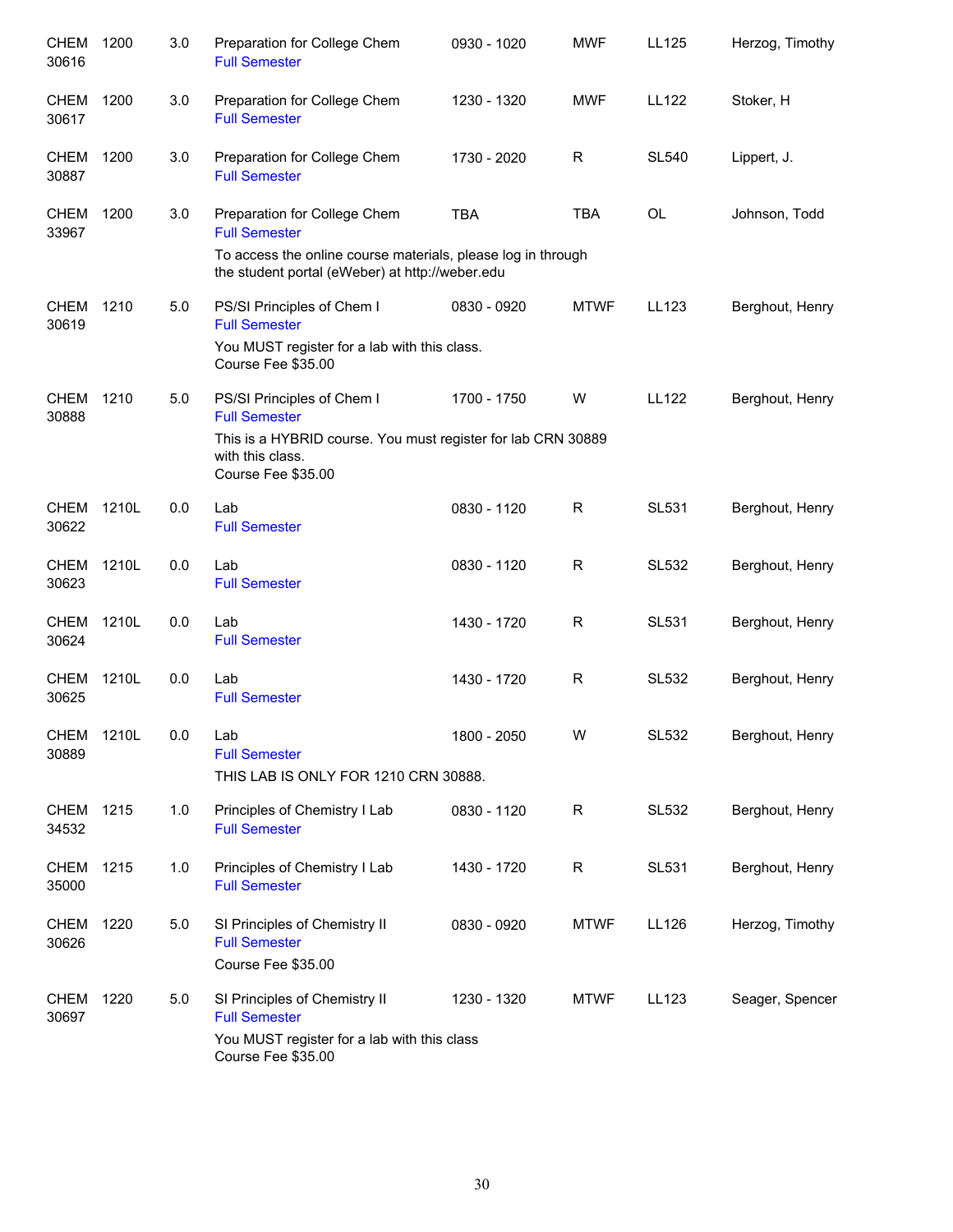| | | | | | | | |
|---|---|---|---|---|---|---|---|
| CHEM 30616 | 1200 | 3.0 | Preparation for College Chem<br>Full Semester | 0930 - 1020 | MWF | LL125 | Herzog, Timothy |
| CHEM 30617 | 1200 | 3.0 | Preparation for College Chem<br>Full Semester | 1230 - 1320 | MWF | LL122 | Stoker, H |
| CHEM 30887 | 1200 | 3.0 | Preparation for College Chem<br>Full Semester | 1730 - 2020 | R | SL540 | Lippert, J. |
| CHEM 33967 | 1200 | 3.0 | Preparation for College Chem<br>Full Semester<br>To access the online course materials, please log in through the student portal (eWeber) at http://weber.edu | TBA | TBA | OL | Johnson, Todd |
| CHEM 30619 | 1210 | 5.0 | PS/SI Principles of Chem I<br>Full Semester<br>You MUST register for a lab with this class.<br>Course Fee $35.00 | 0830 - 0920 | MTWF | LL123 | Berghout, Henry |
| CHEM 30888 | 1210 | 5.0 | PS/SI Principles of Chem I<br>Full Semester<br>This is a HYBRID course. You must register for lab CRN 30889 with this class.<br>Course Fee $35.00 | 1700 - 1750 | W | LL122 | Berghout, Henry |
| CHEM 30622 | 1210L | 0.0 | Lab<br>Full Semester | 0830 - 1120 | R | SL531 | Berghout, Henry |
| CHEM 30623 | 1210L | 0.0 | Lab<br>Full Semester | 0830 - 1120 | R | SL532 | Berghout, Henry |
| CHEM 30624 | 1210L | 0.0 | Lab<br>Full Semester | 1430 - 1720 | R | SL531 | Berghout, Henry |
| CHEM 30625 | 1210L | 0.0 | Lab<br>Full Semester | 1430 - 1720 | R | SL532 | Berghout, Henry |
| CHEM 30889 | 1210L | 0.0 | Lab<br>Full Semester<br>THIS LAB IS ONLY FOR 1210 CRN 30888. | 1800 - 2050 | W | SL532 | Berghout, Henry |
| CHEM 34532 | 1215 | 1.0 | Principles of Chemistry I Lab<br>Full Semester | 0830 - 1120 | R | SL532 | Berghout, Henry |
| CHEM 35000 | 1215 | 1.0 | Principles of Chemistry I Lab<br>Full Semester | 1430 - 1720 | R | SL531 | Berghout, Henry |
| CHEM 30626 | 1220 | 5.0 | SI Principles of Chemistry II<br>Full Semester<br>Course Fee $35.00 | 0830 - 0920 | MTWF | LL126 | Herzog, Timothy |
| CHEM 30697 | 1220 | 5.0 | SI Principles of Chemistry II<br>Full Semester<br>You MUST register for a lab with this class<br>Course Fee $35.00 | 1230 - 1320 | MTWF | LL123 | Seager, Spencer |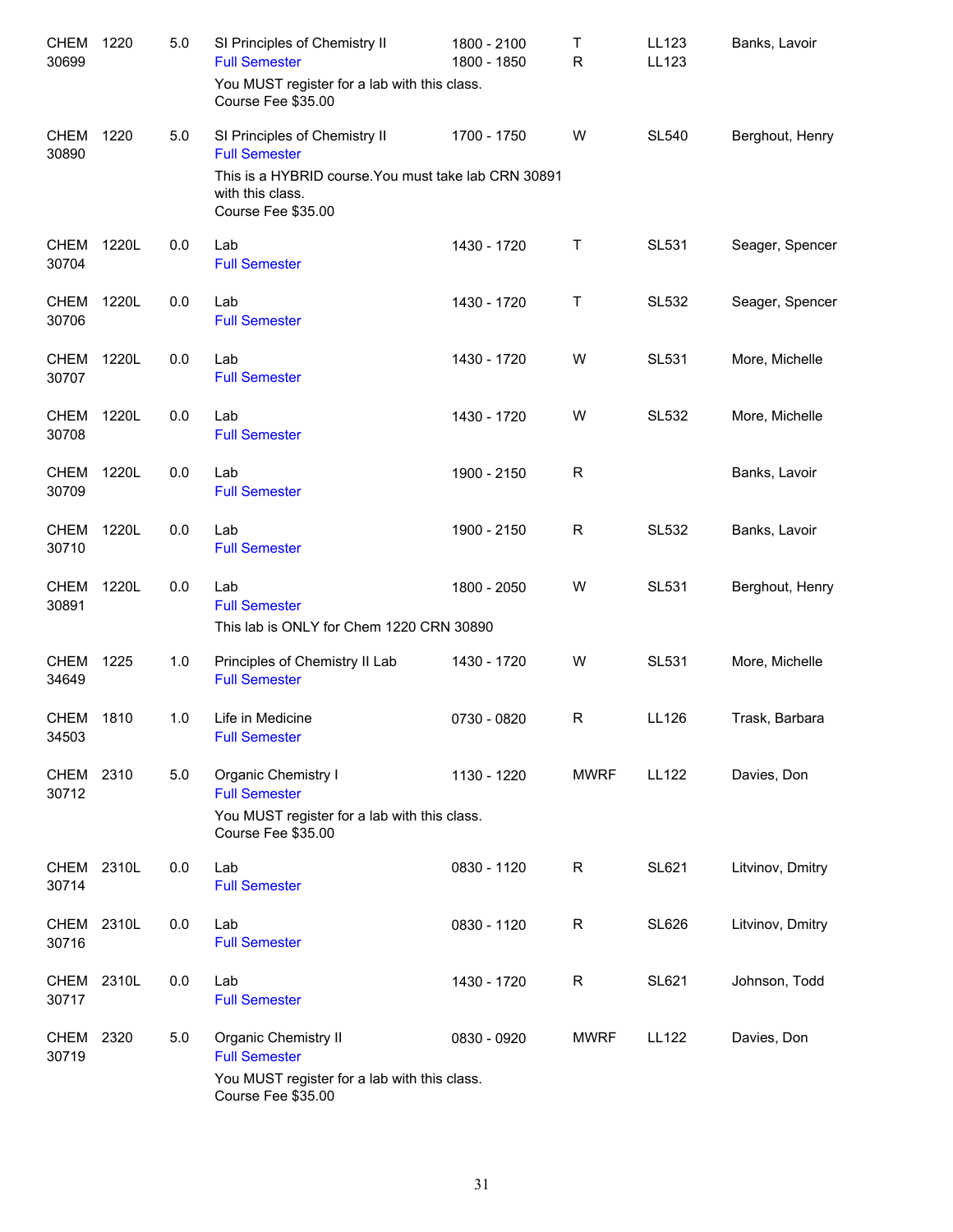| | | | | | | | |
|---|---|---|---|---|---|---|---|
| CHEM 30699 | 1220 | 5.0 | SI Principles of Chemistry II<br>Full Semester<br>You MUST register for a lab with this class.<br>Course Fee $35.00 | 1800 - 2100<br>1800 - 1850 | T<br>R | LL123<br>LL123 | Banks, Lavoir |
| CHEM 30890 | 1220 | 5.0 | SI Principles of Chemistry II<br>Full Semester<br>This is a HYBRID course.You must take lab CRN 30891 with this class.<br>Course Fee $35.00 | 1700 - 1750 | W | SL540 | Berghout, Henry |
| CHEM 30704 | 1220L | 0.0 | Lab<br>Full Semester | 1430 - 1720 | T | SL531 | Seager, Spencer |
| CHEM 30706 | 1220L | 0.0 | Lab<br>Full Semester | 1430 - 1720 | T | SL532 | Seager, Spencer |
| CHEM 30707 | 1220L | 0.0 | Lab<br>Full Semester | 1430 - 1720 | W | SL531 | More, Michelle |
| CHEM 30708 | 1220L | 0.0 | Lab<br>Full Semester | 1430 - 1720 | W | SL532 | More, Michelle |
| CHEM 30709 | 1220L | 0.0 | Lab<br>Full Semester | 1900 - 2150 | R | | Banks, Lavoir |
| CHEM 30710 | 1220L | 0.0 | Lab<br>Full Semester | 1900 - 2150 | R | SL532 | Banks, Lavoir |
| CHEM 30891 | 1220L | 0.0 | Lab<br>Full Semester<br>This lab is ONLY for Chem 1220 CRN 30890 | 1800 - 2050 | W | SL531 | Berghout, Henry |
| CHEM 34649 | 1225 | 1.0 | Principles of Chemistry II Lab<br>Full Semester | 1430 - 1720 | W | SL531 | More, Michelle |
| CHEM 34503 | 1810 | 1.0 | Life in Medicine<br>Full Semester | 0730 - 0820 | R | LL126 | Trask, Barbara |
| CHEM 30712 | 2310 | 5.0 | Organic Chemistry I<br>Full Semester<br>You MUST register for a lab with this class.<br>Course Fee $35.00 | 1130 - 1220 | MWRF | LL122 | Davies, Don |
| CHEM 30714 | 2310L | 0.0 | Lab<br>Full Semester | 0830 - 1120 | R | SL621 | Litvinov, Dmitry |
| CHEM 30716 | 2310L | 0.0 | Lab<br>Full Semester | 0830 - 1120 | R | SL626 | Litvinov, Dmitry |
| CHEM 30717 | 2310L | 0.0 | Lab<br>Full Semester | 1430 - 1720 | R | SL621 | Johnson, Todd |
| CHEM 30719 | 2320 | 5.0 | Organic Chemistry II<br>Full Semester<br>You MUST register for a lab with this class.<br>Course Fee $35.00 | 0830 - 0920 | MWRF | LL122 | Davies, Don |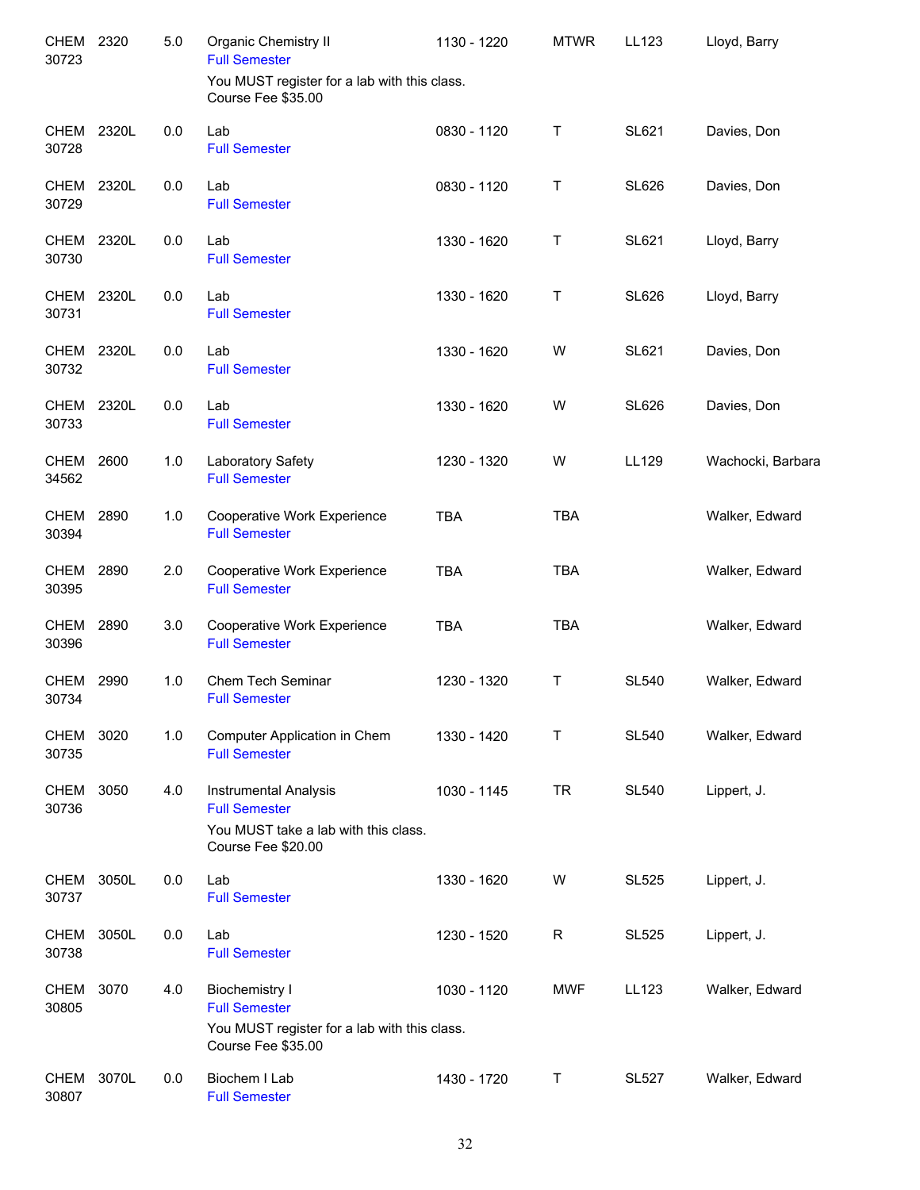| Subject / CRN | Course | Credits | Title | Time | Days | Room | Instructor |
|---|---|---|---|---|---|---|---|
| CHEM 30723 | 2320 | 5.0 | Organic Chemistry II<br>Full Semester<br>You MUST register for a lab with this class.<br>Course Fee $35.00 | 1130 - 1220 | MTWR | LL123 | Lloyd, Barry |
| CHEM 30728 | 2320L | 0.0 | Lab<br>Full Semester | 0830 - 1120 | T | SL621 | Davies, Don |
| CHEM 30729 | 2320L | 0.0 | Lab<br>Full Semester | 0830 - 1120 | T | SL626 | Davies, Don |
| CHEM 30730 | 2320L | 0.0 | Lab<br>Full Semester | 1330 - 1620 | T | SL621 | Lloyd, Barry |
| CHEM 30731 | 2320L | 0.0 | Lab<br>Full Semester | 1330 - 1620 | T | SL626 | Lloyd, Barry |
| CHEM 30732 | 2320L | 0.0 | Lab<br>Full Semester | 1330 - 1620 | W | SL621 | Davies, Don |
| CHEM 30733 | 2320L | 0.0 | Lab<br>Full Semester | 1330 - 1620 | W | SL626 | Davies, Don |
| CHEM 34562 | 2600 | 1.0 | Laboratory Safety<br>Full Semester | 1230 - 1320 | W | LL129 | Wachocki, Barbara |
| CHEM 30394 | 2890 | 1.0 | Cooperative Work Experience<br>Full Semester | TBA | TBA | | Walker, Edward |
| CHEM 30395 | 2890 | 2.0 | Cooperative Work Experience<br>Full Semester | TBA | TBA | | Walker, Edward |
| CHEM 30396 | 2890 | 3.0 | Cooperative Work Experience<br>Full Semester | TBA | TBA | | Walker, Edward |
| CHEM 30734 | 2990 | 1.0 | Chem Tech Seminar<br>Full Semester | 1230 - 1320 | T | SL540 | Walker, Edward |
| CHEM 30735 | 3020 | 1.0 | Computer Application in Chem<br>Full Semester | 1330 - 1420 | T | SL540 | Walker, Edward |
| CHEM 30736 | 3050 | 4.0 | Instrumental Analysis<br>Full Semester<br>You MUST take a lab with this class.<br>Course Fee $20.00 | 1030 - 1145 | TR | SL540 | Lippert, J. |
| CHEM 30737 | 3050L | 0.0 | Lab<br>Full Semester | 1330 - 1620 | W | SL525 | Lippert, J. |
| CHEM 30738 | 3050L | 0.0 | Lab<br>Full Semester | 1230 - 1520 | R | SL525 | Lippert, J. |
| CHEM 30805 | 3070 | 4.0 | Biochemistry I<br>Full Semester<br>You MUST register for a lab with this class.<br>Course Fee $35.00 | 1030 - 1120 | MWF | LL123 | Walker, Edward |
| CHEM 30807 | 3070L | 0.0 | Biochem I Lab<br>Full Semester | 1430 - 1720 | T | SL527 | Walker, Edward |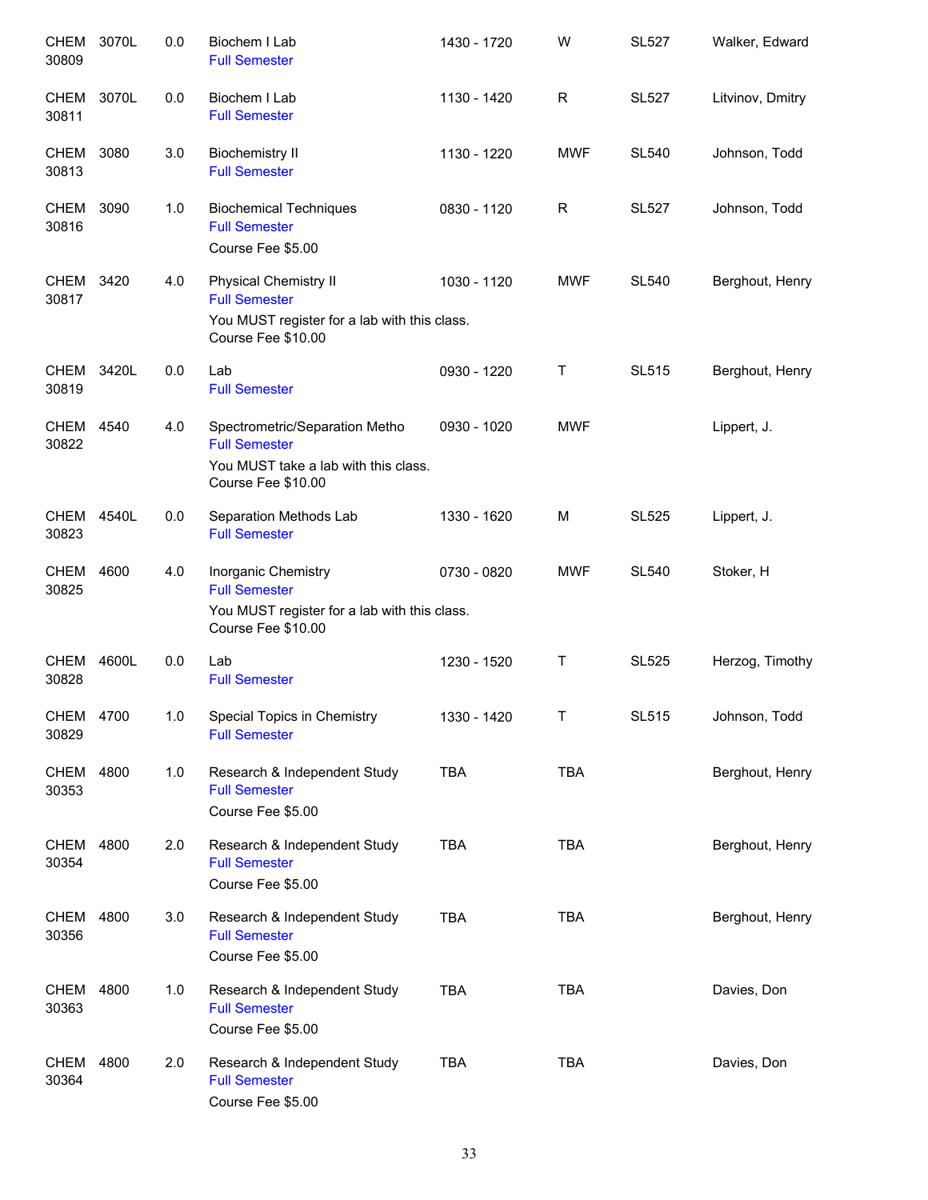| | | | | | | | |
|---|---|---|---|---|---|---|---|
| CHEM 30809 | 3070L | 0.0 | Biochem I Lab<br>Full Semester | 1430 - 1720 | W | SL527 | Walker, Edward |
| CHEM 30811 | 3070L | 0.0 | Biochem I Lab<br>Full Semester | 1130 - 1420 | R | SL527 | Litvinov, Dmitry |
| CHEM 30813 | 3080 | 3.0 | Biochemistry II<br>Full Semester | 1130 - 1220 | MWF | SL540 | Johnson, Todd |
| CHEM 30816 | 3090 | 1.0 | Biochemical Techniques<br>Full Semester<br>Course Fee $5.00 | 0830 - 1120 | R | SL527 | Johnson, Todd |
| CHEM 30817 | 3420 | 4.0 | Physical Chemistry II<br>Full Semester<br>You MUST register for a lab with this class.<br>Course Fee $10.00 | 1030 - 1120 | MWF | SL540 | Berghout, Henry |
| CHEM 30819 | 3420L | 0.0 | Lab<br>Full Semester | 0930 - 1220 | T | SL515 | Berghout, Henry |
| CHEM 30822 | 4540 | 4.0 | Spectrometric/Separation Metho<br>Full Semester<br>You MUST take a lab with this class.<br>Course Fee $10.00 | 0930 - 1020 | MWF | | Lippert, J. |
| CHEM 30823 | 4540L | 0.0 | Separation Methods Lab<br>Full Semester | 1330 - 1620 | M | SL525 | Lippert, J. |
| CHEM 30825 | 4600 | 4.0 | Inorganic Chemistry<br>Full Semester<br>You MUST register for a lab with this class.<br>Course Fee $10.00 | 0730 - 0820 | MWF | SL540 | Stoker, H |
| CHEM 30828 | 4600L | 0.0 | Lab<br>Full Semester | 1230 - 1520 | T | SL525 | Herzog, Timothy |
| CHEM 30829 | 4700 | 1.0 | Special Topics in Chemistry<br>Full Semester | 1330 - 1420 | T | SL515 | Johnson, Todd |
| CHEM 30353 | 4800 | 1.0 | Research & Independent Study<br>Full Semester<br>Course Fee $5.00 | TBA | TBA | | Berghout, Henry |
| CHEM 30354 | 4800 | 2.0 | Research & Independent Study<br>Full Semester<br>Course Fee $5.00 | TBA | TBA | | Berghout, Henry |
| CHEM 30356 | 4800 | 3.0 | Research & Independent Study<br>Full Semester<br>Course Fee $5.00 | TBA | TBA | | Berghout, Henry |
| CHEM 30363 | 4800 | 1.0 | Research & Independent Study<br>Full Semester<br>Course Fee $5.00 | TBA | TBA | | Davies, Don |
| CHEM 30364 | 4800 | 2.0 | Research & Independent Study<br>Full Semester<br>Course Fee $5.00 | TBA | TBA | | Davies, Don |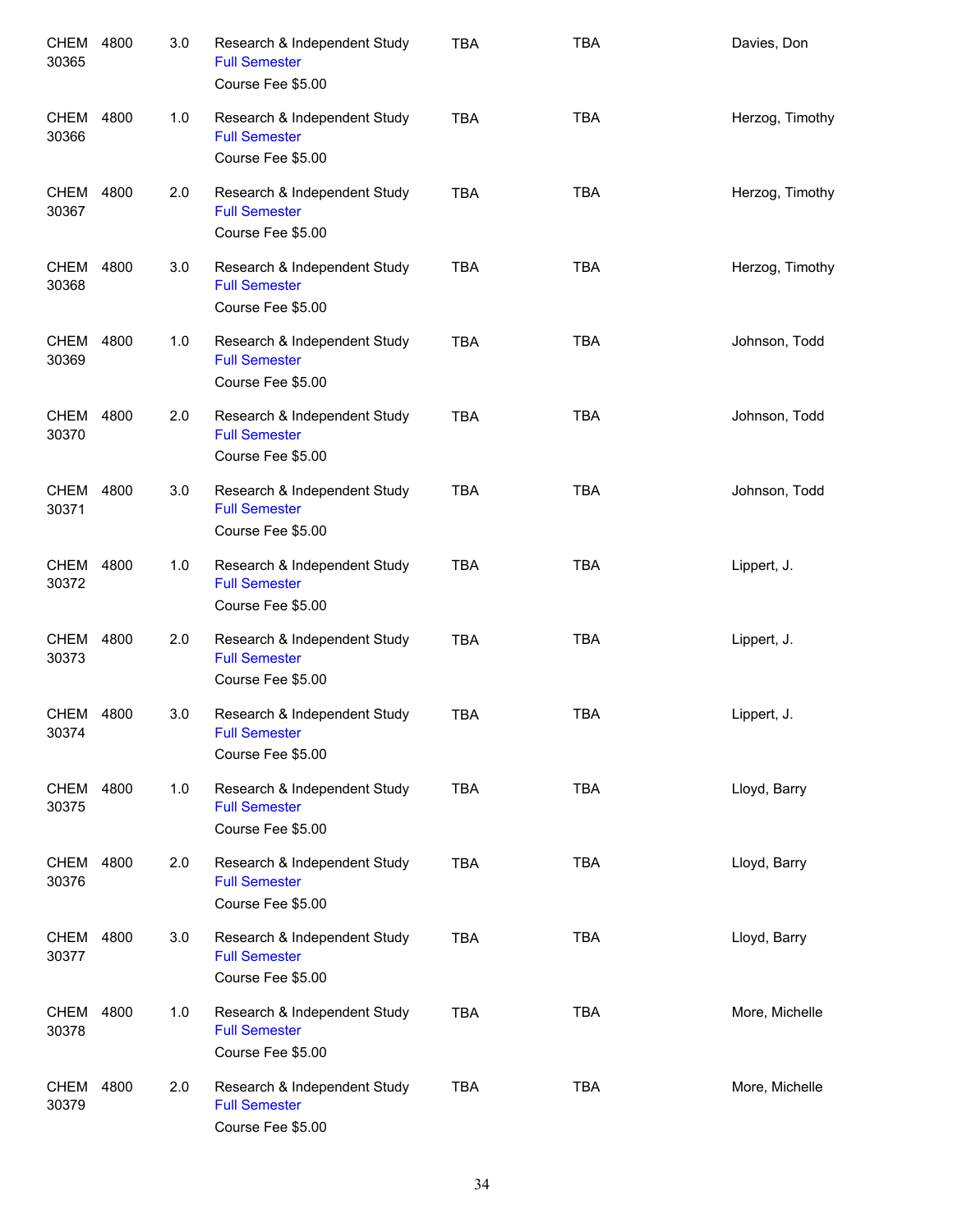| | | | | | | |
|---|---|---|---|---|---|---|
| CHEM 30365 | 4800 | 3.0 | Research & Independent Study<br>Full Semester<br>Course Fee $5.00 | TBA | TBA | Davies, Don |
| CHEM 30366 | 4800 | 1.0 | Research & Independent Study<br>Full Semester<br>Course Fee $5.00 | TBA | TBA | Herzog, Timothy |
| CHEM 30367 | 4800 | 2.0 | Research & Independent Study<br>Full Semester<br>Course Fee $5.00 | TBA | TBA | Herzog, Timothy |
| CHEM 30368 | 4800 | 3.0 | Research & Independent Study<br>Full Semester<br>Course Fee $5.00 | TBA | TBA | Herzog, Timothy |
| CHEM 30369 | 4800 | 1.0 | Research & Independent Study<br>Full Semester<br>Course Fee $5.00 | TBA | TBA | Johnson, Todd |
| CHEM 30370 | 4800 | 2.0 | Research & Independent Study<br>Full Semester<br>Course Fee $5.00 | TBA | TBA | Johnson, Todd |
| CHEM 30371 | 4800 | 3.0 | Research & Independent Study<br>Full Semester<br>Course Fee $5.00 | TBA | TBA | Johnson, Todd |
| CHEM 30372 | 4800 | 1.0 | Research & Independent Study<br>Full Semester<br>Course Fee $5.00 | TBA | TBA | Lippert, J. |
| CHEM 30373 | 4800 | 2.0 | Research & Independent Study<br>Full Semester<br>Course Fee $5.00 | TBA | TBA | Lippert, J. |
| CHEM 30374 | 4800 | 3.0 | Research & Independent Study<br>Full Semester<br>Course Fee $5.00 | TBA | TBA | Lippert, J. |
| CHEM 30375 | 4800 | 1.0 | Research & Independent Study<br>Full Semester<br>Course Fee $5.00 | TBA | TBA | Lloyd, Barry |
| CHEM 30376 | 4800 | 2.0 | Research & Independent Study<br>Full Semester<br>Course Fee $5.00 | TBA | TBA | Lloyd, Barry |
| CHEM 30377 | 4800 | 3.0 | Research & Independent Study<br>Full Semester<br>Course Fee $5.00 | TBA | TBA | Lloyd, Barry |
| CHEM 30378 | 4800 | 1.0 | Research & Independent Study<br>Full Semester<br>Course Fee $5.00 | TBA | TBA | More, Michelle |
| CHEM 30379 | 4800 | 2.0 | Research & Independent Study<br>Full Semester<br>Course Fee $5.00 | TBA | TBA | More, Michelle |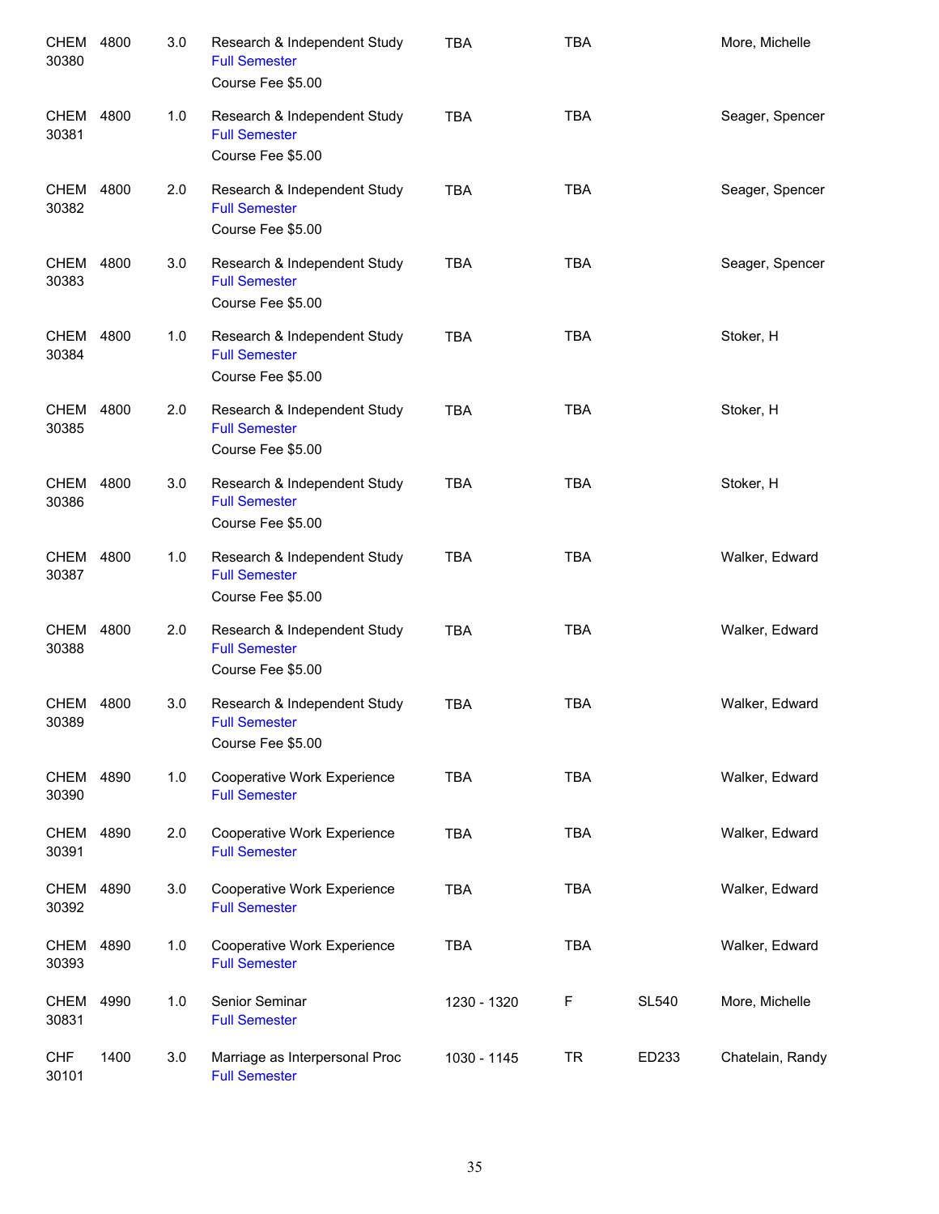| | | | | | | | |
|---|---|---|---|---|---|---|---|
| CHEM 30380 | 4800 | 3.0 | Research & Independent Study<br>Full Semester<br>Course Fee $5.00 | TBA | TBA | | More, Michelle |
| CHEM 30381 | 4800 | 1.0 | Research & Independent Study<br>Full Semester<br>Course Fee $5.00 | TBA | TBA | | Seager, Spencer |
| CHEM 30382 | 4800 | 2.0 | Research & Independent Study<br>Full Semester<br>Course Fee $5.00 | TBA | TBA | | Seager, Spencer |
| CHEM 30383 | 4800 | 3.0 | Research & Independent Study<br>Full Semester<br>Course Fee $5.00 | TBA | TBA | | Seager, Spencer |
| CHEM 30384 | 4800 | 1.0 | Research & Independent Study<br>Full Semester<br>Course Fee $5.00 | TBA | TBA | | Stoker, H |
| CHEM 30385 | 4800 | 2.0 | Research & Independent Study<br>Full Semester<br>Course Fee $5.00 | TBA | TBA | | Stoker, H |
| CHEM 30386 | 4800 | 3.0 | Research & Independent Study<br>Full Semester<br>Course Fee $5.00 | TBA | TBA | | Stoker, H |
| CHEM 30387 | 4800 | 1.0 | Research & Independent Study<br>Full Semester<br>Course Fee $5.00 | TBA | TBA | | Walker, Edward |
| CHEM 30388 | 4800 | 2.0 | Research & Independent Study<br>Full Semester<br>Course Fee $5.00 | TBA | TBA | | Walker, Edward |
| CHEM 30389 | 4800 | 3.0 | Research & Independent Study<br>Full Semester<br>Course Fee $5.00 | TBA | TBA | | Walker, Edward |
| CHEM 30390 | 4890 | 1.0 | Cooperative Work Experience<br>Full Semester | TBA | TBA | | Walker, Edward |
| CHEM 30391 | 4890 | 2.0 | Cooperative Work Experience<br>Full Semester | TBA | TBA | | Walker, Edward |
| CHEM 30392 | 4890 | 3.0 | Cooperative Work Experience<br>Full Semester | TBA | TBA | | Walker, Edward |
| CHEM 30393 | 4890 | 1.0 | Cooperative Work Experience<br>Full Semester | TBA | TBA | | Walker, Edward |
| CHEM 30831 | 4990 | 1.0 | Senior Seminar<br>Full Semester | 1230 - 1320 | F | SL540 | More, Michelle |
| CHF 30101 | 1400 | 3.0 | Marriage as Interpersonal Proc<br>Full Semester | 1030 - 1145 | TR | ED233 | Chatelain, Randy |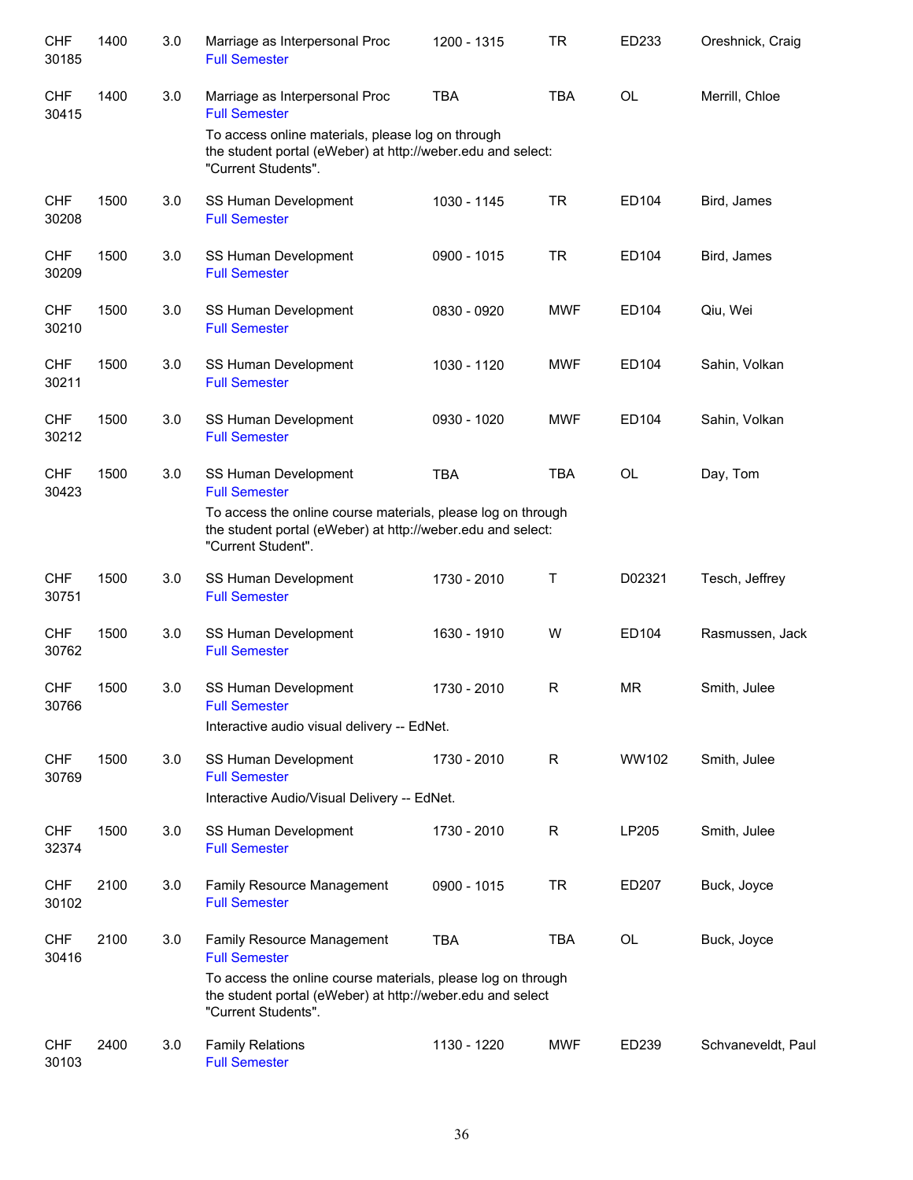| Subject / CRN | Course | Credits | Title | Time | Days | Room | Instructor |
|---|---|---|---|---|---|---|---|
| CHF 30185 | 1400 | 3.0 | Marriage as Interpersonal Proc<br>Full Semester | 1200 - 1315 | TR | ED233 | Oreshnick, Craig |
| CHF 30415 | 1400 | 3.0 | Marriage as Interpersonal Proc<br>Full Semester<br>To access online materials, please log on through the student portal (eWeber) at http://weber.edu and select: "Current Students". | TBA | TBA | OL | Merrill, Chloe |
| CHF 30208 | 1500 | 3.0 | SS Human Development<br>Full Semester | 1030 - 1145 | TR | ED104 | Bird, James |
| CHF 30209 | 1500 | 3.0 | SS Human Development<br>Full Semester | 0900 - 1015 | TR | ED104 | Bird, James |
| CHF 30210 | 1500 | 3.0 | SS Human Development<br>Full Semester | 0830 - 0920 | MWF | ED104 | Qiu, Wei |
| CHF 30211 | 1500 | 3.0 | SS Human Development<br>Full Semester | 1030 - 1120 | MWF | ED104 | Sahin, Volkan |
| CHF 30212 | 1500 | 3.0 | SS Human Development<br>Full Semester | 0930 - 1020 | MWF | ED104 | Sahin, Volkan |
| CHF 30423 | 1500 | 3.0 | SS Human Development<br>Full Semester<br>To access the online course materials, please log on through the student portal (eWeber) at http://weber.edu and select: "Current Student". | TBA | TBA | OL | Day, Tom |
| CHF 30751 | 1500 | 3.0 | SS Human Development<br>Full Semester | 1730 - 2010 | T | D02321 | Tesch, Jeffrey |
| CHF 30762 | 1500 | 3.0 | SS Human Development<br>Full Semester | 1630 - 1910 | W | ED104 | Rasmussen, Jack |
| CHF 30766 | 1500 | 3.0 | SS Human Development<br>Full Semester<br>Interactive audio visual delivery -- EdNet. | 1730 - 2010 | R | MR | Smith, Julee |
| CHF 30769 | 1500 | 3.0 | SS Human Development<br>Full Semester<br>Interactive Audio/Visual Delivery -- EdNet. | 1730 - 2010 | R | WW102 | Smith, Julee |
| CHF 32374 | 1500 | 3.0 | SS Human Development<br>Full Semester | 1730 - 2010 | R | LP205 | Smith, Julee |
| CHF 30102 | 2100 | 3.0 | Family Resource Management<br>Full Semester | 0900 - 1015 | TR | ED207 | Buck, Joyce |
| CHF 30416 | 2100 | 3.0 | Family Resource Management<br>Full Semester<br>To access the online course materials, please log on through the student portal (eWeber) at http://weber.edu and select "Current Students". | TBA | TBA | OL | Buck, Joyce |
| CHF 30103 | 2400 | 3.0 | Family Relations<br>Full Semester | 1130 - 1220 | MWF | ED239 | Schvaneveldt, Paul |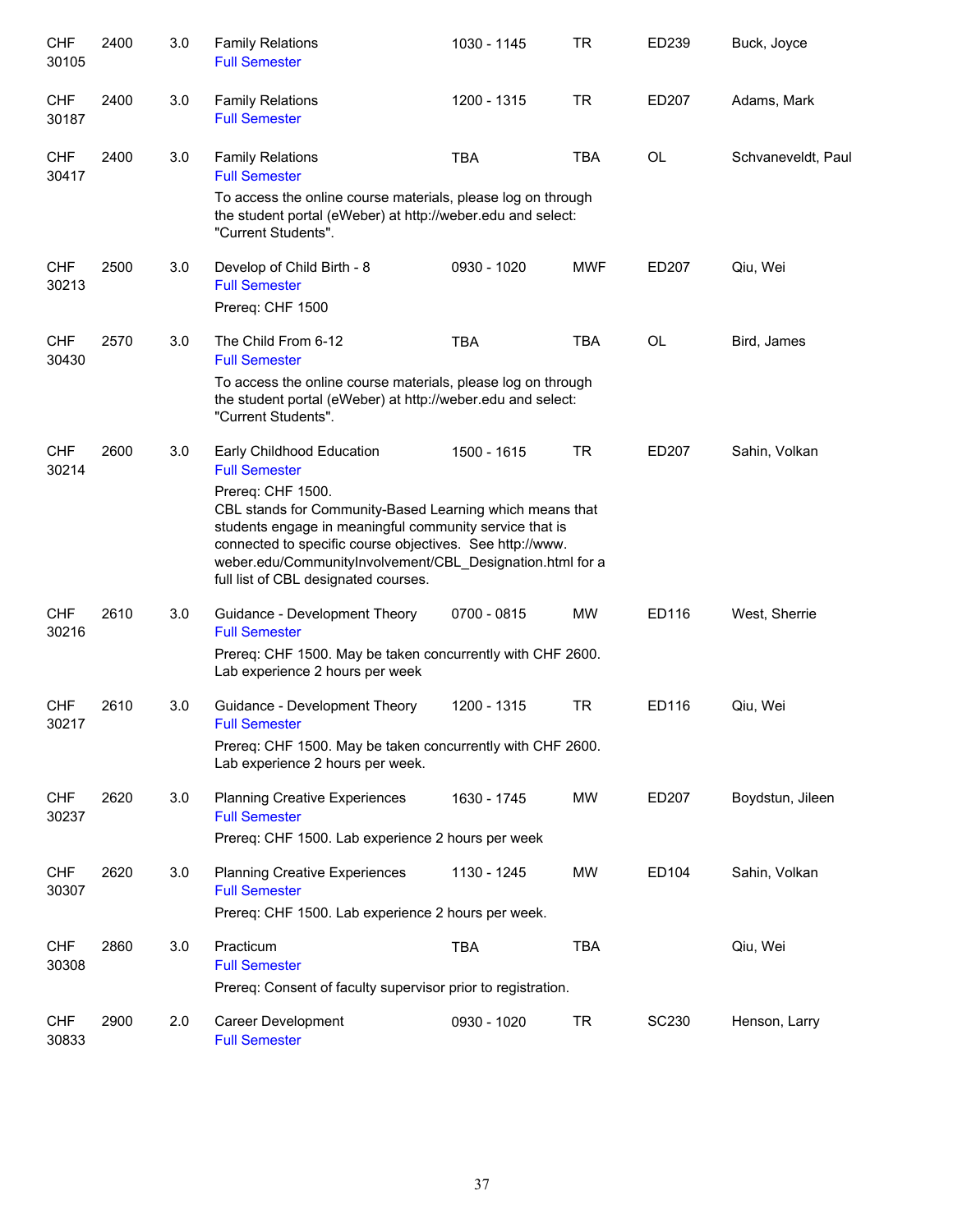| | | | | | | | |
|---|---|---|---|---|---|---|---|
| CHF 30105 | 2400 | 3.0 | Family Relations<br>Full Semester | 1030 - 1145 | TR | ED239 | Buck, Joyce |
| CHF 30187 | 2400 | 3.0 | Family Relations<br>Full Semester | 1200 - 1315 | TR | ED207 | Adams, Mark |
| CHF 30417 | 2400 | 3.0 | Family Relations<br>Full Semester<br>To access the online course materials, please log on through the student portal (eWeber) at http://weber.edu and select: "Current Students". | TBA | TBA | OL | Schvaneveldt, Paul |
| CHF 30213 | 2500 | 3.0 | Develop of Child Birth - 8<br>Full Semester<br>Prereq: CHF 1500 | 0930 - 1020 | MWF | ED207 | Qiu, Wei |
| CHF 30430 | 2570 | 3.0 | The Child From 6-12<br>Full Semester<br>To access the online course materials, please log on through the student portal (eWeber) at http://weber.edu and select: "Current Students". | TBA | TBA | OL | Bird, James |
| CHF 30214 | 2600 | 3.0 | Early Childhood Education<br>Full Semester<br>Prereq: CHF 1500.<br>CBL stands for Community-Based Learning which means that students engage in meaningful community service that is connected to specific course objectives. See http://www.weber.edu/CommunityInvolvement/CBL_Designation.html for a full list of CBL designated courses. | 1500 - 1615 | TR | ED207 | Sahin, Volkan |
| CHF 30216 | 2610 | 3.0 | Guidance - Development Theory<br>Full Semester<br>Prereq: CHF 1500. May be taken concurrently with CHF 2600. Lab experience 2 hours per week | 0700 - 0815 | MW | ED116 | West, Sherrie |
| CHF 30217 | 2610 | 3.0 | Guidance - Development Theory<br>Full Semester<br>Prereq: CHF 1500. May be taken concurrently with CHF 2600. Lab experience 2 hours per week. | 1200 - 1315 | TR | ED116 | Qiu, Wei |
| CHF 30237 | 2620 | 3.0 | Planning Creative Experiences<br>Full Semester<br>Prereq: CHF 1500. Lab experience 2 hours per week | 1630 - 1745 | MW | ED207 | Boydstun, Jileen |
| CHF 30307 | 2620 | 3.0 | Planning Creative Experiences<br>Full Semester<br>Prereq: CHF 1500. Lab experience 2 hours per week. | 1130 - 1245 | MW | ED104 | Sahin, Volkan |
| CHF 30308 | 2860 | 3.0 | Practicum<br>Full Semester<br>Prereq: Consent of faculty supervisor prior to registration. | TBA | TBA | | Qiu, Wei |
| CHF 30833 | 2900 | 2.0 | Career Development<br>Full Semester | 0930 - 1020 | TR | SC230 | Henson, Larry |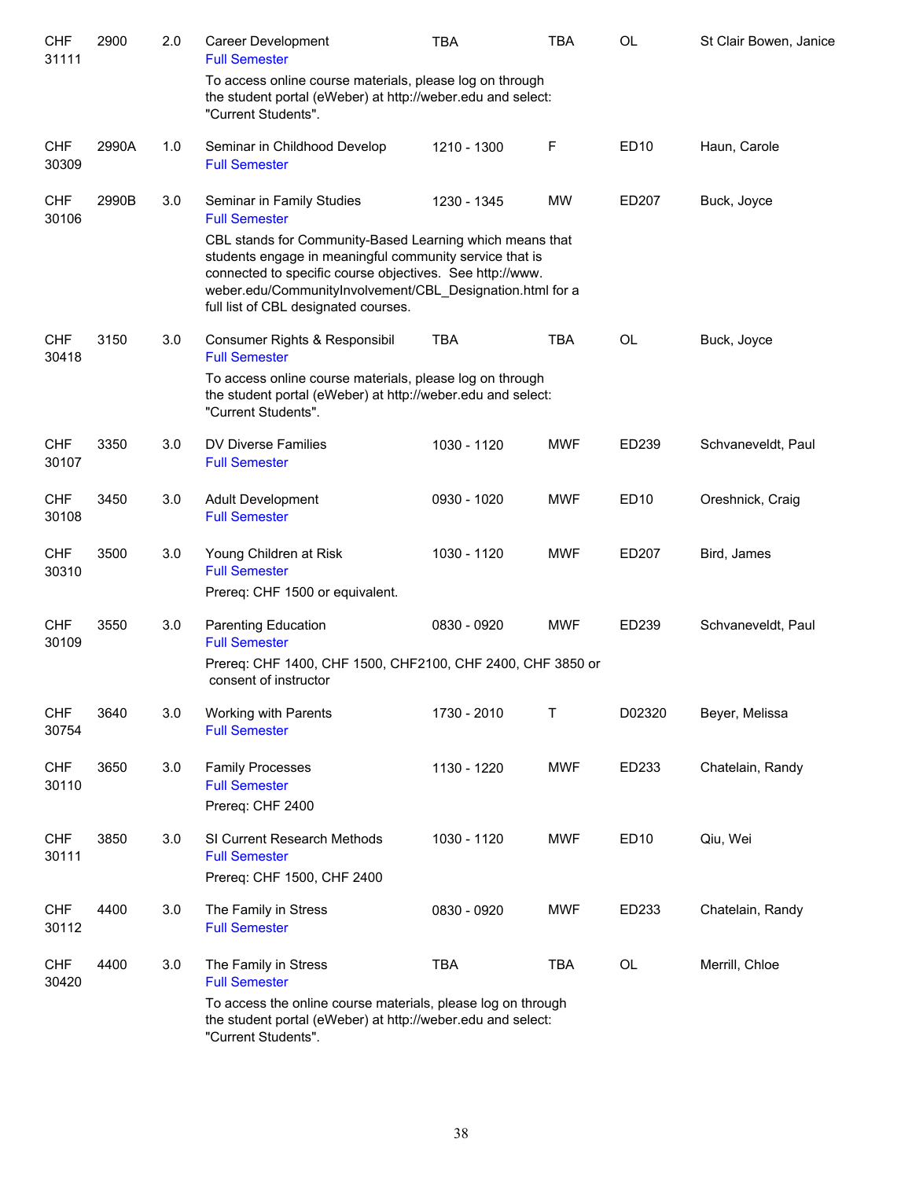| | | | | | | | |
|---|---|---|---|---|---|---|---|
| CHF 31111 | 2900 | 2.0 | Career Development<br>Full Semester<br>To access online course materials, please log on through the student portal (eWeber) at http://weber.edu and select: "Current Students". | TBA | TBA | OL | St Clair Bowen, Janice |
| CHF 30309 | 2990A | 1.0 | Seminar in Childhood Develop<br>Full Semester | 1210 - 1300 | F | ED10 | Haun, Carole |
| CHF 30106 | 2990B | 3.0 | Seminar in Family Studies<br>Full Semester<br>CBL stands for Community-Based Learning which means that students engage in meaningful community service that is connected to specific course objectives. See http://www.weber.edu/CommunityInvolvement/CBL_Designation.html for a full list of CBL designated courses. | 1230 - 1345 | MW | ED207 | Buck, Joyce |
| CHF 30418 | 3150 | 3.0 | Consumer Rights & Responsibil<br>Full Semester<br>To access online course materials, please log on through the student portal (eWeber) at http://weber.edu and select: "Current Students". | TBA | TBA | OL | Buck, Joyce |
| CHF 30107 | 3350 | 3.0 | DV Diverse Families<br>Full Semester | 1030 - 1120 | MWF | ED239 | Schvaneveldt, Paul |
| CHF 30108 | 3450 | 3.0 | Adult Development<br>Full Semester | 0930 - 1020 | MWF | ED10 | Oreshnick, Craig |
| CHF 30310 | 3500 | 3.0 | Young Children at Risk<br>Full Semester<br>Prereq: CHF 1500 or equivalent. | 1030 - 1120 | MWF | ED207 | Bird, James |
| CHF 30109 | 3550 | 3.0 | Parenting Education<br>Full Semester<br>Prereq: CHF 1400, CHF 1500, CHF2100, CHF 2400, CHF 3850 or consent of instructor | 0830 - 0920 | MWF | ED239 | Schvaneveldt, Paul |
| CHF 30754 | 3640 | 3.0 | Working with Parents<br>Full Semester | 1730 - 2010 | T | D02320 | Beyer, Melissa |
| CHF 30110 | 3650 | 3.0 | Family Processes<br>Full Semester<br>Prereq: CHF 2400 | 1130 - 1220 | MWF | ED233 | Chatelain, Randy |
| CHF 30111 | 3850 | 3.0 | SI Current Research Methods<br>Full Semester<br>Prereq: CHF 1500, CHF 2400 | 1030 - 1120 | MWF | ED10 | Qiu, Wei |
| CHF 30112 | 4400 | 3.0 | The Family in Stress<br>Full Semester | 0830 - 0920 | MWF | ED233 | Chatelain, Randy |
| CHF 30420 | 4400 | 3.0 | The Family in Stress<br>Full Semester<br>To access the online course materials, please log on through the student portal (eWeber) at http://weber.edu and select: "Current Students". | TBA | TBA | OL | Merrill, Chloe |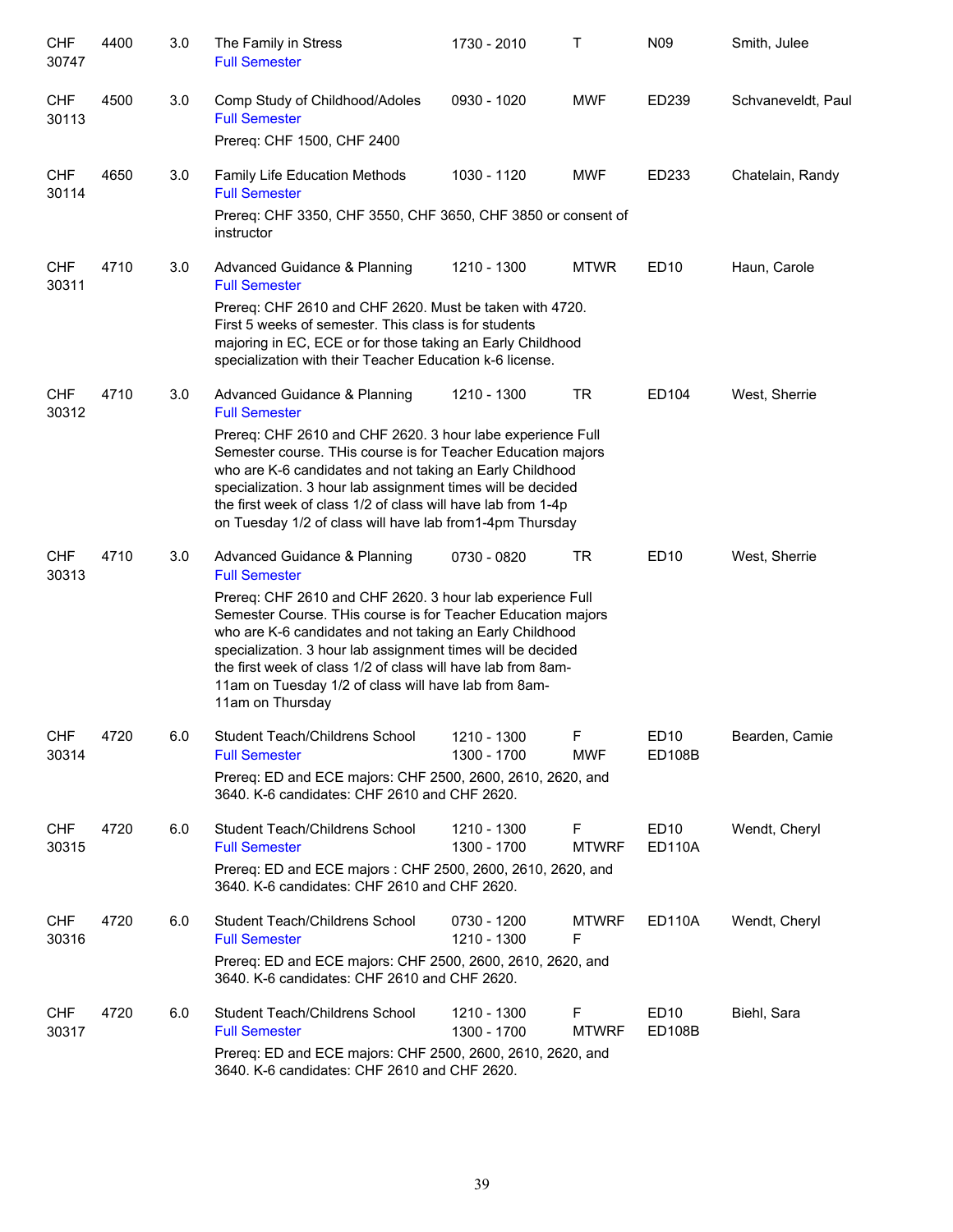| | | | | | | | |
|---|---|---|---|---|---|---|---|
| CHF 30747 | 4400 | 3.0 | The Family in Stress<br>Full Semester | 1730 - 2010 | T | N09 | Smith, Julee |
| CHF 30113 | 4500 | 3.0 | Comp Study of Childhood/Adoles<br>Full Semester<br>Prereq: CHF 1500, CHF 2400 | 0930 - 1020 | MWF | ED239 | Schvaneveldt, Paul |
| CHF 30114 | 4650 | 3.0 | Family Life Education Methods<br>Full Semester<br>Prereq: CHF 3350, CHF 3550, CHF 3650, CHF 3850 or consent of instructor | 1030 - 1120 | MWF | ED233 | Chatelain, Randy |
| CHF 30311 | 4710 | 3.0 | Advanced Guidance & Planning<br>Full Semester<br>Prereq: CHF 2610 and CHF 2620. Must be taken with 4720. First 5 weeks of semester. This class is for students majoring in EC, ECE or for those taking an Early Childhood specialization with their Teacher Education k-6 license. | 1210 - 1300 | MTWR | ED10 | Haun, Carole |
| CHF 30312 | 4710 | 3.0 | Advanced Guidance & Planning<br>Full Semester<br>Prereq: CHF 2610 and CHF 2620. 3 hour labe experience Full Semester course. THis course is for Teacher Education majors who are K-6 candidates and not taking an Early Childhood specialization. 3 hour lab assignment times will be decided the first week of class 1/2 of class will have lab from 1-4p on Tuesday 1/2 of class will have lab from1-4pm Thursday | 1210 - 1300 | TR | ED104 | West, Sherrie |
| CHF 30313 | 4710 | 3.0 | Advanced Guidance & Planning<br>Full Semester<br>Prereq: CHF 2610 and CHF 2620. 3 hour lab experience Full Semester Course. THis course is for Teacher Education majors who are K-6 candidates and not taking an Early Childhood specialization. 3 hour lab assignment times will be decided the first week of class 1/2 of class will have lab from 8am-11am on Tuesday 1/2 of class will have lab from 8am-11am on Thursday | 0730 - 0820 | TR | ED10 | West, Sherrie |
| CHF 30314 | 4720 | 6.0 | Student Teach/Childrens School<br>Full Semester<br>Prereq: ED and ECE majors: CHF 2500, 2600, 2610, 2620, and 3640. K-6 candidates: CHF 2610 and CHF 2620. | 1210 - 1300<br>1300 - 1700 | F<br>MWF | ED10<br>ED108B | Bearden, Camie |
| CHF 30315 | 4720 | 6.0 | Student Teach/Childrens School<br>Full Semester<br>Prereq: ED and ECE majors : CHF 2500, 2600, 2610, 2620, and 3640. K-6 candidates: CHF 2610 and CHF 2620. | 1210 - 1300<br>1300 - 1700 | F<br>MTWRF | ED10<br>ED110A | Wendt, Cheryl |
| CHF 30316 | 4720 | 6.0 | Student Teach/Childrens School<br>Full Semester<br>Prereq: ED and ECE majors: CHF 2500, 2600, 2610, 2620, and 3640. K-6 candidates: CHF 2610 and CHF 2620. | 0730 - 1200<br>1210 - 1300 | MTWRF<br>F | ED110A | Wendt, Cheryl |
| CHF 30317 | 4720 | 6.0 | Student Teach/Childrens School<br>Full Semester<br>Prereq: ED and ECE majors: CHF 2500, 2600, 2610, 2620, and 3640. K-6 candidates: CHF 2610 and CHF 2620. | 1210 - 1300<br>1300 - 1700 | F<br>MTWRF | ED10<br>ED108B | Biehl, Sara |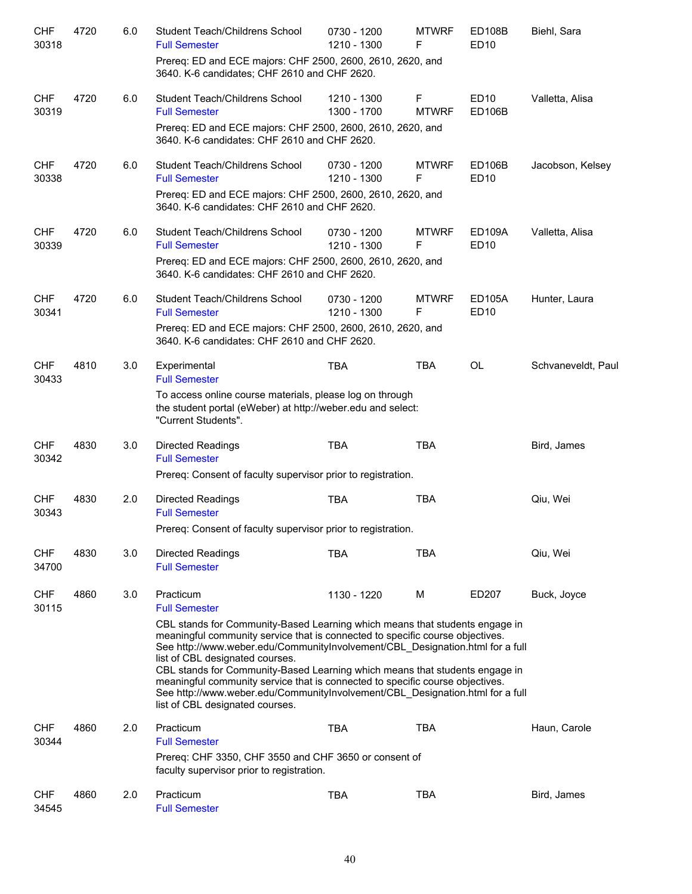| | | | | | | | |
|---|---|---|---|---|---|---|---|
| CHF 30318 | 4720 | 6.0 | Student Teach/Childrens School<br>Full Semester | 0730 - 1200<br>1210 - 1300 | MTWRF<br>F | ED108B<br>ED10 | Biehl, Sara |
| | | | Prereq: ED and ECE majors: CHF 2500, 2600, 2610, 2620, and 3640. K-6 candidates; CHF 2610 and CHF 2620. | | | | |
| CHF 30319 | 4720 | 6.0 | Student Teach/Childrens School<br>Full Semester | 1210 - 1300<br>1300 - 1700 | F<br>MTWRF | ED10<br>ED106B | Valletta, Alisa |
| | | | Prereq: ED and ECE majors: CHF 2500, 2600, 2610, 2620, and 3640. K-6 candidates: CHF 2610 and CHF 2620. | | | | |
| CHF 30338 | 4720 | 6.0 | Student Teach/Childrens School<br>Full Semester | 0730 - 1200<br>1210 - 1300 | MTWRF<br>F | ED106B<br>ED10 | Jacobson, Kelsey |
| | | | Prereq: ED and ECE majors: CHF 2500, 2600, 2610, 2620, and 3640. K-6 candidates: CHF 2610 and CHF 2620. | | | | |
| CHF 30339 | 4720 | 6.0 | Student Teach/Childrens School<br>Full Semester | 0730 - 1200<br>1210 - 1300 | MTWRF<br>F | ED109A<br>ED10 | Valletta, Alisa |
| | | | Prereq: ED and ECE majors: CHF 2500, 2600, 2610, 2620, and 3640. K-6 candidates: CHF 2610 and CHF 2620. | | | | |
| CHF 30341 | 4720 | 6.0 | Student Teach/Childrens School<br>Full Semester | 0730 - 1200<br>1210 - 1300 | MTWRF<br>F | ED105A<br>ED10 | Hunter, Laura |
| | | | Prereq: ED and ECE majors: CHF 2500, 2600, 2610, 2620, and 3640. K-6 candidates: CHF 2610 and CHF 2620. | | | | |
| CHF 30433 | 4810 | 3.0 | Experimental<br>Full Semester | TBA | TBA | OL | Schvaneveldt, Paul |
| | | | To access online course materials, please log on through the student portal (eWeber) at http://weber.edu and select: "Current Students". | | | | |
| CHF 30342 | 4830 | 3.0 | Directed Readings<br>Full Semester | TBA | TBA | | Bird, James |
| | | | Prereq: Consent of faculty supervisor prior to registration. | | | | |
| CHF 30343 | 4830 | 2.0 | Directed Readings<br>Full Semester | TBA | TBA | | Qiu, Wei |
| | | | Prereq: Consent of faculty supervisor prior to registration. | | | | |
| CHF 34700 | 4830 | 3.0 | Directed Readings<br>Full Semester | TBA | TBA | | Qiu, Wei |
| CHF 30115 | 4860 | 3.0 | Practicum<br>Full Semester | 1130 - 1220 | M | ED207 | Buck, Joyce |
| | | | CBL stands for Community-Based Learning which means that students engage in meaningful community service that is connected to specific course objectives. See http://www.weber.edu/CommunityInvolvement/CBL_Designation.html for a full list of CBL designated courses. CBL stands for Community-Based Learning which means that students engage in meaningful community service that is connected to specific course objectives. See http://www.weber.edu/CommunityInvolvement/CBL_Designation.html for a full list of CBL designated courses. | | | | |
| CHF 30344 | 4860 | 2.0 | Practicum<br>Full Semester | TBA | TBA | | Haun, Carole |
| | | | Prereq: CHF 3350, CHF 3550 and CHF 3650 or consent of faculty supervisor prior to registration. | | | | |
| CHF 34545 | 4860 | 2.0 | Practicum<br>Full Semester | TBA | TBA | | Bird, James |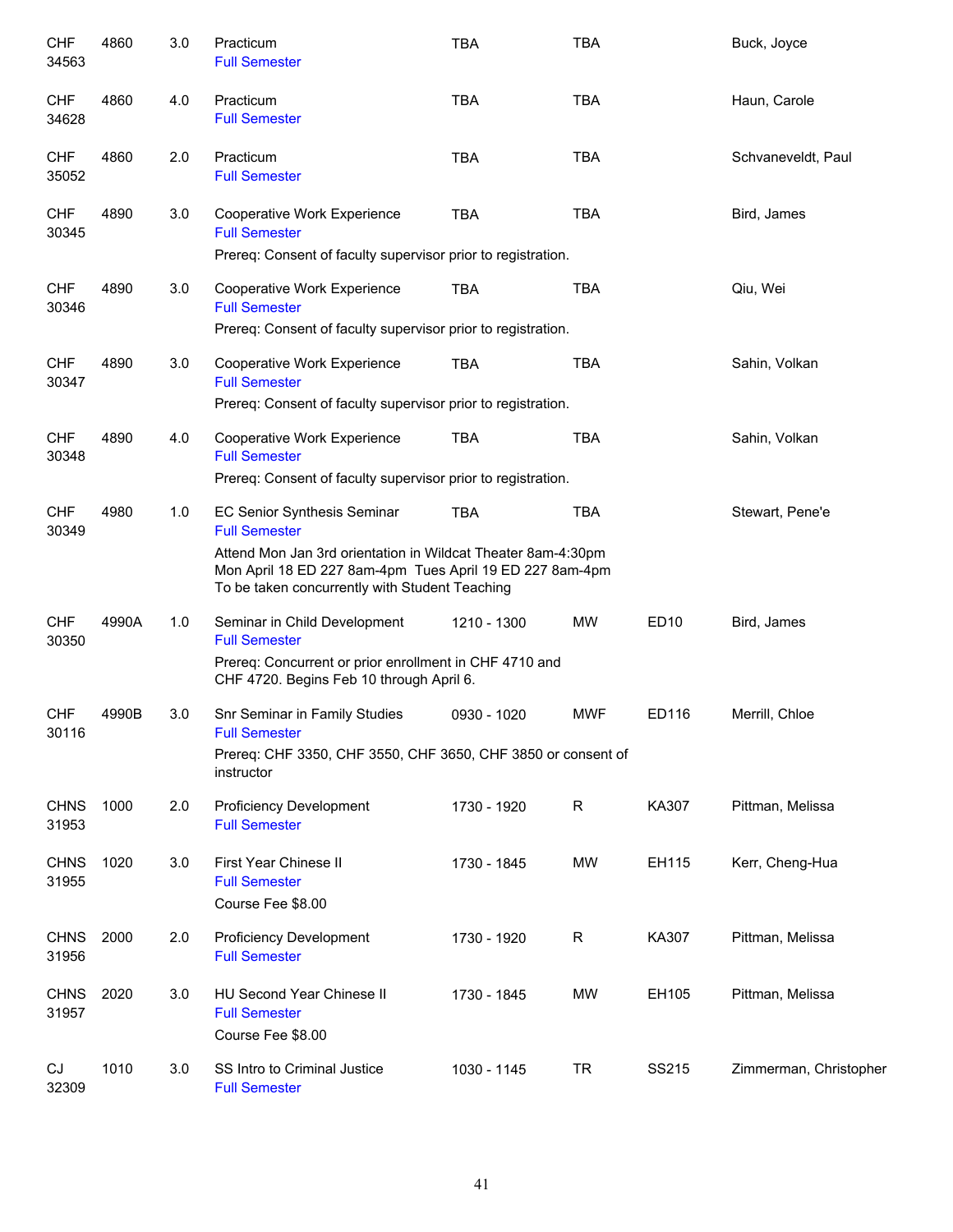| | | | | | | | |
|---|---|---|---|---|---|---|---|
| CHF 34563 | 4860 | 3.0 | Practicum<br>Full Semester | TBA | TBA | | Buck, Joyce |
| CHF 34628 | 4860 | 4.0 | Practicum<br>Full Semester | TBA | TBA | | Haun, Carole |
| CHF 35052 | 4860 | 2.0 | Practicum<br>Full Semester | TBA | TBA | | Schvaneveldt, Paul |
| CHF 30345 | 4890 | 3.0 | Cooperative Work Experience<br>Full Semester<br>Prereq: Consent of faculty supervisor prior to registration. | TBA | TBA | | Bird, James |
| CHF 30346 | 4890 | 3.0 | Cooperative Work Experience<br>Full Semester<br>Prereq: Consent of faculty supervisor prior to registration. | TBA | TBA | | Qiu, Wei |
| CHF 30347 | 4890 | 3.0 | Cooperative Work Experience<br>Full Semester<br>Prereq: Consent of faculty supervisor prior to registration. | TBA | TBA | | Sahin, Volkan |
| CHF 30348 | 4890 | 4.0 | Cooperative Work Experience<br>Full Semester<br>Prereq: Consent of faculty supervisor prior to registration. | TBA | TBA | | Sahin, Volkan |
| CHF 30349 | 4980 | 1.0 | EC Senior Synthesis Seminar<br>Full Semester<br>Attend Mon Jan 3rd orientation in Wildcat Theater 8am-4:30pm Mon April 18 ED 227 8am-4pm Tues April 19 ED 227 8am-4pm To be taken concurrently with Student Teaching | TBA | TBA | | Stewart, Pene'e |
| CHF 30350 | 4990A | 1.0 | Seminar in Child Development<br>Full Semester<br>Prereq: Concurrent or prior enrollment in CHF 4710 and CHF 4720. Begins Feb 10 through April 6. | 1210 - 1300 | MW | ED10 | Bird, James |
| CHF 30116 | 4990B | 3.0 | Snr Seminar in Family Studies<br>Full Semester<br>Prereq: CHF 3350, CHF 3550, CHF 3650, CHF 3850 or consent of instructor | 0930 - 1020 | MWF | ED116 | Merrill, Chloe |
| CHNS 31953 | 1000 | 2.0 | Proficiency Development<br>Full Semester | 1730 - 1920 | R | KA307 | Pittman, Melissa |
| CHNS 31955 | 1020 | 3.0 | First Year Chinese II<br>Full Semester<br>Course Fee $8.00 | 1730 - 1845 | MW | EH115 | Kerr, Cheng-Hua |
| CHNS 31956 | 2000 | 2.0 | Proficiency Development<br>Full Semester | 1730 - 1920 | R | KA307 | Pittman, Melissa |
| CHNS 31957 | 2020 | 3.0 | HU Second Year Chinese II<br>Full Semester<br>Course Fee $8.00 | 1730 - 1845 | MW | EH105 | Pittman, Melissa |
| CJ 32309 | 1010 | 3.0 | SS Intro to Criminal Justice<br>Full Semester | 1030 - 1145 | TR | SS215 | Zimmerman, Christopher |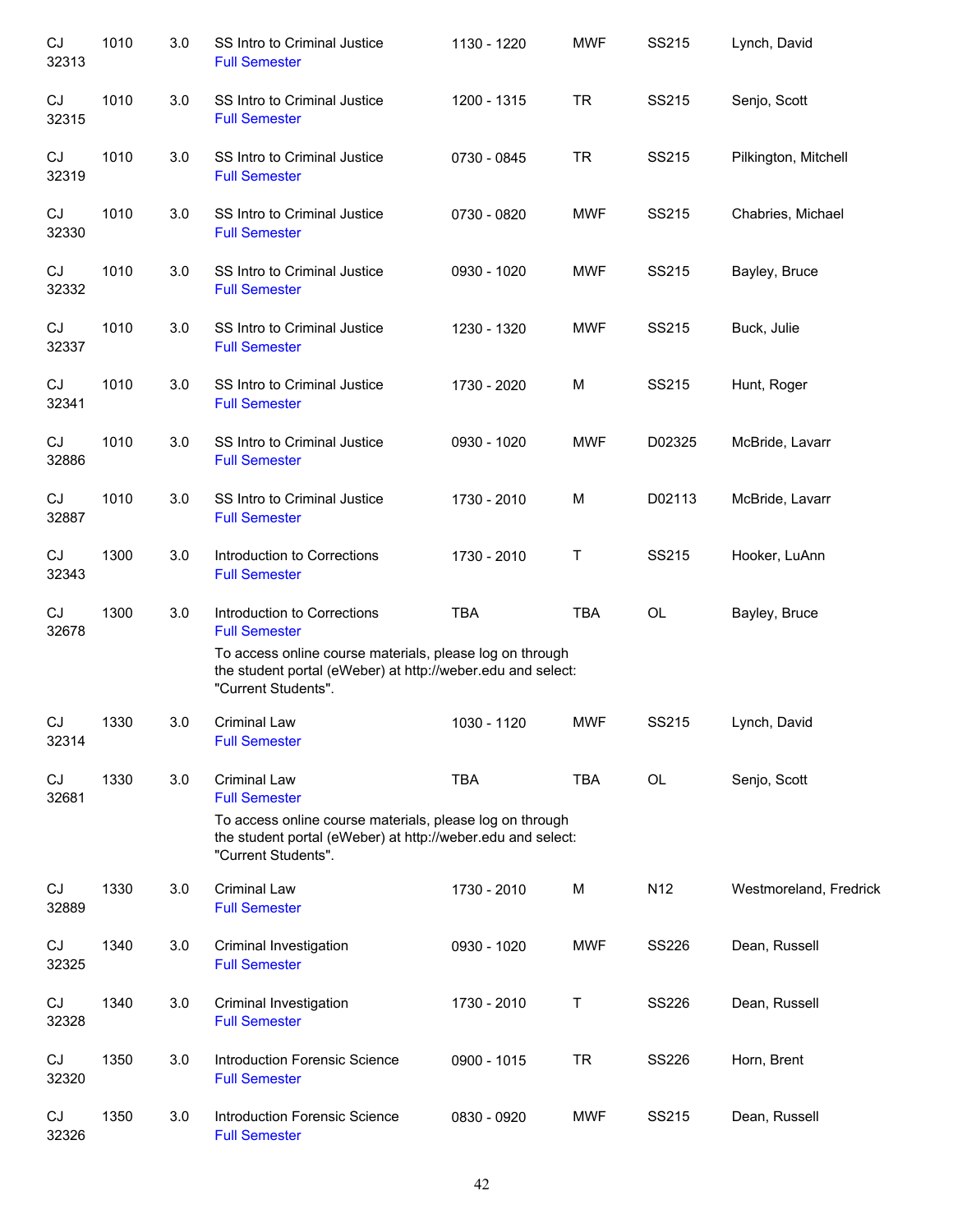| | | | | | | | |
|---|---|---|---|---|---|---|---|
| CJ 32313 | 1010 | 3.0 | SS Intro to Criminal Justice<br>Full Semester | 1130 - 1220 | MWF | SS215 | Lynch, David |
| CJ 32315 | 1010 | 3.0 | SS Intro to Criminal Justice<br>Full Semester | 1200 - 1315 | TR | SS215 | Senjo, Scott |
| CJ 32319 | 1010 | 3.0 | SS Intro to Criminal Justice<br>Full Semester | 0730 - 0845 | TR | SS215 | Pilkington, Mitchell |
| CJ 32330 | 1010 | 3.0 | SS Intro to Criminal Justice<br>Full Semester | 0730 - 0820 | MWF | SS215 | Chabries, Michael |
| CJ 32332 | 1010 | 3.0 | SS Intro to Criminal Justice<br>Full Semester | 0930 - 1020 | MWF | SS215 | Bayley, Bruce |
| CJ 32337 | 1010 | 3.0 | SS Intro to Criminal Justice<br>Full Semester | 1230 - 1320 | MWF | SS215 | Buck, Julie |
| CJ 32341 | 1010 | 3.0 | SS Intro to Criminal Justice<br>Full Semester | 1730 - 2020 | M | SS215 | Hunt, Roger |
| CJ 32886 | 1010 | 3.0 | SS Intro to Criminal Justice<br>Full Semester | 0930 - 1020 | MWF | D02325 | McBride, Lavarr |
| CJ 32887 | 1010 | 3.0 | SS Intro to Criminal Justice<br>Full Semester | 1730 - 2010 | M | D02113 | McBride, Lavarr |
| CJ 32343 | 1300 | 3.0 | Introduction to Corrections<br>Full Semester | 1730 - 2010 | T | SS215 | Hooker, LuAnn |
| CJ 32678 | 1300 | 3.0 | Introduction to Corrections<br>Full Semester<br>To access online course materials, please log on through the student portal (eWeber) at http://weber.edu and select: "Current Students". | TBA | TBA | OL | Bayley, Bruce |
| CJ 32314 | 1330 | 3.0 | Criminal Law<br>Full Semester | 1030 - 1120 | MWF | SS215 | Lynch, David |
| CJ 32681 | 1330 | 3.0 | Criminal Law<br>Full Semester<br>To access online course materials, please log on through the student portal (eWeber) at http://weber.edu and select: "Current Students". | TBA | TBA | OL | Senjo, Scott |
| CJ 32889 | 1330 | 3.0 | Criminal Law<br>Full Semester | 1730 - 2010 | M | N12 | Westmoreland, Fredrick |
| CJ 32325 | 1340 | 3.0 | Criminal Investigation<br>Full Semester | 0930 - 1020 | MWF | SS226 | Dean, Russell |
| CJ 32328 | 1340 | 3.0 | Criminal Investigation<br>Full Semester | 1730 - 2010 | T | SS226 | Dean, Russell |
| CJ 32320 | 1350 | 3.0 | Introduction Forensic Science<br>Full Semester | 0900 - 1015 | TR | SS226 | Horn, Brent |
| CJ 32326 | 1350 | 3.0 | Introduction Forensic Science<br>Full Semester | 0830 - 0920 | MWF | SS215 | Dean, Russell |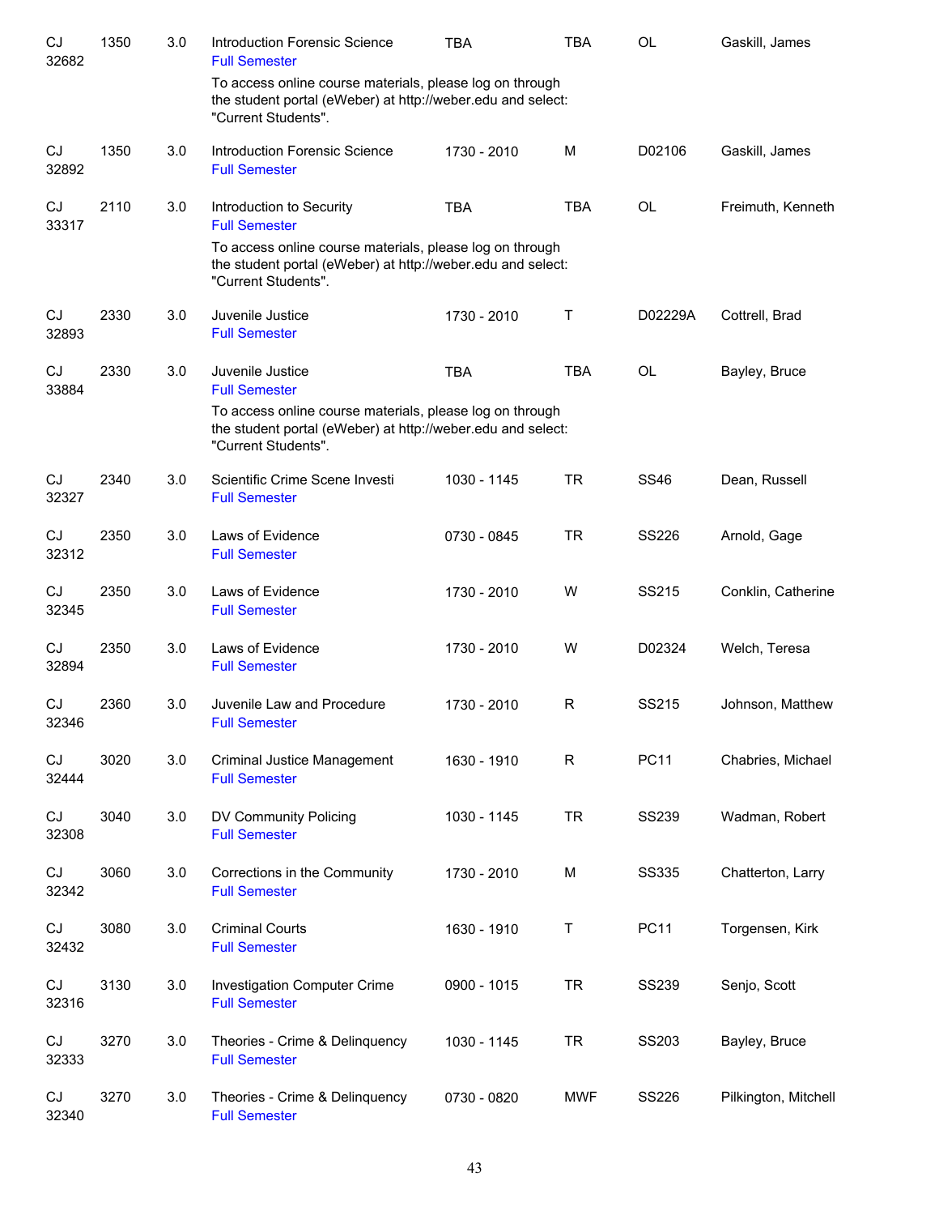| | | | | | | | |
|---|---|---|---|---|---|---|---|
| CJ 32682 | 1350 | 3.0 | Introduction Forensic Science<br>Full Semester<br>To access online course materials, please log on through the student portal (eWeber) at http://weber.edu and select: "Current Students". | TBA | TBA | OL | Gaskill, James |
| CJ 32892 | 1350 | 3.0 | Introduction Forensic Science<br>Full Semester | 1730 - 2010 | M | D02106 | Gaskill, James |
| CJ 33317 | 2110 | 3.0 | Introduction to Security<br>Full Semester<br>To access online course materials, please log on through the student portal (eWeber) at http://weber.edu and select: "Current Students". | TBA | TBA | OL | Freimuth, Kenneth |
| CJ 32893 | 2330 | 3.0 | Juvenile Justice<br>Full Semester | 1730 - 2010 | T | D02229A | Cottrell, Brad |
| CJ 33884 | 2330 | 3.0 | Juvenile Justice<br>Full Semester<br>To access online course materials, please log on through the student portal (eWeber) at http://weber.edu and select: "Current Students". | TBA | TBA | OL | Bayley, Bruce |
| CJ 32327 | 2340 | 3.0 | Scientific Crime Scene Investi<br>Full Semester | 1030 - 1145 | TR | SS46 | Dean, Russell |
| CJ 32312 | 2350 | 3.0 | Laws of Evidence<br>Full Semester | 0730 - 0845 | TR | SS226 | Arnold, Gage |
| CJ 32345 | 2350 | 3.0 | Laws of Evidence<br>Full Semester | 1730 - 2010 | W | SS215 | Conklin, Catherine |
| CJ 32894 | 2350 | 3.0 | Laws of Evidence<br>Full Semester | 1730 - 2010 | W | D02324 | Welch, Teresa |
| CJ 32346 | 2360 | 3.0 | Juvenile Law and Procedure<br>Full Semester | 1730 - 2010 | R | SS215 | Johnson, Matthew |
| CJ 32444 | 3020 | 3.0 | Criminal Justice Management<br>Full Semester | 1630 - 1910 | R | PC11 | Chabries, Michael |
| CJ 32308 | 3040 | 3.0 | DV Community Policing<br>Full Semester | 1030 - 1145 | TR | SS239 | Wadman, Robert |
| CJ 32342 | 3060 | 3.0 | Corrections in the Community<br>Full Semester | 1730 - 2010 | M | SS335 | Chatterton, Larry |
| CJ 32432 | 3080 | 3.0 | Criminal Courts<br>Full Semester | 1630 - 1910 | T | PC11 | Torgensen, Kirk |
| CJ 32316 | 3130 | 3.0 | Investigation Computer Crime<br>Full Semester | 0900 - 1015 | TR | SS239 | Senjo, Scott |
| CJ 32333 | 3270 | 3.0 | Theories - Crime & Delinquency<br>Full Semester | 1030 - 1145 | TR | SS203 | Bayley, Bruce |
| CJ 32340 | 3270 | 3.0 | Theories - Crime & Delinquency<br>Full Semester | 0730 - 0820 | MWF | SS226 | Pilkington, Mitchell |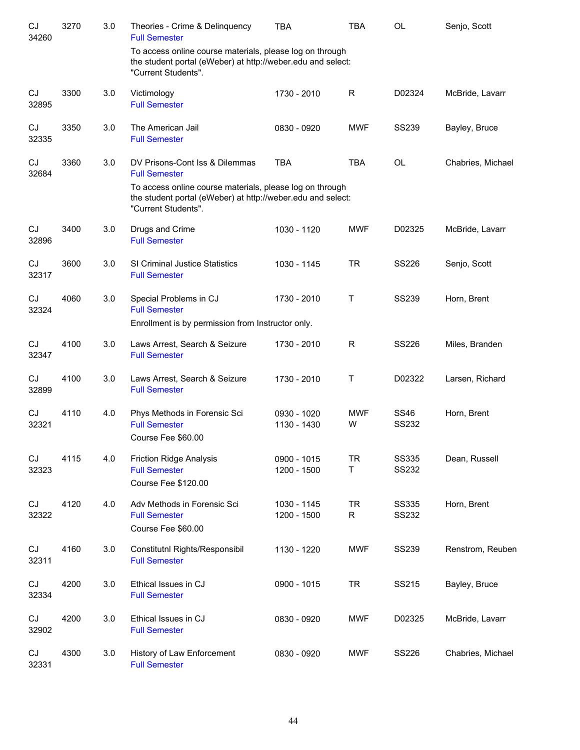| | | | | | | | |
|---|---|---|---|---|---|---|---|
| CJ 34260 | 3270 | 3.0 | Theories - Crime & Delinquency<br>Full Semester<br>To access online course materials, please log on through the student portal (eWeber) at http://weber.edu and select: "Current Students". | TBA | TBA | OL | Senjo, Scott |
| CJ 32895 | 3300 | 3.0 | Victimology<br>Full Semester | 1730 - 2010 | R | D02324 | McBride, Lavarr |
| CJ 32335 | 3350 | 3.0 | The American Jail<br>Full Semester | 0830 - 0920 | MWF | SS239 | Bayley, Bruce |
| CJ 32684 | 3360 | 3.0 | DV Prisons-Cont Iss & Dilemmas<br>Full Semester<br>To access online course materials, please log on through the student portal (eWeber) at http://weber.edu and select: "Current Students". | TBA | TBA | OL | Chabries, Michael |
| CJ 32896 | 3400 | 3.0 | Drugs and Crime<br>Full Semester | 1030 - 1120 | MWF | D02325 | McBride, Lavarr |
| CJ 32317 | 3600 | 3.0 | SI Criminal Justice Statistics<br>Full Semester | 1030 - 1145 | TR | SS226 | Senjo, Scott |
| CJ 32324 | 4060 | 3.0 | Special Problems in CJ<br>Full Semester<br>Enrollment is by permission from Instructor only. | 1730 - 2010 | T | SS239 | Horn, Brent |
| CJ 32347 | 4100 | 3.0 | Laws Arrest, Search & Seizure<br>Full Semester | 1730 - 2010 | R | SS226 | Miles, Branden |
| CJ 32899 | 4100 | 3.0 | Laws Arrest, Search & Seizure<br>Full Semester | 1730 - 2010 | T | D02322 | Larsen, Richard |
| CJ 32321 | 4110 | 4.0 | Phys Methods in Forensic Sci<br>Full Semester<br>Course Fee $60.00 | 0930 - 1020<br>1130 - 1430 | MWF<br>W | SS46<br>SS232 | Horn, Brent |
| CJ 32323 | 4115 | 4.0 | Friction Ridge Analysis<br>Full Semester<br>Course Fee $120.00 | 0900 - 1015<br>1200 - 1500 | TR<br>T | SS335<br>SS232 | Dean, Russell |
| CJ 32322 | 4120 | 4.0 | Adv Methods in Forensic Sci<br>Full Semester<br>Course Fee $60.00 | 1030 - 1145<br>1200 - 1500 | TR<br>R | SS335<br>SS232 | Horn, Brent |
| CJ 32311 | 4160 | 3.0 | Constitutnl Rights/Responsibil<br>Full Semester | 1130 - 1220 | MWF | SS239 | Renstrom, Reuben |
| CJ 32334 | 4200 | 3.0 | Ethical Issues in CJ<br>Full Semester | 0900 - 1015 | TR | SS215 | Bayley, Bruce |
| CJ 32902 | 4200 | 3.0 | Ethical Issues in CJ<br>Full Semester | 0830 - 0920 | MWF | D02325 | McBride, Lavarr |
| CJ 32331 | 4300 | 3.0 | History of Law Enforcement<br>Full Semester | 0830 - 0920 | MWF | SS226 | Chabries, Michael |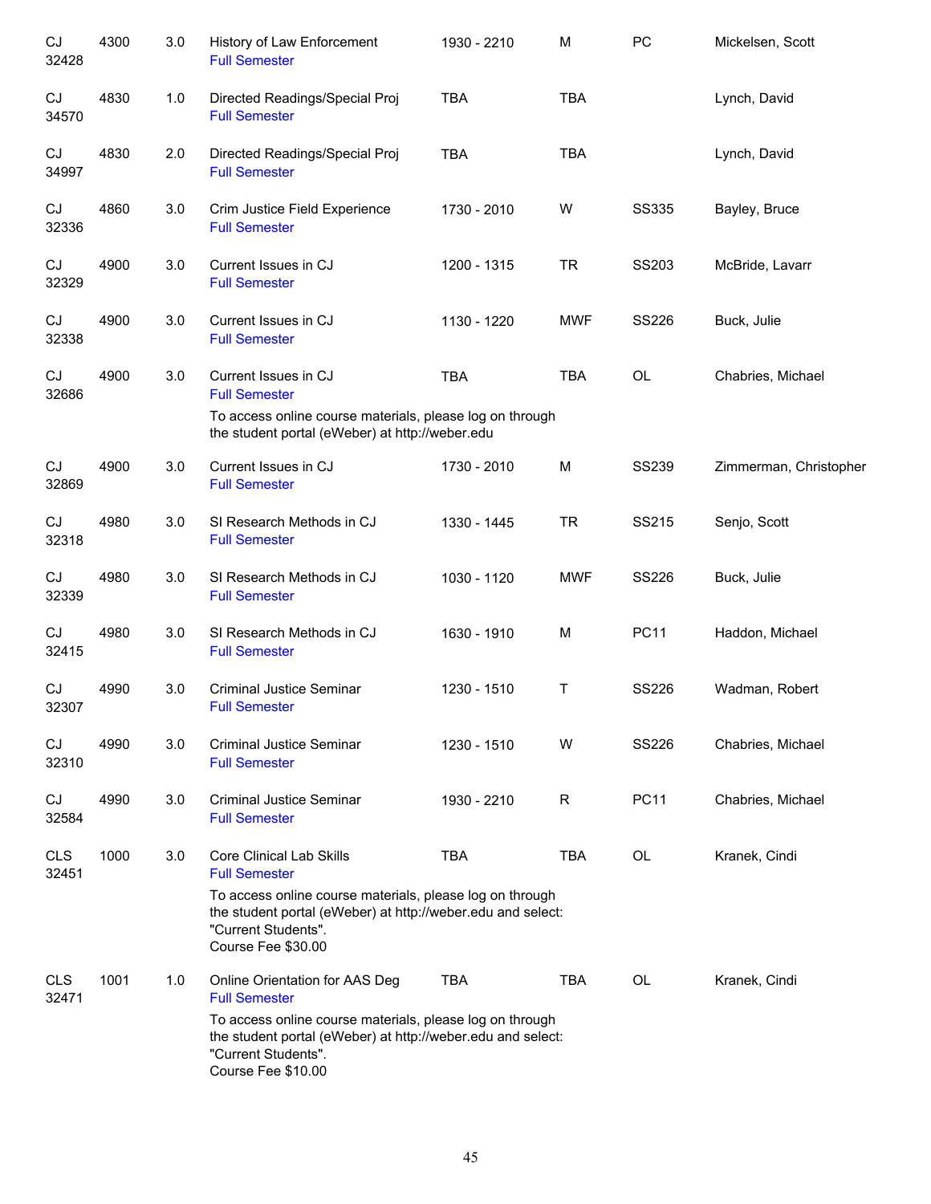| | | | | | | | |
|---|---|---|---|---|---|---|---|
| CJ 32428 | 4300 | 3.0 | History of Law Enforcement<br>Full Semester | 1930 - 2210 | M | PC | Mickelsen, Scott |
| CJ 34570 | 4830 | 1.0 | Directed Readings/Special Proj<br>Full Semester | TBA | TBA | | Lynch, David |
| CJ 34997 | 4830 | 2.0 | Directed Readings/Special Proj<br>Full Semester | TBA | TBA | | Lynch, David |
| CJ 32336 | 4860 | 3.0 | Crim Justice Field Experience<br>Full Semester | 1730 - 2010 | W | SS335 | Bayley, Bruce |
| CJ 32329 | 4900 | 3.0 | Current Issues in CJ<br>Full Semester | 1200 - 1315 | TR | SS203 | McBride, Lavarr |
| CJ 32338 | 4900 | 3.0 | Current Issues in CJ<br>Full Semester | 1130 - 1220 | MWF | SS226 | Buck, Julie |
| CJ 32686 | 4900 | 3.0 | Current Issues in CJ<br>Full Semester<br>To access online course materials, please log on through the student portal (eWeber) at http://weber.edu | TBA | TBA | OL | Chabries, Michael |
| CJ 32869 | 4900 | 3.0 | Current Issues in CJ<br>Full Semester | 1730 - 2010 | M | SS239 | Zimmerman, Christopher |
| CJ 32318 | 4980 | 3.0 | SI Research Methods in CJ<br>Full Semester | 1330 - 1445 | TR | SS215 | Senjo, Scott |
| CJ 32339 | 4980 | 3.0 | SI Research Methods in CJ<br>Full Semester | 1030 - 1120 | MWF | SS226 | Buck, Julie |
| CJ 32415 | 4980 | 3.0 | SI Research Methods in CJ<br>Full Semester | 1630 - 1910 | M | PC11 | Haddon, Michael |
| CJ 32307 | 4990 | 3.0 | Criminal Justice Seminar<br>Full Semester | 1230 - 1510 | T | SS226 | Wadman, Robert |
| CJ 32310 | 4990 | 3.0 | Criminal Justice Seminar<br>Full Semester | 1230 - 1510 | W | SS226 | Chabries, Michael |
| CJ 32584 | 4990 | 3.0 | Criminal Justice Seminar<br>Full Semester | 1930 - 2210 | R | PC11 | Chabries, Michael |
| CLS 32451 | 1000 | 3.0 | Core Clinical Lab Skills<br>Full Semester<br>To access online course materials, please log on through the student portal (eWeber) at http://weber.edu and select: "Current Students".<br>Course Fee $30.00 | TBA | TBA | OL | Kranek, Cindi |
| CLS 32471 | 1001 | 1.0 | Online Orientation for AAS Deg<br>Full Semester<br>To access online course materials, please log on through the student portal (eWeber) at http://weber.edu and select: "Current Students".<br>Course Fee $10.00 | TBA | TBA | OL | Kranek, Cindi |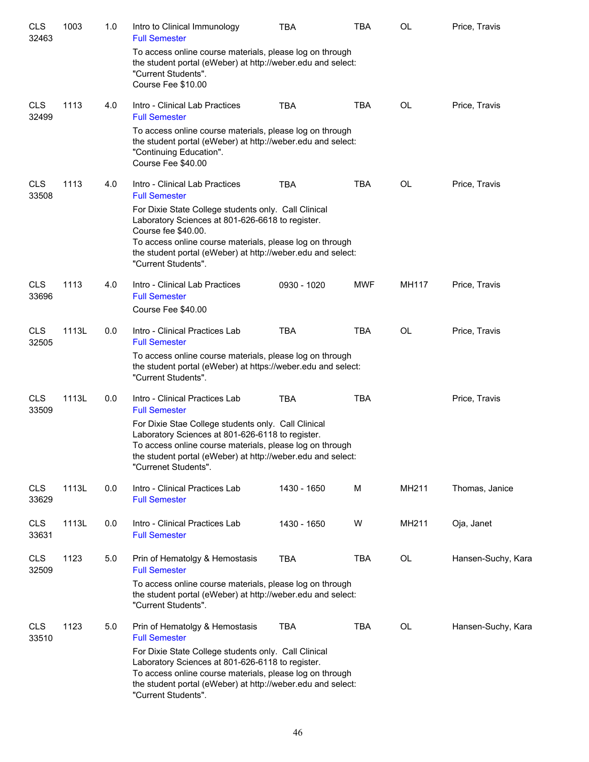| Course | Number | Credits | Title | Time | Days | Room | Instructor |
|---|---|---|---|---|---|---|---|
| CLS 32463 | 1003 | 1.0 | Intro to Clinical Immunology<br>Full Semester<br>To access online course materials, please log on through the student portal (eWeber) at http://weber.edu and select: "Current Students".<br>Course Fee $10.00 | TBA | TBA | OL | Price, Travis |
| CLS 32499 | 1113 | 4.0 | Intro - Clinical Lab Practices<br>Full Semester<br>To access online course materials, please log on through the student portal (eWeber) at http://weber.edu and select: "Continuing Education".<br>Course Fee $40.00 | TBA | TBA | OL | Price, Travis |
| CLS 33508 | 1113 | 4.0 | Intro - Clinical Lab Practices<br>Full Semester<br>For Dixie State College students only. Call Clinical Laboratory Sciences at 801-626-6618 to register.<br>Course fee $40.00.<br>To access online course materials, please log on through the student portal (eWeber) at http://weber.edu and select: "Current Students". | TBA | TBA | OL | Price, Travis |
| CLS 33696 | 1113 | 4.0 | Intro - Clinical Lab Practices<br>Full Semester<br>Course Fee $40.00 | 0930 - 1020 | MWF | MH117 | Price, Travis |
| CLS 32505 | 1113L | 0.0 | Intro - Clinical Practices Lab<br>Full Semester<br>To access online course materials, please log on through the student portal (eWeber) at https://weber.edu and select: "Current Students". | TBA | TBA | OL | Price, Travis |
| CLS 33509 | 1113L | 0.0 | Intro - Clinical Practices Lab<br>Full Semester<br>For Dixie Stae College students only. Call Clinical Laboratory Sciences at 801-626-6118 to register.<br>To access online course materials, please log on through the student portal (eWeber) at http://weber.edu and select: "Currenet Students". | TBA | TBA | | Price, Travis |
| CLS 33629 | 1113L | 0.0 | Intro - Clinical Practices Lab<br>Full Semester | 1430 - 1650 | M | MH211 | Thomas, Janice |
| CLS 33631 | 1113L | 0.0 | Intro - Clinical Practices Lab<br>Full Semester | 1430 - 1650 | W | MH211 | Oja, Janet |
| CLS 32509 | 1123 | 5.0 | Prin of Hematolgy & Hemostasis<br>Full Semester<br>To access online course materials, please log on through the student portal (eWeber) at http://weber.edu and select: "Current Students". | TBA | TBA | OL | Hansen-Suchy, Kara |
| CLS 33510 | 1123 | 5.0 | Prin of Hematolgy & Hemostasis<br>Full Semester<br>For Dixie State College students only. Call Clinical Laboratory Sciences at 801-626-6118 to register.<br>To access online course materials, please log on through the student portal (eWeber) at http://weber.edu and select: "Current Students". | TBA | TBA | OL | Hansen-Suchy, Kara |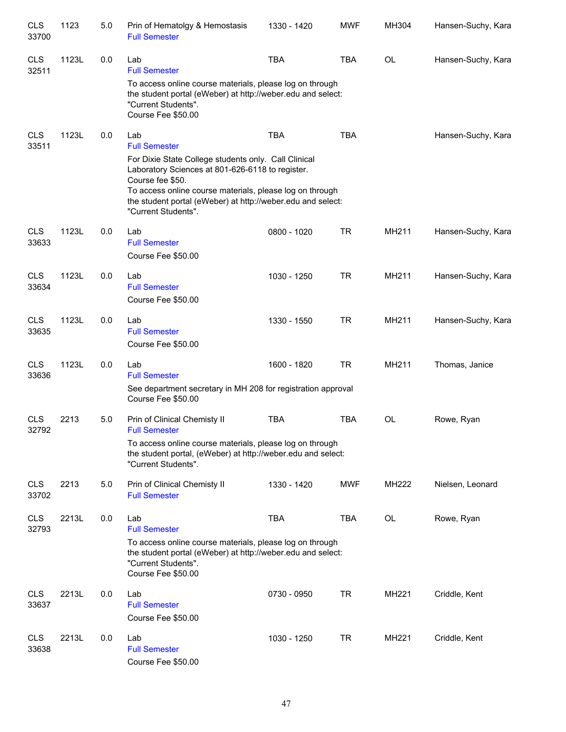| | | | | | | | |
|---|---|---|---|---|---|---|---|
| CLS 33700 | 1123 | 5.0 | Prin of Hematolgy & Hemostasis<br>Full Semester | 1330 - 1420 | MWF | MH304 | Hansen-Suchy, Kara |
| CLS 32511 | 1123L | 0.0 | Lab<br>Full Semester<br>To access online course materials, please log on through the student portal (eWeber) at http://weber.edu and select: "Current Students".<br>Course Fee $50.00 | TBA | TBA | OL | Hansen-Suchy, Kara |
| CLS 33511 | 1123L | 0.0 | Lab<br>Full Semester<br>For Dixie State College students only. Call Clinical Laboratory Sciences at 801-626-6118 to register.<br>Course fee $50.<br>To access online course materials, please log on through the student portal (eWeber) at http://weber.edu and select: "Current Students". | TBA | TBA | | Hansen-Suchy, Kara |
| CLS 33633 | 1123L | 0.0 | Lab<br>Full Semester<br>Course Fee $50.00 | 0800 - 1020 | TR | MH211 | Hansen-Suchy, Kara |
| CLS 33634 | 1123L | 0.0 | Lab<br>Full Semester<br>Course Fee $50.00 | 1030 - 1250 | TR | MH211 | Hansen-Suchy, Kara |
| CLS 33635 | 1123L | 0.0 | Lab<br>Full Semester<br>Course Fee $50.00 | 1330 - 1550 | TR | MH211 | Hansen-Suchy, Kara |
| CLS 33636 | 1123L | 0.0 | Lab<br>Full Semester<br>See department secretary in MH 208 for registration approval<br>Course Fee $50.00 | 1600 - 1820 | TR | MH211 | Thomas, Janice |
| CLS 32792 | 2213 | 5.0 | Prin of Clinical Chemisty II<br>Full Semester<br>To access online course materials, please log on through the student portal, (eWeber) at http://weber.edu and select: "Current Students". | TBA | TBA | OL | Rowe, Ryan |
| CLS 33702 | 2213 | 5.0 | Prin of Clinical Chemisty II<br>Full Semester | 1330 - 1420 | MWF | MH222 | Nielsen, Leonard |
| CLS 32793 | 2213L | 0.0 | Lab<br>Full Semester<br>To access online course materials, please log on through the student portal (eWeber) at http://weber.edu and select: "Current Students".<br>Course Fee $50.00 | TBA | TBA | OL | Rowe, Ryan |
| CLS 33637 | 2213L | 0.0 | Lab<br>Full Semester<br>Course Fee $50.00 | 0730 - 0950 | TR | MH221 | Criddle, Kent |
| CLS 33638 | 2213L | 0.0 | Lab<br>Full Semester<br>Course Fee $50.00 | 1030 - 1250 | TR | MH221 | Criddle, Kent |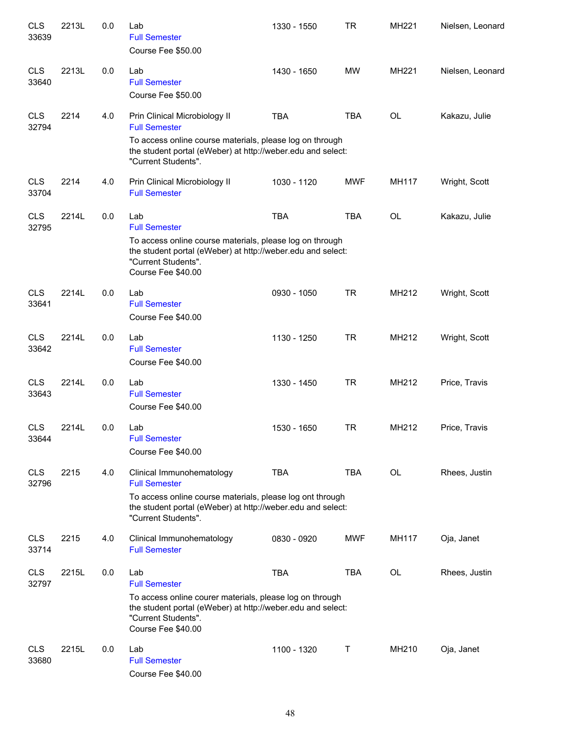| | | | | | | | |
|---|---|---|---|---|---|---|---|
| CLS 33639 | 2213L | 0.0 | Lab<br>Full Semester<br>Course Fee $50.00 | 1330 - 1550 | TR | MH221 | Nielsen, Leonard |
| CLS 33640 | 2213L | 0.0 | Lab<br>Full Semester<br>Course Fee $50.00 | 1430 - 1650 | MW | MH221 | Nielsen, Leonard |
| CLS 32794 | 2214 | 4.0 | Prin Clinical Microbiology II<br>Full Semester<br>To access online course materials, please log on through the student portal (eWeber) at http://weber.edu and select: "Current Students". | TBA | TBA | OL | Kakazu, Julie |
| CLS 33704 | 2214 | 4.0 | Prin Clinical Microbiology II<br>Full Semester | 1030 - 1120 | MWF | MH117 | Wright, Scott |
| CLS 32795 | 2214L | 0.0 | Lab<br>Full Semester<br>To access online course materials, please log on through the student portal (eWeber) at http://weber.edu and select: "Current Students".<br>Course Fee $40.00 | TBA | TBA | OL | Kakazu, Julie |
| CLS 33641 | 2214L | 0.0 | Lab<br>Full Semester<br>Course Fee $40.00 | 0930 - 1050 | TR | MH212 | Wright, Scott |
| CLS 33642 | 2214L | 0.0 | Lab<br>Full Semester<br>Course Fee $40.00 | 1130 - 1250 | TR | MH212 | Wright, Scott |
| CLS 33643 | 2214L | 0.0 | Lab<br>Full Semester<br>Course Fee $40.00 | 1330 - 1450 | TR | MH212 | Price, Travis |
| CLS 33644 | 2214L | 0.0 | Lab<br>Full Semester<br>Course Fee $40.00 | 1530 - 1650 | TR | MH212 | Price, Travis |
| CLS 32796 | 2215 | 4.0 | Clinical Immunohematology<br>Full Semester<br>To access online course materials, please log ont through the student portal (eWeber) at http://weber.edu and select: "Current Students". | TBA | TBA | OL | Rhees, Justin |
| CLS 33714 | 2215 | 4.0 | Clinical Immunohematology<br>Full Semester | 0830 - 0920 | MWF | MH117 | Oja, Janet |
| CLS 32797 | 2215L | 0.0 | Lab<br>Full Semester<br>To access online courer materials, please log on through the student portal (eWeber) at http://weber.edu and select: "Current Students".<br>Course Fee $40.00 | TBA | TBA | OL | Rhees, Justin |
| CLS 33680 | 2215L | 0.0 | Lab<br>Full Semester<br>Course Fee $40.00 | 1100 - 1320 | T | MH210 | Oja, Janet |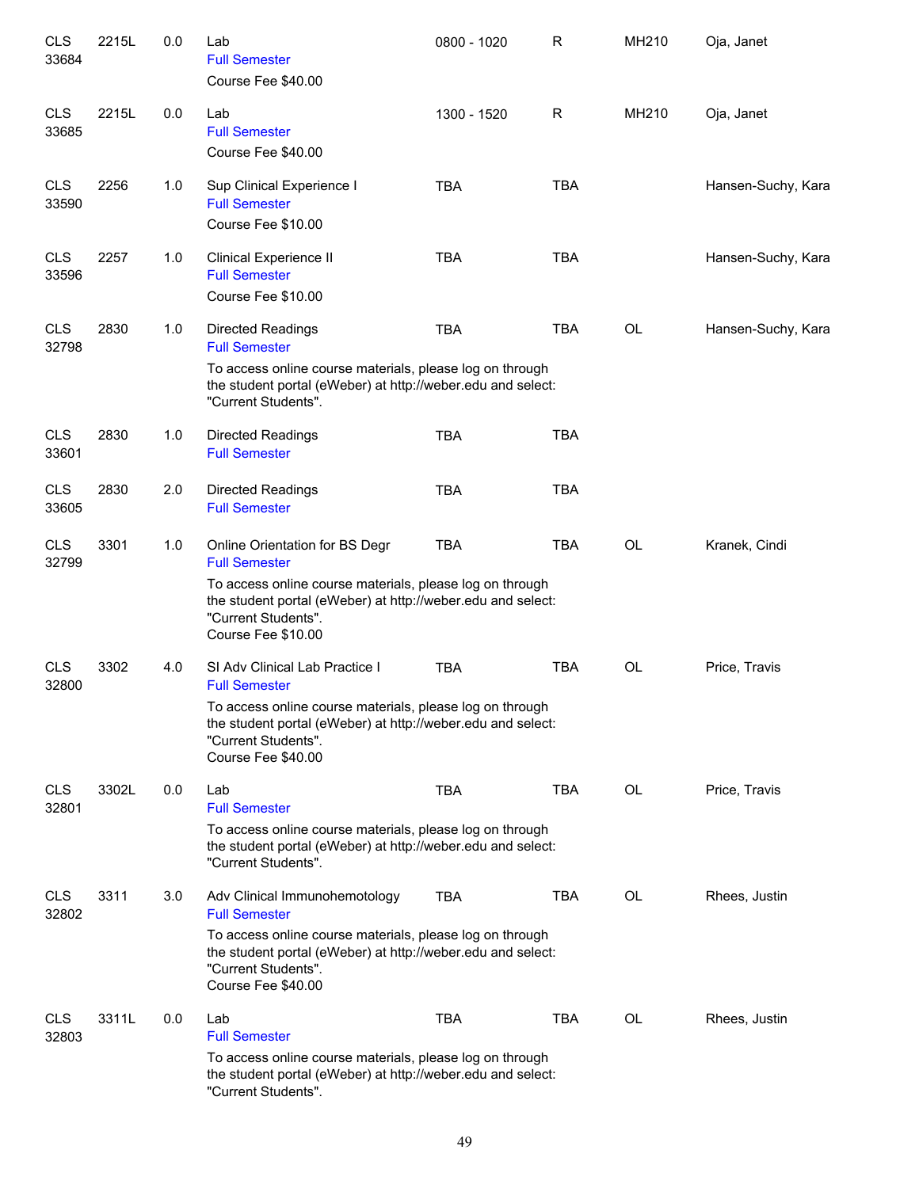| | | | | | | | |
|---|---|---|---|---|---|---|---|
| CLS 33684 | 2215L | 0.0 | Lab<br>Full Semester<br>Course Fee $40.00 | 0800 - 1020 | R | MH210 | Oja, Janet |
| CLS 33685 | 2215L | 0.0 | Lab<br>Full Semester<br>Course Fee $40.00 | 1300 - 1520 | R | MH210 | Oja, Janet |
| CLS 33590 | 2256 | 1.0 | Sup Clinical Experience I<br>Full Semester<br>Course Fee $10.00 | TBA | TBA | | Hansen-Suchy, Kara |
| CLS 33596 | 2257 | 1.0 | Clinical Experience II<br>Full Semester<br>Course Fee $10.00 | TBA | TBA | | Hansen-Suchy, Kara |
| CLS 32798 | 2830 | 1.0 | Directed Readings<br>Full Semester<br>To access online course materials, please log on through the student portal (eWeber) at http://weber.edu and select: "Current Students". | TBA | TBA | OL | Hansen-Suchy, Kara |
| CLS 33601 | 2830 | 1.0 | Directed Readings<br>Full Semester | TBA | TBA | | |
| CLS 33605 | 2830 | 2.0 | Directed Readings<br>Full Semester | TBA | TBA | | |
| CLS 32799 | 3301 | 1.0 | Online Orientation for BS Degr<br>Full Semester<br>To access online course materials, please log on through the student portal (eWeber) at http://weber.edu and select: "Current Students".<br>Course Fee $10.00 | TBA | TBA | OL | Kranek, Cindi |
| CLS 32800 | 3302 | 4.0 | SI Adv Clinical Lab Practice I<br>Full Semester<br>To access online course materials, please log on through the student portal (eWeber) at http://weber.edu and select: "Current Students".<br>Course Fee $40.00 | TBA | TBA | OL | Price, Travis |
| CLS 32801 | 3302L | 0.0 | Lab<br>Full Semester<br>To access online course materials, please log on through the student portal (eWeber) at http://weber.edu and select: "Current Students". | TBA | TBA | OL | Price, Travis |
| CLS 32802 | 3311 | 3.0 | Adv Clinical Immunohemotology<br>Full Semester<br>To access online course materials, please log on through the student portal (eWeber) at http://weber.edu and select: "Current Students".<br>Course Fee $40.00 | TBA | TBA | OL | Rhees, Justin |
| CLS 32803 | 3311L | 0.0 | Lab<br>Full Semester<br>To access online course materials, please log on through the student portal (eWeber) at http://weber.edu and select: "Current Students". | TBA | TBA | OL | Rhees, Justin |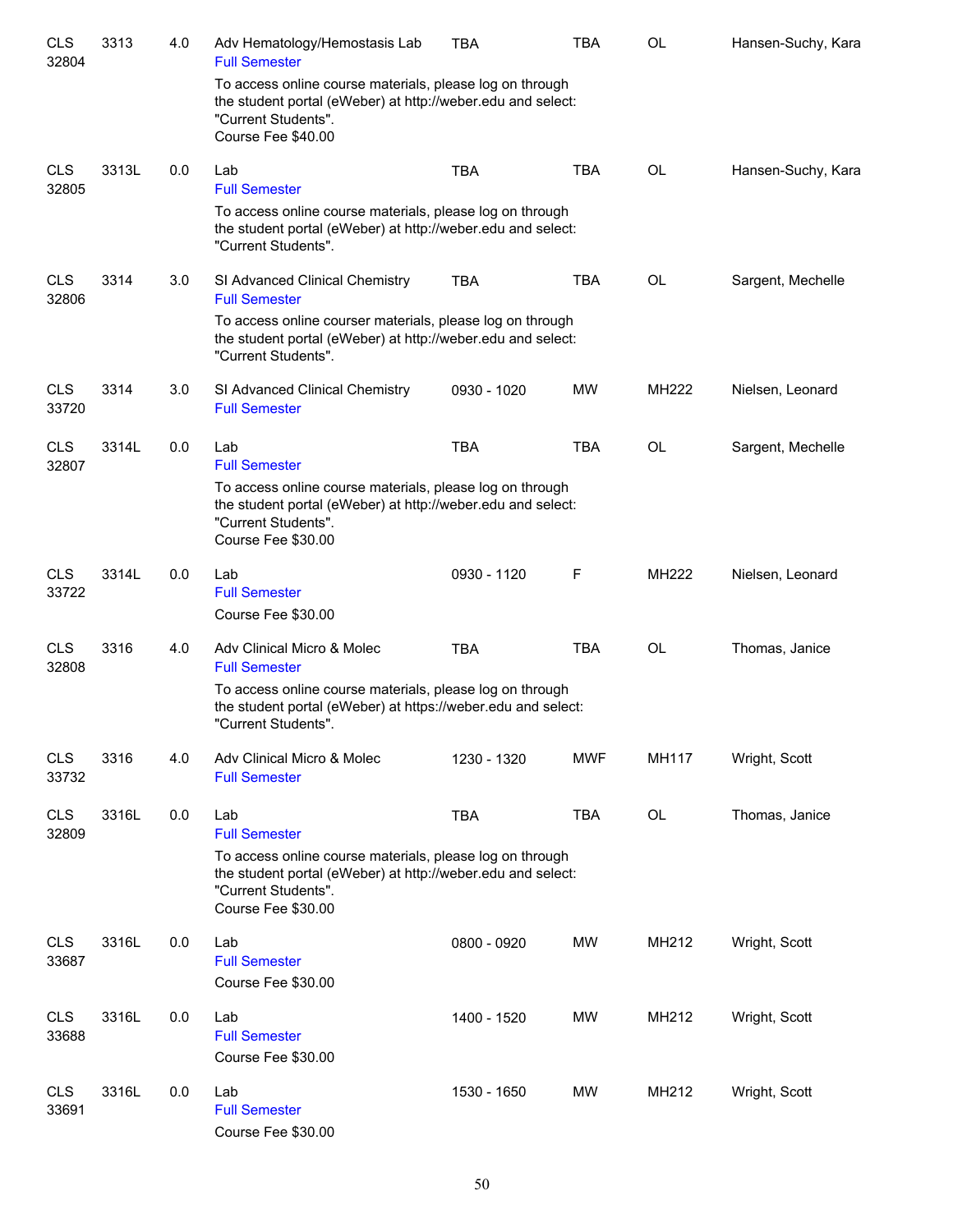| | | | | | | | |
|---|---|---|---|---|---|---|---|
| CLS 32804 | 3313 | 4.0 | Adv Hematology/Hemostasis Lab<br>Full Semester<br>To access online course materials, please log on through the student portal (eWeber) at http://weber.edu and select: "Current Students".<br>Course Fee $40.00 | TBA | TBA | OL | Hansen-Suchy, Kara |
| CLS 32805 | 3313L | 0.0 | Lab<br>Full Semester<br>To access online course materials, please log on through the student portal (eWeber) at http://weber.edu and select: "Current Students". | TBA | TBA | OL | Hansen-Suchy, Kara |
| CLS 32806 | 3314 | 3.0 | SI Advanced Clinical Chemistry<br>Full Semester<br>To access online courser materials, please log on through the student portal (eWeber) at http://weber.edu and select: "Current Students". | TBA | TBA | OL | Sargent, Mechelle |
| CLS 33720 | 3314 | 3.0 | SI Advanced Clinical Chemistry<br>Full Semester | 0930 - 1020 | MW | MH222 | Nielsen, Leonard |
| CLS 32807 | 3314L | 0.0 | Lab<br>Full Semester<br>To access online course materials, please log on through the student portal (eWeber) at http://weber.edu and select: "Current Students".<br>Course Fee $30.00 | TBA | TBA | OL | Sargent, Mechelle |
| CLS 33722 | 3314L | 0.0 | Lab<br>Full Semester<br>Course Fee $30.00 | 0930 - 1120 | F | MH222 | Nielsen, Leonard |
| CLS 32808 | 3316 | 4.0 | Adv Clinical Micro & Molec<br>Full Semester<br>To access online course materials, please log on through the student portal (eWeber) at https://weber.edu and select: "Current Students". | TBA | TBA | OL | Thomas, Janice |
| CLS 33732 | 3316 | 4.0 | Adv Clinical Micro & Molec<br>Full Semester | 1230 - 1320 | MWF | MH117 | Wright, Scott |
| CLS 32809 | 3316L | 0.0 | Lab<br>Full Semester<br>To access online course materials, please log on through the student portal (eWeber) at http://weber.edu and select: "Current Students".<br>Course Fee $30.00 | TBA | TBA | OL | Thomas, Janice |
| CLS 33687 | 3316L | 0.0 | Lab<br>Full Semester<br>Course Fee $30.00 | 0800 - 0920 | MW | MH212 | Wright, Scott |
| CLS 33688 | 3316L | 0.0 | Lab<br>Full Semester<br>Course Fee $30.00 | 1400 - 1520 | MW | MH212 | Wright, Scott |
| CLS 33691 | 3316L | 0.0 | Lab<br>Full Semester<br>Course Fee $30.00 | 1530 - 1650 | MW | MH212 | Wright, Scott |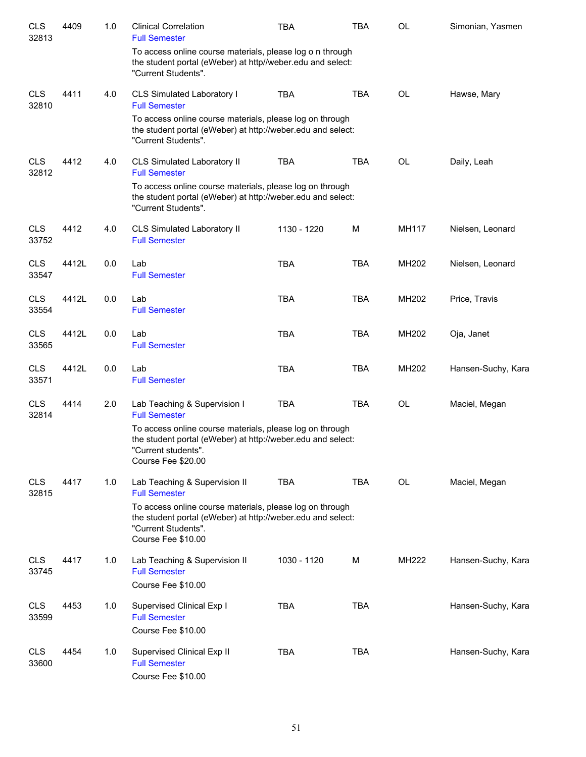| | | | | | | | |
|---|---|---|---|---|---|---|---|
| CLS 32813 | 4409 | 1.0 | Clinical Correlation<br>Full Semester<br>To access online course materials, please log o n through the student portal (eWeber) at http//weber.edu and select: "Current Students". | TBA | TBA | OL | Simonian, Yasmen |
| CLS 32810 | 4411 | 4.0 | CLS Simulated Laboratory I<br>Full Semester<br>To access online course materials, please log on through the student portal (eWeber) at http://weber.edu and select: "Current Students". | TBA | TBA | OL | Hawse, Mary |
| CLS 32812 | 4412 | 4.0 | CLS Simulated Laboratory II<br>Full Semester<br>To access online course materials, please log on through the student portal (eWeber) at http://weber.edu and select: "Current Students". | TBA | TBA | OL | Daily, Leah |
| CLS 33752 | 4412 | 4.0 | CLS Simulated Laboratory II<br>Full Semester | 1130 - 1220 | M | MH117 | Nielsen, Leonard |
| CLS 33547 | 4412L | 0.0 | Lab<br>Full Semester | TBA | TBA | MH202 | Nielsen, Leonard |
| CLS 33554 | 4412L | 0.0 | Lab<br>Full Semester | TBA | TBA | MH202 | Price, Travis |
| CLS 33565 | 4412L | 0.0 | Lab<br>Full Semester | TBA | TBA | MH202 | Oja, Janet |
| CLS 33571 | 4412L | 0.0 | Lab<br>Full Semester | TBA | TBA | MH202 | Hansen-Suchy, Kara |
| CLS 32814 | 4414 | 2.0 | Lab Teaching & Supervision I<br>Full Semester<br>To access online course materials, please log on through the student portal (eWeber) at http://weber.edu and select: "Current students".<br>Course Fee $20.00 | TBA | TBA | OL | Maciel, Megan |
| CLS 32815 | 4417 | 1.0 | Lab Teaching & Supervision II<br>Full Semester<br>To access online course materials, please log on through the student portal (eWeber) at http://weber.edu and select: "Current Students".<br>Course Fee $10.00 | TBA | TBA | OL | Maciel, Megan |
| CLS 33745 | 4417 | 1.0 | Lab Teaching & Supervision II<br>Full Semester<br>Course Fee $10.00 | 1030 - 1120 | M | MH222 | Hansen-Suchy, Kara |
| CLS 33599 | 4453 | 1.0 | Supervised Clinical Exp I<br>Full Semester<br>Course Fee $10.00 | TBA | TBA | | Hansen-Suchy, Kara |
| CLS 33600 | 4454 | 1.0 | Supervised Clinical Exp II<br>Full Semester<br>Course Fee $10.00 | TBA | TBA | | Hansen-Suchy, Kara |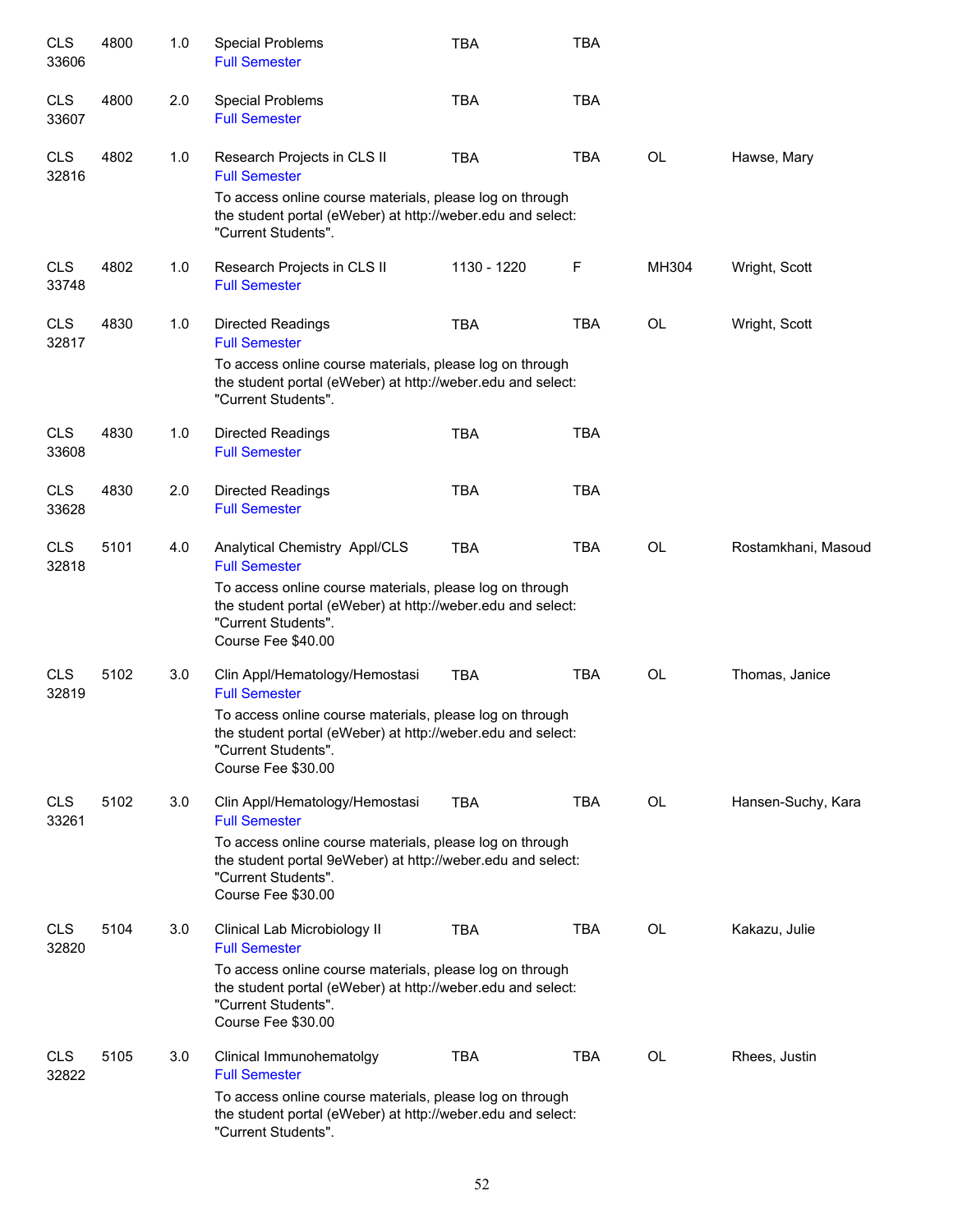| | | | | | | | |
|---|---|---|---|---|---|---|---|
| CLS 33606 | 4800 | 1.0 | Special Problems<br>Full Semester | TBA | TBA | | |
| CLS 33607 | 4800 | 2.0 | Special Problems<br>Full Semester | TBA | TBA | | |
| CLS 32816 | 4802 | 1.0 | Research Projects in CLS II<br>Full Semester<br>To access online course materials, please log on through the student portal (eWeber) at http://weber.edu and select: "Current Students". | TBA | TBA | OL | Hawse, Mary |
| CLS 33748 | 4802 | 1.0 | Research Projects in CLS II<br>Full Semester | 1130 - 1220 | F | MH304 | Wright, Scott |
| CLS 32817 | 4830 | 1.0 | Directed Readings<br>Full Semester<br>To access online course materials, please log on through the student portal (eWeber) at http://weber.edu and select: "Current Students". | TBA | TBA | OL | Wright, Scott |
| CLS 33608 | 4830 | 1.0 | Directed Readings<br>Full Semester | TBA | TBA | | |
| CLS 33628 | 4830 | 2.0 | Directed Readings<br>Full Semester | TBA | TBA | | |
| CLS 32818 | 5101 | 4.0 | Analytical Chemistry Appl/CLS<br>Full Semester<br>To access online course materials, please log on through the student portal (eWeber) at http://weber.edu and select: "Current Students".<br>Course Fee $40.00 | TBA | TBA | OL | Rostamkhani, Masoud |
| CLS 32819 | 5102 | 3.0 | Clin Appl/Hematology/Hemostasi<br>Full Semester<br>To access online course materials, please log on through the student portal (eWeber) at http://weber.edu and select: "Current Students".<br>Course Fee $30.00 | TBA | TBA | OL | Thomas, Janice |
| CLS 33261 | 5102 | 3.0 | Clin Appl/Hematology/Hemostasi<br>Full Semester<br>To access online course materials, please log on through the student portal 9eWeber) at http://weber.edu and select: "Current Students".<br>Course Fee $30.00 | TBA | TBA | OL | Hansen-Suchy, Kara |
| CLS 32820 | 5104 | 3.0 | Clinical Lab Microbiology II<br>Full Semester<br>To access online course materials, please log on through the student portal (eWeber) at http://weber.edu and select: "Current Students".<br>Course Fee $30.00 | TBA | TBA | OL | Kakazu, Julie |
| CLS 32822 | 5105 | 3.0 | Clinical Immunohematolgy<br>Full Semester<br>To access online course materials, please log on through the student portal (eWeber) at http://weber.edu and select: "Current Students". | TBA | TBA | OL | Rhees, Justin |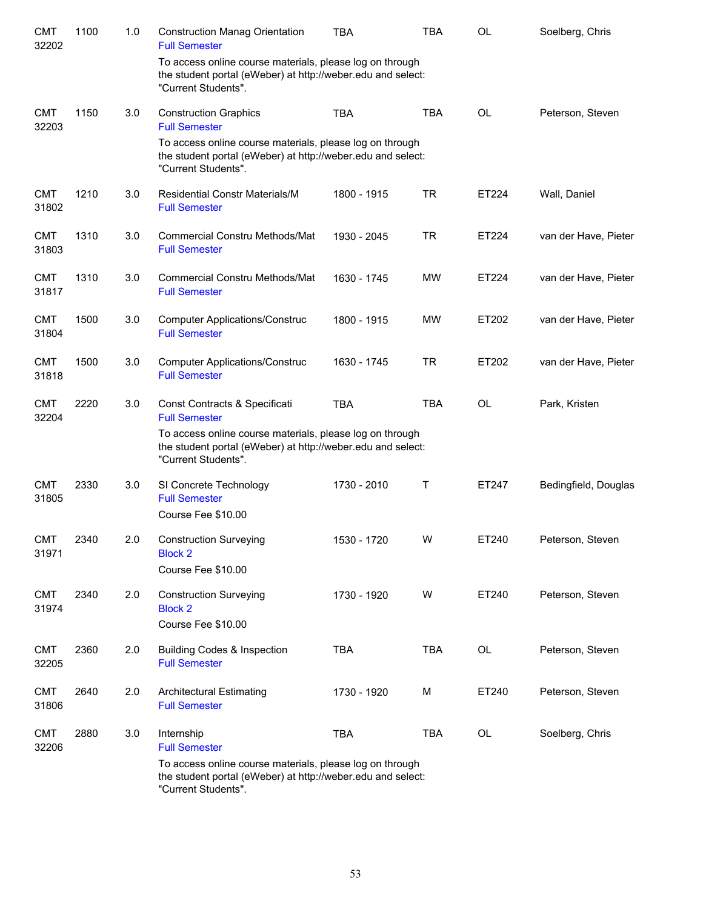| | | | | | | | |
|---|---|---|---|---|---|---|---|
| CMT 32202 | 1100 | 1.0 | Construction Manag Orientation<br>Full Semester<br>To access online course materials, please log on through the student portal (eWeber) at http://weber.edu and select: "Current Students". | TBA | TBA | OL | Soelberg, Chris |
| CMT 32203 | 1150 | 3.0 | Construction Graphics<br>Full Semester<br>To access online course materials, please log on through the student portal (eWeber) at http://weber.edu and select: "Current Students". | TBA | TBA | OL | Peterson, Steven |
| CMT 31802 | 1210 | 3.0 | Residential Constr Materials/M<br>Full Semester | 1800 - 1915 | TR | ET224 | Wall, Daniel |
| CMT 31803 | 1310 | 3.0 | Commercial Constru Methods/Mat<br>Full Semester | 1930 - 2045 | TR | ET224 | van der Have, Pieter |
| CMT 31817 | 1310 | 3.0 | Commercial Constru Methods/Mat<br>Full Semester | 1630 - 1745 | MW | ET224 | van der Have, Pieter |
| CMT 31804 | 1500 | 3.0 | Computer Applications/Construc<br>Full Semester | 1800 - 1915 | MW | ET202 | van der Have, Pieter |
| CMT 31818 | 1500 | 3.0 | Computer Applications/Construc<br>Full Semester | 1630 - 1745 | TR | ET202 | van der Have, Pieter |
| CMT 32204 | 2220 | 3.0 | Const Contracts & Specificati<br>Full Semester<br>To access online course materials, please log on through the student portal (eWeber) at http://weber.edu and select: "Current Students". | TBA | TBA | OL | Park, Kristen |
| CMT 31805 | 2330 | 3.0 | SI Concrete Technology<br>Full Semester<br>Course Fee $10.00 | 1730 - 2010 | T | ET247 | Bedingfield, Douglas |
| CMT 31971 | 2340 | 2.0 | Construction Surveying<br>Block 2<br>Course Fee $10.00 | 1530 - 1720 | W | ET240 | Peterson, Steven |
| CMT 31974 | 2340 | 2.0 | Construction Surveying<br>Block 2<br>Course Fee $10.00 | 1730 - 1920 | W | ET240 | Peterson, Steven |
| CMT 32205 | 2360 | 2.0 | Building Codes & Inspection<br>Full Semester | TBA | TBA | OL | Peterson, Steven |
| CMT 31806 | 2640 | 2.0 | Architectural Estimating<br>Full Semester | 1730 - 1920 | M | ET240 | Peterson, Steven |
| CMT 32206 | 2880 | 3.0 | Internship<br>Full Semester<br>To access online course materials, please log on through the student portal (eWeber) at http://weber.edu and select: "Current Students". | TBA | TBA | OL | Soelberg, Chris |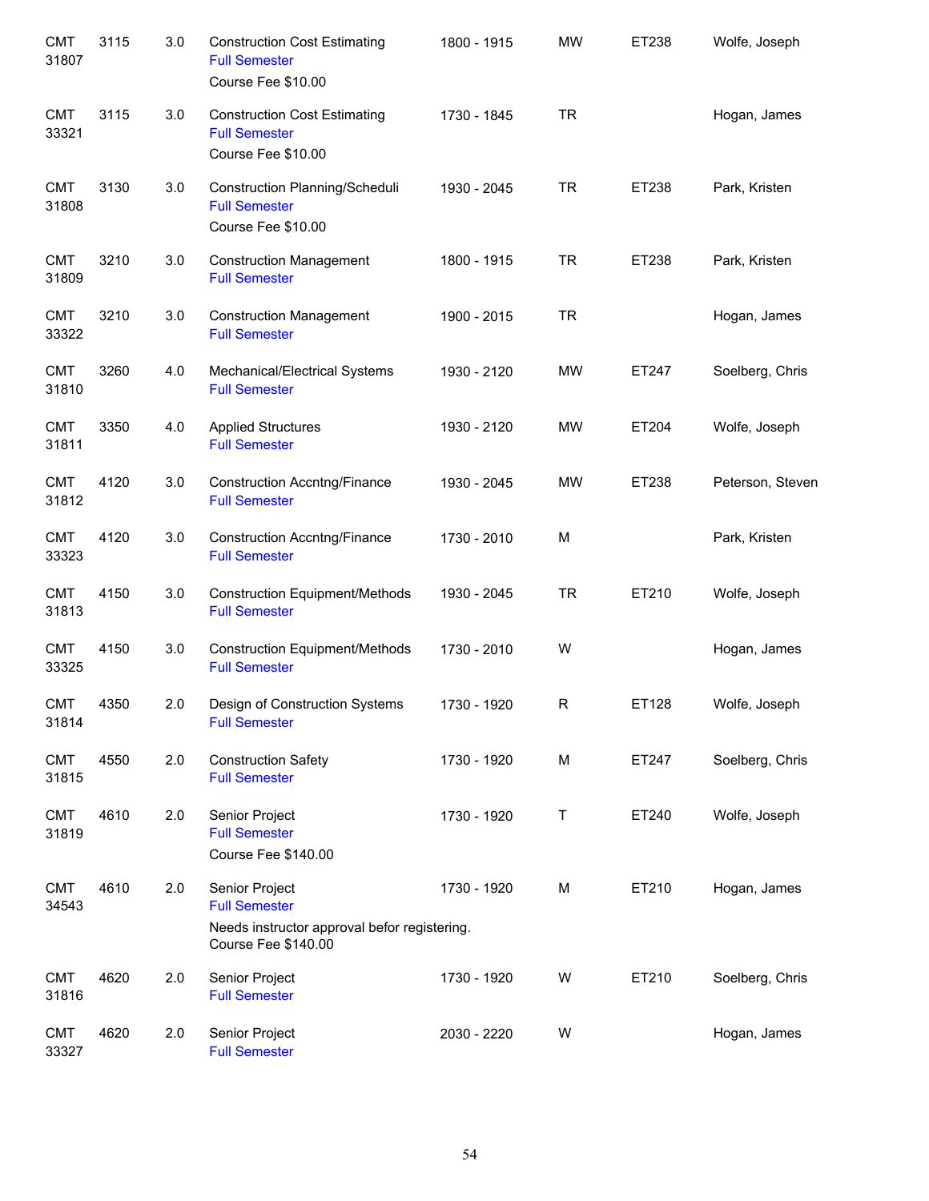| | | | | | | | |
|---|---|---|---|---|---|---|---|
| CMT 31807 | 3115 | 3.0 | Construction Cost Estimating<br>Full Semester<br>Course Fee $10.00 | 1800 - 1915 | MW | ET238 | Wolfe, Joseph |
| CMT 33321 | 3115 | 3.0 | Construction Cost Estimating<br>Full Semester<br>Course Fee $10.00 | 1730 - 1845 | TR | | Hogan, James |
| CMT 31808 | 3130 | 3.0 | Construction Planning/Scheduli<br>Full Semester<br>Course Fee $10.00 | 1930 - 2045 | TR | ET238 | Park, Kristen |
| CMT 31809 | 3210 | 3.0 | Construction Management<br>Full Semester | 1800 - 1915 | TR | ET238 | Park, Kristen |
| CMT 33322 | 3210 | 3.0 | Construction Management<br>Full Semester | 1900 - 2015 | TR | | Hogan, James |
| CMT 31810 | 3260 | 4.0 | Mechanical/Electrical Systems<br>Full Semester | 1930 - 2120 | MW | ET247 | Soelberg, Chris |
| CMT 31811 | 3350 | 4.0 | Applied Structures<br>Full Semester | 1930 - 2120 | MW | ET204 | Wolfe, Joseph |
| CMT 31812 | 4120 | 3.0 | Construction Accntng/Finance<br>Full Semester | 1930 - 2045 | MW | ET238 | Peterson, Steven |
| CMT 33323 | 4120 | 3.0 | Construction Accntng/Finance<br>Full Semester | 1730 - 2010 | M | | Park, Kristen |
| CMT 31813 | 4150 | 3.0 | Construction Equipment/Methods<br>Full Semester | 1930 - 2045 | TR | ET210 | Wolfe, Joseph |
| CMT 33325 | 4150 | 3.0 | Construction Equipment/Methods<br>Full Semester | 1730 - 2010 | W | | Hogan, James |
| CMT 31814 | 4350 | 2.0 | Design of Construction Systems<br>Full Semester | 1730 - 1920 | R | ET128 | Wolfe, Joseph |
| CMT 31815 | 4550 | 2.0 | Construction Safety<br>Full Semester | 1730 - 1920 | M | ET247 | Soelberg, Chris |
| CMT 31819 | 4610 | 2.0 | Senior Project<br>Full Semester<br>Course Fee $140.00 | 1730 - 1920 | T | ET240 | Wolfe, Joseph |
| CMT 34543 | 4610 | 2.0 | Senior Project<br>Full Semester<br>Needs instructor approval befor registering.<br>Course Fee $140.00 | 1730 - 1920 | M | ET210 | Hogan, James |
| CMT 31816 | 4620 | 2.0 | Senior Project<br>Full Semester | 1730 - 1920 | W | ET210 | Soelberg, Chris |
| CMT 33327 | 4620 | 2.0 | Senior Project<br>Full Semester | 2030 - 2220 | W | | Hogan, James |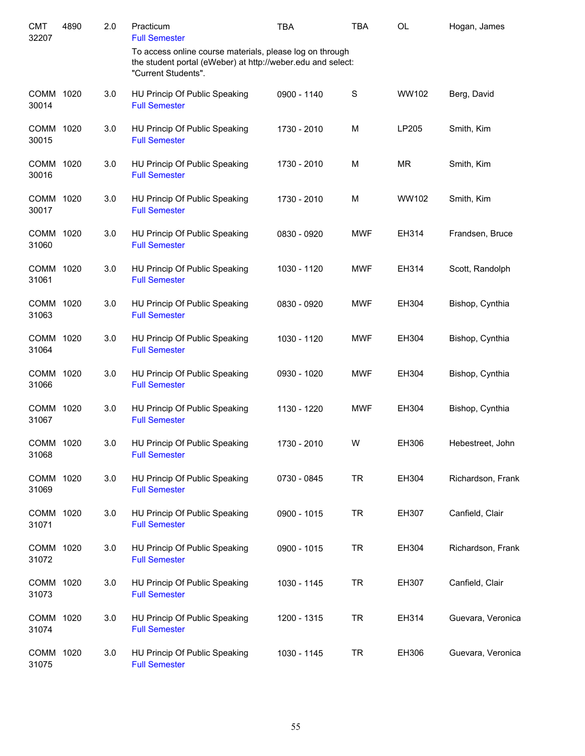| | | | | | | | |
|---|---|---|---|---|---|---|---|
| CMT 32207 | 4890 | 2.0 | Practicum<br>Full Semester | TBA | TBA | OL | Hogan, James |
| | | | To access online course materials, please log on through the student portal (eWeber) at http://weber.edu and select: "Current Students". | | | | |
| COMM 30014 | 1020 | 3.0 | HU Princip Of Public Speaking<br>Full Semester | 0900 - 1140 | S | WW102 | Berg, David |
| COMM 30015 | 1020 | 3.0 | HU Princip Of Public Speaking<br>Full Semester | 1730 - 2010 | M | LP205 | Smith, Kim |
| COMM 30016 | 1020 | 3.0 | HU Princip Of Public Speaking<br>Full Semester | 1730 - 2010 | M | MR | Smith, Kim |
| COMM 30017 | 1020 | 3.0 | HU Princip Of Public Speaking<br>Full Semester | 1730 - 2010 | M | WW102 | Smith, Kim |
| COMM 31060 | 1020 | 3.0 | HU Princip Of Public Speaking<br>Full Semester | 0830 - 0920 | MWF | EH314 | Frandsen, Bruce |
| COMM 31061 | 1020 | 3.0 | HU Princip Of Public Speaking<br>Full Semester | 1030 - 1120 | MWF | EH314 | Scott, Randolph |
| COMM 31063 | 1020 | 3.0 | HU Princip Of Public Speaking<br>Full Semester | 0830 - 0920 | MWF | EH304 | Bishop, Cynthia |
| COMM 31064 | 1020 | 3.0 | HU Princip Of Public Speaking<br>Full Semester | 1030 - 1120 | MWF | EH304 | Bishop, Cynthia |
| COMM 31066 | 1020 | 3.0 | HU Princip Of Public Speaking<br>Full Semester | 0930 - 1020 | MWF | EH304 | Bishop, Cynthia |
| COMM 31067 | 1020 | 3.0 | HU Princip Of Public Speaking<br>Full Semester | 1130 - 1220 | MWF | EH304 | Bishop, Cynthia |
| COMM 31068 | 1020 | 3.0 | HU Princip Of Public Speaking<br>Full Semester | 1730 - 2010 | W | EH306 | Hebestreet, John |
| COMM 31069 | 1020 | 3.0 | HU Princip Of Public Speaking<br>Full Semester | 0730 - 0845 | TR | EH304 | Richardson, Frank |
| COMM 31071 | 1020 | 3.0 | HU Princip Of Public Speaking<br>Full Semester | 0900 - 1015 | TR | EH307 | Canfield, Clair |
| COMM 31072 | 1020 | 3.0 | HU Princip Of Public Speaking<br>Full Semester | 0900 - 1015 | TR | EH304 | Richardson, Frank |
| COMM 31073 | 1020 | 3.0 | HU Princip Of Public Speaking<br>Full Semester | 1030 - 1145 | TR | EH307 | Canfield, Clair |
| COMM 31074 | 1020 | 3.0 | HU Princip Of Public Speaking<br>Full Semester | 1200 - 1315 | TR | EH314 | Guevara, Veronica |
| COMM 31075 | 1020 | 3.0 | HU Princip Of Public Speaking<br>Full Semester | 1030 - 1145 | TR | EH306 | Guevara, Veronica |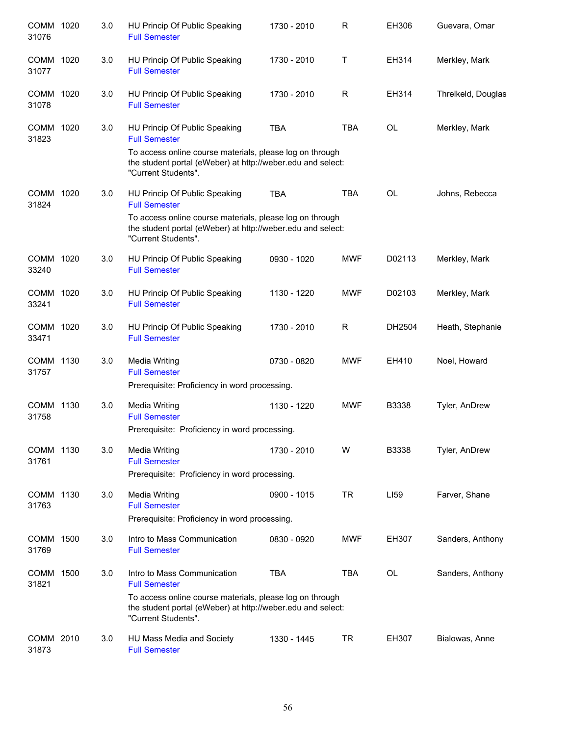| | | | | | | | |
|---|---|---|---|---|---|---|---|
| COMM 31076 | 1020 | 3.0 | HU Princip Of Public Speaking<br>Full Semester | 1730 - 2010 | R | EH306 | Guevara, Omar |
| COMM 31077 | 1020 | 3.0 | HU Princip Of Public Speaking<br>Full Semester | 1730 - 2010 | T | EH314 | Merkley, Mark |
| COMM 31078 | 1020 | 3.0 | HU Princip Of Public Speaking<br>Full Semester | 1730 - 2010 | R | EH314 | Threlkeld, Douglas |
| COMM 31823 | 1020 | 3.0 | HU Princip Of Public Speaking<br>Full Semester<br>To access online course materials, please log on through the student portal (eWeber) at http://weber.edu and select: "Current Students". | TBA | TBA | OL | Merkley, Mark |
| COMM 31824 | 1020 | 3.0 | HU Princip Of Public Speaking<br>Full Semester<br>To access online course materials, please log on through the student portal (eWeber) at http://weber.edu and select: "Current Students". | TBA | TBA | OL | Johns, Rebecca |
| COMM 33240 | 1020 | 3.0 | HU Princip Of Public Speaking<br>Full Semester | 0930 - 1020 | MWF | D02113 | Merkley, Mark |
| COMM 33241 | 1020 | 3.0 | HU Princip Of Public Speaking<br>Full Semester | 1130 - 1220 | MWF | D02103 | Merkley, Mark |
| COMM 33471 | 1020 | 3.0 | HU Princip Of Public Speaking<br>Full Semester | 1730 - 2010 | R | DH2504 | Heath, Stephanie |
| COMM 31757 | 1130 | 3.0 | Media Writing<br>Full Semester<br>Prerequisite: Proficiency in word processing. | 0730 - 0820 | MWF | EH410 | Noel, Howard |
| COMM 31758 | 1130 | 3.0 | Media Writing<br>Full Semester<br>Prerequisite: Proficiency in word processing. | 1130 - 1220 | MWF | B3338 | Tyler, AnDrew |
| COMM 31761 | 1130 | 3.0 | Media Writing<br>Full Semester<br>Prerequisite: Proficiency in word processing. | 1730 - 2010 | W | B3338 | Tyler, AnDrew |
| COMM 31763 | 1130 | 3.0 | Media Writing<br>Full Semester<br>Prerequisite: Proficiency in word processing. | 0900 - 1015 | TR | LI59 | Farver, Shane |
| COMM 31769 | 1500 | 3.0 | Intro to Mass Communication<br>Full Semester | 0830 - 0920 | MWF | EH307 | Sanders, Anthony |
| COMM 31821 | 1500 | 3.0 | Intro to Mass Communication<br>Full Semester<br>To access online course materials, please log on through the student portal (eWeber) at http://weber.edu and select: "Current Students". | TBA | TBA | OL | Sanders, Anthony |
| COMM 31873 | 2010 | 3.0 | HU Mass Media and Society<br>Full Semester | 1330 - 1445 | TR | EH307 | Bialowas, Anne |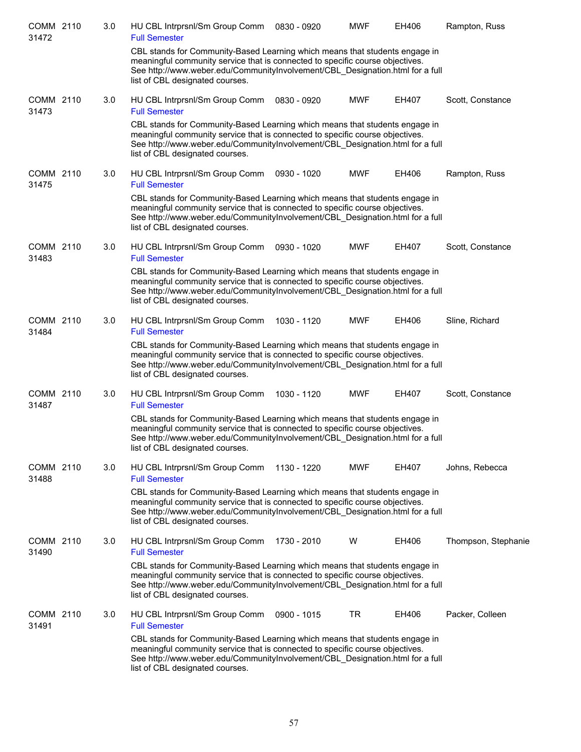COMM 2110 31472 | 3.0 | HU CBL Intrprsnl/Sm Group Comm | 0830 - 0920 | MWF | EH406 | Rampton, Russ

Full Semester

CBL stands for Community-Based Learning which means that students engage in meaningful community service that is connected to specific course objectives. See http://www.weber.edu/CommunityInvolvement/CBL_Designation.html for a full list of CBL designated courses.

COMM 2110 31473 | 3.0 | HU CBL Intrprsnl/Sm Group Comm | 0830 - 0920 | MWF | EH407 | Scott, Constance

Full Semester

CBL stands for Community-Based Learning which means that students engage in meaningful community service that is connected to specific course objectives. See http://www.weber.edu/CommunityInvolvement/CBL_Designation.html for a full list of CBL designated courses.

COMM 2110 31475 | 3.0 | HU CBL Intrprsnl/Sm Group Comm | 0930 - 1020 | MWF | EH406 | Rampton, Russ

Full Semester

CBL stands for Community-Based Learning which means that students engage in meaningful community service that is connected to specific course objectives. See http://www.weber.edu/CommunityInvolvement/CBL_Designation.html for a full list of CBL designated courses.

COMM 2110 31483 | 3.0 | HU CBL Intrprsnl/Sm Group Comm | 0930 - 1020 | MWF | EH407 | Scott, Constance

Full Semester

CBL stands for Community-Based Learning which means that students engage in meaningful community service that is connected to specific course objectives. See http://www.weber.edu/CommunityInvolvement/CBL_Designation.html for a full list of CBL designated courses.

COMM 2110 31484 | 3.0 | HU CBL Intrprsnl/Sm Group Comm | 1030 - 1120 | MWF | EH406 | Sline, Richard

Full Semester

CBL stands for Community-Based Learning which means that students engage in meaningful community service that is connected to specific course objectives. See http://www.weber.edu/CommunityInvolvement/CBL_Designation.html for a full list of CBL designated courses.

COMM 2110 31487 | 3.0 | HU CBL Intrprsnl/Sm Group Comm | 1030 - 1120 | MWF | EH407 | Scott, Constance

Full Semester

CBL stands for Community-Based Learning which means that students engage in meaningful community service that is connected to specific course objectives. See http://www.weber.edu/CommunityInvolvement/CBL_Designation.html for a full list of CBL designated courses.

COMM 2110 31488 | 3.0 | HU CBL Intrprsnl/Sm Group Comm | 1130 - 1220 | MWF | EH407 | Johns, Rebecca

Full Semester

CBL stands for Community-Based Learning which means that students engage in meaningful community service that is connected to specific course objectives. See http://www.weber.edu/CommunityInvolvement/CBL_Designation.html for a full list of CBL designated courses.

COMM 2110 31490 | 3.0 | HU CBL Intrprsnl/Sm Group Comm | 1730 - 2010 | W | EH406 | Thompson, Stephanie

Full Semester

CBL stands for Community-Based Learning which means that students engage in meaningful community service that is connected to specific course objectives. See http://www.weber.edu/CommunityInvolvement/CBL_Designation.html for a full list of CBL designated courses.

COMM 2110 31491 | 3.0 | HU CBL Intrprsnl/Sm Group Comm | 0900 - 1015 | TR | EH406 | Packer, Colleen

Full Semester

CBL stands for Community-Based Learning which means that students engage in meaningful community service that is connected to specific course objectives. See http://www.weber.edu/CommunityInvolvement/CBL_Designation.html for a full list of CBL designated courses.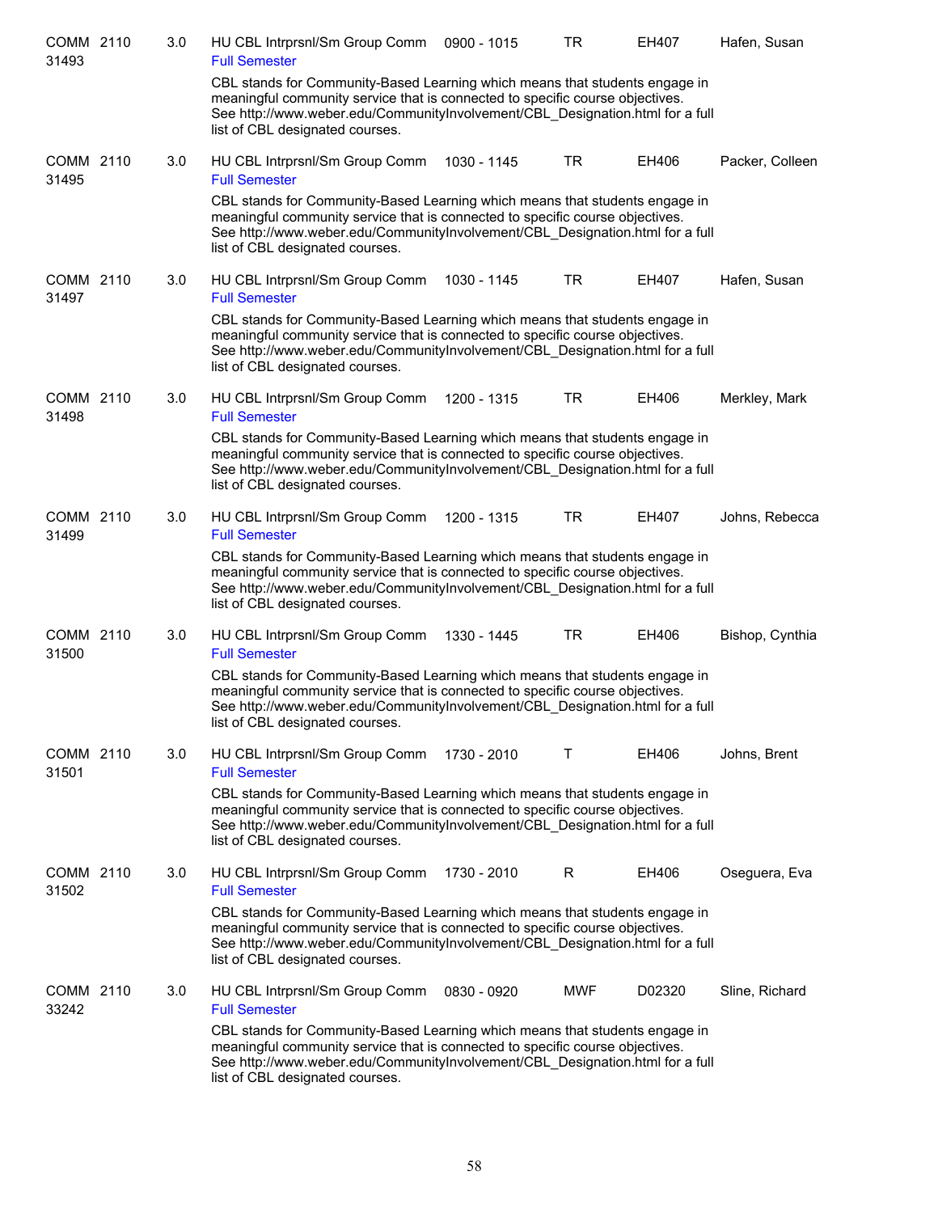| | | | | | | | |
|---|---|---|---|---|---|---|---|
| COMM 2110 31493 | 3.0 | HU CBL Intrprsnl/Sm Group Comm<br>Full Semester | 0900 - 1015 | TR | EH407 | Hafen, Susan |

CBL stands for Community-Based Learning which means that students engage in meaningful community service that is connected to specific course objectives. See http://www.weber.edu/CommunityInvolvement/CBL_Designation.html for a full list of CBL designated courses.

| | | | | | | | |
|---|---|---|---|---|---|---|---|
| COMM 2110 31495 | 3.0 | HU CBL Intrprsnl/Sm Group Comm<br>Full Semester | 1030 - 1145 | TR | EH406 | Packer, Colleen |

CBL stands for Community-Based Learning which means that students engage in meaningful community service that is connected to specific course objectives. See http://www.weber.edu/CommunityInvolvement/CBL_Designation.html for a full list of CBL designated courses.

| | | | | | | | |
|---|---|---|---|---|---|---|---|
| COMM 2110 31497 | 3.0 | HU CBL Intrprsnl/Sm Group Comm<br>Full Semester | 1030 - 1145 | TR | EH407 | Hafen, Susan |

CBL stands for Community-Based Learning which means that students engage in meaningful community service that is connected to specific course objectives. See http://www.weber.edu/CommunityInvolvement/CBL_Designation.html for a full list of CBL designated courses.

| | | | | | | | |
|---|---|---|---|---|---|---|---|
| COMM 2110 31498 | 3.0 | HU CBL Intrprsnl/Sm Group Comm<br>Full Semester | 1200 - 1315 | TR | EH406 | Merkley, Mark |

CBL stands for Community-Based Learning which means that students engage in meaningful community service that is connected to specific course objectives. See http://www.weber.edu/CommunityInvolvement/CBL_Designation.html for a full list of CBL designated courses.

| | | | | | | | |
|---|---|---|---|---|---|---|---|
| COMM 2110 31499 | 3.0 | HU CBL Intrprsnl/Sm Group Comm<br>Full Semester | 1200 - 1315 | TR | EH407 | Johns, Rebecca |

CBL stands for Community-Based Learning which means that students engage in meaningful community service that is connected to specific course objectives. See http://www.weber.edu/CommunityInvolvement/CBL_Designation.html for a full list of CBL designated courses.

| | | | | | | | |
|---|---|---|---|---|---|---|---|
| COMM 2110 31500 | 3.0 | HU CBL Intrprsnl/Sm Group Comm<br>Full Semester | 1330 - 1445 | TR | EH406 | Bishop, Cynthia |

CBL stands for Community-Based Learning which means that students engage in meaningful community service that is connected to specific course objectives. See http://www.weber.edu/CommunityInvolvement/CBL_Designation.html for a full list of CBL designated courses.

| | | | | | | | |
|---|---|---|---|---|---|---|---|
| COMM 2110 31501 | 3.0 | HU CBL Intrprsnl/Sm Group Comm<br>Full Semester | 1730 - 2010 | T | EH406 | Johns, Brent |

CBL stands for Community-Based Learning which means that students engage in meaningful community service that is connected to specific course objectives. See http://www.weber.edu/CommunityInvolvement/CBL_Designation.html for a full list of CBL designated courses.

| | | | | | | | |
|---|---|---|---|---|---|---|---|
| COMM 2110 31502 | 3.0 | HU CBL Intrprsnl/Sm Group Comm<br>Full Semester | 1730 - 2010 | R | EH406 | Oseguera, Eva |

CBL stands for Community-Based Learning which means that students engage in meaningful community service that is connected to specific course objectives. See http://www.weber.edu/CommunityInvolvement/CBL_Designation.html for a full list of CBL designated courses.

| | | | | | | | |
|---|---|---|---|---|---|---|---|
| COMM 2110 33242 | 3.0 | HU CBL Intrprsnl/Sm Group Comm<br>Full Semester | 0830 - 0920 | MWF | D02320 | Sline, Richard |

CBL stands for Community-Based Learning which means that students engage in meaningful community service that is connected to specific course objectives. See http://www.weber.edu/CommunityInvolvement/CBL_Designation.html for a full list of CBL designated courses.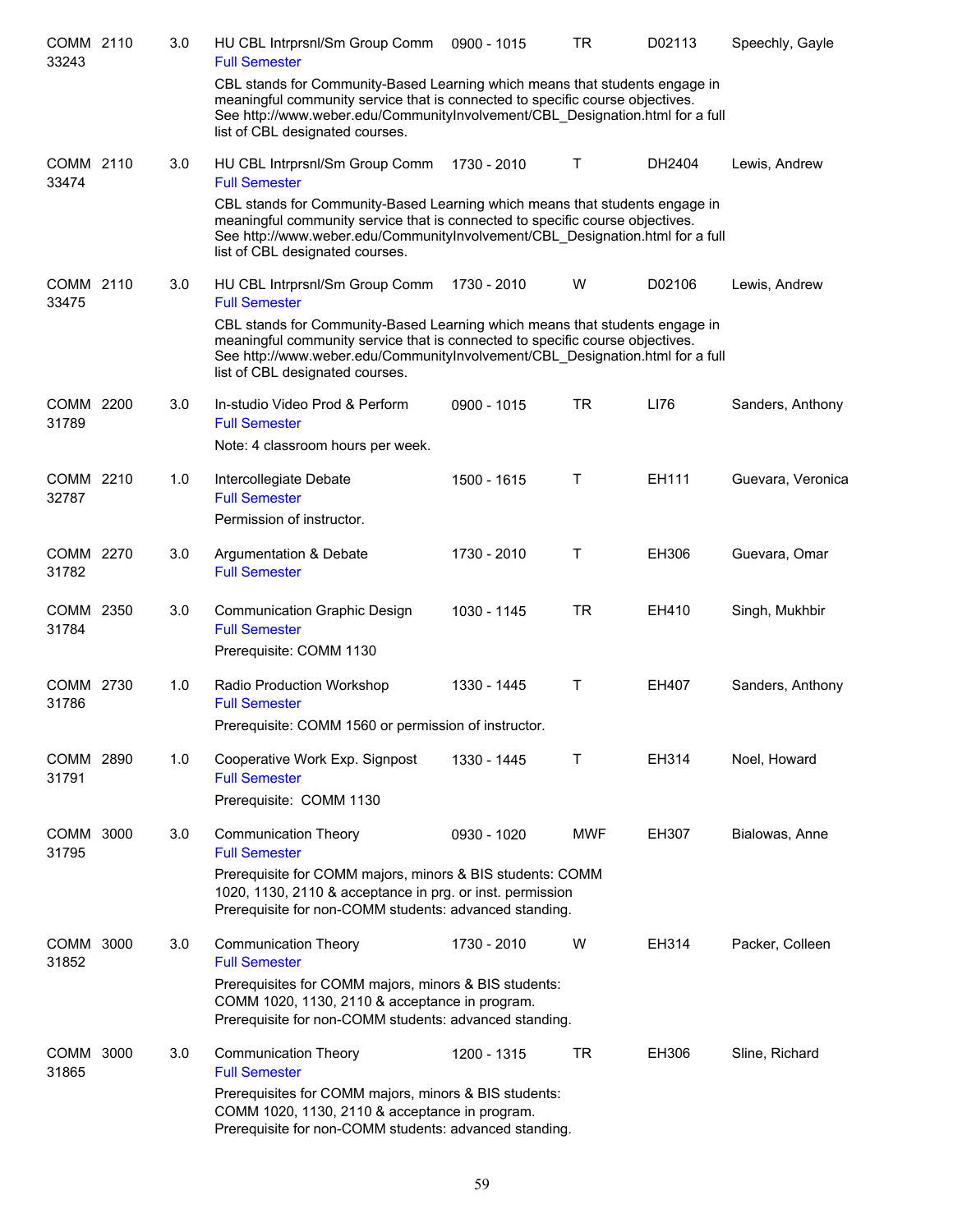| Course | Cr | Title | Time | Days | Room | Instructor |
|---|---|---|---|---|---|---|
| COMM 2110 33243 | 3.0 | HU CBL Intrprsnl/Sm Group Comm<br>Full Semester<br>CBL stands for Community-Based Learning which means that students engage in meaningful community service that is connected to specific course objectives. See http://www.weber.edu/CommunityInvolvement/CBL_Designation.html for a full list of CBL designated courses. | 0900 - 1015 | TR | D02113 | Speechly, Gayle |
| COMM 2110 33474 | 3.0 | HU CBL Intrprsnl/Sm Group Comm<br>Full Semester<br>CBL stands for Community-Based Learning which means that students engage in meaningful community service that is connected to specific course objectives. See http://www.weber.edu/CommunityInvolvement/CBL_Designation.html for a full list of CBL designated courses. | 1730 - 2010 | T | DH2404 | Lewis, Andrew |
| COMM 2110 33475 | 3.0 | HU CBL Intrprsnl/Sm Group Comm<br>Full Semester<br>CBL stands for Community-Based Learning which means that students engage in meaningful community service that is connected to specific course objectives. See http://www.weber.edu/CommunityInvolvement/CBL_Designation.html for a full list of CBL designated courses. | 1730 - 2010 | W | D02106 | Lewis, Andrew |
| COMM 2200 31789 | 3.0 | In-studio Video Prod & Perform<br>Full Semester<br>Note: 4 classroom hours per week. | 0900 - 1015 | TR | LI76 | Sanders, Anthony |
| COMM 2210 32787 | 1.0 | Intercollegiate Debate<br>Full Semester<br>Permission of instructor. | 1500 - 1615 | T | EH111 | Guevara, Veronica |
| COMM 2270 31782 | 3.0 | Argumentation & Debate<br>Full Semester | 1730 - 2010 | T | EH306 | Guevara, Omar |
| COMM 2350 31784 | 3.0 | Communication Graphic Design<br>Full Semester<br>Prerequisite: COMM 1130 | 1030 - 1145 | TR | EH410 | Singh, Mukhbir |
| COMM 2730 31786 | 1.0 | Radio Production Workshop<br>Full Semester<br>Prerequisite: COMM 1560 or permission of instructor. | 1330 - 1445 | T | EH407 | Sanders, Anthony |
| COMM 2890 31791 | 1.0 | Cooperative Work Exp. Signpost<br>Full Semester<br>Prerequisite: COMM 1130 | 1330 - 1445 | T | EH314 | Noel, Howard |
| COMM 3000 31795 | 3.0 | Communication Theory<br>Full Semester<br>Prerequisite for COMM majors, minors & BIS students: COMM 1020, 1130, 2110 & acceptance in prg. or inst. permission<br>Prerequisite for non-COMM students: advanced standing. | 0930 - 1020 | MWF | EH307 | Bialowas, Anne |
| COMM 3000 31852 | 3.0 | Communication Theory<br>Full Semester<br>Prerequisites for COMM majors, minors & BIS students: COMM 1020, 1130, 2110 & acceptance in program.<br>Prerequisite for non-COMM students: advanced standing. | 1730 - 2010 | W | EH314 | Packer, Colleen |
| COMM 3000 31865 | 3.0 | Communication Theory<br>Full Semester<br>Prerequisites for COMM majors, minors & BIS students: COMM 1020, 1130, 2110 & acceptance in program.<br>Prerequisite for non-COMM students: advanced standing. | 1200 - 1315 | TR | EH306 | Sline, Richard |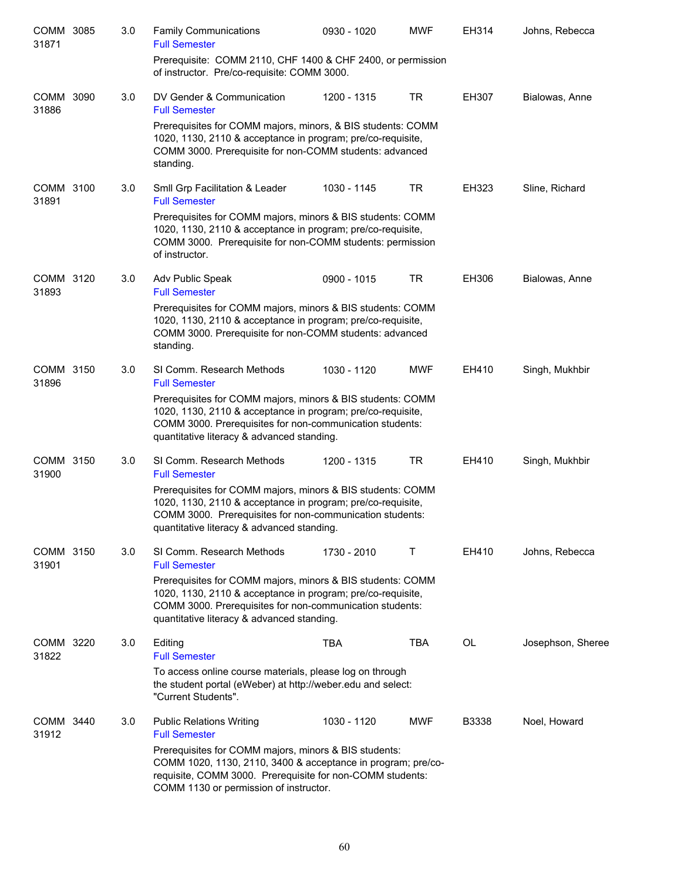| | | | | | | | |
|---|---|---|---|---|---|---|---|
| COMM 31871 | 3085 | 3.0 | Family Communications<br>Full Semester | 0930 - 1020 | MWF | EH314 | Johns, Rebecca |
| | | | Prerequisite: COMM 2110, CHF 1400 & CHF 2400, or permission of instructor. Pre/co-requisite: COMM 3000. | | | | |
| COMM 31886 | 3090 | 3.0 | DV Gender & Communication<br>Full Semester | 1200 - 1315 | TR | EH307 | Bialowas, Anne |
| | | | Prerequisites for COMM majors, minors, & BIS students: COMM 1020, 1130, 2110 & acceptance in program; pre/co-requisite, COMM 3000. Prerequisite for non-COMM students: advanced standing. | | | | |
| COMM 31891 | 3100 | 3.0 | Smll Grp Facilitation & Leader<br>Full Semester | 1030 - 1145 | TR | EH323 | Sline, Richard |
| | | | Prerequisites for COMM majors, minors & BIS students: COMM 1020, 1130, 2110 & acceptance in program; pre/co-requisite, COMM 3000. Prerequisite for non-COMM students: permission of instructor. | | | | |
| COMM 31893 | 3120 | 3.0 | Adv Public Speak<br>Full Semester | 0900 - 1015 | TR | EH306 | Bialowas, Anne |
| | | | Prerequisites for COMM majors, minors & BIS students: COMM 1020, 1130, 2110 & acceptance in program; pre/co-requisite, COMM 3000. Prerequisite for non-COMM students: advanced standing. | | | | |
| COMM 31896 | 3150 | 3.0 | SI Comm. Research Methods<br>Full Semester | 1030 - 1120 | MWF | EH410 | Singh, Mukhbir |
| | | | Prerequisites for COMM majors, minors & BIS students: COMM 1020, 1130, 2110 & acceptance in program; pre/co-requisite, COMM 3000. Prerequisites for non-communication students: quantitative literacy & advanced standing. | | | | |
| COMM 31900 | 3150 | 3.0 | SI Comm. Research Methods<br>Full Semester | 1200 - 1315 | TR | EH410 | Singh, Mukhbir |
| | | | Prerequisites for COMM majors, minors & BIS students: COMM 1020, 1130, 2110 & acceptance in program; pre/co-requisite, COMM 3000. Prerequisites for non-communication students: quantitative literacy & advanced standing. | | | | |
| COMM 31901 | 3150 | 3.0 | SI Comm. Research Methods<br>Full Semester | 1730 - 2010 | T | EH410 | Johns, Rebecca |
| | | | Prerequisites for COMM majors, minors & BIS students: COMM 1020, 1130, 2110 & acceptance in program; pre/co-requisite, COMM 3000. Prerequisites for non-communication students: quantitative literacy & advanced standing. | | | | |
| COMM 31822 | 3220 | 3.0 | Editing<br>Full Semester | TBA | TBA | OL | Josephson, Sheree |
| | | | To access online course materials, please log on through the student portal (eWeber) at http://weber.edu and select: "Current Students". | | | | |
| COMM 31912 | 3440 | 3.0 | Public Relations Writing<br>Full Semester | 1030 - 1120 | MWF | B3338 | Noel, Howard |
| | | | Prerequisites for COMM majors, minors & BIS students: COMM 1020, 1130, 2110, 3400 & acceptance in program; pre/co-requisite, COMM 3000. Prerequisite for non-COMM students: COMM 1130 or permission of instructor. | | | | |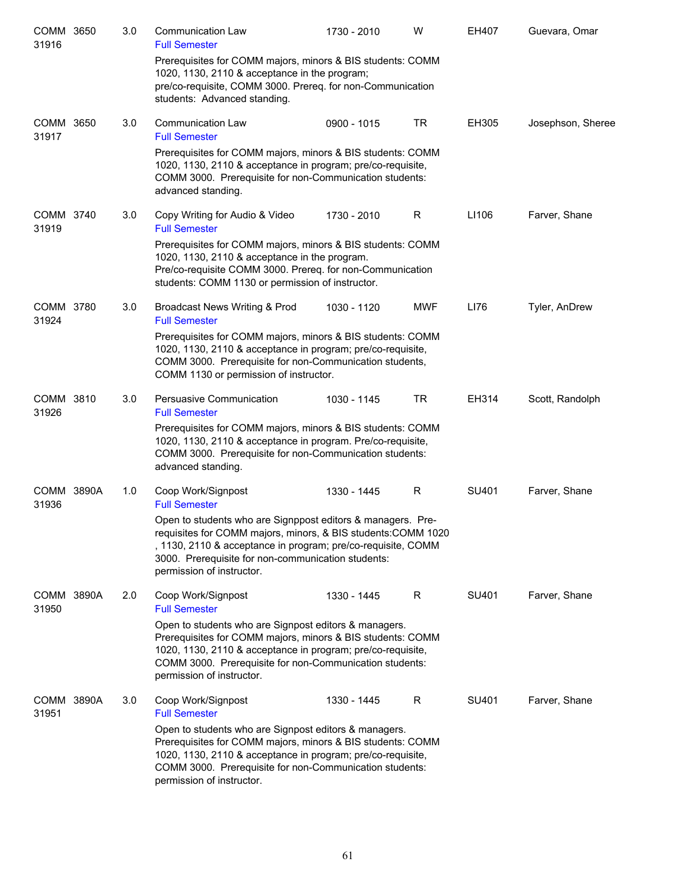| Course | | Credits | Title | Time | Days | Room | Instructor |
|---|---|---|---|---|---|---|---|
| COMM 31916 | 3650 | 3.0 | Communication Law<br>Full Semester<br>Prerequisites for COMM majors, minors & BIS students: COMM 1020, 1130, 2110 & acceptance in the program; pre/co-requisite, COMM 3000. Prereq. for non-Communication students: Advanced standing. | 1730 - 2010 | W | EH407 | Guevara, Omar |
| COMM 31917 | 3650 | 3.0 | Communication Law<br>Full Semester<br>Prerequisites for COMM majors, minors & BIS students: COMM 1020, 1130, 2110 & acceptance in program; pre/co-requisite, COMM 3000. Prerequisite for non-Communication students: advanced standing. | 0900 - 1015 | TR | EH305 | Josephson, Sheree |
| COMM 31919 | 3740 | 3.0 | Copy Writing for Audio & Video<br>Full Semester<br>Prerequisites for COMM majors, minors & BIS students: COMM 1020, 1130, 2110 & acceptance in the program. Pre/co-requisite COMM 3000. Prereq. for non-Communication students: COMM 1130 or permission of instructor. | 1730 - 2010 | R | LI106 | Farver, Shane |
| COMM 31924 | 3780 | 3.0 | Broadcast News Writing & Prod<br>Full Semester<br>Prerequisites for COMM majors, minors & BIS students: COMM 1020, 1130, 2110 & acceptance in program; pre/co-requisite, COMM 3000. Prerequisite for non-Communication students, COMM 1130 or permission of instructor. | 1030 - 1120 | MWF | LI76 | Tyler, AnDrew |
| COMM 31926 | 3810 | 3.0 | Persuasive Communication<br>Full Semester<br>Prerequisites for COMM majors, minors & BIS students: COMM 1020, 1130, 2110 & acceptance in program. Pre/co-requisite, COMM 3000. Prerequisite for non-Communication students: advanced standing. | 1030 - 1145 | TR | EH314 | Scott, Randolph |
| COMM 31936 | 3890A | 1.0 | Coop Work/Signpost<br>Full Semester<br>Open to students who are Signppost editors & managers. Pre-requisites for COMM majors, minors, & BIS students:COMM 1020 , 1130, 2110 & acceptance in program; pre/co-requisite, COMM 3000. Prerequisite for non-communication students: permission of instructor. | 1330 - 1445 | R | SU401 | Farver, Shane |
| COMM 31950 | 3890A | 2.0 | Coop Work/Signpost<br>Full Semester<br>Open to students who are Signpost editors & managers. Prerequisites for COMM majors, minors & BIS students: COMM 1020, 1130, 2110 & acceptance in program; pre/co-requisite, COMM 3000. Prerequisite for non-Communication students: permission of instructor. | 1330 - 1445 | R | SU401 | Farver, Shane |
| COMM 31951 | 3890A | 3.0 | Coop Work/Signpost<br>Full Semester<br>Open to students who are Signpost editors & managers. Prerequisites for COMM majors, minors & BIS students: COMM 1020, 1130, 2110 & acceptance in program; pre/co-requisite, COMM 3000. Prerequisite for non-Communication students: permission of instructor. | 1330 - 1445 | R | SU401 | Farver, Shane |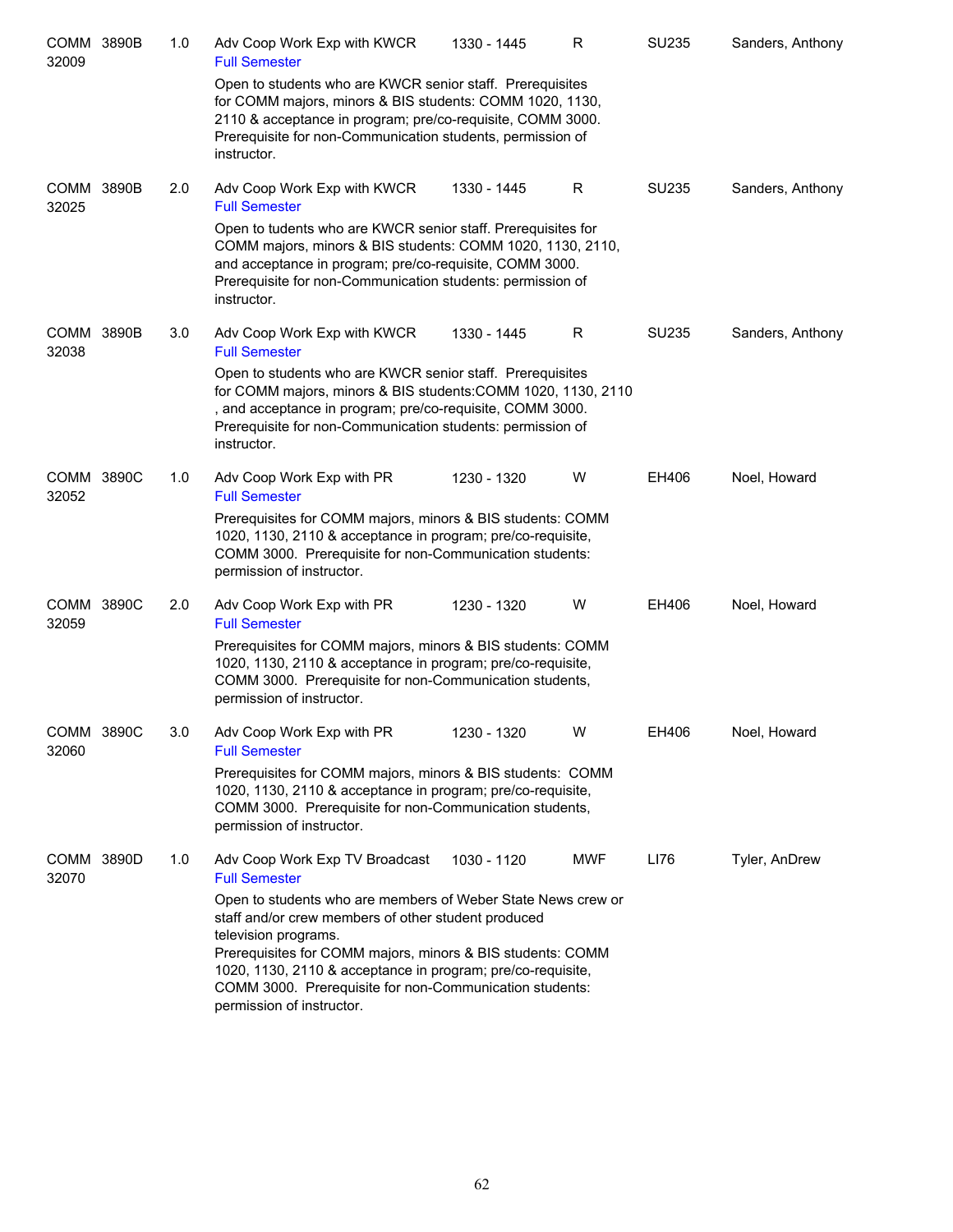| Course | | Credits | Title | Time | Days | Room | Instructor |
|---|---|---|---|---|---|---|---|
| COMM 32009 | 3890B | 1.0 | Adv Coop Work Exp with KWCR<br>Full Semester<br>Open to students who are KWCR senior staff. Prerequisites for COMM majors, minors & BIS students: COMM 1020, 1130, 2110 & acceptance in program; pre/co-requisite, COMM 3000. Prerequisite for non-Communication students, permission of instructor. | 1330 - 1445 | R | SU235 | Sanders, Anthony |
| COMM 32025 | 3890B | 2.0 | Adv Coop Work Exp with KWCR<br>Full Semester<br>Open to tudents who are KWCR senior staff. Prerequisites for COMM majors, minors & BIS students: COMM 1020, 1130, 2110, and acceptance in program; pre/co-requisite, COMM 3000. Prerequisite for non-Communication students: permission of instructor. | 1330 - 1445 | R | SU235 | Sanders, Anthony |
| COMM 32038 | 3890B | 3.0 | Adv Coop Work Exp with KWCR<br>Full Semester<br>Open to students who are KWCR senior staff. Prerequisites for COMM majors, minors & BIS students:COMM 1020, 1130, 2110 , and acceptance in program; pre/co-requisite, COMM 3000. Prerequisite for non-Communication students: permission of instructor. | 1330 - 1445 | R | SU235 | Sanders, Anthony |
| COMM 32052 | 3890C | 1.0 | Adv Coop Work Exp with PR<br>Full Semester<br>Prerequisites for COMM majors, minors & BIS students: COMM 1020, 1130, 2110 & acceptance in program; pre/co-requisite, COMM 3000. Prerequisite for non-Communication students: permission of instructor. | 1230 - 1320 | W | EH406 | Noel, Howard |
| COMM 32059 | 3890C | 2.0 | Adv Coop Work Exp with PR<br>Full Semester<br>Prerequisites for COMM majors, minors & BIS students: COMM 1020, 1130, 2110 & acceptance in program; pre/co-requisite, COMM 3000. Prerequisite for non-Communication students, permission of instructor. | 1230 - 1320 | W | EH406 | Noel, Howard |
| COMM 32060 | 3890C | 3.0 | Adv Coop Work Exp with PR<br>Full Semester<br>Prerequisites for COMM majors, minors & BIS students: COMM 1020, 1130, 2110 & acceptance in program; pre/co-requisite, COMM 3000. Prerequisite for non-Communication students, permission of instructor. | 1230 - 1320 | W | EH406 | Noel, Howard |
| COMM 32070 | 3890D | 1.0 | Adv Coop Work Exp TV Broadcast<br>Full Semester<br>Open to students who are members of Weber State News crew or staff and/or crew members of other student produced television programs.<br>Prerequisites for COMM majors, minors & BIS students: COMM 1020, 1130, 2110 & acceptance in program; pre/co-requisite, COMM 3000. Prerequisite for non-Communication students: permission of instructor. | 1030 - 1120 | MWF | LI76 | Tyler, AnDrew |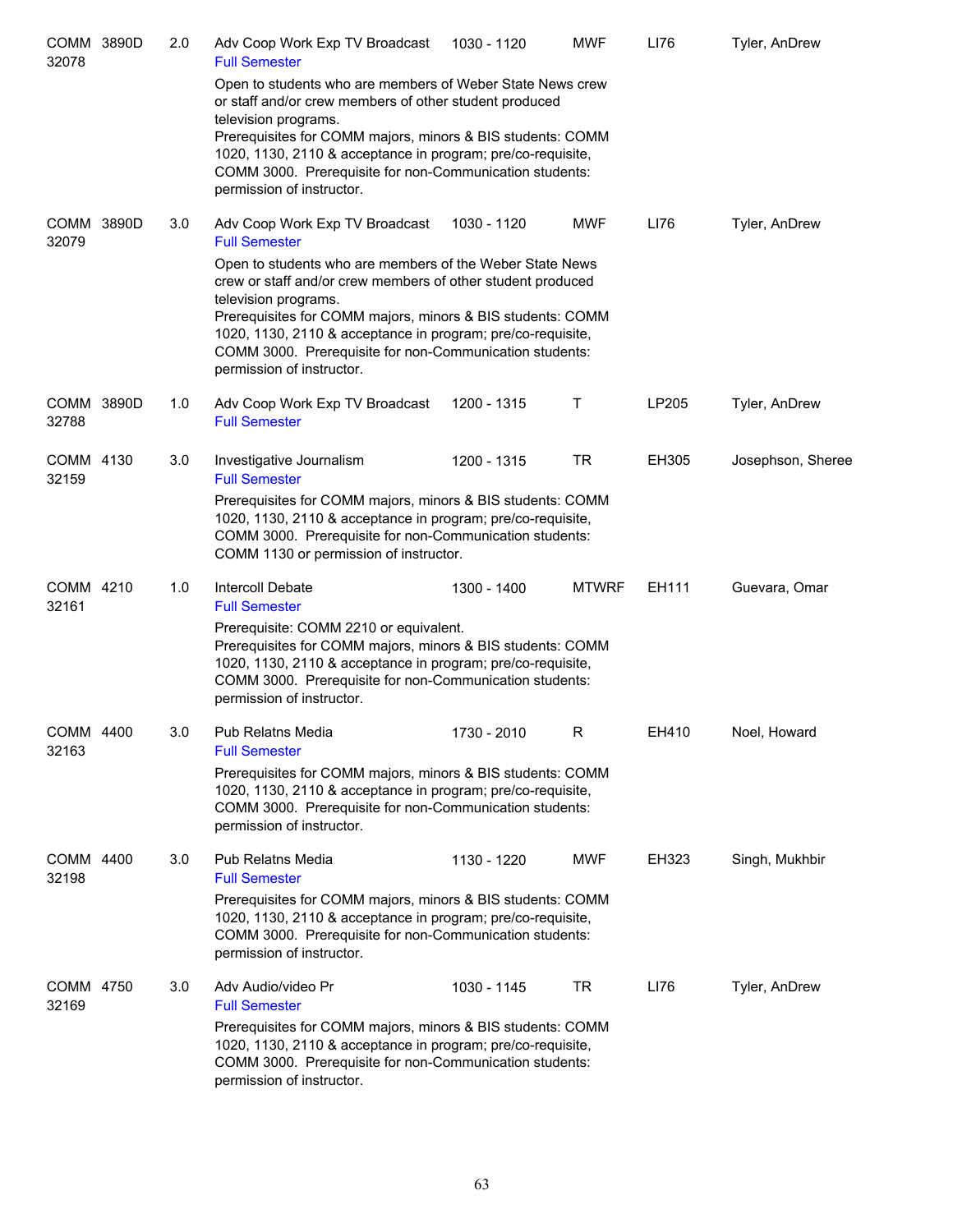| Course | | Credits | Title | Time | Days | Room | Instructor |
|---|---|---|---|---|---|---|---|
| COMM 32078 | 3890D | 2.0 | Adv Coop Work Exp TV Broadcast<br>Full Semester | 1030 - 1120 | MWF | LI76 | Tyler, AnDrew |
| | | | Open to students who are members of Weber State News crew or staff and/or crew members of other student produced television programs.<br>Prerequisites for COMM majors, minors & BIS students: COMM 1020, 1130, 2110 & acceptance in program; pre/co-requisite, COMM 3000. Prerequisite for non-Communication students: permission of instructor. | | | | |
| COMM 32079 | 3890D | 3.0 | Adv Coop Work Exp TV Broadcast<br>Full Semester | 1030 - 1120 | MWF | LI76 | Tyler, AnDrew |
| | | | Open to students who are members of the Weber State News crew or staff and/or crew members of other student produced television programs.<br>Prerequisites for COMM majors, minors & BIS students: COMM 1020, 1130, 2110 & acceptance in program; pre/co-requisite, COMM 3000. Prerequisite for non-Communication students: permission of instructor. | | | | |
| COMM 32788 | 3890D | 1.0 | Adv Coop Work Exp TV Broadcast<br>Full Semester | 1200 - 1315 | T | LP205 | Tyler, AnDrew |
| COMM 32159 | 4130 | 3.0 | Investigative Journalism<br>Full Semester | 1200 - 1315 | TR | EH305 | Josephson, Sheree |
| | | | Prerequisites for COMM majors, minors & BIS students: COMM 1020, 1130, 2110 & acceptance in program; pre/co-requisite, COMM 3000. Prerequisite for non-Communication students: COMM 1130 or permission of instructor. | | | | |
| COMM 32161 | 4210 | 1.0 | Intercoll Debate<br>Full Semester | 1300 - 1400 | MTWRF | EH111 | Guevara, Omar |
| | | | Prerequisite: COMM 2210 or equivalent.<br>Prerequisites for COMM majors, minors & BIS students: COMM 1020, 1130, 2110 & acceptance in program; pre/co-requisite, COMM 3000. Prerequisite for non-Communication students: permission of instructor. | | | | |
| COMM 32163 | 4400 | 3.0 | Pub Relatns Media<br>Full Semester | 1730 - 2010 | R | EH410 | Noel, Howard |
| | | | Prerequisites for COMM majors, minors & BIS students: COMM 1020, 1130, 2110 & acceptance in program; pre/co-requisite, COMM 3000. Prerequisite for non-Communication students: permission of instructor. | | | | |
| COMM 32198 | 4400 | 3.0 | Pub Relatns Media<br>Full Semester | 1130 - 1220 | MWF | EH323 | Singh, Mukhbir |
| | | | Prerequisites for COMM majors, minors & BIS students: COMM 1020, 1130, 2110 & acceptance in program; pre/co-requisite, COMM 3000. Prerequisite for non-Communication students: permission of instructor. | | | | |
| COMM 32169 | 4750 | 3.0 | Adv Audio/video Pr<br>Full Semester | 1030 - 1145 | TR | LI76 | Tyler, AnDrew |
| | | | Prerequisites for COMM majors, minors & BIS students: COMM 1020, 1130, 2110 & acceptance in program; pre/co-requisite, COMM 3000. Prerequisite for non-Communication students: permission of instructor. | | | | |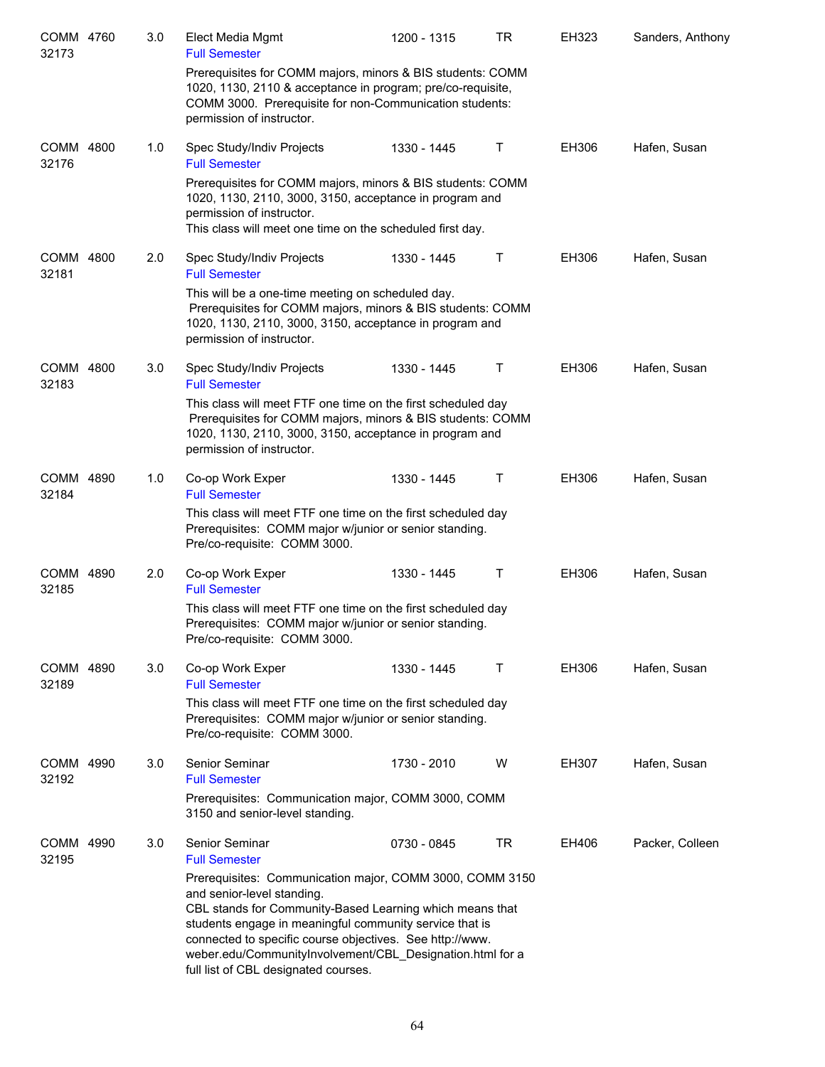| Course | | Credits | Title | Time | Days | Room | Instructor |
|---|---|---|---|---|---|---|---|
| COMM 32173 | 4760 | 3.0 | Elect Media Mgmt<br>Full Semester<br>Prerequisites for COMM majors, minors & BIS students: COMM 1020, 1130, 2110 & acceptance in program; pre/co-requisite, COMM 3000. Prerequisite for non-Communication students: permission of instructor. | 1200 - 1315 | TR | EH323 | Sanders, Anthony |
| COMM 32176 | 4800 | 1.0 | Spec Study/Indiv Projects<br>Full Semester<br>Prerequisites for COMM majors, minors & BIS students: COMM 1020, 1130, 2110, 3000, 3150, acceptance in program and permission of instructor.<br>This class will meet one time on the scheduled first day. | 1330 - 1445 | T | EH306 | Hafen, Susan |
| COMM 32181 | 4800 | 2.0 | Spec Study/Indiv Projects<br>Full Semester<br>This will be a one-time meeting on scheduled day. Prerequisites for COMM majors, minors & BIS students: COMM 1020, 1130, 2110, 3000, 3150, acceptance in program and permission of instructor. | 1330 - 1445 | T | EH306 | Hafen, Susan |
| COMM 32183 | 4800 | 3.0 | Spec Study/Indiv Projects<br>Full Semester<br>This class will meet FTF one time on the first scheduled day Prerequisites for COMM majors, minors & BIS students: COMM 1020, 1130, 2110, 3000, 3150, acceptance in program and permission of instructor. | 1330 - 1445 | T | EH306 | Hafen, Susan |
| COMM 32184 | 4890 | 1.0 | Co-op Work Exper<br>Full Semester<br>This class will meet FTF one time on the first scheduled day Prerequisites: COMM major w/junior or senior standing. Pre/co-requisite: COMM 3000. | 1330 - 1445 | T | EH306 | Hafen, Susan |
| COMM 32185 | 4890 | 2.0 | Co-op Work Exper<br>Full Semester<br>This class will meet FTF one time on the first scheduled day Prerequisites: COMM major w/junior or senior standing. Pre/co-requisite: COMM 3000. | 1330 - 1445 | T | EH306 | Hafen, Susan |
| COMM 32189 | 4890 | 3.0 | Co-op Work Exper<br>Full Semester<br>This class will meet FTF one time on the first scheduled day Prerequisites: COMM major w/junior or senior standing. Pre/co-requisite: COMM 3000. | 1330 - 1445 | T | EH306 | Hafen, Susan |
| COMM 32192 | 4990 | 3.0 | Senior Seminar<br>Full Semester<br>Prerequisites: Communication major, COMM 3000, COMM 3150 and senior-level standing. | 1730 - 2010 | W | EH307 | Hafen, Susan |
| COMM 32195 | 4990 | 3.0 | Senior Seminar<br>Full Semester<br>Prerequisites: Communication major, COMM 3000, COMM 3150 and senior-level standing.<br>CBL stands for Community-Based Learning which means that students engage in meaningful community service that is connected to specific course objectives. See http://www.weber.edu/CommunityInvolvement/CBL_Designation.html for a full list of CBL designated courses. | 0730 - 0845 | TR | EH406 | Packer, Colleen |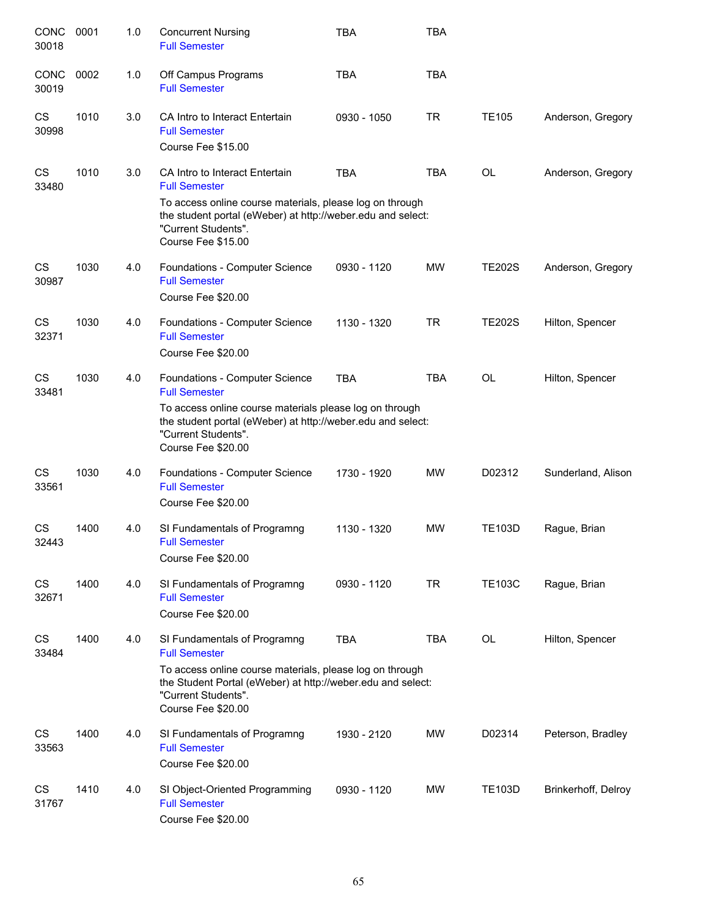| | | | | | | | |
|---|---|---|---|---|---|---|---|
| CONC 30018 | 0001 | 1.0 | Concurrent Nursing<br>Full Semester | TBA | TBA | | |
| CONC 30019 | 0002 | 1.0 | Off Campus Programs<br>Full Semester | TBA | TBA | | |
| CS 30998 | 1010 | 3.0 | CA Intro to Interact Entertain<br>Full Semester<br>Course Fee $15.00 | 0930 - 1050 | TR | TE105 | Anderson, Gregory |
| CS 33480 | 1010 | 3.0 | CA Intro to Interact Entertain<br>Full Semester<br>To access online course materials, please log on through the student portal (eWeber) at http://weber.edu and select: "Current Students".<br>Course Fee $15.00 | TBA | TBA | OL | Anderson, Gregory |
| CS 30987 | 1030 | 4.0 | Foundations - Computer Science<br>Full Semester<br>Course Fee $20.00 | 0930 - 1120 | MW | TE202S | Anderson, Gregory |
| CS 32371 | 1030 | 4.0 | Foundations - Computer Science<br>Full Semester<br>Course Fee $20.00 | 1130 - 1320 | TR | TE202S | Hilton, Spencer |
| CS 33481 | 1030 | 4.0 | Foundations - Computer Science<br>Full Semester<br>To access online course materials please log on through the student portal (eWeber) at http://weber.edu and select: "Current Students".<br>Course Fee $20.00 | TBA | TBA | OL | Hilton, Spencer |
| CS 33561 | 1030 | 4.0 | Foundations - Computer Science<br>Full Semester<br>Course Fee $20.00 | 1730 - 1920 | MW | D02312 | Sunderland, Alison |
| CS 32443 | 1400 | 4.0 | SI Fundamentals of Programng<br>Full Semester<br>Course Fee $20.00 | 1130 - 1320 | MW | TE103D | Rague, Brian |
| CS 32671 | 1400 | 4.0 | SI Fundamentals of Programng<br>Full Semester<br>Course Fee $20.00 | 0930 - 1120 | TR | TE103C | Rague, Brian |
| CS 33484 | 1400 | 4.0 | SI Fundamentals of Programng<br>Full Semester<br>To access online course materials, please log on through the Student Portal (eWeber) at http://weber.edu and select: "Current Students".<br>Course Fee $20.00 | TBA | TBA | OL | Hilton, Spencer |
| CS 33563 | 1400 | 4.0 | SI Fundamentals of Programng<br>Full Semester<br>Course Fee $20.00 | 1930 - 2120 | MW | D02314 | Peterson, Bradley |
| CS 31767 | 1410 | 4.0 | SI Object-Oriented Programming<br>Full Semester<br>Course Fee $20.00 | 0930 - 1120 | MW | TE103D | Brinkerhoff, Delroy |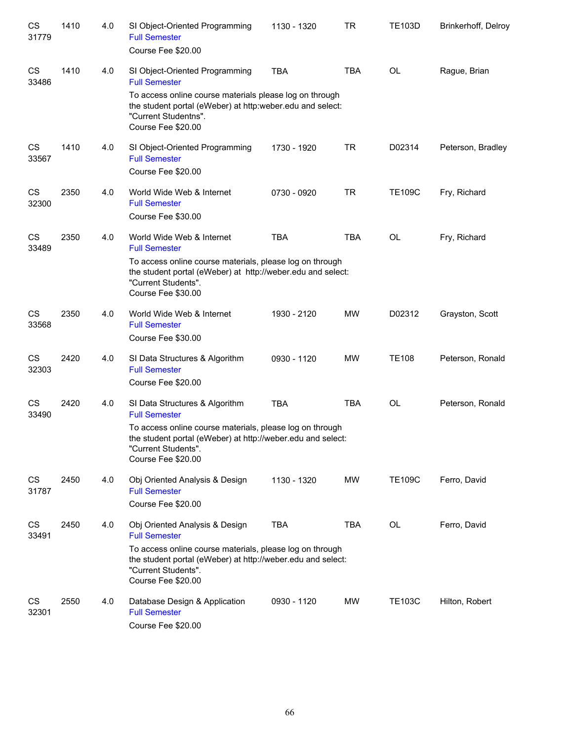| | | | | | | | |
|---|---|---|---|---|---|---|---|
| CS 31779 | 1410 | 4.0 | SI Object-Oriented Programming<br>Full Semester<br>Course Fee $20.00 | 1130 - 1320 | TR | TE103D | Brinkerhoff, Delroy |
| CS 33486 | 1410 | 4.0 | SI Object-Oriented Programming<br>Full Semester<br>To access online course materials please log on through the student portal (eWeber) at http:weber.edu and select: "Current Studentns".<br>Course Fee $20.00 | TBA | TBA | OL | Rague, Brian |
| CS 33567 | 1410 | 4.0 | SI Object-Oriented Programming<br>Full Semester<br>Course Fee $20.00 | 1730 - 1920 | TR | D02314 | Peterson, Bradley |
| CS 32300 | 2350 | 4.0 | World Wide Web & Internet<br>Full Semester<br>Course Fee $30.00 | 0730 - 0920 | TR | TE109C | Fry, Richard |
| CS 33489 | 2350 | 4.0 | World Wide Web & Internet<br>Full Semester<br>To access online course materials, please log on through the student portal (eWeber) at http://weber.edu and select: "Current Students".<br>Course Fee $30.00 | TBA | TBA | OL | Fry, Richard |
| CS 33568 | 2350 | 4.0 | World Wide Web & Internet<br>Full Semester<br>Course Fee $30.00 | 1930 - 2120 | MW | D02312 | Grayston, Scott |
| CS 32303 | 2420 | 4.0 | SI Data Structures & Algorithm<br>Full Semester<br>Course Fee $20.00 | 0930 - 1120 | MW | TE108 | Peterson, Ronald |
| CS 33490 | 2420 | 4.0 | SI Data Structures & Algorithm<br>Full Semester<br>To access online course materials, please log on through the student portal (eWeber) at http://weber.edu and select: "Current Students".<br>Course Fee $20.00 | TBA | TBA | OL | Peterson, Ronald |
| CS 31787 | 2450 | 4.0 | Obj Oriented Analysis & Design<br>Full Semester<br>Course Fee $20.00 | 1130 - 1320 | MW | TE109C | Ferro, David |
| CS 33491 | 2450 | 4.0 | Obj Oriented Analysis & Design<br>Full Semester<br>To access online course materials, please log on through the student portal (eWeber) at http://weber.edu and select: "Current Students".<br>Course Fee $20.00 | TBA | TBA | OL | Ferro, David |
| CS 32301 | 2550 | 4.0 | Database Design & Application<br>Full Semester<br>Course Fee $20.00 | 0930 - 1120 | MW | TE103C | Hilton, Robert |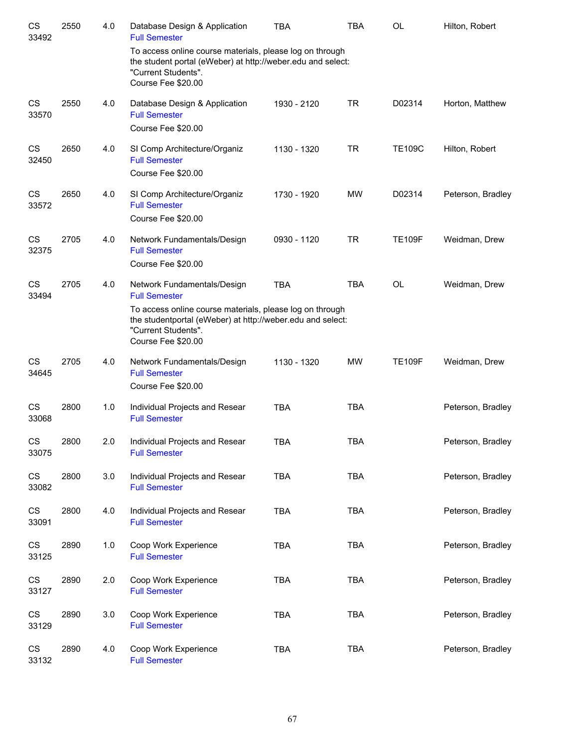| | | | | | | | |
|---|---|---|---|---|---|---|---|
| CS 33492 | 2550 | 4.0 | Database Design & Application<br>Full Semester<br>To access online course materials, please log on through the student portal (eWeber) at http://weber.edu and select: "Current Students".<br>Course Fee $20.00 | TBA | TBA | OL | Hilton, Robert |
| CS 33570 | 2550 | 4.0 | Database Design & Application<br>Full Semester<br>Course Fee $20.00 | 1930 - 2120 | TR | D02314 | Horton, Matthew |
| CS 32450 | 2650 | 4.0 | SI Comp Architecture/Organiz<br>Full Semester<br>Course Fee $20.00 | 1130 - 1320 | TR | TE109C | Hilton, Robert |
| CS 33572 | 2650 | 4.0 | SI Comp Architecture/Organiz<br>Full Semester<br>Course Fee $20.00 | 1730 - 1920 | MW | D02314 | Peterson, Bradley |
| CS 32375 | 2705 | 4.0 | Network Fundamentals/Design<br>Full Semester<br>Course Fee $20.00 | 0930 - 1120 | TR | TE109F | Weidman, Drew |
| CS 33494 | 2705 | 4.0 | Network Fundamentals/Design<br>Full Semester<br>To access online course materials, please log on through the studentportal (eWeber) at http://weber.edu and select: "Current Students".<br>Course Fee $20.00 | TBA | TBA | OL | Weidman, Drew |
| CS 34645 | 2705 | 4.0 | Network Fundamentals/Design<br>Full Semester<br>Course Fee $20.00 | 1130 - 1320 | MW | TE109F | Weidman, Drew |
| CS 33068 | 2800 | 1.0 | Individual Projects and Resear<br>Full Semester | TBA | TBA | | Peterson, Bradley |
| CS 33075 | 2800 | 2.0 | Individual Projects and Resear<br>Full Semester | TBA | TBA | | Peterson, Bradley |
| CS 33082 | 2800 | 3.0 | Individual Projects and Resear<br>Full Semester | TBA | TBA | | Peterson, Bradley |
| CS 33091 | 2800 | 4.0 | Individual Projects and Resear<br>Full Semester | TBA | TBA | | Peterson, Bradley |
| CS 33125 | 2890 | 1.0 | Coop Work Experience<br>Full Semester | TBA | TBA | | Peterson, Bradley |
| CS 33127 | 2890 | 2.0 | Coop Work Experience<br>Full Semester | TBA | TBA | | Peterson, Bradley |
| CS 33129 | 2890 | 3.0 | Coop Work Experience<br>Full Semester | TBA | TBA | | Peterson, Bradley |
| CS 33132 | 2890 | 4.0 | Coop Work Experience<br>Full Semester | TBA | TBA | | Peterson, Bradley |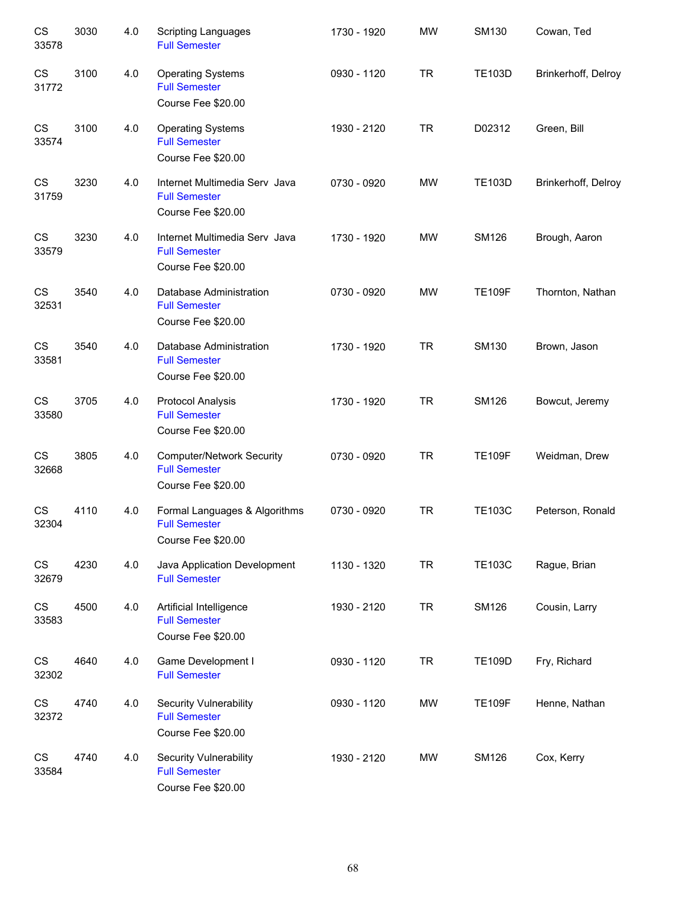| | | | | | | | |
|---|---|---|---|---|---|---|---|
| CS 33578 | 3030 | 4.0 | Scripting Languages<br>Full Semester | 1730 - 1920 | MW | SM130 | Cowan, Ted |
| CS 31772 | 3100 | 4.0 | Operating Systems<br>Full Semester<br>Course Fee $20.00 | 0930 - 1120 | TR | TE103D | Brinkerhoff, Delroy |
| CS 33574 | 3100 | 4.0 | Operating Systems<br>Full Semester<br>Course Fee $20.00 | 1930 - 2120 | TR | D02312 | Green, Bill |
| CS 31759 | 3230 | 4.0 | Internet Multimedia Serv Java<br>Full Semester<br>Course Fee $20.00 | 0730 - 0920 | MW | TE103D | Brinkerhoff, Delroy |
| CS 33579 | 3230 | 4.0 | Internet Multimedia Serv Java<br>Full Semester<br>Course Fee $20.00 | 1730 - 1920 | MW | SM126 | Brough, Aaron |
| CS 32531 | 3540 | 4.0 | Database Administration<br>Full Semester<br>Course Fee $20.00 | 0730 - 0920 | MW | TE109F | Thornton, Nathan |
| CS 33581 | 3540 | 4.0 | Database Administration<br>Full Semester<br>Course Fee $20.00 | 1730 - 1920 | TR | SM130 | Brown, Jason |
| CS 33580 | 3705 | 4.0 | Protocol Analysis<br>Full Semester<br>Course Fee $20.00 | 1730 - 1920 | TR | SM126 | Bowcut, Jeremy |
| CS 32668 | 3805 | 4.0 | Computer/Network Security<br>Full Semester<br>Course Fee $20.00 | 0730 - 0920 | TR | TE109F | Weidman, Drew |
| CS 32304 | 4110 | 4.0 | Formal Languages & Algorithms<br>Full Semester<br>Course Fee $20.00 | 0730 - 0920 | TR | TE103C | Peterson, Ronald |
| CS 32679 | 4230 | 4.0 | Java Application Development<br>Full Semester | 1130 - 1320 | TR | TE103C | Rague, Brian |
| CS 33583 | 4500 | 4.0 | Artificial Intelligence<br>Full Semester<br>Course Fee $20.00 | 1930 - 2120 | TR | SM126 | Cousin, Larry |
| CS 32302 | 4640 | 4.0 | Game Development I<br>Full Semester | 0930 - 1120 | TR | TE109D | Fry, Richard |
| CS 32372 | 4740 | 4.0 | Security Vulnerability<br>Full Semester<br>Course Fee $20.00 | 0930 - 1120 | MW | TE109F | Henne, Nathan |
| CS 33584 | 4740 | 4.0 | Security Vulnerability<br>Full Semester<br>Course Fee $20.00 | 1930 - 2120 | MW | SM126 | Cox, Kerry |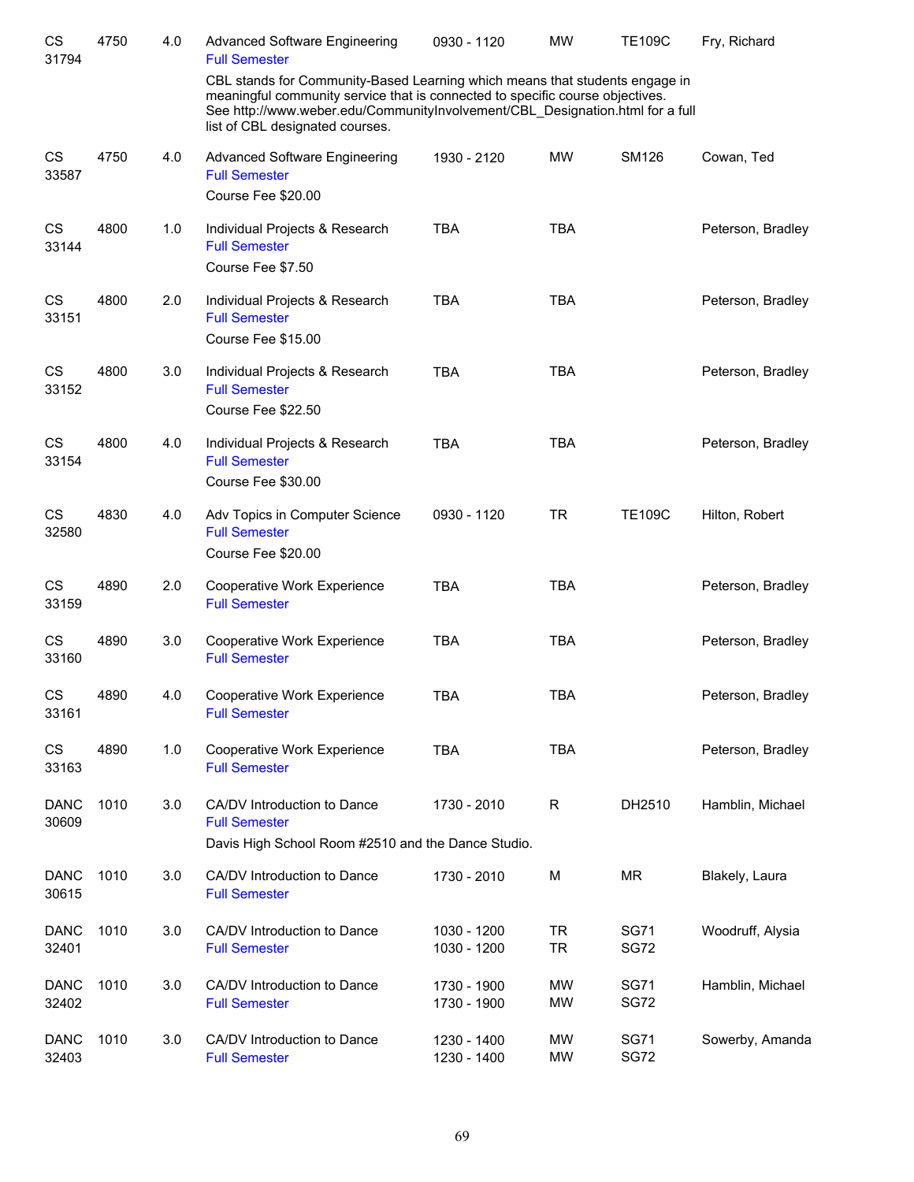| Dept / CRN | Course | Credits | Title | Time | Days | Room | Instructor |
|---|---|---|---|---|---|---|---|
| CS 31794 | 4750 | 4.0 | Advanced Software Engineering<br>Full Semester<br>CBL stands for Community-Based Learning which means that students engage in meaningful community service that is connected to specific course objectives. See http://www.weber.edu/CommunityInvolvement/CBL_Designation.html for a full list of CBL designated courses. | 0930 - 1120 | MW | TE109C | Fry, Richard |
| CS 33587 | 4750 | 4.0 | Advanced Software Engineering<br>Full Semester<br>Course Fee $20.00 | 1930 - 2120 | MW | SM126 | Cowan, Ted |
| CS 33144 | 4800 | 1.0 | Individual Projects & Research<br>Full Semester<br>Course Fee $7.50 | TBA | TBA | | Peterson, Bradley |
| CS 33151 | 4800 | 2.0 | Individual Projects & Research<br>Full Semester<br>Course Fee $15.00 | TBA | TBA | | Peterson, Bradley |
| CS 33152 | 4800 | 3.0 | Individual Projects & Research<br>Full Semester<br>Course Fee $22.50 | TBA | TBA | | Peterson, Bradley |
| CS 33154 | 4800 | 4.0 | Individual Projects & Research<br>Full Semester<br>Course Fee $30.00 | TBA | TBA | | Peterson, Bradley |
| CS 32580 | 4830 | 4.0 | Adv Topics in Computer Science<br>Full Semester<br>Course Fee $20.00 | 0930 - 1120 | TR | TE109C | Hilton, Robert |
| CS 33159 | 4890 | 2.0 | Cooperative Work Experience<br>Full Semester | TBA | TBA | | Peterson, Bradley |
| CS 33160 | 4890 | 3.0 | Cooperative Work Experience<br>Full Semester | TBA | TBA | | Peterson, Bradley |
| CS 33161 | 4890 | 4.0 | Cooperative Work Experience<br>Full Semester | TBA | TBA | | Peterson, Bradley |
| CS 33163 | 4890 | 1.0 | Cooperative Work Experience<br>Full Semester | TBA | TBA | | Peterson, Bradley |
| DANC 30609 | 1010 | 3.0 | CA/DV Introduction to Dance<br>Full Semester<br>Davis High School Room #2510 and the Dance Studio. | 1730 - 2010 | R | DH2510 | Hamblin, Michael |
| DANC 30615 | 1010 | 3.0 | CA/DV Introduction to Dance<br>Full Semester | 1730 - 2010 | M | MR | Blakely, Laura |
| DANC 32401 | 1010 | 3.0 | CA/DV Introduction to Dance<br>Full Semester | 1030 - 1200<br>1030 - 1200 | TR<br>TR | SG71<br>SG72 | Woodruff, Alysia |
| DANC 32402 | 1010 | 3.0 | CA/DV Introduction to Dance<br>Full Semester | 1730 - 1900<br>1730 - 1900 | MW<br>MW | SG71<br>SG72 | Hamblin, Michael |
| DANC 32403 | 1010 | 3.0 | CA/DV Introduction to Dance<br>Full Semester | 1230 - 1400<br>1230 - 1400 | MW<br>MW | SG71<br>SG72 | Sowerby, Amanda |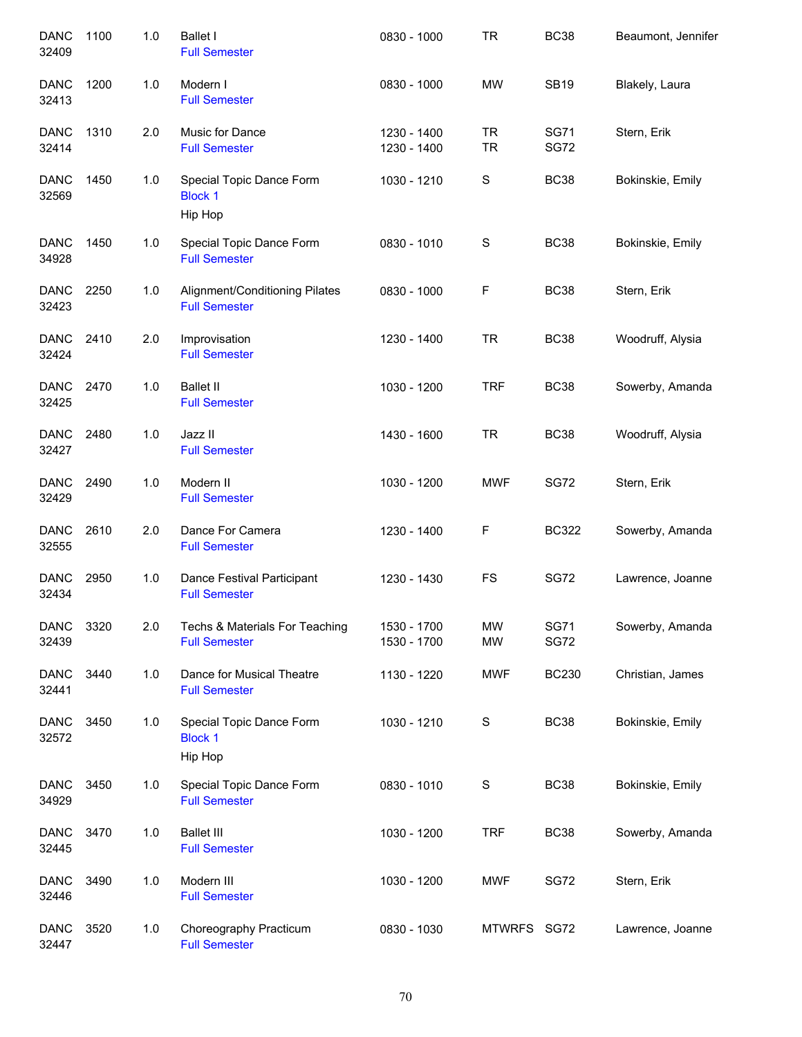| Subject / CRN | Course | Credits | Title / Session | Time | Days | Room | Instructor |
|---|---|---|---|---|---|---|---|
| DANC 32409 | 1100 | 1.0 | Ballet I<br>Full Semester | 0830 - 1000 | TR | BC38 | Beaumont, Jennifer |
| DANC 32413 | 1200 | 1.0 | Modern I<br>Full Semester | 0830 - 1000 | MW | SB19 | Blakely, Laura |
| DANC 32414 | 1310 | 2.0 | Music for Dance<br>Full Semester | 1230 - 1400<br>1230 - 1400 | TR<br>TR | SG71<br>SG72 | Stern, Erik |
| DANC 32569 | 1450 | 1.0 | Special Topic Dance Form<br>Block 1<br>Hip Hop | 1030 - 1210 | S | BC38 | Bokinskie, Emily |
| DANC 34928 | 1450 | 1.0 | Special Topic Dance Form<br>Full Semester | 0830 - 1010 | S | BC38 | Bokinskie, Emily |
| DANC 32423 | 2250 | 1.0 | Alignment/Conditioning Pilates<br>Full Semester | 0830 - 1000 | F | BC38 | Stern, Erik |
| DANC 32424 | 2410 | 2.0 | Improvisation<br>Full Semester | 1230 - 1400 | TR | BC38 | Woodruff, Alysia |
| DANC 32425 | 2470 | 1.0 | Ballet II<br>Full Semester | 1030 - 1200 | TRF | BC38 | Sowerby, Amanda |
| DANC 32427 | 2480 | 1.0 | Jazz II<br>Full Semester | 1430 - 1600 | TR | BC38 | Woodruff, Alysia |
| DANC 32429 | 2490 | 1.0 | Modern II<br>Full Semester | 1030 - 1200 | MWF | SG72 | Stern, Erik |
| DANC 32555 | 2610 | 2.0 | Dance For Camera<br>Full Semester | 1230 - 1400 | F | BC322 | Sowerby, Amanda |
| DANC 32434 | 2950 | 1.0 | Dance Festival Participant<br>Full Semester | 1230 - 1430 | FS | SG72 | Lawrence, Joanne |
| DANC 32439 | 3320 | 2.0 | Techs & Materials For Teaching<br>Full Semester | 1530 - 1700<br>1530 - 1700 | MW<br>MW | SG71<br>SG72 | Sowerby, Amanda |
| DANC 32441 | 3440 | 1.0 | Dance for Musical Theatre<br>Full Semester | 1130 - 1220 | MWF | BC230 | Christian, James |
| DANC 32572 | 3450 | 1.0 | Special Topic Dance Form<br>Block 1<br>Hip Hop | 1030 - 1210 | S | BC38 | Bokinskie, Emily |
| DANC 34929 | 3450 | 1.0 | Special Topic Dance Form<br>Full Semester | 0830 - 1010 | S | BC38 | Bokinskie, Emily |
| DANC 32445 | 3470 | 1.0 | Ballet III<br>Full Semester | 1030 - 1200 | TRF | BC38 | Sowerby, Amanda |
| DANC 32446 | 3490 | 1.0 | Modern III<br>Full Semester | 1030 - 1200 | MWF | SG72 | Stern, Erik |
| DANC 32447 | 3520 | 1.0 | Choreography Practicum<br>Full Semester | 0830 - 1030 | MTWRFS | SG72 | Lawrence, Joanne |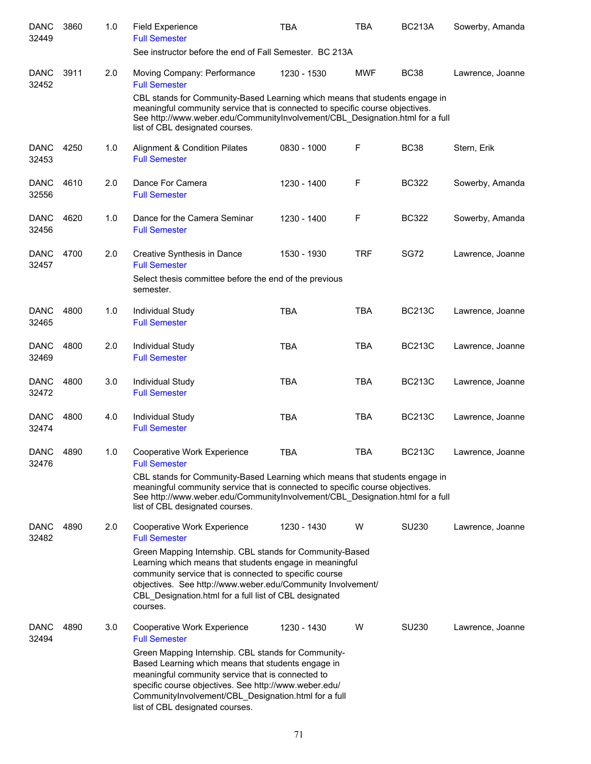| | | | | | | | |
|---|---|---|---|---|---|---|---|
| DANC 32449 | 3860 | 1.0 | Field Experience<br>Full Semester | TBA | TBA | BC213A | Sowerby, Amanda |
| | | | See instructor before the end of Fall Semester. BC 213A | | | | |
| DANC 32452 | 3911 | 2.0 | Moving Company: Performance<br>Full Semester | 1230 - 1530 | MWF | BC38 | Lawrence, Joanne |
| | | | CBL stands for Community-Based Learning which means that students engage in meaningful community service that is connected to specific course objectives. See http://www.weber.edu/CommunityInvolvement/CBL_Designation.html for a full list of CBL designated courses. | | | | |
| DANC 32453 | 4250 | 1.0 | Alignment & Condition Pilates<br>Full Semester | 0830 - 1000 | F | BC38 | Stern, Erik |
| DANC 32556 | 4610 | 2.0 | Dance For Camera<br>Full Semester | 1230 - 1400 | F | BC322 | Sowerby, Amanda |
| DANC 32456 | 4620 | 1.0 | Dance for the Camera Seminar<br>Full Semester | 1230 - 1400 | F | BC322 | Sowerby, Amanda |
| DANC 32457 | 4700 | 2.0 | Creative Synthesis in Dance<br>Full Semester | 1530 - 1930 | TRF | SG72 | Lawrence, Joanne |
| | | | Select thesis committee before the end of the previous semester. | | | | |
| DANC 32465 | 4800 | 1.0 | Individual Study<br>Full Semester | TBA | TBA | BC213C | Lawrence, Joanne |
| DANC 32469 | 4800 | 2.0 | Individual Study<br>Full Semester | TBA | TBA | BC213C | Lawrence, Joanne |
| DANC 32472 | 4800 | 3.0 | Individual Study<br>Full Semester | TBA | TBA | BC213C | Lawrence, Joanne |
| DANC 32474 | 4800 | 4.0 | Individual Study<br>Full Semester | TBA | TBA | BC213C | Lawrence, Joanne |
| DANC 32476 | 4890 | 1.0 | Cooperative Work Experience<br>Full Semester | TBA | TBA | BC213C | Lawrence, Joanne |
| | | | CBL stands for Community-Based Learning which means that students engage in meaningful community service that is connected to specific course objectives. See http://www.weber.edu/CommunityInvolvement/CBL_Designation.html for a full list of CBL designated courses. | | | | |
| DANC 32482 | 4890 | 2.0 | Cooperative Work Experience<br>Full Semester | 1230 - 1430 | W | SU230 | Lawrence, Joanne |
| | | | Green Mapping Internship. CBL stands for Community-Based Learning which means that students engage in meaningful community service that is connected to specific course objectives. See http://www.weber.edu/Community Involvement/ CBL_Designation.html for a full list of CBL designated courses. | | | | |
| DANC 32494 | 4890 | 3.0 | Cooperative Work Experience<br>Full Semester | 1230 - 1430 | W | SU230 | Lawrence, Joanne |
| | | | Green Mapping Internship. CBL stands for Community-Based Learning which means that students engage in meaningful community service that is connected to specific course objectives. See http://www.weber.edu/ CommunityInvolvement/CBL_Designation.html for a full list of CBL designated courses. | | | | |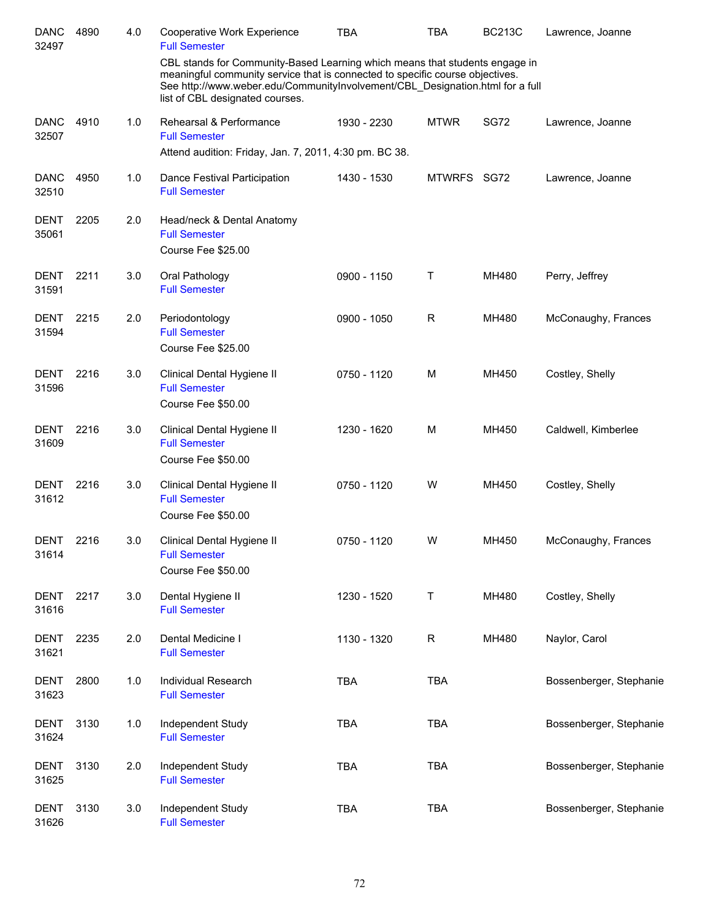| Course | Number | Credits | Title | Time | Days | Room | Instructor |
|---|---|---|---|---|---|---|---|
| DANC 32497 | 4890 | 4.0 | Cooperative Work Experience<br>Full Semester<br>CBL stands for Community-Based Learning which means that students engage in meaningful community service that is connected to specific course objectives. See http://www.weber.edu/CommunityInvolvement/CBL_Designation.html for a full list of CBL designated courses. | TBA | TBA | BC213C | Lawrence, Joanne |
| DANC 32507 | 4910 | 1.0 | Rehearsal & Performance<br>Full Semester<br>Attend audition: Friday, Jan. 7, 2011, 4:30 pm. BC 38. | 1930 - 2230 | MTWR | SG72 | Lawrence, Joanne |
| DANC 32510 | 4950 | 1.0 | Dance Festival Participation<br>Full Semester | 1430 - 1530 | MTWRFS | SG72 | Lawrence, Joanne |
| DENT 35061 | 2205 | 2.0 | Head/neck & Dental Anatomy<br>Full Semester<br>Course Fee $25.00 | | | | |
| DENT 31591 | 2211 | 3.0 | Oral Pathology<br>Full Semester | 0900 - 1150 | T | MH480 | Perry, Jeffrey |
| DENT 31594 | 2215 | 2.0 | Periodontology<br>Full Semester<br>Course Fee $25.00 | 0900 - 1050 | R | MH480 | McConaughy, Frances |
| DENT 31596 | 2216 | 3.0 | Clinical Dental Hygiene II<br>Full Semester<br>Course Fee $50.00 | 0750 - 1120 | M | MH450 | Costley, Shelly |
| DENT 31609 | 2216 | 3.0 | Clinical Dental Hygiene II<br>Full Semester<br>Course Fee $50.00 | 1230 - 1620 | M | MH450 | Caldwell, Kimberlee |
| DENT 31612 | 2216 | 3.0 | Clinical Dental Hygiene II<br>Full Semester<br>Course Fee $50.00 | 0750 - 1120 | W | MH450 | Costley, Shelly |
| DENT 31614 | 2216 | 3.0 | Clinical Dental Hygiene II<br>Full Semester<br>Course Fee $50.00 | 0750 - 1120 | W | MH450 | McConaughy, Frances |
| DENT 31616 | 2217 | 3.0 | Dental Hygiene II<br>Full Semester | 1230 - 1520 | T | MH480 | Costley, Shelly |
| DENT 31621 | 2235 | 2.0 | Dental Medicine I<br>Full Semester | 1130 - 1320 | R | MH480 | Naylor, Carol |
| DENT 31623 | 2800 | 1.0 | Individual Research<br>Full Semester | TBA | TBA | | Bossenberger, Stephanie |
| DENT 31624 | 3130 | 1.0 | Independent Study<br>Full Semester | TBA | TBA | | Bossenberger, Stephanie |
| DENT 31625 | 3130 | 2.0 | Independent Study<br>Full Semester | TBA | TBA | | Bossenberger, Stephanie |
| DENT 31626 | 3130 | 3.0 | Independent Study<br>Full Semester | TBA | TBA | | Bossenberger, Stephanie |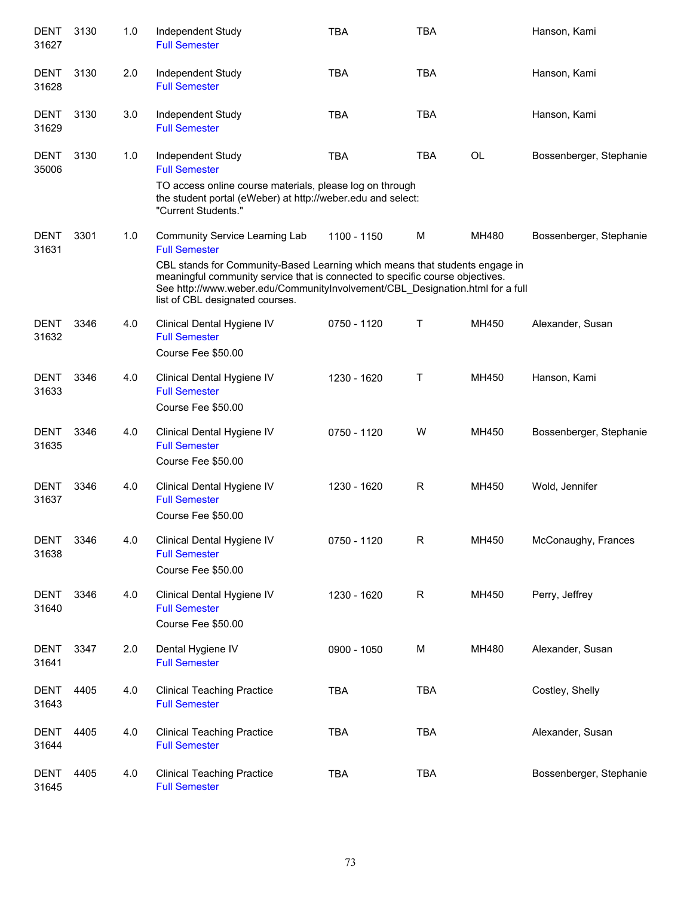| | | | | | | | |
|---|---|---|---|---|---|---|---|
| DENT 31627 | 3130 | 1.0 | Independent Study<br>Full Semester | TBA | TBA | | Hanson, Kami |
| DENT 31628 | 3130 | 2.0 | Independent Study<br>Full Semester | TBA | TBA | | Hanson, Kami |
| DENT 31629 | 3130 | 3.0 | Independent Study<br>Full Semester | TBA | TBA | | Hanson, Kami |
| DENT 35006 | 3130 | 1.0 | Independent Study<br>Full Semester<br>TO access online course materials, please log on through the student portal (eWeber) at http://weber.edu and select: "Current Students." | TBA | TBA | OL | Bossenberger, Stephanie |
| DENT 31631 | 3301 | 1.0 | Community Service Learning Lab<br>Full Semester<br>CBL stands for Community-Based Learning which means that students engage in meaningful community service that is connected to specific course objectives. See http://www.weber.edu/CommunityInvolvement/CBL_Designation.html for a full list of CBL designated courses. | 1100 - 1150 | M | MH480 | Bossenberger, Stephanie |
| DENT 31632 | 3346 | 4.0 | Clinical Dental Hygiene IV<br>Full Semester<br>Course Fee $50.00 | 0750 - 1120 | T | MH450 | Alexander, Susan |
| DENT 31633 | 3346 | 4.0 | Clinical Dental Hygiene IV<br>Full Semester<br>Course Fee $50.00 | 1230 - 1620 | T | MH450 | Hanson, Kami |
| DENT 31635 | 3346 | 4.0 | Clinical Dental Hygiene IV<br>Full Semester<br>Course Fee $50.00 | 0750 - 1120 | W | MH450 | Bossenberger, Stephanie |
| DENT 31637 | 3346 | 4.0 | Clinical Dental Hygiene IV<br>Full Semester<br>Course Fee $50.00 | 1230 - 1620 | R | MH450 | Wold, Jennifer |
| DENT 31638 | 3346 | 4.0 | Clinical Dental Hygiene IV<br>Full Semester<br>Course Fee $50.00 | 0750 - 1120 | R | MH450 | McConaughy, Frances |
| DENT 31640 | 3346 | 4.0 | Clinical Dental Hygiene IV<br>Full Semester<br>Course Fee $50.00 | 1230 - 1620 | R | MH450 | Perry, Jeffrey |
| DENT 31641 | 3347 | 2.0 | Dental Hygiene IV<br>Full Semester | 0900 - 1050 | M | MH480 | Alexander, Susan |
| DENT 31643 | 4405 | 4.0 | Clinical Teaching Practice<br>Full Semester | TBA | TBA | | Costley, Shelly |
| DENT 31644 | 4405 | 4.0 | Clinical Teaching Practice<br>Full Semester | TBA | TBA | | Alexander, Susan |
| DENT 31645 | 4405 | 4.0 | Clinical Teaching Practice<br>Full Semester | TBA | TBA | | Bossenberger, Stephanie |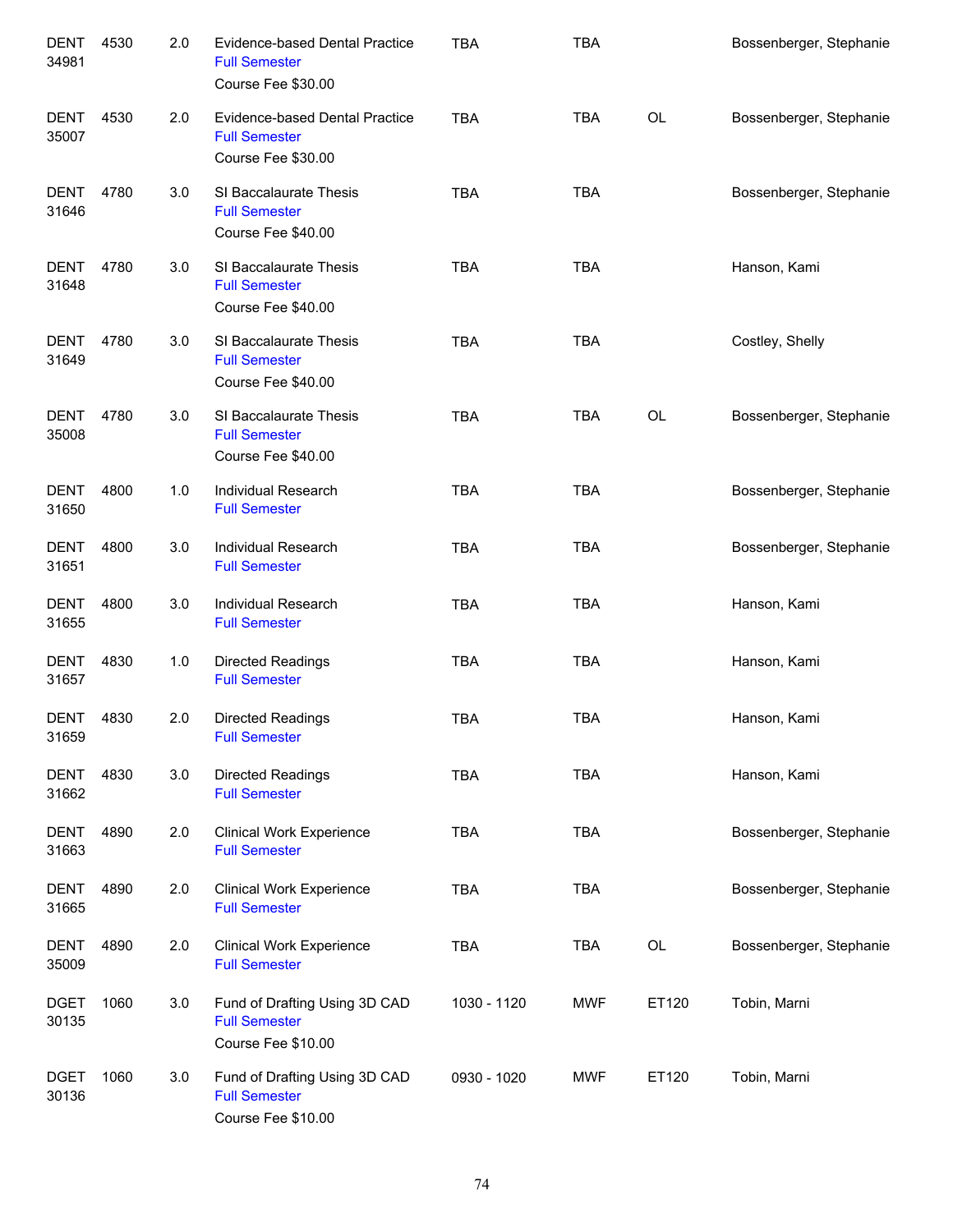| | | | | | | | |
|---|---|---|---|---|---|---|---|
| DENT 34981 | 4530 | 2.0 | Evidence-based Dental Practice<br>Full Semester<br>Course Fee $30.00 | TBA | TBA | | Bossenberger, Stephanie |
| DENT 35007 | 4530 | 2.0 | Evidence-based Dental Practice<br>Full Semester<br>Course Fee $30.00 | TBA | TBA | OL | Bossenberger, Stephanie |
| DENT 31646 | 4780 | 3.0 | SI Baccalaurate Thesis<br>Full Semester<br>Course Fee $40.00 | TBA | TBA | | Bossenberger, Stephanie |
| DENT 31648 | 4780 | 3.0 | SI Baccalaurate Thesis<br>Full Semester<br>Course Fee $40.00 | TBA | TBA | | Hanson, Kami |
| DENT 31649 | 4780 | 3.0 | SI Baccalaurate Thesis<br>Full Semester<br>Course Fee $40.00 | TBA | TBA | | Costley, Shelly |
| DENT 35008 | 4780 | 3.0 | SI Baccalaurate Thesis<br>Full Semester<br>Course Fee $40.00 | TBA | TBA | OL | Bossenberger, Stephanie |
| DENT 31650 | 4800 | 1.0 | Individual Research<br>Full Semester | TBA | TBA | | Bossenberger, Stephanie |
| DENT 31651 | 4800 | 3.0 | Individual Research<br>Full Semester | TBA | TBA | | Bossenberger, Stephanie |
| DENT 31655 | 4800 | 3.0 | Individual Research<br>Full Semester | TBA | TBA | | Hanson, Kami |
| DENT 31657 | 4830 | 1.0 | Directed Readings<br>Full Semester | TBA | TBA | | Hanson, Kami |
| DENT 31659 | 4830 | 2.0 | Directed Readings<br>Full Semester | TBA | TBA | | Hanson, Kami |
| DENT 31662 | 4830 | 3.0 | Directed Readings<br>Full Semester | TBA | TBA | | Hanson, Kami |
| DENT 31663 | 4890 | 2.0 | Clinical Work Experience<br>Full Semester | TBA | TBA | | Bossenberger, Stephanie |
| DENT 31665 | 4890 | 2.0 | Clinical Work Experience<br>Full Semester | TBA | TBA | | Bossenberger, Stephanie |
| DENT 35009 | 4890 | 2.0 | Clinical Work Experience<br>Full Semester | TBA | TBA | OL | Bossenberger, Stephanie |
| DGET 30135 | 1060 | 3.0 | Fund of Drafting Using 3D CAD<br>Full Semester<br>Course Fee $10.00 | 1030 - 1120 | MWF | ET120 | Tobin, Marni |
| DGET 30136 | 1060 | 3.0 | Fund of Drafting Using 3D CAD<br>Full Semester<br>Course Fee $10.00 | 0930 - 1020 | MWF | ET120 | Tobin, Marni |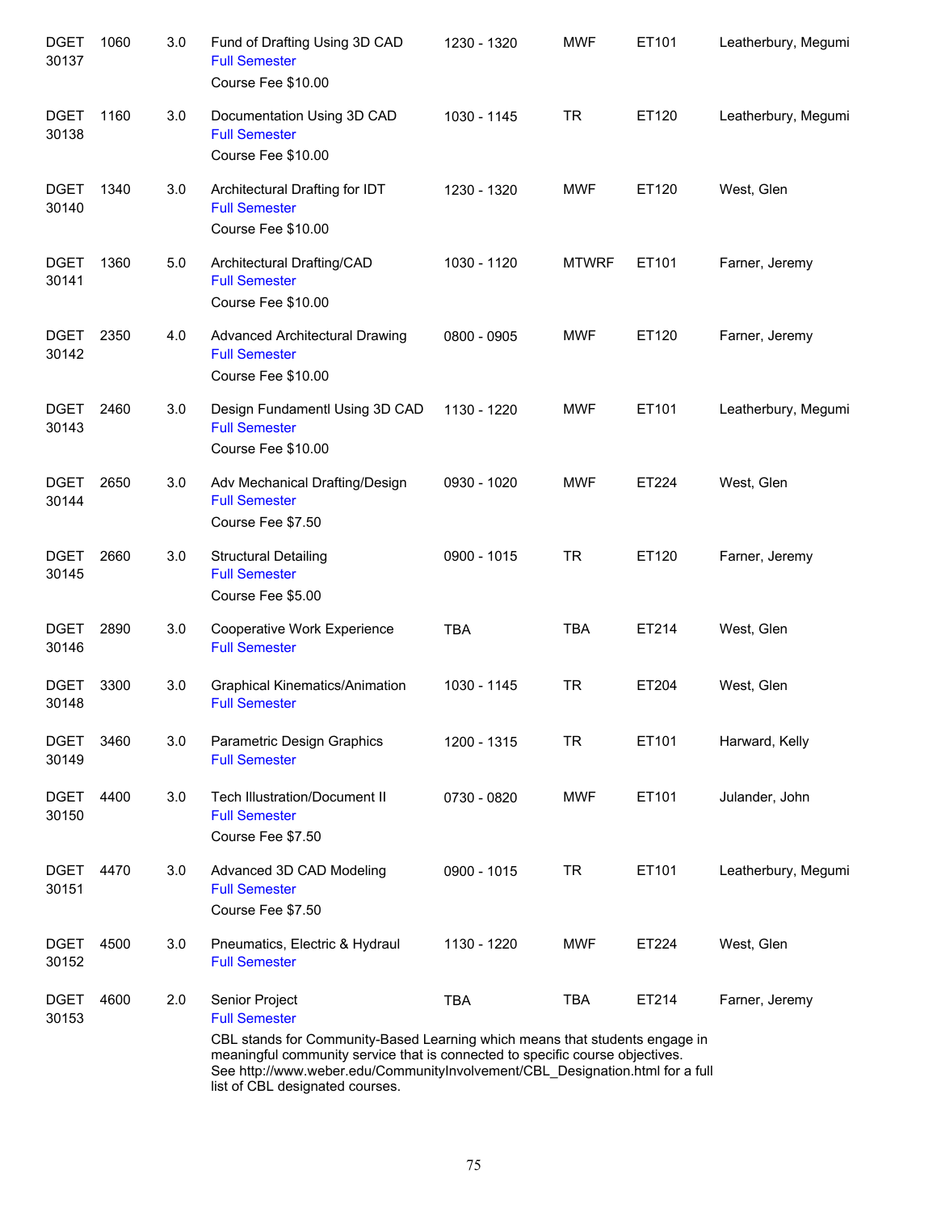| | | | | | | | |
|---|---|---|---|---|---|---|---|
| DGET 30137 | 1060 | 3.0 | Fund of Drafting Using 3D CAD<br>Full Semester<br>Course Fee $10.00 | 1230 - 1320 | MWF | ET101 | Leatherbury, Megumi |
| DGET 30138 | 1160 | 3.0 | Documentation Using 3D CAD<br>Full Semester<br>Course Fee $10.00 | 1030 - 1145 | TR | ET120 | Leatherbury, Megumi |
| DGET 30140 | 1340 | 3.0 | Architectural Drafting for IDT<br>Full Semester<br>Course Fee $10.00 | 1230 - 1320 | MWF | ET120 | West, Glen |
| DGET 30141 | 1360 | 5.0 | Architectural Drafting/CAD<br>Full Semester<br>Course Fee $10.00 | 1030 - 1120 | MTWRF | ET101 | Farner, Jeremy |
| DGET 30142 | 2350 | 4.0 | Advanced Architectural Drawing<br>Full Semester<br>Course Fee $10.00 | 0800 - 0905 | MWF | ET120 | Farner, Jeremy |
| DGET 30143 | 2460 | 3.0 | Design Fundamentl Using 3D CAD<br>Full Semester<br>Course Fee $10.00 | 1130 - 1220 | MWF | ET101 | Leatherbury, Megumi |
| DGET 30144 | 2650 | 3.0 | Adv Mechanical Drafting/Design<br>Full Semester<br>Course Fee $7.50 | 0930 - 1020 | MWF | ET224 | West, Glen |
| DGET 30145 | 2660 | 3.0 | Structural Detailing<br>Full Semester<br>Course Fee $5.00 | 0900 - 1015 | TR | ET120 | Farner, Jeremy |
| DGET 30146 | 2890 | 3.0 | Cooperative Work Experience<br>Full Semester | TBA | TBA | ET214 | West, Glen |
| DGET 30148 | 3300 | 3.0 | Graphical Kinematics/Animation<br>Full Semester | 1030 - 1145 | TR | ET204 | West, Glen |
| DGET 30149 | 3460 | 3.0 | Parametric Design Graphics<br>Full Semester | 1200 - 1315 | TR | ET101 | Harward, Kelly |
| DGET 30150 | 4400 | 3.0 | Tech Illustration/Document II<br>Full Semester<br>Course Fee $7.50 | 0730 - 0820 | MWF | ET101 | Julander, John |
| DGET 30151 | 4470 | 3.0 | Advanced 3D CAD Modeling<br>Full Semester<br>Course Fee $7.50 | 0900 - 1015 | TR | ET101 | Leatherbury, Megumi |
| DGET 30152 | 4500 | 3.0 | Pneumatics, Electric & Hydraul<br>Full Semester | 1130 - 1220 | MWF | ET224 | West, Glen |
| DGET 30153 | 4600 | 2.0 | Senior Project<br>Full Semester<br>CBL stands for Community-Based Learning which means that students engage in meaningful community service that is connected to specific course objectives. See http://www.weber.edu/CommunityInvolvement/CBL_Designation.html for a full list of CBL designated courses. | TBA | TBA | ET214 | Farner, Jeremy |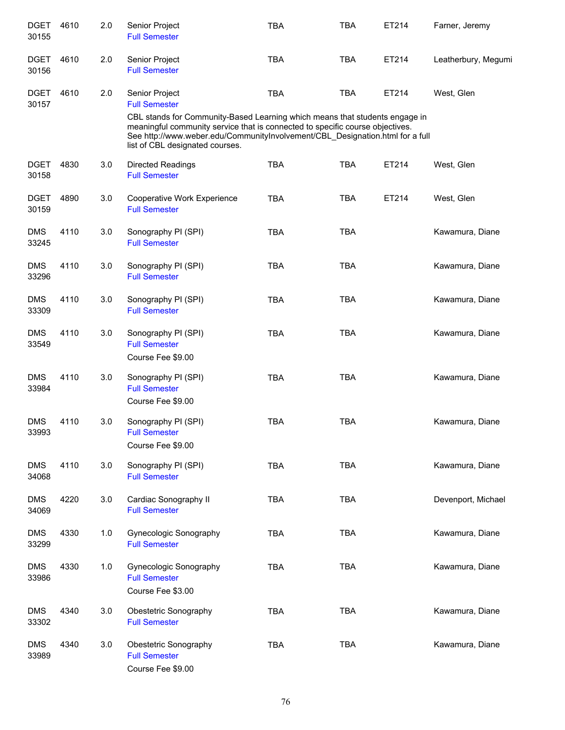| Subject / CRN | Course | Credits | Title | Days | Time | Room | Instructor |
|---|---|---|---|---|---|---|---|
| DGET 30155 | 4610 | 2.0 | Senior Project<br>Full Semester | TBA | TBA | ET214 | Farner, Jeremy |
| DGET 30156 | 4610 | 2.0 | Senior Project<br>Full Semester | TBA | TBA | ET214 | Leatherbury, Megumi |
| DGET 30157 | 4610 | 2.0 | Senior Project<br>Full Semester<br>CBL stands for Community-Based Learning which means that students engage in meaningful community service that is connected to specific course objectives. See http://www.weber.edu/CommunityInvolvement/CBL_Designation.html for a full list of CBL designated courses. | TBA | TBA | ET214 | West, Glen |
| DGET 30158 | 4830 | 3.0 | Directed Readings<br>Full Semester | TBA | TBA | ET214 | West, Glen |
| DGET 30159 | 4890 | 3.0 | Cooperative Work Experience<br>Full Semester | TBA | TBA | ET214 | West, Glen |
| DMS 33245 | 4110 | 3.0 | Sonography PI (SPI)<br>Full Semester | TBA | TBA | | Kawamura, Diane |
| DMS 33296 | 4110 | 3.0 | Sonography PI (SPI)<br>Full Semester | TBA | TBA | | Kawamura, Diane |
| DMS 33309 | 4110 | 3.0 | Sonography PI (SPI)<br>Full Semester | TBA | TBA | | Kawamura, Diane |
| DMS 33549 | 4110 | 3.0 | Sonography PI (SPI)<br>Full Semester<br>Course Fee $9.00 | TBA | TBA | | Kawamura, Diane |
| DMS 33984 | 4110 | 3.0 | Sonography PI (SPI)<br>Full Semester<br>Course Fee $9.00 | TBA | TBA | | Kawamura, Diane |
| DMS 33993 | 4110 | 3.0 | Sonography PI (SPI)<br>Full Semester<br>Course Fee $9.00 | TBA | TBA | | Kawamura, Diane |
| DMS 34068 | 4110 | 3.0 | Sonography PI (SPI)<br>Full Semester | TBA | TBA | | Kawamura, Diane |
| DMS 34069 | 4220 | 3.0 | Cardiac Sonography II<br>Full Semester | TBA | TBA | | Devenport, Michael |
| DMS 33299 | 4330 | 1.0 | Gynecologic Sonography<br>Full Semester | TBA | TBA | | Kawamura, Diane |
| DMS 33986 | 4330 | 1.0 | Gynecologic Sonography<br>Full Semester<br>Course Fee $3.00 | TBA | TBA | | Kawamura, Diane |
| DMS 33302 | 4340 | 3.0 | Obestetric Sonography<br>Full Semester | TBA | TBA | | Kawamura, Diane |
| DMS 33989 | 4340 | 3.0 | Obestetric Sonography<br>Full Semester<br>Course Fee $9.00 | TBA | TBA | | Kawamura, Diane |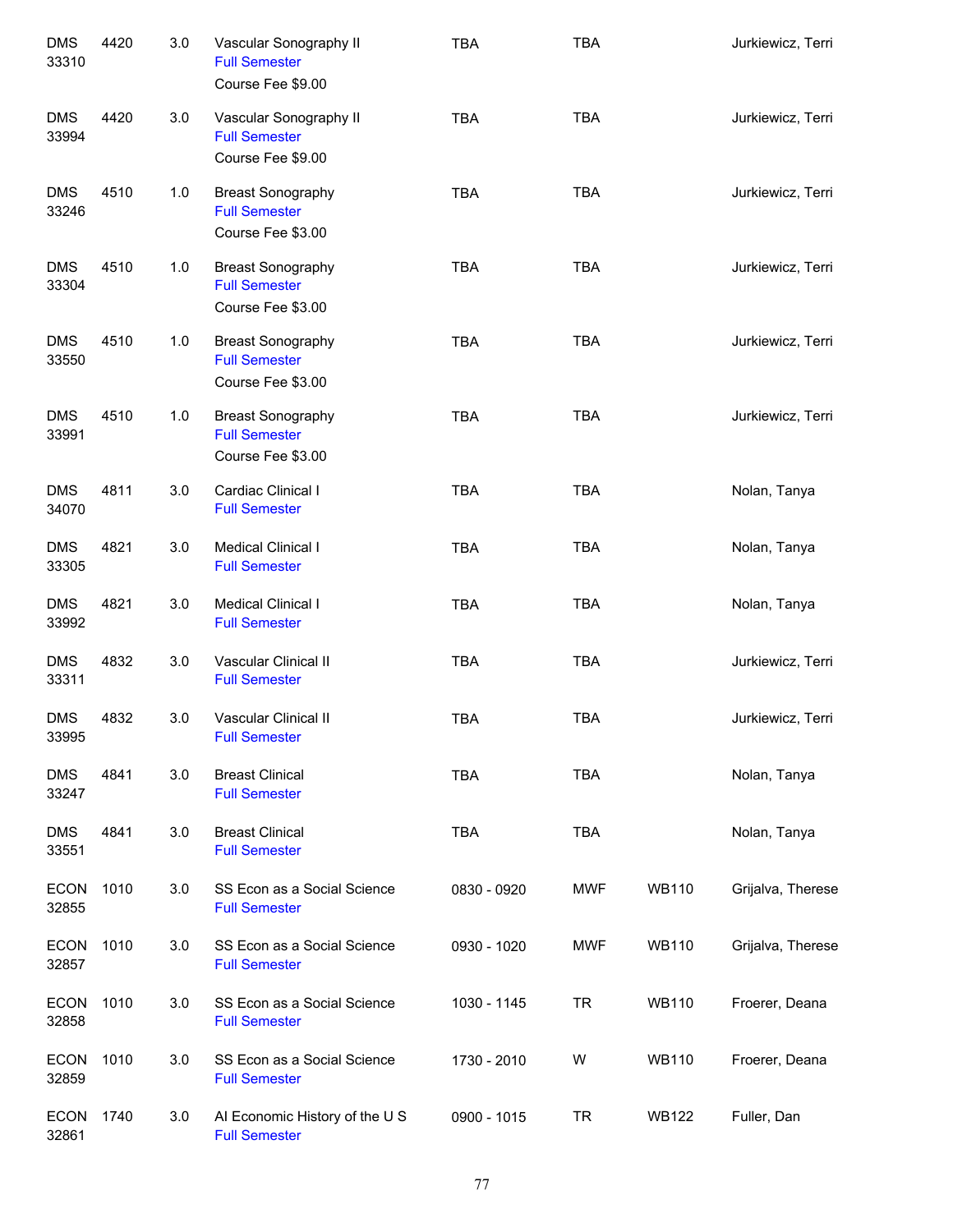| | | | | | | | |
|---|---|---|---|---|---|---|---|
| DMS 33310 | 4420 | 3.0 | Vascular Sonography II<br>Full Semester<br>Course Fee $9.00 | TBA | TBA | | Jurkiewicz, Terri |
| DMS 33994 | 4420 | 3.0 | Vascular Sonography II<br>Full Semester<br>Course Fee $9.00 | TBA | TBA | | Jurkiewicz, Terri |
| DMS 33246 | 4510 | 1.0 | Breast Sonography<br>Full Semester<br>Course Fee $3.00 | TBA | TBA | | Jurkiewicz, Terri |
| DMS 33304 | 4510 | 1.0 | Breast Sonography<br>Full Semester<br>Course Fee $3.00 | TBA | TBA | | Jurkiewicz, Terri |
| DMS 33550 | 4510 | 1.0 | Breast Sonography<br>Full Semester<br>Course Fee $3.00 | TBA | TBA | | Jurkiewicz, Terri |
| DMS 33991 | 4510 | 1.0 | Breast Sonography<br>Full Semester<br>Course Fee $3.00 | TBA | TBA | | Jurkiewicz, Terri |
| DMS 34070 | 4811 | 3.0 | Cardiac Clinical I<br>Full Semester | TBA | TBA | | Nolan, Tanya |
| DMS 33305 | 4821 | 3.0 | Medical Clinical I<br>Full Semester | TBA | TBA | | Nolan, Tanya |
| DMS 33992 | 4821 | 3.0 | Medical Clinical I<br>Full Semester | TBA | TBA | | Nolan, Tanya |
| DMS 33311 | 4832 | 3.0 | Vascular Clinical II<br>Full Semester | TBA | TBA | | Jurkiewicz, Terri |
| DMS 33995 | 4832 | 3.0 | Vascular Clinical II<br>Full Semester | TBA | TBA | | Jurkiewicz, Terri |
| DMS 33247 | 4841 | 3.0 | Breast Clinical<br>Full Semester | TBA | TBA | | Nolan, Tanya |
| DMS 33551 | 4841 | 3.0 | Breast Clinical<br>Full Semester | TBA | TBA | | Nolan, Tanya |
| ECON 32855 | 1010 | 3.0 | SS Econ as a Social Science<br>Full Semester | 0830 - 0920 | MWF | WB110 | Grijalva, Therese |
| ECON 32857 | 1010 | 3.0 | SS Econ as a Social Science<br>Full Semester | 0930 - 1020 | MWF | WB110 | Grijalva, Therese |
| ECON 32858 | 1010 | 3.0 | SS Econ as a Social Science<br>Full Semester | 1030 - 1145 | TR | WB110 | Froerer, Deana |
| ECON 32859 | 1010 | 3.0 | SS Econ as a Social Science<br>Full Semester | 1730 - 2010 | W | WB110 | Froerer, Deana |
| ECON 32861 | 1740 | 3.0 | AI Economic History of the U S<br>Full Semester | 0900 - 1015 | TR | WB122 | Fuller, Dan |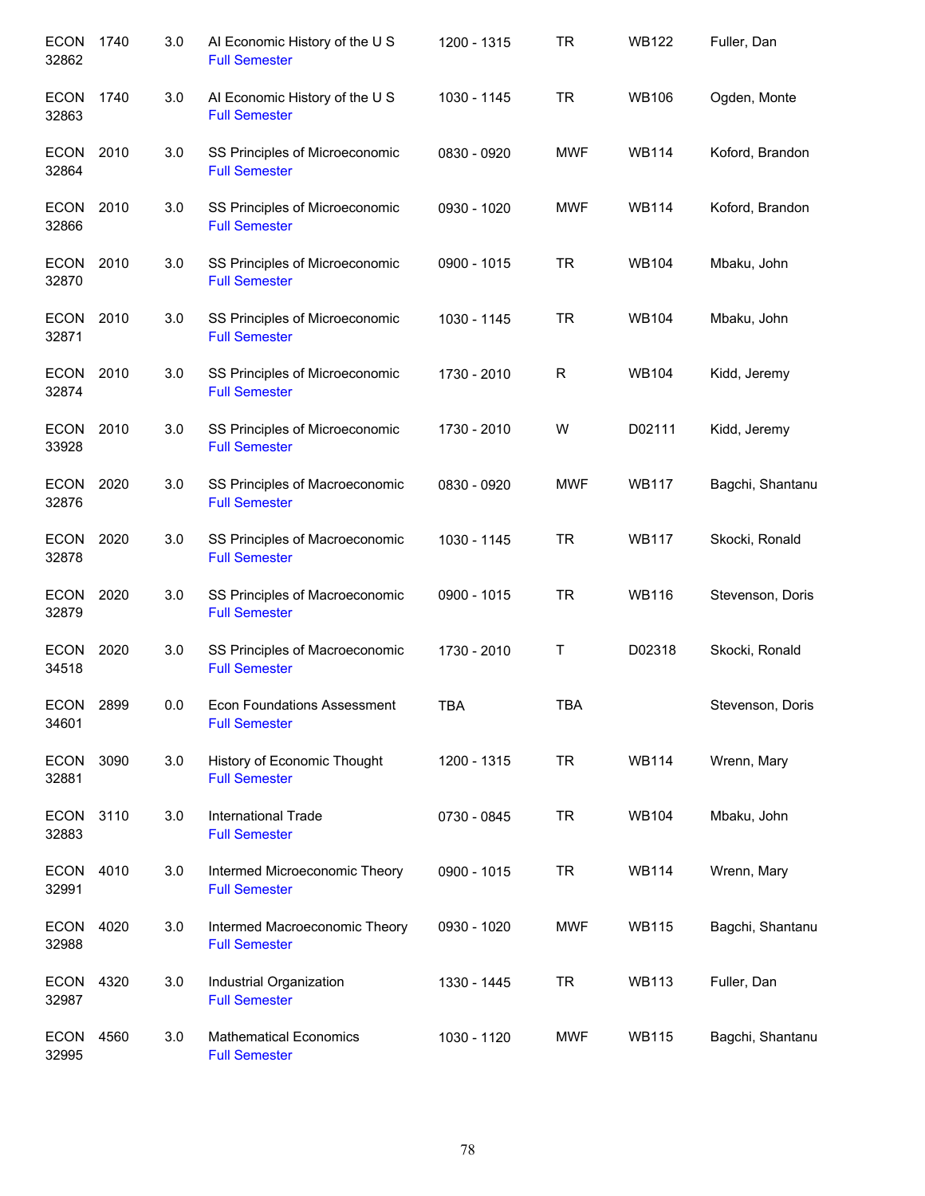| | | | | | | | |
|---|---|---|---|---|---|---|---|
| ECON 32862 | 1740 | 3.0 | AI Economic History of the U S<br>Full Semester | 1200 - 1315 | TR | WB122 | Fuller, Dan |
| ECON 32863 | 1740 | 3.0 | AI Economic History of the U S<br>Full Semester | 1030 - 1145 | TR | WB106 | Ogden, Monte |
| ECON 32864 | 2010 | 3.0 | SS Principles of Microeconomic<br>Full Semester | 0830 - 0920 | MWF | WB114 | Koford, Brandon |
| ECON 32866 | 2010 | 3.0 | SS Principles of Microeconomic<br>Full Semester | 0930 - 1020 | MWF | WB114 | Koford, Brandon |
| ECON 32870 | 2010 | 3.0 | SS Principles of Microeconomic<br>Full Semester | 0900 - 1015 | TR | WB104 | Mbaku, John |
| ECON 32871 | 2010 | 3.0 | SS Principles of Microeconomic<br>Full Semester | 1030 - 1145 | TR | WB104 | Mbaku, John |
| ECON 32874 | 2010 | 3.0 | SS Principles of Microeconomic<br>Full Semester | 1730 - 2010 | R | WB104 | Kidd, Jeremy |
| ECON 33928 | 2010 | 3.0 | SS Principles of Microeconomic<br>Full Semester | 1730 - 2010 | W | D02111 | Kidd, Jeremy |
| ECON 32876 | 2020 | 3.0 | SS Principles of Macroeconomic<br>Full Semester | 0830 - 0920 | MWF | WB117 | Bagchi, Shantanu |
| ECON 32878 | 2020 | 3.0 | SS Principles of Macroeconomic<br>Full Semester | 1030 - 1145 | TR | WB117 | Skocki, Ronald |
| ECON 32879 | 2020 | 3.0 | SS Principles of Macroeconomic<br>Full Semester | 0900 - 1015 | TR | WB116 | Stevenson, Doris |
| ECON 34518 | 2020 | 3.0 | SS Principles of Macroeconomic<br>Full Semester | 1730 - 2010 | T | D02318 | Skocki, Ronald |
| ECON 34601 | 2899 | 0.0 | Econ Foundations Assessment<br>Full Semester | TBA | TBA | | Stevenson, Doris |
| ECON 32881 | 3090 | 3.0 | History of Economic Thought<br>Full Semester | 1200 - 1315 | TR | WB114 | Wrenn, Mary |
| ECON 32883 | 3110 | 3.0 | International Trade<br>Full Semester | 0730 - 0845 | TR | WB104 | Mbaku, John |
| ECON 32991 | 4010 | 3.0 | Intermed Microeconomic Theory<br>Full Semester | 0900 - 1015 | TR | WB114 | Wrenn, Mary |
| ECON 32988 | 4020 | 3.0 | Intermed Macroeconomic Theory<br>Full Semester | 0930 - 1020 | MWF | WB115 | Bagchi, Shantanu |
| ECON 32987 | 4320 | 3.0 | Industrial Organization<br>Full Semester | 1330 - 1445 | TR | WB113 | Fuller, Dan |
| ECON 32995 | 4560 | 3.0 | Mathematical Economics<br>Full Semester | 1030 - 1120 | MWF | WB115 | Bagchi, Shantanu |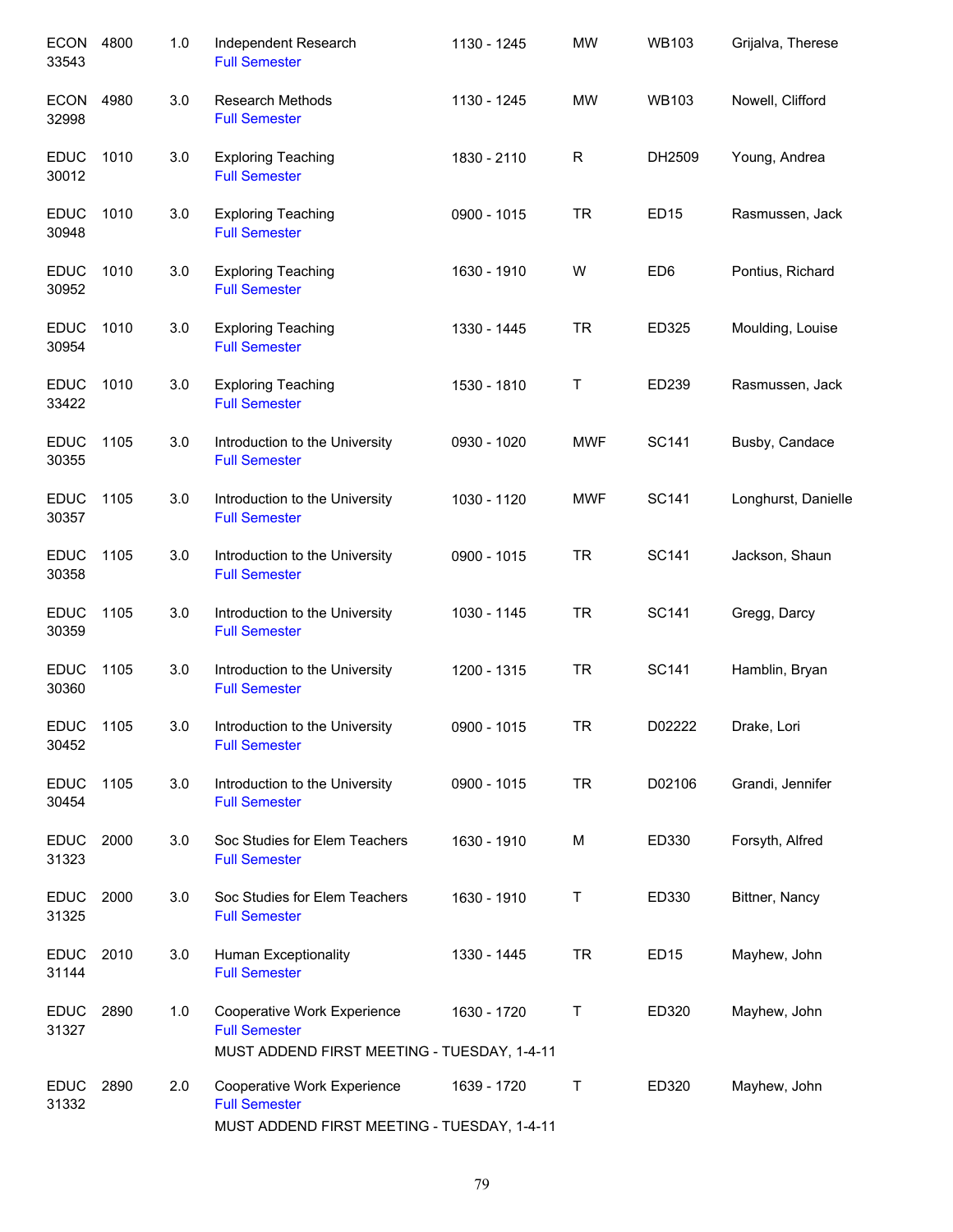| | | | | | | | |
|---|---|---|---|---|---|---|---|
| ECON 33543 | 4800 | 1.0 | Independent Research<br>Full Semester | 1130 - 1245 | MW | WB103 | Grijalva, Therese |
| ECON 32998 | 4980 | 3.0 | Research Methods<br>Full Semester | 1130 - 1245 | MW | WB103 | Nowell, Clifford |
| EDUC 30012 | 1010 | 3.0 | Exploring Teaching<br>Full Semester | 1830 - 2110 | R | DH2509 | Young, Andrea |
| EDUC 30948 | 1010 | 3.0 | Exploring Teaching<br>Full Semester | 0900 - 1015 | TR | ED15 | Rasmussen, Jack |
| EDUC 30952 | 1010 | 3.0 | Exploring Teaching<br>Full Semester | 1630 - 1910 | W | ED6 | Pontius, Richard |
| EDUC 30954 | 1010 | 3.0 | Exploring Teaching<br>Full Semester | 1330 - 1445 | TR | ED325 | Moulding, Louise |
| EDUC 33422 | 1010 | 3.0 | Exploring Teaching<br>Full Semester | 1530 - 1810 | T | ED239 | Rasmussen, Jack |
| EDUC 30355 | 1105 | 3.0 | Introduction to the University<br>Full Semester | 0930 - 1020 | MWF | SC141 | Busby, Candace |
| EDUC 30357 | 1105 | 3.0 | Introduction to the University<br>Full Semester | 1030 - 1120 | MWF | SC141 | Longhurst, Danielle |
| EDUC 30358 | 1105 | 3.0 | Introduction to the University<br>Full Semester | 0900 - 1015 | TR | SC141 | Jackson, Shaun |
| EDUC 30359 | 1105 | 3.0 | Introduction to the University<br>Full Semester | 1030 - 1145 | TR | SC141 | Gregg, Darcy |
| EDUC 30360 | 1105 | 3.0 | Introduction to the University<br>Full Semester | 1200 - 1315 | TR | SC141 | Hamblin, Bryan |
| EDUC 30452 | 1105 | 3.0 | Introduction to the University<br>Full Semester | 0900 - 1015 | TR | D02222 | Drake, Lori |
| EDUC 30454 | 1105 | 3.0 | Introduction to the University<br>Full Semester | 0900 - 1015 | TR | D02106 | Grandi, Jennifer |
| EDUC 31323 | 2000 | 3.0 | Soc Studies for Elem Teachers<br>Full Semester | 1630 - 1910 | M | ED330 | Forsyth, Alfred |
| EDUC 31325 | 2000 | 3.0 | Soc Studies for Elem Teachers<br>Full Semester | 1630 - 1910 | T | ED330 | Bittner, Nancy |
| EDUC 31144 | 2010 | 3.0 | Human Exceptionality<br>Full Semester | 1330 - 1445 | TR | ED15 | Mayhew, John |
| EDUC 31327 | 2890 | 1.0 | Cooperative Work Experience<br>Full Semester<br>MUST ADDEND FIRST MEETING - TUESDAY, 1-4-11 | 1630 - 1720 | T | ED320 | Mayhew, John |
| EDUC 31332 | 2890 | 2.0 | Cooperative Work Experience<br>Full Semester<br>MUST ADDEND FIRST MEETING - TUESDAY, 1-4-11 | 1639 - 1720 | T | ED320 | Mayhew, John |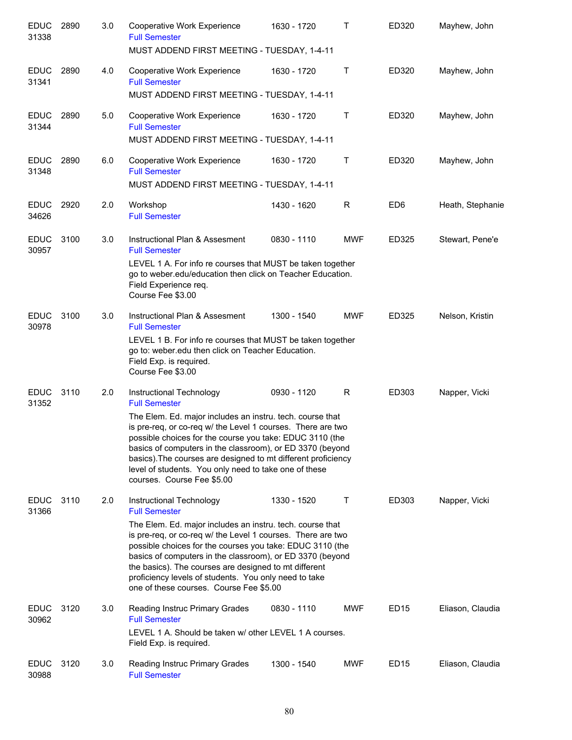| Subject / CRN | Course | Credits | Title | Time | Days | Room | Instructor |
|---|---|---|---|---|---|---|---|
| EDUC 31338 | 2890 | 3.0 | Cooperative Work Experience<br>Full Semester<br>MUST ADDEND FIRST MEETING - TUESDAY, 1-4-11 | 1630 - 1720 | T | ED320 | Mayhew, John |
| EDUC 31341 | 2890 | 4.0 | Cooperative Work Experience<br>Full Semester<br>MUST ADDEND FIRST MEETING - TUESDAY, 1-4-11 | 1630 - 1720 | T | ED320 | Mayhew, John |
| EDUC 31344 | 2890 | 5.0 | Cooperative Work Experience<br>Full Semester<br>MUST ADDEND FIRST MEETING - TUESDAY, 1-4-11 | 1630 - 1720 | T | ED320 | Mayhew, John |
| EDUC 31348 | 2890 | 6.0 | Cooperative Work Experience<br>Full Semester<br>MUST ADDEND FIRST MEETING - TUESDAY, 1-4-11 | 1630 - 1720 | T | ED320 | Mayhew, John |
| EDUC 34626 | 2920 | 2.0 | Workshop<br>Full Semester | 1430 - 1620 | R | ED6 | Heath, Stephanie |
| EDUC 30957 | 3100 | 3.0 | Instructional Plan & Assesment<br>Full Semester<br>LEVEL 1 A. For info re courses that MUST be taken together go to weber.edu/education then click on Teacher Education. Field Experience req. Course Fee $3.00 | 0830 - 1110 | MWF | ED325 | Stewart, Pene'e |
| EDUC 30978 | 3100 | 3.0 | Instructional Plan & Assesment<br>Full Semester<br>LEVEL 1 B. For info re courses that MUST be taken together go to: weber.edu then click on Teacher Education. Field Exp. is required. Course Fee $3.00 | 1300 - 1540 | MWF | ED325 | Nelson, Kristin |
| EDUC 31352 | 3110 | 2.0 | Instructional Technology<br>Full Semester<br>The Elem. Ed. major includes an instru. tech. course that is pre-req, or co-req w/ the Level 1 courses. There are two possible choices for the course you take: EDUC 3110 (the basics of computers in the classroom), or ED 3370 (beyond basics).The courses are designed to mt different proficiency level of students. You only need to take one of these courses. Course Fee $5.00 | 0930 - 1120 | R | ED303 | Napper, Vicki |
| EDUC 31366 | 3110 | 2.0 | Instructional Technology<br>Full Semester<br>The Elem. Ed. major includes an instru. tech. course that is pre-req, or co-req w/ the Level 1 courses. There are two possible choices for the courses you take: EDUC 3110 (the basics of computers in the classroom), or ED 3370 (beyond the basics). The courses are designed to mt different proficiency levels of students. You only need to take one of these courses. Course Fee $5.00 | 1330 - 1520 | T | ED303 | Napper, Vicki |
| EDUC 30962 | 3120 | 3.0 | Reading Instruc Primary Grades<br>Full Semester<br>LEVEL 1 A. Should be taken w/ other LEVEL 1 A courses. Field Exp. is required. | 0830 - 1110 | MWF | ED15 | Eliason, Claudia |
| EDUC 30988 | 3120 | 3.0 | Reading Instruc Primary Grades<br>Full Semester | 1300 - 1540 | MWF | ED15 | Eliason, Claudia |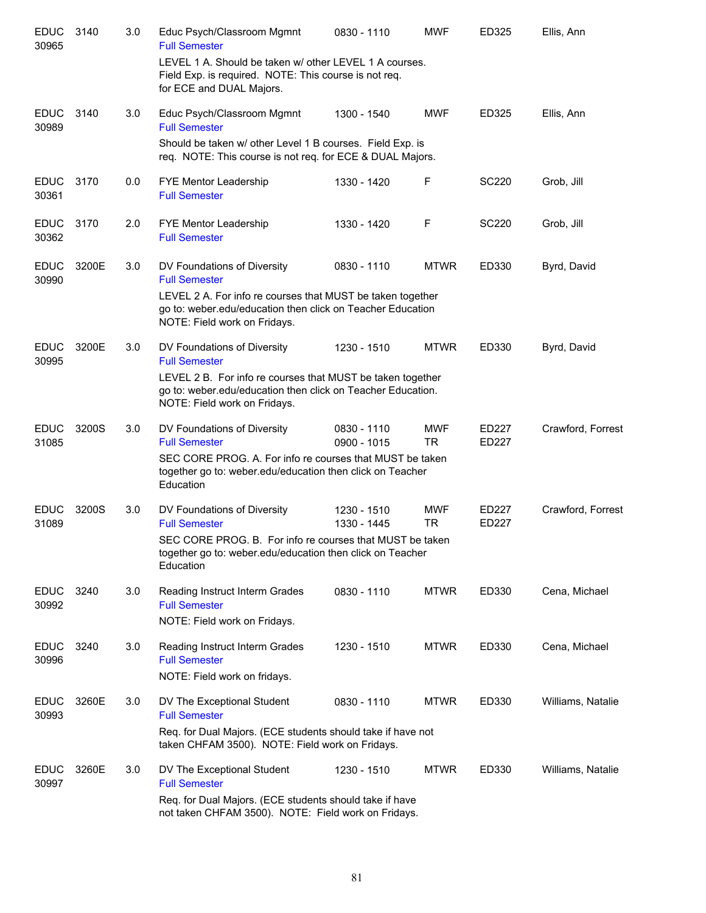| Subject/CRN | Course | Credits | Title | Time | Days | Room | Instructor |
|---|---|---|---|---|---|---|---|
| EDUC 30965 | 3140 | 3.0 | Educ Psych/Classroom Mgmnt<br>Full Semester<br>LEVEL 1 A. Should be taken w/ other LEVEL 1 A courses. Field Exp. is required. NOTE: This course is not req. for ECE and DUAL Majors. | 0830 - 1110 | MWF | ED325 | Ellis, Ann |
| EDUC 30989 | 3140 | 3.0 | Educ Psych/Classroom Mgmnt<br>Full Semester<br>Should be taken w/ other Level 1 B courses. Field Exp. is req. NOTE: This course is not req. for ECE & DUAL Majors. | 1300 - 1540 | MWF | ED325 | Ellis, Ann |
| EDUC 30361 | 3170 | 0.0 | FYE Mentor Leadership<br>Full Semester | 1330 - 1420 | F | SC220 | Grob, Jill |
| EDUC 30362 | 3170 | 2.0 | FYE Mentor Leadership<br>Full Semester | 1330 - 1420 | F | SC220 | Grob, Jill |
| EDUC 30990 | 3200E | 3.0 | DV Foundations of Diversity<br>Full Semester<br>LEVEL 2 A. For info re courses that MUST be taken together go to: weber.edu/education then click on Teacher Education NOTE: Field work on Fridays. | 0830 - 1110 | MTWR | ED330 | Byrd, David |
| EDUC 30995 | 3200E | 3.0 | DV Foundations of Diversity<br>Full Semester<br>LEVEL 2 B. For info re courses that MUST be taken together go to: weber.edu/education then click on Teacher Education. NOTE: Field work on Fridays. | 1230 - 1510 | MTWR | ED330 | Byrd, David |
| EDUC 31085 | 3200S | 3.0 | DV Foundations of Diversity<br>Full Semester<br>SEC CORE PROG. A. For info re courses that MUST be taken together go to: weber.edu/education then click on Teacher Education | 0830 - 1110<br>0900 - 1015 | MWF<br>TR | ED227<br>ED227 | Crawford, Forrest |
| EDUC 31089 | 3200S | 3.0 | DV Foundations of Diversity<br>Full Semester<br>SEC CORE PROG. B. For info re courses that MUST be taken together go to: weber.edu/education then click on Teacher Education | 1230 - 1510<br>1330 - 1445 | MWF<br>TR | ED227<br>ED227 | Crawford, Forrest |
| EDUC 30992 | 3240 | 3.0 | Reading Instruct Interm Grades<br>Full Semester<br>NOTE: Field work on Fridays. | 0830 - 1110 | MTWR | ED330 | Cena, Michael |
| EDUC 30996 | 3240 | 3.0 | Reading Instruct Interm Grades<br>Full Semester<br>NOTE: Field work on fridays. | 1230 - 1510 | MTWR | ED330 | Cena, Michael |
| EDUC 30993 | 3260E | 3.0 | DV The Exceptional Student<br>Full Semester<br>Req. for Dual Majors. (ECE students should take if have not taken CHFAM 3500). NOTE: Field work on Fridays. | 0830 - 1110 | MTWR | ED330 | Williams, Natalie |
| EDUC 30997 | 3260E | 3.0 | DV The Exceptional Student<br>Full Semester<br>Req. for Dual Majors. (ECE students should take if have not taken CHFAM 3500). NOTE: Field work on Fridays. | 1230 - 1510 | MTWR | ED330 | Williams, Natalie |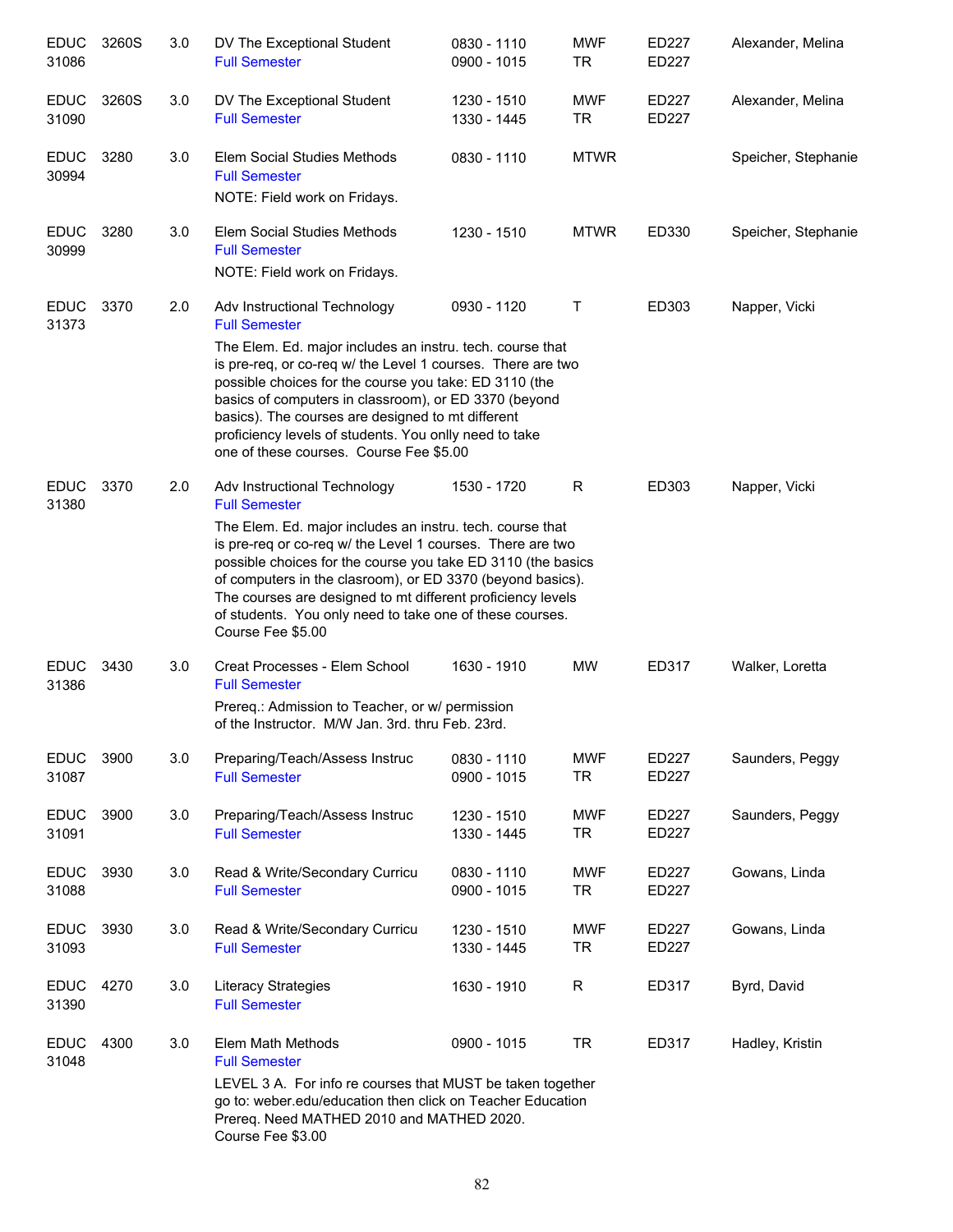| | | | | | | | |
|---|---|---|---|---|---|---|---|
| EDUC 31086 | 3260S | 3.0 | DV The Exceptional Student<br>Full Semester | 0830 - 1110<br>0900 - 1015 | MWF<br>TR | ED227<br>ED227 | Alexander, Melina |
| EDUC 31090 | 3260S | 3.0 | DV The Exceptional Student<br>Full Semester | 1230 - 1510<br>1330 - 1445 | MWF<br>TR | ED227<br>ED227 | Alexander, Melina |
| EDUC 30994 | 3280 | 3.0 | Elem Social Studies Methods<br>Full Semester<br>NOTE: Field work on Fridays. | 0830 - 1110 | MTWR | | Speicher, Stephanie |
| EDUC 30999 | 3280 | 3.0 | Elem Social Studies Methods<br>Full Semester<br>NOTE: Field work on Fridays. | 1230 - 1510 | MTWR | ED330 | Speicher, Stephanie |
| EDUC 31373 | 3370 | 2.0 | Adv Instructional Technology<br>Full Semester<br>The Elem. Ed. major includes an instru. tech. course that is pre-req, or co-req w/ the Level 1 courses. There are two possible choices for the course you take: ED 3110 (the basics of computers in classroom), or ED 3370 (beyond basics). The courses are designed to mt different proficiency levels of students. You onlly need to take one of these courses. Course Fee $5.00 | 0930 - 1120 | T | ED303 | Napper, Vicki |
| EDUC 31380 | 3370 | 2.0 | Adv Instructional Technology<br>Full Semester<br>The Elem. Ed. major includes an instru. tech. course that is pre-req or co-req w/ the Level 1 courses. There are two possible choices for the course you take ED 3110 (the basics of computers in the clasroom), or ED 3370 (beyond basics). The courses are designed to mt different proficiency levels of students. You only need to take one of these courses. Course Fee $5.00 | 1530 - 1720 | R | ED303 | Napper, Vicki |
| EDUC 31386 | 3430 | 3.0 | Creat Processes - Elem School<br>Full Semester<br>Prereq.: Admission to Teacher, or w/ permission of the Instructor. M/W Jan. 3rd. thru Feb. 23rd. | 1630 - 1910 | MW | ED317 | Walker, Loretta |
| EDUC 31087 | 3900 | 3.0 | Preparing/Teach/Assess Instruc<br>Full Semester | 0830 - 1110<br>0900 - 1015 | MWF<br>TR | ED227<br>ED227 | Saunders, Peggy |
| EDUC 31091 | 3900 | 3.0 | Preparing/Teach/Assess Instruc<br>Full Semester | 1230 - 1510<br>1330 - 1445 | MWF<br>TR | ED227<br>ED227 | Saunders, Peggy |
| EDUC 31088 | 3930 | 3.0 | Read & Write/Secondary Curricu<br>Full Semester | 0830 - 1110<br>0900 - 1015 | MWF<br>TR | ED227<br>ED227 | Gowans, Linda |
| EDUC 31093 | 3930 | 3.0 | Read & Write/Secondary Curricu<br>Full Semester | 1230 - 1510<br>1330 - 1445 | MWF<br>TR | ED227<br>ED227 | Gowans, Linda |
| EDUC 31390 | 4270 | 3.0 | Literacy Strategies<br>Full Semester | 1630 - 1910 | R | ED317 | Byrd, David |
| EDUC 31048 | 4300 | 3.0 | Elem Math Methods<br>Full Semester<br>LEVEL 3 A. For info re courses that MUST be taken together go to: weber.edu/education then click on Teacher Education Prereq. Need MATHED 2010 and MATHED 2020. Course Fee $3.00 | 0900 - 1015 | TR | ED317 | Hadley, Kristin |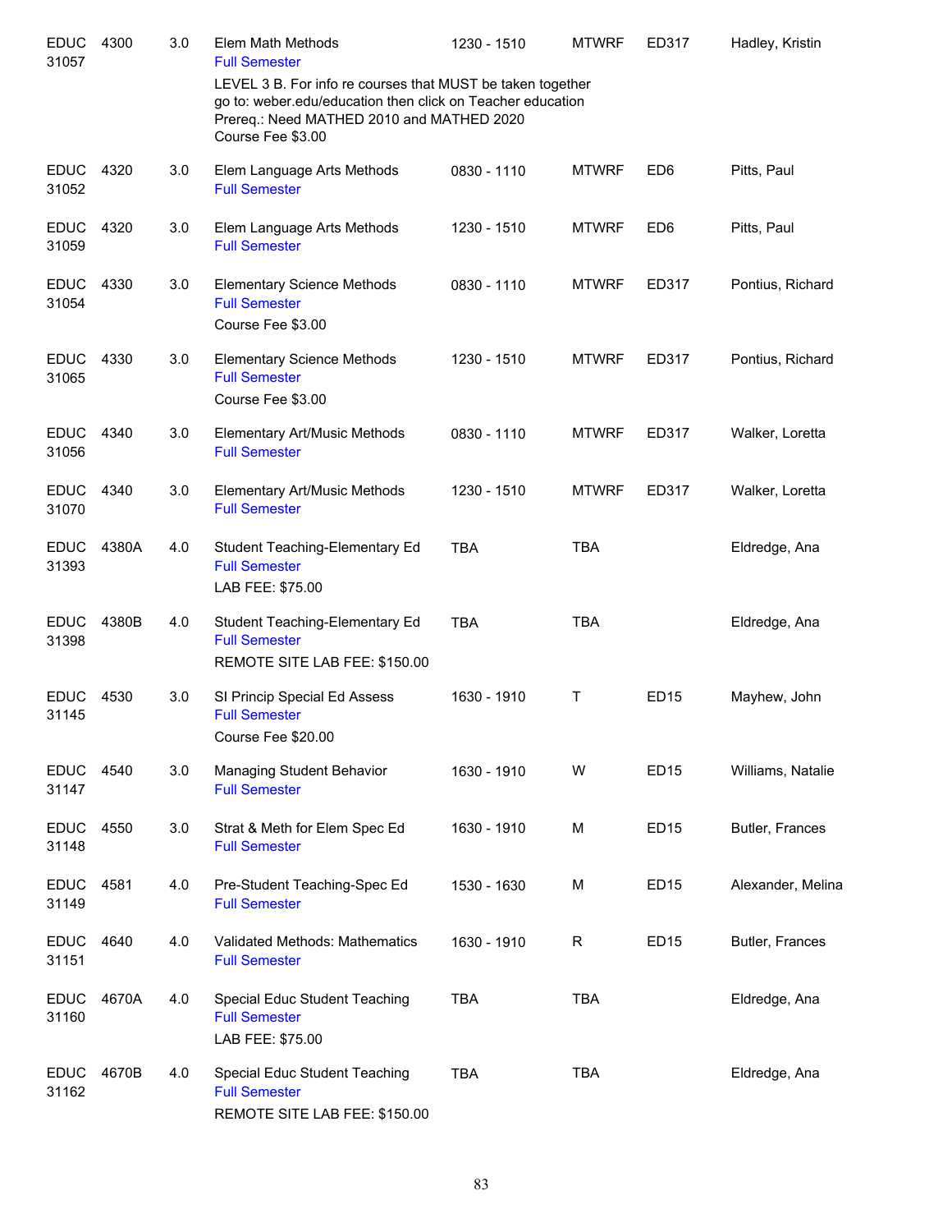| | | | | | | | |
|---|---|---|---|---|---|---|---|
| EDUC 31057 | 4300 | 3.0 | Elem Math Methods<br>Full Semester<br>LEVEL 3 B. For info re courses that MUST be taken together go to: weber.edu/education then click on Teacher education<br>Prereq.: Need MATHED 2010 and MATHED 2020<br>Course Fee $3.00 | 1230 - 1510 | MTWRF | ED317 | Hadley, Kristin |
| EDUC 31052 | 4320 | 3.0 | Elem Language Arts Methods<br>Full Semester | 0830 - 1110 | MTWRF | ED6 | Pitts, Paul |
| EDUC 31059 | 4320 | 3.0 | Elem Language Arts Methods<br>Full Semester | 1230 - 1510 | MTWRF | ED6 | Pitts, Paul |
| EDUC 31054 | 4330 | 3.0 | Elementary Science Methods<br>Full Semester<br>Course Fee $3.00 | 0830 - 1110 | MTWRF | ED317 | Pontius, Richard |
| EDUC 31065 | 4330 | 3.0 | Elementary Science Methods<br>Full Semester<br>Course Fee $3.00 | 1230 - 1510 | MTWRF | ED317 | Pontius, Richard |
| EDUC 31056 | 4340 | 3.0 | Elementary Art/Music Methods<br>Full Semester | 0830 - 1110 | MTWRF | ED317 | Walker, Loretta |
| EDUC 31070 | 4340 | 3.0 | Elementary Art/Music Methods<br>Full Semester | 1230 - 1510 | MTWRF | ED317 | Walker, Loretta |
| EDUC 31393 | 4380A | 4.0 | Student Teaching-Elementary Ed<br>Full Semester<br>LAB FEE: $75.00 | TBA | TBA | | Eldredge, Ana |
| EDUC 31398 | 4380B | 4.0 | Student Teaching-Elementary Ed<br>Full Semester<br>REMOTE SITE LAB FEE: $150.00 | TBA | TBA | | Eldredge, Ana |
| EDUC 31145 | 4530 | 3.0 | SI Princip Special Ed Assess<br>Full Semester<br>Course Fee $20.00 | 1630 - 1910 | T | ED15 | Mayhew, John |
| EDUC 31147 | 4540 | 3.0 | Managing Student Behavior<br>Full Semester | 1630 - 1910 | W | ED15 | Williams, Natalie |
| EDUC 31148 | 4550 | 3.0 | Strat & Meth for Elem Spec Ed<br>Full Semester | 1630 - 1910 | M | ED15 | Butler, Frances |
| EDUC 31149 | 4581 | 4.0 | Pre-Student Teaching-Spec Ed<br>Full Semester | 1530 - 1630 | M | ED15 | Alexander, Melina |
| EDUC 31151 | 4640 | 4.0 | Validated Methods: Mathematics<br>Full Semester | 1630 - 1910 | R | ED15 | Butler, Frances |
| EDUC 31160 | 4670A | 4.0 | Special Educ Student Teaching<br>Full Semester<br>LAB FEE: $75.00 | TBA | TBA | | Eldredge, Ana |
| EDUC 31162 | 4670B | 4.0 | Special Educ Student Teaching<br>Full Semester<br>REMOTE SITE LAB FEE: $150.00 | TBA | TBA | | Eldredge, Ana |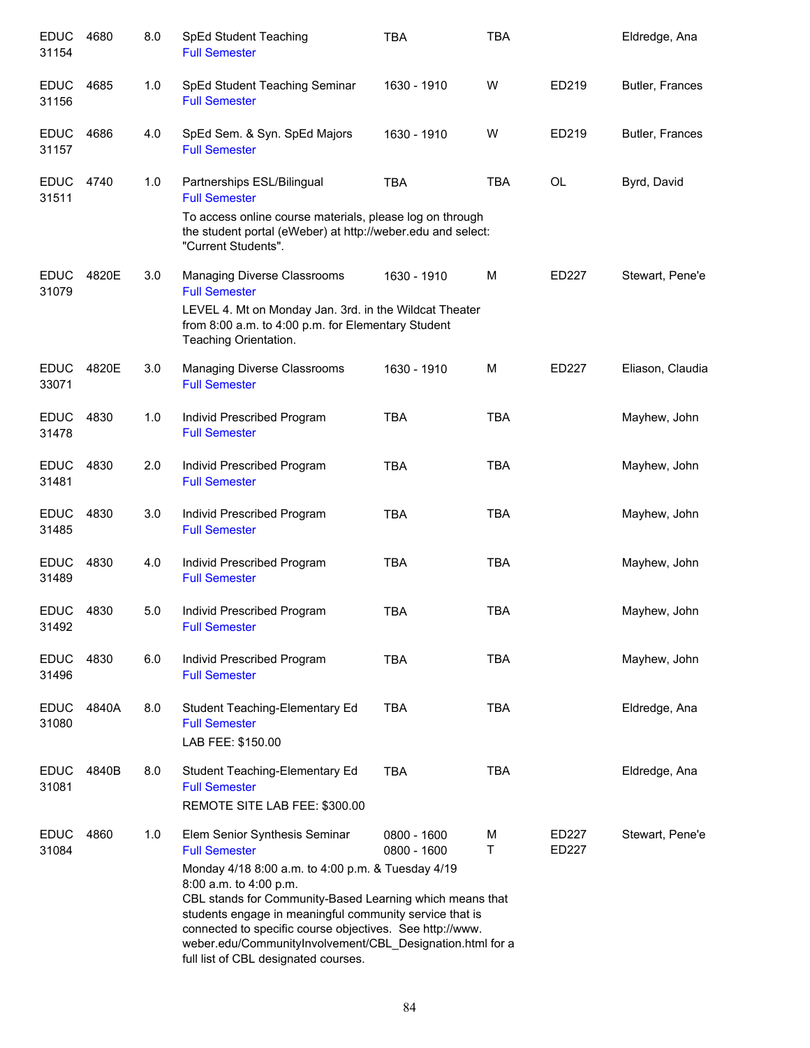| Course | | Credits | Title | Time | Days | Room | Instructor |
|---|---|---|---|---|---|---|---|
| EDUC 31154 | 4680 | 8.0 | SpEd Student Teaching<br>Full Semester | TBA | TBA | | Eldredge, Ana |
| EDUC 31156 | 4685 | 1.0 | SpEd Student Teaching Seminar<br>Full Semester | 1630 - 1910 | W | ED219 | Butler, Frances |
| EDUC 31157 | 4686 | 4.0 | SpEd Sem. & Syn. SpEd Majors<br>Full Semester | 1630 - 1910 | W | ED219 | Butler, Frances |
| EDUC 31511 | 4740 | 1.0 | Partnerships ESL/Bilingual<br>Full Semester<br>To access online course materials, please log on through the student portal (eWeber) at http://weber.edu and select: "Current Students". | TBA | TBA | OL | Byrd, David |
| EDUC 31079 | 4820E | 3.0 | Managing Diverse Classrooms<br>Full Semester<br>LEVEL 4. Mt on Monday Jan. 3rd. in the Wildcat Theater from 8:00 a.m. to 4:00 p.m. for Elementary Student Teaching Orientation. | 1630 - 1910 | M | ED227 | Stewart, Pene'e |
| EDUC 33071 | 4820E | 3.0 | Managing Diverse Classrooms<br>Full Semester | 1630 - 1910 | M | ED227 | Eliason, Claudia |
| EDUC 31478 | 4830 | 1.0 | Individ Prescribed Program<br>Full Semester | TBA | TBA | | Mayhew, John |
| EDUC 31481 | 4830 | 2.0 | Individ Prescribed Program<br>Full Semester | TBA | TBA | | Mayhew, John |
| EDUC 31485 | 4830 | 3.0 | Individ Prescribed Program<br>Full Semester | TBA | TBA | | Mayhew, John |
| EDUC 31489 | 4830 | 4.0 | Individ Prescribed Program<br>Full Semester | TBA | TBA | | Mayhew, John |
| EDUC 31492 | 4830 | 5.0 | Individ Prescribed Program<br>Full Semester | TBA | TBA | | Mayhew, John |
| EDUC 31496 | 4830 | 6.0 | Individ Prescribed Program<br>Full Semester | TBA | TBA | | Mayhew, John |
| EDUC 31080 | 4840A | 8.0 | Student Teaching-Elementary Ed<br>Full Semester<br>LAB FEE: $150.00 | TBA | TBA | | Eldredge, Ana |
| EDUC 31081 | 4840B | 8.0 | Student Teaching-Elementary Ed<br>Full Semester<br>REMOTE SITE LAB FEE: $300.00 | TBA | TBA | | Eldredge, Ana |
| EDUC 31084 | 4860 | 1.0 | Elem Senior Synthesis Seminar<br>Full Semester<br>Monday 4/18 8:00 a.m. to 4:00 p.m. & Tuesday 4/19 8:00 a.m. to 4:00 p.m.<br>CBL stands for Community-Based Learning which means that students engage in meaningful community service that is connected to specific course objectives. See http://www.weber.edu/CommunityInvolvement/CBL_Designation.html for a full list of CBL designated courses. | 0800 - 1600<br>0800 - 1600 | M<br>T | ED227<br>ED227 | Stewart, Pene'e |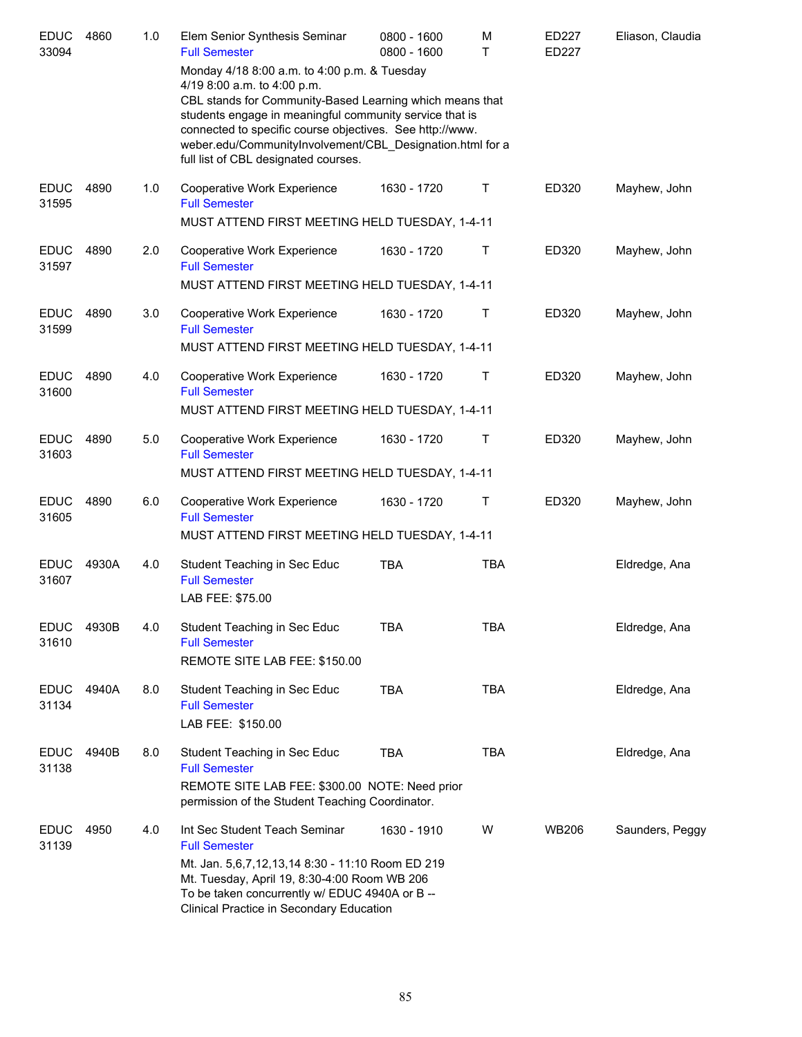| Course | Number | Credits | Title | Time | Days | Room | Instructor |
|---|---|---|---|---|---|---|---|
| EDUC 33094 | 4860 | 1.0 | Elem Senior Synthesis Seminar<br>Full Semester | 0800 - 1600<br>0800 - 1600 | M<br>T | ED227<br>ED227 | Eliason, Claudia |
| | | | Monday 4/18 8:00 a.m. to 4:00 p.m. & Tuesday 4/19 8:00 a.m. to 4:00 p.m.<br>CBL stands for Community-Based Learning which means that students engage in meaningful community service that is connected to specific course objectives. See http://www.weber.edu/CommunityInvolvement/CBL_Designation.html for a full list of CBL designated courses. | | | | |
| EDUC 31595 | 4890 | 1.0 | Cooperative Work Experience<br>Full Semester | 1630 - 1720 | T | ED320 | Mayhew, John |
| | | | MUST ATTEND FIRST MEETING HELD TUESDAY, 1-4-11 | | | | |
| EDUC 31597 | 4890 | 2.0 | Cooperative Work Experience<br>Full Semester | 1630 - 1720 | T | ED320 | Mayhew, John |
| | | | MUST ATTEND FIRST MEETING HELD TUESDAY, 1-4-11 | | | | |
| EDUC 31599 | 4890 | 3.0 | Cooperative Work Experience<br>Full Semester | 1630 - 1720 | T | ED320 | Mayhew, John |
| | | | MUST ATTEND FIRST MEETING HELD TUESDAY, 1-4-11 | | | | |
| EDUC 31600 | 4890 | 4.0 | Cooperative Work Experience<br>Full Semester | 1630 - 1720 | T | ED320 | Mayhew, John |
| | | | MUST ATTEND FIRST MEETING HELD TUESDAY, 1-4-11 | | | | |
| EDUC 31603 | 4890 | 5.0 | Cooperative Work Experience<br>Full Semester | 1630 - 1720 | T | ED320 | Mayhew, John |
| | | | MUST ATTEND FIRST MEETING HELD TUESDAY, 1-4-11 | | | | |
| EDUC 31605 | 4890 | 6.0 | Cooperative Work Experience<br>Full Semester | 1630 - 1720 | T | ED320 | Mayhew, John |
| | | | MUST ATTEND FIRST MEETING HELD TUESDAY, 1-4-11 | | | | |
| EDUC 31607 | 4930A | 4.0 | Student Teaching in Sec Educ<br>Full Semester | TBA | TBA | | Eldredge, Ana |
| | | | LAB FEE: $75.00 | | | | |
| EDUC 31610 | 4930B | 4.0 | Student Teaching in Sec Educ<br>Full Semester | TBA | TBA | | Eldredge, Ana |
| | | | REMOTE SITE LAB FEE: $150.00 | | | | |
| EDUC 31134 | 4940A | 8.0 | Student Teaching in Sec Educ<br>Full Semester | TBA | TBA | | Eldredge, Ana |
| | | | LAB FEE: $150.00 | | | | |
| EDUC 31138 | 4940B | 8.0 | Student Teaching in Sec Educ<br>Full Semester | TBA | TBA | | Eldredge, Ana |
| | | | REMOTE SITE LAB FEE: $300.00 NOTE: Need prior permission of the Student Teaching Coordinator. | | | | |
| EDUC 31139 | 4950 | 4.0 | Int Sec Student Teach Seminar<br>Full Semester | 1630 - 1910 | W | WB206 | Saunders, Peggy |
| | | | Mt. Jan. 5,6,7,12,13,14 8:30 - 11:10 Room ED 219<br>Mt. Tuesday, April 19, 8:30-4:00 Room WB 206<br>To be taken concurrently w/ EDUC 4940A or B -- Clinical Practice in Secondary Education | | | | |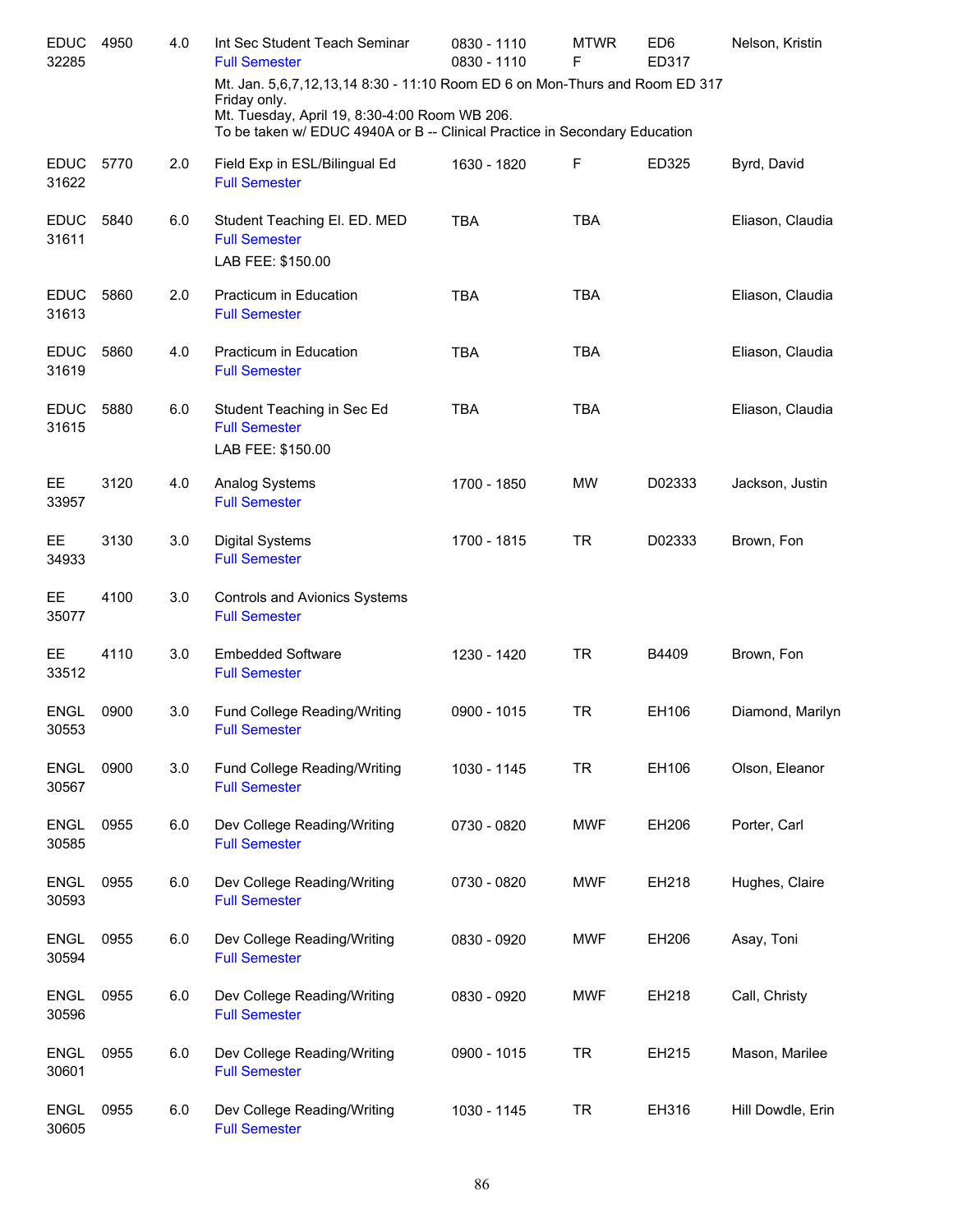| Subject/CRN | Course | Credits | Title | Time | Days | Room | Instructor |
|---|---|---|---|---|---|---|---|
| EDUC 32285 | 4950 | 4.0 | Int Sec Student Teach Seminar<br>Full Semester | 0830 - 1110<br>0830 - 1110 | MTWR<br>F | ED6<br>ED317 | Nelson, Kristin |
| | | | Mt. Jan. 5,6,7,12,13,14 8:30 - 11:10 Room ED 6 on Mon-Thurs and Room ED 317 Friday only.<br>Mt. Tuesday, April 19, 8:30-4:00 Room WB 206.<br>To be taken w/ EDUC 4940A or B -- Clinical Practice in Secondary Education | | | | |
| EDUC 31622 | 5770 | 2.0 | Field Exp in ESL/Bilingual Ed<br>Full Semester | 1630 - 1820 | F | ED325 | Byrd, David |
| EDUC 31611 | 5840 | 6.0 | Student Teaching El. ED. MED<br>Full Semester<br>LAB FEE: $150.00 | TBA | TBA | | Eliason, Claudia |
| EDUC 31613 | 5860 | 2.0 | Practicum in Education<br>Full Semester | TBA | TBA | | Eliason, Claudia |
| EDUC 31619 | 5860 | 4.0 | Practicum in Education<br>Full Semester | TBA | TBA | | Eliason, Claudia |
| EDUC 31615 | 5880 | 6.0 | Student Teaching in Sec Ed<br>Full Semester<br>LAB FEE: $150.00 | TBA | TBA | | Eliason, Claudia |
| EE 33957 | 3120 | 4.0 | Analog Systems<br>Full Semester | 1700 - 1850 | MW | D02333 | Jackson, Justin |
| EE 34933 | 3130 | 3.0 | Digital Systems<br>Full Semester | 1700 - 1815 | TR | D02333 | Brown, Fon |
| EE 35077 | 4100 | 3.0 | Controls and Avionics Systems<br>Full Semester | | | | |
| EE 33512 | 4110 | 3.0 | Embedded Software<br>Full Semester | 1230 - 1420 | TR | B4409 | Brown, Fon |
| ENGL 30553 | 0900 | 3.0 | Fund College Reading/Writing<br>Full Semester | 0900 - 1015 | TR | EH106 | Diamond, Marilyn |
| ENGL 30567 | 0900 | 3.0 | Fund College Reading/Writing<br>Full Semester | 1030 - 1145 | TR | EH106 | Olson, Eleanor |
| ENGL 30585 | 0955 | 6.0 | Dev College Reading/Writing<br>Full Semester | 0730 - 0820 | MWF | EH206 | Porter, Carl |
| ENGL 30593 | 0955 | 6.0 | Dev College Reading/Writing<br>Full Semester | 0730 - 0820 | MWF | EH218 | Hughes, Claire |
| ENGL 30594 | 0955 | 6.0 | Dev College Reading/Writing<br>Full Semester | 0830 - 0920 | MWF | EH206 | Asay, Toni |
| ENGL 30596 | 0955 | 6.0 | Dev College Reading/Writing<br>Full Semester | 0830 - 0920 | MWF | EH218 | Call, Christy |
| ENGL 30601 | 0955 | 6.0 | Dev College Reading/Writing<br>Full Semester | 0900 - 1015 | TR | EH215 | Mason, Marilee |
| ENGL 30605 | 0955 | 6.0 | Dev College Reading/Writing<br>Full Semester | 1030 - 1145 | TR | EH316 | Hill Dowdle, Erin |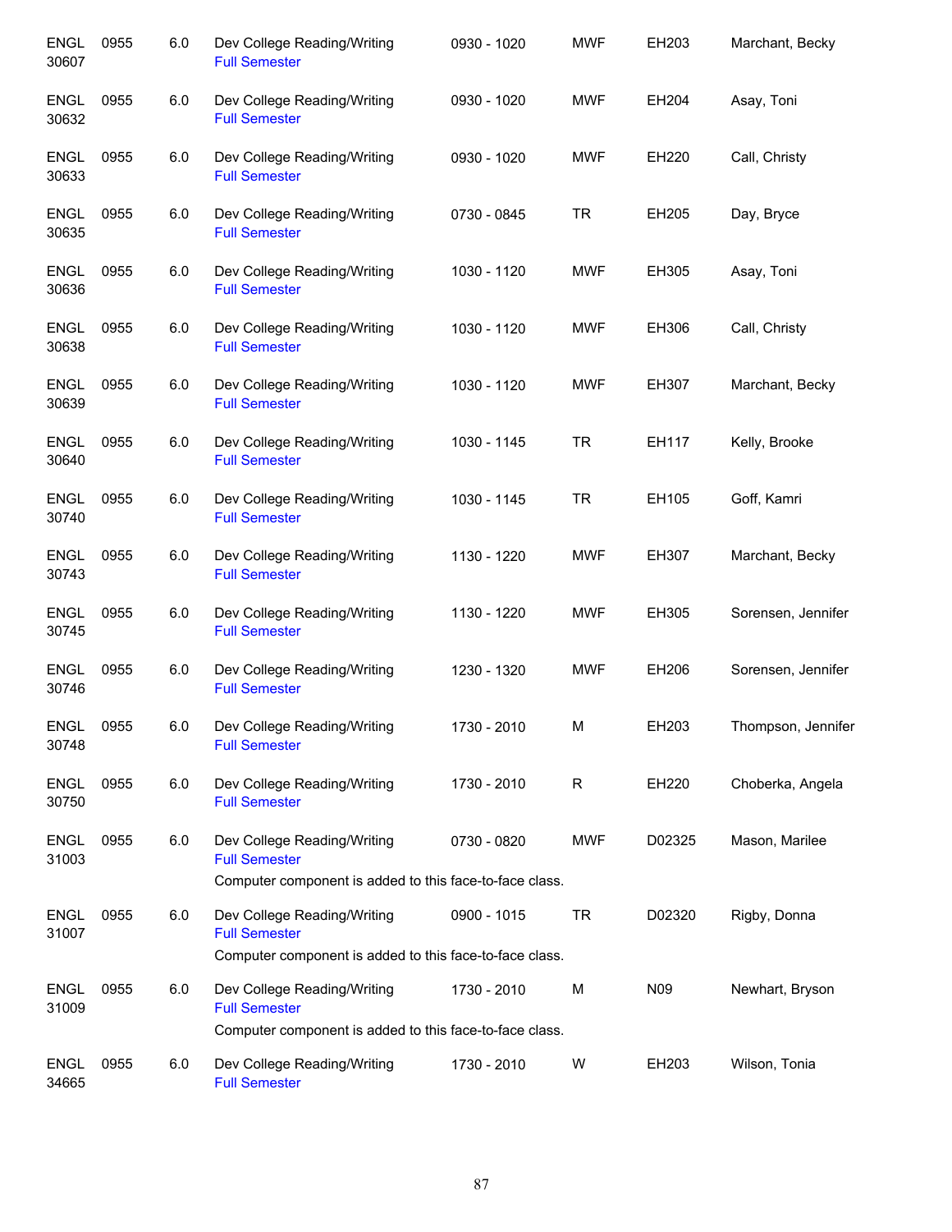| Course | Number | Credits | Title | Time | Days | Room | Instructor |
|---|---|---|---|---|---|---|---|
| ENGL 30607 | 0955 | 6.0 | Dev College Reading/Writing<br>Full Semester | 0930 - 1020 | MWF | EH203 | Marchant, Becky |
| ENGL 30632 | 0955 | 6.0 | Dev College Reading/Writing<br>Full Semester | 0930 - 1020 | MWF | EH204 | Asay, Toni |
| ENGL 30633 | 0955 | 6.0 | Dev College Reading/Writing<br>Full Semester | 0930 - 1020 | MWF | EH220 | Call, Christy |
| ENGL 30635 | 0955 | 6.0 | Dev College Reading/Writing<br>Full Semester | 0730 - 0845 | TR | EH205 | Day, Bryce |
| ENGL 30636 | 0955 | 6.0 | Dev College Reading/Writing<br>Full Semester | 1030 - 1120 | MWF | EH305 | Asay, Toni |
| ENGL 30638 | 0955 | 6.0 | Dev College Reading/Writing<br>Full Semester | 1030 - 1120 | MWF | EH306 | Call, Christy |
| ENGL 30639 | 0955 | 6.0 | Dev College Reading/Writing<br>Full Semester | 1030 - 1120 | MWF | EH307 | Marchant, Becky |
| ENGL 30640 | 0955 | 6.0 | Dev College Reading/Writing<br>Full Semester | 1030 - 1145 | TR | EH117 | Kelly, Brooke |
| ENGL 30740 | 0955 | 6.0 | Dev College Reading/Writing<br>Full Semester | 1030 - 1145 | TR | EH105 | Goff, Kamri |
| ENGL 30743 | 0955 | 6.0 | Dev College Reading/Writing<br>Full Semester | 1130 - 1220 | MWF | EH307 | Marchant, Becky |
| ENGL 30745 | 0955 | 6.0 | Dev College Reading/Writing<br>Full Semester | 1130 - 1220 | MWF | EH305 | Sorensen, Jennifer |
| ENGL 30746 | 0955 | 6.0 | Dev College Reading/Writing<br>Full Semester | 1230 - 1320 | MWF | EH206 | Sorensen, Jennifer |
| ENGL 30748 | 0955 | 6.0 | Dev College Reading/Writing<br>Full Semester | 1730 - 2010 | M | EH203 | Thompson, Jennifer |
| ENGL 30750 | 0955 | 6.0 | Dev College Reading/Writing<br>Full Semester | 1730 - 2010 | R | EH220 | Choberka, Angela |
| ENGL 31003 | 0955 | 6.0 | Dev College Reading/Writing<br>Full Semester<br>Computer component is added to this face-to-face class. | 0730 - 0820 | MWF | D02325 | Mason, Marilee |
| ENGL 31007 | 0955 | 6.0 | Dev College Reading/Writing<br>Full Semester<br>Computer component is added to this face-to-face class. | 0900 - 1015 | TR | D02320 | Rigby, Donna |
| ENGL 31009 | 0955 | 6.0 | Dev College Reading/Writing<br>Full Semester<br>Computer component is added to this face-to-face class. | 1730 - 2010 | M | N09 | Newhart, Bryson |
| ENGL 34665 | 0955 | 6.0 | Dev College Reading/Writing<br>Full Semester | 1730 - 2010 | W | EH203 | Wilson, Tonia |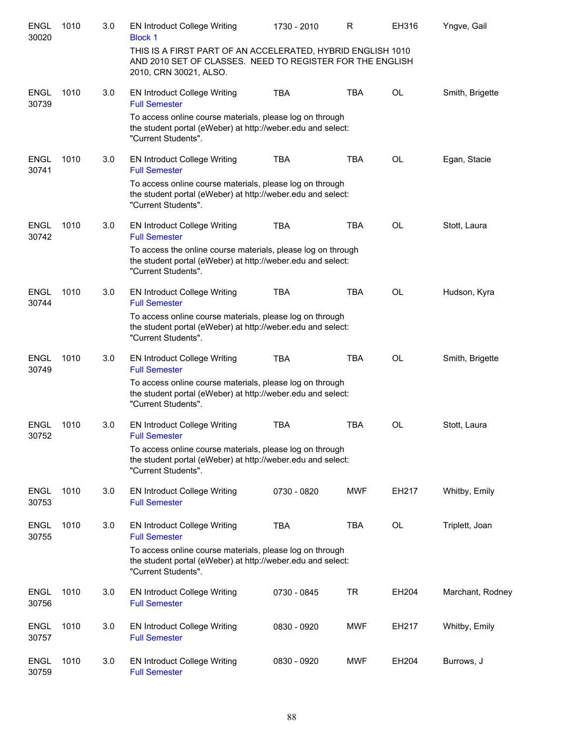| | | | | | | | |
|---|---|---|---|---|---|---|---|
| ENGL 30020 | 1010 | 3.0 | EN Introduct College Writing<br>Block 1 | 1730 - 2010 | R | EH316 | Yngve, Gail |
| | | | THIS IS A FIRST PART OF AN ACCELERATED, HYBRID ENGLISH 1010 AND 2010 SET OF CLASSES. NEED TO REGISTER FOR THE ENGLISH 2010, CRN 30021, ALSO. | | | | |
| ENGL 30739 | 1010 | 3.0 | EN Introduct College Writing<br>Full Semester | TBA | TBA | OL | Smith, Brigette |
| | | | To access online course materials, please log on through the student portal (eWeber) at http://weber.edu and select: "Current Students". | | | | |
| ENGL 30741 | 1010 | 3.0 | EN Introduct College Writing<br>Full Semester | TBA | TBA | OL | Egan, Stacie |
| | | | To access online course materials, please log on through the student portal (eWeber) at http://weber.edu and select: "Current Students". | | | | |
| ENGL 30742 | 1010 | 3.0 | EN Introduct College Writing<br>Full Semester | TBA | TBA | OL | Stott, Laura |
| | | | To access the online course materials, please log on through the student portal (eWeber) at http://weber.edu and select: "Current Students". | | | | |
| ENGL 30744 | 1010 | 3.0 | EN Introduct College Writing<br>Full Semester | TBA | TBA | OL | Hudson, Kyra |
| | | | To access online course materials, please log on through the student portal (eWeber) at http://weber.edu and select: "Current Students". | | | | |
| ENGL 30749 | 1010 | 3.0 | EN Introduct College Writing<br>Full Semester | TBA | TBA | OL | Smith, Brigette |
| | | | To access online course materials, please log on through the student portal (eWeber) at http://weber.edu and select: "Current Students". | | | | |
| ENGL 30752 | 1010 | 3.0 | EN Introduct College Writing<br>Full Semester | TBA | TBA | OL | Stott, Laura |
| | | | To access online course materials, please log on through the student portal (eWeber) at http://weber.edu and select: "Current Students". | | | | |
| ENGL 30753 | 1010 | 3.0 | EN Introduct College Writing<br>Full Semester | 0730 - 0820 | MWF | EH217 | Whitby, Emily |
| ENGL 30755 | 1010 | 3.0 | EN Introduct College Writing<br>Full Semester | TBA | TBA | OL | Triplett, Joan |
| | | | To access online course materials, please log on through the student portal (eWeber) at http://weber.edu and select: "Current Students". | | | | |
| ENGL 30756 | 1010 | 3.0 | EN Introduct College Writing<br>Full Semester | 0730 - 0845 | TR | EH204 | Marchant, Rodney |
| ENGL 30757 | 1010 | 3.0 | EN Introduct College Writing<br>Full Semester | 0830 - 0920 | MWF | EH217 | Whitby, Emily |
| ENGL 30759 | 1010 | 3.0 | EN Introduct College Writing<br>Full Semester | 0830 - 0920 | MWF | EH204 | Burrows, J |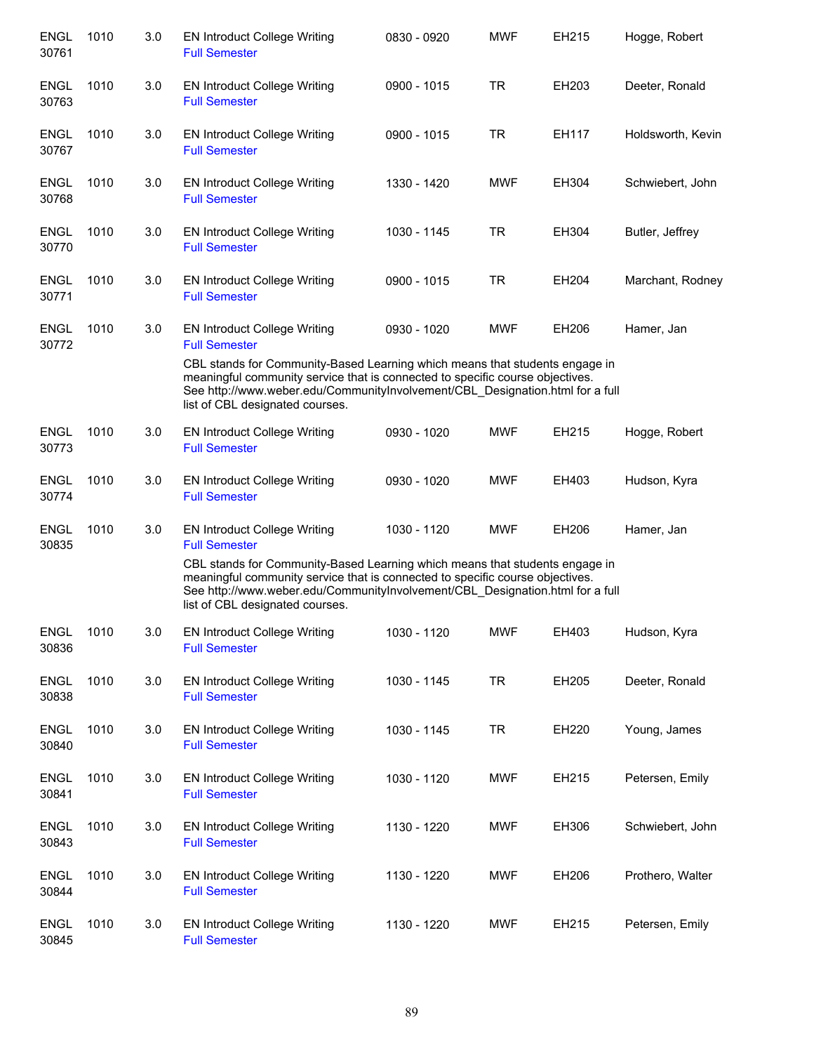| | | | | | | | |
|---|---|---|---|---|---|---|---|
| ENGL 30761 | 1010 | 3.0 | EN Introduct College Writing<br>Full Semester | 0830 - 0920 | MWF | EH215 | Hogge, Robert |
| ENGL 30763 | 1010 | 3.0 | EN Introduct College Writing<br>Full Semester | 0900 - 1015 | TR | EH203 | Deeter, Ronald |
| ENGL 30767 | 1010 | 3.0 | EN Introduct College Writing<br>Full Semester | 0900 - 1015 | TR | EH117 | Holdsworth, Kevin |
| ENGL 30768 | 1010 | 3.0 | EN Introduct College Writing<br>Full Semester | 1330 - 1420 | MWF | EH304 | Schwiebert, John |
| ENGL 30770 | 1010 | 3.0 | EN Introduct College Writing<br>Full Semester | 1030 - 1145 | TR | EH304 | Butler, Jeffrey |
| ENGL 30771 | 1010 | 3.0 | EN Introduct College Writing<br>Full Semester | 0900 - 1015 | TR | EH204 | Marchant, Rodney |
| ENGL 30772 | 1010 | 3.0 | EN Introduct College Writing<br>Full Semester<br>CBL stands for Community-Based Learning which means that students engage in meaningful community service that is connected to specific course objectives. See http://www.weber.edu/CommunityInvolvement/CBL_Designation.html for a full list of CBL designated courses. | 0930 - 1020 | MWF | EH206 | Hamer, Jan |
| ENGL 30773 | 1010 | 3.0 | EN Introduct College Writing<br>Full Semester | 0930 - 1020 | MWF | EH215 | Hogge, Robert |
| ENGL 30774 | 1010 | 3.0 | EN Introduct College Writing<br>Full Semester | 0930 - 1020 | MWF | EH403 | Hudson, Kyra |
| ENGL 30835 | 1010 | 3.0 | EN Introduct College Writing<br>Full Semester<br>CBL stands for Community-Based Learning which means that students engage in meaningful community service that is connected to specific course objectives. See http://www.weber.edu/CommunityInvolvement/CBL_Designation.html for a full list of CBL designated courses. | 1030 - 1120 | MWF | EH206 | Hamer, Jan |
| ENGL 30836 | 1010 | 3.0 | EN Introduct College Writing<br>Full Semester | 1030 - 1120 | MWF | EH403 | Hudson, Kyra |
| ENGL 30838 | 1010 | 3.0 | EN Introduct College Writing<br>Full Semester | 1030 - 1145 | TR | EH205 | Deeter, Ronald |
| ENGL 30840 | 1010 | 3.0 | EN Introduct College Writing<br>Full Semester | 1030 - 1145 | TR | EH220 | Young, James |
| ENGL 30841 | 1010 | 3.0 | EN Introduct College Writing<br>Full Semester | 1030 - 1120 | MWF | EH215 | Petersen, Emily |
| ENGL 30843 | 1010 | 3.0 | EN Introduct College Writing<br>Full Semester | 1130 - 1220 | MWF | EH306 | Schwiebert, John |
| ENGL 30844 | 1010 | 3.0 | EN Introduct College Writing<br>Full Semester | 1130 - 1220 | MWF | EH206 | Prothero, Walter |
| ENGL 30845 | 1010 | 3.0 | EN Introduct College Writing<br>Full Semester | 1130 - 1220 | MWF | EH215 | Petersen, Emily |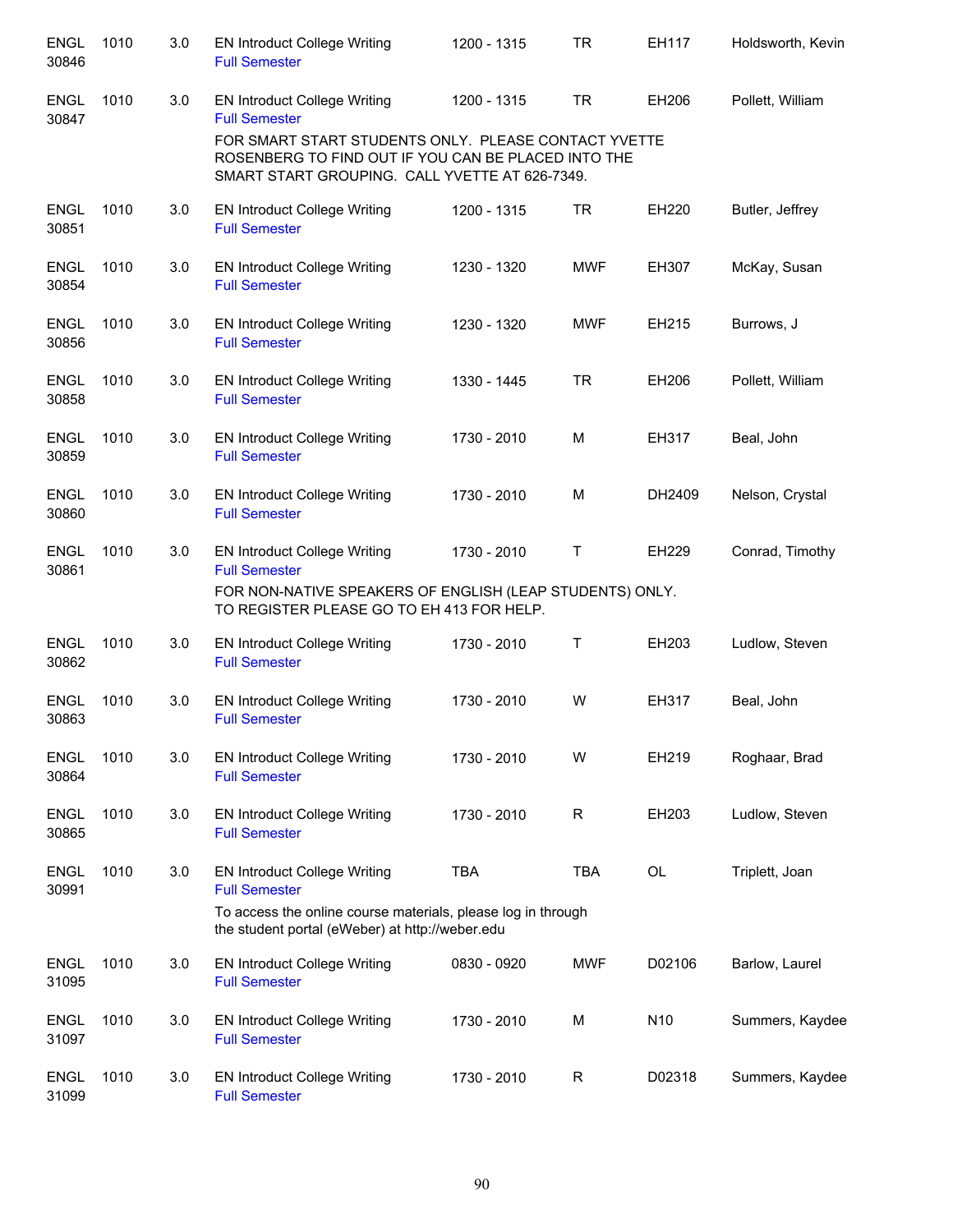| | | | | | | | |
|---|---|---|---|---|---|---|---|
| ENGL 30846 | 1010 | 3.0 | EN Introduct College Writing<br>Full Semester | 1200 - 1315 | TR | EH117 | Holdsworth, Kevin |
| ENGL 30847 | 1010 | 3.0 | EN Introduct College Writing<br>Full Semester<br>FOR SMART START STUDENTS ONLY. PLEASE CONTACT YVETTE ROSENBERG TO FIND OUT IF YOU CAN BE PLACED INTO THE SMART START GROUPING. CALL YVETTE AT 626-7349. | 1200 - 1315 | TR | EH206 | Pollett, William |
| ENGL 30851 | 1010 | 3.0 | EN Introduct College Writing<br>Full Semester | 1200 - 1315 | TR | EH220 | Butler, Jeffrey |
| ENGL 30854 | 1010 | 3.0 | EN Introduct College Writing<br>Full Semester | 1230 - 1320 | MWF | EH307 | McKay, Susan |
| ENGL 30856 | 1010 | 3.0 | EN Introduct College Writing<br>Full Semester | 1230 - 1320 | MWF | EH215 | Burrows, J |
| ENGL 30858 | 1010 | 3.0 | EN Introduct College Writing<br>Full Semester | 1330 - 1445 | TR | EH206 | Pollett, William |
| ENGL 30859 | 1010 | 3.0 | EN Introduct College Writing<br>Full Semester | 1730 - 2010 | M | EH317 | Beal, John |
| ENGL 30860 | 1010 | 3.0 | EN Introduct College Writing<br>Full Semester | 1730 - 2010 | M | DH2409 | Nelson, Crystal |
| ENGL 30861 | 1010 | 3.0 | EN Introduct College Writing<br>Full Semester<br>FOR NON-NATIVE SPEAKERS OF ENGLISH (LEAP STUDENTS) ONLY. TO REGISTER PLEASE GO TO EH 413 FOR HELP. | 1730 - 2010 | T | EH229 | Conrad, Timothy |
| ENGL 30862 | 1010 | 3.0 | EN Introduct College Writing<br>Full Semester | 1730 - 2010 | T | EH203 | Ludlow, Steven |
| ENGL 30863 | 1010 | 3.0 | EN Introduct College Writing<br>Full Semester | 1730 - 2010 | W | EH317 | Beal, John |
| ENGL 30864 | 1010 | 3.0 | EN Introduct College Writing<br>Full Semester | 1730 - 2010 | W | EH219 | Roghaar, Brad |
| ENGL 30865 | 1010 | 3.0 | EN Introduct College Writing<br>Full Semester | 1730 - 2010 | R | EH203 | Ludlow, Steven |
| ENGL 30991 | 1010 | 3.0 | EN Introduct College Writing<br>Full Semester<br>To access the online course materials, please log in through the student portal (eWeber) at http://weber.edu | TBA | TBA | OL | Triplett, Joan |
| ENGL 31095 | 1010 | 3.0 | EN Introduct College Writing<br>Full Semester | 0830 - 0920 | MWF | D02106 | Barlow, Laurel |
| ENGL 31097 | 1010 | 3.0 | EN Introduct College Writing<br>Full Semester | 1730 - 2010 | M | N10 | Summers, Kaydee |
| ENGL 31099 | 1010 | 3.0 | EN Introduct College Writing<br>Full Semester | 1730 - 2010 | R | D02318 | Summers, Kaydee |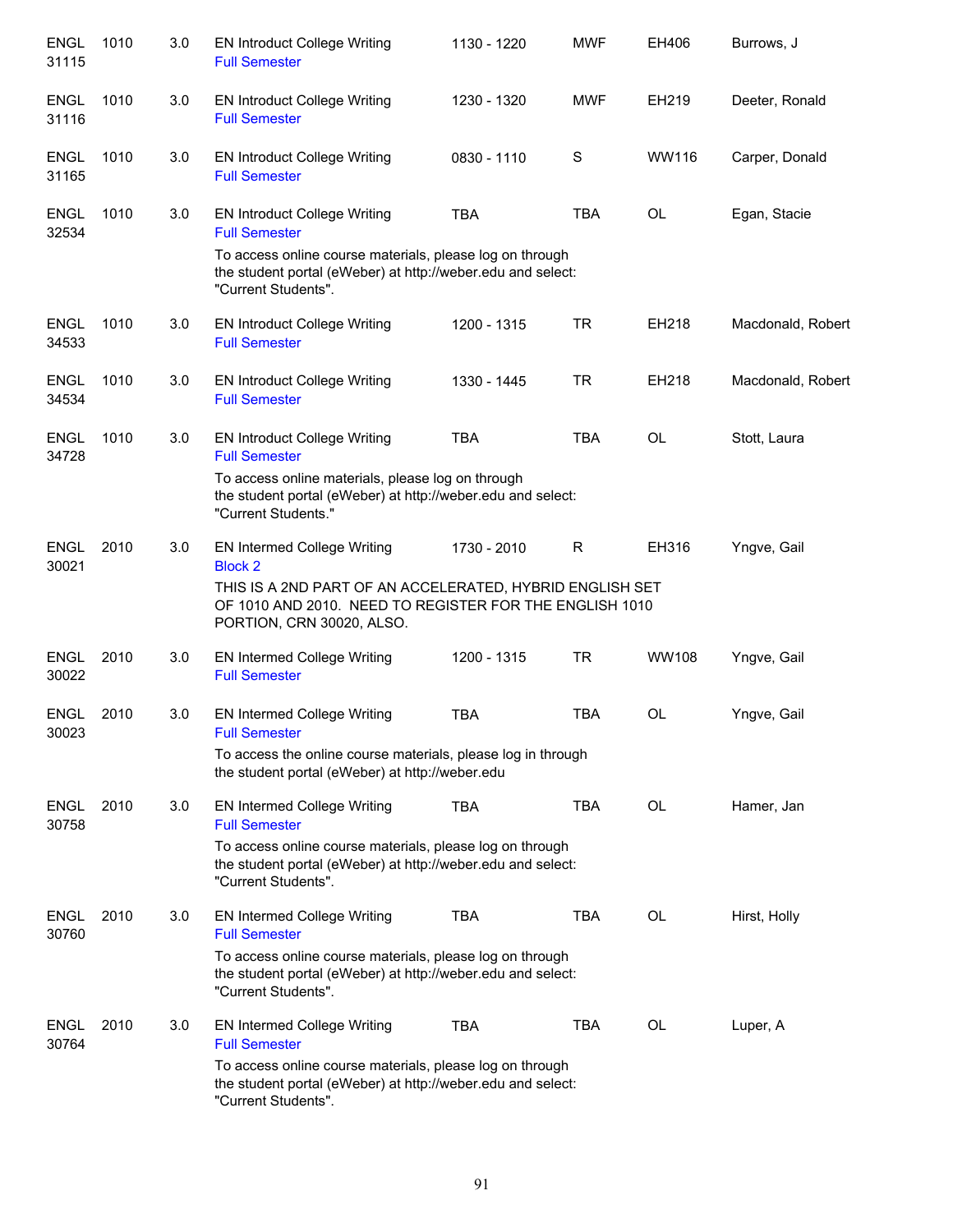| | | | | | | | |
|---|---|---|---|---|---|---|---|
| ENGL 31115 | 1010 | 3.0 | EN Introduct College Writing<br>Full Semester | 1130 - 1220 | MWF | EH406 | Burrows, J |
| ENGL 31116 | 1010 | 3.0 | EN Introduct College Writing<br>Full Semester | 1230 - 1320 | MWF | EH219 | Deeter, Ronald |
| ENGL 31165 | 1010 | 3.0 | EN Introduct College Writing<br>Full Semester | 0830 - 1110 | S | WW116 | Carper, Donald |
| ENGL 32534 | 1010 | 3.0 | EN Introduct College Writing<br>Full Semester<br>To access online course materials, please log on through the student portal (eWeber) at http://weber.edu and select: "Current Students". | TBA | TBA | OL | Egan, Stacie |
| ENGL 34533 | 1010 | 3.0 | EN Introduct College Writing<br>Full Semester | 1200 - 1315 | TR | EH218 | Macdonald, Robert |
| ENGL 34534 | 1010 | 3.0 | EN Introduct College Writing<br>Full Semester | 1330 - 1445 | TR | EH218 | Macdonald, Robert |
| ENGL 34728 | 1010 | 3.0 | EN Introduct College Writing<br>Full Semester<br>To access online materials, please log on through the student portal (eWeber) at http://weber.edu and select: "Current Students." | TBA | TBA | OL | Stott, Laura |
| ENGL 30021 | 2010 | 3.0 | EN Intermed College Writing<br>Block 2<br>THIS IS A 2ND PART OF AN ACCELERATED, HYBRID ENGLISH SET OF 1010 AND 2010. NEED TO REGISTER FOR THE ENGLISH 1010 PORTION, CRN 30020, ALSO. | 1730 - 2010 | R | EH316 | Yngve, Gail |
| ENGL 30022 | 2010 | 3.0 | EN Intermed College Writing<br>Full Semester | 1200 - 1315 | TR | WW108 | Yngve, Gail |
| ENGL 30023 | 2010 | 3.0 | EN Intermed College Writing<br>Full Semester<br>To access the online course materials, please log in through the student portal (eWeber) at http://weber.edu | TBA | TBA | OL | Yngve, Gail |
| ENGL 30758 | 2010 | 3.0 | EN Intermed College Writing<br>Full Semester<br>To access online course materials, please log on through the student portal (eWeber) at http://weber.edu and select: "Current Students". | TBA | TBA | OL | Hamer, Jan |
| ENGL 30760 | 2010 | 3.0 | EN Intermed College Writing<br>Full Semester<br>To access online course materials, please log on through the student portal (eWeber) at http://weber.edu and select: "Current Students". | TBA | TBA | OL | Hirst, Holly |
| ENGL 30764 | 2010 | 3.0 | EN Intermed College Writing<br>Full Semester<br>To access online course materials, please log on through the student portal (eWeber) at http://weber.edu and select: "Current Students". | TBA | TBA | OL | Luper, A |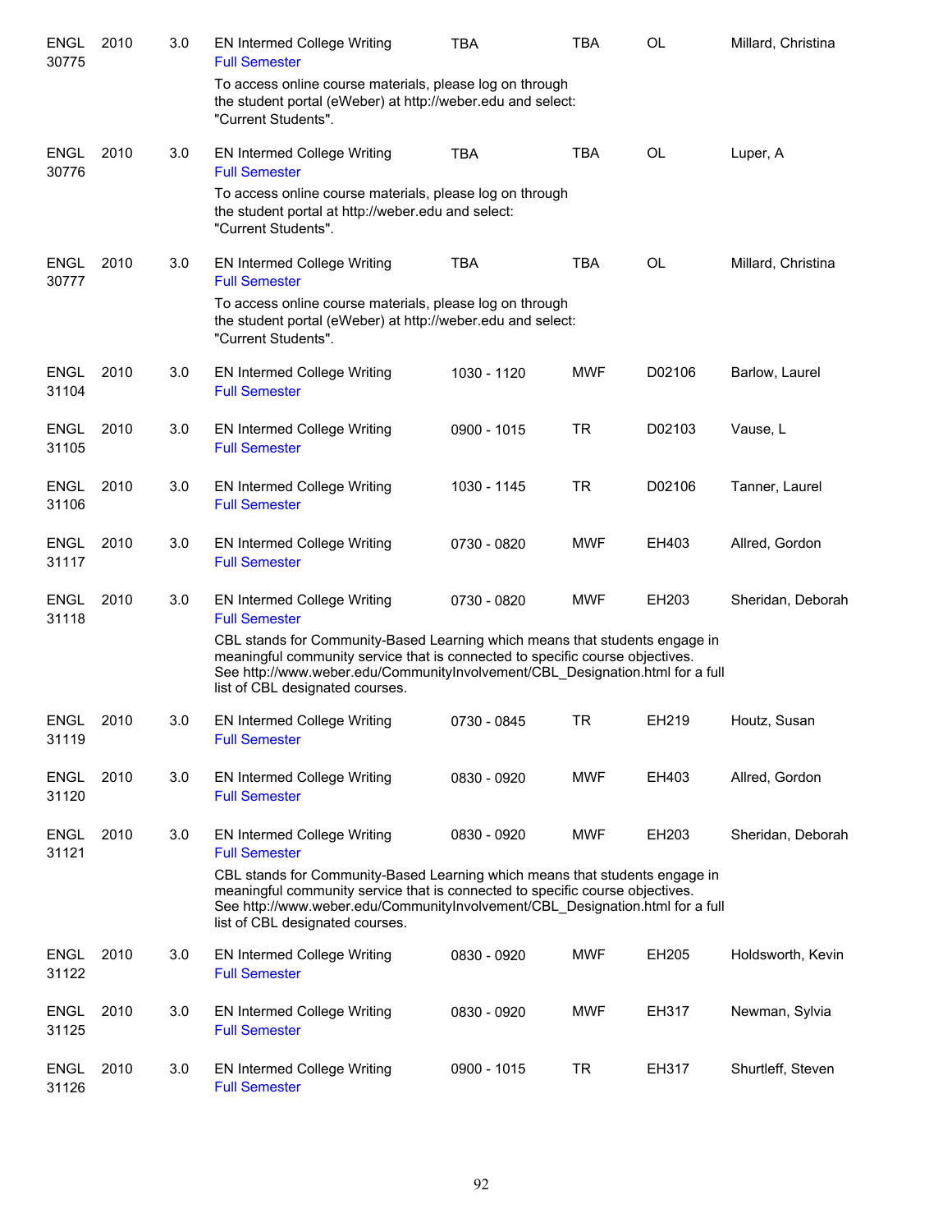| | | | | | | | |
|---|---|---|---|---|---|---|---|
| ENGL 30775 | 2010 | 3.0 | EN Intermed College Writing<br>Full Semester | TBA | TBA | OL | Millard, Christina |
| | | | To access online course materials, please log on through the student portal (eWeber) at http://weber.edu and select: "Current Students". | | | | |
| ENGL 30776 | 2010 | 3.0 | EN Intermed College Writing<br>Full Semester | TBA | TBA | OL | Luper, A |
| | | | To access online course materials, please log on through the student portal at http://weber.edu and select: "Current Students". | | | | |
| ENGL 30777 | 2010 | 3.0 | EN Intermed College Writing<br>Full Semester | TBA | TBA | OL | Millard, Christina |
| | | | To access online course materials, please log on through the student portal (eWeber) at http://weber.edu and select: "Current Students". | | | | |
| ENGL 31104 | 2010 | 3.0 | EN Intermed College Writing<br>Full Semester | 1030 - 1120 | MWF | D02106 | Barlow, Laurel |
| ENGL 31105 | 2010 | 3.0 | EN Intermed College Writing<br>Full Semester | 0900 - 1015 | TR | D02103 | Vause, L |
| ENGL 31106 | 2010 | 3.0 | EN Intermed College Writing<br>Full Semester | 1030 - 1145 | TR | D02106 | Tanner, Laurel |
| ENGL 31117 | 2010 | 3.0 | EN Intermed College Writing<br>Full Semester | 0730 - 0820 | MWF | EH403 | Allred, Gordon |
| ENGL 31118 | 2010 | 3.0 | EN Intermed College Writing<br>Full Semester | 0730 - 0820 | MWF | EH203 | Sheridan, Deborah |
| | | | CBL stands for Community-Based Learning which means that students engage in meaningful community service that is connected to specific course objectives. See http://www.weber.edu/CommunityInvolvement/CBL_Designation.html for a full list of CBL designated courses. | | | | |
| ENGL 31119 | 2010 | 3.0 | EN Intermed College Writing<br>Full Semester | 0730 - 0845 | TR | EH219 | Houtz, Susan |
| ENGL 31120 | 2010 | 3.0 | EN Intermed College Writing<br>Full Semester | 0830 - 0920 | MWF | EH403 | Allred, Gordon |
| ENGL 31121 | 2010 | 3.0 | EN Intermed College Writing<br>Full Semester | 0830 - 0920 | MWF | EH203 | Sheridan, Deborah |
| | | | CBL stands for Community-Based Learning which means that students engage in meaningful community service that is connected to specific course objectives. See http://www.weber.edu/CommunityInvolvement/CBL_Designation.html for a full list of CBL designated courses. | | | | |
| ENGL 31122 | 2010 | 3.0 | EN Intermed College Writing<br>Full Semester | 0830 - 0920 | MWF | EH205 | Holdsworth, Kevin |
| ENGL 31125 | 2010 | 3.0 | EN Intermed College Writing<br>Full Semester | 0830 - 0920 | MWF | EH317 | Newman, Sylvia |
| ENGL 31126 | 2010 | 3.0 | EN Intermed College Writing<br>Full Semester | 0900 - 1015 | TR | EH317 | Shurtleff, Steven |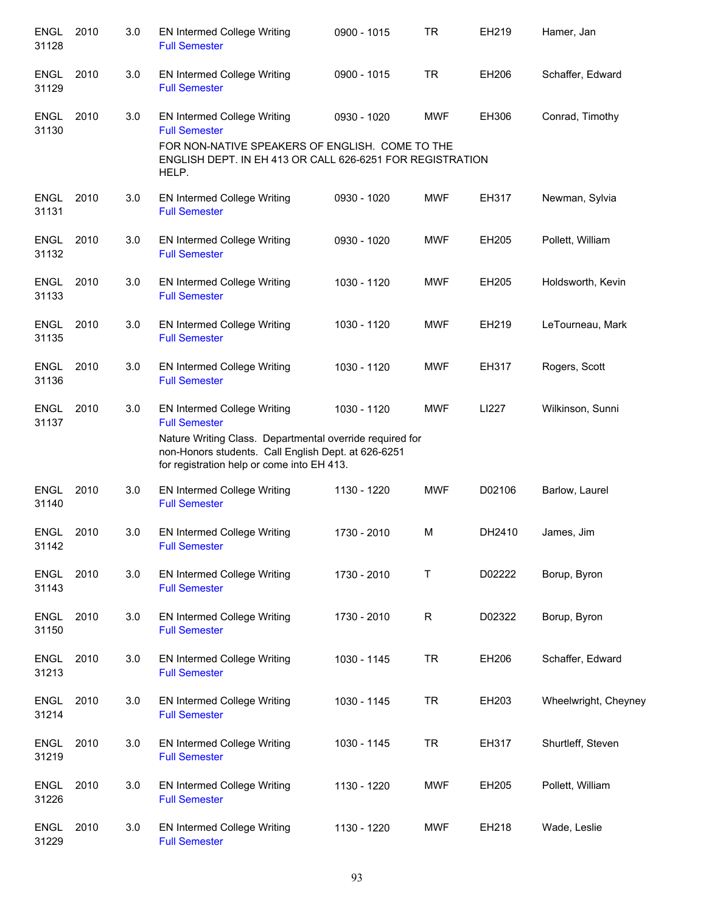| | | | | | | | |
|---|---|---|---|---|---|---|---|
| ENGL 31128 | 2010 | 3.0 | EN Intermed College Writing<br>Full Semester | 0900 - 1015 | TR | EH219 | Hamer, Jan |
| ENGL 31129 | 2010 | 3.0 | EN Intermed College Writing<br>Full Semester | 0900 - 1015 | TR | EH206 | Schaffer, Edward |
| ENGL 31130 | 2010 | 3.0 | EN Intermed College Writing<br>Full Semester<br>FOR NON-NATIVE SPEAKERS OF ENGLISH. COME TO THE ENGLISH DEPT. IN EH 413 OR CALL 626-6251 FOR REGISTRATION HELP. | 0930 - 1020 | MWF | EH306 | Conrad, Timothy |
| ENGL 31131 | 2010 | 3.0 | EN Intermed College Writing<br>Full Semester | 0930 - 1020 | MWF | EH317 | Newman, Sylvia |
| ENGL 31132 | 2010 | 3.0 | EN Intermed College Writing<br>Full Semester | 0930 - 1020 | MWF | EH205 | Pollett, William |
| ENGL 31133 | 2010 | 3.0 | EN Intermed College Writing<br>Full Semester | 1030 - 1120 | MWF | EH205 | Holdsworth, Kevin |
| ENGL 31135 | 2010 | 3.0 | EN Intermed College Writing<br>Full Semester | 1030 - 1120 | MWF | EH219 | LeTourneau, Mark |
| ENGL 31136 | 2010 | 3.0 | EN Intermed College Writing<br>Full Semester | 1030 - 1120 | MWF | EH317 | Rogers, Scott |
| ENGL 31137 | 2010 | 3.0 | EN Intermed College Writing<br>Full Semester<br>Nature Writing Class. Departmental override required for non-Honors students. Call English Dept. at 626-6251 for registration help or come into EH 413. | 1030 - 1120 | MWF | LI227 | Wilkinson, Sunni |
| ENGL 31140 | 2010 | 3.0 | EN Intermed College Writing<br>Full Semester | 1130 - 1220 | MWF | D02106 | Barlow, Laurel |
| ENGL 31142 | 2010 | 3.0 | EN Intermed College Writing<br>Full Semester | 1730 - 2010 | M | DH2410 | James, Jim |
| ENGL 31143 | 2010 | 3.0 | EN Intermed College Writing<br>Full Semester | 1730 - 2010 | T | D02222 | Borup, Byron |
| ENGL 31150 | 2010 | 3.0 | EN Intermed College Writing<br>Full Semester | 1730 - 2010 | R | D02322 | Borup, Byron |
| ENGL 31213 | 2010 | 3.0 | EN Intermed College Writing<br>Full Semester | 1030 - 1145 | TR | EH206 | Schaffer, Edward |
| ENGL 31214 | 2010 | 3.0 | EN Intermed College Writing<br>Full Semester | 1030 - 1145 | TR | EH203 | Wheelwright, Cheyney |
| ENGL 31219 | 2010 | 3.0 | EN Intermed College Writing<br>Full Semester | 1030 - 1145 | TR | EH317 | Shurtleff, Steven |
| ENGL 31226 | 2010 | 3.0 | EN Intermed College Writing<br>Full Semester | 1130 - 1220 | MWF | EH205 | Pollett, William |
| ENGL 31229 | 2010 | 3.0 | EN Intermed College Writing<br>Full Semester | 1130 - 1220 | MWF | EH218 | Wade, Leslie |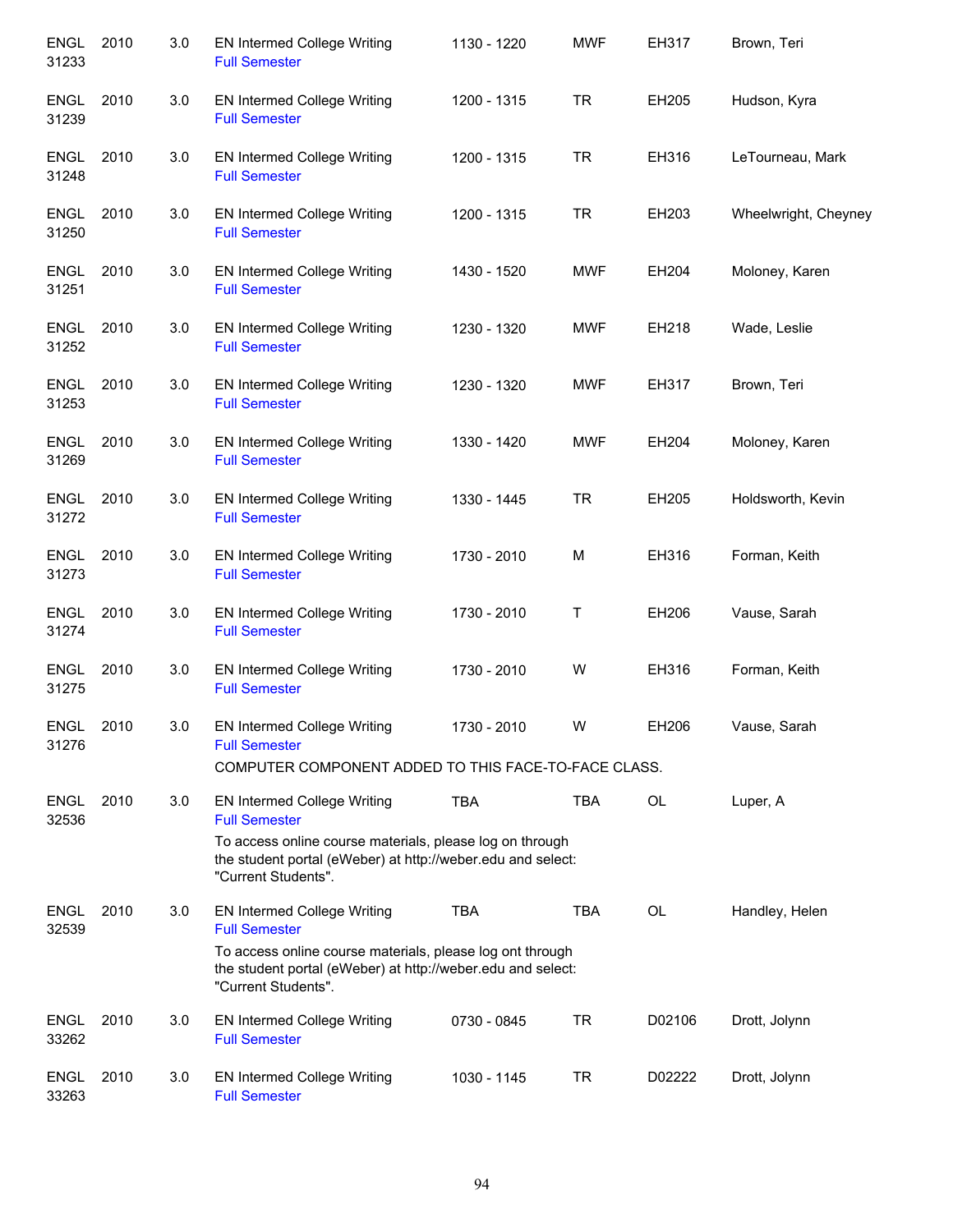| | | | | | | | |
|---|---|---|---|---|---|---|---|
| ENGL 31233 | 2010 | 3.0 | EN Intermed College Writing<br>Full Semester | 1130 - 1220 | MWF | EH317 | Brown, Teri |
| ENGL 31239 | 2010 | 3.0 | EN Intermed College Writing<br>Full Semester | 1200 - 1315 | TR | EH205 | Hudson, Kyra |
| ENGL 31248 | 2010 | 3.0 | EN Intermed College Writing<br>Full Semester | 1200 - 1315 | TR | EH316 | LeTourneau, Mark |
| ENGL 31250 | 2010 | 3.0 | EN Intermed College Writing<br>Full Semester | 1200 - 1315 | TR | EH203 | Wheelwright, Cheyney |
| ENGL 31251 | 2010 | 3.0 | EN Intermed College Writing<br>Full Semester | 1430 - 1520 | MWF | EH204 | Moloney, Karen |
| ENGL 31252 | 2010 | 3.0 | EN Intermed College Writing<br>Full Semester | 1230 - 1320 | MWF | EH218 | Wade, Leslie |
| ENGL 31253 | 2010 | 3.0 | EN Intermed College Writing<br>Full Semester | 1230 - 1320 | MWF | EH317 | Brown, Teri |
| ENGL 31269 | 2010 | 3.0 | EN Intermed College Writing<br>Full Semester | 1330 - 1420 | MWF | EH204 | Moloney, Karen |
| ENGL 31272 | 2010 | 3.0 | EN Intermed College Writing<br>Full Semester | 1330 - 1445 | TR | EH205 | Holdsworth, Kevin |
| ENGL 31273 | 2010 | 3.0 | EN Intermed College Writing<br>Full Semester | 1730 - 2010 | M | EH316 | Forman, Keith |
| ENGL 31274 | 2010 | 3.0 | EN Intermed College Writing<br>Full Semester | 1730 - 2010 | T | EH206 | Vause, Sarah |
| ENGL 31275 | 2010 | 3.0 | EN Intermed College Writing<br>Full Semester | 1730 - 2010 | W | EH316 | Forman, Keith |
| ENGL 31276 | 2010 | 3.0 | EN Intermed College Writing<br>Full Semester<br>COMPUTER COMPONENT ADDED TO THIS FACE-TO-FACE CLASS. | 1730 - 2010 | W | EH206 | Vause, Sarah |
| ENGL 32536 | 2010 | 3.0 | EN Intermed College Writing<br>Full Semester<br>To access online course materials, please log on through the student portal (eWeber) at http://weber.edu and select: "Current Students". | TBA | TBA | OL | Luper, A |
| ENGL 32539 | 2010 | 3.0 | EN Intermed College Writing<br>Full Semester<br>To access online course materials, please log ont through the student portal (eWeber) at http://weber.edu and select: "Current Students". | TBA | TBA | OL | Handley, Helen |
| ENGL 33262 | 2010 | 3.0 | EN Intermed College Writing<br>Full Semester | 0730 - 0845 | TR | D02106 | Drott, Jolynn |
| ENGL 33263 | 2010 | 3.0 | EN Intermed College Writing<br>Full Semester | 1030 - 1145 | TR | D02222 | Drott, Jolynn |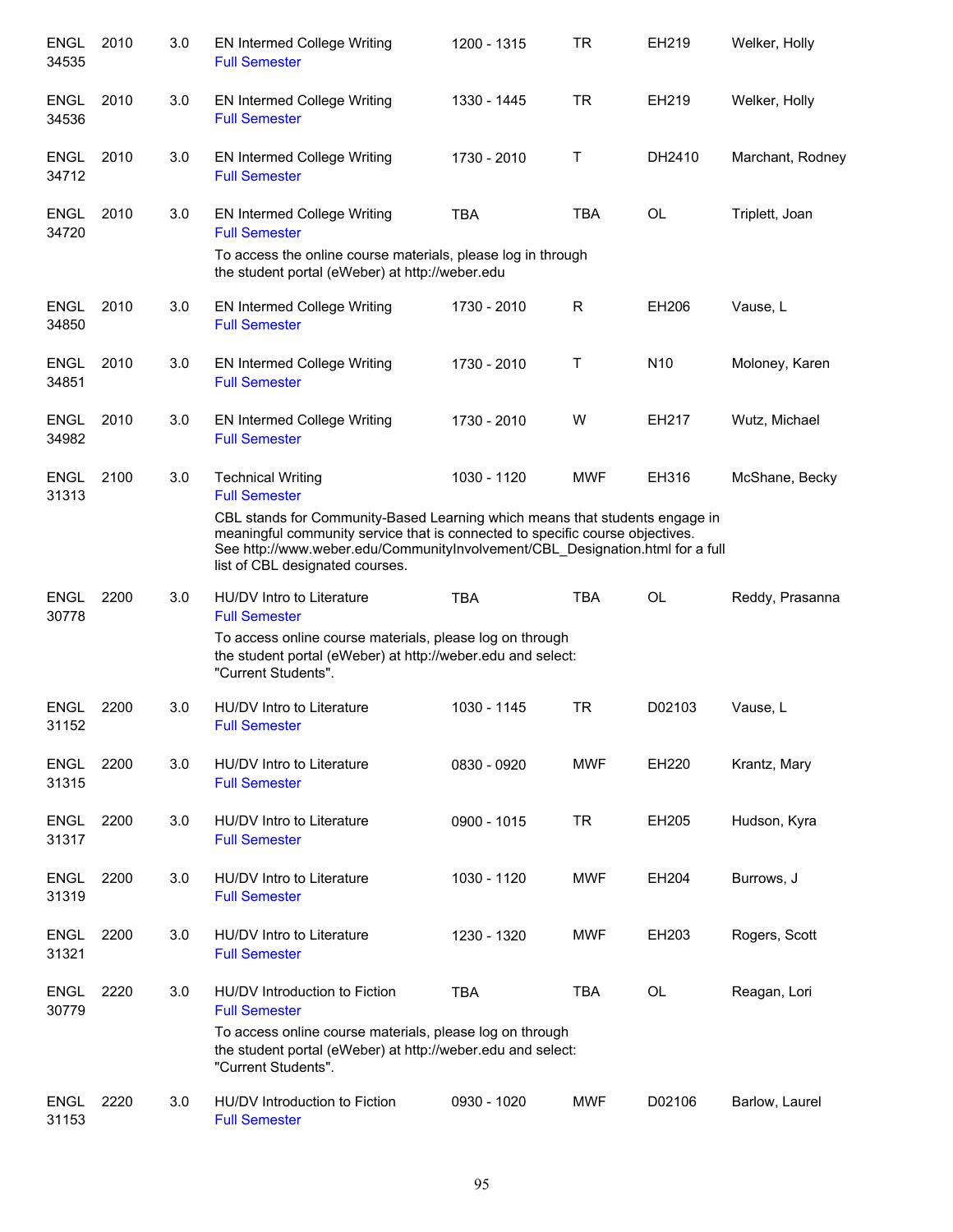| | | | | | | | |
|---|---|---|---|---|---|---|---|
| ENGL 34535 | 2010 | 3.0 | EN Intermed College Writing<br>Full Semester | 1200 - 1315 | TR | EH219 | Welker, Holly |
| ENGL 34536 | 2010 | 3.0 | EN Intermed College Writing<br>Full Semester | 1330 - 1445 | TR | EH219 | Welker, Holly |
| ENGL 34712 | 2010 | 3.0 | EN Intermed College Writing<br>Full Semester | 1730 - 2010 | T | DH2410 | Marchant, Rodney |
| ENGL 34720 | 2010 | 3.0 | EN Intermed College Writing<br>Full Semester<br>To access the online course materials, please log in through the student portal (eWeber) at http://weber.edu | TBA | TBA | OL | Triplett, Joan |
| ENGL 34850 | 2010 | 3.0 | EN Intermed College Writing<br>Full Semester | 1730 - 2010 | R | EH206 | Vause, L |
| ENGL 34851 | 2010 | 3.0 | EN Intermed College Writing<br>Full Semester | 1730 - 2010 | T | N10 | Moloney, Karen |
| ENGL 34982 | 2010 | 3.0 | EN Intermed College Writing<br>Full Semester | 1730 - 2010 | W | EH217 | Wutz, Michael |
| ENGL 31313 | 2100 | 3.0 | Technical Writing<br>Full Semester<br>CBL stands for Community-Based Learning which means that students engage in meaningful community service that is connected to specific course objectives. See http://www.weber.edu/CommunityInvolvement/CBL_Designation.html for a full list of CBL designated courses. | 1030 - 1120 | MWF | EH316 | McShane, Becky |
| ENGL 30778 | 2200 | 3.0 | HU/DV Intro to Literature<br>Full Semester<br>To access online course materials, please log on through the student portal (eWeber) at http://weber.edu and select: "Current Students". | TBA | TBA | OL | Reddy, Prasanna |
| ENGL 31152 | 2200 | 3.0 | HU/DV Intro to Literature<br>Full Semester | 1030 - 1145 | TR | D02103 | Vause, L |
| ENGL 31315 | 2200 | 3.0 | HU/DV Intro to Literature<br>Full Semester | 0830 - 0920 | MWF | EH220 | Krantz, Mary |
| ENGL 31317 | 2200 | 3.0 | HU/DV Intro to Literature<br>Full Semester | 0900 - 1015 | TR | EH205 | Hudson, Kyra |
| ENGL 31319 | 2200 | 3.0 | HU/DV Intro to Literature<br>Full Semester | 1030 - 1120 | MWF | EH204 | Burrows, J |
| ENGL 31321 | 2200 | 3.0 | HU/DV Intro to Literature<br>Full Semester | 1230 - 1320 | MWF | EH203 | Rogers, Scott |
| ENGL 30779 | 2220 | 3.0 | HU/DV Introduction to Fiction<br>Full Semester<br>To access online course materials, please log on through the student portal (eWeber) at http://weber.edu and select: "Current Students". | TBA | TBA | OL | Reagan, Lori |
| ENGL 31153 | 2220 | 3.0 | HU/DV Introduction to Fiction<br>Full Semester | 0930 - 1020 | MWF | D02106 | Barlow, Laurel |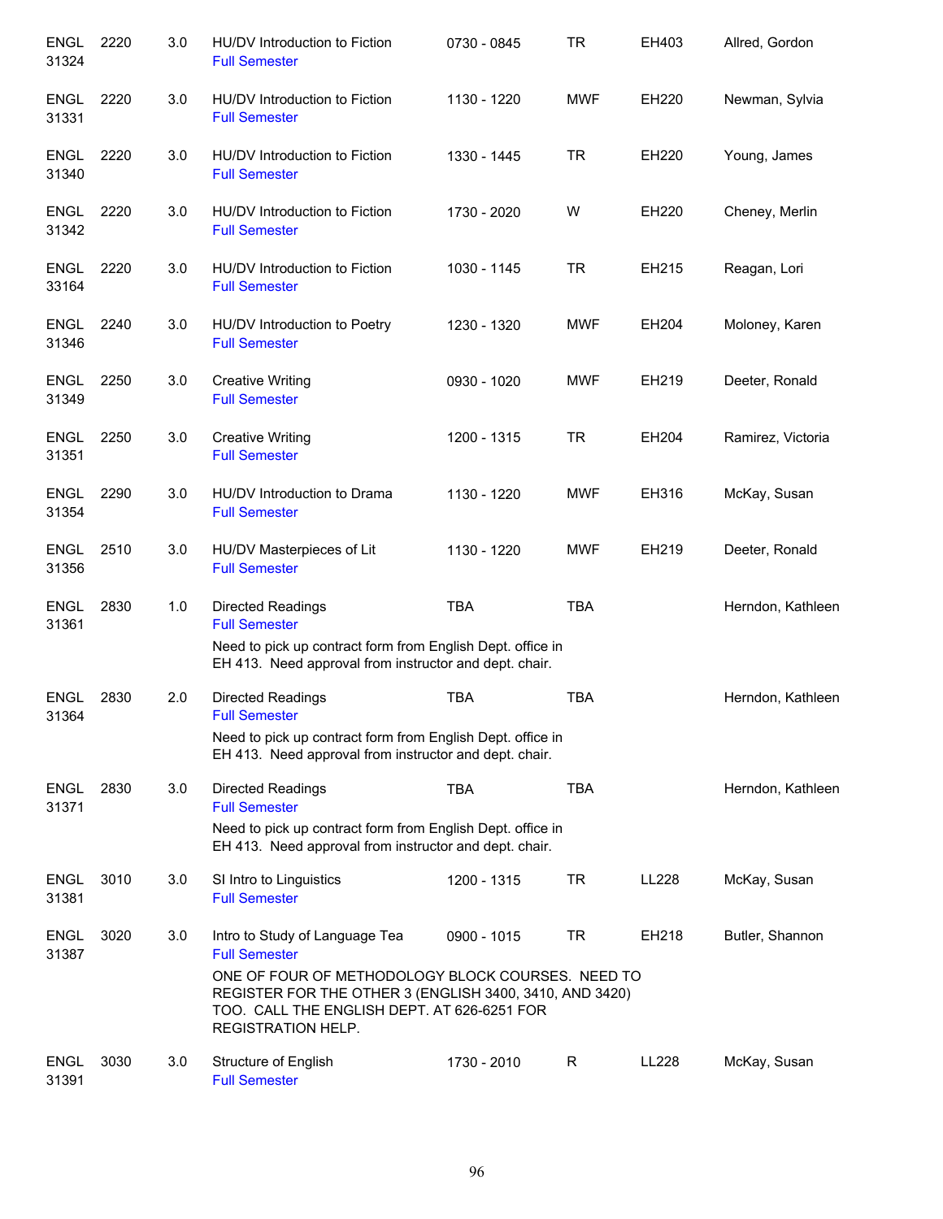| | | | | | | | |
|---|---|---|---|---|---|---|---|
| ENGL 31324 | 2220 | 3.0 | HU/DV Introduction to Fiction<br>Full Semester | 0730 - 0845 | TR | EH403 | Allred, Gordon |
| ENGL 31331 | 2220 | 3.0 | HU/DV Introduction to Fiction<br>Full Semester | 1130 - 1220 | MWF | EH220 | Newman, Sylvia |
| ENGL 31340 | 2220 | 3.0 | HU/DV Introduction to Fiction<br>Full Semester | 1330 - 1445 | TR | EH220 | Young, James |
| ENGL 31342 | 2220 | 3.0 | HU/DV Introduction to Fiction<br>Full Semester | 1730 - 2020 | W | EH220 | Cheney, Merlin |
| ENGL 33164 | 2220 | 3.0 | HU/DV Introduction to Fiction<br>Full Semester | 1030 - 1145 | TR | EH215 | Reagan, Lori |
| ENGL 31346 | 2240 | 3.0 | HU/DV Introduction to Poetry<br>Full Semester | 1230 - 1320 | MWF | EH204 | Moloney, Karen |
| ENGL 31349 | 2250 | 3.0 | Creative Writing<br>Full Semester | 0930 - 1020 | MWF | EH219 | Deeter, Ronald |
| ENGL 31351 | 2250 | 3.0 | Creative Writing<br>Full Semester | 1200 - 1315 | TR | EH204 | Ramirez, Victoria |
| ENGL 31354 | 2290 | 3.0 | HU/DV Introduction to Drama<br>Full Semester | 1130 - 1220 | MWF | EH316 | McKay, Susan |
| ENGL 31356 | 2510 | 3.0 | HU/DV Masterpieces of Lit<br>Full Semester | 1130 - 1220 | MWF | EH219 | Deeter, Ronald |
| ENGL 31361 | 2830 | 1.0 | Directed Readings<br>Full Semester<br>Need to pick up contract form from English Dept. office in EH 413. Need approval from instructor and dept. chair. | TBA | TBA | | Herndon, Kathleen |
| ENGL 31364 | 2830 | 2.0 | Directed Readings<br>Full Semester<br>Need to pick up contract form from English Dept. office in EH 413. Need approval from instructor and dept. chair. | TBA | TBA | | Herndon, Kathleen |
| ENGL 31371 | 2830 | 3.0 | Directed Readings<br>Full Semester<br>Need to pick up contract form from English Dept. office in EH 413. Need approval from instructor and dept. chair. | TBA | TBA | | Herndon, Kathleen |
| ENGL 31381 | 3010 | 3.0 | SI Intro to Linguistics<br>Full Semester | 1200 - 1315 | TR | LL228 | McKay, Susan |
| ENGL 31387 | 3020 | 3.0 | Intro to Study of Language Tea<br>Full Semester<br>ONE OF FOUR OF METHODOLOGY BLOCK COURSES. NEED TO REGISTER FOR THE OTHER 3 (ENGLISH 3400, 3410, AND 3420) TOO. CALL THE ENGLISH DEPT. AT 626-6251 FOR REGISTRATION HELP. | 0900 - 1015 | TR | EH218 | Butler, Shannon |
| ENGL 31391 | 3030 | 3.0 | Structure of English<br>Full Semester | 1730 - 2010 | R | LL228 | McKay, Susan |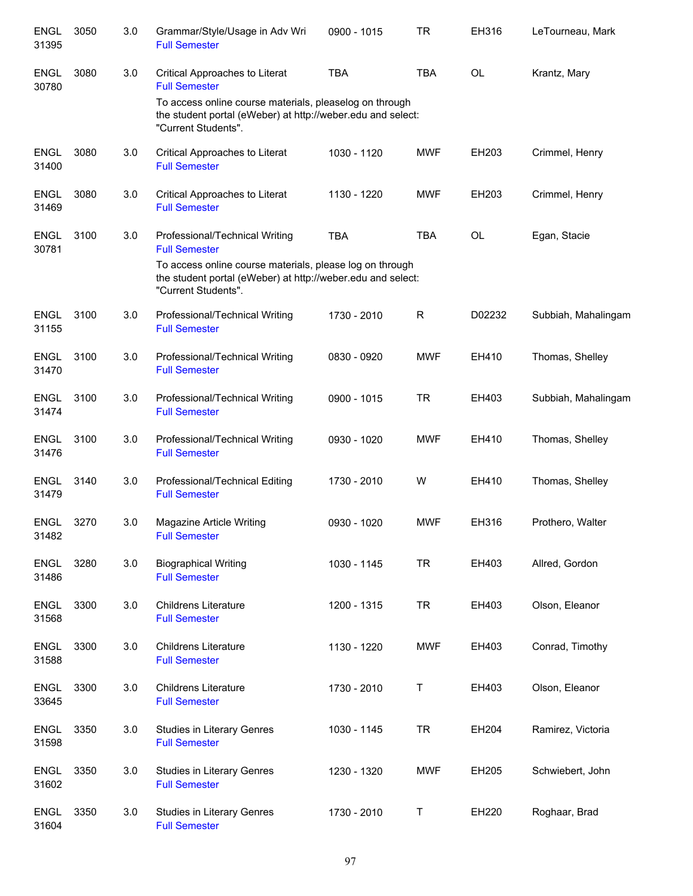| | | | | | | | |
|---|---|---|---|---|---|---|---|
| ENGL 31395 | 3050 | 3.0 | Grammar/Style/Usage in Adv Wri<br>Full Semester | 0900 - 1015 | TR | EH316 | LeTourneau, Mark |
| ENGL 30780 | 3080 | 3.0 | Critical Approaches to Literat<br>Full Semester<br>To access online course materials, pleaselog on through the student portal (eWeber) at http://weber.edu and select: "Current Students". | TBA | TBA | OL | Krantz, Mary |
| ENGL 31400 | 3080 | 3.0 | Critical Approaches to Literat<br>Full Semester | 1030 - 1120 | MWF | EH203 | Crimmel, Henry |
| ENGL 31469 | 3080 | 3.0 | Critical Approaches to Literat<br>Full Semester | 1130 - 1220 | MWF | EH203 | Crimmel, Henry |
| ENGL 30781 | 3100 | 3.0 | Professional/Technical Writing<br>Full Semester<br>To access online course materials, please log on through the student portal (eWeber) at http://weber.edu and select: "Current Students". | TBA | TBA | OL | Egan, Stacie |
| ENGL 31155 | 3100 | 3.0 | Professional/Technical Writing<br>Full Semester | 1730 - 2010 | R | D02232 | Subbiah, Mahalingam |
| ENGL 31470 | 3100 | 3.0 | Professional/Technical Writing<br>Full Semester | 0830 - 0920 | MWF | EH410 | Thomas, Shelley |
| ENGL 31474 | 3100 | 3.0 | Professional/Technical Writing<br>Full Semester | 0900 - 1015 | TR | EH403 | Subbiah, Mahalingam |
| ENGL 31476 | 3100 | 3.0 | Professional/Technical Writing<br>Full Semester | 0930 - 1020 | MWF | EH410 | Thomas, Shelley |
| ENGL 31479 | 3140 | 3.0 | Professional/Technical Editing<br>Full Semester | 1730 - 2010 | W | EH410 | Thomas, Shelley |
| ENGL 31482 | 3270 | 3.0 | Magazine Article Writing<br>Full Semester | 0930 - 1020 | MWF | EH316 | Prothero, Walter |
| ENGL 31486 | 3280 | 3.0 | Biographical Writing<br>Full Semester | 1030 - 1145 | TR | EH403 | Allred, Gordon |
| ENGL 31568 | 3300 | 3.0 | Childrens Literature<br>Full Semester | 1200 - 1315 | TR | EH403 | Olson, Eleanor |
| ENGL 31588 | 3300 | 3.0 | Childrens Literature<br>Full Semester | 1130 - 1220 | MWF | EH403 | Conrad, Timothy |
| ENGL 33645 | 3300 | 3.0 | Childrens Literature<br>Full Semester | 1730 - 2010 | T | EH403 | Olson, Eleanor |
| ENGL 31598 | 3350 | 3.0 | Studies in Literary Genres<br>Full Semester | 1030 - 1145 | TR | EH204 | Ramirez, Victoria |
| ENGL 31602 | 3350 | 3.0 | Studies in Literary Genres<br>Full Semester | 1230 - 1320 | MWF | EH205 | Schwiebert, John |
| ENGL 31604 | 3350 | 3.0 | Studies in Literary Genres<br>Full Semester | 1730 - 2010 | T | EH220 | Roghaar, Brad |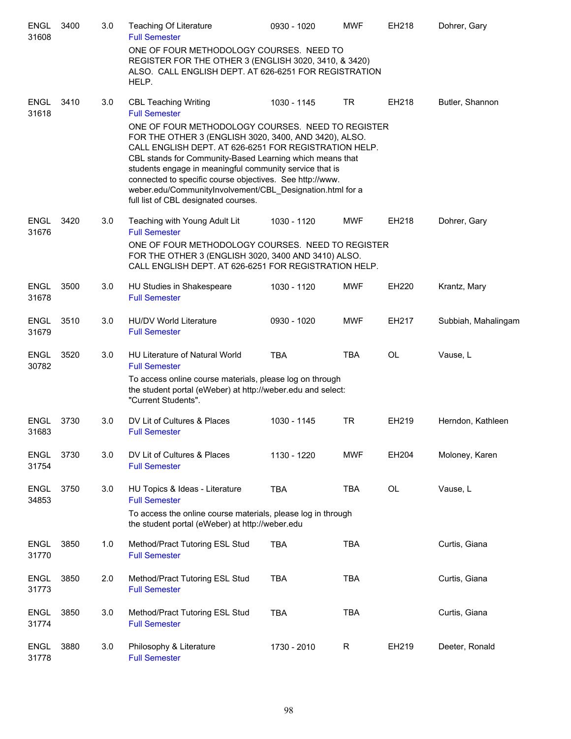| | | | | | | | |
|---|---|---|---|---|---|---|---|
| ENGL 31608 | 3400 | 3.0 | Teaching Of Literature<br>Full Semester | 0930 - 1020 | MWF | EH218 | Dohrer, Gary |
| | | | ONE OF FOUR METHODOLOGY COURSES. NEED TO REGISTER FOR THE OTHER 3 (ENGLISH 3020, 3410, & 3420) ALSO. CALL ENGLISH DEPT. AT 626-6251 FOR REGISTRATION HELP. | | | | |
| ENGL 31618 | 3410 | 3.0 | CBL Teaching Writing<br>Full Semester | 1030 - 1145 | TR | EH218 | Butler, Shannon |
| | | | ONE OF FOUR METHODOLOGY COURSES. NEED TO REGISTER FOR THE OTHER 3 (ENGLISH 3020, 3400, AND 3420), ALSO. CALL ENGLISH DEPT. AT 626-6251 FOR REGISTRATION HELP. CBL stands for Community-Based Learning which means that students engage in meaningful community service that is connected to specific course objectives. See http://www.weber.edu/CommunityInvolvement/CBL_Designation.html for a full list of CBL designated courses. | | | | |
| ENGL 31676 | 3420 | 3.0 | Teaching with Young Adult Lit<br>Full Semester | 1030 - 1120 | MWF | EH218 | Dohrer, Gary |
| | | | ONE OF FOUR METHODOLOGY COURSES. NEED TO REGISTER FOR THE OTHER 3 (ENGLISH 3020, 3400 AND 3410) ALSO. CALL ENGLISH DEPT. AT 626-6251 FOR REGISTRATION HELP. | | | | |
| ENGL 31678 | 3500 | 3.0 | HU Studies in Shakespeare<br>Full Semester | 1030 - 1120 | MWF | EH220 | Krantz, Mary |
| ENGL 31679 | 3510 | 3.0 | HU/DV World Literature<br>Full Semester | 0930 - 1020 | MWF | EH217 | Subbiah, Mahalingam |
| ENGL 30782 | 3520 | 3.0 | HU Literature of Natural World<br>Full Semester | TBA | TBA | OL | Vause, L |
| | | | To access online course materials, please log on through the student portal (eWeber) at http://weber.edu and select: "Current Students". | | | | |
| ENGL 31683 | 3730 | 3.0 | DV Lit of Cultures & Places<br>Full Semester | 1030 - 1145 | TR | EH219 | Herndon, Kathleen |
| ENGL 31754 | 3730 | 3.0 | DV Lit of Cultures & Places<br>Full Semester | 1130 - 1220 | MWF | EH204 | Moloney, Karen |
| ENGL 34853 | 3750 | 3.0 | HU Topics & Ideas - Literature<br>Full Semester | TBA | TBA | OL | Vause, L |
| | | | To access the online course materials, please log in through the student portal (eWeber) at http://weber.edu | | | | |
| ENGL 31770 | 3850 | 1.0 | Method/Pract Tutoring ESL Stud<br>Full Semester | TBA | TBA | | Curtis, Giana |
| ENGL 31773 | 3850 | 2.0 | Method/Pract Tutoring ESL Stud<br>Full Semester | TBA | TBA | | Curtis, Giana |
| ENGL 31774 | 3850 | 3.0 | Method/Pract Tutoring ESL Stud<br>Full Semester | TBA | TBA | | Curtis, Giana |
| ENGL 31778 | 3880 | 3.0 | Philosophy & Literature<br>Full Semester | 1730 - 2010 | R | EH219 | Deeter, Ronald |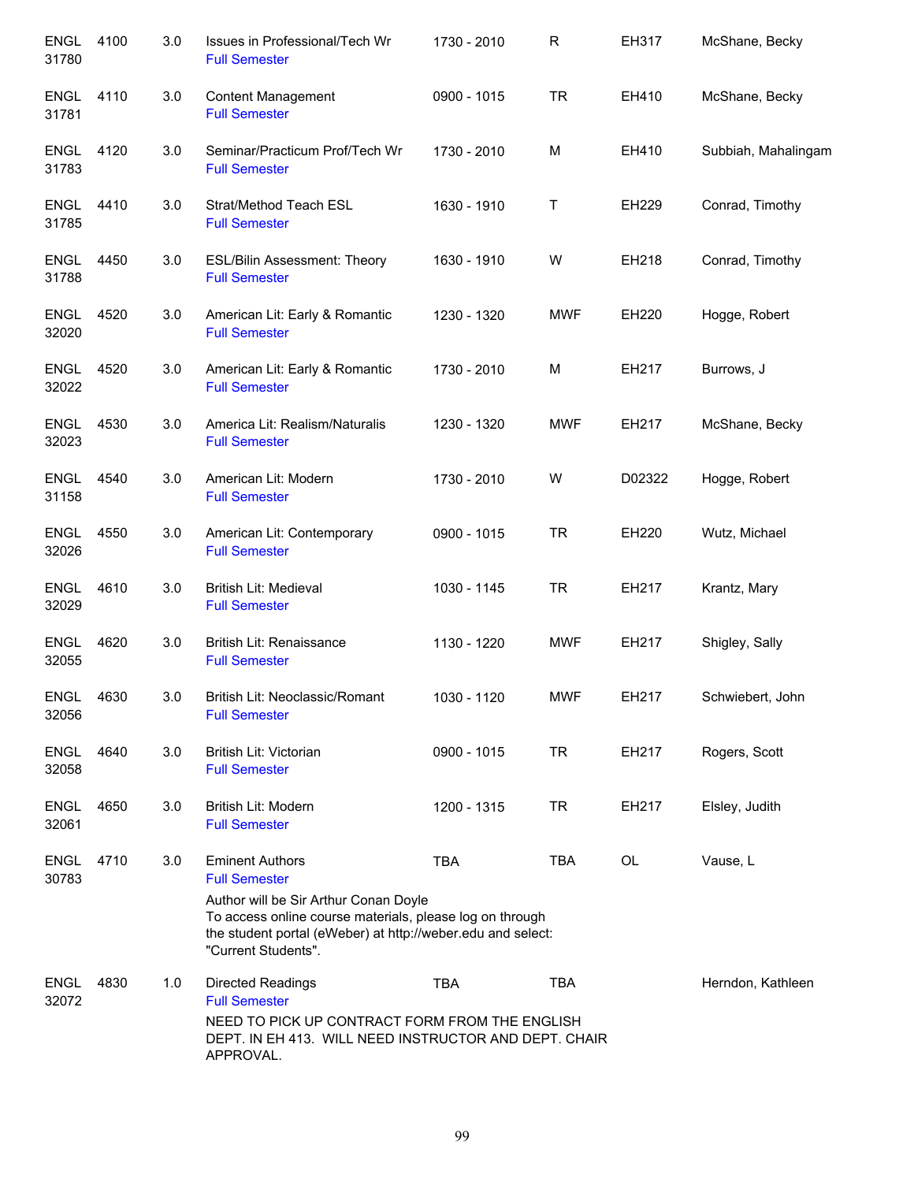| | | | | | | | |
|---|---|---|---|---|---|---|---|
| ENGL 31780 | 4100 | 3.0 | Issues in Professional/Tech Wr<br>Full Semester | 1730 - 2010 | R | EH317 | McShane, Becky |
| ENGL 31781 | 4110 | 3.0 | Content Management<br>Full Semester | 0900 - 1015 | TR | EH410 | McShane, Becky |
| ENGL 31783 | 4120 | 3.0 | Seminar/Practicum Prof/Tech Wr<br>Full Semester | 1730 - 2010 | M | EH410 | Subbiah, Mahalingam |
| ENGL 31785 | 4410 | 3.0 | Strat/Method Teach ESL<br>Full Semester | 1630 - 1910 | T | EH229 | Conrad, Timothy |
| ENGL 31788 | 4450 | 3.0 | ESL/Bilin Assessment: Theory<br>Full Semester | 1630 - 1910 | W | EH218 | Conrad, Timothy |
| ENGL 32020 | 4520 | 3.0 | American Lit: Early & Romantic<br>Full Semester | 1230 - 1320 | MWF | EH220 | Hogge, Robert |
| ENGL 32022 | 4520 | 3.0 | American Lit: Early & Romantic<br>Full Semester | 1730 - 2010 | M | EH217 | Burrows, J |
| ENGL 32023 | 4530 | 3.0 | America Lit: Realism/Naturalis<br>Full Semester | 1230 - 1320 | MWF | EH217 | McShane, Becky |
| ENGL 31158 | 4540 | 3.0 | American Lit: Modern<br>Full Semester | 1730 - 2010 | W | D02322 | Hogge, Robert |
| ENGL 32026 | 4550 | 3.0 | American Lit: Contemporary<br>Full Semester | 0900 - 1015 | TR | EH220 | Wutz, Michael |
| ENGL 32029 | 4610 | 3.0 | British Lit: Medieval<br>Full Semester | 1030 - 1145 | TR | EH217 | Krantz, Mary |
| ENGL 32055 | 4620 | 3.0 | British Lit: Renaissance<br>Full Semester | 1130 - 1220 | MWF | EH217 | Shigley, Sally |
| ENGL 32056 | 4630 | 3.0 | British Lit: Neoclassic/Romant<br>Full Semester | 1030 - 1120 | MWF | EH217 | Schwiebert, John |
| ENGL 32058 | 4640 | 3.0 | British Lit: Victorian<br>Full Semester | 0900 - 1015 | TR | EH217 | Rogers, Scott |
| ENGL 32061 | 4650 | 3.0 | British Lit: Modern<br>Full Semester | 1200 - 1315 | TR | EH217 | Elsley, Judith |
| ENGL 30783 | 4710 | 3.0 | Eminent Authors<br>Full Semester<br>Author will be Sir Arthur Conan Doyle<br>To access online course materials, please log on through the student portal (eWeber) at http://weber.edu and select: "Current Students". | TBA | TBA | OL | Vause, L |
| ENGL 32072 | 4830 | 1.0 | Directed Readings<br>Full Semester<br>NEED TO PICK UP CONTRACT FORM FROM THE ENGLISH DEPT. IN EH 413. WILL NEED INSTRUCTOR AND DEPT. CHAIR APPROVAL. | TBA | TBA | | Herndon, Kathleen |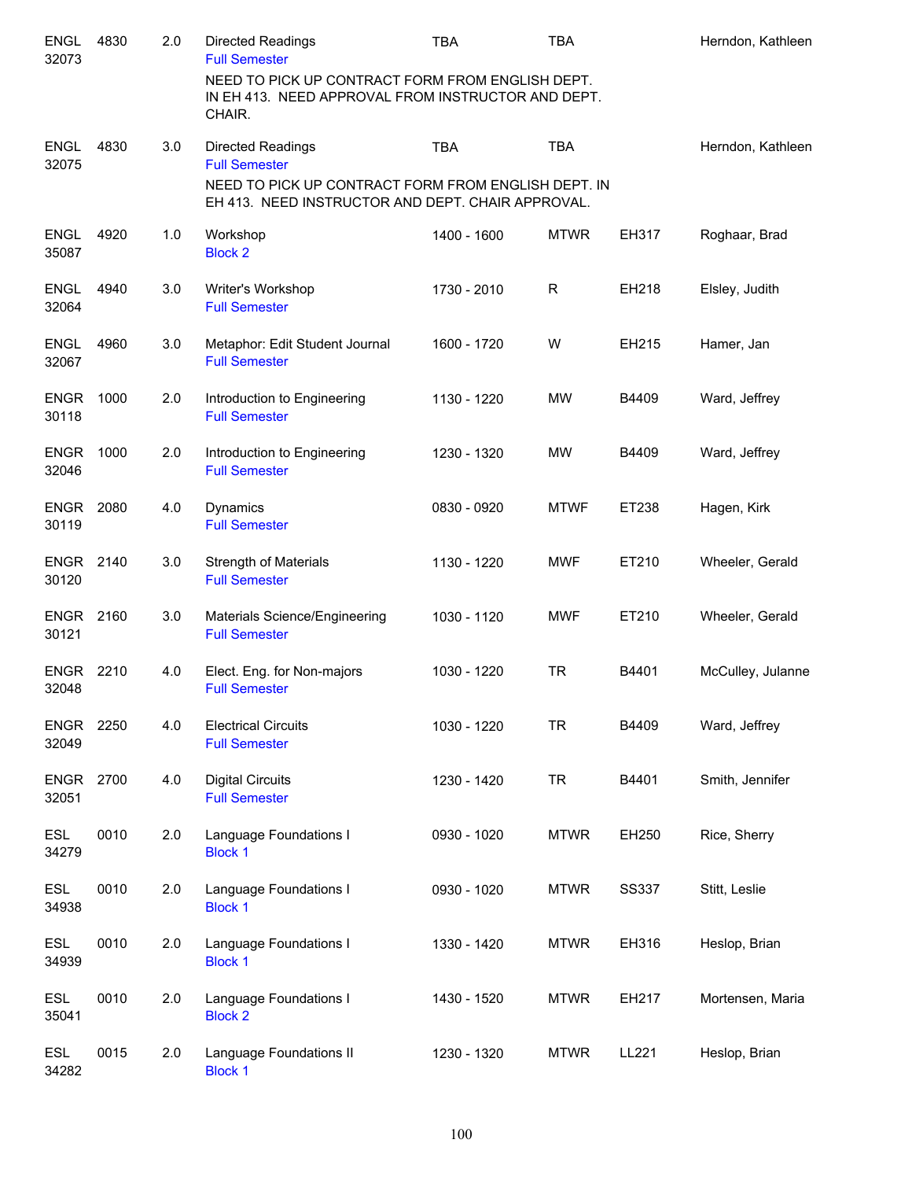| | | | | | | | |
|---|---|---|---|---|---|---|---|
| ENGL 32073 | 4830 | 2.0 | Directed Readings<br>Full Semester<br>NEED TO PICK UP CONTRACT FORM FROM ENGLISH DEPT. IN EH 413. NEED APPROVAL FROM INSTRUCTOR AND DEPT. CHAIR. | TBA | TBA | | Herndon, Kathleen |
| ENGL 32075 | 4830 | 3.0 | Directed Readings<br>Full Semester<br>NEED TO PICK UP CONTRACT FORM FROM ENGLISH DEPT. IN EH 413. NEED INSTRUCTOR AND DEPT. CHAIR APPROVAL. | TBA | TBA | | Herndon, Kathleen |
| ENGL 35087 | 4920 | 1.0 | Workshop<br>Block 2 | 1400 - 1600 | MTWR | EH317 | Roghaar, Brad |
| ENGL 32064 | 4940 | 3.0 | Writer's Workshop<br>Full Semester | 1730 - 2010 | R | EH218 | Elsley, Judith |
| ENGL 32067 | 4960 | 3.0 | Metaphor: Edit Student Journal<br>Full Semester | 1600 - 1720 | W | EH215 | Hamer, Jan |
| ENGR 30118 | 1000 | 2.0 | Introduction to Engineering<br>Full Semester | 1130 - 1220 | MW | B4409 | Ward, Jeffrey |
| ENGR 32046 | 1000 | 2.0 | Introduction to Engineering<br>Full Semester | 1230 - 1320 | MW | B4409 | Ward, Jeffrey |
| ENGR 30119 | 2080 | 4.0 | Dynamics<br>Full Semester | 0830 - 0920 | MTWF | ET238 | Hagen, Kirk |
| ENGR 30120 | 2140 | 3.0 | Strength of Materials<br>Full Semester | 1130 - 1220 | MWF | ET210 | Wheeler, Gerald |
| ENGR 30121 | 2160 | 3.0 | Materials Science/Engineering<br>Full Semester | 1030 - 1120 | MWF | ET210 | Wheeler, Gerald |
| ENGR 32048 | 2210 | 4.0 | Elect. Eng. for Non-majors<br>Full Semester | 1030 - 1220 | TR | B4401 | McCulley, Julanne |
| ENGR 32049 | 2250 | 4.0 | Electrical Circuits<br>Full Semester | 1030 - 1220 | TR | B4409 | Ward, Jeffrey |
| ENGR 32051 | 2700 | 4.0 | Digital Circuits<br>Full Semester | 1230 - 1420 | TR | B4401 | Smith, Jennifer |
| ESL 34279 | 0010 | 2.0 | Language Foundations I<br>Block 1 | 0930 - 1020 | MTWR | EH250 | Rice, Sherry |
| ESL 34938 | 0010 | 2.0 | Language Foundations I<br>Block 1 | 0930 - 1020 | MTWR | SS337 | Stitt, Leslie |
| ESL 34939 | 0010 | 2.0 | Language Foundations I<br>Block 1 | 1330 - 1420 | MTWR | EH316 | Heslop, Brian |
| ESL 35041 | 0010 | 2.0 | Language Foundations I<br>Block 2 | 1430 - 1520 | MTWR | EH217 | Mortensen, Maria |
| ESL 34282 | 0015 | 2.0 | Language Foundations II<br>Block 1 | 1230 - 1320 | MTWR | LL221 | Heslop, Brian |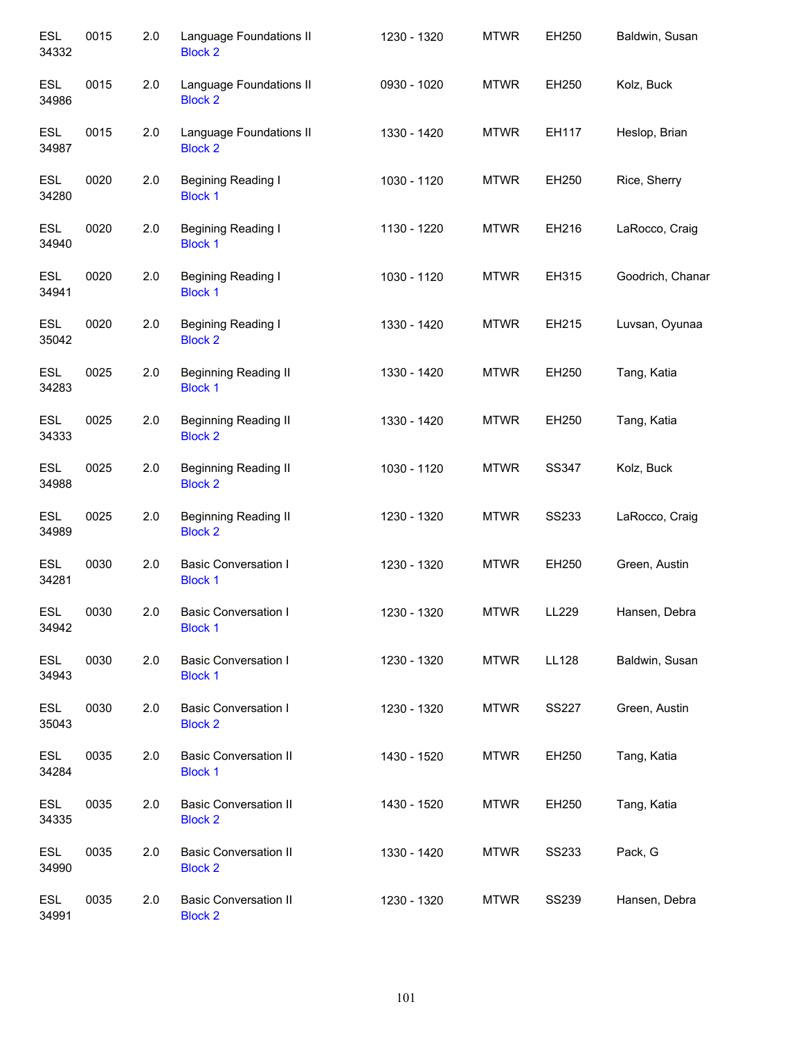| | | | | | | | |
|---|---|---|---|---|---|---|---|
| ESL 34332 | 0015 | 2.0 | Language Foundations II<br>Block 2 | 1230 - 1320 | MTWR | EH250 | Baldwin, Susan |
| ESL 34986 | 0015 | 2.0 | Language Foundations II<br>Block 2 | 0930 - 1020 | MTWR | EH250 | Kolz, Buck |
| ESL 34987 | 0015 | 2.0 | Language Foundations II<br>Block 2 | 1330 - 1420 | MTWR | EH117 | Heslop, Brian |
| ESL 34280 | 0020 | 2.0 | Begining Reading I<br>Block 1 | 1030 - 1120 | MTWR | EH250 | Rice, Sherry |
| ESL 34940 | 0020 | 2.0 | Begining Reading I<br>Block 1 | 1130 - 1220 | MTWR | EH216 | LaRocco, Craig |
| ESL 34941 | 0020 | 2.0 | Begining Reading I<br>Block 1 | 1030 - 1120 | MTWR | EH315 | Goodrich, Chanar |
| ESL 35042 | 0020 | 2.0 | Begining Reading I<br>Block 2 | 1330 - 1420 | MTWR | EH215 | Luvsan, Oyunaa |
| ESL 34283 | 0025 | 2.0 | Beginning Reading II<br>Block 1 | 1330 - 1420 | MTWR | EH250 | Tang, Katia |
| ESL 34333 | 0025 | 2.0 | Beginning Reading II<br>Block 2 | 1330 - 1420 | MTWR | EH250 | Tang, Katia |
| ESL 34988 | 0025 | 2.0 | Beginning Reading II<br>Block 2 | 1030 - 1120 | MTWR | SS347 | Kolz, Buck |
| ESL 34989 | 0025 | 2.0 | Beginning Reading II<br>Block 2 | 1230 - 1320 | MTWR | SS233 | LaRocco, Craig |
| ESL 34281 | 0030 | 2.0 | Basic Conversation I<br>Block 1 | 1230 - 1320 | MTWR | EH250 | Green, Austin |
| ESL 34942 | 0030 | 2.0 | Basic Conversation I<br>Block 1 | 1230 - 1320 | MTWR | LL229 | Hansen, Debra |
| ESL 34943 | 0030 | 2.0 | Basic Conversation I<br>Block 1 | 1230 - 1320 | MTWR | LL128 | Baldwin, Susan |
| ESL 35043 | 0030 | 2.0 | Basic Conversation I<br>Block 2 | 1230 - 1320 | MTWR | SS227 | Green, Austin |
| ESL 34284 | 0035 | 2.0 | Basic Conversation II<br>Block 1 | 1430 - 1520 | MTWR | EH250 | Tang, Katia |
| ESL 34335 | 0035 | 2.0 | Basic Conversation II<br>Block 2 | 1430 - 1520 | MTWR | EH250 | Tang, Katia |
| ESL 34990 | 0035 | 2.0 | Basic Conversation II<br>Block 2 | 1330 - 1420 | MTWR | SS233 | Pack, G |
| ESL 34991 | 0035 | 2.0 | Basic Conversation II<br>Block 2 | 1230 - 1320 | MTWR | SS239 | Hansen, Debra |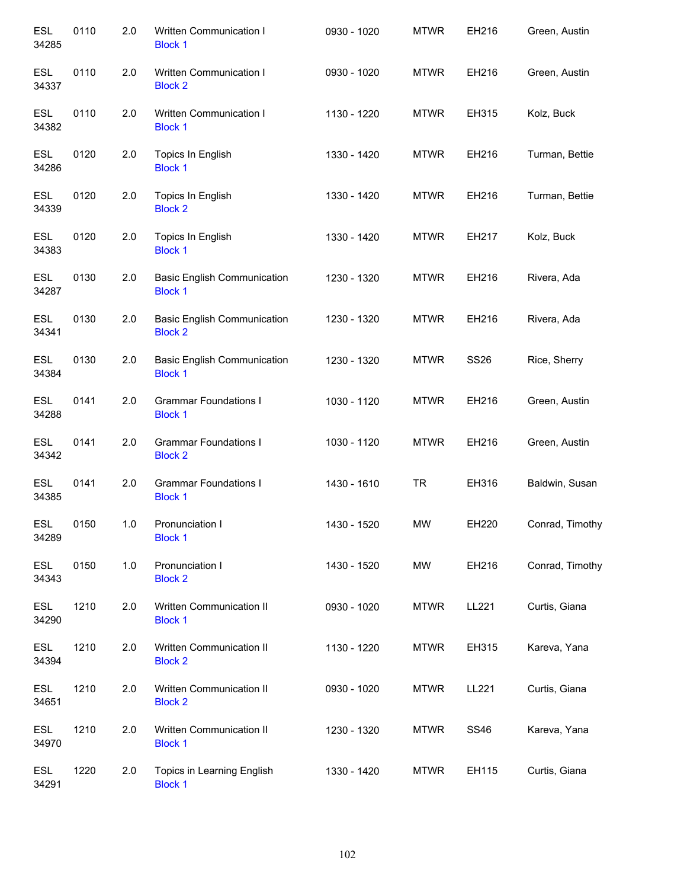| | | | | | | | |
|---|---|---|---|---|---|---|---|
| ESL 34285 | 0110 | 2.0 | Written Communication I<br>Block 1 | 0930 - 1020 | MTWR | EH216 | Green, Austin |
| ESL 34337 | 0110 | 2.0 | Written Communication I<br>Block 2 | 0930 - 1020 | MTWR | EH216 | Green, Austin |
| ESL 34382 | 0110 | 2.0 | Written Communication I<br>Block 1 | 1130 - 1220 | MTWR | EH315 | Kolz, Buck |
| ESL 34286 | 0120 | 2.0 | Topics In English<br>Block 1 | 1330 - 1420 | MTWR | EH216 | Turman, Bettie |
| ESL 34339 | 0120 | 2.0 | Topics In English<br>Block 2 | 1330 - 1420 | MTWR | EH216 | Turman, Bettie |
| ESL 34383 | 0120 | 2.0 | Topics In English<br>Block 1 | 1330 - 1420 | MTWR | EH217 | Kolz, Buck |
| ESL 34287 | 0130 | 2.0 | Basic English Communication<br>Block 1 | 1230 - 1320 | MTWR | EH216 | Rivera, Ada |
| ESL 34341 | 0130 | 2.0 | Basic English Communication<br>Block 2 | 1230 - 1320 | MTWR | EH216 | Rivera, Ada |
| ESL 34384 | 0130 | 2.0 | Basic English Communication<br>Block 1 | 1230 - 1320 | MTWR | SS26 | Rice, Sherry |
| ESL 34288 | 0141 | 2.0 | Grammar Foundations I<br>Block 1 | 1030 - 1120 | MTWR | EH216 | Green, Austin |
| ESL 34342 | 0141 | 2.0 | Grammar Foundations I<br>Block 2 | 1030 - 1120 | MTWR | EH216 | Green, Austin |
| ESL 34385 | 0141 | 2.0 | Grammar Foundations I<br>Block 1 | 1430 - 1610 | TR | EH316 | Baldwin, Susan |
| ESL 34289 | 0150 | 1.0 | Pronunciation I<br>Block 1 | 1430 - 1520 | MW | EH220 | Conrad, Timothy |
| ESL 34343 | 0150 | 1.0 | Pronunciation I<br>Block 2 | 1430 - 1520 | MW | EH216 | Conrad, Timothy |
| ESL 34290 | 1210 | 2.0 | Written Communication II<br>Block 1 | 0930 - 1020 | MTWR | LL221 | Curtis, Giana |
| ESL 34394 | 1210 | 2.0 | Written Communication II<br>Block 2 | 1130 - 1220 | MTWR | EH315 | Kareva, Yana |
| ESL 34651 | 1210 | 2.0 | Written Communication II<br>Block 2 | 0930 - 1020 | MTWR | LL221 | Curtis, Giana |
| ESL 34970 | 1210 | 2.0 | Written Communication II<br>Block 1 | 1230 - 1320 | MTWR | SS46 | Kareva, Yana |
| ESL 34291 | 1220 | 2.0 | Topics in Learning English<br>Block 1 | 1330 - 1420 | MTWR | EH115 | Curtis, Giana |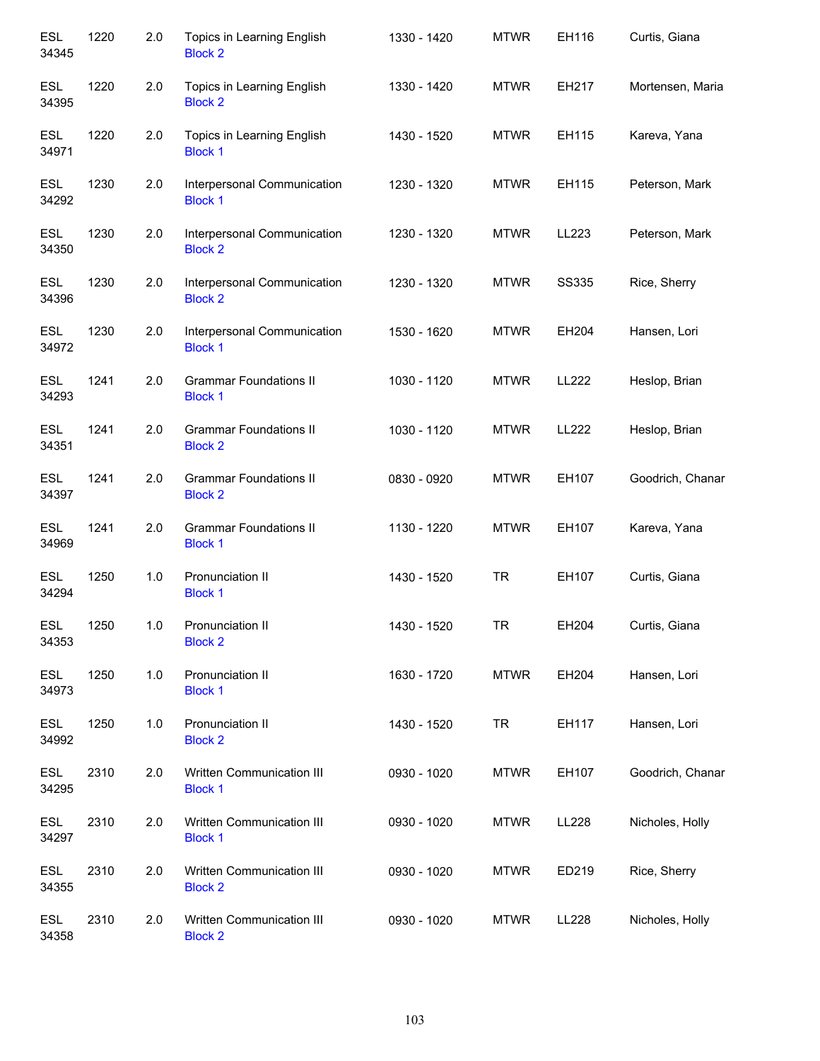| | | | | | | | |
|---|---|---|---|---|---|---|---|
| ESL 34345 | 1220 | 2.0 | Topics in Learning English<br>Block 2 | 1330 - 1420 | MTWR | EH116 | Curtis, Giana |
| ESL 34395 | 1220 | 2.0 | Topics in Learning English<br>Block 2 | 1330 - 1420 | MTWR | EH217 | Mortensen, Maria |
| ESL 34971 | 1220 | 2.0 | Topics in Learning English<br>Block 1 | 1430 - 1520 | MTWR | EH115 | Kareva, Yana |
| ESL 34292 | 1230 | 2.0 | Interpersonal Communication<br>Block 1 | 1230 - 1320 | MTWR | EH115 | Peterson, Mark |
| ESL 34350 | 1230 | 2.0 | Interpersonal Communication<br>Block 2 | 1230 - 1320 | MTWR | LL223 | Peterson, Mark |
| ESL 34396 | 1230 | 2.0 | Interpersonal Communication<br>Block 2 | 1230 - 1320 | MTWR | SS335 | Rice, Sherry |
| ESL 34972 | 1230 | 2.0 | Interpersonal Communication<br>Block 1 | 1530 - 1620 | MTWR | EH204 | Hansen, Lori |
| ESL 34293 | 1241 | 2.0 | Grammar Foundations II<br>Block 1 | 1030 - 1120 | MTWR | LL222 | Heslop, Brian |
| ESL 34351 | 1241 | 2.0 | Grammar Foundations II<br>Block 2 | 1030 - 1120 | MTWR | LL222 | Heslop, Brian |
| ESL 34397 | 1241 | 2.0 | Grammar Foundations II<br>Block 2 | 0830 - 0920 | MTWR | EH107 | Goodrich, Chanar |
| ESL 34969 | 1241 | 2.0 | Grammar Foundations II<br>Block 1 | 1130 - 1220 | MTWR | EH107 | Kareva, Yana |
| ESL 34294 | 1250 | 1.0 | Pronunciation II<br>Block 1 | 1430 - 1520 | TR | EH107 | Curtis, Giana |
| ESL 34353 | 1250 | 1.0 | Pronunciation II<br>Block 2 | 1430 - 1520 | TR | EH204 | Curtis, Giana |
| ESL 34973 | 1250 | 1.0 | Pronunciation II<br>Block 1 | 1630 - 1720 | MTWR | EH204 | Hansen, Lori |
| ESL 34992 | 1250 | 1.0 | Pronunciation II<br>Block 2 | 1430 - 1520 | TR | EH117 | Hansen, Lori |
| ESL 34295 | 2310 | 2.0 | Written Communication III<br>Block 1 | 0930 - 1020 | MTWR | EH107 | Goodrich, Chanar |
| ESL 34297 | 2310 | 2.0 | Written Communication III<br>Block 1 | 0930 - 1020 | MTWR | LL228 | Nicholes, Holly |
| ESL 34355 | 2310 | 2.0 | Written Communication III<br>Block 2 | 0930 - 1020 | MTWR | ED219 | Rice, Sherry |
| ESL 34358 | 2310 | 2.0 | Written Communication III<br>Block 2 | 0930 - 1020 | MTWR | LL228 | Nicholes, Holly |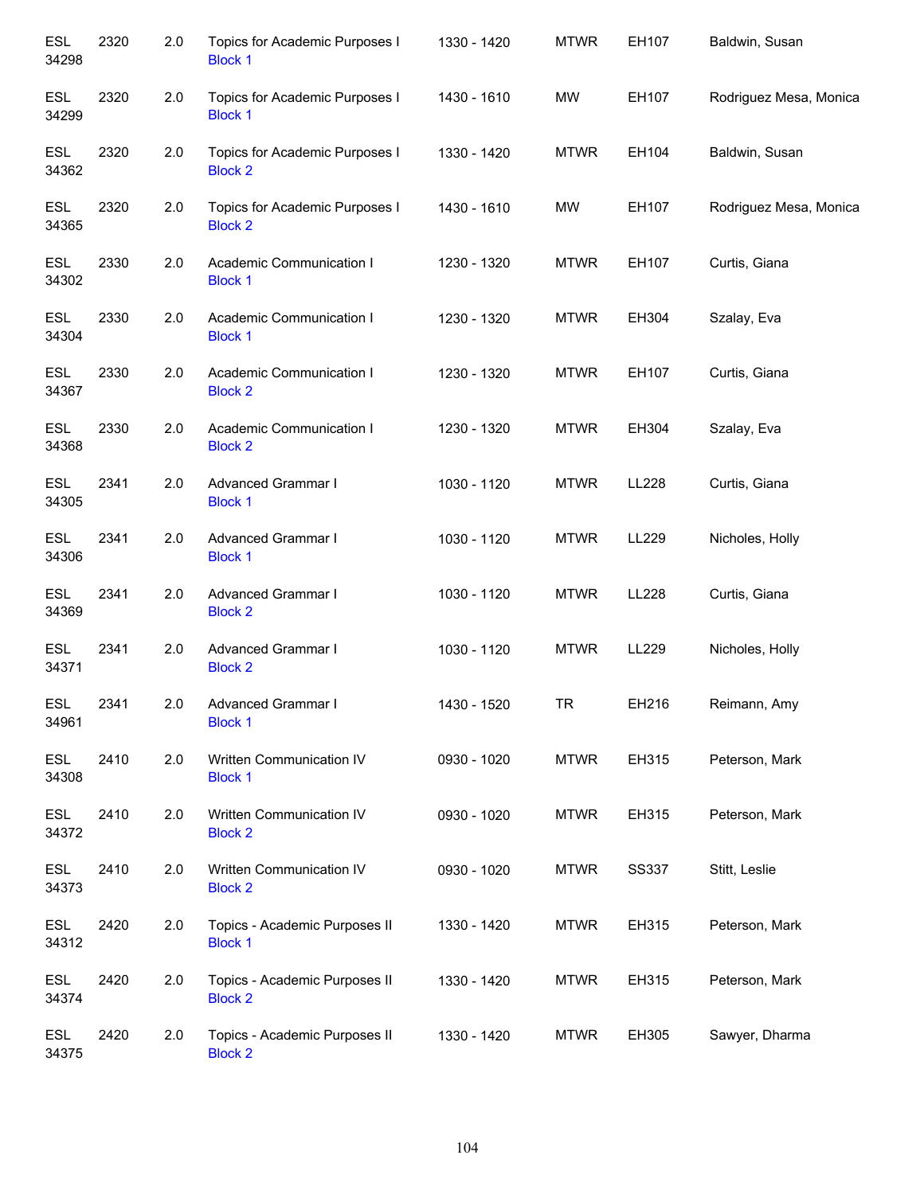| | | | | | | | |
|---|---|---|---|---|---|---|---|
| ESL 34298 | 2320 | 2.0 | Topics for Academic Purposes I Block 1 | 1330 - 1420 | MTWR | EH107 | Baldwin, Susan |
| ESL 34299 | 2320 | 2.0 | Topics for Academic Purposes I Block 1 | 1430 - 1610 | MW | EH107 | Rodriguez Mesa, Monica |
| ESL 34362 | 2320 | 2.0 | Topics for Academic Purposes I Block 2 | 1330 - 1420 | MTWR | EH104 | Baldwin, Susan |
| ESL 34365 | 2320 | 2.0 | Topics for Academic Purposes I Block 2 | 1430 - 1610 | MW | EH107 | Rodriguez Mesa, Monica |
| ESL 34302 | 2330 | 2.0 | Academic Communication I Block 1 | 1230 - 1320 | MTWR | EH107 | Curtis, Giana |
| ESL 34304 | 2330 | 2.0 | Academic Communication I Block 1 | 1230 - 1320 | MTWR | EH304 | Szalay, Eva |
| ESL 34367 | 2330 | 2.0 | Academic Communication I Block 2 | 1230 - 1320 | MTWR | EH107 | Curtis, Giana |
| ESL 34368 | 2330 | 2.0 | Academic Communication I Block 2 | 1230 - 1320 | MTWR | EH304 | Szalay, Eva |
| ESL 34305 | 2341 | 2.0 | Advanced Grammar I Block 1 | 1030 - 1120 | MTWR | LL228 | Curtis, Giana |
| ESL 34306 | 2341 | 2.0 | Advanced Grammar I Block 1 | 1030 - 1120 | MTWR | LL229 | Nicholes, Holly |
| ESL 34369 | 2341 | 2.0 | Advanced Grammar I Block 2 | 1030 - 1120 | MTWR | LL228 | Curtis, Giana |
| ESL 34371 | 2341 | 2.0 | Advanced Grammar I Block 2 | 1030 - 1120 | MTWR | LL229 | Nicholes, Holly |
| ESL 34961 | 2341 | 2.0 | Advanced Grammar I Block 1 | 1430 - 1520 | TR | EH216 | Reimann, Amy |
| ESL 34308 | 2410 | 2.0 | Written Communication IV Block 1 | 0930 - 1020 | MTWR | EH315 | Peterson, Mark |
| ESL 34372 | 2410 | 2.0 | Written Communication IV Block 2 | 0930 - 1020 | MTWR | EH315 | Peterson, Mark |
| ESL 34373 | 2410 | 2.0 | Written Communication IV Block 2 | 0930 - 1020 | MTWR | SS337 | Stitt, Leslie |
| ESL 34312 | 2420 | 2.0 | Topics - Academic Purposes II Block 1 | 1330 - 1420 | MTWR | EH315 | Peterson, Mark |
| ESL 34374 | 2420 | 2.0 | Topics - Academic Purposes II Block 2 | 1330 - 1420 | MTWR | EH315 | Peterson, Mark |
| ESL 34375 | 2420 | 2.0 | Topics - Academic Purposes II Block 2 | 1330 - 1420 | MTWR | EH305 | Sawyer, Dharma |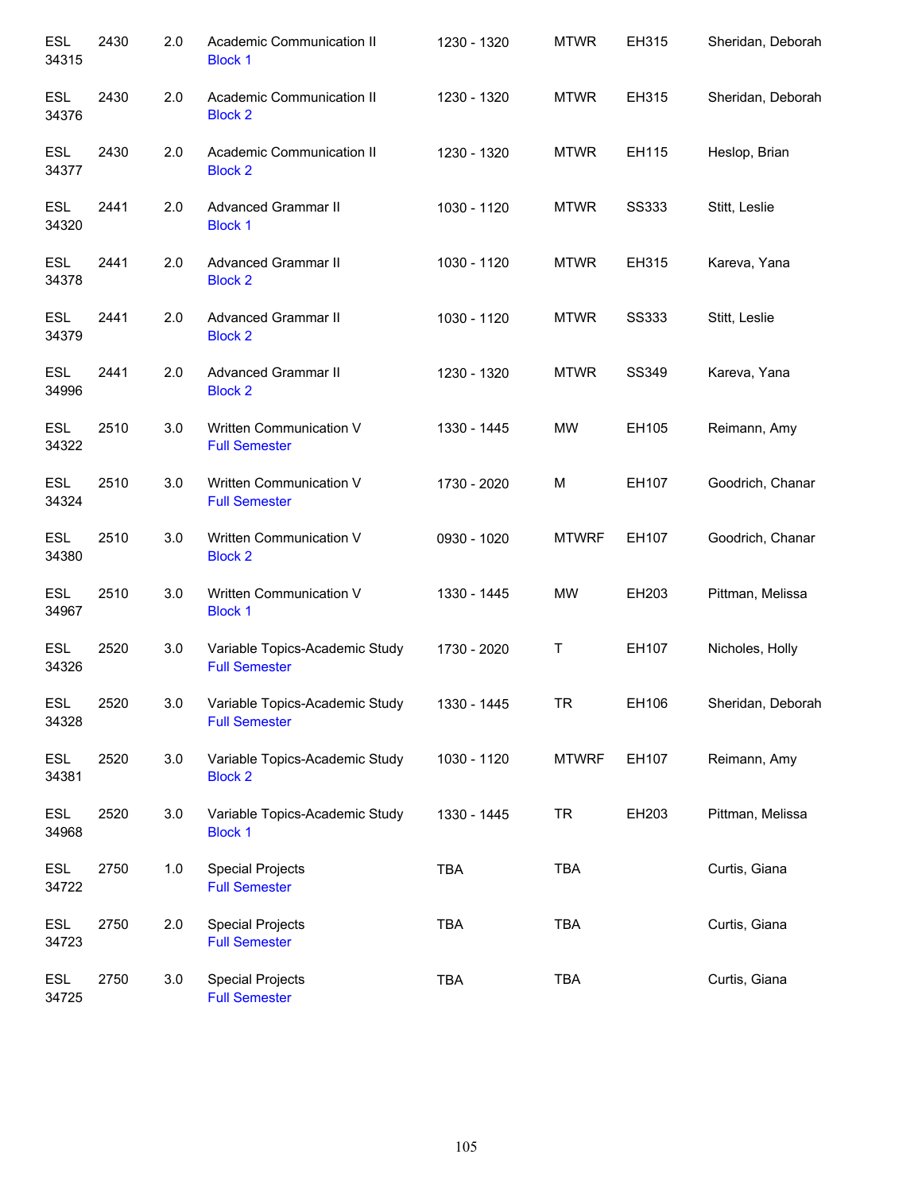| | | | | | | | |
|---|---|---|---|---|---|---|---|
| ESL 34315 | 2430 | 2.0 | Academic Communication II<br>Block 1 | 1230 - 1320 | MTWR | EH315 | Sheridan, Deborah |
| ESL 34376 | 2430 | 2.0 | Academic Communication II<br>Block 2 | 1230 - 1320 | MTWR | EH315 | Sheridan, Deborah |
| ESL 34377 | 2430 | 2.0 | Academic Communication II<br>Block 2 | 1230 - 1320 | MTWR | EH115 | Heslop, Brian |
| ESL 34320 | 2441 | 2.0 | Advanced Grammar II<br>Block 1 | 1030 - 1120 | MTWR | SS333 | Stitt, Leslie |
| ESL 34378 | 2441 | 2.0 | Advanced Grammar II<br>Block 2 | 1030 - 1120 | MTWR | EH315 | Kareva, Yana |
| ESL 34379 | 2441 | 2.0 | Advanced Grammar II<br>Block 2 | 1030 - 1120 | MTWR | SS333 | Stitt, Leslie |
| ESL 34996 | 2441 | 2.0 | Advanced Grammar II<br>Block 2 | 1230 - 1320 | MTWR | SS349 | Kareva, Yana |
| ESL 34322 | 2510 | 3.0 | Written Communication V<br>Full Semester | 1330 - 1445 | MW | EH105 | Reimann, Amy |
| ESL 34324 | 2510 | 3.0 | Written Communication V<br>Full Semester | 1730 - 2020 | M | EH107 | Goodrich, Chanar |
| ESL 34380 | 2510 | 3.0 | Written Communication V<br>Block 2 | 0930 - 1020 | MTWRF | EH107 | Goodrich, Chanar |
| ESL 34967 | 2510 | 3.0 | Written Communication V<br>Block 1 | 1330 - 1445 | MW | EH203 | Pittman, Melissa |
| ESL 34326 | 2520 | 3.0 | Variable Topics-Academic Study<br>Full Semester | 1730 - 2020 | T | EH107 | Nicholes, Holly |
| ESL 34328 | 2520 | 3.0 | Variable Topics-Academic Study<br>Full Semester | 1330 - 1445 | TR | EH106 | Sheridan, Deborah |
| ESL 34381 | 2520 | 3.0 | Variable Topics-Academic Study<br>Block 2 | 1030 - 1120 | MTWRF | EH107 | Reimann, Amy |
| ESL 34968 | 2520 | 3.0 | Variable Topics-Academic Study<br>Block 1 | 1330 - 1445 | TR | EH203 | Pittman, Melissa |
| ESL 34722 | 2750 | 1.0 | Special Projects<br>Full Semester | TBA | TBA | | Curtis, Giana |
| ESL 34723 | 2750 | 2.0 | Special Projects<br>Full Semester | TBA | TBA | | Curtis, Giana |
| ESL 34725 | 2750 | 3.0 | Special Projects<br>Full Semester | TBA | TBA | | Curtis, Giana |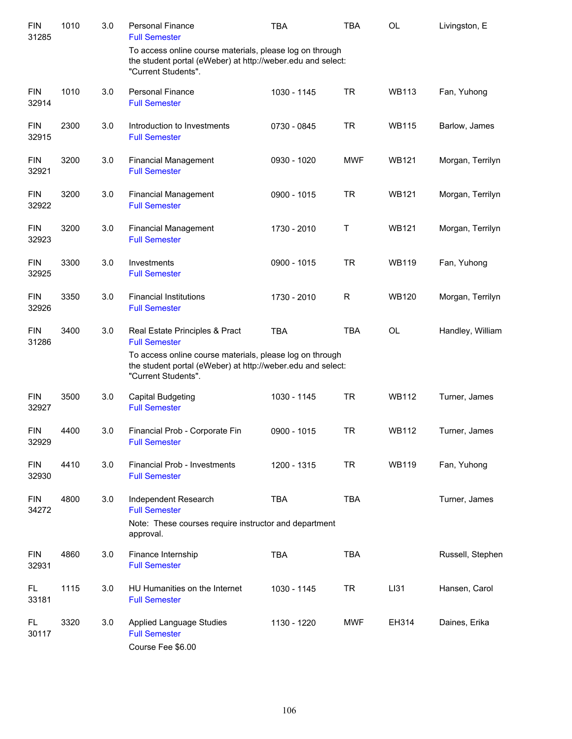| | | | | | | | |
|---|---|---|---|---|---|---|---|
| FIN 31285 | 1010 | 3.0 | Personal Finance<br>Full Semester<br>To access online course materials, please log on through the student portal (eWeber) at http://weber.edu and select: "Current Students". | TBA | TBA | OL | Livingston, E |
| FIN 32914 | 1010 | 3.0 | Personal Finance<br>Full Semester | 1030 - 1145 | TR | WB113 | Fan, Yuhong |
| FIN 32915 | 2300 | 3.0 | Introduction to Investments<br>Full Semester | 0730 - 0845 | TR | WB115 | Barlow, James |
| FIN 32921 | 3200 | 3.0 | Financial Management<br>Full Semester | 0930 - 1020 | MWF | WB121 | Morgan, Terrilyn |
| FIN 32922 | 3200 | 3.0 | Financial Management<br>Full Semester | 0900 - 1015 | TR | WB121 | Morgan, Terrilyn |
| FIN 32923 | 3200 | 3.0 | Financial Management<br>Full Semester | 1730 - 2010 | T | WB121 | Morgan, Terrilyn |
| FIN 32925 | 3300 | 3.0 | Investments<br>Full Semester | 0900 - 1015 | TR | WB119 | Fan, Yuhong |
| FIN 32926 | 3350 | 3.0 | Financial Institutions<br>Full Semester | 1730 - 2010 | R | WB120 | Morgan, Terrilyn |
| FIN 31286 | 3400 | 3.0 | Real Estate Principles & Pract<br>Full Semester<br>To access online course materials, please log on through the student portal (eWeber) at http://weber.edu and select: "Current Students". | TBA | TBA | OL | Handley, William |
| FIN 32927 | 3500 | 3.0 | Capital Budgeting<br>Full Semester | 1030 - 1145 | TR | WB112 | Turner, James |
| FIN 32929 | 4400 | 3.0 | Financial Prob - Corporate Fin<br>Full Semester | 0900 - 1015 | TR | WB112 | Turner, James |
| FIN 32930 | 4410 | 3.0 | Financial Prob - Investments<br>Full Semester | 1200 - 1315 | TR | WB119 | Fan, Yuhong |
| FIN 34272 | 4800 | 3.0 | Independent Research<br>Full Semester<br>Note: These courses require instructor and department approval. | TBA | TBA | | Turner, James |
| FIN 32931 | 4860 | 3.0 | Finance Internship<br>Full Semester | TBA | TBA | | Russell, Stephen |
| FL 33181 | 1115 | 3.0 | HU Humanities on the Internet<br>Full Semester | 1030 - 1145 | TR | LI31 | Hansen, Carol |
| FL 30117 | 3320 | 3.0 | Applied Language Studies<br>Full Semester<br>Course Fee $6.00 | 1130 - 1220 | MWF | EH314 | Daines, Erika |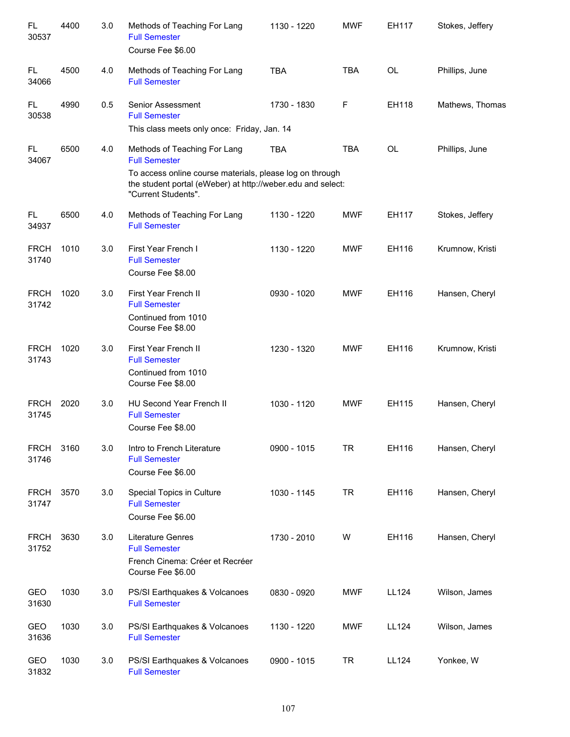| | | | | | | | |
|---|---|---|---|---|---|---|---|
| FL 30537 | 4400 | 3.0 | Methods of Teaching For Lang<br>Full Semester<br>Course Fee $6.00 | 1130 - 1220 | MWF | EH117 | Stokes, Jeffery |
| FL 34066 | 4500 | 4.0 | Methods of Teaching For Lang<br>Full Semester | TBA | TBA | OL | Phillips, June |
| FL 30538 | 4990 | 0.5 | Senior Assessment<br>Full Semester<br>This class meets only once: Friday, Jan. 14 | 1730 - 1830 | F | EH118 | Mathews, Thomas |
| FL 34067 | 6500 | 4.0 | Methods of Teaching For Lang<br>Full Semester<br>To access online course materials, please log on through the student portal (eWeber) at http://weber.edu and select: "Current Students". | TBA | TBA | OL | Phillips, June |
| FL 34937 | 6500 | 4.0 | Methods of Teaching For Lang<br>Full Semester | 1130 - 1220 | MWF | EH117 | Stokes, Jeffery |
| FRCH 31740 | 1010 | 3.0 | First Year French I<br>Full Semester<br>Course Fee $8.00 | 1130 - 1220 | MWF | EH116 | Krumnow, Kristi |
| FRCH 31742 | 1020 | 3.0 | First Year French II<br>Full Semester<br>Continued from 1010<br>Course Fee $8.00 | 0930 - 1020 | MWF | EH116 | Hansen, Cheryl |
| FRCH 31743 | 1020 | 3.0 | First Year French II<br>Full Semester<br>Continued from 1010<br>Course Fee $8.00 | 1230 - 1320 | MWF | EH116 | Krumnow, Kristi |
| FRCH 31745 | 2020 | 3.0 | HU Second Year French II<br>Full Semester<br>Course Fee $8.00 | 1030 - 1120 | MWF | EH115 | Hansen, Cheryl |
| FRCH 31746 | 3160 | 3.0 | Intro to French Literature<br>Full Semester<br>Course Fee $6.00 | 0900 - 1015 | TR | EH116 | Hansen, Cheryl |
| FRCH 31747 | 3570 | 3.0 | Special Topics in Culture<br>Full Semester<br>Course Fee $6.00 | 1030 - 1145 | TR | EH116 | Hansen, Cheryl |
| FRCH 31752 | 3630 | 3.0 | Literature Genres<br>Full Semester<br>French Cinema: Créer et Recréer<br>Course Fee $6.00 | 1730 - 2010 | W | EH116 | Hansen, Cheryl |
| GEO 31630 | 1030 | 3.0 | PS/SI Earthquakes & Volcanoes<br>Full Semester | 0830 - 0920 | MWF | LL124 | Wilson, James |
| GEO 31636 | 1030 | 3.0 | PS/SI Earthquakes & Volcanoes<br>Full Semester | 1130 - 1220 | MWF | LL124 | Wilson, James |
| GEO 31832 | 1030 | 3.0 | PS/SI Earthquakes & Volcanoes<br>Full Semester | 0900 - 1015 | TR | LL124 | Yonkee, W |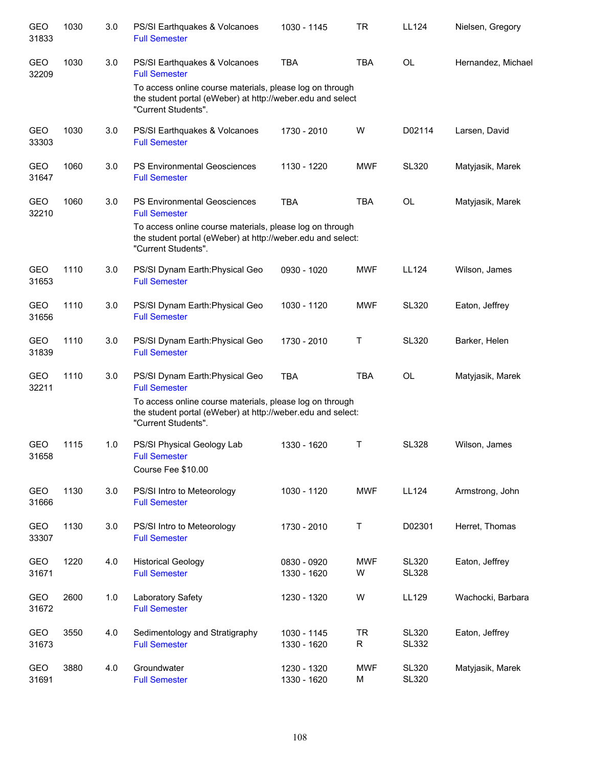| Subject / CRN | Course | Credits | Title | Time | Days | Room | Instructor |
|---|---|---|---|---|---|---|---|
| GEO 31833 | 1030 | 3.0 | PS/SI Earthquakes & Volcanoes<br>Full Semester | 1030 - 1145 | TR | LL124 | Nielsen, Gregory |
| GEO 32209 | 1030 | 3.0 | PS/SI Earthquakes & Volcanoes<br>Full Semester<br>To access online course materials, please log on through the student portal (eWeber) at http://weber.edu and select "Current Students". | TBA | TBA | OL | Hernandez, Michael |
| GEO 33303 | 1030 | 3.0 | PS/SI Earthquakes & Volcanoes<br>Full Semester | 1730 - 2010 | W | D02114 | Larsen, David |
| GEO 31647 | 1060 | 3.0 | PS Environmental Geosciences<br>Full Semester | 1130 - 1220 | MWF | SL320 | Matyjasik, Marek |
| GEO 32210 | 1060 | 3.0 | PS Environmental Geosciences<br>Full Semester<br>To access online course materials, please log on through the student portal (eWeber) at http://weber.edu and select: "Current Students". | TBA | TBA | OL | Matyjasik, Marek |
| GEO 31653 | 1110 | 3.0 | PS/SI Dynam Earth:Physical Geo<br>Full Semester | 0930 - 1020 | MWF | LL124 | Wilson, James |
| GEO 31656 | 1110 | 3.0 | PS/SI Dynam Earth:Physical Geo<br>Full Semester | 1030 - 1120 | MWF | SL320 | Eaton, Jeffrey |
| GEO 31839 | 1110 | 3.0 | PS/SI Dynam Earth:Physical Geo<br>Full Semester | 1730 - 2010 | T | SL320 | Barker, Helen |
| GEO 32211 | 1110 | 3.0 | PS/SI Dynam Earth:Physical Geo<br>Full Semester<br>To access online course materials, please log on through the student portal (eWeber) at http://weber.edu and select: "Current Students". | TBA | TBA | OL | Matyjasik, Marek |
| GEO 31658 | 1115 | 1.0 | PS/SI Physical Geology Lab<br>Full Semester<br>Course Fee $10.00 | 1330 - 1620 | T | SL328 | Wilson, James |
| GEO 31666 | 1130 | 3.0 | PS/SI Intro to Meteorology<br>Full Semester | 1030 - 1120 | MWF | LL124 | Armstrong, John |
| GEO 33307 | 1130 | 3.0 | PS/SI Intro to Meteorology<br>Full Semester | 1730 - 2010 | T | D02301 | Herret, Thomas |
| GEO 31671 | 1220 | 4.0 | Historical Geology<br>Full Semester | 0830 - 0920<br>1330 - 1620 | MWF<br>W | SL320<br>SL328 | Eaton, Jeffrey |
| GEO 31672 | 2600 | 1.0 | Laboratory Safety<br>Full Semester | 1230 - 1320 | W | LL129 | Wachocki, Barbara |
| GEO 31673 | 3550 | 4.0 | Sedimentology and Stratigraphy<br>Full Semester | 1030 - 1145<br>1330 - 1620 | TR<br>R | SL320<br>SL332 | Eaton, Jeffrey |
| GEO 31691 | 3880 | 4.0 | Groundwater<br>Full Semester | 1230 - 1320<br>1330 - 1620 | MWF<br>M | SL320<br>SL320 | Matyjasik, Marek |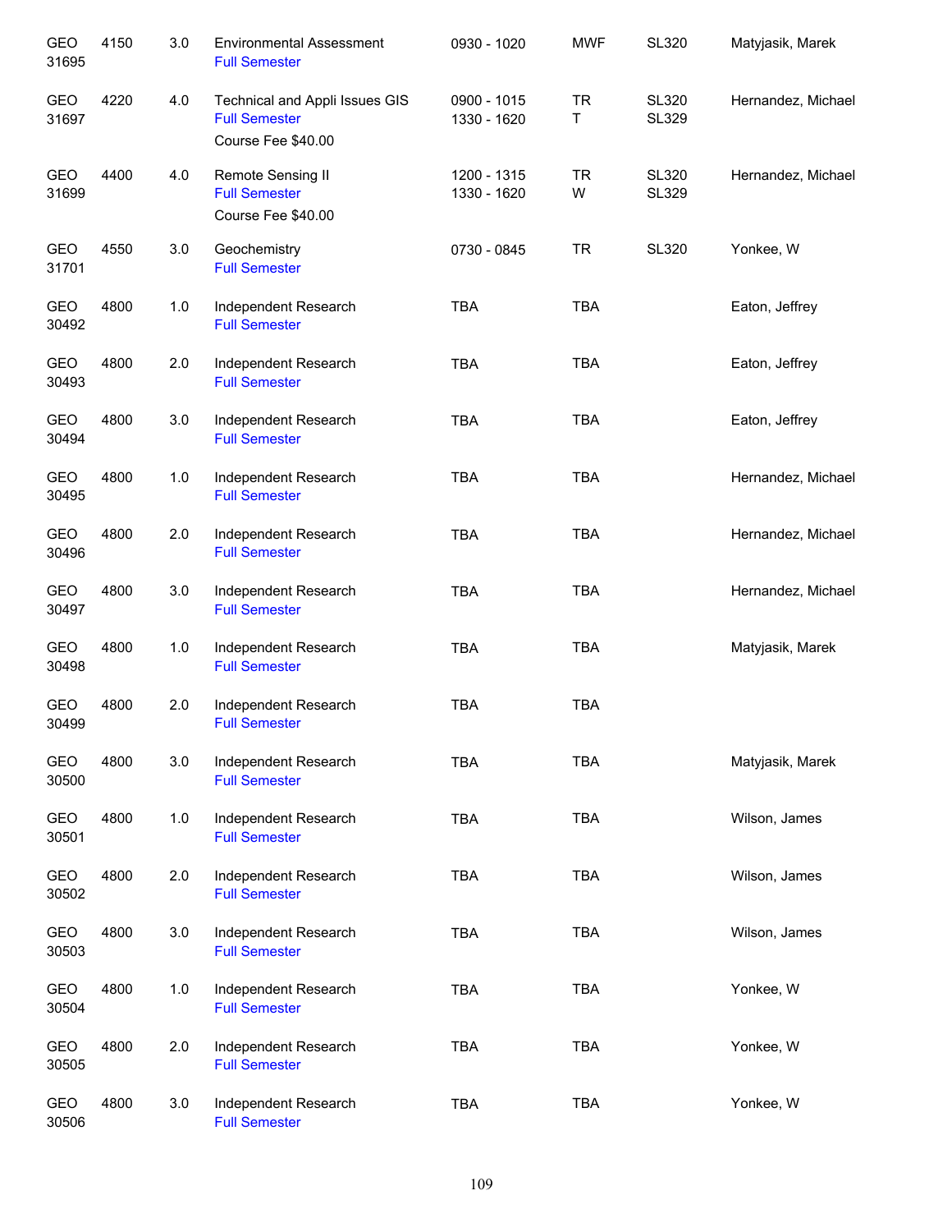| | | | | | | | |
|---|---|---|---|---|---|---|---|
| GEO 31695 | 4150 | 3.0 | Environmental Assessment<br>Full Semester | 0930 - 1020 | MWF | SL320 | Matyjasik, Marek |
| GEO 31697 | 4220 | 4.0 | Technical and Appli Issues GIS<br>Full Semester<br>Course Fee $40.00 | 0900 - 1015<br>1330 - 1620 | TR<br>T | SL320<br>SL329 | Hernandez, Michael |
| GEO 31699 | 4400 | 4.0 | Remote Sensing II<br>Full Semester<br>Course Fee $40.00 | 1200 - 1315<br>1330 - 1620 | TR<br>W | SL320<br>SL329 | Hernandez, Michael |
| GEO 31701 | 4550 | 3.0 | Geochemistry<br>Full Semester | 0730 - 0845 | TR | SL320 | Yonkee, W |
| GEO 30492 | 4800 | 1.0 | Independent Research<br>Full Semester | TBA | TBA | | Eaton, Jeffrey |
| GEO 30493 | 4800 | 2.0 | Independent Research<br>Full Semester | TBA | TBA | | Eaton, Jeffrey |
| GEO 30494 | 4800 | 3.0 | Independent Research<br>Full Semester | TBA | TBA | | Eaton, Jeffrey |
| GEO 30495 | 4800 | 1.0 | Independent Research<br>Full Semester | TBA | TBA | | Hernandez, Michael |
| GEO 30496 | 4800 | 2.0 | Independent Research<br>Full Semester | TBA | TBA | | Hernandez, Michael |
| GEO 30497 | 4800 | 3.0 | Independent Research<br>Full Semester | TBA | TBA | | Hernandez, Michael |
| GEO 30498 | 4800 | 1.0 | Independent Research<br>Full Semester | TBA | TBA | | Matyjasik, Marek |
| GEO 30499 | 4800 | 2.0 | Independent Research<br>Full Semester | TBA | TBA | | |
| GEO 30500 | 4800 | 3.0 | Independent Research<br>Full Semester | TBA | TBA | | Matyjasik, Marek |
| GEO 30501 | 4800 | 1.0 | Independent Research<br>Full Semester | TBA | TBA | | Wilson, James |
| GEO 30502 | 4800 | 2.0 | Independent Research<br>Full Semester | TBA | TBA | | Wilson, James |
| GEO 30503 | 4800 | 3.0 | Independent Research<br>Full Semester | TBA | TBA | | Wilson, James |
| GEO 30504 | 4800 | 1.0 | Independent Research<br>Full Semester | TBA | TBA | | Yonkee, W |
| GEO 30505 | 4800 | 2.0 | Independent Research<br>Full Semester | TBA | TBA | | Yonkee, W |
| GEO 30506 | 4800 | 3.0 | Independent Research<br>Full Semester | TBA | TBA | | Yonkee, W |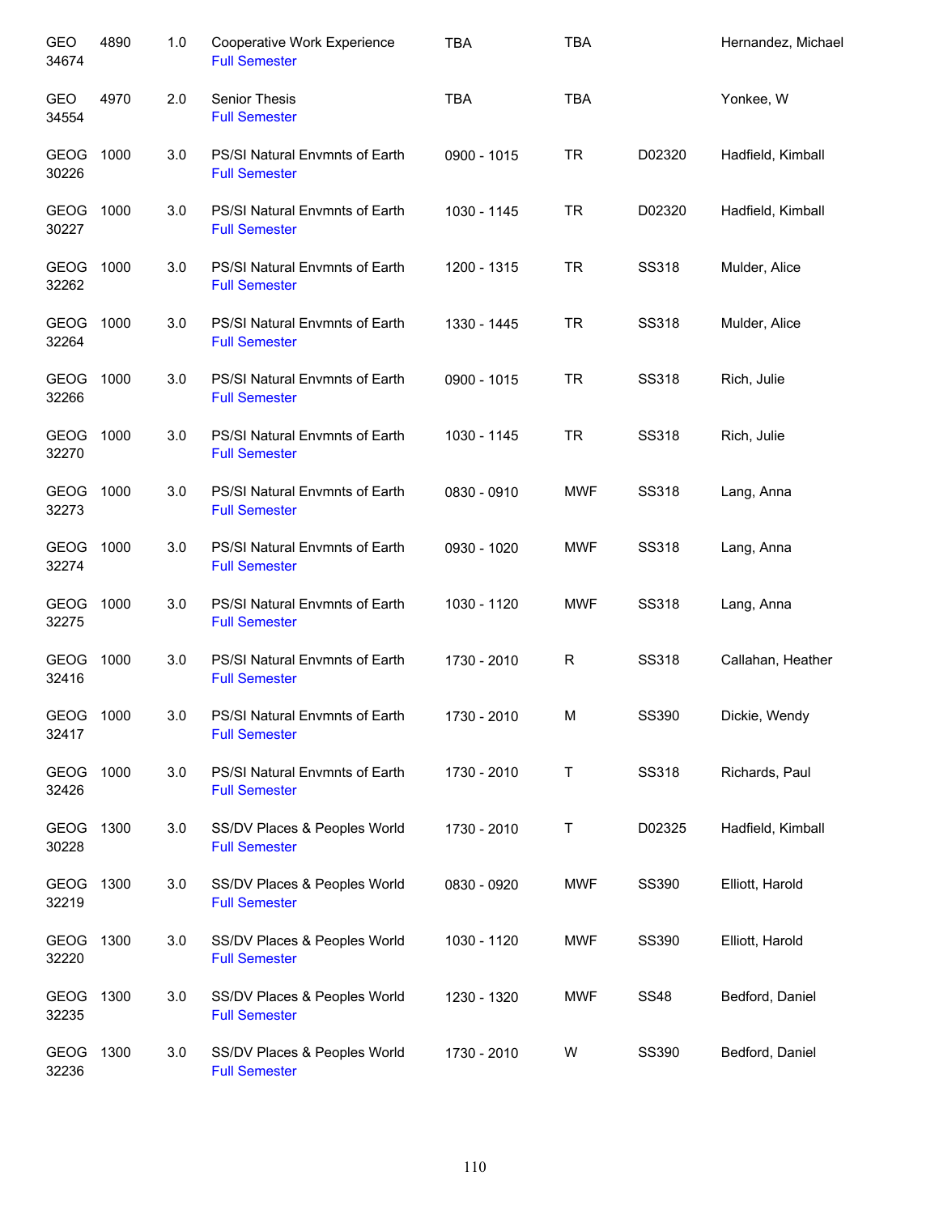| | | | | | | | |
|---|---|---|---|---|---|---|---|
| GEO 34674 | 4890 | 1.0 | Cooperative Work Experience Full Semester | TBA | TBA | | Hernandez, Michael |
| GEO 34554 | 4970 | 2.0 | Senior Thesis Full Semester | TBA | TBA | | Yonkee, W |
| GEOG 30226 | 1000 | 3.0 | PS/SI Natural Envmnts of Earth Full Semester | 0900 - 1015 | TR | D02320 | Hadfield, Kimball |
| GEOG 30227 | 1000 | 3.0 | PS/SI Natural Envmnts of Earth Full Semester | 1030 - 1145 | TR | D02320 | Hadfield, Kimball |
| GEOG 32262 | 1000 | 3.0 | PS/SI Natural Envmnts of Earth Full Semester | 1200 - 1315 | TR | SS318 | Mulder, Alice |
| GEOG 32264 | 1000 | 3.0 | PS/SI Natural Envmnts of Earth Full Semester | 1330 - 1445 | TR | SS318 | Mulder, Alice |
| GEOG 32266 | 1000 | 3.0 | PS/SI Natural Envmnts of Earth Full Semester | 0900 - 1015 | TR | SS318 | Rich, Julie |
| GEOG 32270 | 1000 | 3.0 | PS/SI Natural Envmnts of Earth Full Semester | 1030 - 1145 | TR | SS318 | Rich, Julie |
| GEOG 32273 | 1000 | 3.0 | PS/SI Natural Envmnts of Earth Full Semester | 0830 - 0910 | MWF | SS318 | Lang, Anna |
| GEOG 32274 | 1000 | 3.0 | PS/SI Natural Envmnts of Earth Full Semester | 0930 - 1020 | MWF | SS318 | Lang, Anna |
| GEOG 32275 | 1000 | 3.0 | PS/SI Natural Envmnts of Earth Full Semester | 1030 - 1120 | MWF | SS318 | Lang, Anna |
| GEOG 32416 | 1000 | 3.0 | PS/SI Natural Envmnts of Earth Full Semester | 1730 - 2010 | R | SS318 | Callahan, Heather |
| GEOG 32417 | 1000 | 3.0 | PS/SI Natural Envmnts of Earth Full Semester | 1730 - 2010 | M | SS390 | Dickie, Wendy |
| GEOG 32426 | 1000 | 3.0 | PS/SI Natural Envmnts of Earth Full Semester | 1730 - 2010 | T | SS318 | Richards, Paul |
| GEOG 30228 | 1300 | 3.0 | SS/DV Places & Peoples World Full Semester | 1730 - 2010 | T | D02325 | Hadfield, Kimball |
| GEOG 32219 | 1300 | 3.0 | SS/DV Places & Peoples World Full Semester | 0830 - 0920 | MWF | SS390 | Elliott, Harold |
| GEOG 32220 | 1300 | 3.0 | SS/DV Places & Peoples World Full Semester | 1030 - 1120 | MWF | SS390 | Elliott, Harold |
| GEOG 32235 | 1300 | 3.0 | SS/DV Places & Peoples World Full Semester | 1230 - 1320 | MWF | SS48 | Bedford, Daniel |
| GEOG 32236 | 1300 | 3.0 | SS/DV Places & Peoples World Full Semester | 1730 - 2010 | W | SS390 | Bedford, Daniel |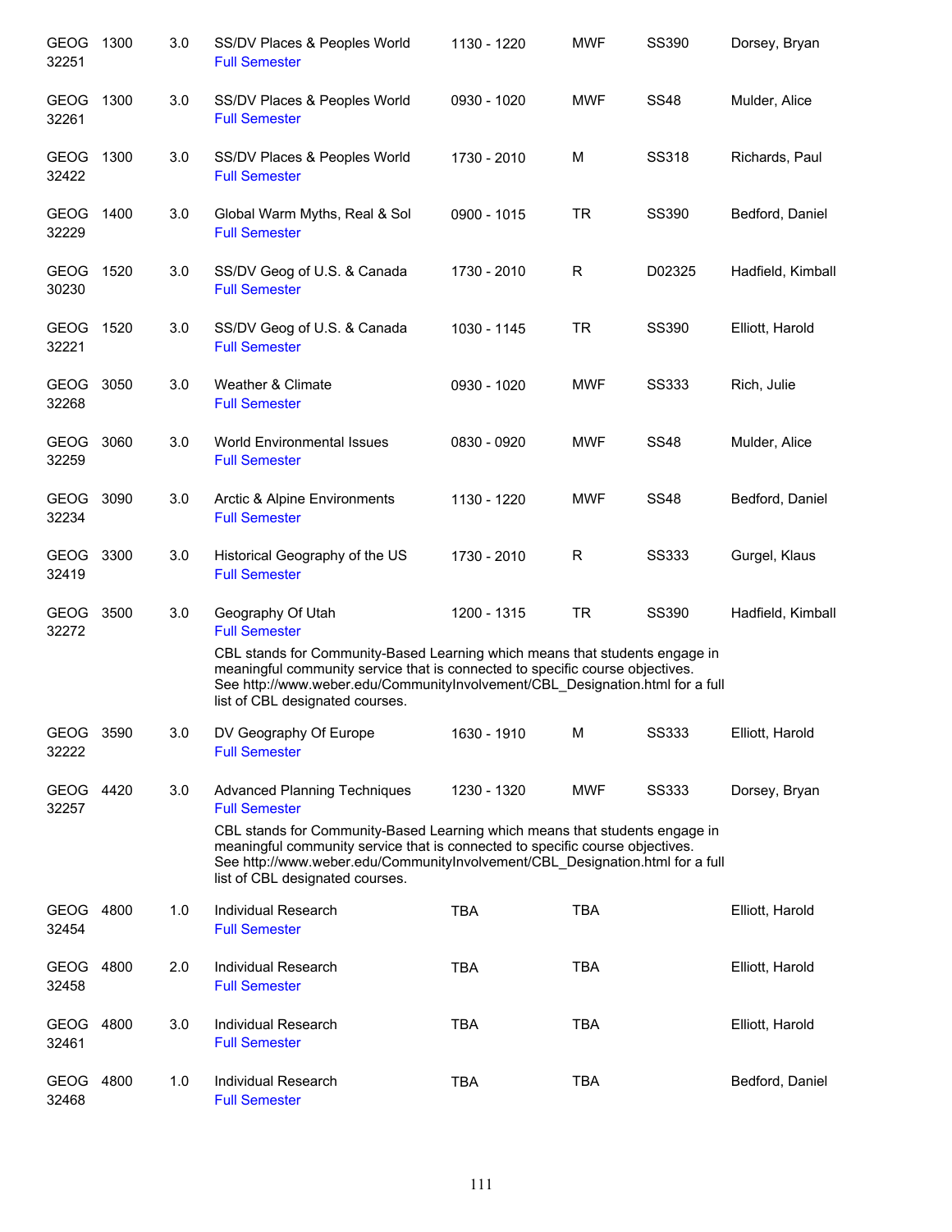| | | | | | | | |
|---|---|---|---|---|---|---|---|
| GEOG 32251 | 1300 | 3.0 | SS/DV Places & Peoples World<br>Full Semester | 1130 - 1220 | MWF | SS390 | Dorsey, Bryan |
| GEOG 32261 | 1300 | 3.0 | SS/DV Places & Peoples World<br>Full Semester | 0930 - 1020 | MWF | SS48 | Mulder, Alice |
| GEOG 32422 | 1300 | 3.0 | SS/DV Places & Peoples World<br>Full Semester | 1730 - 2010 | M | SS318 | Richards, Paul |
| GEOG 32229 | 1400 | 3.0 | Global Warm Myths, Real & Sol<br>Full Semester | 0900 - 1015 | TR | SS390 | Bedford, Daniel |
| GEOG 30230 | 1520 | 3.0 | SS/DV Geog of U.S. & Canada<br>Full Semester | 1730 - 2010 | R | D02325 | Hadfield, Kimball |
| GEOG 32221 | 1520 | 3.0 | SS/DV Geog of U.S. & Canada<br>Full Semester | 1030 - 1145 | TR | SS390 | Elliott, Harold |
| GEOG 32268 | 3050 | 3.0 | Weather & Climate<br>Full Semester | 0930 - 1020 | MWF | SS333 | Rich, Julie |
| GEOG 32259 | 3060 | 3.0 | World Environmental Issues<br>Full Semester | 0830 - 0920 | MWF | SS48 | Mulder, Alice |
| GEOG 32234 | 3090 | 3.0 | Arctic & Alpine Environments<br>Full Semester | 1130 - 1220 | MWF | SS48 | Bedford, Daniel |
| GEOG 32419 | 3300 | 3.0 | Historical Geography of the US<br>Full Semester | 1730 - 2010 | R | SS333 | Gurgel, Klaus |
| GEOG 32272 | 3500 | 3.0 | Geography Of Utah<br>Full Semester<br>CBL stands for Community-Based Learning which means that students engage in meaningful community service that is connected to specific course objectives. See http://www.weber.edu/CommunityInvolvement/CBL_Designation.html for a full list of CBL designated courses. | 1200 - 1315 | TR | SS390 | Hadfield, Kimball |
| GEOG 32222 | 3590 | 3.0 | DV Geography Of Europe<br>Full Semester | 1630 - 1910 | M | SS333 | Elliott, Harold |
| GEOG 32257 | 4420 | 3.0 | Advanced Planning Techniques<br>Full Semester<br>CBL stands for Community-Based Learning which means that students engage in meaningful community service that is connected to specific course objectives. See http://www.weber.edu/CommunityInvolvement/CBL_Designation.html for a full list of CBL designated courses. | 1230 - 1320 | MWF | SS333 | Dorsey, Bryan |
| GEOG 32454 | 4800 | 1.0 | Individual Research<br>Full Semester | TBA | TBA | | Elliott, Harold |
| GEOG 32458 | 4800 | 2.0 | Individual Research<br>Full Semester | TBA | TBA | | Elliott, Harold |
| GEOG 32461 | 4800 | 3.0 | Individual Research<br>Full Semester | TBA | TBA | | Elliott, Harold |
| GEOG 32468 | 4800 | 1.0 | Individual Research<br>Full Semester | TBA | TBA | | Bedford, Daniel |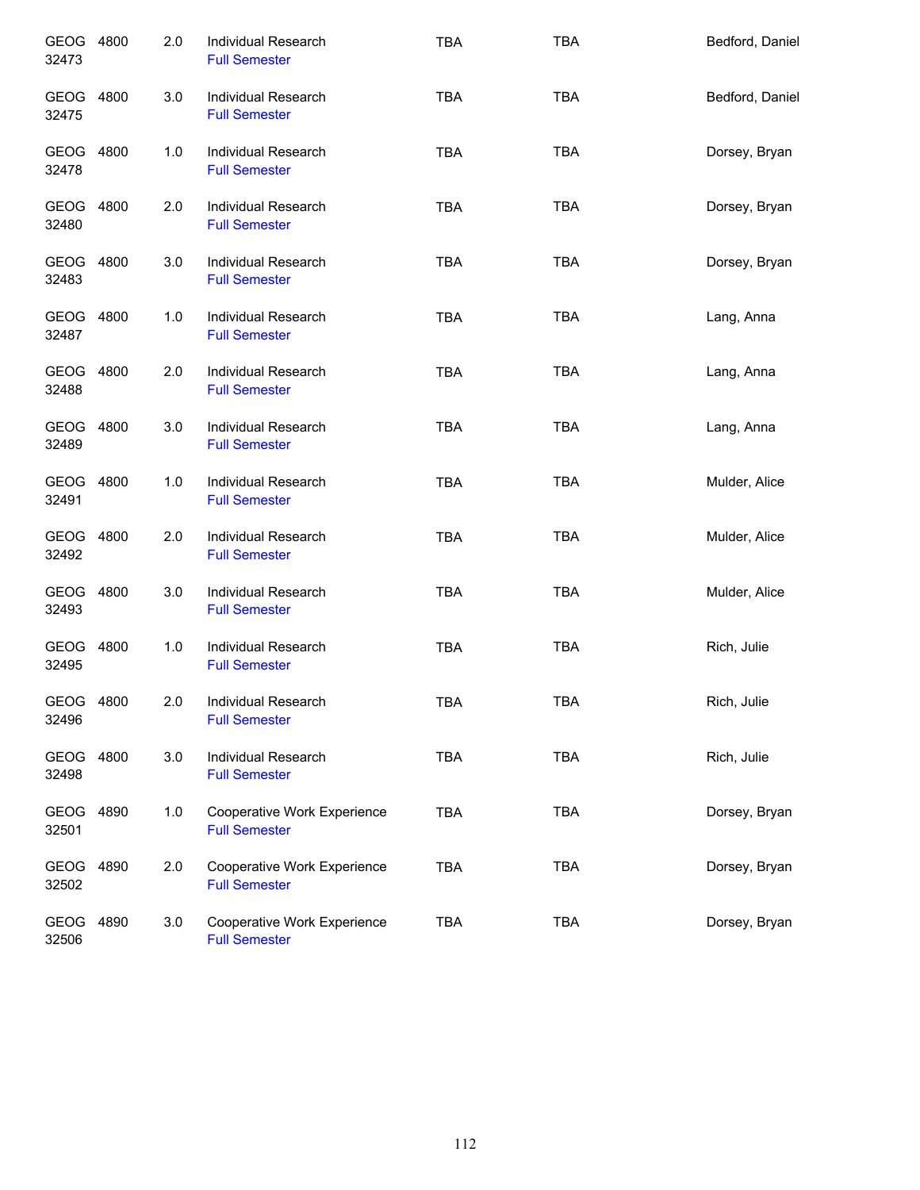| | | | | | | |
|---|---|---|---|---|---|---|
| GEOG 32473 | 4800 | 2.0 | Individual Research<br>Full Semester | TBA | TBA | Bedford, Daniel |
| GEOG 32475 | 4800 | 3.0 | Individual Research<br>Full Semester | TBA | TBA | Bedford, Daniel |
| GEOG 32478 | 4800 | 1.0 | Individual Research<br>Full Semester | TBA | TBA | Dorsey, Bryan |
| GEOG 32480 | 4800 | 2.0 | Individual Research<br>Full Semester | TBA | TBA | Dorsey, Bryan |
| GEOG 32483 | 4800 | 3.0 | Individual Research<br>Full Semester | TBA | TBA | Dorsey, Bryan |
| GEOG 32487 | 4800 | 1.0 | Individual Research<br>Full Semester | TBA | TBA | Lang, Anna |
| GEOG 32488 | 4800 | 2.0 | Individual Research<br>Full Semester | TBA | TBA | Lang, Anna |
| GEOG 32489 | 4800 | 3.0 | Individual Research<br>Full Semester | TBA | TBA | Lang, Anna |
| GEOG 32491 | 4800 | 1.0 | Individual Research<br>Full Semester | TBA | TBA | Mulder, Alice |
| GEOG 32492 | 4800 | 2.0 | Individual Research<br>Full Semester | TBA | TBA | Mulder, Alice |
| GEOG 32493 | 4800 | 3.0 | Individual Research<br>Full Semester | TBA | TBA | Mulder, Alice |
| GEOG 32495 | 4800 | 1.0 | Individual Research<br>Full Semester | TBA | TBA | Rich, Julie |
| GEOG 32496 | 4800 | 2.0 | Individual Research<br>Full Semester | TBA | TBA | Rich, Julie |
| GEOG 32498 | 4800 | 3.0 | Individual Research<br>Full Semester | TBA | TBA | Rich, Julie |
| GEOG 32501 | 4890 | 1.0 | Cooperative Work Experience<br>Full Semester | TBA | TBA | Dorsey, Bryan |
| GEOG 32502 | 4890 | 2.0 | Cooperative Work Experience<br>Full Semester | TBA | TBA | Dorsey, Bryan |
| GEOG 32506 | 4890 | 3.0 | Cooperative Work Experience<br>Full Semester | TBA | TBA | Dorsey, Bryan |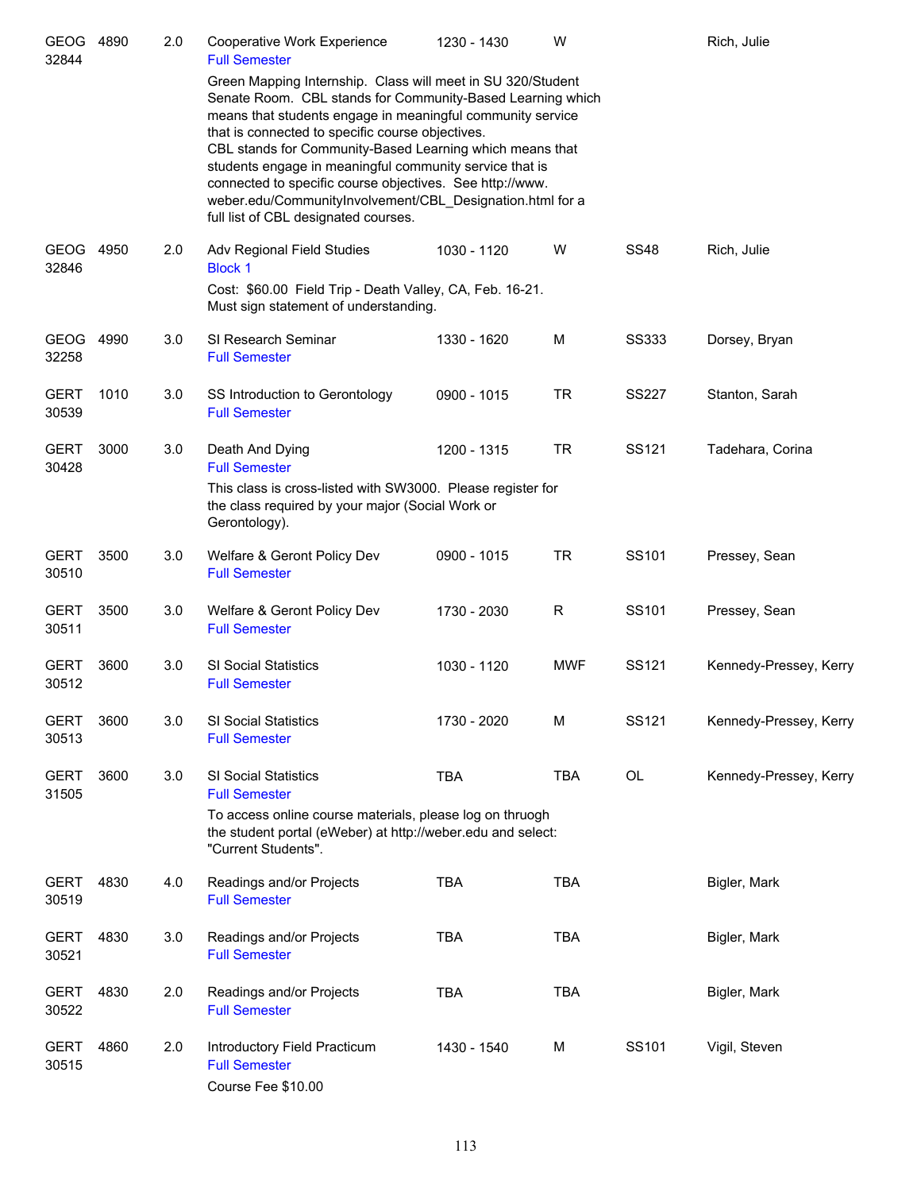| Course | | Credits | Title | Time | Days | Room | Instructor |
|---|---|---|---|---|---|---|---|
| GEOG 32844 | 4890 | 2.0 | Cooperative Work Experience<br>Full Semester<br>Green Mapping Internship. Class will meet in SU 320/Student Senate Room. CBL stands for Community-Based Learning which means that students engage in meaningful community service that is connected to specific course objectives.<br>CBL stands for Community-Based Learning which means that students engage in meaningful community service that is connected to specific course objectives. See http://www.weber.edu/CommunityInvolvement/CBL_Designation.html for a full list of CBL designated courses. | 1230 - 1430 | W | | Rich, Julie |
| GEOG 32846 | 4950 | 2.0 | Adv Regional Field Studies<br>Block 1<br>Cost: $60.00 Field Trip - Death Valley, CA, Feb. 16-21. Must sign statement of understanding. | 1030 - 1120 | W | SS48 | Rich, Julie |
| GEOG 32258 | 4990 | 3.0 | SI Research Seminar<br>Full Semester | 1330 - 1620 | M | SS333 | Dorsey, Bryan |
| GERT 30539 | 1010 | 3.0 | SS Introduction to Gerontology<br>Full Semester | 0900 - 1015 | TR | SS227 | Stanton, Sarah |
| GERT 30428 | 3000 | 3.0 | Death And Dying<br>Full Semester<br>This class is cross-listed with SW3000. Please register for the class required by your major (Social Work or Gerontology). | 1200 - 1315 | TR | SS121 | Tadehara, Corina |
| GERT 30510 | 3500 | 3.0 | Welfare & Geront Policy Dev<br>Full Semester | 0900 - 1015 | TR | SS101 | Pressey, Sean |
| GERT 30511 | 3500 | 3.0 | Welfare & Geront Policy Dev<br>Full Semester | 1730 - 2030 | R | SS101 | Pressey, Sean |
| GERT 30512 | 3600 | 3.0 | SI Social Statistics<br>Full Semester | 1030 - 1120 | MWF | SS121 | Kennedy-Pressey, Kerry |
| GERT 30513 | 3600 | 3.0 | SI Social Statistics<br>Full Semester | 1730 - 2020 | M | SS121 | Kennedy-Pressey, Kerry |
| GERT 31505 | 3600 | 3.0 | SI Social Statistics<br>Full Semester<br>To access online course materials, please log on thruogh the student portal (eWeber) at http://weber.edu and select: "Current Students". | TBA | TBA | OL | Kennedy-Pressey, Kerry |
| GERT 30519 | 4830 | 4.0 | Readings and/or Projects<br>Full Semester | TBA | TBA | | Bigler, Mark |
| GERT 30521 | 4830 | 3.0 | Readings and/or Projects<br>Full Semester | TBA | TBA | | Bigler, Mark |
| GERT 30522 | 4830 | 2.0 | Readings and/or Projects<br>Full Semester | TBA | TBA | | Bigler, Mark |
| GERT 30515 | 4860 | 2.0 | Introductory Field Practicum<br>Full Semester<br>Course Fee $10.00 | 1430 - 1540 | M | SS101 | Vigil, Steven |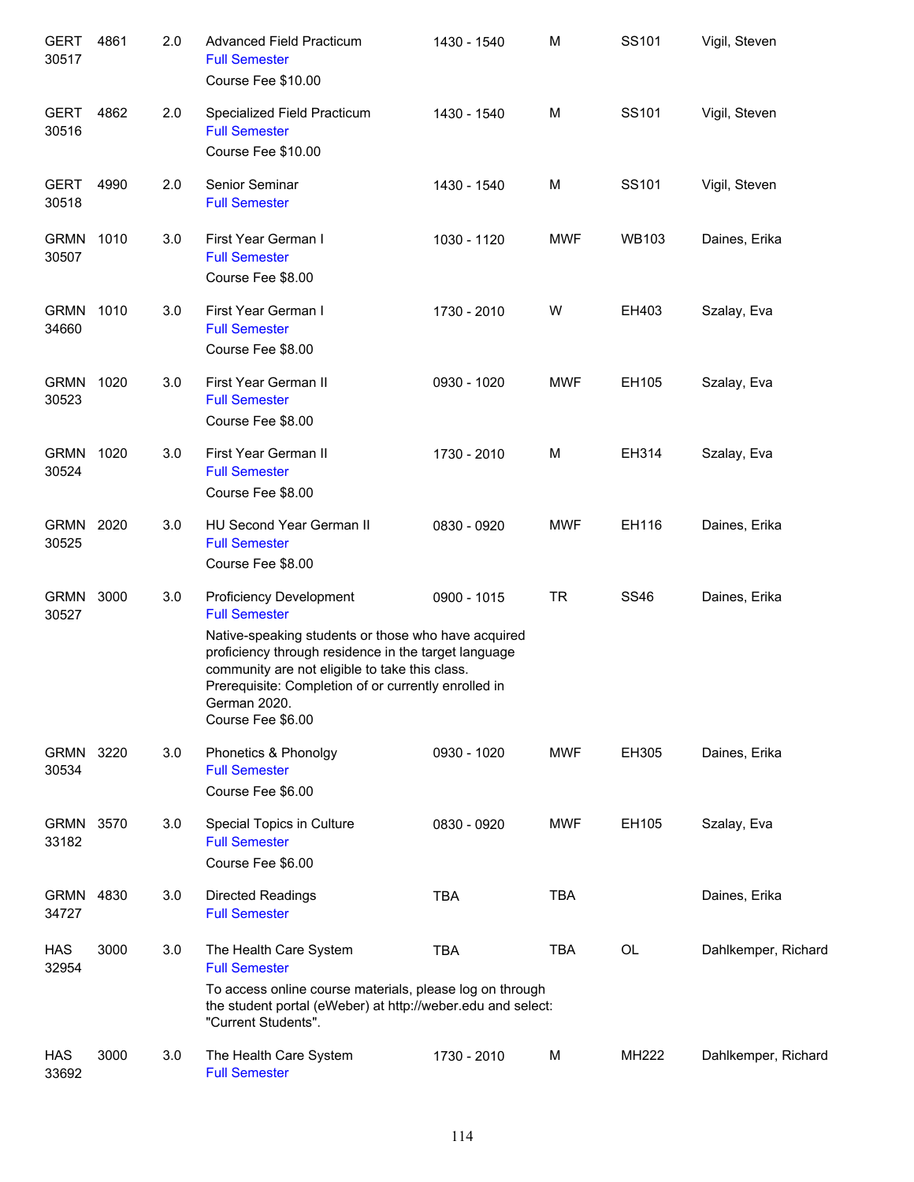| Subject / CRN | Course | Credits | Title | Time | Days | Room | Instructor |
|---|---|---|---|---|---|---|---|
| GERT 30517 | 4861 | 2.0 | Advanced Field Practicum<br>Full Semester<br>Course Fee $10.00 | 1430 - 1540 | M | SS101 | Vigil, Steven |
| GERT 30516 | 4862 | 2.0 | Specialized Field Practicum<br>Full Semester<br>Course Fee $10.00 | 1430 - 1540 | M | SS101 | Vigil, Steven |
| GERT 30518 | 4990 | 2.0 | Senior Seminar<br>Full Semester | 1430 - 1540 | M | SS101 | Vigil, Steven |
| GRMN 30507 | 1010 | 3.0 | First Year German I<br>Full Semester<br>Course Fee $8.00 | 1030 - 1120 | MWF | WB103 | Daines, Erika |
| GRMN 34660 | 1010 | 3.0 | First Year German I<br>Full Semester<br>Course Fee $8.00 | 1730 - 2010 | W | EH403 | Szalay, Eva |
| GRMN 30523 | 1020 | 3.0 | First Year German II<br>Full Semester<br>Course Fee $8.00 | 0930 - 1020 | MWF | EH105 | Szalay, Eva |
| GRMN 30524 | 1020 | 3.0 | First Year German II<br>Full Semester<br>Course Fee $8.00 | 1730 - 2010 | M | EH314 | Szalay, Eva |
| GRMN 30525 | 2020 | 3.0 | HU Second Year German II<br>Full Semester<br>Course Fee $8.00 | 0830 - 0920 | MWF | EH116 | Daines, Erika |
| GRMN 30527 | 3000 | 3.0 | Proficiency Development<br>Full Semester<br>Native-speaking students or those who have acquired proficiency through residence in the target language community are not eligible to take this class. Prerequisite: Completion of or currently enrolled in German 2020.<br>Course Fee $6.00 | 0900 - 1015 | TR | SS46 | Daines, Erika |
| GRMN 30534 | 3220 | 3.0 | Phonetics & Phonolgy<br>Full Semester<br>Course Fee $6.00 | 0930 - 1020 | MWF | EH305 | Daines, Erika |
| GRMN 33182 | 3570 | 3.0 | Special Topics in Culture<br>Full Semester<br>Course Fee $6.00 | 0830 - 0920 | MWF | EH105 | Szalay, Eva |
| GRMN 34727 | 4830 | 3.0 | Directed Readings<br>Full Semester | TBA | TBA | | Daines, Erika |
| HAS 32954 | 3000 | 3.0 | The Health Care System<br>Full Semester<br>To access online course materials, please log on through the student portal (eWeber) at http://weber.edu and select: "Current Students". | TBA | TBA | OL | Dahlkemper, Richard |
| HAS 33692 | 3000 | 3.0 | The Health Care System<br>Full Semester | 1730 - 2010 | M | MH222 | Dahlkemper, Richard |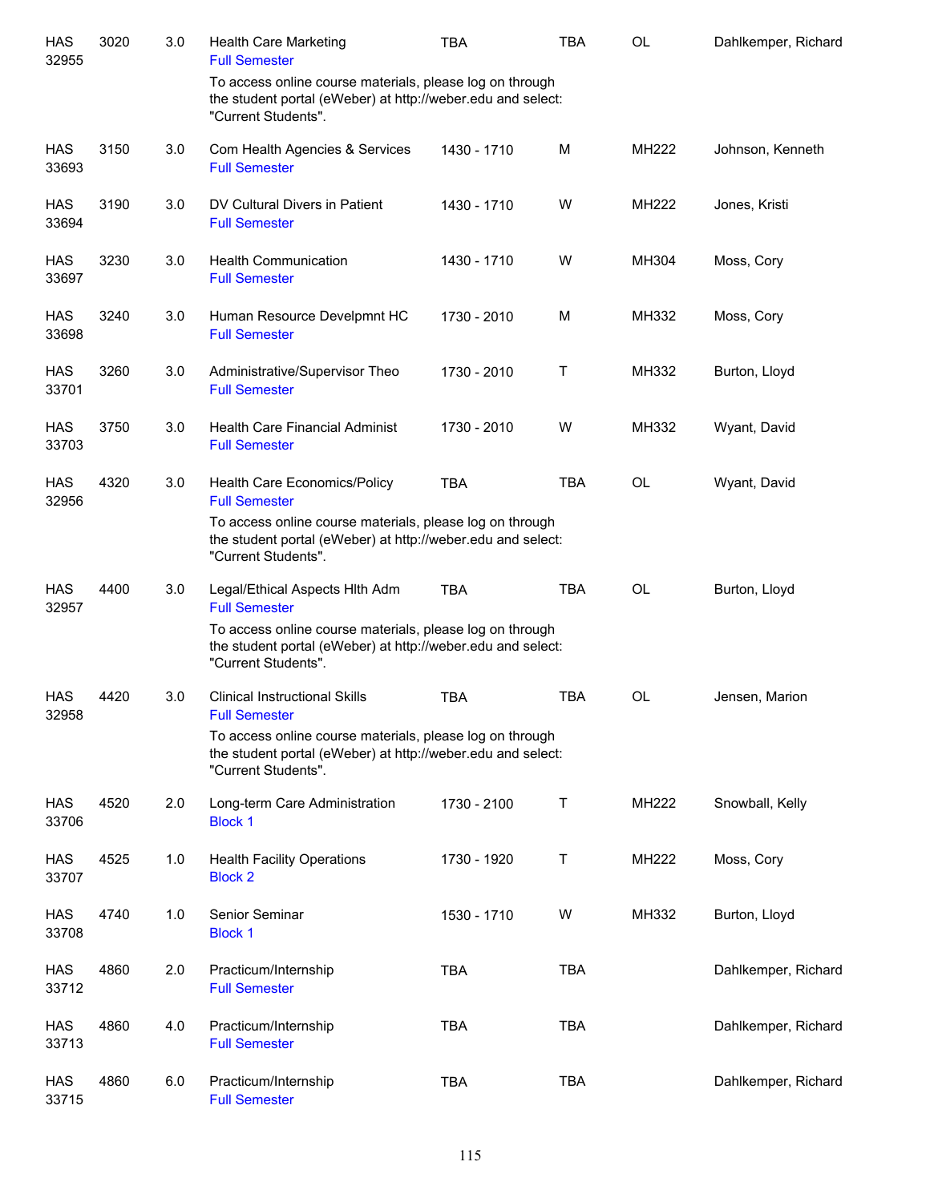| | | | | | | | |
|---|---|---|---|---|---|---|---|
| HAS 32955 | 3020 | 3.0 | Health Care Marketing<br>Full Semester<br>To access online course materials, please log on through the student portal (eWeber) at http://weber.edu and select: "Current Students". | TBA | TBA | OL | Dahlkemper, Richard |
| HAS 33693 | 3150 | 3.0 | Com Health Agencies & Services<br>Full Semester | 1430 - 1710 | M | MH222 | Johnson, Kenneth |
| HAS 33694 | 3190 | 3.0 | DV Cultural Divers in Patient<br>Full Semester | 1430 - 1710 | W | MH222 | Jones, Kristi |
| HAS 33697 | 3230 | 3.0 | Health Communication<br>Full Semester | 1430 - 1710 | W | MH304 | Moss, Cory |
| HAS 33698 | 3240 | 3.0 | Human Resource Develpmnt HC<br>Full Semester | 1730 - 2010 | M | MH332 | Moss, Cory |
| HAS 33701 | 3260 | 3.0 | Administrative/Supervisor Theo<br>Full Semester | 1730 - 2010 | T | MH332 | Burton, Lloyd |
| HAS 33703 | 3750 | 3.0 | Health Care Financial Administ<br>Full Semester | 1730 - 2010 | W | MH332 | Wyant, David |
| HAS 32956 | 4320 | 3.0 | Health Care Economics/Policy<br>Full Semester<br>To access online course materials, please log on through the student portal (eWeber) at http://weber.edu and select: "Current Students". | TBA | TBA | OL | Wyant, David |
| HAS 32957 | 4400 | 3.0 | Legal/Ethical Aspects Hlth Adm<br>Full Semester<br>To access online course materials, please log on through the student portal (eWeber) at http://weber.edu and select: "Current Students". | TBA | TBA | OL | Burton, Lloyd |
| HAS 32958 | 4420 | 3.0 | Clinical Instructional Skills<br>Full Semester<br>To access online course materials, please log on through the student portal (eWeber) at http://weber.edu and select: "Current Students". | TBA | TBA | OL | Jensen, Marion |
| HAS 33706 | 4520 | 2.0 | Long-term Care Administration<br>Block 1 | 1730 - 2100 | T | MH222 | Snowball, Kelly |
| HAS 33707 | 4525 | 1.0 | Health Facility Operations<br>Block 2 | 1730 - 1920 | T | MH222 | Moss, Cory |
| HAS 33708 | 4740 | 1.0 | Senior Seminar<br>Block 1 | 1530 - 1710 | W | MH332 | Burton, Lloyd |
| HAS 33712 | 4860 | 2.0 | Practicum/Internship<br>Full Semester | TBA | TBA | | Dahlkemper, Richard |
| HAS 33713 | 4860 | 4.0 | Practicum/Internship<br>Full Semester | TBA | TBA | | Dahlkemper, Richard |
| HAS 33715 | 4860 | 6.0 | Practicum/Internship<br>Full Semester | TBA | TBA | | Dahlkemper, Richard |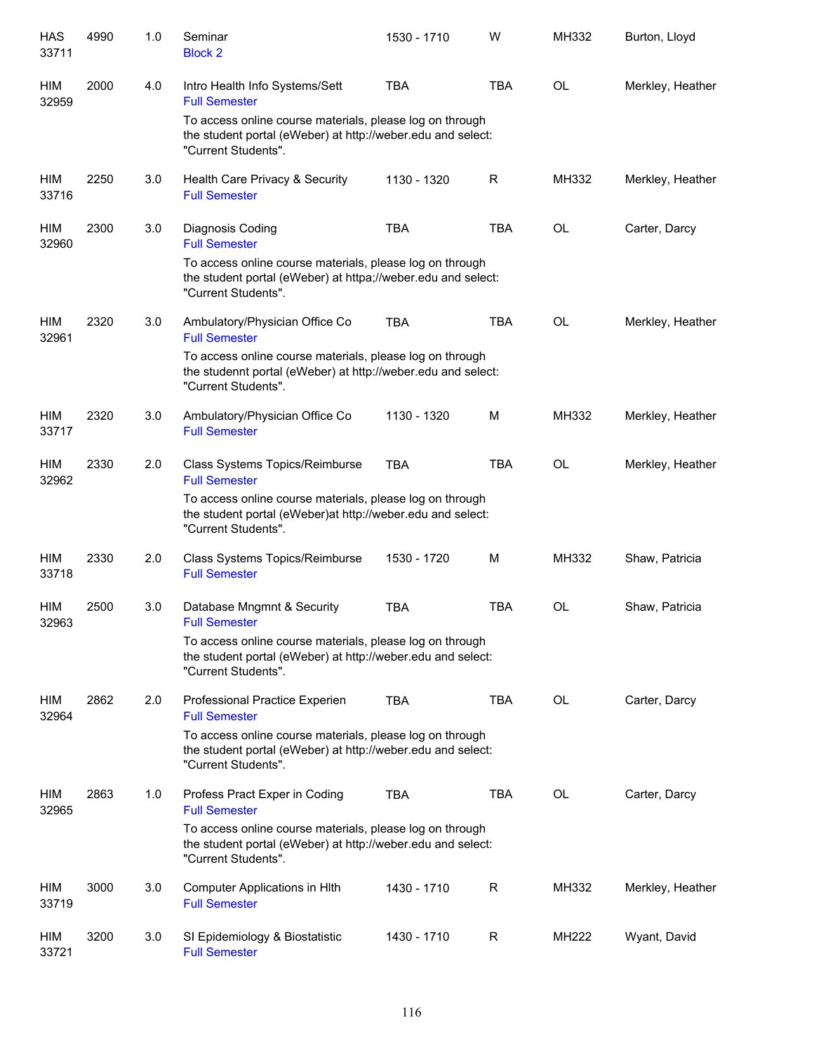| | | | | | | | |
|---|---|---|---|---|---|---|---|
| HAS 33711 | 4990 | 1.0 | Seminar<br>Block 2 | 1530 - 1710 | W | MH332 | Burton, Lloyd |
| HIM 32959 | 2000 | 4.0 | Intro Health Info Systems/Sett<br>Full Semester<br>To access online course materials, please log on through the student portal (eWeber) at http://weber.edu and select: "Current Students". | TBA | TBA | OL | Merkley, Heather |
| HIM 33716 | 2250 | 3.0 | Health Care Privacy & Security<br>Full Semester | 1130 - 1320 | R | MH332 | Merkley, Heather |
| HIM 32960 | 2300 | 3.0 | Diagnosis Coding<br>Full Semester<br>To access online course materials, please log on through the student portal (eWeber) at httpa;//weber.edu and select: "Current Students". | TBA | TBA | OL | Carter, Darcy |
| HIM 32961 | 2320 | 3.0 | Ambulatory/Physician Office Co<br>Full Semester<br>To access online course materials, please log on through the studennt portal (eWeber) at http://weber.edu and select: "Current Students". | TBA | TBA | OL | Merkley, Heather |
| HIM 33717 | 2320 | 3.0 | Ambulatory/Physician Office Co<br>Full Semester | 1130 - 1320 | M | MH332 | Merkley, Heather |
| HIM 32962 | 2330 | 2.0 | Class Systems Topics/Reimburse<br>Full Semester<br>To access online course materials, please log on through the student portal (eWeber)at http://weber.edu and select: "Current Students". | TBA | TBA | OL | Merkley, Heather |
| HIM 33718 | 2330 | 2.0 | Class Systems Topics/Reimburse<br>Full Semester | 1530 - 1720 | M | MH332 | Shaw, Patricia |
| HIM 32963 | 2500 | 3.0 | Database Mngmnt & Security<br>Full Semester<br>To access online course materials, please log on through the student portal (eWeber) at http://weber.edu and select: "Current Students". | TBA | TBA | OL | Shaw, Patricia |
| HIM 32964 | 2862 | 2.0 | Professional Practice Experien<br>Full Semester<br>To access online course materials, please log on through the student portal (eWeber) at http://weber.edu and select: "Current Students". | TBA | TBA | OL | Carter, Darcy |
| HIM 32965 | 2863 | 1.0 | Profess Pract Exper in Coding<br>Full Semester<br>To access online course materials, please log on through the student portal (eWeber) at http://weber.edu and select: "Current Students". | TBA | TBA | OL | Carter, Darcy |
| HIM 33719 | 3000 | 3.0 | Computer Applications in Hlth<br>Full Semester | 1430 - 1710 | R | MH332 | Merkley, Heather |
| HIM 33721 | 3200 | 3.0 | SI Epidemiology & Biostatistic<br>Full Semester | 1430 - 1710 | R | MH222 | Wyant, David |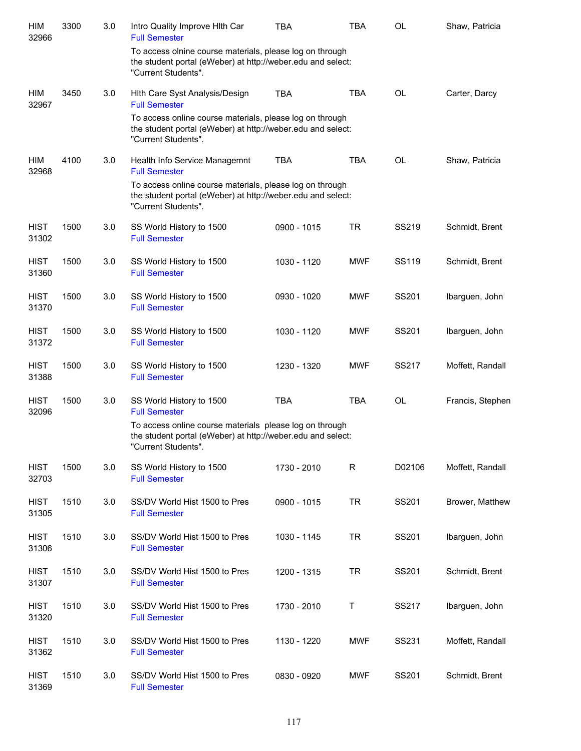| | | | | | | | |
|---|---|---|---|---|---|---|---|
| HIM 32966 | 3300 | 3.0 | Intro Quality Improve Hlth Car<br>Full Semester | TBA | TBA | OL | Shaw, Patricia |
| | | | To access olnine course materials, please log on through the student portal (eWeber) at http://weber.edu and select: "Current Students". | | | | |
| HIM 32967 | 3450 | 3.0 | Hlth Care Syst Analysis/Design<br>Full Semester | TBA | TBA | OL | Carter, Darcy |
| | | | To access online course materials, please log on through the student portal (eWeber) at http://weber.edu and select: "Current Students". | | | | |
| HIM 32968 | 4100 | 3.0 | Health Info Service Managemnt<br>Full Semester | TBA | TBA | OL | Shaw, Patricia |
| | | | To access online course materials, please log on through the student portal (eWeber) at http://weber.edu and select: "Current Students". | | | | |
| HIST 31302 | 1500 | 3.0 | SS World History to 1500<br>Full Semester | 0900 - 1015 | TR | SS219 | Schmidt, Brent |
| HIST 31360 | 1500 | 3.0 | SS World History to 1500<br>Full Semester | 1030 - 1120 | MWF | SS119 | Schmidt, Brent |
| HIST 31370 | 1500 | 3.0 | SS World History to 1500<br>Full Semester | 0930 - 1020 | MWF | SS201 | Ibarguen, John |
| HIST 31372 | 1500 | 3.0 | SS World History to 1500<br>Full Semester | 1030 - 1120 | MWF | SS201 | Ibarguen, John |
| HIST 31388 | 1500 | 3.0 | SS World History to 1500<br>Full Semester | 1230 - 1320 | MWF | SS217 | Moffett, Randall |
| HIST 32096 | 1500 | 3.0 | SS World History to 1500<br>Full Semester | TBA | TBA | OL | Francis, Stephen |
| | | | To access online course materials please log on through the student portal (eWeber) at http://weber.edu and select: "Current Students". | | | | |
| HIST 32703 | 1500 | 3.0 | SS World History to 1500<br>Full Semester | 1730 - 2010 | R | D02106 | Moffett, Randall |
| HIST 31305 | 1510 | 3.0 | SS/DV World Hist 1500 to Pres<br>Full Semester | 0900 - 1015 | TR | SS201 | Brower, Matthew |
| HIST 31306 | 1510 | 3.0 | SS/DV World Hist 1500 to Pres<br>Full Semester | 1030 - 1145 | TR | SS201 | Ibarguen, John |
| HIST 31307 | 1510 | 3.0 | SS/DV World Hist 1500 to Pres<br>Full Semester | 1200 - 1315 | TR | SS201 | Schmidt, Brent |
| HIST 31320 | 1510 | 3.0 | SS/DV World Hist 1500 to Pres<br>Full Semester | 1730 - 2010 | T | SS217 | Ibarguen, John |
| HIST 31362 | 1510 | 3.0 | SS/DV World Hist 1500 to Pres<br>Full Semester | 1130 - 1220 | MWF | SS231 | Moffett, Randall |
| HIST 31369 | 1510 | 3.0 | SS/DV World Hist 1500 to Pres<br>Full Semester | 0830 - 0920 | MWF | SS201 | Schmidt, Brent |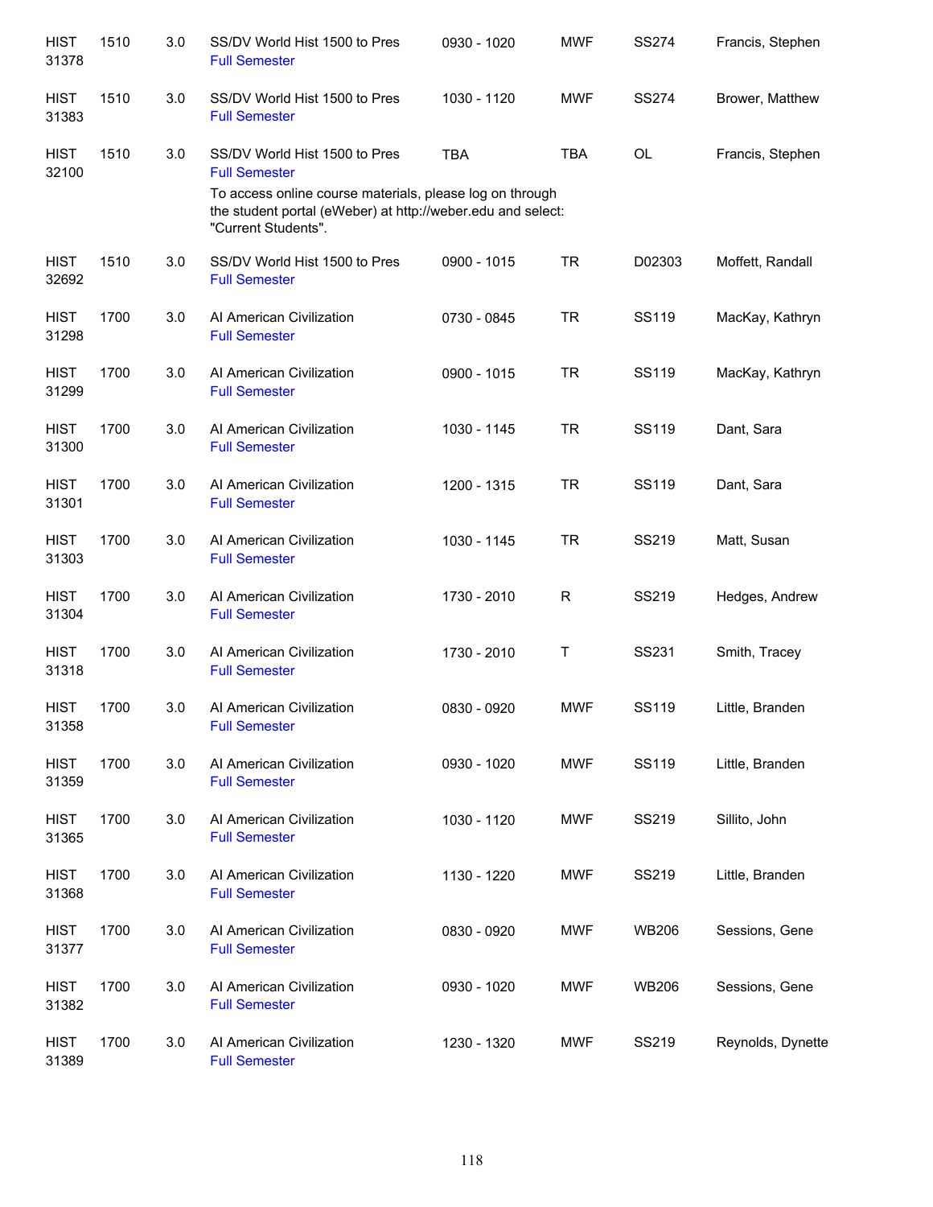| | | | | | | | |
|---|---|---|---|---|---|---|---|
| HIST 31378 | 1510 | 3.0 | SS/DV World Hist 1500 to Pres<br>Full Semester | 0930 - 1020 | MWF | SS274 | Francis, Stephen |
| HIST 31383 | 1510 | 3.0 | SS/DV World Hist 1500 to Pres<br>Full Semester | 1030 - 1120 | MWF | SS274 | Brower, Matthew |
| HIST 32100 | 1510 | 3.0 | SS/DV World Hist 1500 to Pres<br>Full Semester<br>To access online course materials, please log on through the student portal (eWeber) at http://weber.edu and select: "Current Students". | TBA | TBA | OL | Francis, Stephen |
| HIST 32692 | 1510 | 3.0 | SS/DV World Hist 1500 to Pres<br>Full Semester | 0900 - 1015 | TR | D02303 | Moffett, Randall |
| HIST 31298 | 1700 | 3.0 | AI American Civilization<br>Full Semester | 0730 - 0845 | TR | SS119 | MacKay, Kathryn |
| HIST 31299 | 1700 | 3.0 | AI American Civilization<br>Full Semester | 0900 - 1015 | TR | SS119 | MacKay, Kathryn |
| HIST 31300 | 1700 | 3.0 | AI American Civilization<br>Full Semester | 1030 - 1145 | TR | SS119 | Dant, Sara |
| HIST 31301 | 1700 | 3.0 | AI American Civilization<br>Full Semester | 1200 - 1315 | TR | SS119 | Dant, Sara |
| HIST 31303 | 1700 | 3.0 | AI American Civilization<br>Full Semester | 1030 - 1145 | TR | SS219 | Matt, Susan |
| HIST 31304 | 1700 | 3.0 | AI American Civilization<br>Full Semester | 1730 - 2010 | R | SS219 | Hedges, Andrew |
| HIST 31318 | 1700 | 3.0 | AI American Civilization<br>Full Semester | 1730 - 2010 | T | SS231 | Smith, Tracey |
| HIST 31358 | 1700 | 3.0 | AI American Civilization<br>Full Semester | 0830 - 0920 | MWF | SS119 | Little, Branden |
| HIST 31359 | 1700 | 3.0 | AI American Civilization<br>Full Semester | 0930 - 1020 | MWF | SS119 | Little, Branden |
| HIST 31365 | 1700 | 3.0 | AI American Civilization<br>Full Semester | 1030 - 1120 | MWF | SS219 | Sillito, John |
| HIST 31368 | 1700 | 3.0 | AI American Civilization<br>Full Semester | 1130 - 1220 | MWF | SS219 | Little, Branden |
| HIST 31377 | 1700 | 3.0 | AI American Civilization<br>Full Semester | 0830 - 0920 | MWF | WB206 | Sessions, Gene |
| HIST 31382 | 1700 | 3.0 | AI American Civilization<br>Full Semester | 0930 - 1020 | MWF | WB206 | Sessions, Gene |
| HIST 31389 | 1700 | 3.0 | AI American Civilization<br>Full Semester | 1230 - 1320 | MWF | SS219 | Reynolds, Dynette |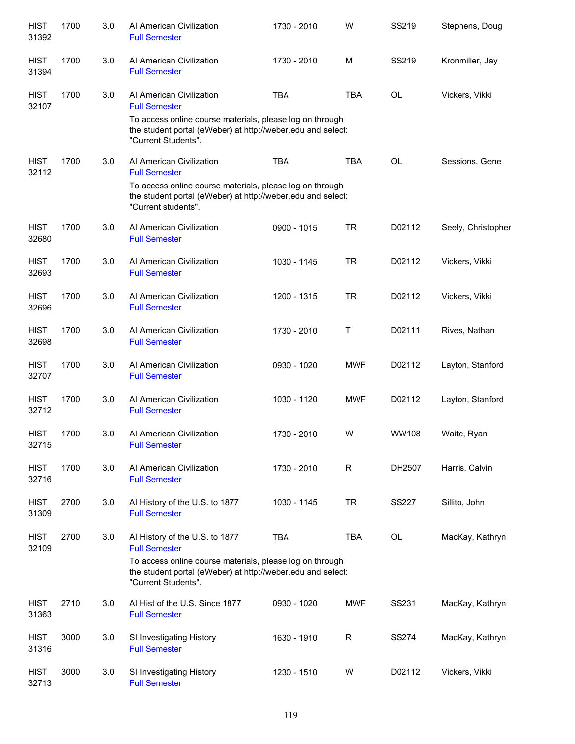| | | | | | | | |
|---|---|---|---|---|---|---|---|
| HIST 31392 | 1700 | 3.0 | AI American Civilization<br>Full Semester | 1730 - 2010 | W | SS219 | Stephens, Doug |
| HIST 31394 | 1700 | 3.0 | AI American Civilization<br>Full Semester | 1730 - 2010 | M | SS219 | Kronmiller, Jay |
| HIST 32107 | 1700 | 3.0 | AI American Civilization<br>Full Semester<br>To access online course materials, please log on through the student portal (eWeber) at http://weber.edu and select: "Current Students". | TBA | TBA | OL | Vickers, Vikki |
| HIST 32112 | 1700 | 3.0 | AI American Civilization<br>Full Semester<br>To access online course materials, please log on through the student portal (eWeber) at http://weber.edu and select: "Current students". | TBA | TBA | OL | Sessions, Gene |
| HIST 32680 | 1700 | 3.0 | AI American Civilization<br>Full Semester | 0900 - 1015 | TR | D02112 | Seely, Christopher |
| HIST 32693 | 1700 | 3.0 | AI American Civilization<br>Full Semester | 1030 - 1145 | TR | D02112 | Vickers, Vikki |
| HIST 32696 | 1700 | 3.0 | AI American Civilization<br>Full Semester | 1200 - 1315 | TR | D02112 | Vickers, Vikki |
| HIST 32698 | 1700 | 3.0 | AI American Civilization<br>Full Semester | 1730 - 2010 | T | D02111 | Rives, Nathan |
| HIST 32707 | 1700 | 3.0 | AI American Civilization<br>Full Semester | 0930 - 1020 | MWF | D02112 | Layton, Stanford |
| HIST 32712 | 1700 | 3.0 | AI American Civilization<br>Full Semester | 1030 - 1120 | MWF | D02112 | Layton, Stanford |
| HIST 32715 | 1700 | 3.0 | AI American Civilization<br>Full Semester | 1730 - 2010 | W | WW108 | Waite, Ryan |
| HIST 32716 | 1700 | 3.0 | AI American Civilization<br>Full Semester | 1730 - 2010 | R | DH2507 | Harris, Calvin |
| HIST 31309 | 2700 | 3.0 | AI History of the U.S. to 1877<br>Full Semester | 1030 - 1145 | TR | SS227 | Sillito, John |
| HIST 32109 | 2700 | 3.0 | AI History of the U.S. to 1877<br>Full Semester<br>To access online course materials, please log on through the student portal (eWeber) at http://weber.edu and select: "Current Students". | TBA | TBA | OL | MacKay, Kathryn |
| HIST 31363 | 2710 | 3.0 | AI Hist of the U.S. Since 1877<br>Full Semester | 0930 - 1020 | MWF | SS231 | MacKay, Kathryn |
| HIST 31316 | 3000 | 3.0 | SI Investigating History<br>Full Semester | 1630 - 1910 | R | SS274 | MacKay, Kathryn |
| HIST 32713 | 3000 | 3.0 | SI Investigating History<br>Full Semester | 1230 - 1510 | W | D02112 | Vickers, Vikki |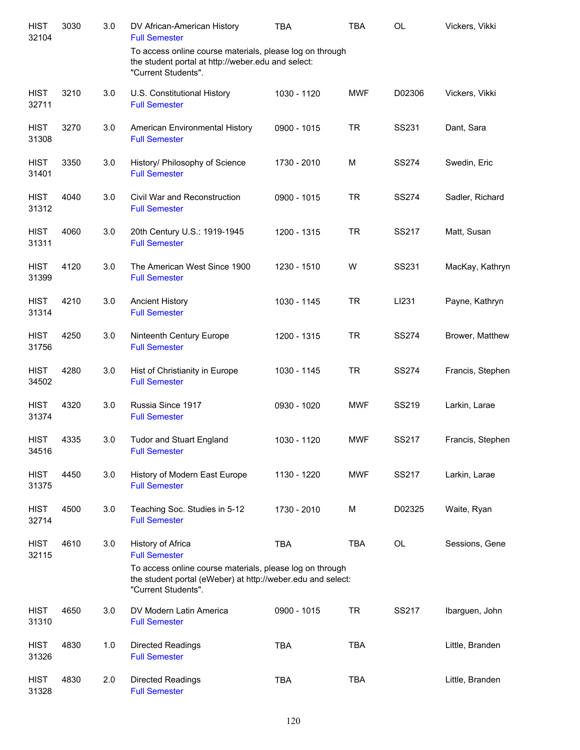| | | | | | | | |
|---|---|---|---|---|---|---|---|
| HIST 32104 | 3030 | 3.0 | DV African-American History<br>Full Semester<br>To access online course materials, please log on through the student portal at http://weber.edu and select: "Current Students". | TBA | TBA | OL | Vickers, Vikki |
| HIST 32711 | 3210 | 3.0 | U.S. Constitutional History<br>Full Semester | 1030 - 1120 | MWF | D02306 | Vickers, Vikki |
| HIST 31308 | 3270 | 3.0 | American Environmental History<br>Full Semester | 0900 - 1015 | TR | SS231 | Dant, Sara |
| HIST 31401 | 3350 | 3.0 | History/ Philosophy of Science<br>Full Semester | 1730 - 2010 | M | SS274 | Swedin, Eric |
| HIST 31312 | 4040 | 3.0 | Civil War and Reconstruction<br>Full Semester | 0900 - 1015 | TR | SS274 | Sadler, Richard |
| HIST 31311 | 4060 | 3.0 | 20th Century U.S.: 1919-1945<br>Full Semester | 1200 - 1315 | TR | SS217 | Matt, Susan |
| HIST 31399 | 4120 | 3.0 | The American West Since 1900<br>Full Semester | 1230 - 1510 | W | SS231 | MacKay, Kathryn |
| HIST 31314 | 4210 | 3.0 | Ancient History<br>Full Semester | 1030 - 1145 | TR | LI231 | Payne, Kathryn |
| HIST 31756 | 4250 | 3.0 | Ninteenth Century Europe<br>Full Semester | 1200 - 1315 | TR | SS274 | Brower, Matthew |
| HIST 34502 | 4280 | 3.0 | Hist of Christianity in Europe<br>Full Semester | 1030 - 1145 | TR | SS274 | Francis, Stephen |
| HIST 31374 | 4320 | 3.0 | Russia Since 1917<br>Full Semester | 0930 - 1020 | MWF | SS219 | Larkin, Larae |
| HIST 34516 | 4335 | 3.0 | Tudor and Stuart England<br>Full Semester | 1030 - 1120 | MWF | SS217 | Francis, Stephen |
| HIST 31375 | 4450 | 3.0 | History of Modern East Europe<br>Full Semester | 1130 - 1220 | MWF | SS217 | Larkin, Larae |
| HIST 32714 | 4500 | 3.0 | Teaching Soc. Studies in 5-12<br>Full Semester | 1730 - 2010 | M | D02325 | Waite, Ryan |
| HIST 32115 | 4610 | 3.0 | History of Africa<br>Full Semester<br>To access online course materials, please log on through the student portal (eWeber) at http://weber.edu and select: "Current Students". | TBA | TBA | OL | Sessions, Gene |
| HIST 31310 | 4650 | 3.0 | DV Modern Latin America<br>Full Semester | 0900 - 1015 | TR | SS217 | Ibarguen, John |
| HIST 31326 | 4830 | 1.0 | Directed Readings<br>Full Semester | TBA | TBA | | Little, Branden |
| HIST 31328 | 4830 | 2.0 | Directed Readings<br>Full Semester | TBA | TBA | | Little, Branden |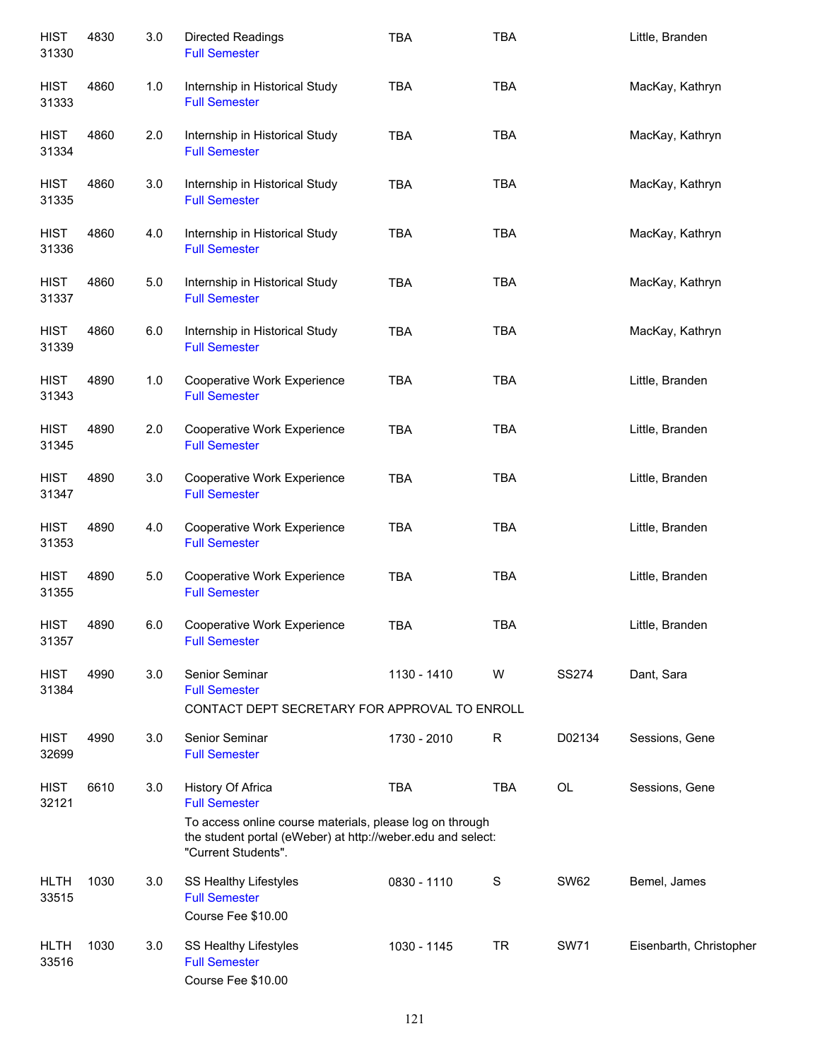| | | | | | | | |
|---|---|---|---|---|---|---|---|
| HIST 31330 | 4830 | 3.0 | Directed Readings<br>Full Semester | TBA | TBA | | Little, Branden |
| HIST 31333 | 4860 | 1.0 | Internship in Historical Study<br>Full Semester | TBA | TBA | | MacKay, Kathryn |
| HIST 31334 | 4860 | 2.0 | Internship in Historical Study<br>Full Semester | TBA | TBA | | MacKay, Kathryn |
| HIST 31335 | 4860 | 3.0 | Internship in Historical Study<br>Full Semester | TBA | TBA | | MacKay, Kathryn |
| HIST 31336 | 4860 | 4.0 | Internship in Historical Study<br>Full Semester | TBA | TBA | | MacKay, Kathryn |
| HIST 31337 | 4860 | 5.0 | Internship in Historical Study<br>Full Semester | TBA | TBA | | MacKay, Kathryn |
| HIST 31339 | 4860 | 6.0 | Internship in Historical Study<br>Full Semester | TBA | TBA | | MacKay, Kathryn |
| HIST 31343 | 4890 | 1.0 | Cooperative Work Experience<br>Full Semester | TBA | TBA | | Little, Branden |
| HIST 31345 | 4890 | 2.0 | Cooperative Work Experience<br>Full Semester | TBA | TBA | | Little, Branden |
| HIST 31347 | 4890 | 3.0 | Cooperative Work Experience<br>Full Semester | TBA | TBA | | Little, Branden |
| HIST 31353 | 4890 | 4.0 | Cooperative Work Experience<br>Full Semester | TBA | TBA | | Little, Branden |
| HIST 31355 | 4890 | 5.0 | Cooperative Work Experience<br>Full Semester | TBA | TBA | | Little, Branden |
| HIST 31357 | 4890 | 6.0 | Cooperative Work Experience<br>Full Semester | TBA | TBA | | Little, Branden |
| HIST 31384 | 4990 | 3.0 | Senior Seminar<br>Full Semester<br>CONTACT DEPT SECRETARY FOR APPROVAL TO ENROLL | 1130 - 1410 | W | SS274 | Dant, Sara |
| HIST 32699 | 4990 | 3.0 | Senior Seminar<br>Full Semester | 1730 - 2010 | R | D02134 | Sessions, Gene |
| HIST 32121 | 6610 | 3.0 | History Of Africa<br>Full Semester<br>To access online course materials, please log on through the student portal (eWeber) at http://weber.edu and select: "Current Students". | TBA | TBA | OL | Sessions, Gene |
| HLTH 33515 | 1030 | 3.0 | SS Healthy Lifestyles<br>Full Semester<br>Course Fee $10.00 | 0830 - 1110 | S | SW62 | Bemel, James |
| HLTH 33516 | 1030 | 3.0 | SS Healthy Lifestyles<br>Full Semester<br>Course Fee $10.00 | 1030 - 1145 | TR | SW71 | Eisenbarth, Christopher |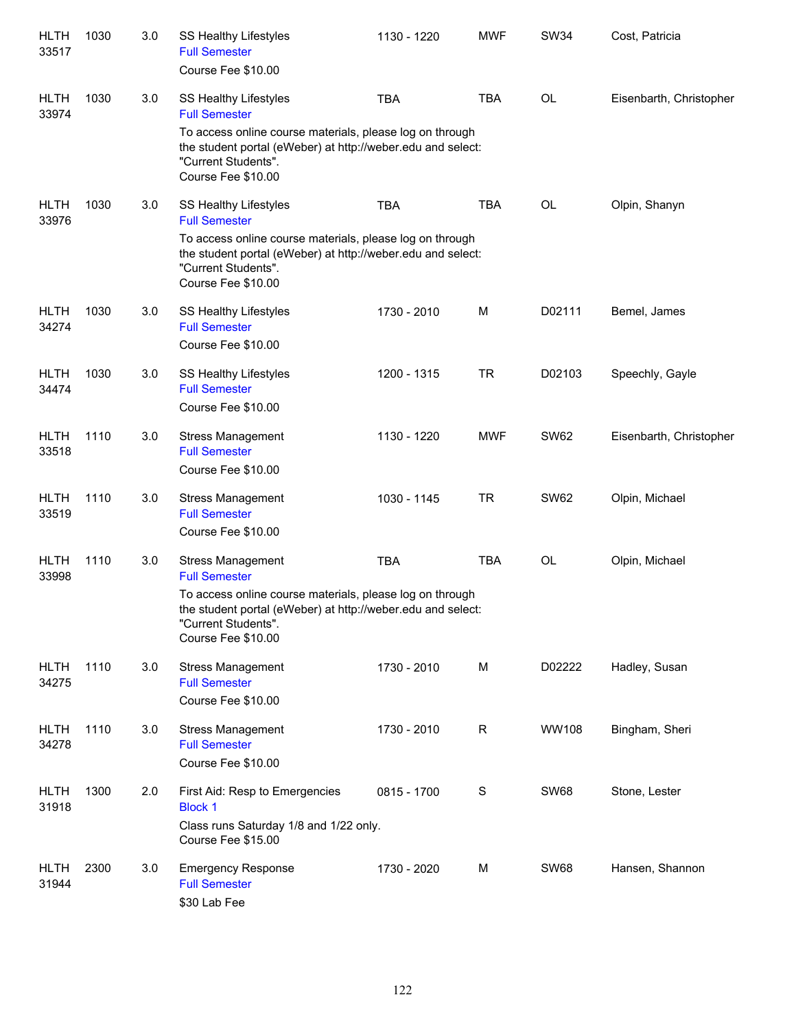| | | | | | | | |
|---|---|---|---|---|---|---|---|
| HLTH 33517 | 1030 | 3.0 | SS Healthy Lifestyles<br>Full Semester<br>Course Fee $10.00 | 1130 - 1220 | MWF | SW34 | Cost, Patricia |
| HLTH 33974 | 1030 | 3.0 | SS Healthy Lifestyles<br>Full Semester<br>To access online course materials, please log on through the student portal (eWeber) at http://weber.edu and select: "Current Students".<br>Course Fee $10.00 | TBA | TBA | OL | Eisenbarth, Christopher |
| HLTH 33976 | 1030 | 3.0 | SS Healthy Lifestyles<br>Full Semester<br>To access online course materials, please log on through the student portal (eWeber) at http://weber.edu and select: "Current Students".<br>Course Fee $10.00 | TBA | TBA | OL | Olpin, Shanyn |
| HLTH 34274 | 1030 | 3.0 | SS Healthy Lifestyles<br>Full Semester<br>Course Fee $10.00 | 1730 - 2010 | M | D02111 | Bemel, James |
| HLTH 34474 | 1030 | 3.0 | SS Healthy Lifestyles<br>Full Semester<br>Course Fee $10.00 | 1200 - 1315 | TR | D02103 | Speechly, Gayle |
| HLTH 33518 | 1110 | 3.0 | Stress Management<br>Full Semester<br>Course Fee $10.00 | 1130 - 1220 | MWF | SW62 | Eisenbarth, Christopher |
| HLTH 33519 | 1110 | 3.0 | Stress Management<br>Full Semester<br>Course Fee $10.00 | 1030 - 1145 | TR | SW62 | Olpin, Michael |
| HLTH 33998 | 1110 | 3.0 | Stress Management<br>Full Semester<br>To access online course materials, please log on through the student portal (eWeber) at http://weber.edu and select: "Current Students".<br>Course Fee $10.00 | TBA | TBA | OL | Olpin, Michael |
| HLTH 34275 | 1110 | 3.0 | Stress Management<br>Full Semester<br>Course Fee $10.00 | 1730 - 2010 | M | D02222 | Hadley, Susan |
| HLTH 34278 | 1110 | 3.0 | Stress Management<br>Full Semester<br>Course Fee $10.00 | 1730 - 2010 | R | WW108 | Bingham, Sheri |
| HLTH 31918 | 1300 | 2.0 | First Aid: Resp to Emergencies<br>Block 1<br>Class runs Saturday 1/8 and 1/22 only.<br>Course Fee $15.00 | 0815 - 1700 | S | SW68 | Stone, Lester |
| HLTH 31944 | 2300 | 3.0 | Emergency Response<br>Full Semester<br>$30 Lab Fee | 1730 - 2020 | M | SW68 | Hansen, Shannon |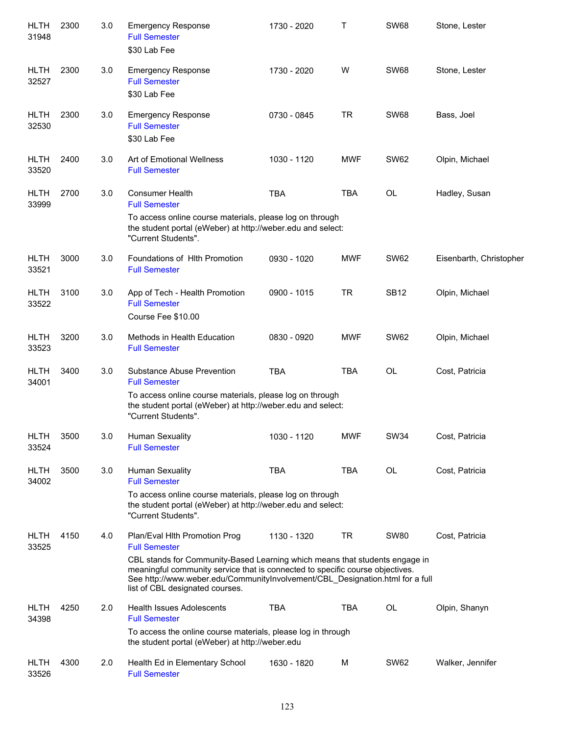| | | | | | | | |
|---|---|---|---|---|---|---|---|
| HLTH 31948 | 2300 | 3.0 | Emergency Response<br>Full Semester<br>$30 Lab Fee | 1730 - 2020 | T | SW68 | Stone, Lester |
| HLTH 32527 | 2300 | 3.0 | Emergency Response<br>Full Semester<br>$30 Lab Fee | 1730 - 2020 | W | SW68 | Stone, Lester |
| HLTH 32530 | 2300 | 3.0 | Emergency Response<br>Full Semester<br>$30 Lab Fee | 0730 - 0845 | TR | SW68 | Bass, Joel |
| HLTH 33520 | 2400 | 3.0 | Art of Emotional Wellness<br>Full Semester | 1030 - 1120 | MWF | SW62 | Olpin, Michael |
| HLTH 33999 | 2700 | 3.0 | Consumer Health<br>Full Semester<br>To access online course materials, please log on through the student portal (eWeber) at http://weber.edu and select: "Current Students". | TBA | TBA | OL | Hadley, Susan |
| HLTH 33521 | 3000 | 3.0 | Foundations of Hlth Promotion<br>Full Semester | 0930 - 1020 | MWF | SW62 | Eisenbarth, Christopher |
| HLTH 33522 | 3100 | 3.0 | App of Tech - Health Promotion<br>Full Semester<br>Course Fee $10.00 | 0900 - 1015 | TR | SB12 | Olpin, Michael |
| HLTH 33523 | 3200 | 3.0 | Methods in Health Education<br>Full Semester | 0830 - 0920 | MWF | SW62 | Olpin, Michael |
| HLTH 34001 | 3400 | 3.0 | Substance Abuse Prevention<br>Full Semester<br>To access online course materials, please log on through the student portal (eWeber) at http://weber.edu and select: "Current Students". | TBA | TBA | OL | Cost, Patricia |
| HLTH 33524 | 3500 | 3.0 | Human Sexuality<br>Full Semester | 1030 - 1120 | MWF | SW34 | Cost, Patricia |
| HLTH 34002 | 3500 | 3.0 | Human Sexuality<br>Full Semester<br>To access online course materials, please log on through the student portal (eWeber) at http://weber.edu and select: "Current Students". | TBA | TBA | OL | Cost, Patricia |
| HLTH 33525 | 4150 | 4.0 | Plan/Eval Hlth Promotion Prog<br>Full Semester<br>CBL stands for Community-Based Learning which means that students engage in meaningful community service that is connected to specific course objectives. See http://www.weber.edu/CommunityInvolvement/CBL_Designation.html for a full list of CBL designated courses. | 1130 - 1320 | TR | SW80 | Cost, Patricia |
| HLTH 34398 | 4250 | 2.0 | Health Issues Adolescents<br>Full Semester<br>To access the online course materials, please log in through the student portal (eWeber) at http://weber.edu | TBA | TBA | OL | Olpin, Shanyn |
| HLTH 33526 | 4300 | 2.0 | Health Ed in Elementary School<br>Full Semester | 1630 - 1820 | M | SW62 | Walker, Jennifer |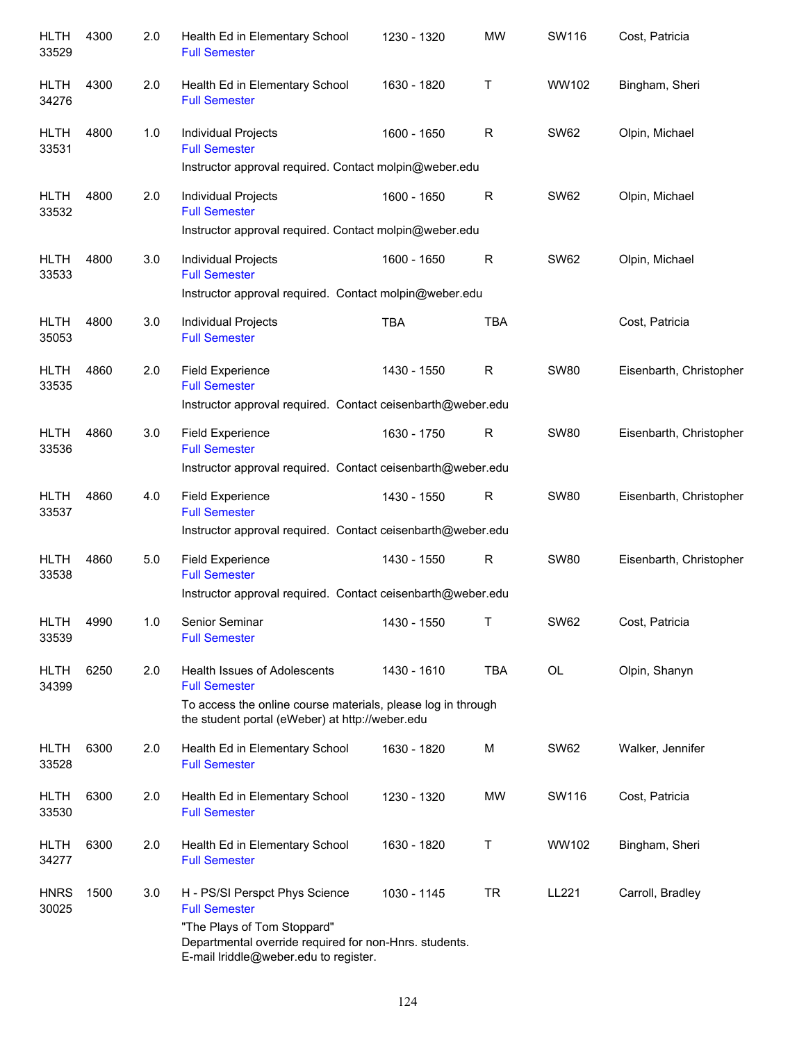| Subject | Course | Credits | Title | Time | Days | Room | Instructor |
|---|---|---|---|---|---|---|---|
| HLTH 33529 | 4300 | 2.0 | Health Ed in Elementary School<br>Full Semester | 1230 - 1320 | MW | SW116 | Cost, Patricia |
| HLTH 34276 | 4300 | 2.0 | Health Ed in Elementary School<br>Full Semester | 1630 - 1820 | T | WW102 | Bingham, Sheri |
| HLTH 33531 | 4800 | 1.0 | Individual Projects<br>Full Semester<br>Instructor approval required. Contact molpin@weber.edu | 1600 - 1650 | R | SW62 | Olpin, Michael |
| HLTH 33532 | 4800 | 2.0 | Individual Projects<br>Full Semester<br>Instructor approval required. Contact molpin@weber.edu | 1600 - 1650 | R | SW62 | Olpin, Michael |
| HLTH 33533 | 4800 | 3.0 | Individual Projects<br>Full Semester<br>Instructor approval required. Contact molpin@weber.edu | 1600 - 1650 | R | SW62 | Olpin, Michael |
| HLTH 35053 | 4800 | 3.0 | Individual Projects<br>Full Semester | TBA | TBA | | Cost, Patricia |
| HLTH 33535 | 4860 | 2.0 | Field Experience<br>Full Semester<br>Instructor approval required. Contact ceisenbarth@weber.edu | 1430 - 1550 | R | SW80 | Eisenbarth, Christopher |
| HLTH 33536 | 4860 | 3.0 | Field Experience<br>Full Semester<br>Instructor approval required. Contact ceisenbarth@weber.edu | 1630 - 1750 | R | SW80 | Eisenbarth, Christopher |
| HLTH 33537 | 4860 | 4.0 | Field Experience<br>Full Semester<br>Instructor approval required. Contact ceisenbarth@weber.edu | 1430 - 1550 | R | SW80 | Eisenbarth, Christopher |
| HLTH 33538 | 4860 | 5.0 | Field Experience<br>Full Semester<br>Instructor approval required. Contact ceisenbarth@weber.edu | 1430 - 1550 | R | SW80 | Eisenbarth, Christopher |
| HLTH 33539 | 4990 | 1.0 | Senior Seminar<br>Full Semester | 1430 - 1550 | T | SW62 | Cost, Patricia |
| HLTH 34399 | 6250 | 2.0 | Health Issues of Adolescents<br>Full Semester<br>To access the online course materials, please log in through the student portal (eWeber) at http://weber.edu | 1430 - 1610 | TBA | OL | Olpin, Shanyn |
| HLTH 33528 | 6300 | 2.0 | Health Ed in Elementary School<br>Full Semester | 1630 - 1820 | M | SW62 | Walker, Jennifer |
| HLTH 33530 | 6300 | 2.0 | Health Ed in Elementary School<br>Full Semester | 1230 - 1320 | MW | SW116 | Cost, Patricia |
| HLTH 34277 | 6300 | 2.0 | Health Ed in Elementary School<br>Full Semester | 1630 - 1820 | T | WW102 | Bingham, Sheri |
| HNRS 30025 | 1500 | 3.0 | H - PS/SI Perspct Phys Science<br>Full Semester<br>"The Plays of Tom Stoppard"<br>Departmental override required for non-Hnrs. students.<br>E-mail lriddle@weber.edu to register. | 1030 - 1145 | TR | LL221 | Carroll, Bradley |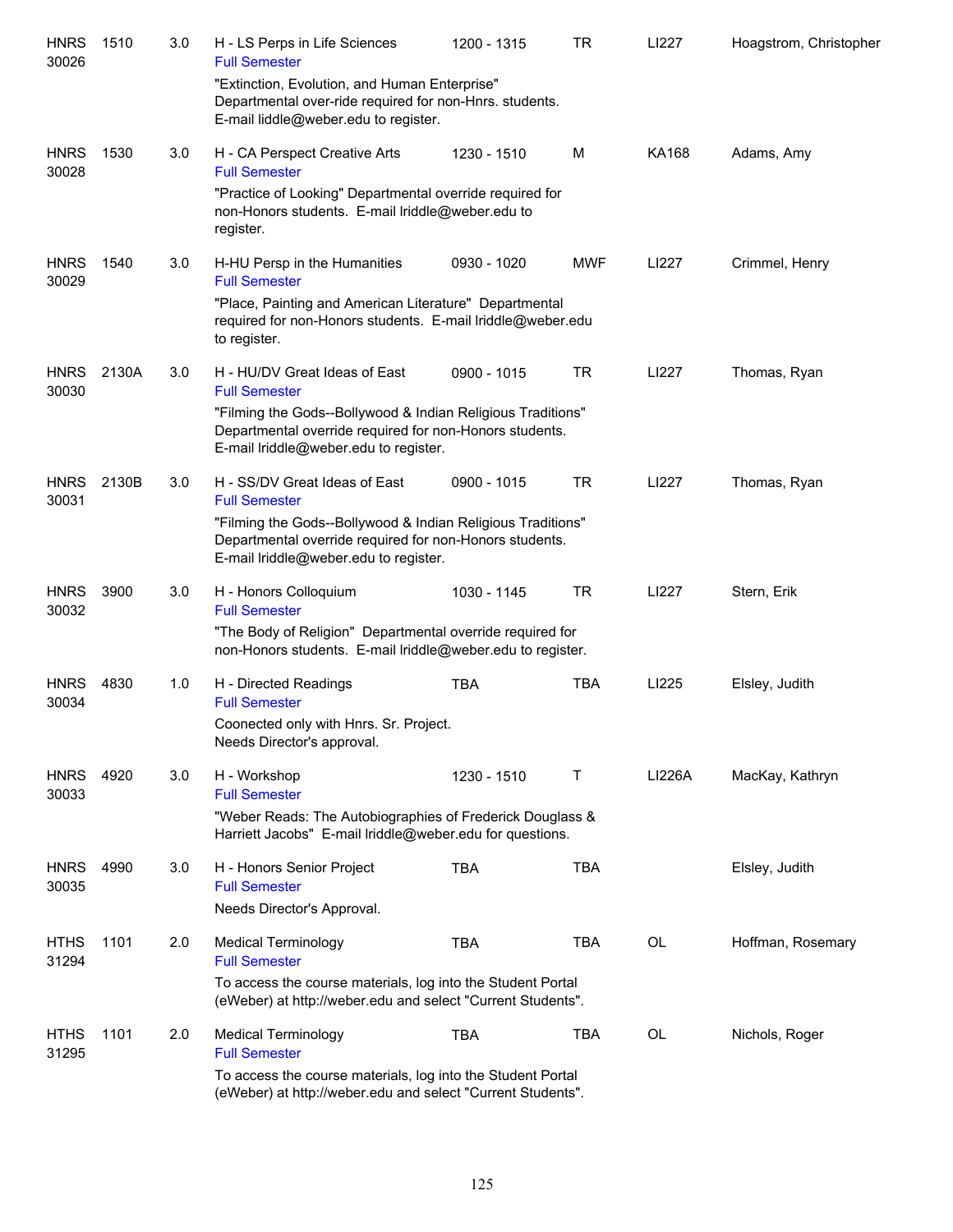| | | | | | | | |
|---|---|---|---|---|---|---|---|
| HNRS 30026 | 1510 | 3.0 | H - LS Perps in Life Sciences<br>Full Semester<br>"Extinction, Evolution, and Human Enterprise" Departmental over-ride required for non-Hnrs. students. E-mail liddle@weber.edu to register. | 1200 - 1315 | TR | LI227 | Hoagstrom, Christopher |
| HNRS 30028 | 1530 | 3.0 | H - CA Perspect Creative Arts<br>Full Semester<br>"Practice of Looking" Departmental override required for non-Honors students. E-mail lriddle@weber.edu to register. | 1230 - 1510 | M | KA168 | Adams, Amy |
| HNRS 30029 | 1540 | 3.0 | H-HU Persp in the Humanities<br>Full Semester<br>"Place, Painting and American Literature" Departmental required for non-Honors students. E-mail lriddle@weber.edu to register. | 0930 - 1020 | MWF | LI227 | Crimmel, Henry |
| HNRS 30030 | 2130A | 3.0 | H - HU/DV Great Ideas of East<br>Full Semester<br>"Filming the Gods--Bollywood & Indian Religious Traditions" Departmental override required for non-Honors students. E-mail lriddle@weber.edu to register. | 0900 - 1015 | TR | LI227 | Thomas, Ryan |
| HNRS 30031 | 2130B | 3.0 | H - SS/DV Great Ideas of East<br>Full Semester<br>"Filming the Gods--Bollywood & Indian Religious Traditions" Departmental override required for non-Honors students. E-mail lriddle@weber.edu to register. | 0900 - 1015 | TR | LI227 | Thomas, Ryan |
| HNRS 30032 | 3900 | 3.0 | H - Honors Colloquium<br>Full Semester<br>"The Body of Religion" Departmental override required for non-Honors students. E-mail lriddle@weber.edu to register. | 1030 - 1145 | TR | LI227 | Stern, Erik |
| HNRS 30034 | 4830 | 1.0 | H - Directed Readings<br>Full Semester<br>Coonected only with Hnrs. Sr. Project. Needs Director's approval. | TBA | TBA | LI225 | Elsley, Judith |
| HNRS 30033 | 4920 | 3.0 | H - Workshop<br>Full Semester<br>"Weber Reads: The Autobiographies of Frederick Douglass & Harriett Jacobs" E-mail lriddle@weber.edu for questions. | 1230 - 1510 | T | LI226A | MacKay, Kathryn |
| HNRS 30035 | 4990 | 3.0 | H - Honors Senior Project<br>Full Semester<br>Needs Director's Approval. | TBA | TBA | | Elsley, Judith |
| HTHS 31294 | 1101 | 2.0 | Medical Terminology<br>Full Semester<br>To access the course materials, log into the Student Portal (eWeber) at http://weber.edu and select "Current Students". | TBA | TBA | OL | Hoffman, Rosemary |
| HTHS 31295 | 1101 | 2.0 | Medical Terminology<br>Full Semester<br>To access the course materials, log into the Student Portal (eWeber) at http://weber.edu and select "Current Students". | TBA | TBA | OL | Nichols, Roger |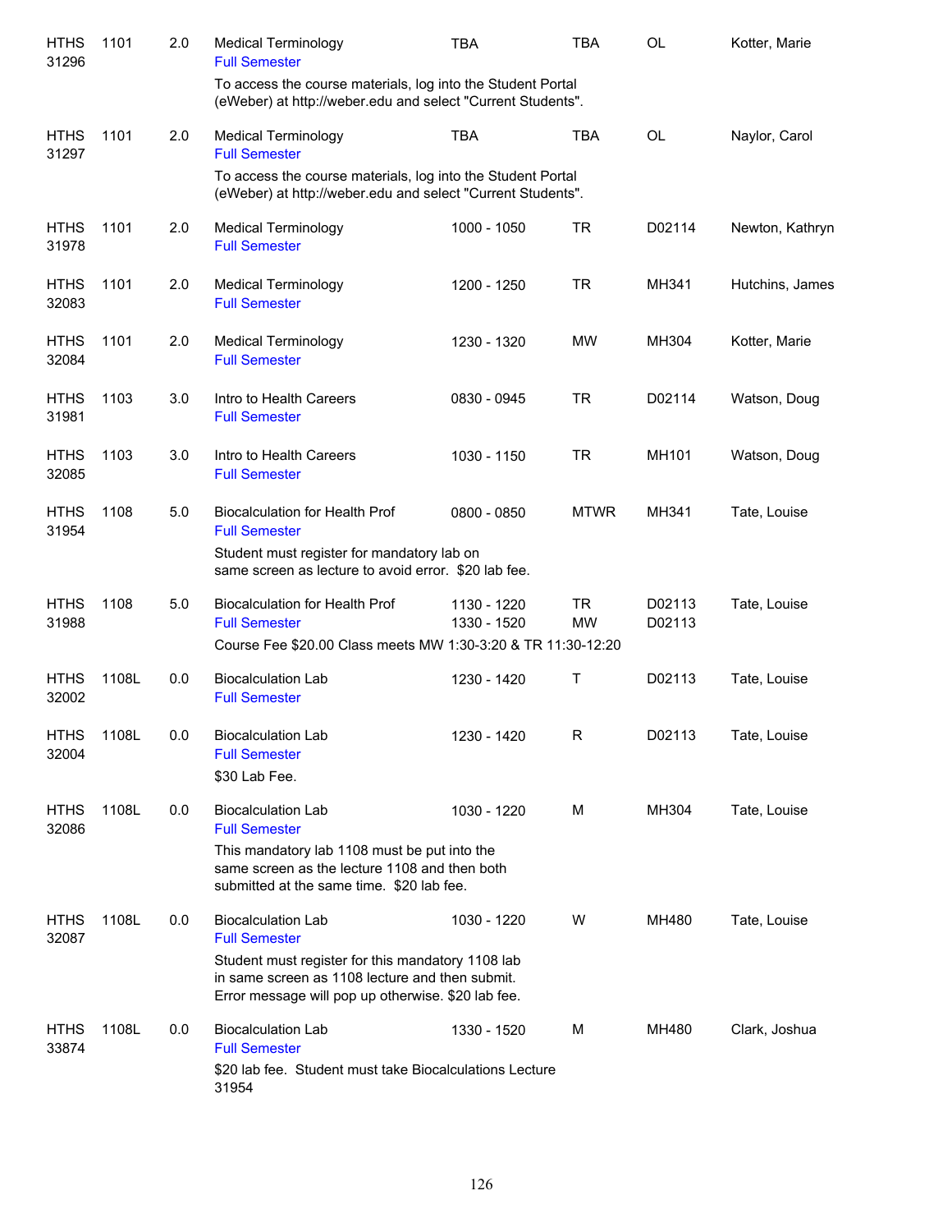| Subject | Course | Credits | Title | Time | Days | Room | Instructor |
|---|---|---|---|---|---|---|---|
| HTHS 31296 | 1101 | 2.0 | Medical Terminology<br>Full Semester<br>To access the course materials, log into the Student Portal (eWeber) at http://weber.edu and select "Current Students". | TBA | TBA | OL | Kotter, Marie |
| HTHS 31297 | 1101 | 2.0 | Medical Terminology<br>Full Semester<br>To access the course materials, log into the Student Portal (eWeber) at http://weber.edu and select "Current Students". | TBA | TBA | OL | Naylor, Carol |
| HTHS 31978 | 1101 | 2.0 | Medical Terminology<br>Full Semester | 1000 - 1050 | TR | D02114 | Newton, Kathryn |
| HTHS 32083 | 1101 | 2.0 | Medical Terminology<br>Full Semester | 1200 - 1250 | TR | MH341 | Hutchins, James |
| HTHS 32084 | 1101 | 2.0 | Medical Terminology<br>Full Semester | 1230 - 1320 | MW | MH304 | Kotter, Marie |
| HTHS 31981 | 1103 | 3.0 | Intro to Health Careers<br>Full Semester | 0830 - 0945 | TR | D02114 | Watson, Doug |
| HTHS 32085 | 1103 | 3.0 | Intro to Health Careers<br>Full Semester | 1030 - 1150 | TR | MH101 | Watson, Doug |
| HTHS 31954 | 1108 | 5.0 | Biocalculation for Health Prof<br>Full Semester<br>Student must register for mandatory lab on same screen as lecture to avoid error. $20 lab fee. | 0800 - 0850 | MTWR | MH341 | Tate, Louise |
| HTHS 31988 | 1108 | 5.0 | Biocalculation for Health Prof<br>Full Semester<br>Course Fee $20.00 Class meets MW 1:30-3:20 & TR 11:30-12:20 | 1130 - 1220<br>1330 - 1520 | TR<br>MW | D02113<br>D02113 | Tate, Louise |
| HTHS 32002 | 1108L | 0.0 | Biocalculation Lab<br>Full Semester | 1230 - 1420 | T | D02113 | Tate, Louise |
| HTHS 32004 | 1108L | 0.0 | Biocalculation Lab<br>Full Semester<br>$30 Lab Fee. | 1230 - 1420 | R | D02113 | Tate, Louise |
| HTHS 32086 | 1108L | 0.0 | Biocalculation Lab<br>Full Semester<br>This mandatory lab 1108 must be put into the same screen as the lecture 1108 and then both submitted at the same time. $20 lab fee. | 1030 - 1220 | M | MH304 | Tate, Louise |
| HTHS 32087 | 1108L | 0.0 | Biocalculation Lab<br>Full Semester<br>Student must register for this mandatory 1108 lab in same screen as 1108 lecture and then submit. Error message will pop up otherwise. $20 lab fee. | 1030 - 1220 | W | MH480 | Tate, Louise |
| HTHS 33874 | 1108L | 0.0 | Biocalculation Lab<br>Full Semester<br>$20 lab fee. Student must take Biocalculations Lecture 31954 | 1330 - 1520 | M | MH480 | Clark, Joshua |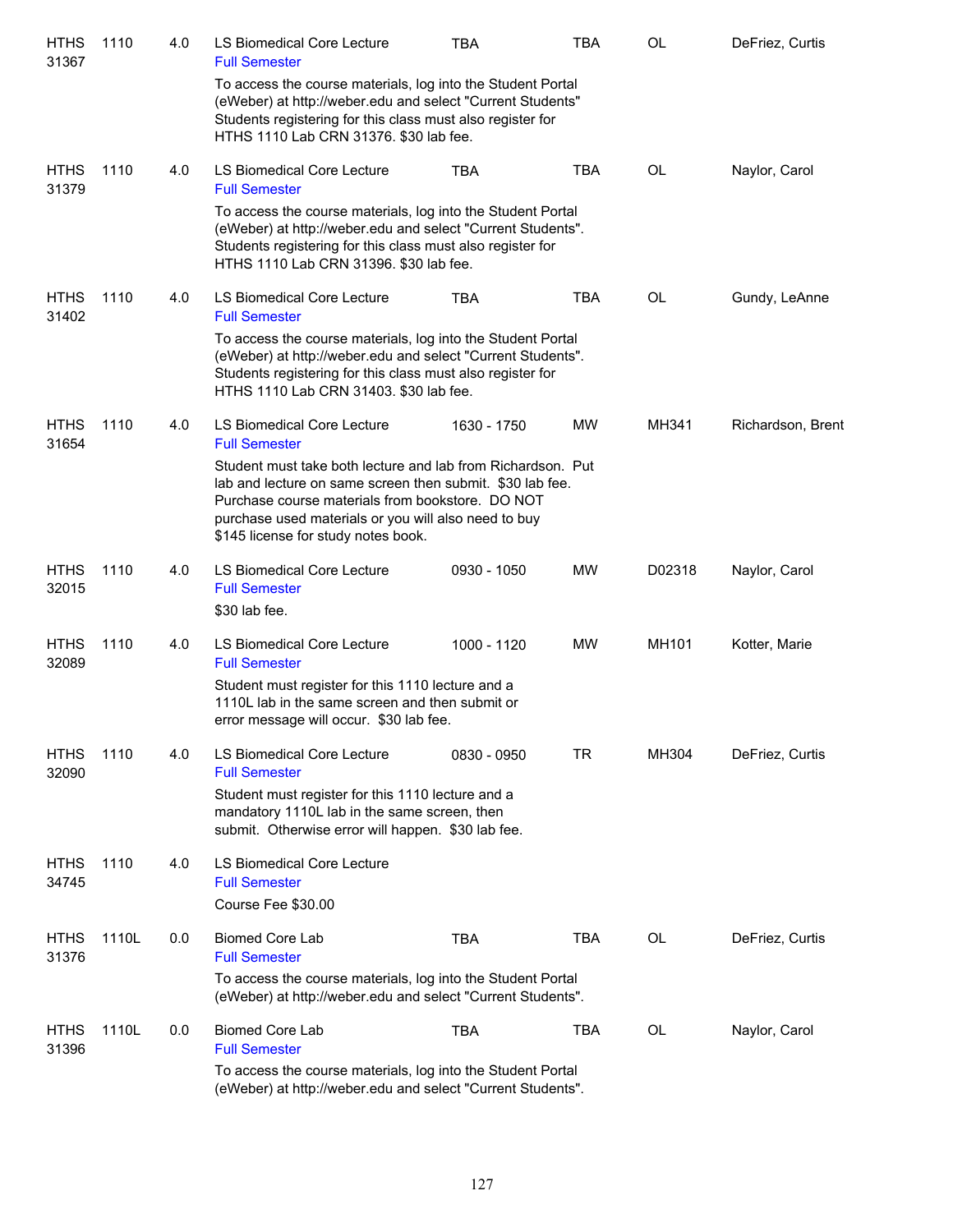| Subject/CRN | Course | Credits | Title | Time | Days | Room | Instructor |
|---|---|---|---|---|---|---|---|
| HTHS 31367 | 1110 | 4.0 | LS Biomedical Core Lecture<br>Full Semester<br>To access the course materials, log into the Student Portal (eWeber) at http://weber.edu and select "Current Students" Students registering for this class must also register for HTHS 1110 Lab CRN 31376. $30 lab fee. | TBA | TBA | OL | DeFriez, Curtis |
| HTHS 31379 | 1110 | 4.0 | LS Biomedical Core Lecture<br>Full Semester<br>To access the course materials, log into the Student Portal (eWeber) at http://weber.edu and select "Current Students". Students registering for this class must also register for HTHS 1110 Lab CRN 31396. $30 lab fee. | TBA | TBA | OL | Naylor, Carol |
| HTHS 31402 | 1110 | 4.0 | LS Biomedical Core Lecture<br>Full Semester<br>To access the course materials, log into the Student Portal (eWeber) at http://weber.edu and select "Current Students". Students registering for this class must also register for HTHS 1110 Lab CRN 31403. $30 lab fee. | TBA | TBA | OL | Gundy, LeAnne |
| HTHS 31654 | 1110 | 4.0 | LS Biomedical Core Lecture<br>Full Semester<br>Student must take both lecture and lab from Richardson. Put lab and lecture on same screen then submit. $30 lab fee. Purchase course materials from bookstore. DO NOT purchase used materials or you will also need to buy $145 license for study notes book. | 1630 - 1750 | MW | MH341 | Richardson, Brent |
| HTHS 32015 | 1110 | 4.0 | LS Biomedical Core Lecture<br>Full Semester<br>$30 lab fee. | 0930 - 1050 | MW | D02318 | Naylor, Carol |
| HTHS 32089 | 1110 | 4.0 | LS Biomedical Core Lecture<br>Full Semester<br>Student must register for this 1110 lecture and a 1110L lab in the same screen and then submit or error message will occur. $30 lab fee. | 1000 - 1120 | MW | MH101 | Kotter, Marie |
| HTHS 32090 | 1110 | 4.0 | LS Biomedical Core Lecture<br>Full Semester<br>Student must register for this 1110 lecture and a mandatory 1110L lab in the same screen, then submit. Otherwise error will happen. $30 lab fee. | 0830 - 0950 | TR | MH304 | DeFriez, Curtis |
| HTHS 34745 | 1110 | 4.0 | LS Biomedical Core Lecture<br>Full Semester<br>Course Fee $30.00 | | | | |
| HTHS 31376 | 1110L | 0.0 | Biomed Core Lab<br>Full Semester<br>To access the course materials, log into the Student Portal (eWeber) at http://weber.edu and select "Current Students". | TBA | TBA | OL | DeFriez, Curtis |
| HTHS 31396 | 1110L | 0.0 | Biomed Core Lab<br>Full Semester<br>To access the course materials, log into the Student Portal (eWeber) at http://weber.edu and select "Current Students". | TBA | TBA | OL | Naylor, Carol |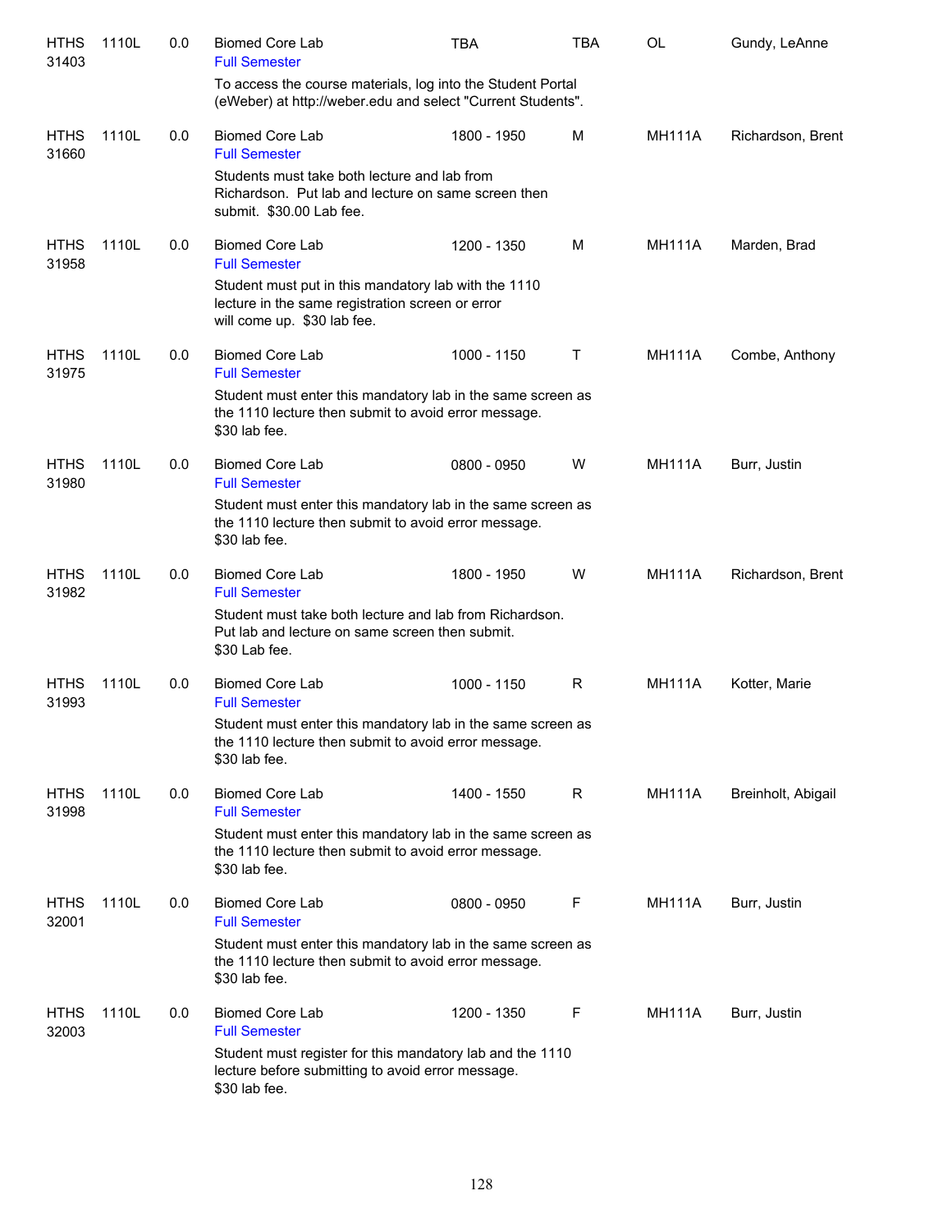| | | | | | | | |
|---|---|---|---|---|---|---|---|
| HTHS 31403 | 1110L | 0.0 | Biomed Core Lab<br>Full Semester<br>To access the course materials, log into the Student Portal (eWeber) at http://weber.edu and select "Current Students". | TBA | TBA | OL | Gundy, LeAnne |
| HTHS 31660 | 1110L | 0.0 | Biomed Core Lab<br>Full Semester<br>Students must take both lecture and lab from Richardson. Put lab and lecture on same screen then submit. $30.00 Lab fee. | 1800 - 1950 | M | MH111A | Richardson, Brent |
| HTHS 31958 | 1110L | 0.0 | Biomed Core Lab<br>Full Semester<br>Student must put in this mandatory lab with the 1110 lecture in the same registration screen or error will come up. $30 lab fee. | 1200 - 1350 | M | MH111A | Marden, Brad |
| HTHS 31975 | 1110L | 0.0 | Biomed Core Lab<br>Full Semester<br>Student must enter this mandatory lab in the same screen as the 1110 lecture then submit to avoid error message. $30 lab fee. | 1000 - 1150 | T | MH111A | Combe, Anthony |
| HTHS 31980 | 1110L | 0.0 | Biomed Core Lab<br>Full Semester<br>Student must enter this mandatory lab in the same screen as the 1110 lecture then submit to avoid error message. $30 lab fee. | 0800 - 0950 | W | MH111A | Burr, Justin |
| HTHS 31982 | 1110L | 0.0 | Biomed Core Lab<br>Full Semester<br>Student must take both lecture and lab from Richardson. Put lab and lecture on same screen then submit. $30 Lab fee. | 1800 - 1950 | W | MH111A | Richardson, Brent |
| HTHS 31993 | 1110L | 0.0 | Biomed Core Lab<br>Full Semester<br>Student must enter this mandatory lab in the same screen as the 1110 lecture then submit to avoid error message. $30 lab fee. | 1000 - 1150 | R | MH111A | Kotter, Marie |
| HTHS 31998 | 1110L | 0.0 | Biomed Core Lab<br>Full Semester<br>Student must enter this mandatory lab in the same screen as the 1110 lecture then submit to avoid error message. $30 lab fee. | 1400 - 1550 | R | MH111A | Breinholt, Abigail |
| HTHS 32001 | 1110L | 0.0 | Biomed Core Lab<br>Full Semester<br>Student must enter this mandatory lab in the same screen as the 1110 lecture then submit to avoid error message. $30 lab fee. | 0800 - 0950 | F | MH111A | Burr, Justin |
| HTHS 32003 | 1110L | 0.0 | Biomed Core Lab<br>Full Semester<br>Student must register for this mandatory lab and the 1110 lecture before submitting to avoid error message. $30 lab fee. | 1200 - 1350 | F | MH111A | Burr, Justin |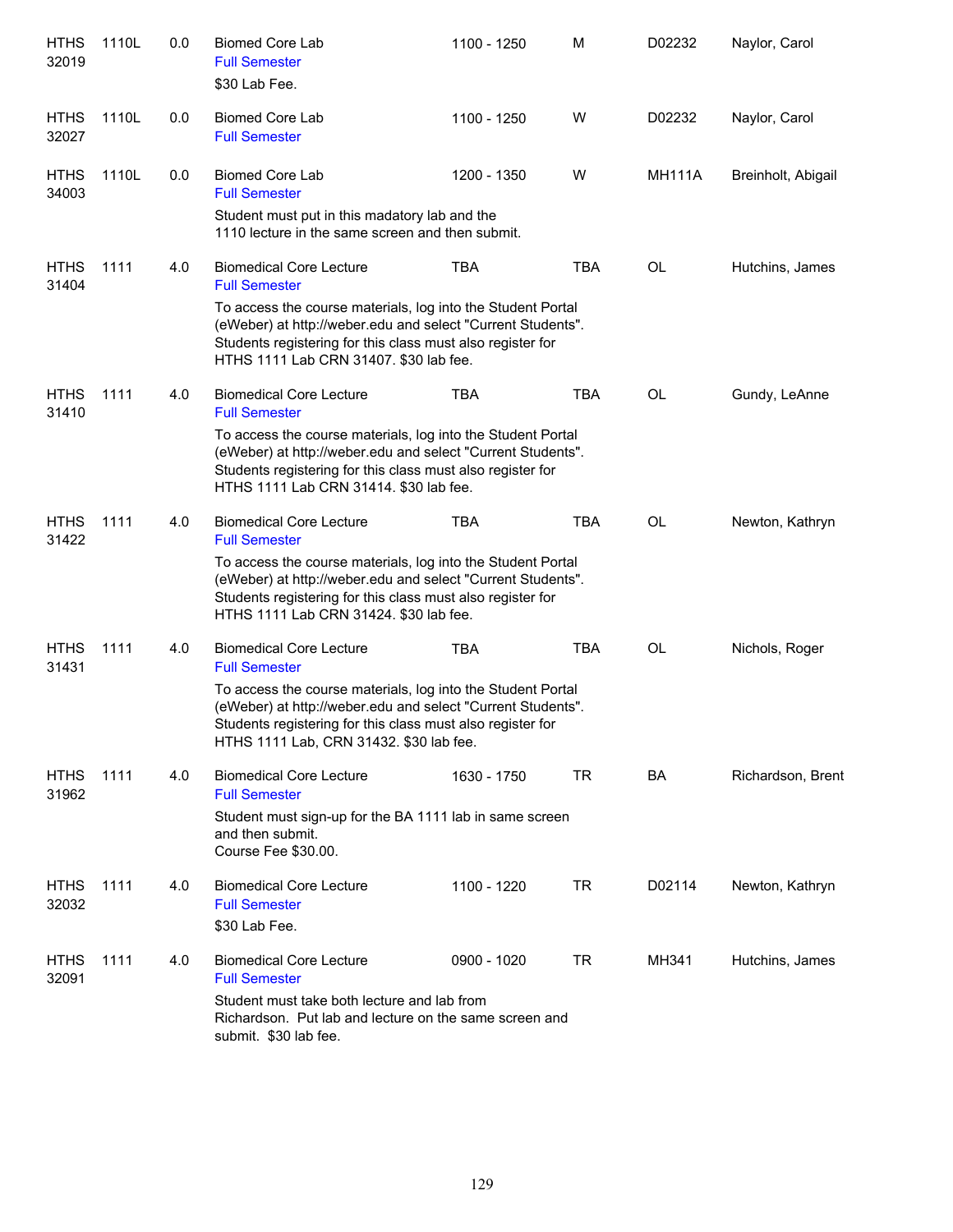| | | | | | | | |
|---|---|---|---|---|---|---|---|
| HTHS 32019 | 1110L | 0.0 | Biomed Core Lab<br>Full Semester<br>$30 Lab Fee. | 1100 - 1250 | M | D02232 | Naylor, Carol |
| HTHS 32027 | 1110L | 0.0 | Biomed Core Lab<br>Full Semester | 1100 - 1250 | W | D02232 | Naylor, Carol |
| HTHS 34003 | 1110L | 0.0 | Biomed Core Lab<br>Full Semester<br>Student must put in this madatory lab and the 1110 lecture in the same screen and then submit. | 1200 - 1350 | W | MH111A | Breinholt, Abigail |
| HTHS 31404 | 1111 | 4.0 | Biomedical Core Lecture<br>Full Semester<br>To access the course materials, log into the Student Portal (eWeber) at http://weber.edu and select "Current Students". Students registering for this class must also register for HTHS 1111 Lab CRN 31407. $30 lab fee. | TBA | TBA | OL | Hutchins, James |
| HTHS 31410 | 1111 | 4.0 | Biomedical Core Lecture<br>Full Semester<br>To access the course materials, log into the Student Portal (eWeber) at http://weber.edu and select "Current Students". Students registering for this class must also register for HTHS 1111 Lab CRN 31414. $30 lab fee. | TBA | TBA | OL | Gundy, LeAnne |
| HTHS 31422 | 1111 | 4.0 | Biomedical Core Lecture<br>Full Semester<br>To access the course materials, log into the Student Portal (eWeber) at http://weber.edu and select "Current Students". Students registering for this class must also register for HTHS 1111 Lab CRN 31424. $30 lab fee. | TBA | TBA | OL | Newton, Kathryn |
| HTHS 31431 | 1111 | 4.0 | Biomedical Core Lecture<br>Full Semester<br>To access the course materials, log into the Student Portal (eWeber) at http://weber.edu and select "Current Students". Students registering for this class must also register for HTHS 1111 Lab, CRN 31432. $30 lab fee. | TBA | TBA | OL | Nichols, Roger |
| HTHS 31962 | 1111 | 4.0 | Biomedical Core Lecture<br>Full Semester<br>Student must sign-up for the BA 1111 lab in same screen and then submit.<br>Course Fee $30.00. | 1630 - 1750 | TR | BA | Richardson, Brent |
| HTHS 32032 | 1111 | 4.0 | Biomedical Core Lecture<br>Full Semester<br>$30 Lab Fee. | 1100 - 1220 | TR | D02114 | Newton, Kathryn |
| HTHS 32091 | 1111 | 4.0 | Biomedical Core Lecture<br>Full Semester<br>Student must take both lecture and lab from Richardson. Put lab and lecture on the same screen and submit. $30 lab fee. | 0900 - 1020 | TR | MH341 | Hutchins, James |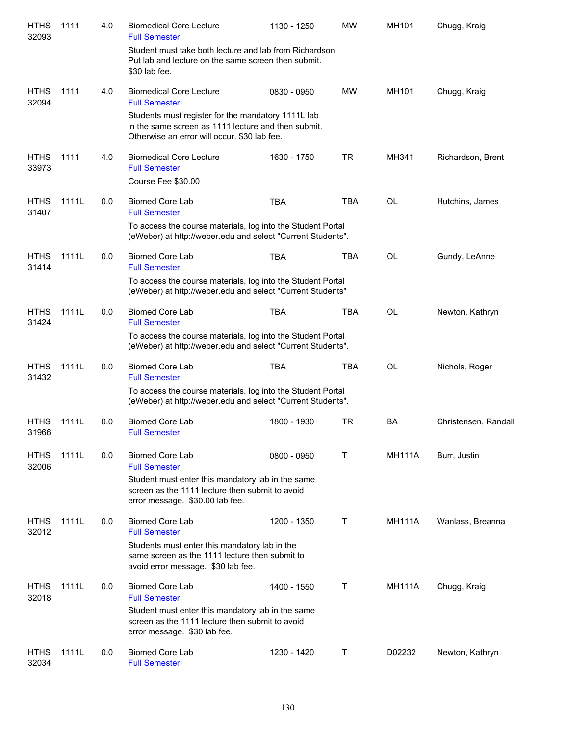| | | | | | | | |
|---|---|---|---|---|---|---|---|
| HTHS 32093 | 1111 | 4.0 | Biomedical Core Lecture<br>Full Semester<br>Student must take both lecture and lab from Richardson. Put lab and lecture on the same screen then submit. $30 lab fee. | 1130 - 1250 | MW | MH101 | Chugg, Kraig |
| HTHS 32094 | 1111 | 4.0 | Biomedical Core Lecture<br>Full Semester<br>Students must register for the mandatory 1111L lab in the same screen as 1111 lecture and then submit. Otherwise an error will occur. $30 lab fee. | 0830 - 0950 | MW | MH101 | Chugg, Kraig |
| HTHS 33973 | 1111 | 4.0 | Biomedical Core Lecture<br>Full Semester<br>Course Fee $30.00 | 1630 - 1750 | TR | MH341 | Richardson, Brent |
| HTHS 31407 | 1111L | 0.0 | Biomed Core Lab<br>Full Semester<br>To access the course materials, log into the Student Portal (eWeber) at http://weber.edu and select "Current Students". | TBA | TBA | OL | Hutchins, James |
| HTHS 31414 | 1111L | 0.0 | Biomed Core Lab<br>Full Semester<br>To access the course materials, log into the Student Portal (eWeber) at http://weber.edu and select "Current Students" | TBA | TBA | OL | Gundy, LeAnne |
| HTHS 31424 | 1111L | 0.0 | Biomed Core Lab<br>Full Semester<br>To access the course materials, log into the Student Portal (eWeber) at http://weber.edu and select "Current Students". | TBA | TBA | OL | Newton, Kathryn |
| HTHS 31432 | 1111L | 0.0 | Biomed Core Lab<br>Full Semester<br>To access the course materials, log into the Student Portal (eWeber) at http://weber.edu and select "Current Students". | TBA | TBA | OL | Nichols, Roger |
| HTHS 31966 | 1111L | 0.0 | Biomed Core Lab<br>Full Semester | 1800 - 1930 | TR | BA | Christensen, Randall |
| HTHS 32006 | 1111L | 0.0 | Biomed Core Lab<br>Full Semester<br>Student must enter this mandatory lab in the same screen as the 1111 lecture then submit to avoid error message. $30.00 lab fee. | 0800 - 0950 | T | MH111A | Burr, Justin |
| HTHS 32012 | 1111L | 0.0 | Biomed Core Lab<br>Full Semester<br>Students must enter this mandatory lab in the same screen as the 1111 lecture then submit to avoid error message. $30 lab fee. | 1200 - 1350 | T | MH111A | Wanlass, Breanna |
| HTHS 32018 | 1111L | 0.0 | Biomed Core Lab<br>Full Semester<br>Student must enter this mandatory lab in the same screen as the 1111 lecture then submit to avoid error message. $30 lab fee. | 1400 - 1550 | T | MH111A | Chugg, Kraig |
| HTHS 32034 | 1111L | 0.0 | Biomed Core Lab<br>Full Semester | 1230 - 1420 | T | D02232 | Newton, Kathryn |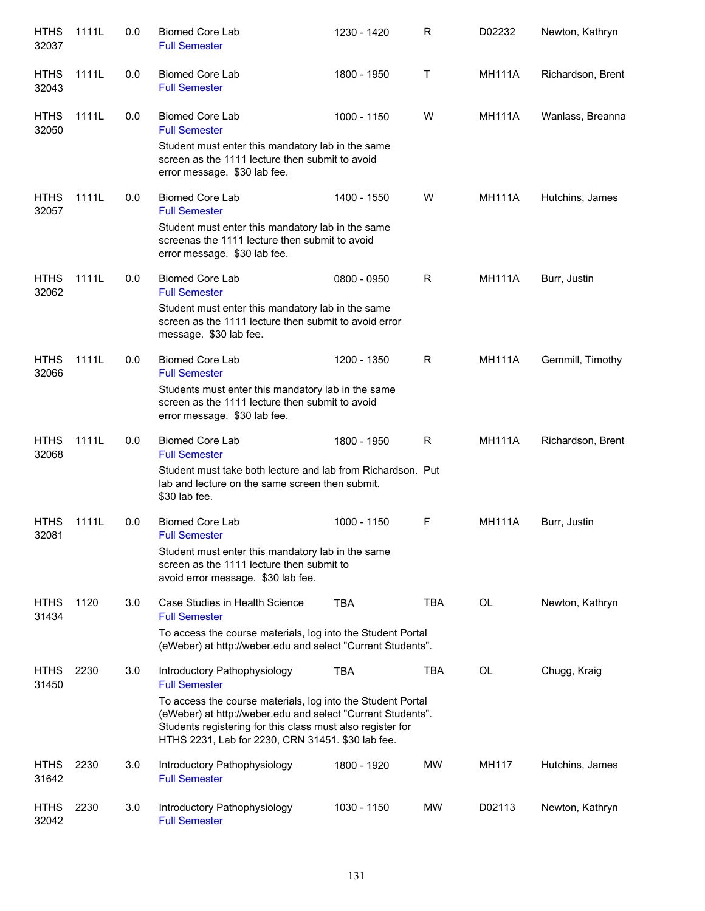| | | | | | | | |
|---|---|---|---|---|---|---|---|
| HTHS 32037 | 1111L | 0.0 | Biomed Core Lab<br>Full Semester | 1230 - 1420 | R | D02232 | Newton, Kathryn |
| HTHS 32043 | 1111L | 0.0 | Biomed Core Lab<br>Full Semester | 1800 - 1950 | T | MH111A | Richardson, Brent |
| HTHS 32050 | 1111L | 0.0 | Biomed Core Lab<br>Full Semester<br>Student must enter this mandatory lab in the same screen as the 1111 lecture then submit to avoid error message. $30 lab fee. | 1000 - 1150 | W | MH111A | Wanlass, Breanna |
| HTHS 32057 | 1111L | 0.0 | Biomed Core Lab<br>Full Semester<br>Student must enter this mandatory lab in the same screenas the 1111 lecture then submit to avoid error message. $30 lab fee. | 1400 - 1550 | W | MH111A | Hutchins, James |
| HTHS 32062 | 1111L | 0.0 | Biomed Core Lab<br>Full Semester<br>Student must enter this mandatory lab in the same screen as the 1111 lecture then submit to avoid error message. $30 lab fee. | 0800 - 0950 | R | MH111A | Burr, Justin |
| HTHS 32066 | 1111L | 0.0 | Biomed Core Lab<br>Full Semester<br>Students must enter this mandatory lab in the same screen as the 1111 lecture then submit to avoid error message. $30 lab fee. | 1200 - 1350 | R | MH111A | Gemmill, Timothy |
| HTHS 32068 | 1111L | 0.0 | Biomed Core Lab<br>Full Semester<br>Student must take both lecture and lab from Richardson. Put lab and lecture on the same screen then submit. $30 lab fee. | 1800 - 1950 | R | MH111A | Richardson, Brent |
| HTHS 32081 | 1111L | 0.0 | Biomed Core Lab<br>Full Semester<br>Student must enter this mandatory lab in the same screen as the 1111 lecture then submit to avoid error message. $30 lab fee. | 1000 - 1150 | F | MH111A | Burr, Justin |
| HTHS 31434 | 1120 | 3.0 | Case Studies in Health Science<br>Full Semester<br>To access the course materials, log into the Student Portal (eWeber) at http://weber.edu and select "Current Students". | TBA | TBA | OL | Newton, Kathryn |
| HTHS 31450 | 2230 | 3.0 | Introductory Pathophysiology<br>Full Semester<br>To access the course materials, log into the Student Portal (eWeber) at http://weber.edu and select "Current Students". Students registering for this class must also register for HTHS 2231, Lab for 2230, CRN 31451. $30 lab fee. | TBA | TBA | OL | Chugg, Kraig |
| HTHS 31642 | 2230 | 3.0 | Introductory Pathophysiology<br>Full Semester | 1800 - 1920 | MW | MH117 | Hutchins, James |
| HTHS 32042 | 2230 | 3.0 | Introductory Pathophysiology<br>Full Semester | 1030 - 1150 | MW | D02113 | Newton, Kathryn |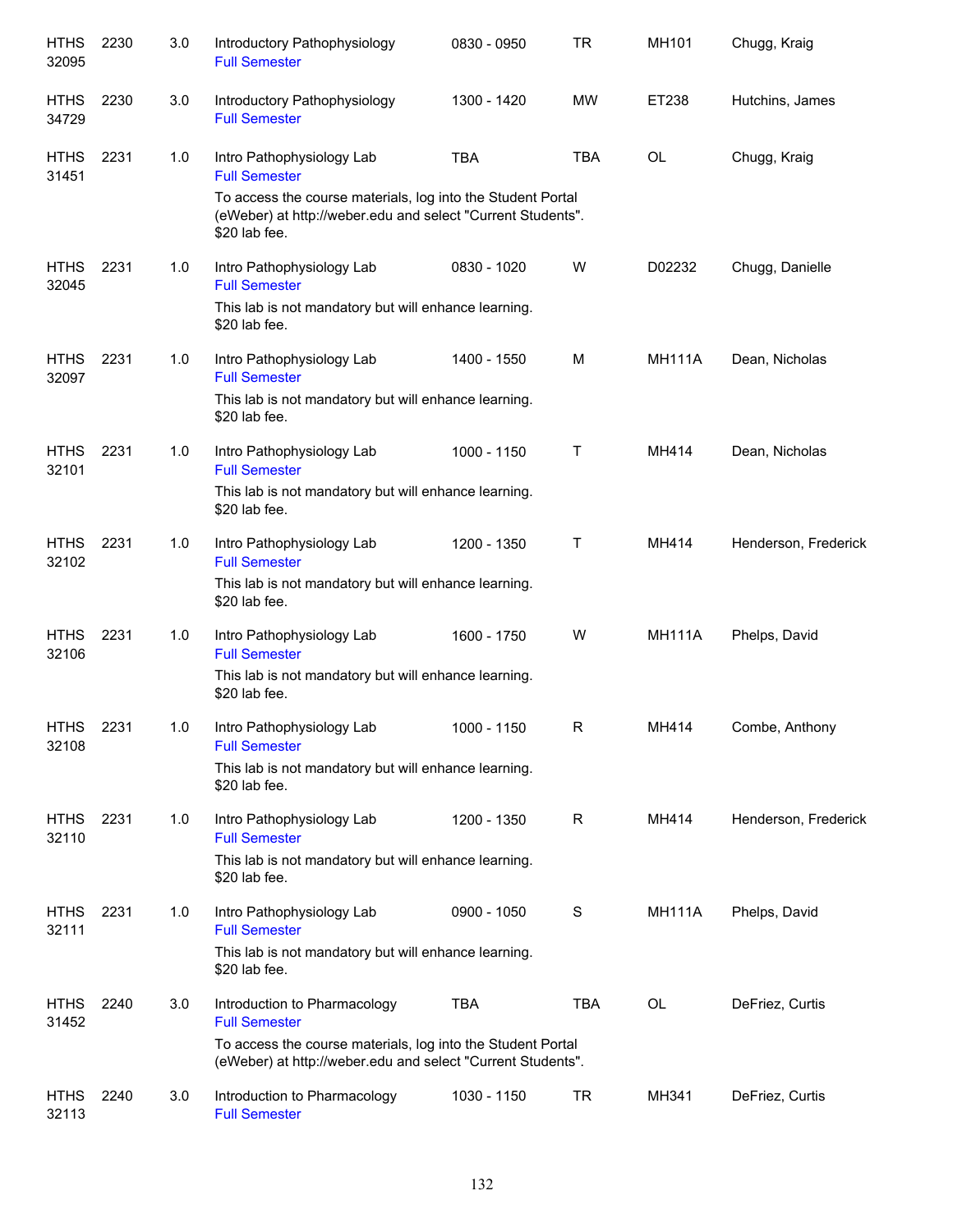| Course | Number | Credits | Title | Time | Days | Room | Instructor |
|---|---|---|---|---|---|---|---|
| HTHS 32095 | 2230 | 3.0 | Introductory Pathophysiology<br>Full Semester | 0830 - 0950 | TR | MH101 | Chugg, Kraig |
| HTHS 34729 | 2230 | 3.0 | Introductory Pathophysiology<br>Full Semester | 1300 - 1420 | MW | ET238 | Hutchins, James |
| HTHS 31451 | 2231 | 1.0 | Intro Pathophysiology Lab<br>Full Semester<br>To access the course materials, log into the Student Portal (eWeber) at http://weber.edu and select "Current Students". $20 lab fee. | TBA | TBA | OL | Chugg, Kraig |
| HTHS 32045 | 2231 | 1.0 | Intro Pathophysiology Lab<br>Full Semester<br>This lab is not mandatory but will enhance learning. $20 lab fee. | 0830 - 1020 | W | D02232 | Chugg, Danielle |
| HTHS 32097 | 2231 | 1.0 | Intro Pathophysiology Lab<br>Full Semester<br>This lab is not mandatory but will enhance learning. $20 lab fee. | 1400 - 1550 | M | MH111A | Dean, Nicholas |
| HTHS 32101 | 2231 | 1.0 | Intro Pathophysiology Lab<br>Full Semester<br>This lab is not mandatory but will enhance learning. $20 lab fee. | 1000 - 1150 | T | MH414 | Dean, Nicholas |
| HTHS 32102 | 2231 | 1.0 | Intro Pathophysiology Lab<br>Full Semester<br>This lab is not mandatory but will enhance learning. $20 lab fee. | 1200 - 1350 | T | MH414 | Henderson, Frederick |
| HTHS 32106 | 2231 | 1.0 | Intro Pathophysiology Lab<br>Full Semester<br>This lab is not mandatory but will enhance learning. $20 lab fee. | 1600 - 1750 | W | MH111A | Phelps, David |
| HTHS 32108 | 2231 | 1.0 | Intro Pathophysiology Lab<br>Full Semester<br>This lab is not mandatory but will enhance learning. $20 lab fee. | 1000 - 1150 | R | MH414 | Combe, Anthony |
| HTHS 32110 | 2231 | 1.0 | Intro Pathophysiology Lab<br>Full Semester<br>This lab is not mandatory but will enhance learning. $20 lab fee. | 1200 - 1350 | R | MH414 | Henderson, Frederick |
| HTHS 32111 | 2231 | 1.0 | Intro Pathophysiology Lab<br>Full Semester<br>This lab is not mandatory but will enhance learning. $20 lab fee. | 0900 - 1050 | S | MH111A | Phelps, David |
| HTHS 31452 | 2240 | 3.0 | Introduction to Pharmacology<br>Full Semester<br>To access the course materials, log into the Student Portal (eWeber) at http://weber.edu and select "Current Students". | TBA | TBA | OL | DeFriez, Curtis |
| HTHS 32113 | 2240 | 3.0 | Introduction to Pharmacology<br>Full Semester | 1030 - 1150 | TR | MH341 | DeFriez, Curtis |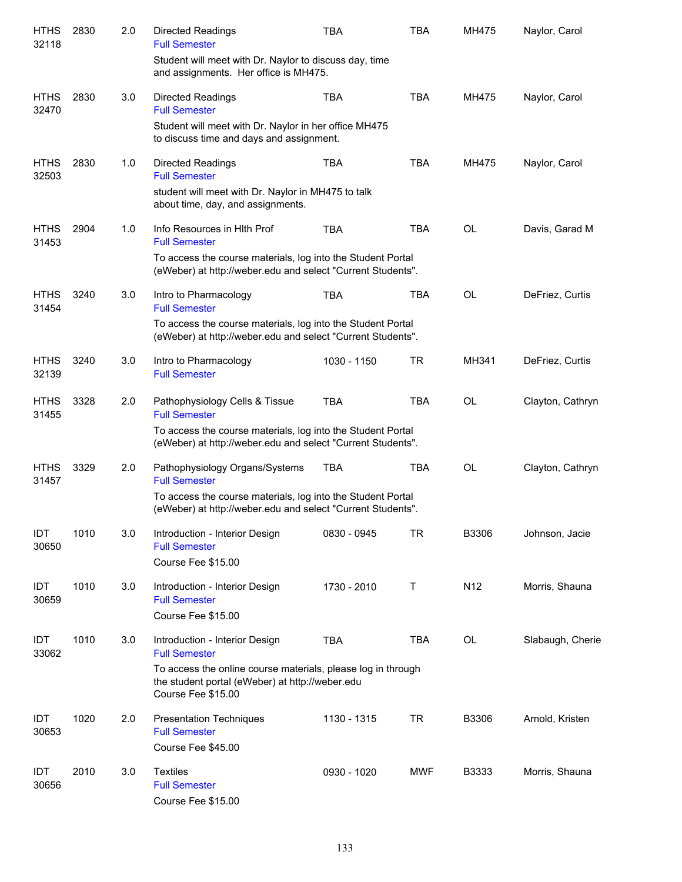| | | | | | | | |
|---|---|---|---|---|---|---|---|
| HTHS 32118 | 2830 | 2.0 | Directed Readings<br>Full Semester<br>Student will meet with Dr. Naylor to discuss day, time and assignments. Her office is MH475. | TBA | TBA | MH475 | Naylor, Carol |
| HTHS 32470 | 2830 | 3.0 | Directed Readings<br>Full Semester<br>Student will meet with Dr. Naylor in her office MH475 to discuss time and days and assignment. | TBA | TBA | MH475 | Naylor, Carol |
| HTHS 32503 | 2830 | 1.0 | Directed Readings<br>Full Semester<br>student will meet with Dr. Naylor in MH475 to talk about time, day, and assignments. | TBA | TBA | MH475 | Naylor, Carol |
| HTHS 31453 | 2904 | 1.0 | Info Resources in Hlth Prof<br>Full Semester<br>To access the course materials, log into the Student Portal (eWeber) at http://weber.edu and select "Current Students". | TBA | TBA | OL | Davis, Garad M |
| HTHS 31454 | 3240 | 3.0 | Intro to Pharmacology<br>Full Semester<br>To access the course materials, log into the Student Portal (eWeber) at http://weber.edu and select "Current Students". | TBA | TBA | OL | DeFriez, Curtis |
| HTHS 32139 | 3240 | 3.0 | Intro to Pharmacology<br>Full Semester | 1030 - 1150 | TR | MH341 | DeFriez, Curtis |
| HTHS 31455 | 3328 | 2.0 | Pathophysiology Cells & Tissue<br>Full Semester<br>To access the course materials, log into the Student Portal (eWeber) at http://weber.edu and select "Current Students". | TBA | TBA | OL | Clayton, Cathryn |
| HTHS 31457 | 3329 | 2.0 | Pathophysiology Organs/Systems<br>Full Semester<br>To access the course materials, log into the Student Portal (eWeber) at http://weber.edu and select "Current Students". | TBA | TBA | OL | Clayton, Cathryn |
| IDT 30650 | 1010 | 3.0 | Introduction - Interior Design<br>Full Semester<br>Course Fee $15.00 | 0830 - 0945 | TR | B3306 | Johnson, Jacie |
| IDT 30659 | 1010 | 3.0 | Introduction - Interior Design<br>Full Semester<br>Course Fee $15.00 | 1730 - 2010 | T | N12 | Morris, Shauna |
| IDT 33062 | 1010 | 3.0 | Introduction - Interior Design<br>Full Semester<br>To access the online course materials, please log in through the student portal (eWeber) at http://weber.edu<br>Course Fee $15.00 | TBA | TBA | OL | Slabaugh, Cherie |
| IDT 30653 | 1020 | 2.0 | Presentation Techniques<br>Full Semester<br>Course Fee $45.00 | 1130 - 1315 | TR | B3306 | Arnold, Kristen |
| IDT 30656 | 2010 | 3.0 | Textiles<br>Full Semester<br>Course Fee $15.00 | 0930 - 1020 | MWF | B3333 | Morris, Shauna |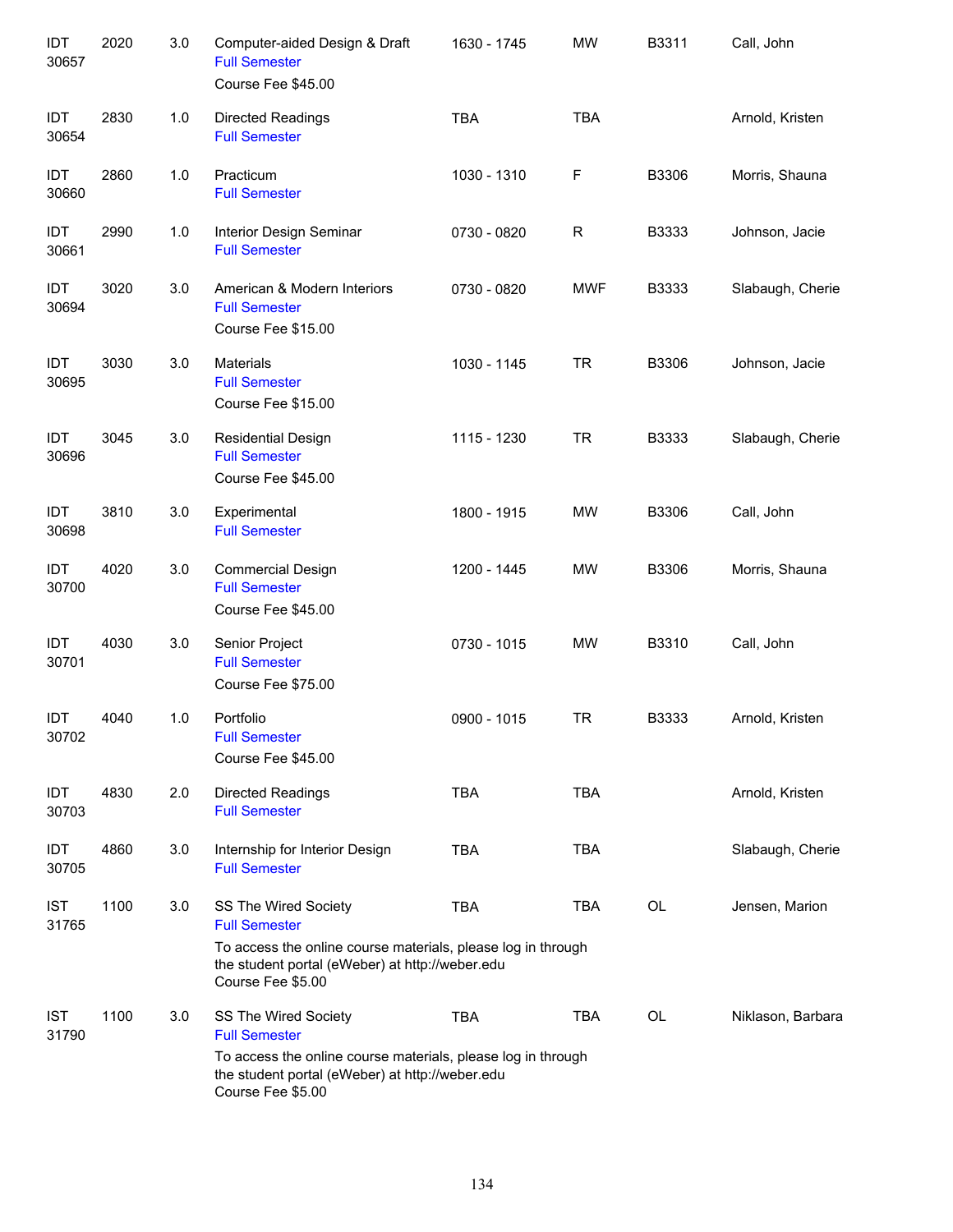| | | | | | | | |
|---|---|---|---|---|---|---|---|
| IDT 30657 | 2020 | 3.0 | Computer-aided Design & Draft<br>Full Semester<br>Course Fee $45.00 | 1630 - 1745 | MW | B3311 | Call, John |
| IDT 30654 | 2830 | 1.0 | Directed Readings<br>Full Semester | TBA | TBA | | Arnold, Kristen |
| IDT 30660 | 2860 | 1.0 | Practicum<br>Full Semester | 1030 - 1310 | F | B3306 | Morris, Shauna |
| IDT 30661 | 2990 | 1.0 | Interior Design Seminar<br>Full Semester | 0730 - 0820 | R | B3333 | Johnson, Jacie |
| IDT 30694 | 3020 | 3.0 | American & Modern Interiors<br>Full Semester<br>Course Fee $15.00 | 0730 - 0820 | MWF | B3333 | Slabaugh, Cherie |
| IDT 30695 | 3030 | 3.0 | Materials<br>Full Semester<br>Course Fee $15.00 | 1030 - 1145 | TR | B3306 | Johnson, Jacie |
| IDT 30696 | 3045 | 3.0 | Residential Design<br>Full Semester<br>Course Fee $45.00 | 1115 - 1230 | TR | B3333 | Slabaugh, Cherie |
| IDT 30698 | 3810 | 3.0 | Experimental<br>Full Semester | 1800 - 1915 | MW | B3306 | Call, John |
| IDT 30700 | 4020 | 3.0 | Commercial Design<br>Full Semester<br>Course Fee $45.00 | 1200 - 1445 | MW | B3306 | Morris, Shauna |
| IDT 30701 | 4030 | 3.0 | Senior Project<br>Full Semester<br>Course Fee $75.00 | 0730 - 1015 | MW | B3310 | Call, John |
| IDT 30702 | 4040 | 1.0 | Portfolio<br>Full Semester<br>Course Fee $45.00 | 0900 - 1015 | TR | B3333 | Arnold, Kristen |
| IDT 30703 | 4830 | 2.0 | Directed Readings<br>Full Semester | TBA | TBA | | Arnold, Kristen |
| IDT 30705 | 4860 | 3.0 | Internship for Interior Design<br>Full Semester | TBA | TBA | | Slabaugh, Cherie |
| IST 31765 | 1100 | 3.0 | SS The Wired Society<br>Full Semester<br>To access the online course materials, please log in through the student portal (eWeber) at http://weber.edu<br>Course Fee $5.00 | TBA | TBA | OL | Jensen, Marion |
| IST 31790 | 1100 | 3.0 | SS The Wired Society<br>Full Semester<br>To access the online course materials, please log in through the student portal (eWeber) at http://weber.edu<br>Course Fee $5.00 | TBA | TBA | OL | Niklason, Barbara |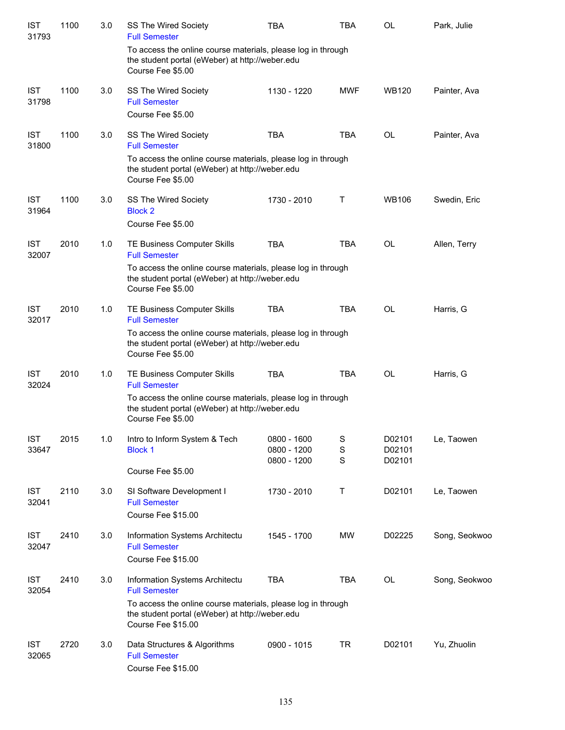| | | | | | | | |
|---|---|---|---|---|---|---|---|
| IST 31793 | 1100 | 3.0 | SS The Wired Society<br>Full Semester<br>To access the online course materials, please log in through the student portal (eWeber) at http://weber.edu<br>Course Fee $5.00 | TBA | TBA | OL | Park, Julie |
| IST 31798 | 1100 | 3.0 | SS The Wired Society<br>Full Semester<br>Course Fee $5.00 | 1130 - 1220 | MWF | WB120 | Painter, Ava |
| IST 31800 | 1100 | 3.0 | SS The Wired Society<br>Full Semester<br>To access the online course materials, please log in through the student portal (eWeber) at http://weber.edu<br>Course Fee $5.00 | TBA | TBA | OL | Painter, Ava |
| IST 31964 | 1100 | 3.0 | SS The Wired Society<br>Block 2<br>Course Fee $5.00 | 1730 - 2010 | T | WB106 | Swedin, Eric |
| IST 32007 | 2010 | 1.0 | TE Business Computer Skills<br>Full Semester<br>To access the online course materials, please log in through the student portal (eWeber) at http://weber.edu<br>Course Fee $5.00 | TBA | TBA | OL | Allen, Terry |
| IST 32017 | 2010 | 1.0 | TE Business Computer Skills<br>Full Semester<br>To access the online course materials, please log in through the student portal (eWeber) at http://weber.edu<br>Course Fee $5.00 | TBA | TBA | OL | Harris, G |
| IST 32024 | 2010 | 1.0 | TE Business Computer Skills<br>Full Semester<br>To access the online course materials, please log in through the student portal (eWeber) at http://weber.edu<br>Course Fee $5.00 | TBA | TBA | OL | Harris, G |
| IST 33647 | 2015 | 1.0 | Intro to Inform System & Tech<br>Block 1<br>Course Fee $5.00 | 0800 - 1600<br>0800 - 1200<br>0800 - 1200 | S<br>S<br>S | D02101<br>D02101<br>D02101 | Le, Taowen |
| IST 32041 | 2110 | 3.0 | SI Software Development I<br>Full Semester<br>Course Fee $15.00 | 1730 - 2010 | T | D02101 | Le, Taowen |
| IST 32047 | 2410 | 3.0 | Information Systems Architectu<br>Full Semester<br>Course Fee $15.00 | 1545 - 1700 | MW | D02225 | Song, Seokwoo |
| IST 32054 | 2410 | 3.0 | Information Systems Architectu<br>Full Semester<br>To access the online course materials, please log in through the student portal (eWeber) at http://weber.edu<br>Course Fee $15.00 | TBA | TBA | OL | Song, Seokwoo |
| IST 32065 | 2720 | 3.0 | Data Structures & Algorithms<br>Full Semester<br>Course Fee $15.00 | 0900 - 1015 | TR | D02101 | Yu, Zhuolin |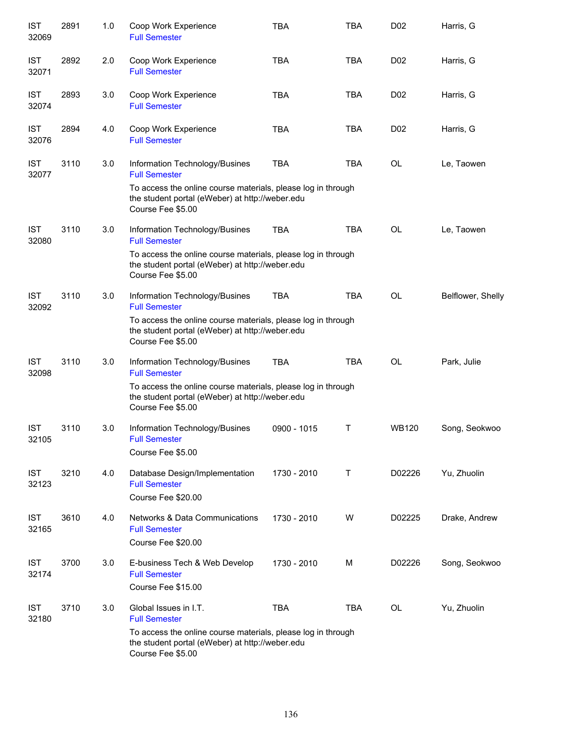| | | | | | | | |
|---|---|---|---|---|---|---|---|
| IST 32069 | 2891 | 1.0 | Coop Work Experience<br>Full Semester | TBA | TBA | D02 | Harris, G |
| IST 32071 | 2892 | 2.0 | Coop Work Experience<br>Full Semester | TBA | TBA | D02 | Harris, G |
| IST 32074 | 2893 | 3.0 | Coop Work Experience<br>Full Semester | TBA | TBA | D02 | Harris, G |
| IST 32076 | 2894 | 4.0 | Coop Work Experience<br>Full Semester | TBA | TBA | D02 | Harris, G |
| IST 32077 | 3110 | 3.0 | Information Technology/Busines<br>Full Semester<br>To access the online course materials, please log in through the student portal (eWeber) at http://weber.edu<br>Course Fee $5.00 | TBA | TBA | OL | Le, Taowen |
| IST 32080 | 3110 | 3.0 | Information Technology/Busines<br>Full Semester<br>To access the online course materials, please log in through the student portal (eWeber) at http://weber.edu<br>Course Fee $5.00 | TBA | TBA | OL | Le, Taowen |
| IST 32092 | 3110 | 3.0 | Information Technology/Busines<br>Full Semester<br>To access the online course materials, please log in through the student portal (eWeber) at http://weber.edu<br>Course Fee $5.00 | TBA | TBA | OL | Belflower, Shelly |
| IST 32098 | 3110 | 3.0 | Information Technology/Busines<br>Full Semester<br>To access the online course materials, please log in through the student portal (eWeber) at http://weber.edu<br>Course Fee $5.00 | TBA | TBA | OL | Park, Julie |
| IST 32105 | 3110 | 3.0 | Information Technology/Busines<br>Full Semester<br>Course Fee $5.00 | 0900 - 1015 | T | WB120 | Song, Seokwoo |
| IST 32123 | 3210 | 4.0 | Database Design/Implementation<br>Full Semester<br>Course Fee $20.00 | 1730 - 2010 | T | D02226 | Yu, Zhuolin |
| IST 32165 | 3610 | 4.0 | Networks & Data Communications<br>Full Semester<br>Course Fee $20.00 | 1730 - 2010 | W | D02225 | Drake, Andrew |
| IST 32174 | 3700 | 3.0 | E-business Tech & Web Develop<br>Full Semester<br>Course Fee $15.00 | 1730 - 2010 | M | D02226 | Song, Seokwoo |
| IST 32180 | 3710 | 3.0 | Global Issues in I.T.<br>Full Semester<br>To access the online course materials, please log in through the student portal (eWeber) at http://weber.edu<br>Course Fee $5.00 | TBA | TBA | OL | Yu, Zhuolin |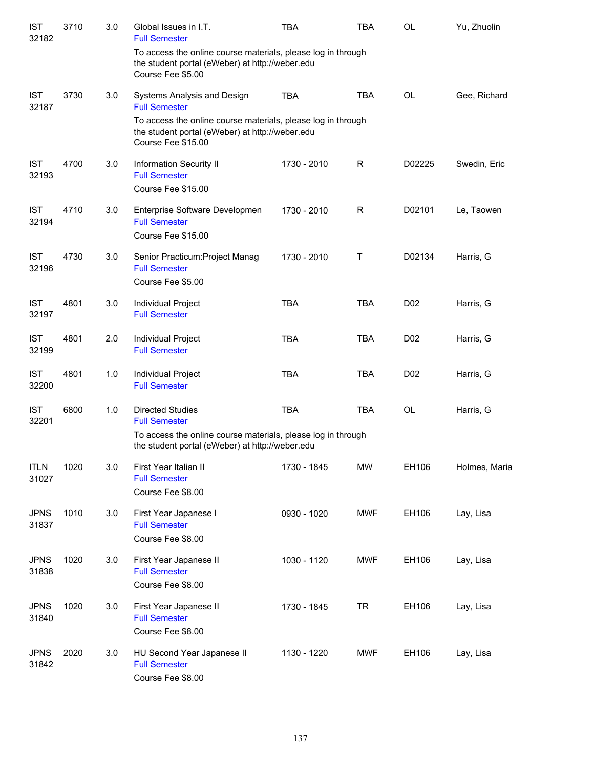| | | | | | | | |
|---|---|---|---|---|---|---|---|
| IST 32182 | 3710 | 3.0 | Global Issues in I.T.<br>Full Semester<br>To access the online course materials, please log in through the student portal (eWeber) at http://weber.edu<br>Course Fee $5.00 | TBA | TBA | OL | Yu, Zhuolin |
| IST 32187 | 3730 | 3.0 | Systems Analysis and Design<br>Full Semester<br>To access the online course materials, please log in through the student portal (eWeber) at http://weber.edu<br>Course Fee $15.00 | TBA | TBA | OL | Gee, Richard |
| IST 32193 | 4700 | 3.0 | Information Security II<br>Full Semester<br>Course Fee $15.00 | 1730 - 2010 | R | D02225 | Swedin, Eric |
| IST 32194 | 4710 | 3.0 | Enterprise Software Developmen<br>Full Semester<br>Course Fee $15.00 | 1730 - 2010 | R | D02101 | Le, Taowen |
| IST 32196 | 4730 | 3.0 | Senior Practicum:Project Manag<br>Full Semester<br>Course Fee $5.00 | 1730 - 2010 | T | D02134 | Harris, G |
| IST 32197 | 4801 | 3.0 | Individual Project<br>Full Semester | TBA | TBA | D02 | Harris, G |
| IST 32199 | 4801 | 2.0 | Individual Project<br>Full Semester | TBA | TBA | D02 | Harris, G |
| IST 32200 | 4801 | 1.0 | Individual Project<br>Full Semester | TBA | TBA | D02 | Harris, G |
| IST 32201 | 6800 | 1.0 | Directed Studies<br>Full Semester<br>To access the online course materials, please log in through the student portal (eWeber) at http://weber.edu | TBA | TBA | OL | Harris, G |
| ITLN 31027 | 1020 | 3.0 | First Year Italian II<br>Full Semester<br>Course Fee $8.00 | 1730 - 1845 | MW | EH106 | Holmes, Maria |
| JPNS 31837 | 1010 | 3.0 | First Year Japanese I<br>Full Semester<br>Course Fee $8.00 | 0930 - 1020 | MWF | EH106 | Lay, Lisa |
| JPNS 31838 | 1020 | 3.0 | First Year Japanese II<br>Full Semester<br>Course Fee $8.00 | 1030 - 1120 | MWF | EH106 | Lay, Lisa |
| JPNS 31840 | 1020 | 3.0 | First Year Japanese II<br>Full Semester<br>Course Fee $8.00 | 1730 - 1845 | TR | EH106 | Lay, Lisa |
| JPNS 31842 | 2020 | 3.0 | HU Second Year Japanese II<br>Full Semester<br>Course Fee $8.00 | 1130 - 1220 | MWF | EH106 | Lay, Lisa |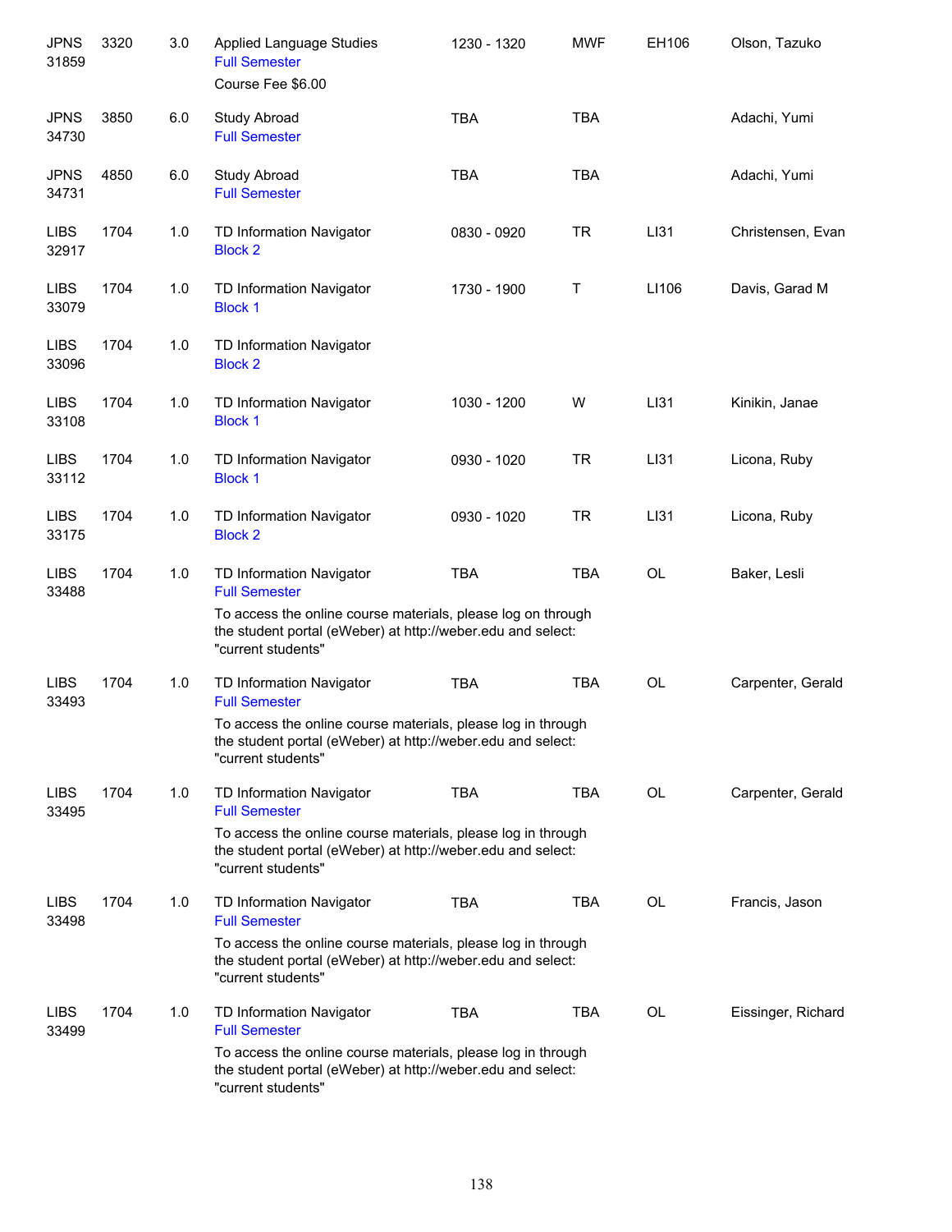| | | | | | | | |
|---|---|---|---|---|---|---|---|
| JPNS 31859 | 3320 | 3.0 | Applied Language Studies<br>Full Semester<br>Course Fee $6.00 | 1230 - 1320 | MWF | EH106 | Olson, Tazuko |
| JPNS 34730 | 3850 | 6.0 | Study Abroad<br>Full Semester | TBA | TBA | | Adachi, Yumi |
| JPNS 34731 | 4850 | 6.0 | Study Abroad<br>Full Semester | TBA | TBA | | Adachi, Yumi |
| LIBS 32917 | 1704 | 1.0 | TD Information Navigator<br>Block 2 | 0830 - 0920 | TR | LI31 | Christensen, Evan |
| LIBS 33079 | 1704 | 1.0 | TD Information Navigator<br>Block 1 | 1730 - 1900 | T | LI106 | Davis, Garad M |
| LIBS 33096 | 1704 | 1.0 | TD Information Navigator<br>Block 2 | | | | |
| LIBS 33108 | 1704 | 1.0 | TD Information Navigator<br>Block 1 | 1030 - 1200 | W | LI31 | Kinikin, Janae |
| LIBS 33112 | 1704 | 1.0 | TD Information Navigator<br>Block 1 | 0930 - 1020 | TR | LI31 | Licona, Ruby |
| LIBS 33175 | 1704 | 1.0 | TD Information Navigator<br>Block 2 | 0930 - 1020 | TR | LI31 | Licona, Ruby |
| LIBS 33488 | 1704 | 1.0 | TD Information Navigator<br>Full Semester<br>To access the online course materials, please log on through the student portal (eWeber) at http://weber.edu and select: "current students" | TBA | TBA | OL | Baker, Lesli |
| LIBS 33493 | 1704 | 1.0 | TD Information Navigator<br>Full Semester<br>To access the online course materials, please log in through the student portal (eWeber) at http://weber.edu and select: "current students" | TBA | TBA | OL | Carpenter, Gerald |
| LIBS 33495 | 1704 | 1.0 | TD Information Navigator<br>Full Semester<br>To access the online course materials, please log in through the student portal (eWeber) at http://weber.edu and select: "current students" | TBA | TBA | OL | Carpenter, Gerald |
| LIBS 33498 | 1704 | 1.0 | TD Information Navigator<br>Full Semester<br>To access the online course materials, please log in through the student portal (eWeber) at http://weber.edu and select: "current students" | TBA | TBA | OL | Francis, Jason |
| LIBS 33499 | 1704 | 1.0 | TD Information Navigator<br>Full Semester<br>To access the online course materials, please log in through the student portal (eWeber) at http://weber.edu and select: "current students" | TBA | TBA | OL | Eissinger, Richard |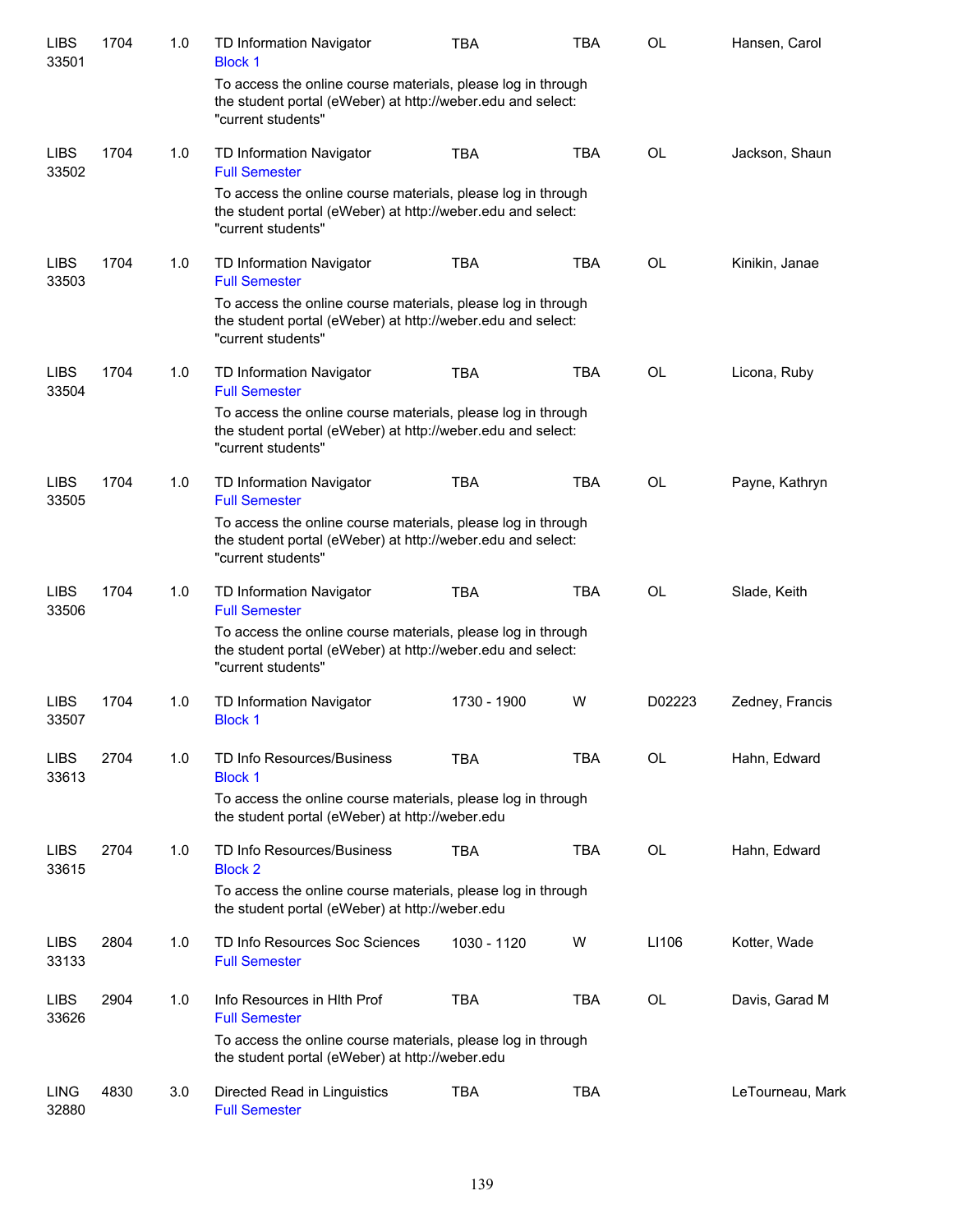| | | | | | | | |
|---|---|---|---|---|---|---|---|
| LIBS 33501 | 1704 | 1.0 | TD Information Navigator<br>Block 1<br>To access the online course materials, please log in through the student portal (eWeber) at http://weber.edu and select: "current students" | TBA | TBA | OL | Hansen, Carol |
| LIBS 33502 | 1704 | 1.0 | TD Information Navigator<br>Full Semester<br>To access the online course materials, please log in through the student portal (eWeber) at http://weber.edu and select: "current students" | TBA | TBA | OL | Jackson, Shaun |
| LIBS 33503 | 1704 | 1.0 | TD Information Navigator<br>Full Semester<br>To access the online course materials, please log in through the student portal (eWeber) at http://weber.edu and select: "current students" | TBA | TBA | OL | Kinikin, Janae |
| LIBS 33504 | 1704 | 1.0 | TD Information Navigator<br>Full Semester<br>To access the online course materials, please log in through the student portal (eWeber) at http://weber.edu and select: "current students" | TBA | TBA | OL | Licona, Ruby |
| LIBS 33505 | 1704 | 1.0 | TD Information Navigator<br>Full Semester<br>To access the online course materials, please log in through the student portal (eWeber) at http://weber.edu and select: "current students" | TBA | TBA | OL | Payne, Kathryn |
| LIBS 33506 | 1704 | 1.0 | TD Information Navigator<br>Full Semester<br>To access the online course materials, please log in through the student portal (eWeber) at http://weber.edu and select: "current students" | TBA | TBA | OL | Slade, Keith |
| LIBS 33507 | 1704 | 1.0 | TD Information Navigator<br>Block 1 | 1730 - 1900 | W | D02223 | Zedney, Francis |
| LIBS 33613 | 2704 | 1.0 | TD Info Resources/Business<br>Block 1<br>To access the online course materials, please log in through the student portal (eWeber) at http://weber.edu | TBA | TBA | OL | Hahn, Edward |
| LIBS 33615 | 2704 | 1.0 | TD Info Resources/Business<br>Block 2<br>To access the online course materials, please log in through the student portal (eWeber) at http://weber.edu | TBA | TBA | OL | Hahn, Edward |
| LIBS 33133 | 2804 | 1.0 | TD Info Resources Soc Sciences<br>Full Semester | 1030 - 1120 | W | LI106 | Kotter, Wade |
| LIBS 33626 | 2904 | 1.0 | Info Resources in Hlth Prof<br>Full Semester<br>To access the online course materials, please log in through the student portal (eWeber) at http://weber.edu | TBA | TBA | OL | Davis, Garad M |
| LING 32880 | 4830 | 3.0 | Directed Read in Linguistics<br>Full Semester | TBA | TBA | | LeTourneau, Mark |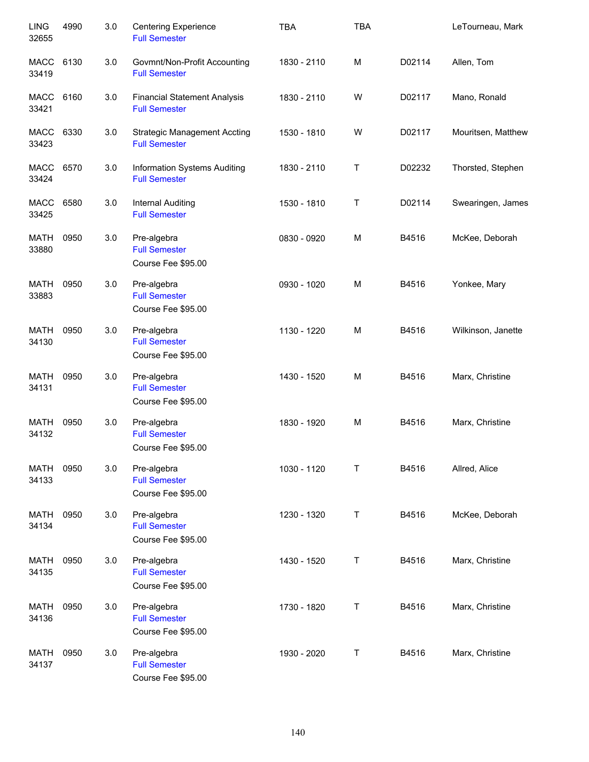| | | | | | | | |
|---|---|---|---|---|---|---|---|
| LING 32655 | 4990 | 3.0 | Centering Experience<br>Full Semester | TBA | TBA | | LeTourneau, Mark |
| MACC 33419 | 6130 | 3.0 | Govmnt/Non-Profit Accounting<br>Full Semester | 1830 - 2110 | M | D02114 | Allen, Tom |
| MACC 33421 | 6160 | 3.0 | Financial Statement Analysis<br>Full Semester | 1830 - 2110 | W | D02117 | Mano, Ronald |
| MACC 33423 | 6330 | 3.0 | Strategic Management Accting<br>Full Semester | 1530 - 1810 | W | D02117 | Mouritsen, Matthew |
| MACC 33424 | 6570 | 3.0 | Information Systems Auditing<br>Full Semester | 1830 - 2110 | T | D02232 | Thorsted, Stephen |
| MACC 33425 | 6580 | 3.0 | Internal Auditing<br>Full Semester | 1530 - 1810 | T | D02114 | Swearingen, James |
| MATH 33880 | 0950 | 3.0 | Pre-algebra<br>Full Semester<br>Course Fee $95.00 | 0830 - 0920 | M | B4516 | McKee, Deborah |
| MATH 33883 | 0950 | 3.0 | Pre-algebra<br>Full Semester<br>Course Fee $95.00 | 0930 - 1020 | M | B4516 | Yonkee, Mary |
| MATH 34130 | 0950 | 3.0 | Pre-algebra<br>Full Semester<br>Course Fee $95.00 | 1130 - 1220 | M | B4516 | Wilkinson, Janette |
| MATH 34131 | 0950 | 3.0 | Pre-algebra<br>Full Semester<br>Course Fee $95.00 | 1430 - 1520 | M | B4516 | Marx, Christine |
| MATH 34132 | 0950 | 3.0 | Pre-algebra<br>Full Semester<br>Course Fee $95.00 | 1830 - 1920 | M | B4516 | Marx, Christine |
| MATH 34133 | 0950 | 3.0 | Pre-algebra<br>Full Semester<br>Course Fee $95.00 | 1030 - 1120 | T | B4516 | Allred, Alice |
| MATH 34134 | 0950 | 3.0 | Pre-algebra<br>Full Semester<br>Course Fee $95.00 | 1230 - 1320 | T | B4516 | McKee, Deborah |
| MATH 34135 | 0950 | 3.0 | Pre-algebra<br>Full Semester<br>Course Fee $95.00 | 1430 - 1520 | T | B4516 | Marx, Christine |
| MATH 34136 | 0950 | 3.0 | Pre-algebra<br>Full Semester<br>Course Fee $95.00 | 1730 - 1820 | T | B4516 | Marx, Christine |
| MATH 34137 | 0950 | 3.0 | Pre-algebra<br>Full Semester<br>Course Fee $95.00 | 1930 - 2020 | T | B4516 | Marx, Christine |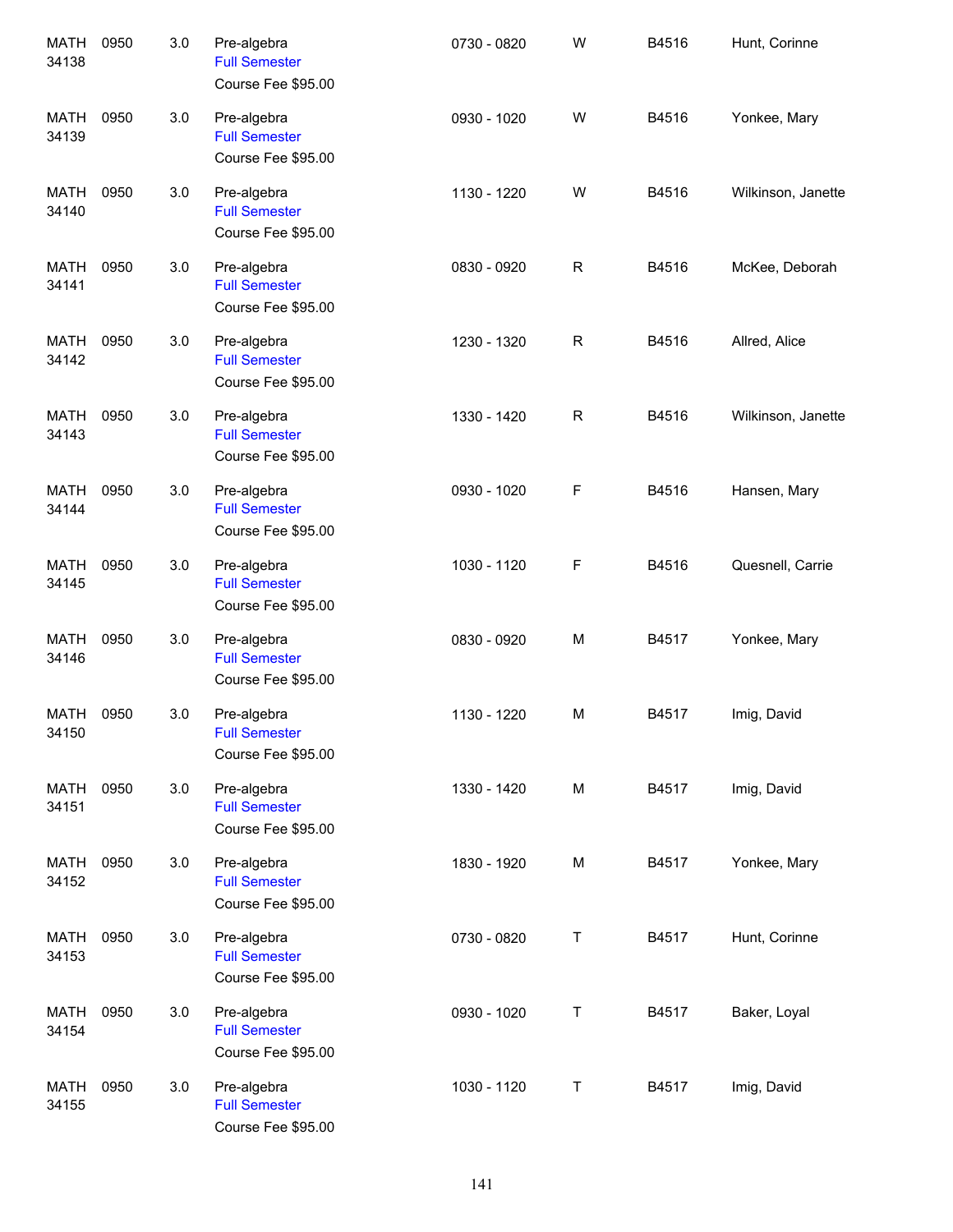| | | | | | | | |
|---|---|---|---|---|---|---|---|
| MATH 34138 | 0950 | 3.0 | Pre-algebra<br>Full Semester<br>Course Fee $95.00 | 0730 - 0820 | W | B4516 | Hunt, Corinne |
| MATH 34139 | 0950 | 3.0 | Pre-algebra<br>Full Semester<br>Course Fee $95.00 | 0930 - 1020 | W | B4516 | Yonkee, Mary |
| MATH 34140 | 0950 | 3.0 | Pre-algebra<br>Full Semester<br>Course Fee $95.00 | 1130 - 1220 | W | B4516 | Wilkinson, Janette |
| MATH 34141 | 0950 | 3.0 | Pre-algebra<br>Full Semester<br>Course Fee $95.00 | 0830 - 0920 | R | B4516 | McKee, Deborah |
| MATH 34142 | 0950 | 3.0 | Pre-algebra<br>Full Semester<br>Course Fee $95.00 | 1230 - 1320 | R | B4516 | Allred, Alice |
| MATH 34143 | 0950 | 3.0 | Pre-algebra<br>Full Semester<br>Course Fee $95.00 | 1330 - 1420 | R | B4516 | Wilkinson, Janette |
| MATH 34144 | 0950 | 3.0 | Pre-algebra<br>Full Semester<br>Course Fee $95.00 | 0930 - 1020 | F | B4516 | Hansen, Mary |
| MATH 34145 | 0950 | 3.0 | Pre-algebra<br>Full Semester<br>Course Fee $95.00 | 1030 - 1120 | F | B4516 | Quesnell, Carrie |
| MATH 34146 | 0950 | 3.0 | Pre-algebra<br>Full Semester<br>Course Fee $95.00 | 0830 - 0920 | M | B4517 | Yonkee, Mary |
| MATH 34150 | 0950 | 3.0 | Pre-algebra<br>Full Semester<br>Course Fee $95.00 | 1130 - 1220 | M | B4517 | Imig, David |
| MATH 34151 | 0950 | 3.0 | Pre-algebra<br>Full Semester<br>Course Fee $95.00 | 1330 - 1420 | M | B4517 | Imig, David |
| MATH 34152 | 0950 | 3.0 | Pre-algebra<br>Full Semester<br>Course Fee $95.00 | 1830 - 1920 | M | B4517 | Yonkee, Mary |
| MATH 34153 | 0950 | 3.0 | Pre-algebra<br>Full Semester<br>Course Fee $95.00 | 0730 - 0820 | T | B4517 | Hunt, Corinne |
| MATH 34154 | 0950 | 3.0 | Pre-algebra<br>Full Semester<br>Course Fee $95.00 | 0930 - 1020 | T | B4517 | Baker, Loyal |
| MATH 34155 | 0950 | 3.0 | Pre-algebra<br>Full Semester<br>Course Fee $95.00 | 1030 - 1120 | T | B4517 | Imig, David |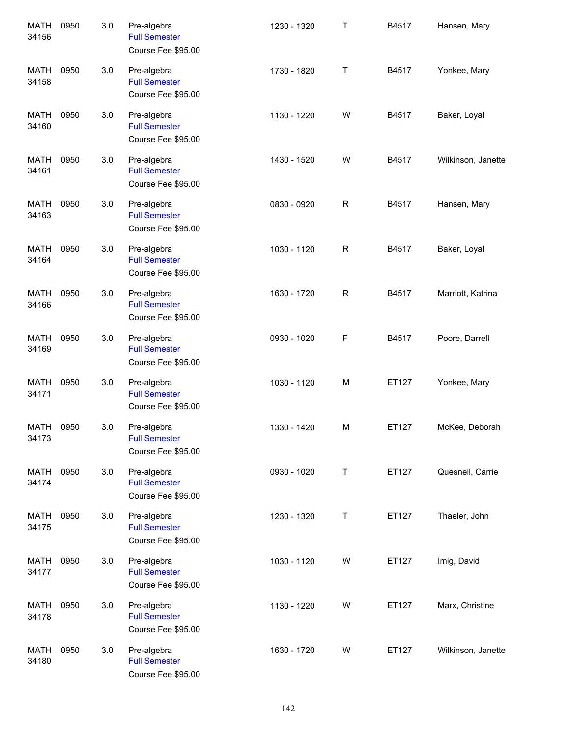| | | | | | | | |
|---|---|---|---|---|---|---|---|
| MATH 34156 | 0950 | 3.0 | Pre-algebra<br>Full Semester<br>Course Fee $95.00 | 1230 - 1320 | T | B4517 | Hansen, Mary |
| MATH 34158 | 0950 | 3.0 | Pre-algebra<br>Full Semester<br>Course Fee $95.00 | 1730 - 1820 | T | B4517 | Yonkee, Mary |
| MATH 34160 | 0950 | 3.0 | Pre-algebra<br>Full Semester<br>Course Fee $95.00 | 1130 - 1220 | W | B4517 | Baker, Loyal |
| MATH 34161 | 0950 | 3.0 | Pre-algebra<br>Full Semester<br>Course Fee $95.00 | 1430 - 1520 | W | B4517 | Wilkinson, Janette |
| MATH 34163 | 0950 | 3.0 | Pre-algebra<br>Full Semester<br>Course Fee $95.00 | 0830 - 0920 | R | B4517 | Hansen, Mary |
| MATH 34164 | 0950 | 3.0 | Pre-algebra<br>Full Semester<br>Course Fee $95.00 | 1030 - 1120 | R | B4517 | Baker, Loyal |
| MATH 34166 | 0950 | 3.0 | Pre-algebra<br>Full Semester<br>Course Fee $95.00 | 1630 - 1720 | R | B4517 | Marriott, Katrina |
| MATH 34169 | 0950 | 3.0 | Pre-algebra<br>Full Semester<br>Course Fee $95.00 | 0930 - 1020 | F | B4517 | Poore, Darrell |
| MATH 34171 | 0950 | 3.0 | Pre-algebra<br>Full Semester<br>Course Fee $95.00 | 1030 - 1120 | M | ET127 | Yonkee, Mary |
| MATH 34173 | 0950 | 3.0 | Pre-algebra<br>Full Semester<br>Course Fee $95.00 | 1330 - 1420 | M | ET127 | McKee, Deborah |
| MATH 34174 | 0950 | 3.0 | Pre-algebra<br>Full Semester<br>Course Fee $95.00 | 0930 - 1020 | T | ET127 | Quesnell, Carrie |
| MATH 34175 | 0950 | 3.0 | Pre-algebra<br>Full Semester<br>Course Fee $95.00 | 1230 - 1320 | T | ET127 | Thaeler, John |
| MATH 34177 | 0950 | 3.0 | Pre-algebra<br>Full Semester<br>Course Fee $95.00 | 1030 - 1120 | W | ET127 | Imig, David |
| MATH 34178 | 0950 | 3.0 | Pre-algebra<br>Full Semester<br>Course Fee $95.00 | 1130 - 1220 | W | ET127 | Marx, Christine |
| MATH 34180 | 0950 | 3.0 | Pre-algebra<br>Full Semester<br>Course Fee $95.00 | 1630 - 1720 | W | ET127 | Wilkinson, Janette |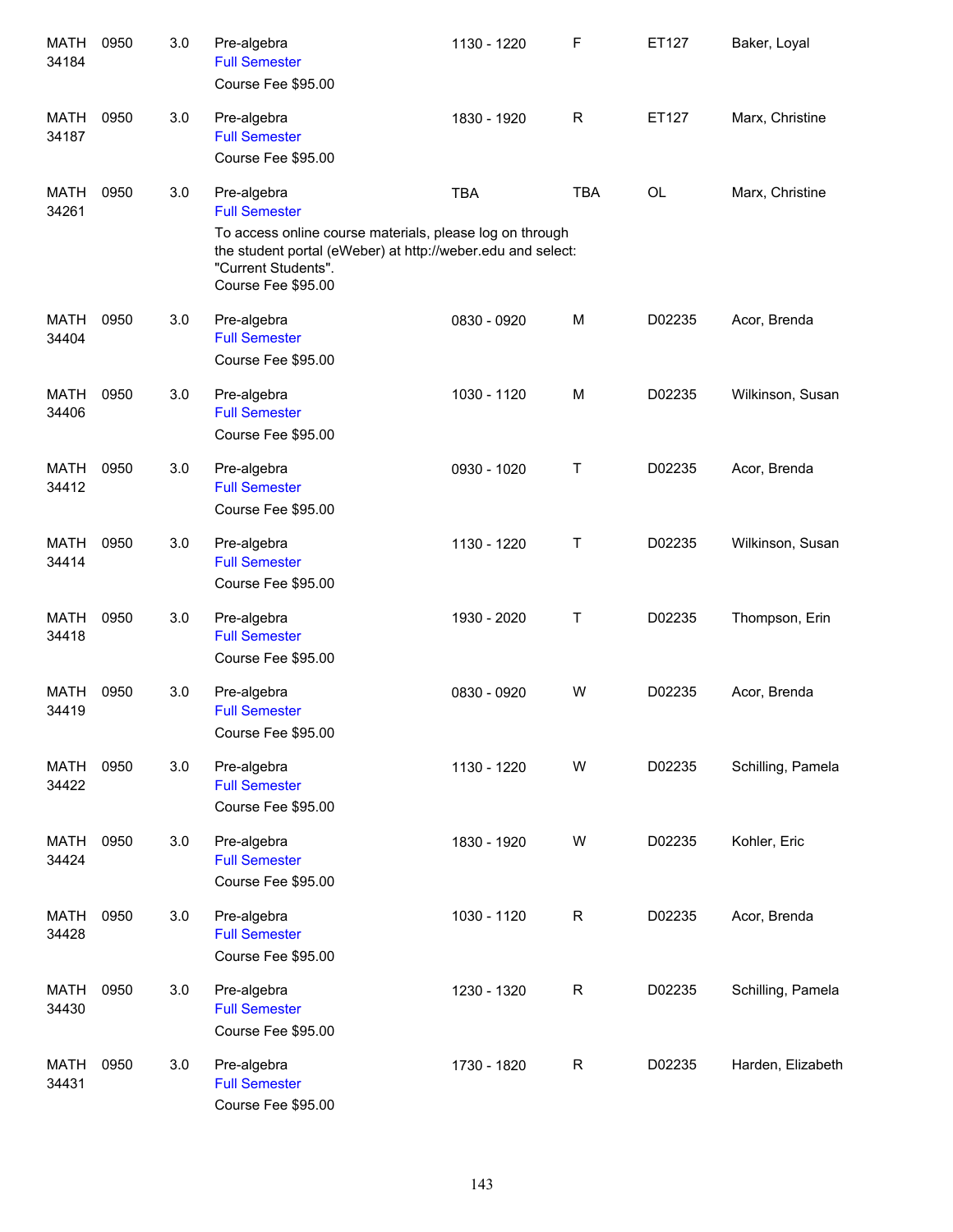| | | | | | | | |
|---|---|---|---|---|---|---|---|
| MATH 34184 | 0950 | 3.0 | Pre-algebra<br>Full Semester<br>Course Fee $95.00 | 1130 - 1220 | F | ET127 | Baker, Loyal |
| MATH 34187 | 0950 | 3.0 | Pre-algebra<br>Full Semester<br>Course Fee $95.00 | 1830 - 1920 | R | ET127 | Marx, Christine |
| MATH 34261 | 0950 | 3.0 | Pre-algebra<br>Full Semester<br>To access online course materials, please log on through the student portal (eWeber) at http://weber.edu and select: "Current Students".<br>Course Fee $95.00 | TBA | TBA | OL | Marx, Christine |
| MATH 34404 | 0950 | 3.0 | Pre-algebra<br>Full Semester<br>Course Fee $95.00 | 0830 - 0920 | M | D02235 | Acor, Brenda |
| MATH 34406 | 0950 | 3.0 | Pre-algebra<br>Full Semester<br>Course Fee $95.00 | 1030 - 1120 | M | D02235 | Wilkinson, Susan |
| MATH 34412 | 0950 | 3.0 | Pre-algebra<br>Full Semester<br>Course Fee $95.00 | 0930 - 1020 | T | D02235 | Acor, Brenda |
| MATH 34414 | 0950 | 3.0 | Pre-algebra<br>Full Semester<br>Course Fee $95.00 | 1130 - 1220 | T | D02235 | Wilkinson, Susan |
| MATH 34418 | 0950 | 3.0 | Pre-algebra<br>Full Semester<br>Course Fee $95.00 | 1930 - 2020 | T | D02235 | Thompson, Erin |
| MATH 34419 | 0950 | 3.0 | Pre-algebra<br>Full Semester<br>Course Fee $95.00 | 0830 - 0920 | W | D02235 | Acor, Brenda |
| MATH 34422 | 0950 | 3.0 | Pre-algebra<br>Full Semester<br>Course Fee $95.00 | 1130 - 1220 | W | D02235 | Schilling, Pamela |
| MATH 34424 | 0950 | 3.0 | Pre-algebra<br>Full Semester<br>Course Fee $95.00 | 1830 - 1920 | W | D02235 | Kohler, Eric |
| MATH 34428 | 0950 | 3.0 | Pre-algebra<br>Full Semester<br>Course Fee $95.00 | 1030 - 1120 | R | D02235 | Acor, Brenda |
| MATH 34430 | 0950 | 3.0 | Pre-algebra<br>Full Semester<br>Course Fee $95.00 | 1230 - 1320 | R | D02235 | Schilling, Pamela |
| MATH 34431 | 0950 | 3.0 | Pre-algebra<br>Full Semester<br>Course Fee $95.00 | 1730 - 1820 | R | D02235 | Harden, Elizabeth |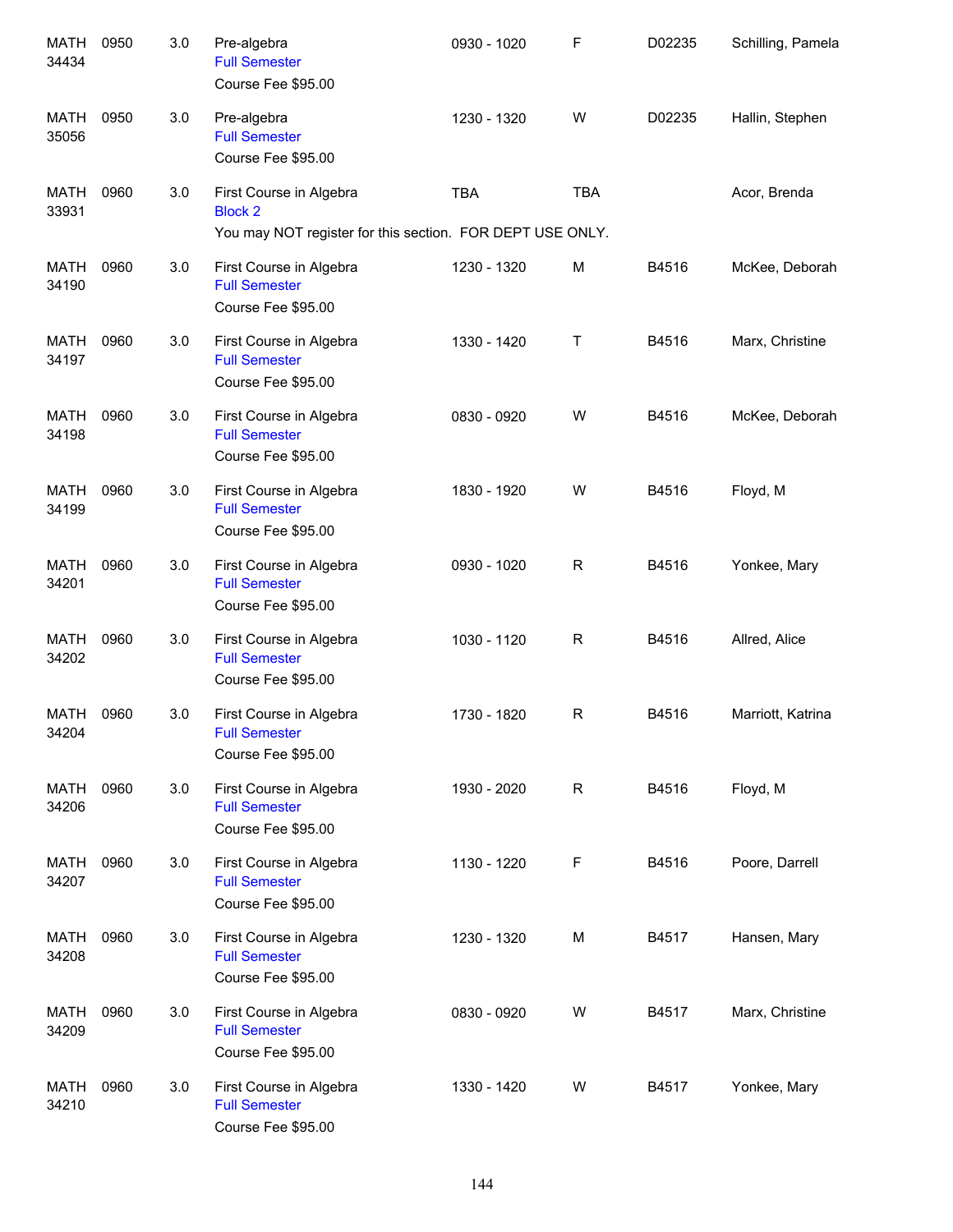| | | | | | | | |
|---|---|---|---|---|---|---|---|
| MATH 34434 | 0950 | 3.0 | Pre-algebra<br>Full Semester<br>Course Fee $95.00 | 0930 - 1020 | F | D02235 | Schilling, Pamela |
| MATH 35056 | 0950 | 3.0 | Pre-algebra<br>Full Semester<br>Course Fee $95.00 | 1230 - 1320 | W | D02235 | Hallin, Stephen |
| MATH 33931 | 0960 | 3.0 | First Course in Algebra<br>Block 2<br>You may NOT register for this section. FOR DEPT USE ONLY. | TBA | TBA | | Acor, Brenda |
| MATH 34190 | 0960 | 3.0 | First Course in Algebra<br>Full Semester<br>Course Fee $95.00 | 1230 - 1320 | M | B4516 | McKee, Deborah |
| MATH 34197 | 0960 | 3.0 | First Course in Algebra<br>Full Semester<br>Course Fee $95.00 | 1330 - 1420 | T | B4516 | Marx, Christine |
| MATH 34198 | 0960 | 3.0 | First Course in Algebra<br>Full Semester<br>Course Fee $95.00 | 0830 - 0920 | W | B4516 | McKee, Deborah |
| MATH 34199 | 0960 | 3.0 | First Course in Algebra<br>Full Semester<br>Course Fee $95.00 | 1830 - 1920 | W | B4516 | Floyd, M |
| MATH 34201 | 0960 | 3.0 | First Course in Algebra<br>Full Semester<br>Course Fee $95.00 | 0930 - 1020 | R | B4516 | Yonkee, Mary |
| MATH 34202 | 0960 | 3.0 | First Course in Algebra<br>Full Semester<br>Course Fee $95.00 | 1030 - 1120 | R | B4516 | Allred, Alice |
| MATH 34204 | 0960 | 3.0 | First Course in Algebra<br>Full Semester<br>Course Fee $95.00 | 1730 - 1820 | R | B4516 | Marriott, Katrina |
| MATH 34206 | 0960 | 3.0 | First Course in Algebra<br>Full Semester<br>Course Fee $95.00 | 1930 - 2020 | R | B4516 | Floyd, M |
| MATH 34207 | 0960 | 3.0 | First Course in Algebra<br>Full Semester<br>Course Fee $95.00 | 1130 - 1220 | F | B4516 | Poore, Darrell |
| MATH 34208 | 0960 | 3.0 | First Course in Algebra<br>Full Semester<br>Course Fee $95.00 | 1230 - 1320 | M | B4517 | Hansen, Mary |
| MATH 34209 | 0960 | 3.0 | First Course in Algebra<br>Full Semester<br>Course Fee $95.00 | 0830 - 0920 | W | B4517 | Marx, Christine |
| MATH 34210 | 0960 | 3.0 | First Course in Algebra<br>Full Semester<br>Course Fee $95.00 | 1330 - 1420 | W | B4517 | Yonkee, Mary |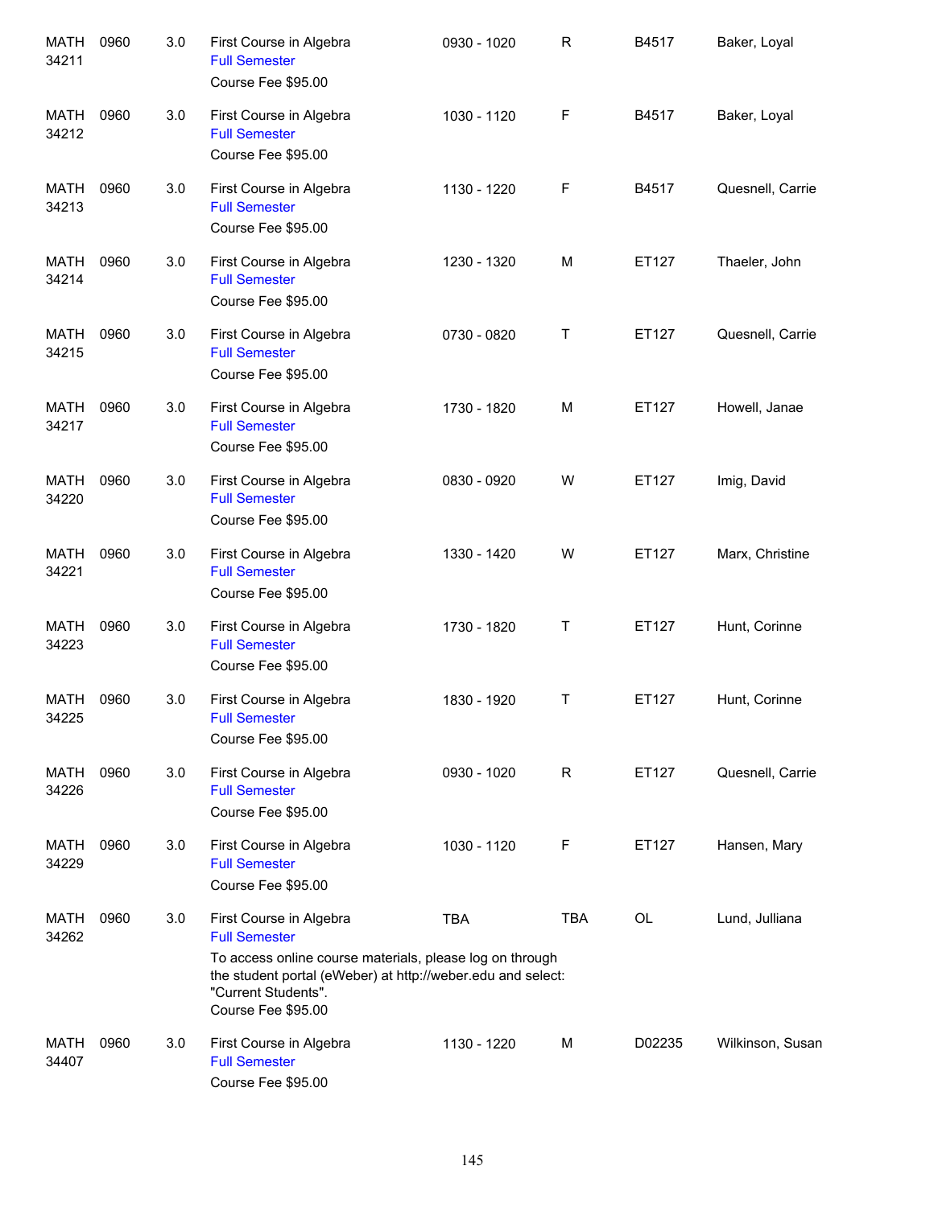| | | | | | | | |
|---|---|---|---|---|---|---|---|
| MATH 34211 | 0960 | 3.0 | First Course in Algebra<br>Full Semester<br>Course Fee $95.00 | 0930 - 1020 | R | B4517 | Baker, Loyal |
| MATH 34212 | 0960 | 3.0 | First Course in Algebra<br>Full Semester<br>Course Fee $95.00 | 1030 - 1120 | F | B4517 | Baker, Loyal |
| MATH 34213 | 0960 | 3.0 | First Course in Algebra<br>Full Semester<br>Course Fee $95.00 | 1130 - 1220 | F | B4517 | Quesnell, Carrie |
| MATH 34214 | 0960 | 3.0 | First Course in Algebra<br>Full Semester<br>Course Fee $95.00 | 1230 - 1320 | M | ET127 | Thaeler, John |
| MATH 34215 | 0960 | 3.0 | First Course in Algebra<br>Full Semester<br>Course Fee $95.00 | 0730 - 0820 | T | ET127 | Quesnell, Carrie |
| MATH 34217 | 0960 | 3.0 | First Course in Algebra<br>Full Semester<br>Course Fee $95.00 | 1730 - 1820 | M | ET127 | Howell, Janae |
| MATH 34220 | 0960 | 3.0 | First Course in Algebra<br>Full Semester<br>Course Fee $95.00 | 0830 - 0920 | W | ET127 | Imig, David |
| MATH 34221 | 0960 | 3.0 | First Course in Algebra<br>Full Semester<br>Course Fee $95.00 | 1330 - 1420 | W | ET127 | Marx, Christine |
| MATH 34223 | 0960 | 3.0 | First Course in Algebra<br>Full Semester<br>Course Fee $95.00 | 1730 - 1820 | T | ET127 | Hunt, Corinne |
| MATH 34225 | 0960 | 3.0 | First Course in Algebra<br>Full Semester<br>Course Fee $95.00 | 1830 - 1920 | T | ET127 | Hunt, Corinne |
| MATH 34226 | 0960 | 3.0 | First Course in Algebra<br>Full Semester<br>Course Fee $95.00 | 0930 - 1020 | R | ET127 | Quesnell, Carrie |
| MATH 34229 | 0960 | 3.0 | First Course in Algebra<br>Full Semester<br>Course Fee $95.00 | 1030 - 1120 | F | ET127 | Hansen, Mary |
| MATH 34262 | 0960 | 3.0 | First Course in Algebra<br>Full Semester<br>To access online course materials, please log on through the student portal (eWeber) at http://weber.edu and select: "Current Students".<br>Course Fee $95.00 | TBA | TBA | OL | Lund, Julliana |
| MATH 34407 | 0960 | 3.0 | First Course in Algebra<br>Full Semester<br>Course Fee $95.00 | 1130 - 1220 | M | D02235 | Wilkinson, Susan |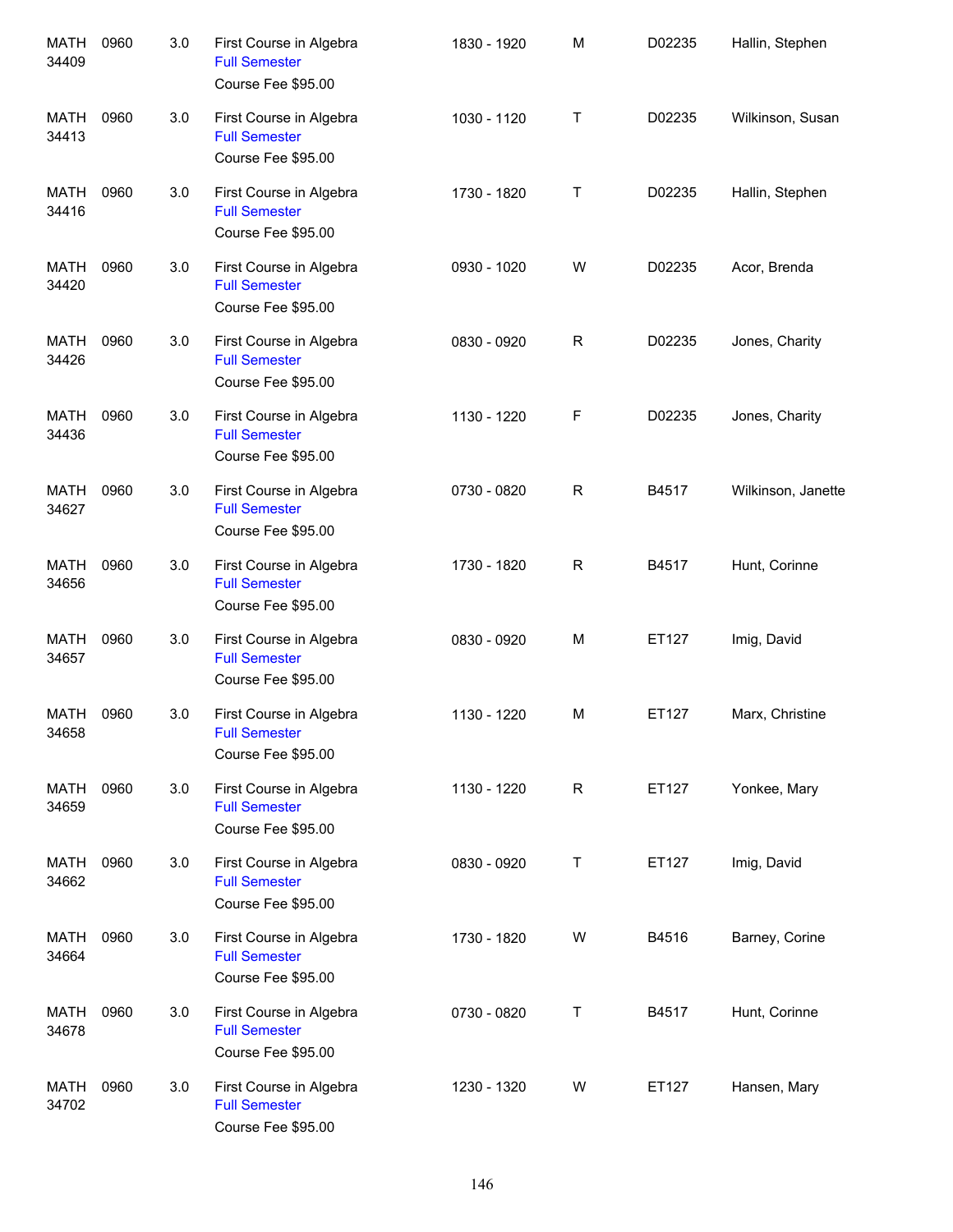| | | | | | | | |
|---|---|---|---|---|---|---|---|
| MATH 34409 | 0960 | 3.0 | First Course in Algebra<br>Full Semester<br>Course Fee $95.00 | 1830 - 1920 | M | D02235 | Hallin, Stephen |
| MATH 34413 | 0960 | 3.0 | First Course in Algebra<br>Full Semester<br>Course Fee $95.00 | 1030 - 1120 | T | D02235 | Wilkinson, Susan |
| MATH 34416 | 0960 | 3.0 | First Course in Algebra<br>Full Semester<br>Course Fee $95.00 | 1730 - 1820 | T | D02235 | Hallin, Stephen |
| MATH 34420 | 0960 | 3.0 | First Course in Algebra<br>Full Semester<br>Course Fee $95.00 | 0930 - 1020 | W | D02235 | Acor, Brenda |
| MATH 34426 | 0960 | 3.0 | First Course in Algebra<br>Full Semester<br>Course Fee $95.00 | 0830 - 0920 | R | D02235 | Jones, Charity |
| MATH 34436 | 0960 | 3.0 | First Course in Algebra<br>Full Semester<br>Course Fee $95.00 | 1130 - 1220 | F | D02235 | Jones, Charity |
| MATH 34627 | 0960 | 3.0 | First Course in Algebra<br>Full Semester<br>Course Fee $95.00 | 0730 - 0820 | R | B4517 | Wilkinson, Janette |
| MATH 34656 | 0960 | 3.0 | First Course in Algebra<br>Full Semester<br>Course Fee $95.00 | 1730 - 1820 | R | B4517 | Hunt, Corinne |
| MATH 34657 | 0960 | 3.0 | First Course in Algebra<br>Full Semester<br>Course Fee $95.00 | 0830 - 0920 | M | ET127 | Imig, David |
| MATH 34658 | 0960 | 3.0 | First Course in Algebra<br>Full Semester<br>Course Fee $95.00 | 1130 - 1220 | M | ET127 | Marx, Christine |
| MATH 34659 | 0960 | 3.0 | First Course in Algebra<br>Full Semester<br>Course Fee $95.00 | 1130 - 1220 | R | ET127 | Yonkee, Mary |
| MATH 34662 | 0960 | 3.0 | First Course in Algebra<br>Full Semester<br>Course Fee $95.00 | 0830 - 0920 | T | ET127 | Imig, David |
| MATH 34664 | 0960 | 3.0 | First Course in Algebra<br>Full Semester<br>Course Fee $95.00 | 1730 - 1820 | W | B4516 | Barney, Corine |
| MATH 34678 | 0960 | 3.0 | First Course in Algebra<br>Full Semester<br>Course Fee $95.00 | 0730 - 0820 | T | B4517 | Hunt, Corinne |
| MATH 34702 | 0960 | 3.0 | First Course in Algebra<br>Full Semester<br>Course Fee $95.00 | 1230 - 1320 | W | ET127 | Hansen, Mary |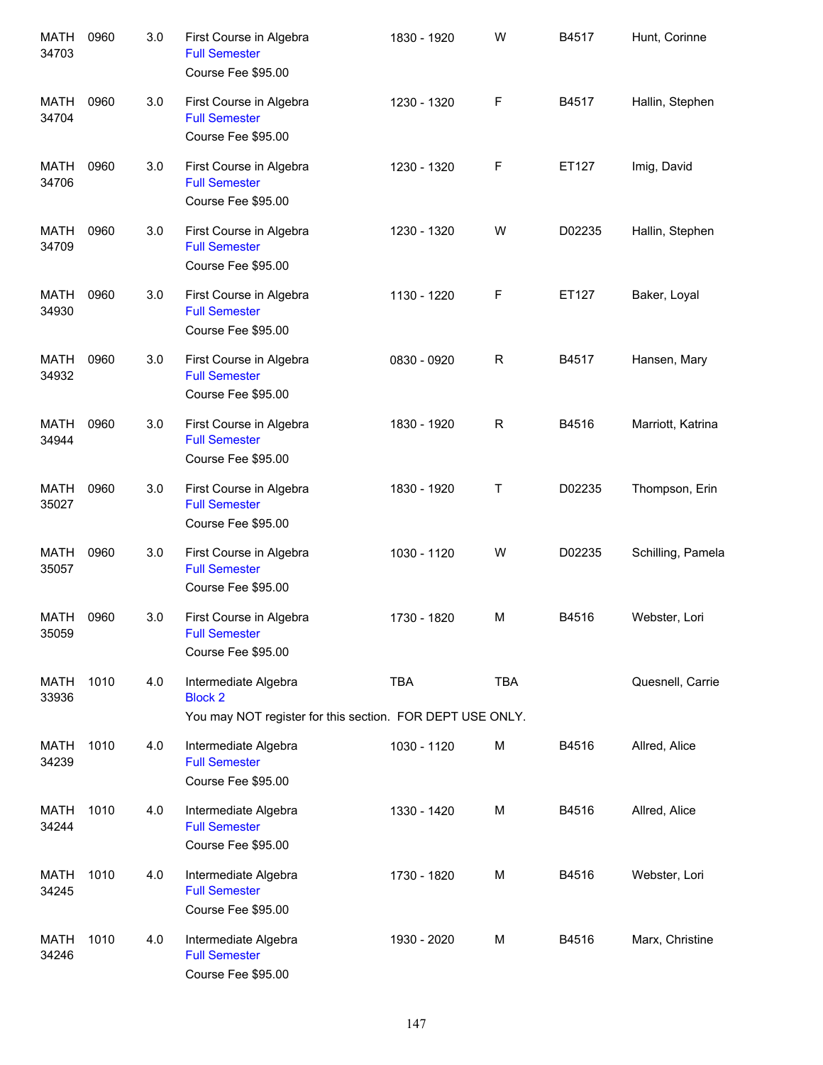| | | | | | | | |
|---|---|---|---|---|---|---|---|
| MATH 34703 | 0960 | 3.0 | First Course in Algebra<br>Full Semester<br>Course Fee $95.00 | 1830 - 1920 | W | B4517 | Hunt, Corinne |
| MATH 34704 | 0960 | 3.0 | First Course in Algebra<br>Full Semester<br>Course Fee $95.00 | 1230 - 1320 | F | B4517 | Hallin, Stephen |
| MATH 34706 | 0960 | 3.0 | First Course in Algebra<br>Full Semester<br>Course Fee $95.00 | 1230 - 1320 | F | ET127 | Imig, David |
| MATH 34709 | 0960 | 3.0 | First Course in Algebra<br>Full Semester<br>Course Fee $95.00 | 1230 - 1320 | W | D02235 | Hallin, Stephen |
| MATH 34930 | 0960 | 3.0 | First Course in Algebra<br>Full Semester<br>Course Fee $95.00 | 1130 - 1220 | F | ET127 | Baker, Loyal |
| MATH 34932 | 0960 | 3.0 | First Course in Algebra<br>Full Semester<br>Course Fee $95.00 | 0830 - 0920 | R | B4517 | Hansen, Mary |
| MATH 34944 | 0960 | 3.0 | First Course in Algebra<br>Full Semester<br>Course Fee $95.00 | 1830 - 1920 | R | B4516 | Marriott, Katrina |
| MATH 35027 | 0960 | 3.0 | First Course in Algebra<br>Full Semester<br>Course Fee $95.00 | 1830 - 1920 | T | D02235 | Thompson, Erin |
| MATH 35057 | 0960 | 3.0 | First Course in Algebra<br>Full Semester<br>Course Fee $95.00 | 1030 - 1120 | W | D02235 | Schilling, Pamela |
| MATH 35059 | 0960 | 3.0 | First Course in Algebra<br>Full Semester<br>Course Fee $95.00 | 1730 - 1820 | M | B4516 | Webster, Lori |
| MATH 33936 | 1010 | 4.0 | Intermediate Algebra<br>Block 2<br>You may NOT register for this section. FOR DEPT USE ONLY. | TBA | TBA | | Quesnell, Carrie |
| MATH 34239 | 1010 | 4.0 | Intermediate Algebra<br>Full Semester<br>Course Fee $95.00 | 1030 - 1120 | M | B4516 | Allred, Alice |
| MATH 34244 | 1010 | 4.0 | Intermediate Algebra<br>Full Semester<br>Course Fee $95.00 | 1330 - 1420 | M | B4516 | Allred, Alice |
| MATH 34245 | 1010 | 4.0 | Intermediate Algebra<br>Full Semester<br>Course Fee $95.00 | 1730 - 1820 | M | B4516 | Webster, Lori |
| MATH 34246 | 1010 | 4.0 | Intermediate Algebra<br>Full Semester<br>Course Fee $95.00 | 1930 - 2020 | M | B4516 | Marx, Christine |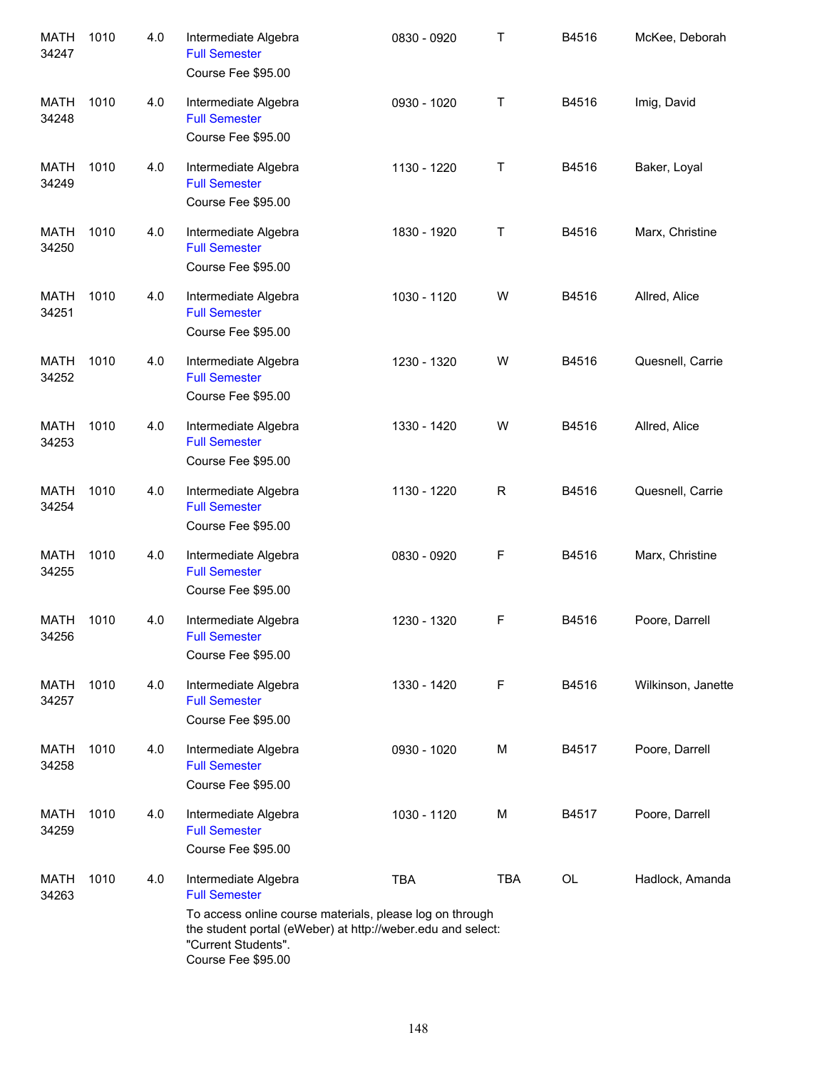| | | | | | | | |
|---|---|---|---|---|---|---|---|
| MATH 34247 | 1010 | 4.0 | Intermediate Algebra<br>Full Semester<br>Course Fee $95.00 | 0830 - 0920 | T | B4516 | McKee, Deborah |
| MATH 34248 | 1010 | 4.0 | Intermediate Algebra<br>Full Semester<br>Course Fee $95.00 | 0930 - 1020 | T | B4516 | Imig, David |
| MATH 34249 | 1010 | 4.0 | Intermediate Algebra<br>Full Semester<br>Course Fee $95.00 | 1130 - 1220 | T | B4516 | Baker, Loyal |
| MATH 34250 | 1010 | 4.0 | Intermediate Algebra<br>Full Semester<br>Course Fee $95.00 | 1830 - 1920 | T | B4516 | Marx, Christine |
| MATH 34251 | 1010 | 4.0 | Intermediate Algebra<br>Full Semester<br>Course Fee $95.00 | 1030 - 1120 | W | B4516 | Allred, Alice |
| MATH 34252 | 1010 | 4.0 | Intermediate Algebra<br>Full Semester<br>Course Fee $95.00 | 1230 - 1320 | W | B4516 | Quesnell, Carrie |
| MATH 34253 | 1010 | 4.0 | Intermediate Algebra<br>Full Semester<br>Course Fee $95.00 | 1330 - 1420 | W | B4516 | Allred, Alice |
| MATH 34254 | 1010 | 4.0 | Intermediate Algebra<br>Full Semester<br>Course Fee $95.00 | 1130 - 1220 | R | B4516 | Quesnell, Carrie |
| MATH 34255 | 1010 | 4.0 | Intermediate Algebra<br>Full Semester<br>Course Fee $95.00 | 0830 - 0920 | F | B4516 | Marx, Christine |
| MATH 34256 | 1010 | 4.0 | Intermediate Algebra<br>Full Semester<br>Course Fee $95.00 | 1230 - 1320 | F | B4516 | Poore, Darrell |
| MATH 34257 | 1010 | 4.0 | Intermediate Algebra<br>Full Semester<br>Course Fee $95.00 | 1330 - 1420 | F | B4516 | Wilkinson, Janette |
| MATH 34258 | 1010 | 4.0 | Intermediate Algebra<br>Full Semester<br>Course Fee $95.00 | 0930 - 1020 | M | B4517 | Poore, Darrell |
| MATH 34259 | 1010 | 4.0 | Intermediate Algebra<br>Full Semester<br>Course Fee $95.00 | 1030 - 1120 | M | B4517 | Poore, Darrell |
| MATH 34263 | 1010 | 4.0 | Intermediate Algebra<br>Full Semester<br>To access online course materials, please log on through the student portal (eWeber) at http://weber.edu and select: "Current Students".<br>Course Fee $95.00 | TBA | TBA | OL | Hadlock, Amanda |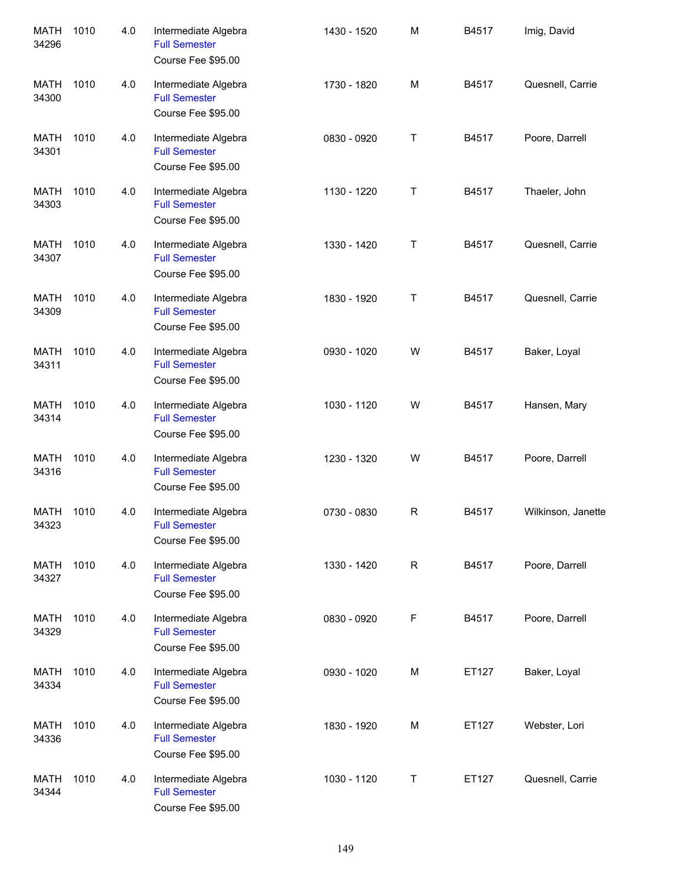| | | | | | | | |
|---|---|---|---|---|---|---|---|
| MATH 34296 | 1010 | 4.0 | Intermediate Algebra<br>Full Semester<br>Course Fee $95.00 | 1430 - 1520 | M | B4517 | Imig, David |
| MATH 34300 | 1010 | 4.0 | Intermediate Algebra<br>Full Semester<br>Course Fee $95.00 | 1730 - 1820 | M | B4517 | Quesnell, Carrie |
| MATH 34301 | 1010 | 4.0 | Intermediate Algebra<br>Full Semester<br>Course Fee $95.00 | 0830 - 0920 | T | B4517 | Poore, Darrell |
| MATH 34303 | 1010 | 4.0 | Intermediate Algebra<br>Full Semester<br>Course Fee $95.00 | 1130 - 1220 | T | B4517 | Thaeler, John |
| MATH 34307 | 1010 | 4.0 | Intermediate Algebra<br>Full Semester<br>Course Fee $95.00 | 1330 - 1420 | T | B4517 | Quesnell, Carrie |
| MATH 34309 | 1010 | 4.0 | Intermediate Algebra<br>Full Semester<br>Course Fee $95.00 | 1830 - 1920 | T | B4517 | Quesnell, Carrie |
| MATH 34311 | 1010 | 4.0 | Intermediate Algebra<br>Full Semester<br>Course Fee $95.00 | 0930 - 1020 | W | B4517 | Baker, Loyal |
| MATH 34314 | 1010 | 4.0 | Intermediate Algebra<br>Full Semester<br>Course Fee $95.00 | 1030 - 1120 | W | B4517 | Hansen, Mary |
| MATH 34316 | 1010 | 4.0 | Intermediate Algebra<br>Full Semester<br>Course Fee $95.00 | 1230 - 1320 | W | B4517 | Poore, Darrell |
| MATH 34323 | 1010 | 4.0 | Intermediate Algebra<br>Full Semester<br>Course Fee $95.00 | 0730 - 0830 | R | B4517 | Wilkinson, Janette |
| MATH 34327 | 1010 | 4.0 | Intermediate Algebra<br>Full Semester<br>Course Fee $95.00 | 1330 - 1420 | R | B4517 | Poore, Darrell |
| MATH 34329 | 1010 | 4.0 | Intermediate Algebra<br>Full Semester<br>Course Fee $95.00 | 0830 - 0920 | F | B4517 | Poore, Darrell |
| MATH 34334 | 1010 | 4.0 | Intermediate Algebra<br>Full Semester<br>Course Fee $95.00 | 0930 - 1020 | M | ET127 | Baker, Loyal |
| MATH 34336 | 1010 | 4.0 | Intermediate Algebra<br>Full Semester<br>Course Fee $95.00 | 1830 - 1920 | M | ET127 | Webster, Lori |
| MATH 34344 | 1010 | 4.0 | Intermediate Algebra<br>Full Semester<br>Course Fee $95.00 | 1030 - 1120 | T | ET127 | Quesnell, Carrie |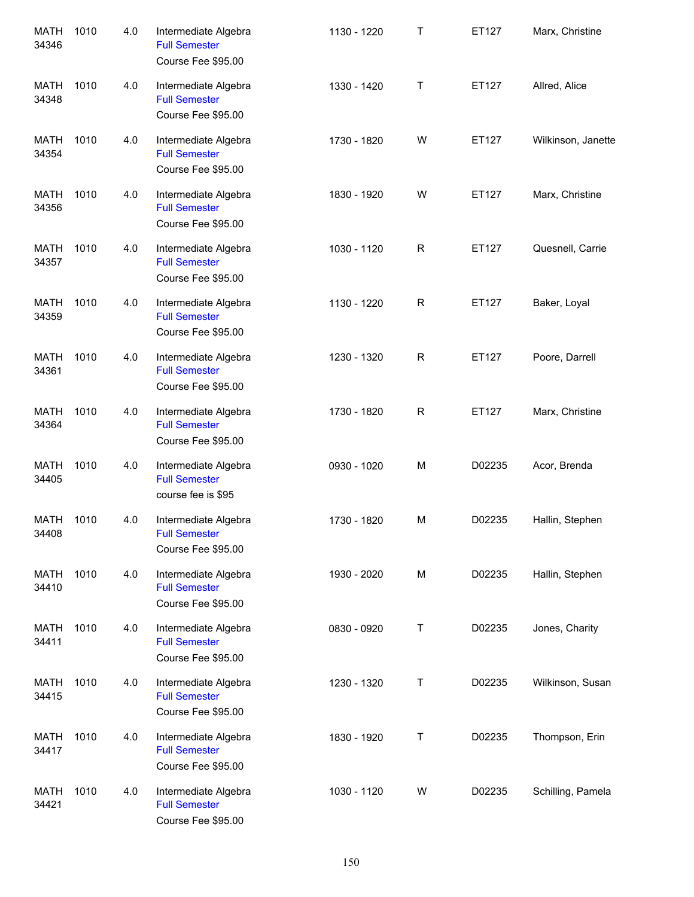| | | | | | | | |
|---|---|---|---|---|---|---|---|
| MATH 34346 | 1010 | 4.0 | Intermediate Algebra<br>Full Semester<br>Course Fee $95.00 | 1130 - 1220 | T | ET127 | Marx, Christine |
| MATH 34348 | 1010 | 4.0 | Intermediate Algebra<br>Full Semester<br>Course Fee $95.00 | 1330 - 1420 | T | ET127 | Allred, Alice |
| MATH 34354 | 1010 | 4.0 | Intermediate Algebra<br>Full Semester<br>Course Fee $95.00 | 1730 - 1820 | W | ET127 | Wilkinson, Janette |
| MATH 34356 | 1010 | 4.0 | Intermediate Algebra<br>Full Semester<br>Course Fee $95.00 | 1830 - 1920 | W | ET127 | Marx, Christine |
| MATH 34357 | 1010 | 4.0 | Intermediate Algebra<br>Full Semester<br>Course Fee $95.00 | 1030 - 1120 | R | ET127 | Quesnell, Carrie |
| MATH 34359 | 1010 | 4.0 | Intermediate Algebra<br>Full Semester<br>Course Fee $95.00 | 1130 - 1220 | R | ET127 | Baker, Loyal |
| MATH 34361 | 1010 | 4.0 | Intermediate Algebra<br>Full Semester<br>Course Fee $95.00 | 1230 - 1320 | R | ET127 | Poore, Darrell |
| MATH 34364 | 1010 | 4.0 | Intermediate Algebra<br>Full Semester<br>Course Fee $95.00 | 1730 - 1820 | R | ET127 | Marx, Christine |
| MATH 34405 | 1010 | 4.0 | Intermediate Algebra<br>Full Semester<br>course fee is $95 | 0930 - 1020 | M | D02235 | Acor, Brenda |
| MATH 34408 | 1010 | 4.0 | Intermediate Algebra<br>Full Semester<br>Course Fee $95.00 | 1730 - 1820 | M | D02235 | Hallin, Stephen |
| MATH 34410 | 1010 | 4.0 | Intermediate Algebra<br>Full Semester<br>Course Fee $95.00 | 1930 - 2020 | M | D02235 | Hallin, Stephen |
| MATH 34411 | 1010 | 4.0 | Intermediate Algebra<br>Full Semester<br>Course Fee $95.00 | 0830 - 0920 | T | D02235 | Jones, Charity |
| MATH 34415 | 1010 | 4.0 | Intermediate Algebra<br>Full Semester<br>Course Fee $95.00 | 1230 - 1320 | T | D02235 | Wilkinson, Susan |
| MATH 34417 | 1010 | 4.0 | Intermediate Algebra<br>Full Semester<br>Course Fee $95.00 | 1830 - 1920 | T | D02235 | Thompson, Erin |
| MATH 34421 | 1010 | 4.0 | Intermediate Algebra<br>Full Semester<br>Course Fee $95.00 | 1030 - 1120 | W | D02235 | Schilling, Pamela |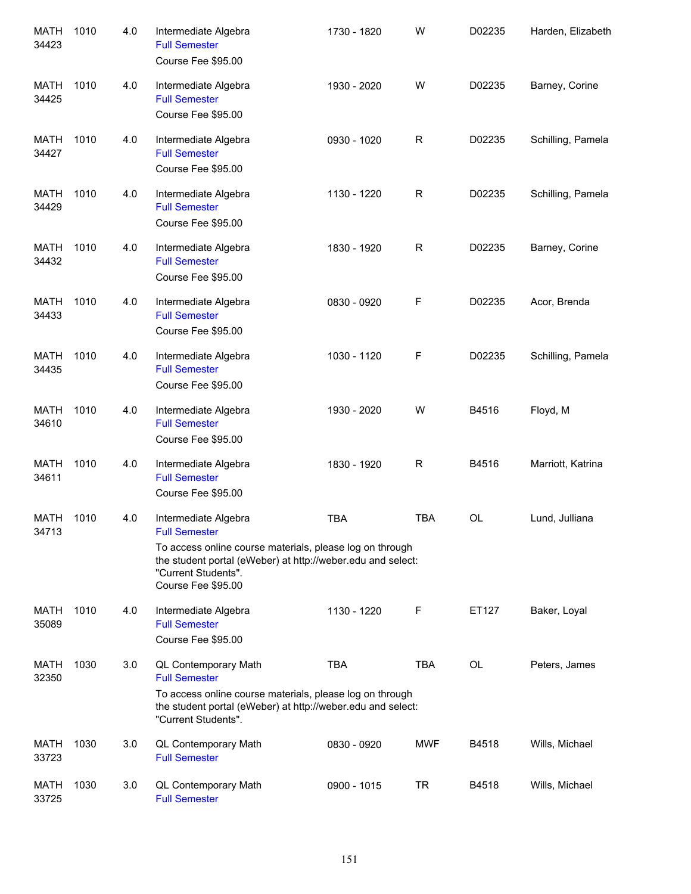| | | | | | | | |
|---|---|---|---|---|---|---|---|
| MATH 34423 | 1010 | 4.0 | Intermediate Algebra<br>Full Semester<br>Course Fee $95.00 | 1730 - 1820 | W | D02235 | Harden, Elizabeth |
| MATH 34425 | 1010 | 4.0 | Intermediate Algebra<br>Full Semester<br>Course Fee $95.00 | 1930 - 2020 | W | D02235 | Barney, Corine |
| MATH 34427 | 1010 | 4.0 | Intermediate Algebra<br>Full Semester<br>Course Fee $95.00 | 0930 - 1020 | R | D02235 | Schilling, Pamela |
| MATH 34429 | 1010 | 4.0 | Intermediate Algebra<br>Full Semester<br>Course Fee $95.00 | 1130 - 1220 | R | D02235 | Schilling, Pamela |
| MATH 34432 | 1010 | 4.0 | Intermediate Algebra<br>Full Semester<br>Course Fee $95.00 | 1830 - 1920 | R | D02235 | Barney, Corine |
| MATH 34433 | 1010 | 4.0 | Intermediate Algebra<br>Full Semester<br>Course Fee $95.00 | 0830 - 0920 | F | D02235 | Acor, Brenda |
| MATH 34435 | 1010 | 4.0 | Intermediate Algebra<br>Full Semester<br>Course Fee $95.00 | 1030 - 1120 | F | D02235 | Schilling, Pamela |
| MATH 34610 | 1010 | 4.0 | Intermediate Algebra<br>Full Semester<br>Course Fee $95.00 | 1930 - 2020 | W | B4516 | Floyd, M |
| MATH 34611 | 1010 | 4.0 | Intermediate Algebra<br>Full Semester<br>Course Fee $95.00 | 1830 - 1920 | R | B4516 | Marriott, Katrina |
| MATH 34713 | 1010 | 4.0 | Intermediate Algebra<br>Full Semester<br>To access online course materials, please log on through the student portal (eWeber) at http://weber.edu and select: "Current Students".<br>Course Fee $95.00 | TBA | TBA | OL | Lund, Julliana |
| MATH 35089 | 1010 | 4.0 | Intermediate Algebra<br>Full Semester<br>Course Fee $95.00 | 1130 - 1220 | F | ET127 | Baker, Loyal |
| MATH 32350 | 1030 | 3.0 | QL Contemporary Math<br>Full Semester<br>To access online course materials, please log on through the student portal (eWeber) at http://weber.edu and select: "Current Students". | TBA | TBA | OL | Peters, James |
| MATH 33723 | 1030 | 3.0 | QL Contemporary Math<br>Full Semester | 0830 - 0920 | MWF | B4518 | Wills, Michael |
| MATH 33725 | 1030 | 3.0 | QL Contemporary Math<br>Full Semester | 0900 - 1015 | TR | B4518 | Wills, Michael |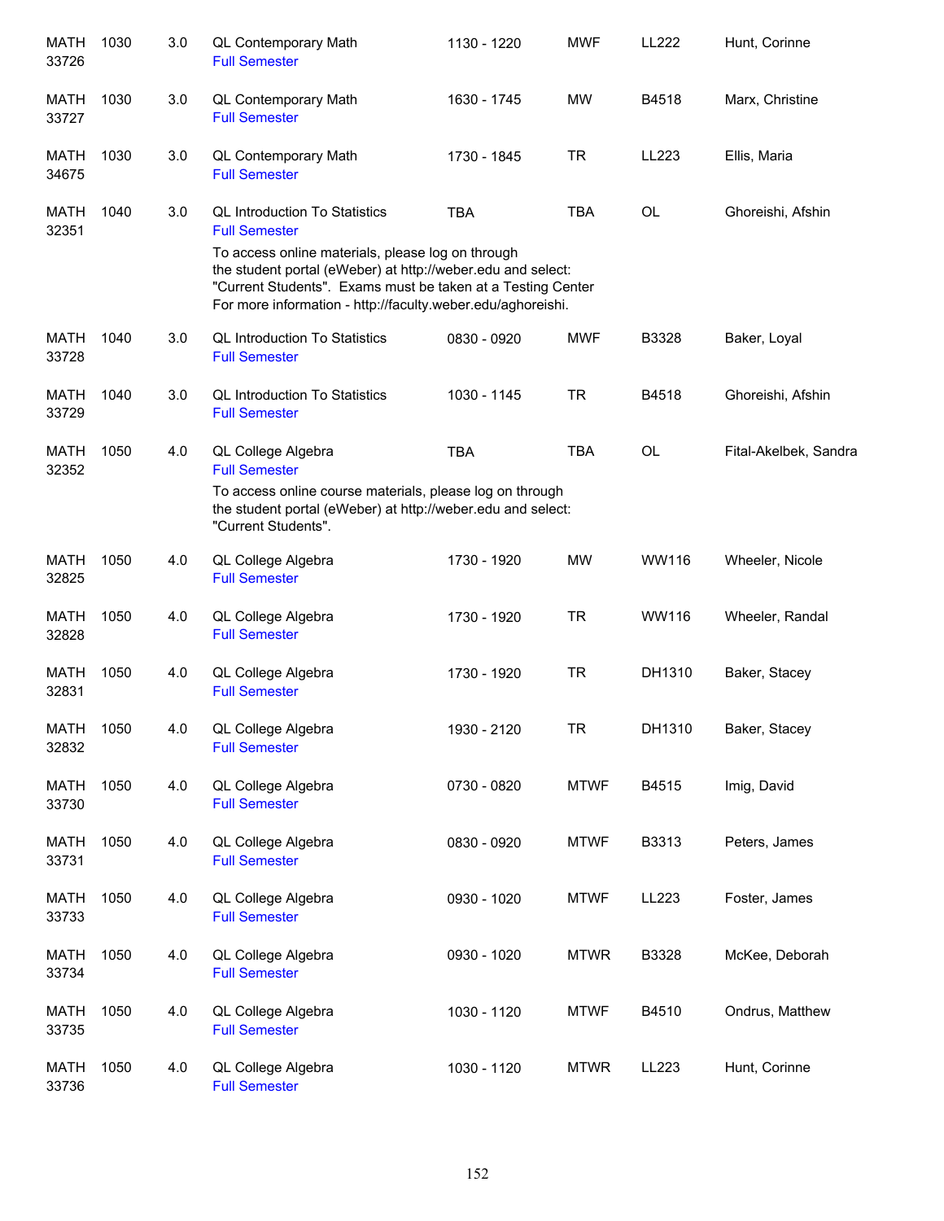| | | | | | | | |
|---|---|---|---|---|---|---|---|
| MATH 33726 | 1030 | 3.0 | QL Contemporary Math<br>Full Semester | 1130 - 1220 | MWF | LL222 | Hunt, Corinne |
| MATH 33727 | 1030 | 3.0 | QL Contemporary Math<br>Full Semester | 1630 - 1745 | MW | B4518 | Marx, Christine |
| MATH 34675 | 1030 | 3.0 | QL Contemporary Math<br>Full Semester | 1730 - 1845 | TR | LL223 | Ellis, Maria |
| MATH 32351 | 1040 | 3.0 | QL Introduction To Statistics<br>Full Semester<br>To access online materials, please log on through the student portal (eWeber) at http://weber.edu and select: "Current Students". Exams must be taken at a Testing Center For more information - http://faculty.weber.edu/aghoreishi. | TBA | TBA | OL | Ghoreishi, Afshin |
| MATH 33728 | 1040 | 3.0 | QL Introduction To Statistics<br>Full Semester | 0830 - 0920 | MWF | B3328 | Baker, Loyal |
| MATH 33729 | 1040 | 3.0 | QL Introduction To Statistics<br>Full Semester | 1030 - 1145 | TR | B4518 | Ghoreishi, Afshin |
| MATH 32352 | 1050 | 4.0 | QL College Algebra<br>Full Semester<br>To access online course materials, please log on through the student portal (eWeber) at http://weber.edu and select: "Current Students". | TBA | TBA | OL | Fital-Akelbek, Sandra |
| MATH 32825 | 1050 | 4.0 | QL College Algebra<br>Full Semester | 1730 - 1920 | MW | WW116 | Wheeler, Nicole |
| MATH 32828 | 1050 | 4.0 | QL College Algebra<br>Full Semester | 1730 - 1920 | TR | WW116 | Wheeler, Randal |
| MATH 32831 | 1050 | 4.0 | QL College Algebra<br>Full Semester | 1730 - 1920 | TR | DH1310 | Baker, Stacey |
| MATH 32832 | 1050 | 4.0 | QL College Algebra<br>Full Semester | 1930 - 2120 | TR | DH1310 | Baker, Stacey |
| MATH 33730 | 1050 | 4.0 | QL College Algebra<br>Full Semester | 0730 - 0820 | MTWF | B4515 | Imig, David |
| MATH 33731 | 1050 | 4.0 | QL College Algebra<br>Full Semester | 0830 - 0920 | MTWF | B3313 | Peters, James |
| MATH 33733 | 1050 | 4.0 | QL College Algebra<br>Full Semester | 0930 - 1020 | MTWF | LL223 | Foster, James |
| MATH 33734 | 1050 | 4.0 | QL College Algebra<br>Full Semester | 0930 - 1020 | MTWR | B3328 | McKee, Deborah |
| MATH 33735 | 1050 | 4.0 | QL College Algebra<br>Full Semester | 1030 - 1120 | MTWF | B4510 | Ondrus, Matthew |
| MATH 33736 | 1050 | 4.0 | QL College Algebra<br>Full Semester | 1030 - 1120 | MTWR | LL223 | Hunt, Corinne |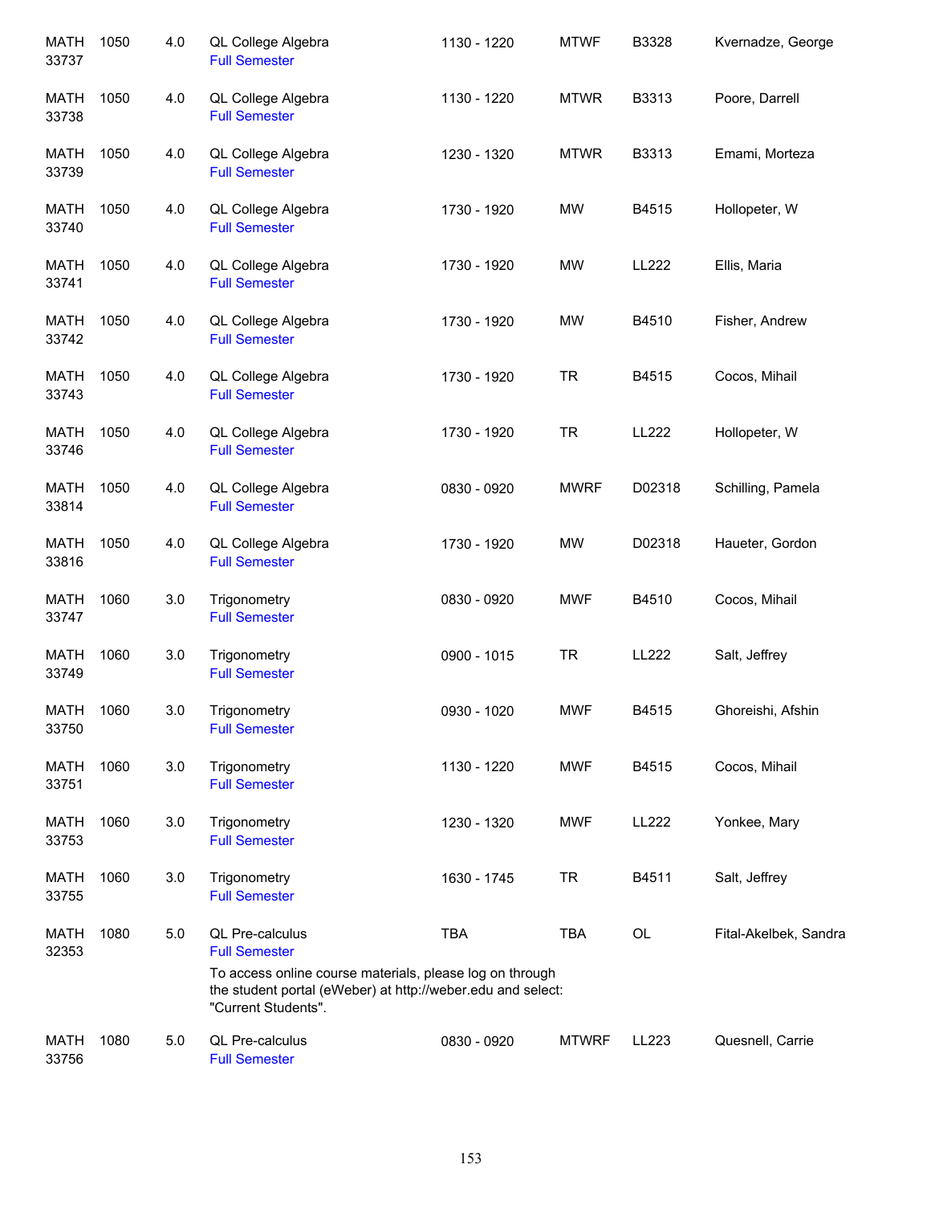| | | | | | | | |
|---|---|---|---|---|---|---|---|
| MATH 33737 | 1050 | 4.0 | QL College Algebra<br>Full Semester | 1130 - 1220 | MTWF | B3328 | Kvernadze, George |
| MATH 33738 | 1050 | 4.0 | QL College Algebra<br>Full Semester | 1130 - 1220 | MTWR | B3313 | Poore, Darrell |
| MATH 33739 | 1050 | 4.0 | QL College Algebra<br>Full Semester | 1230 - 1320 | MTWR | B3313 | Emami, Morteza |
| MATH 33740 | 1050 | 4.0 | QL College Algebra<br>Full Semester | 1730 - 1920 | MW | B4515 | Hollopeter, W |
| MATH 33741 | 1050 | 4.0 | QL College Algebra<br>Full Semester | 1730 - 1920 | MW | LL222 | Ellis, Maria |
| MATH 33742 | 1050 | 4.0 | QL College Algebra<br>Full Semester | 1730 - 1920 | MW | B4510 | Fisher, Andrew |
| MATH 33743 | 1050 | 4.0 | QL College Algebra<br>Full Semester | 1730 - 1920 | TR | B4515 | Cocos, Mihail |
| MATH 33746 | 1050 | 4.0 | QL College Algebra<br>Full Semester | 1730 - 1920 | TR | LL222 | Hollopeter, W |
| MATH 33814 | 1050 | 4.0 | QL College Algebra<br>Full Semester | 0830 - 0920 | MWRF | D02318 | Schilling, Pamela |
| MATH 33816 | 1050 | 4.0 | QL College Algebra<br>Full Semester | 1730 - 1920 | MW | D02318 | Haueter, Gordon |
| MATH 33747 | 1060 | 3.0 | Trigonometry<br>Full Semester | 0830 - 0920 | MWF | B4510 | Cocos, Mihail |
| MATH 33749 | 1060 | 3.0 | Trigonometry<br>Full Semester | 0900 - 1015 | TR | LL222 | Salt, Jeffrey |
| MATH 33750 | 1060 | 3.0 | Trigonometry<br>Full Semester | 0930 - 1020 | MWF | B4515 | Ghoreishi, Afshin |
| MATH 33751 | 1060 | 3.0 | Trigonometry<br>Full Semester | 1130 - 1220 | MWF | B4515 | Cocos, Mihail |
| MATH 33753 | 1060 | 3.0 | Trigonometry<br>Full Semester | 1230 - 1320 | MWF | LL222 | Yonkee, Mary |
| MATH 33755 | 1060 | 3.0 | Trigonometry<br>Full Semester | 1630 - 1745 | TR | B4511 | Salt, Jeffrey |
| MATH 32353 | 1080 | 5.0 | QL Pre-calculus<br>Full Semester<br>To access online course materials, please log on through the student portal (eWeber) at http://weber.edu and select: "Current Students". | TBA | TBA | OL | Fital-Akelbek, Sandra |
| MATH 33756 | 1080 | 5.0 | QL Pre-calculus<br>Full Semester | 0830 - 0920 | MTWRF | LL223 | Quesnell, Carrie |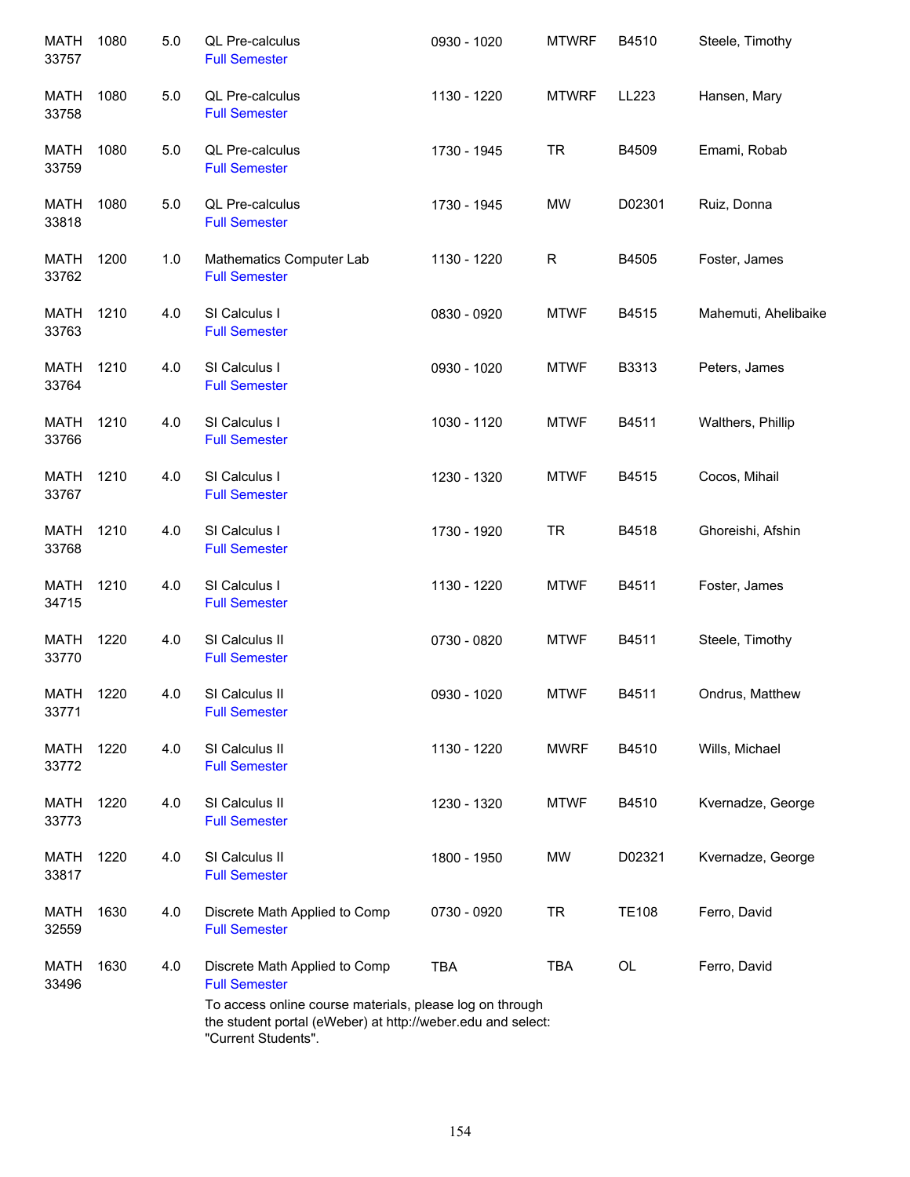| | | | | | | | |
|---|---|---|---|---|---|---|---|
| MATH 33757 | 1080 | 5.0 | QL Pre-calculus<br>Full Semester | 0930 - 1020 | MTWRF | B4510 | Steele, Timothy |
| MATH 33758 | 1080 | 5.0 | QL Pre-calculus<br>Full Semester | 1130 - 1220 | MTWRF | LL223 | Hansen, Mary |
| MATH 33759 | 1080 | 5.0 | QL Pre-calculus<br>Full Semester | 1730 - 1945 | TR | B4509 | Emami, Robab |
| MATH 33818 | 1080 | 5.0 | QL Pre-calculus<br>Full Semester | 1730 - 1945 | MW | D02301 | Ruiz, Donna |
| MATH 33762 | 1200 | 1.0 | Mathematics Computer Lab<br>Full Semester | 1130 - 1220 | R | B4505 | Foster, James |
| MATH 33763 | 1210 | 4.0 | SI Calculus I<br>Full Semester | 0830 - 0920 | MTWF | B4515 | Mahemuti, Ahelibaike |
| MATH 33764 | 1210 | 4.0 | SI Calculus I<br>Full Semester | 0930 - 1020 | MTWF | B3313 | Peters, James |
| MATH 33766 | 1210 | 4.0 | SI Calculus I<br>Full Semester | 1030 - 1120 | MTWF | B4511 | Walthers, Phillip |
| MATH 33767 | 1210 | 4.0 | SI Calculus I<br>Full Semester | 1230 - 1320 | MTWF | B4515 | Cocos, Mihail |
| MATH 33768 | 1210 | 4.0 | SI Calculus I<br>Full Semester | 1730 - 1920 | TR | B4518 | Ghoreishi, Afshin |
| MATH 34715 | 1210 | 4.0 | SI Calculus I<br>Full Semester | 1130 - 1220 | MTWF | B4511 | Foster, James |
| MATH 33770 | 1220 | 4.0 | SI Calculus II<br>Full Semester | 0730 - 0820 | MTWF | B4511 | Steele, Timothy |
| MATH 33771 | 1220 | 4.0 | SI Calculus II<br>Full Semester | 0930 - 1020 | MTWF | B4511 | Ondrus, Matthew |
| MATH 33772 | 1220 | 4.0 | SI Calculus II<br>Full Semester | 1130 - 1220 | MWRF | B4510 | Wills, Michael |
| MATH 33773 | 1220 | 4.0 | SI Calculus II<br>Full Semester | 1230 - 1320 | MTWF | B4510 | Kvernadze, George |
| MATH 33817 | 1220 | 4.0 | SI Calculus II<br>Full Semester | 1800 - 1950 | MW | D02321 | Kvernadze, George |
| MATH 32559 | 1630 | 4.0 | Discrete Math Applied to Comp<br>Full Semester | 0730 - 0920 | TR | TE108 | Ferro, David |
| MATH 33496 | 1630 | 4.0 | Discrete Math Applied to Comp<br>Full Semester<br>To access online course materials, please log on through the student portal (eWeber) at http://weber.edu and select: "Current Students". | TBA | TBA | OL | Ferro, David |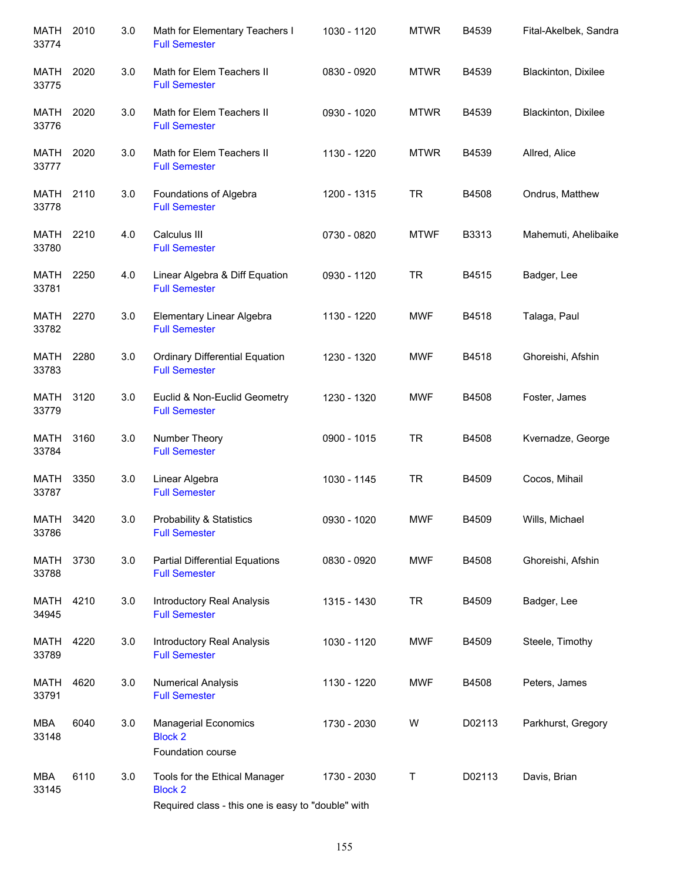| | | | | | | | |
|---|---|---|---|---|---|---|---|
| MATH 33774 | 2010 | 3.0 | Math for Elementary Teachers I<br>Full Semester | 1030 - 1120 | MTWR | B4539 | Fital-Akelbek, Sandra |
| MATH 33775 | 2020 | 3.0 | Math for Elem Teachers II<br>Full Semester | 0830 - 0920 | MTWR | B4539 | Blackinton, Dixilee |
| MATH 33776 | 2020 | 3.0 | Math for Elem Teachers II<br>Full Semester | 0930 - 1020 | MTWR | B4539 | Blackinton, Dixilee |
| MATH 33777 | 2020 | 3.0 | Math for Elem Teachers II<br>Full Semester | 1130 - 1220 | MTWR | B4539 | Allred, Alice |
| MATH 33778 | 2110 | 3.0 | Foundations of Algebra<br>Full Semester | 1200 - 1315 | TR | B4508 | Ondrus, Matthew |
| MATH 33780 | 2210 | 4.0 | Calculus III<br>Full Semester | 0730 - 0820 | MTWF | B3313 | Mahemuti, Ahelibaike |
| MATH 33781 | 2250 | 4.0 | Linear Algebra & Diff Equation<br>Full Semester | 0930 - 1120 | TR | B4515 | Badger, Lee |
| MATH 33782 | 2270 | 3.0 | Elementary Linear Algebra<br>Full Semester | 1130 - 1220 | MWF | B4518 | Talaga, Paul |
| MATH 33783 | 2280 | 3.0 | Ordinary Differential Equation<br>Full Semester | 1230 - 1320 | MWF | B4518 | Ghoreishi, Afshin |
| MATH 33779 | 3120 | 3.0 | Euclid & Non-Euclid Geometry<br>Full Semester | 1230 - 1320 | MWF | B4508 | Foster, James |
| MATH 33784 | 3160 | 3.0 | Number Theory<br>Full Semester | 0900 - 1015 | TR | B4508 | Kvernadze, George |
| MATH 33787 | 3350 | 3.0 | Linear Algebra<br>Full Semester | 1030 - 1145 | TR | B4509 | Cocos, Mihail |
| MATH 33786 | 3420 | 3.0 | Probability & Statistics<br>Full Semester | 0930 - 1020 | MWF | B4509 | Wills, Michael |
| MATH 33788 | 3730 | 3.0 | Partial Differential Equations<br>Full Semester | 0830 - 0920 | MWF | B4508 | Ghoreishi, Afshin |
| MATH 34945 | 4210 | 3.0 | Introductory Real Analysis<br>Full Semester | 1315 - 1430 | TR | B4509 | Badger, Lee |
| MATH 33789 | 4220 | 3.0 | Introductory Real Analysis<br>Full Semester | 1030 - 1120 | MWF | B4509 | Steele, Timothy |
| MATH 33791 | 4620 | 3.0 | Numerical Analysis<br>Full Semester | 1130 - 1220 | MWF | B4508 | Peters, James |
| MBA 33148 | 6040 | 3.0 | Managerial Economics<br>Block 2<br>Foundation course | 1730 - 2030 | W | D02113 | Parkhurst, Gregory |
| MBA 33145 | 6110 | 3.0 | Tools for the Ethical Manager<br>Block 2<br>Required class - this one is easy to "double" with | 1730 - 2030 | T | D02113 | Davis, Brian |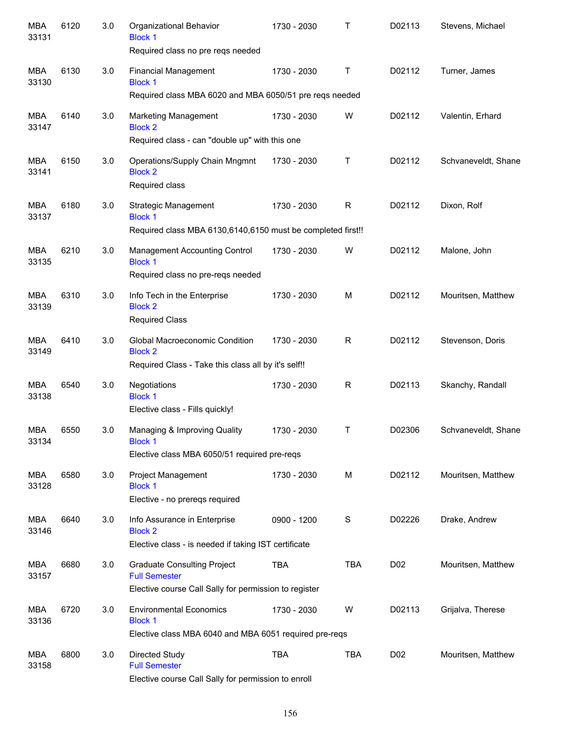| | | | | | | | |
|---|---|---|---|---|---|---|---|
| MBA 33131 | 6120 | 3.0 | Organizational Behavior<br>Block 1<br>Required class no pre reqs needed | 1730 - 2030 | T | D02113 | Stevens, Michael |
| MBA 33130 | 6130 | 3.0 | Financial Management<br>Block 1<br>Required class MBA 6020 and MBA 6050/51 pre reqs needed | 1730 - 2030 | T | D02112 | Turner, James |
| MBA 33147 | 6140 | 3.0 | Marketing Management<br>Block 2<br>Required class - can "double up" with this one | 1730 - 2030 | W | D02112 | Valentin, Erhard |
| MBA 33141 | 6150 | 3.0 | Operations/Supply Chain Mngmnt<br>Block 2<br>Required class | 1730 - 2030 | T | D02112 | Schvaneveldt, Shane |
| MBA 33137 | 6180 | 3.0 | Strategic Management<br>Block 1<br>Required class MBA 6130,6140,6150 must be completed first!! | 1730 - 2030 | R | D02112 | Dixon, Rolf |
| MBA 33135 | 6210 | 3.0 | Management Accounting Control<br>Block 1<br>Required class no pre-reqs needed | 1730 - 2030 | W | D02112 | Malone, John |
| MBA 33139 | 6310 | 3.0 | Info Tech in the Enterprise<br>Block 2<br>Required Class | 1730 - 2030 | M | D02112 | Mouritsen, Matthew |
| MBA 33149 | 6410 | 3.0 | Global Macroeconomic Condition<br>Block 2<br>Required Class - Take this class all by it's self!! | 1730 - 2030 | R | D02112 | Stevenson, Doris |
| MBA 33138 | 6540 | 3.0 | Negotiations<br>Block 1<br>Elective class - Fills quickly! | 1730 - 2030 | R | D02113 | Skanchy, Randall |
| MBA 33134 | 6550 | 3.0 | Managing & Improving Quality<br>Block 1<br>Elective class MBA 6050/51 required pre-reqs | 1730 - 2030 | T | D02306 | Schvaneveldt, Shane |
| MBA 33128 | 6580 | 3.0 | Project Management<br>Block 1<br>Elective - no prereqs required | 1730 - 2030 | M | D02112 | Mouritsen, Matthew |
| MBA 33146 | 6640 | 3.0 | Info Assurance in Enterprise<br>Block 2<br>Elective class - is needed if taking IST certificate | 0900 - 1200 | S | D02226 | Drake, Andrew |
| MBA 33157 | 6680 | 3.0 | Graduate Consulting Project<br>Full Semester<br>Elective course Call Sally for permission to register | TBA | TBA | D02 | Mouritsen, Matthew |
| MBA 33136 | 6720 | 3.0 | Environmental Economics<br>Block 1<br>Elective class MBA 6040 and MBA 6051 required pre-reqs | 1730 - 2030 | W | D02113 | Grijalva, Therese |
| MBA 33158 | 6800 | 3.0 | Directed Study<br>Full Semester<br>Elective course Call Sally for permission to enroll | TBA | TBA | D02 | Mouritsen, Matthew |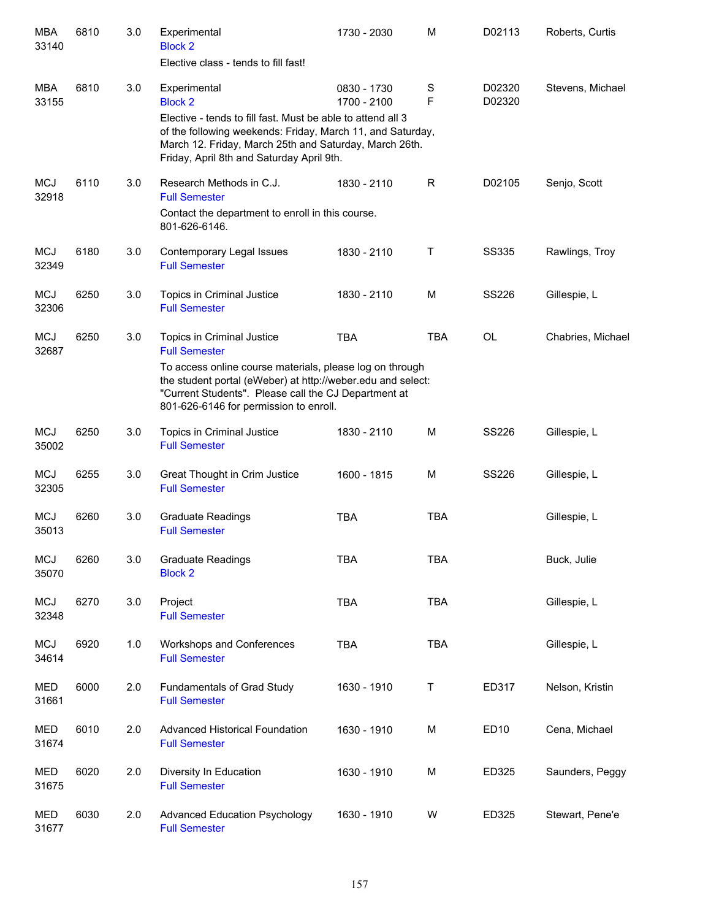| Dept/CRN | Course | Credits | Title | Time | Days | Room | Instructor |
|---|---|---|---|---|---|---|---|
| MBA 33140 | 6810 | 3.0 | Experimental<br>Block 2<br>Elective class - tends to fill fast! | 1730 - 2030 | M | D02113 | Roberts, Curtis |
| MBA 33155 | 6810 | 3.0 | Experimental<br>Block 2<br>Elective - tends to fill fast. Must be able to attend all 3 of the following weekends: Friday, March 11, and Saturday, March 12. Friday, March 25th and Saturday, March 26th. Friday, April 8th and Saturday April 9th. | 0830 - 1730<br>1700 - 2100 | S<br>F | D02320<br>D02320 | Stevens, Michael |
| MCJ 32918 | 6110 | 3.0 | Research Methods in C.J.<br>Full Semester<br>Contact the department to enroll in this course. 801-626-6146. | 1830 - 2110 | R | D02105 | Senjo, Scott |
| MCJ 32349 | 6180 | 3.0 | Contemporary Legal Issues<br>Full Semester | 1830 - 2110 | T | SS335 | Rawlings, Troy |
| MCJ 32306 | 6250 | 3.0 | Topics in Criminal Justice<br>Full Semester | 1830 - 2110 | M | SS226 | Gillespie, L |
| MCJ 32687 | 6250 | 3.0 | Topics in Criminal Justice<br>Full Semester<br>To access online course materials, please log on through the student portal (eWeber) at http://weber.edu and select: "Current Students". Please call the CJ Department at 801-626-6146 for permission to enroll. | TBA | TBA | OL | Chabries, Michael |
| MCJ 35002 | 6250 | 3.0 | Topics in Criminal Justice<br>Full Semester | 1830 - 2110 | M | SS226 | Gillespie, L |
| MCJ 32305 | 6255 | 3.0 | Great Thought in Crim Justice<br>Full Semester | 1600 - 1815 | M | SS226 | Gillespie, L |
| MCJ 35013 | 6260 | 3.0 | Graduate Readings<br>Full Semester | TBA | TBA | | Gillespie, L |
| MCJ 35070 | 6260 | 3.0 | Graduate Readings<br>Block 2 | TBA | TBA | | Buck, Julie |
| MCJ 32348 | 6270 | 3.0 | Project<br>Full Semester | TBA | TBA | | Gillespie, L |
| MCJ 34614 | 6920 | 1.0 | Workshops and Conferences<br>Full Semester | TBA | TBA | | Gillespie, L |
| MED 31661 | 6000 | 2.0 | Fundamentals of Grad Study<br>Full Semester | 1630 - 1910 | T | ED317 | Nelson, Kristin |
| MED 31674 | 6010 | 2.0 | Advanced Historical Foundation<br>Full Semester | 1630 - 1910 | M | ED10 | Cena, Michael |
| MED 31675 | 6020 | 2.0 | Diversity In Education<br>Full Semester | 1630 - 1910 | M | ED325 | Saunders, Peggy |
| MED 31677 | 6030 | 2.0 | Advanced Education Psychology<br>Full Semester | 1630 - 1910 | W | ED325 | Stewart, Pene'e |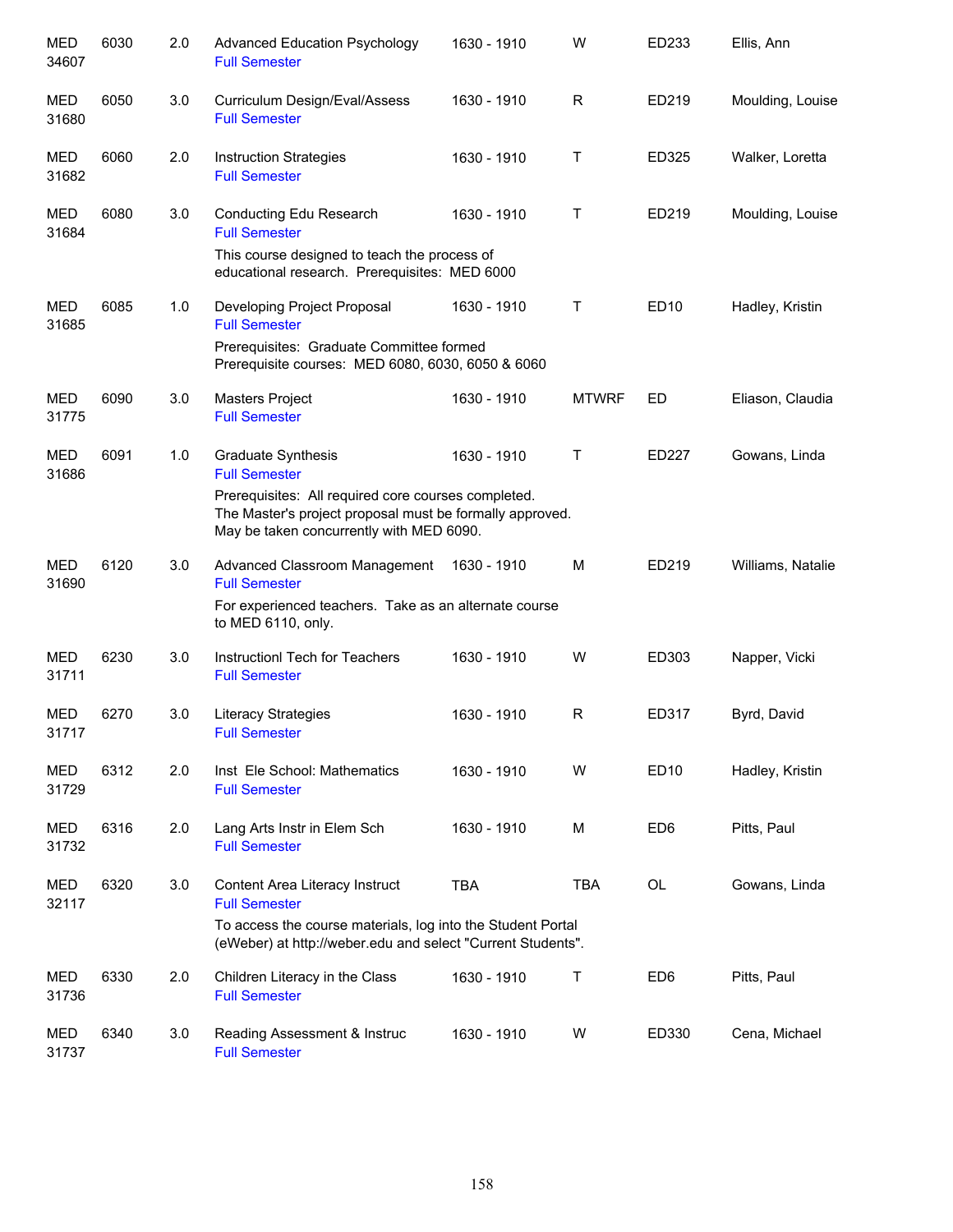| | | | | | | | |
|---|---|---|---|---|---|---|---|
| MED 34607 | 6030 | 2.0 | Advanced Education Psychology<br>Full Semester | 1630 - 1910 | W | ED233 | Ellis, Ann |
| MED 31680 | 6050 | 3.0 | Curriculum Design/Eval/Assess<br>Full Semester | 1630 - 1910 | R | ED219 | Moulding, Louise |
| MED 31682 | 6060 | 2.0 | Instruction Strategies<br>Full Semester | 1630 - 1910 | T | ED325 | Walker, Loretta |
| MED 31684 | 6080 | 3.0 | Conducting Edu Research<br>Full Semester<br>This course designed to teach the process of educational research. Prerequisites: MED 6000 | 1630 - 1910 | T | ED219 | Moulding, Louise |
| MED 31685 | 6085 | 1.0 | Developing Project Proposal<br>Full Semester<br>Prerequisites: Graduate Committee formed<br>Prerequisite courses: MED 6080, 6030, 6050 & 6060 | 1630 - 1910 | T | ED10 | Hadley, Kristin |
| MED 31775 | 6090 | 3.0 | Masters Project<br>Full Semester | 1630 - 1910 | MTWRF | ED | Eliason, Claudia |
| MED 31686 | 6091 | 1.0 | Graduate Synthesis<br>Full Semester<br>Prerequisites: All required core courses completed. The Master's project proposal must be formally approved. May be taken concurrently with MED 6090. | 1630 - 1910 | T | ED227 | Gowans, Linda |
| MED 31690 | 6120 | 3.0 | Advanced Classroom Management<br>Full Semester<br>For experienced teachers. Take as an alternate course to MED 6110, only. | 1630 - 1910 | M | ED219 | Williams, Natalie |
| MED 31711 | 6230 | 3.0 | Instructionl Tech for Teachers<br>Full Semester | 1630 - 1910 | W | ED303 | Napper, Vicki |
| MED 31717 | 6270 | 3.0 | Literacy Strategies<br>Full Semester | 1630 - 1910 | R | ED317 | Byrd, David |
| MED 31729 | 6312 | 2.0 | Inst Ele School: Mathematics<br>Full Semester | 1630 - 1910 | W | ED10 | Hadley, Kristin |
| MED 31732 | 6316 | 2.0 | Lang Arts Instr in Elem Sch<br>Full Semester | 1630 - 1910 | M | ED6 | Pitts, Paul |
| MED 32117 | 6320 | 3.0 | Content Area Literacy Instruct<br>Full Semester<br>To access the course materials, log into the Student Portal (eWeber) at http://weber.edu and select "Current Students". | TBA | TBA | OL | Gowans, Linda |
| MED 31736 | 6330 | 2.0 | Children Literacy in the Class<br>Full Semester | 1630 - 1910 | T | ED6 | Pitts, Paul |
| MED 31737 | 6340 | 3.0 | Reading Assessment & Instruc<br>Full Semester | 1630 - 1910 | W | ED330 | Cena, Michael |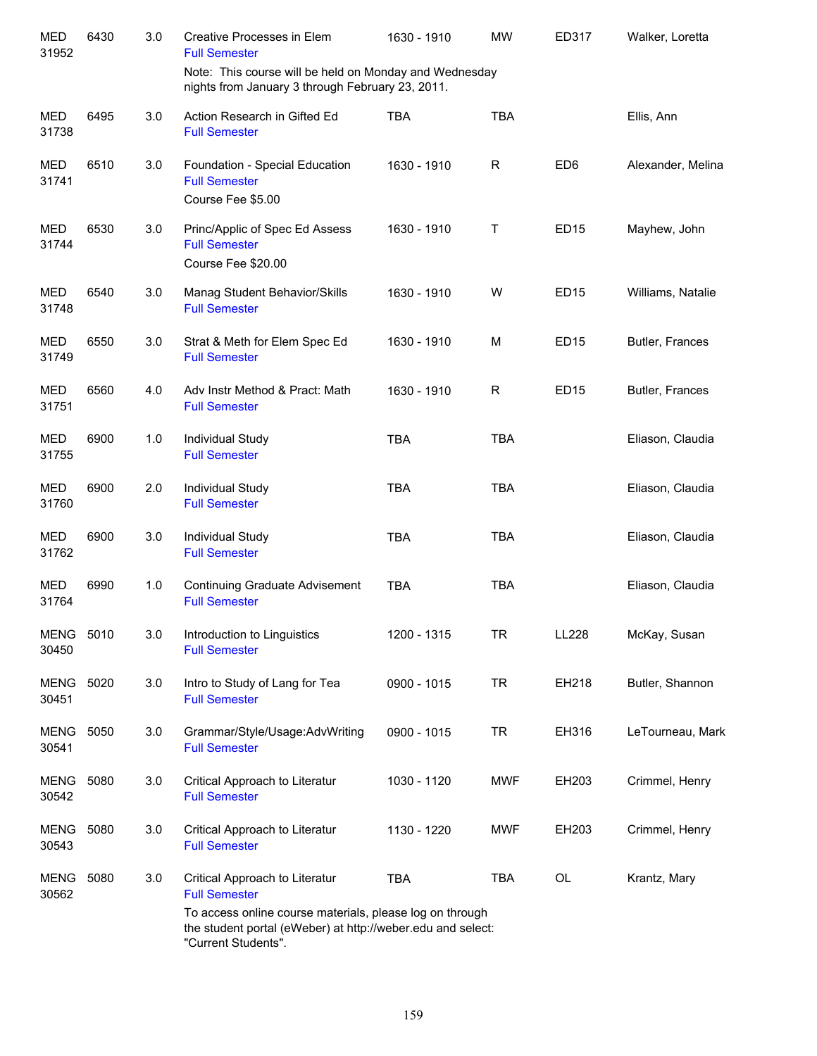| | | | | | | | |
|---|---|---|---|---|---|---|---|
| MED 31952 | 6430 | 3.0 | Creative Processes in Elem<br>Full Semester<br>Note: This course will be held on Monday and Wednesday nights from January 3 through February 23, 2011. | 1630 - 1910 | MW | ED317 | Walker, Loretta |
| MED 31738 | 6495 | 3.0 | Action Research in Gifted Ed<br>Full Semester | TBA | TBA | | Ellis, Ann |
| MED 31741 | 6510 | 3.0 | Foundation - Special Education<br>Full Semester<br>Course Fee $5.00 | 1630 - 1910 | R | ED6 | Alexander, Melina |
| MED 31744 | 6530 | 3.0 | Princ/Applic of Spec Ed Assess<br>Full Semester<br>Course Fee $20.00 | 1630 - 1910 | T | ED15 | Mayhew, John |
| MED 31748 | 6540 | 3.0 | Manag Student Behavior/Skills<br>Full Semester | 1630 - 1910 | W | ED15 | Williams, Natalie |
| MED 31749 | 6550 | 3.0 | Strat & Meth for Elem Spec Ed<br>Full Semester | 1630 - 1910 | M | ED15 | Butler, Frances |
| MED 31751 | 6560 | 4.0 | Adv Instr Method & Pract: Math<br>Full Semester | 1630 - 1910 | R | ED15 | Butler, Frances |
| MED 31755 | 6900 | 1.0 | Individual Study<br>Full Semester | TBA | TBA | | Eliason, Claudia |
| MED 31760 | 6900 | 2.0 | Individual Study<br>Full Semester | TBA | TBA | | Eliason, Claudia |
| MED 31762 | 6900 | 3.0 | Individual Study<br>Full Semester | TBA | TBA | | Eliason, Claudia |
| MED 31764 | 6990 | 1.0 | Continuing Graduate Advisement<br>Full Semester | TBA | TBA | | Eliason, Claudia |
| MENG 30450 | 5010 | 3.0 | Introduction to Linguistics<br>Full Semester | 1200 - 1315 | TR | LL228 | McKay, Susan |
| MENG 30451 | 5020 | 3.0 | Intro to Study of Lang for Tea<br>Full Semester | 0900 - 1015 | TR | EH218 | Butler, Shannon |
| MENG 30541 | 5050 | 3.0 | Grammar/Style/Usage:AdvWriting<br>Full Semester | 0900 - 1015 | TR | EH316 | LeTourneau, Mark |
| MENG 30542 | 5080 | 3.0 | Critical Approach to Literatur<br>Full Semester | 1030 - 1120 | MWF | EH203 | Crimmel, Henry |
| MENG 30543 | 5080 | 3.0 | Critical Approach to Literatur<br>Full Semester | 1130 - 1220 | MWF | EH203 | Crimmel, Henry |
| MENG 30562 | 5080 | 3.0 | Critical Approach to Literatur<br>Full Semester<br>To access online course materials, please log on through the student portal (eWeber) at http://weber.edu and select: "Current Students". | TBA | TBA | OL | Krantz, Mary |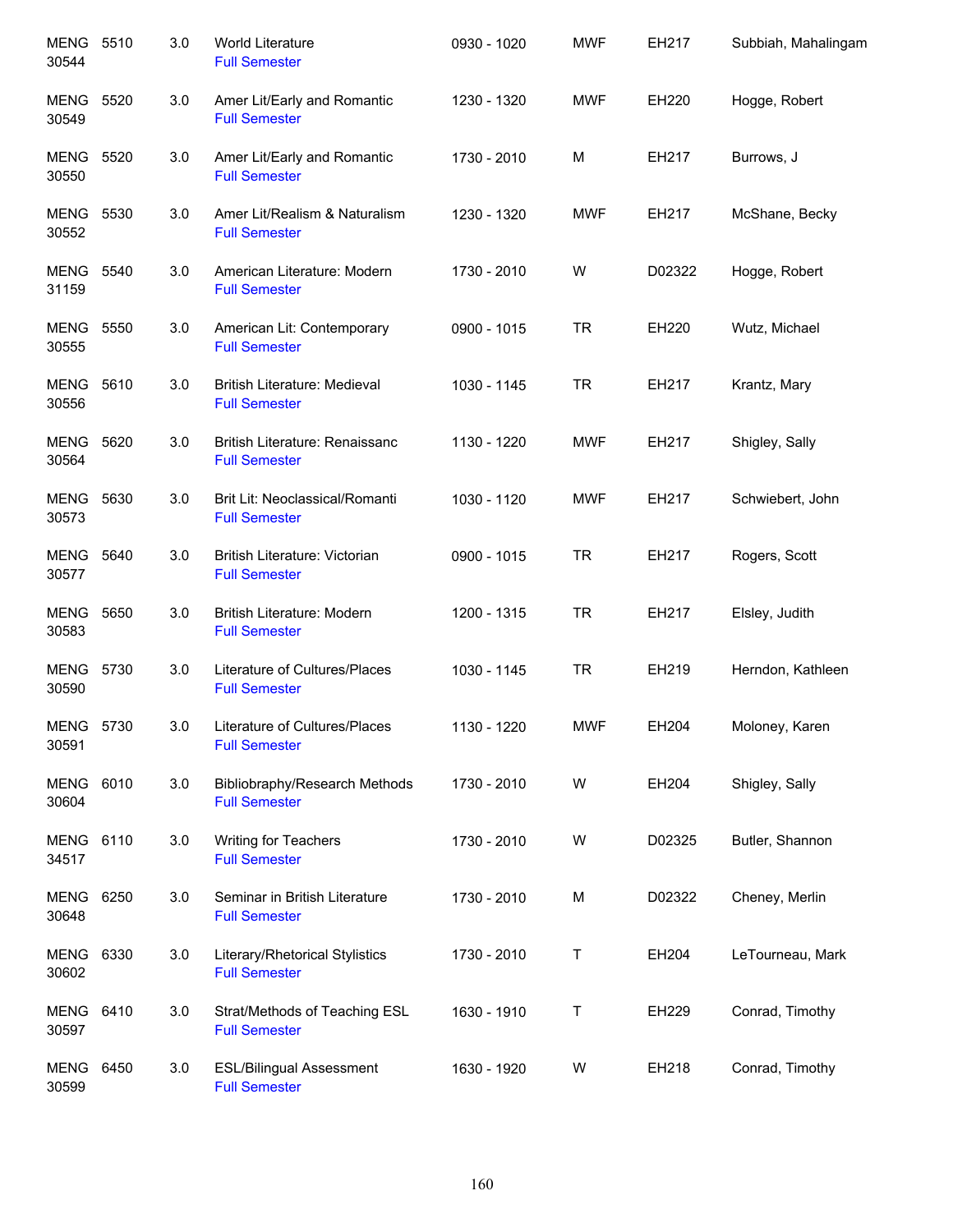| | | | | | | | |
|---|---|---|---|---|---|---|---|
| MENG 30544 | 5510 | 3.0 | World Literature<br>Full Semester | 0930 - 1020 | MWF | EH217 | Subbiah, Mahalingam |
| MENG 30549 | 5520 | 3.0 | Amer Lit/Early and Romantic<br>Full Semester | 1230 - 1320 | MWF | EH220 | Hogge, Robert |
| MENG 30550 | 5520 | 3.0 | Amer Lit/Early and Romantic<br>Full Semester | 1730 - 2010 | M | EH217 | Burrows, J |
| MENG 30552 | 5530 | 3.0 | Amer Lit/Realism & Naturalism<br>Full Semester | 1230 - 1320 | MWF | EH217 | McShane, Becky |
| MENG 31159 | 5540 | 3.0 | American Literature: Modern<br>Full Semester | 1730 - 2010 | W | D02322 | Hogge, Robert |
| MENG 30555 | 5550 | 3.0 | American Lit: Contemporary<br>Full Semester | 0900 - 1015 | TR | EH220 | Wutz, Michael |
| MENG 30556 | 5610 | 3.0 | British Literature: Medieval<br>Full Semester | 1030 - 1145 | TR | EH217 | Krantz, Mary |
| MENG 30564 | 5620 | 3.0 | British Literature: Renaissanc<br>Full Semester | 1130 - 1220 | MWF | EH217 | Shigley, Sally |
| MENG 30573 | 5630 | 3.0 | Brit Lit: Neoclassical/Romanti<br>Full Semester | 1030 - 1120 | MWF | EH217 | Schwiebert, John |
| MENG 30577 | 5640 | 3.0 | British Literature: Victorian<br>Full Semester | 0900 - 1015 | TR | EH217 | Rogers, Scott |
| MENG 30583 | 5650 | 3.0 | British Literature: Modern<br>Full Semester | 1200 - 1315 | TR | EH217 | Elsley, Judith |
| MENG 30590 | 5730 | 3.0 | Literature of Cultures/Places<br>Full Semester | 1030 - 1145 | TR | EH219 | Herndon, Kathleen |
| MENG 30591 | 5730 | 3.0 | Literature of Cultures/Places<br>Full Semester | 1130 - 1220 | MWF | EH204 | Moloney, Karen |
| MENG 30604 | 6010 | 3.0 | Bibliobraphy/Research Methods<br>Full Semester | 1730 - 2010 | W | EH204 | Shigley, Sally |
| MENG 34517 | 6110 | 3.0 | Writing for Teachers<br>Full Semester | 1730 - 2010 | W | D02325 | Butler, Shannon |
| MENG 30648 | 6250 | 3.0 | Seminar in British Literature<br>Full Semester | 1730 - 2010 | M | D02322 | Cheney, Merlin |
| MENG 30602 | 6330 | 3.0 | Literary/Rhetorical Stylistics<br>Full Semester | 1730 - 2010 | T | EH204 | LeTourneau, Mark |
| MENG 30597 | 6410 | 3.0 | Strat/Methods of Teaching ESL<br>Full Semester | 1630 - 1910 | T | EH229 | Conrad, Timothy |
| MENG 30599 | 6450 | 3.0 | ESL/Bilingual Assessment<br>Full Semester | 1630 - 1920 | W | EH218 | Conrad, Timothy |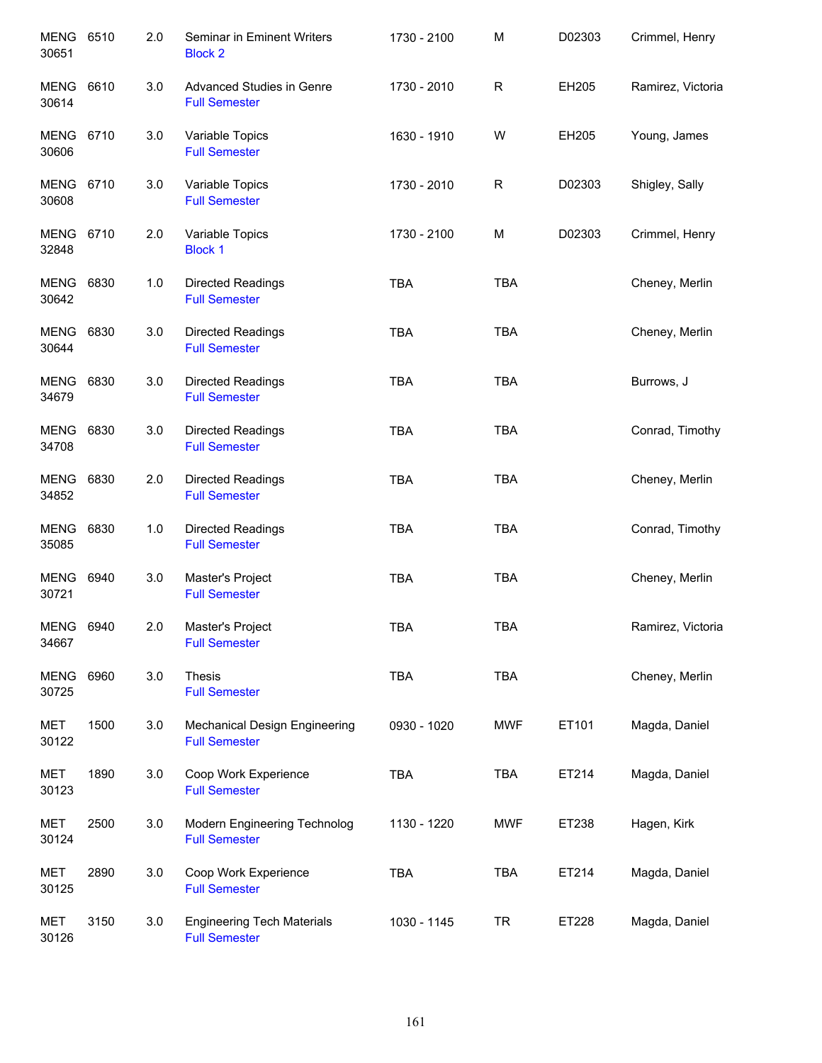| Course | Number | Credits | Title | Time | Days | Room | Instructor |
|---|---|---|---|---|---|---|---|
| MENG 30651 | 6510 | 2.0 | Seminar in Eminent Writers<br>Block 2 | 1730 - 2100 | M | D02303 | Crimmel, Henry |
| MENG 30614 | 6610 | 3.0 | Advanced Studies in Genre<br>Full Semester | 1730 - 2010 | R | EH205 | Ramirez, Victoria |
| MENG 30606 | 6710 | 3.0 | Variable Topics<br>Full Semester | 1630 - 1910 | W | EH205 | Young, James |
| MENG 30608 | 6710 | 3.0 | Variable Topics<br>Full Semester | 1730 - 2010 | R | D02303 | Shigley, Sally |
| MENG 32848 | 6710 | 2.0 | Variable Topics<br>Block 1 | 1730 - 2100 | M | D02303 | Crimmel, Henry |
| MENG 30642 | 6830 | 1.0 | Directed Readings<br>Full Semester | TBA | TBA | | Cheney, Merlin |
| MENG 30644 | 6830 | 3.0 | Directed Readings<br>Full Semester | TBA | TBA | | Cheney, Merlin |
| MENG 34679 | 6830 | 3.0 | Directed Readings<br>Full Semester | TBA | TBA | | Burrows, J |
| MENG 34708 | 6830 | 3.0 | Directed Readings<br>Full Semester | TBA | TBA | | Conrad, Timothy |
| MENG 34852 | 6830 | 2.0 | Directed Readings<br>Full Semester | TBA | TBA | | Cheney, Merlin |
| MENG 35085 | 6830 | 1.0 | Directed Readings<br>Full Semester | TBA | TBA | | Conrad, Timothy |
| MENG 30721 | 6940 | 3.0 | Master's Project<br>Full Semester | TBA | TBA | | Cheney, Merlin |
| MENG 34667 | 6940 | 2.0 | Master's Project<br>Full Semester | TBA | TBA | | Ramirez, Victoria |
| MENG 30725 | 6960 | 3.0 | Thesis<br>Full Semester | TBA | TBA | | Cheney, Merlin |
| MET 30122 | 1500 | 3.0 | Mechanical Design Engineering<br>Full Semester | 0930 - 1020 | MWF | ET101 | Magda, Daniel |
| MET 30123 | 1890 | 3.0 | Coop Work Experience<br>Full Semester | TBA | TBA | ET214 | Magda, Daniel |
| MET 30124 | 2500 | 3.0 | Modern Engineering Technolog<br>Full Semester | 1130 - 1220 | MWF | ET238 | Hagen, Kirk |
| MET 30125 | 2890 | 3.0 | Coop Work Experience<br>Full Semester | TBA | TBA | ET214 | Magda, Daniel |
| MET 30126 | 3150 | 3.0 | Engineering Tech Materials<br>Full Semester | 1030 - 1145 | TR | ET228 | Magda, Daniel |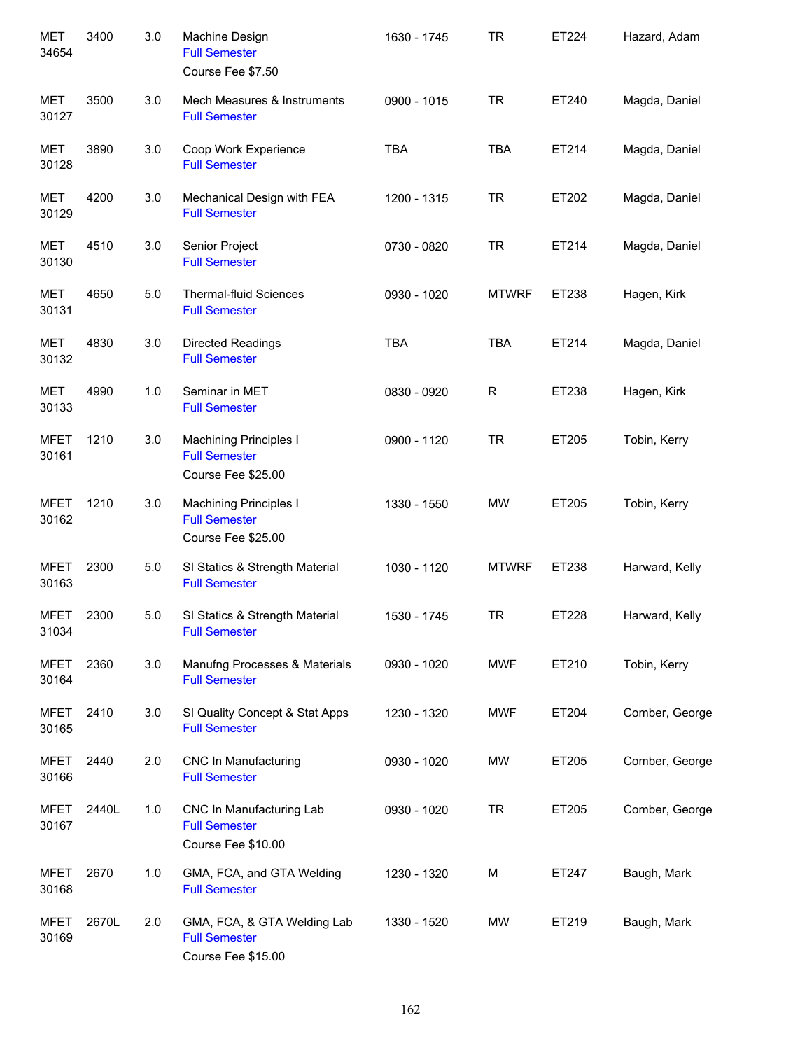| | | | | | | | |
|---|---|---|---|---|---|---|---|
| MET 34654 | 3400 | 3.0 | Machine Design<br>Full Semester<br>Course Fee $7.50 | 1630 - 1745 | TR | ET224 | Hazard, Adam |
| MET 30127 | 3500 | 3.0 | Mech Measures & Instruments<br>Full Semester | 0900 - 1015 | TR | ET240 | Magda, Daniel |
| MET 30128 | 3890 | 3.0 | Coop Work Experience<br>Full Semester | TBA | TBA | ET214 | Magda, Daniel |
| MET 30129 | 4200 | 3.0 | Mechanical Design with FEA<br>Full Semester | 1200 - 1315 | TR | ET202 | Magda, Daniel |
| MET 30130 | 4510 | 3.0 | Senior Project<br>Full Semester | 0730 - 0820 | TR | ET214 | Magda, Daniel |
| MET 30131 | 4650 | 5.0 | Thermal-fluid Sciences<br>Full Semester | 0930 - 1020 | MTWRF | ET238 | Hagen, Kirk |
| MET 30132 | 4830 | 3.0 | Directed Readings<br>Full Semester | TBA | TBA | ET214 | Magda, Daniel |
| MET 30133 | 4990 | 1.0 | Seminar in MET<br>Full Semester | 0830 - 0920 | R | ET238 | Hagen, Kirk |
| MFET 30161 | 1210 | 3.0 | Machining Principles I<br>Full Semester<br>Course Fee $25.00 | 0900 - 1120 | TR | ET205 | Tobin, Kerry |
| MFET 30162 | 1210 | 3.0 | Machining Principles I<br>Full Semester<br>Course Fee $25.00 | 1330 - 1550 | MW | ET205 | Tobin, Kerry |
| MFET 30163 | 2300 | 5.0 | SI Statics & Strength Material<br>Full Semester | 1030 - 1120 | MTWRF | ET238 | Harward, Kelly |
| MFET 31034 | 2300 | 5.0 | SI Statics & Strength Material<br>Full Semester | 1530 - 1745 | TR | ET228 | Harward, Kelly |
| MFET 30164 | 2360 | 3.0 | Manufng Processes & Materials<br>Full Semester | 0930 - 1020 | MWF | ET210 | Tobin, Kerry |
| MFET 30165 | 2410 | 3.0 | SI Quality Concept & Stat Apps<br>Full Semester | 1230 - 1320 | MWF | ET204 | Comber, George |
| MFET 30166 | 2440 | 2.0 | CNC In Manufacturing<br>Full Semester | 0930 - 1020 | MW | ET205 | Comber, George |
| MFET 30167 | 2440L | 1.0 | CNC In Manufacturing Lab<br>Full Semester<br>Course Fee $10.00 | 0930 - 1020 | TR | ET205 | Comber, George |
| MFET 30168 | 2670 | 1.0 | GMA, FCA, and GTA Welding<br>Full Semester | 1230 - 1320 | M | ET247 | Baugh, Mark |
| MFET 30169 | 2670L | 2.0 | GMA, FCA, & GTA Welding Lab<br>Full Semester<br>Course Fee $15.00 | 1330 - 1520 | MW | ET219 | Baugh, Mark |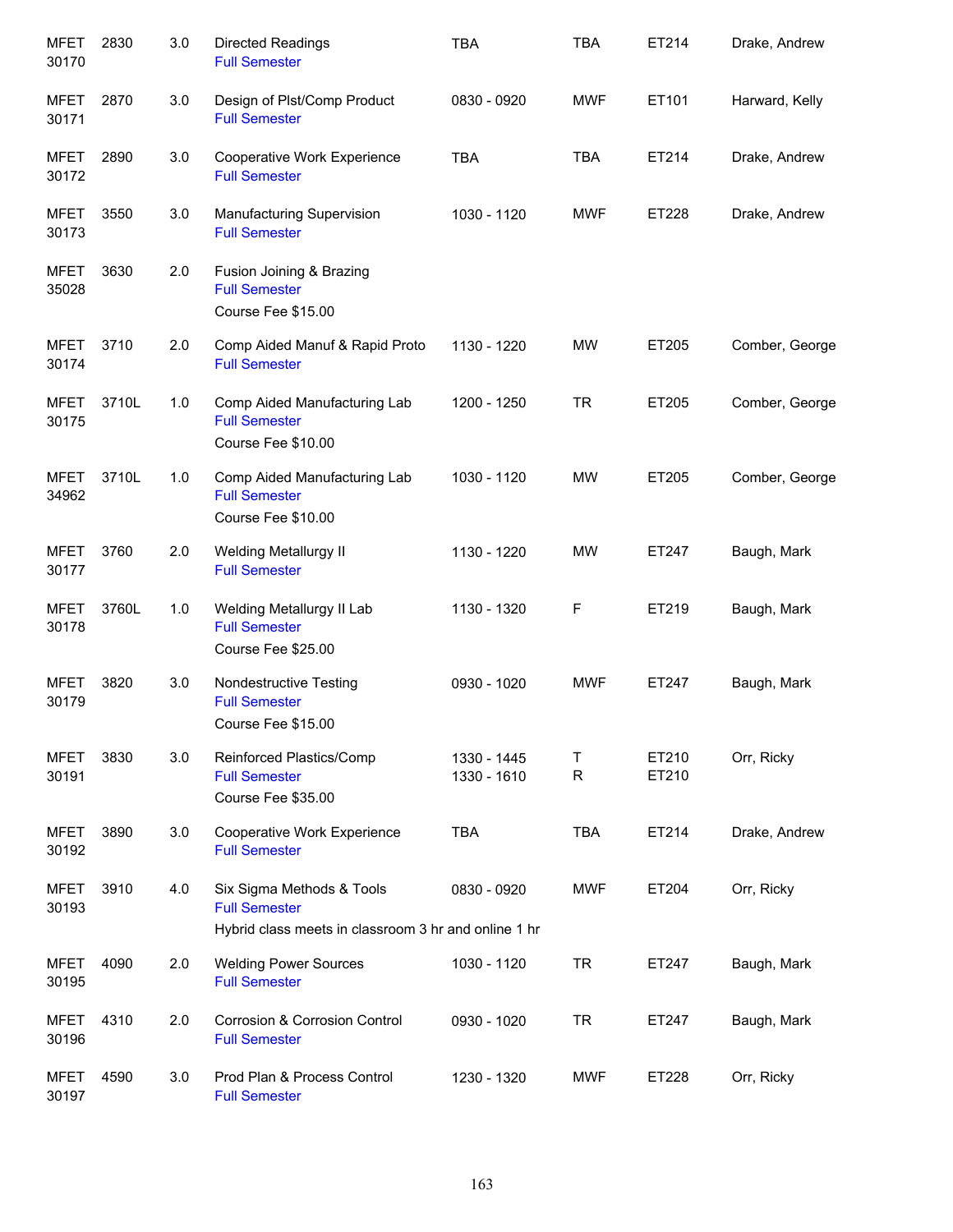| Subject / CRN | Course | Credits | Title | Time | Days | Room | Instructor |
|---|---|---|---|---|---|---|---|
| MFET 30170 | 2830 | 3.0 | Directed Readings<br>Full Semester | TBA | TBA | ET214 | Drake, Andrew |
| MFET 30171 | 2870 | 3.0 | Design of Plst/Comp Product<br>Full Semester | 0830 - 0920 | MWF | ET101 | Harward, Kelly |
| MFET 30172 | 2890 | 3.0 | Cooperative Work Experience<br>Full Semester | TBA | TBA | ET214 | Drake, Andrew |
| MFET 30173 | 3550 | 3.0 | Manufacturing Supervision<br>Full Semester | 1030 - 1120 | MWF | ET228 | Drake, Andrew |
| MFET 35028 | 3630 | 2.0 | Fusion Joining & Brazing<br>Full Semester<br>Course Fee $15.00 | | | | |
| MFET 30174 | 3710 | 2.0 | Comp Aided Manuf & Rapid Proto<br>Full Semester | 1130 - 1220 | MW | ET205 | Comber, George |
| MFET 30175 | 3710L | 1.0 | Comp Aided Manufacturing Lab<br>Full Semester<br>Course Fee $10.00 | 1200 - 1250 | TR | ET205 | Comber, George |
| MFET 34962 | 3710L | 1.0 | Comp Aided Manufacturing Lab<br>Full Semester<br>Course Fee $10.00 | 1030 - 1120 | MW | ET205 | Comber, George |
| MFET 30177 | 3760 | 2.0 | Welding Metallurgy II<br>Full Semester | 1130 - 1220 | MW | ET247 | Baugh, Mark |
| MFET 30178 | 3760L | 1.0 | Welding Metallurgy II Lab<br>Full Semester<br>Course Fee $25.00 | 1130 - 1320 | F | ET219 | Baugh, Mark |
| MFET 30179 | 3820 | 3.0 | Nondestructive Testing<br>Full Semester<br>Course Fee $15.00 | 0930 - 1020 | MWF | ET247 | Baugh, Mark |
| MFET 30191 | 3830 | 3.0 | Reinforced Plastics/Comp<br>Full Semester<br>Course Fee $35.00 | 1330 - 1445<br>1330 - 1610 | T<br>R | ET210<br>ET210 | Orr, Ricky |
| MFET 30192 | 3890 | 3.0 | Cooperative Work Experience<br>Full Semester | TBA | TBA | ET214 | Drake, Andrew |
| MFET 30193 | 3910 | 4.0 | Six Sigma Methods & Tools<br>Full Semester<br>Hybrid class meets in classroom 3 hr and online 1 hr | 0830 - 0920 | MWF | ET204 | Orr, Ricky |
| MFET 30195 | 4090 | 2.0 | Welding Power Sources<br>Full Semester | 1030 - 1120 | TR | ET247 | Baugh, Mark |
| MFET 30196 | 4310 | 2.0 | Corrosion & Corrosion Control<br>Full Semester | 0930 - 1020 | TR | ET247 | Baugh, Mark |
| MFET 30197 | 4590 | 3.0 | Prod Plan & Process Control<br>Full Semester | 1230 - 1320 | MWF | ET228 | Orr, Ricky |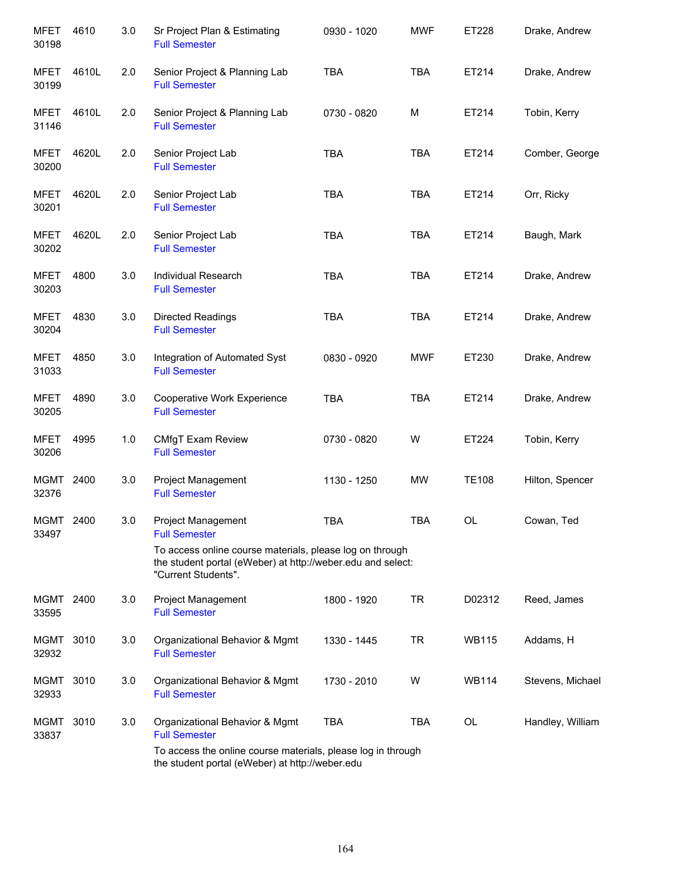| | | | | | | | |
|---|---|---|---|---|---|---|---|
| MFET 30198 | 4610 | 3.0 | Sr Project Plan & Estimating<br>Full Semester | 0930 - 1020 | MWF | ET228 | Drake, Andrew |
| MFET 30199 | 4610L | 2.0 | Senior Project & Planning Lab<br>Full Semester | TBA | TBA | ET214 | Drake, Andrew |
| MFET 31146 | 4610L | 2.0 | Senior Project & Planning Lab<br>Full Semester | 0730 - 0820 | M | ET214 | Tobin, Kerry |
| MFET 30200 | 4620L | 2.0 | Senior Project Lab<br>Full Semester | TBA | TBA | ET214 | Comber, George |
| MFET 30201 | 4620L | 2.0 | Senior Project Lab<br>Full Semester | TBA | TBA | ET214 | Orr, Ricky |
| MFET 30202 | 4620L | 2.0 | Senior Project Lab<br>Full Semester | TBA | TBA | ET214 | Baugh, Mark |
| MFET 30203 | 4800 | 3.0 | Individual Research<br>Full Semester | TBA | TBA | ET214 | Drake, Andrew |
| MFET 30204 | 4830 | 3.0 | Directed Readings<br>Full Semester | TBA | TBA | ET214 | Drake, Andrew |
| MFET 31033 | 4850 | 3.0 | Integration of Automated Syst<br>Full Semester | 0830 - 0920 | MWF | ET230 | Drake, Andrew |
| MFET 30205 | 4890 | 3.0 | Cooperative Work Experience<br>Full Semester | TBA | TBA | ET214 | Drake, Andrew |
| MFET 30206 | 4995 | 1.0 | CMfgT Exam Review<br>Full Semester | 0730 - 0820 | W | ET224 | Tobin, Kerry |
| MGMT 32376 | 2400 | 3.0 | Project Management<br>Full Semester | 1130 - 1250 | MW | TE108 | Hilton, Spencer |
| MGMT 33497 | 2400 | 3.0 | Project Management<br>Full Semester<br>To access online course materials, please log on through the student portal (eWeber) at http://weber.edu and select: "Current Students". | TBA | TBA | OL | Cowan, Ted |
| MGMT 33595 | 2400 | 3.0 | Project Management<br>Full Semester | 1800 - 1920 | TR | D02312 | Reed, James |
| MGMT 32932 | 3010 | 3.0 | Organizational Behavior & Mgmt<br>Full Semester | 1330 - 1445 | TR | WB115 | Addams, H |
| MGMT 32933 | 3010 | 3.0 | Organizational Behavior & Mgmt<br>Full Semester | 1730 - 2010 | W | WB114 | Stevens, Michael |
| MGMT 33837 | 3010 | 3.0 | Organizational Behavior & Mgmt<br>Full Semester<br>To access the online course materials, please log in through the student portal (eWeber) at http://weber.edu | TBA | TBA | OL | Handley, William |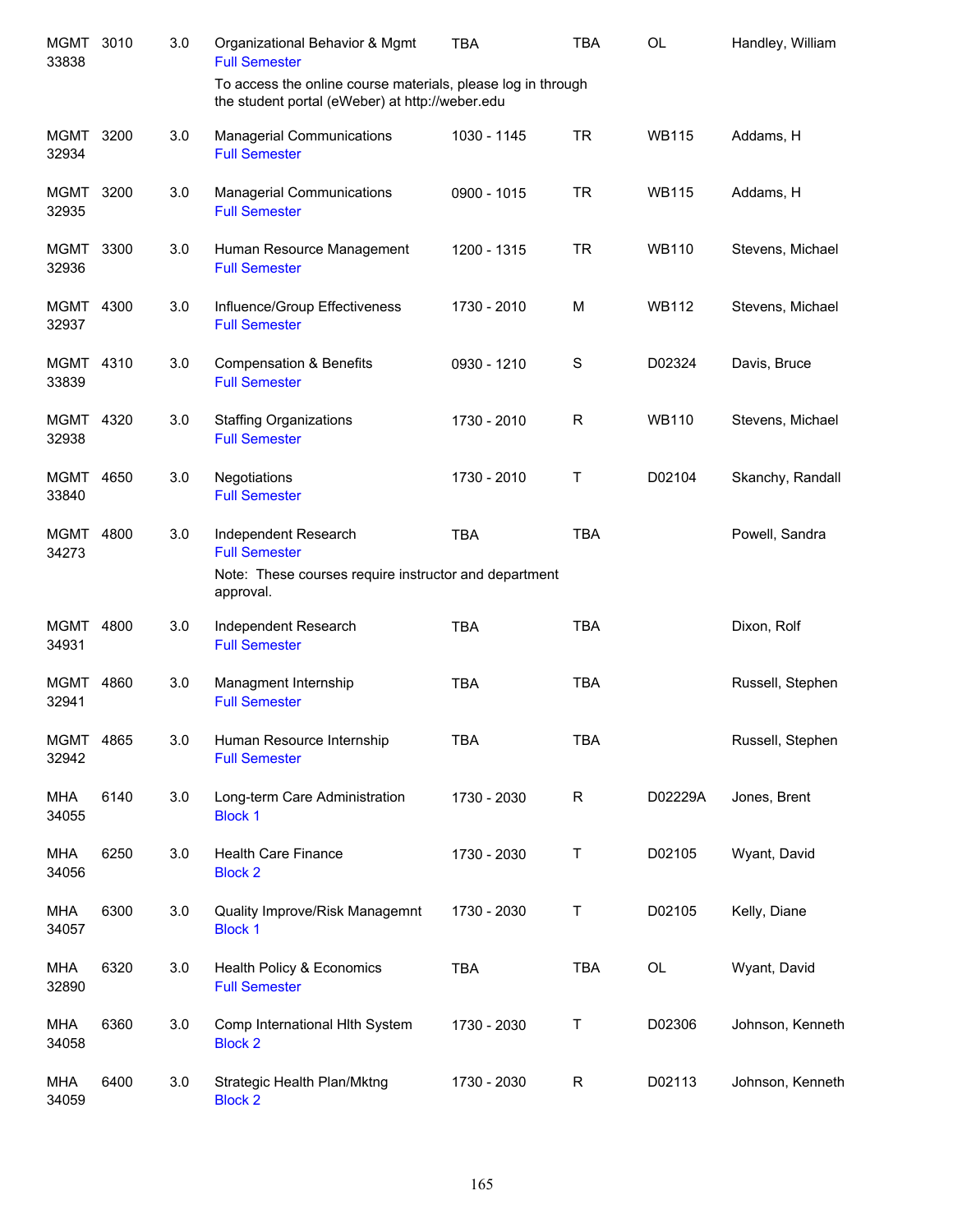| Subject / CRN | Course | Credits | Title | Time | Days | Room | Instructor |
|---|---|---|---|---|---|---|---|
| MGMT 33838 | 3010 | 3.0 | Organizational Behavior & Mgmt<br>Full Semester<br>To access the online course materials, please log in through the student portal (eWeber) at http://weber.edu | TBA | TBA | OL | Handley, William |
| MGMT 32934 | 3200 | 3.0 | Managerial Communications<br>Full Semester | 1030 - 1145 | TR | WB115 | Addams, H |
| MGMT 32935 | 3200 | 3.0 | Managerial Communications<br>Full Semester | 0900 - 1015 | TR | WB115 | Addams, H |
| MGMT 32936 | 3300 | 3.0 | Human Resource Management<br>Full Semester | 1200 - 1315 | TR | WB110 | Stevens, Michael |
| MGMT 32937 | 4300 | 3.0 | Influence/Group Effectiveness<br>Full Semester | 1730 - 2010 | M | WB112 | Stevens, Michael |
| MGMT 33839 | 4310 | 3.0 | Compensation & Benefits<br>Full Semester | 0930 - 1210 | S | D02324 | Davis, Bruce |
| MGMT 32938 | 4320 | 3.0 | Staffing Organizations<br>Full Semester | 1730 - 2010 | R | WB110 | Stevens, Michael |
| MGMT 33840 | 4650 | 3.0 | Negotiations<br>Full Semester | 1730 - 2010 | T | D02104 | Skanchy, Randall |
| MGMT 34273 | 4800 | 3.0 | Independent Research<br>Full Semester<br>Note: These courses require instructor and department approval. | TBA | TBA | | Powell, Sandra |
| MGMT 34931 | 4800 | 3.0 | Independent Research<br>Full Semester | TBA | TBA | | Dixon, Rolf |
| MGMT 32941 | 4860 | 3.0 | Managment Internship<br>Full Semester | TBA | TBA | | Russell, Stephen |
| MGMT 32942 | 4865 | 3.0 | Human Resource Internship<br>Full Semester | TBA | TBA | | Russell, Stephen |
| MHA 34055 | 6140 | 3.0 | Long-term Care Administration<br>Block 1 | 1730 - 2030 | R | D02229A | Jones, Brent |
| MHA 34056 | 6250 | 3.0 | Health Care Finance<br>Block 2 | 1730 - 2030 | T | D02105 | Wyant, David |
| MHA 34057 | 6300 | 3.0 | Quality Improve/Risk Managemnt<br>Block 1 | 1730 - 2030 | T | D02105 | Kelly, Diane |
| MHA 32890 | 6320 | 3.0 | Health Policy & Economics<br>Full Semester | TBA | TBA | OL | Wyant, David |
| MHA 34058 | 6360 | 3.0 | Comp International Hlth System<br>Block 2 | 1730 - 2030 | T | D02306 | Johnson, Kenneth |
| MHA 34059 | 6400 | 3.0 | Strategic Health Plan/Mktng<br>Block 2 | 1730 - 2030 | R | D02113 | Johnson, Kenneth |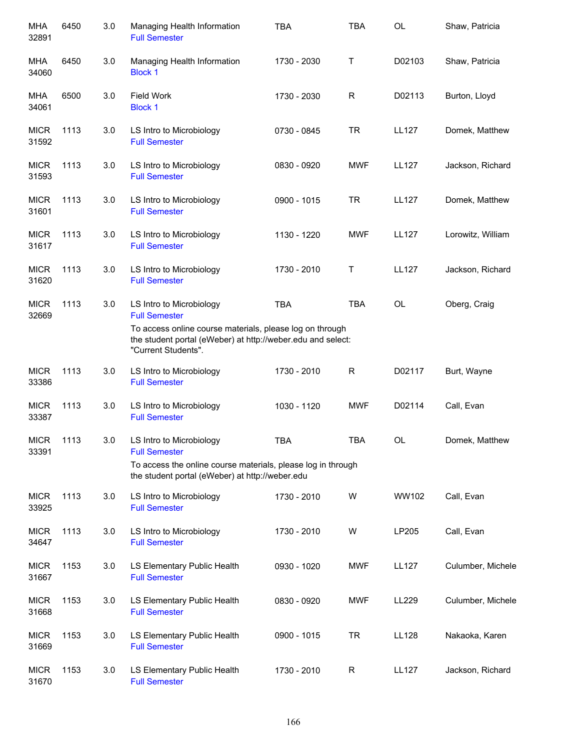| | | | | | | | |
|---|---|---|---|---|---|---|---|
| MHA 32891 | 6450 | 3.0 | Managing Health Information<br>Full Semester | TBA | TBA | OL | Shaw, Patricia |
| MHA 34060 | 6450 | 3.0 | Managing Health Information<br>Block 1 | 1730 - 2030 | T | D02103 | Shaw, Patricia |
| MHA 34061 | 6500 | 3.0 | Field Work<br>Block 1 | 1730 - 2030 | R | D02113 | Burton, Lloyd |
| MICR 31592 | 1113 | 3.0 | LS Intro to Microbiology<br>Full Semester | 0730 - 0845 | TR | LL127 | Domek, Matthew |
| MICR 31593 | 1113 | 3.0 | LS Intro to Microbiology<br>Full Semester | 0830 - 0920 | MWF | LL127 | Jackson, Richard |
| MICR 31601 | 1113 | 3.0 | LS Intro to Microbiology<br>Full Semester | 0900 - 1015 | TR | LL127 | Domek, Matthew |
| MICR 31617 | 1113 | 3.0 | LS Intro to Microbiology<br>Full Semester | 1130 - 1220 | MWF | LL127 | Lorowitz, William |
| MICR 31620 | 1113 | 3.0 | LS Intro to Microbiology<br>Full Semester | 1730 - 2010 | T | LL127 | Jackson, Richard |
| MICR 32669 | 1113 | 3.0 | LS Intro to Microbiology<br>Full Semester<br>To access online course materials, please log on through the student portal (eWeber) at http://weber.edu and select: "Current Students". | TBA | TBA | OL | Oberg, Craig |
| MICR 33386 | 1113 | 3.0 | LS Intro to Microbiology<br>Full Semester | 1730 - 2010 | R | D02117 | Burt, Wayne |
| MICR 33387 | 1113 | 3.0 | LS Intro to Microbiology<br>Full Semester | 1030 - 1120 | MWF | D02114 | Call, Evan |
| MICR 33391 | 1113 | 3.0 | LS Intro to Microbiology<br>Full Semester<br>To access the online course materials, please log in through the student portal (eWeber) at http://weber.edu | TBA | TBA | OL | Domek, Matthew |
| MICR 33925 | 1113 | 3.0 | LS Intro to Microbiology<br>Full Semester | 1730 - 2010 | W | WW102 | Call, Evan |
| MICR 34647 | 1113 | 3.0 | LS Intro to Microbiology<br>Full Semester | 1730 - 2010 | W | LP205 | Call, Evan |
| MICR 31667 | 1153 | 3.0 | LS Elementary Public Health<br>Full Semester | 0930 - 1020 | MWF | LL127 | Culumber, Michele |
| MICR 31668 | 1153 | 3.0 | LS Elementary Public Health<br>Full Semester | 0830 - 0920 | MWF | LL229 | Culumber, Michele |
| MICR 31669 | 1153 | 3.0 | LS Elementary Public Health<br>Full Semester | 0900 - 1015 | TR | LL128 | Nakaoka, Karen |
| MICR 31670 | 1153 | 3.0 | LS Elementary Public Health<br>Full Semester | 1730 - 2010 | R | LL127 | Jackson, Richard |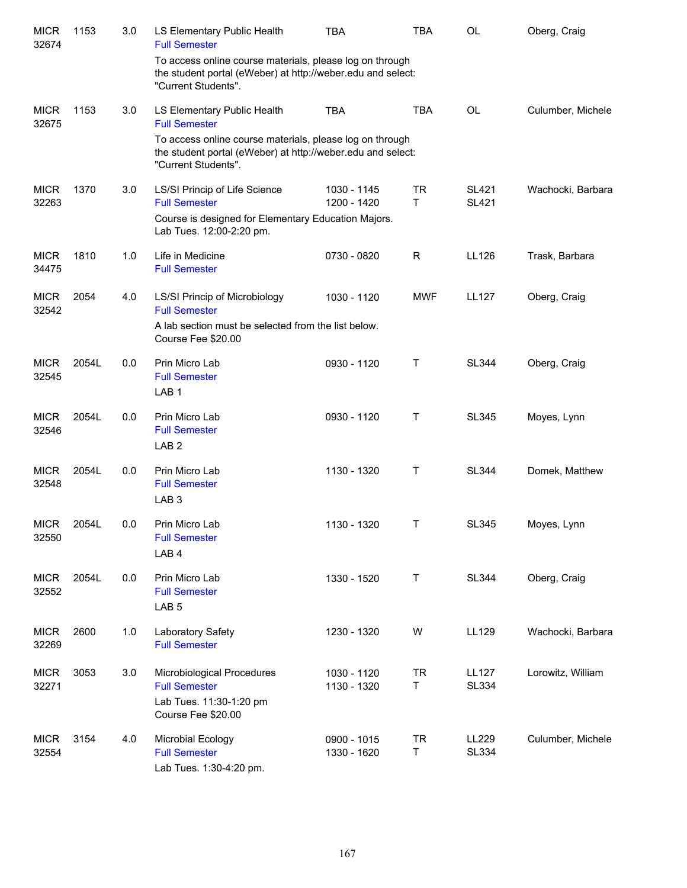| Subject | Course | Credits | Title | Time | Days | Room | Instructor |
|---|---|---|---|---|---|---|---|
| MICR 32674 | 1153 | 3.0 | LS Elementary Public Health<br>Full Semester<br>To access online course materials, please log on through the student portal (eWeber) at http://weber.edu and select: "Current Students". | TBA | TBA | OL | Oberg, Craig |
| MICR 32675 | 1153 | 3.0 | LS Elementary Public Health<br>Full Semester<br>To access online course materials, please log on through the student portal (eWeber) at http://weber.edu and select: "Current Students". | TBA | TBA | OL | Culumber, Michele |
| MICR 32263 | 1370 | 3.0 | LS/SI Princip of Life Science<br>Full Semester<br>Course is designed for Elementary Education Majors. Lab Tues. 12:00-2:20 pm. | 1030 - 1145<br>1200 - 1420 | TR<br>T | SL421<br>SL421 | Wachocki, Barbara |
| MICR 34475 | 1810 | 1.0 | Life in Medicine<br>Full Semester | 0730 - 0820 | R | LL126 | Trask, Barbara |
| MICR 32542 | 2054 | 4.0 | LS/SI Princip of Microbiology<br>Full Semester<br>A lab section must be selected from the list below. Course Fee $20.00 | 1030 - 1120 | MWF | LL127 | Oberg, Craig |
| MICR 32545 | 2054L | 0.0 | Prin Micro Lab<br>Full Semester<br>LAB 1 | 0930 - 1120 | T | SL344 | Oberg, Craig |
| MICR 32546 | 2054L | 0.0 | Prin Micro Lab<br>Full Semester<br>LAB 2 | 0930 - 1120 | T | SL345 | Moyes, Lynn |
| MICR 32548 | 2054L | 0.0 | Prin Micro Lab<br>Full Semester<br>LAB 3 | 1130 - 1320 | T | SL344 | Domek, Matthew |
| MICR 32550 | 2054L | 0.0 | Prin Micro Lab<br>Full Semester<br>LAB 4 | 1130 - 1320 | T | SL345 | Moyes, Lynn |
| MICR 32552 | 2054L | 0.0 | Prin Micro Lab<br>Full Semester<br>LAB 5 | 1330 - 1520 | T | SL344 | Oberg, Craig |
| MICR 32269 | 2600 | 1.0 | Laboratory Safety<br>Full Semester | 1230 - 1320 | W | LL129 | Wachocki, Barbara |
| MICR 32271 | 3053 | 3.0 | Microbiological Procedures<br>Full Semester<br>Lab Tues. 11:30-1:20 pm<br>Course Fee $20.00 | 1030 - 1120<br>1130 - 1320 | TR<br>T | LL127<br>SL334 | Lorowitz, William |
| MICR 32554 | 3154 | 4.0 | Microbial Ecology<br>Full Semester<br>Lab Tues. 1:30-4:20 pm. | 0900 - 1015<br>1330 - 1620 | TR<br>T | LL229<br>SL334 | Culumber, Michele |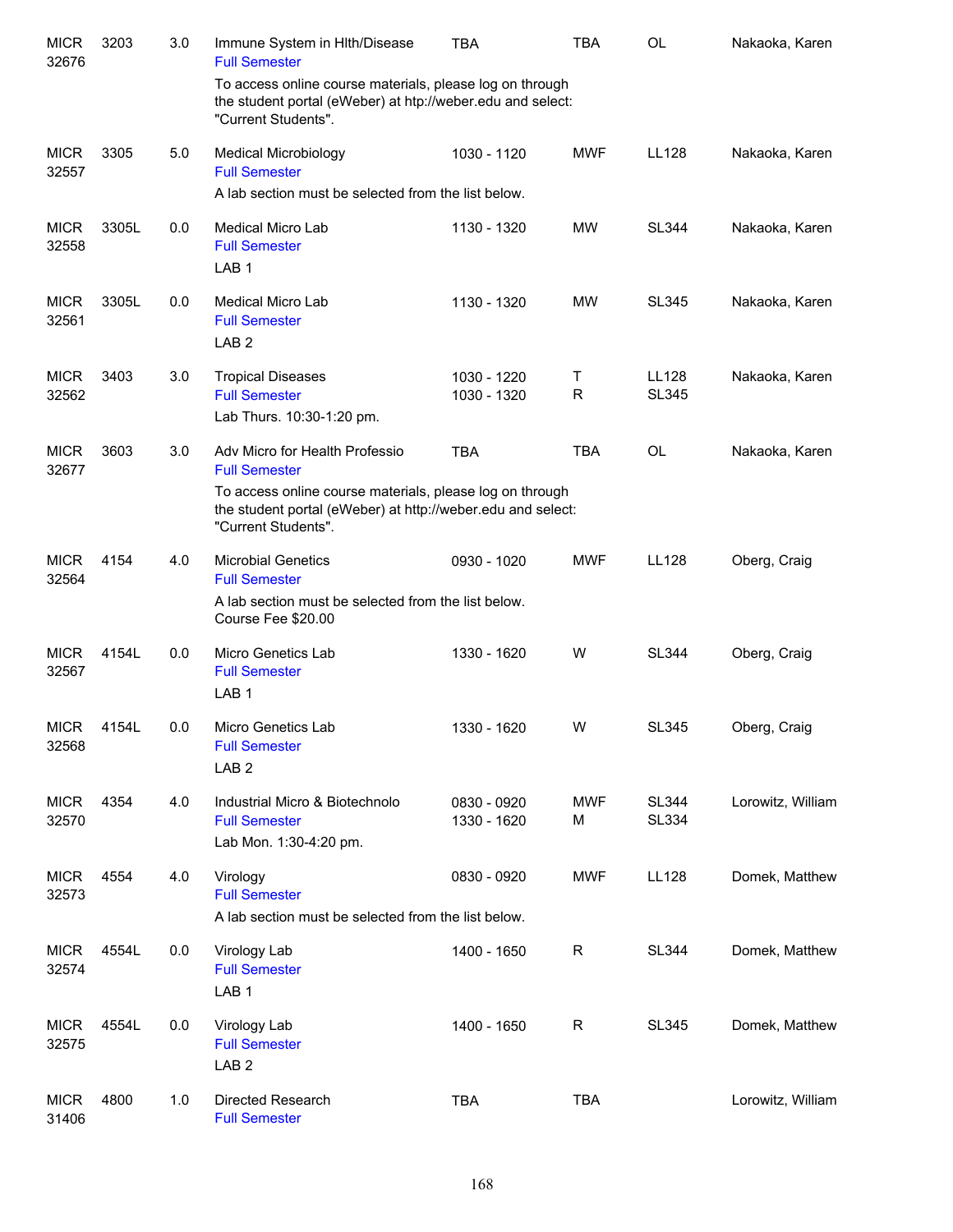| Subject / CRN | Course | Credits | Title | Time | Days | Room | Instructor |
|---|---|---|---|---|---|---|---|
| MICR 32676 | 3203 | 3.0 | Immune System in Hlth/Disease<br>Full Semester<br>To access online course materials, please log on through the student portal (eWeber) at http://weber.edu and select: "Current Students". | TBA | TBA | OL | Nakaoka, Karen |
| MICR 32557 | 3305 | 5.0 | Medical Microbiology<br>Full Semester<br>A lab section must be selected from the list below. | 1030 - 1120 | MWF | LL128 | Nakaoka, Karen |
| MICR 32558 | 3305L | 0.0 | Medical Micro Lab<br>Full Semester<br>LAB 1 | 1130 - 1320 | MW | SL344 | Nakaoka, Karen |
| MICR 32561 | 3305L | 0.0 | Medical Micro Lab<br>Full Semester<br>LAB 2 | 1130 - 1320 | MW | SL345 | Nakaoka, Karen |
| MICR 32562 | 3403 | 3.0 | Tropical Diseases<br>Full Semester<br>Lab Thurs. 10:30-1:20 pm. | 1030 - 1220<br>1030 - 1320 | T<br>R | LL128<br>SL345 | Nakaoka, Karen |
| MICR 32677 | 3603 | 3.0 | Adv Micro for Health Professio<br>Full Semester<br>To access online course materials, please log on through the student portal (eWeber) at http://weber.edu and select: "Current Students". | TBA | TBA | OL | Nakaoka, Karen |
| MICR 32564 | 4154 | 4.0 | Microbial Genetics<br>Full Semester<br>A lab section must be selected from the list below.<br>Course Fee $20.00 | 0930 - 1020 | MWF | LL128 | Oberg, Craig |
| MICR 32567 | 4154L | 0.0 | Micro Genetics Lab<br>Full Semester<br>LAB 1 | 1330 - 1620 | W | SL344 | Oberg, Craig |
| MICR 32568 | 4154L | 0.0 | Micro Genetics Lab<br>Full Semester<br>LAB 2 | 1330 - 1620 | W | SL345 | Oberg, Craig |
| MICR 32570 | 4354 | 4.0 | Industrial Micro & Biotechnolo<br>Full Semester<br>Lab Mon. 1:30-4:20 pm. | 0830 - 0920<br>1330 - 1620 | MWF<br>M | SL344<br>SL334 | Lorowitz, William |
| MICR 32573 | 4554 | 4.0 | Virology<br>Full Semester<br>A lab section must be selected from the list below. | 0830 - 0920 | MWF | LL128 | Domek, Matthew |
| MICR 32574 | 4554L | 0.0 | Virology Lab<br>Full Semester<br>LAB 1 | 1400 - 1650 | R | SL344 | Domek, Matthew |
| MICR 32575 | 4554L | 0.0 | Virology Lab<br>Full Semester<br>LAB 2 | 1400 - 1650 | R | SL345 | Domek, Matthew |
| MICR 31406 | 4800 | 1.0 | Directed Research<br>Full Semester | TBA | TBA | | Lorowitz, William |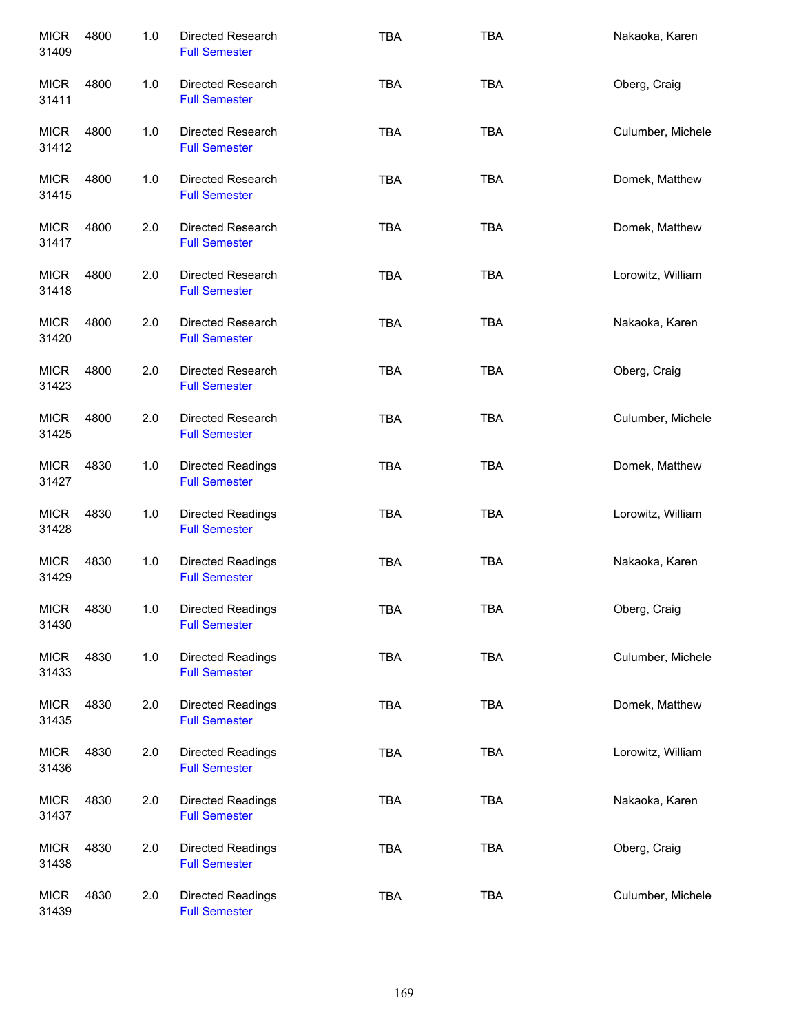| | | | | | | |
|---|---|---|---|---|---|---|
| MICR 31409 | 4800 | 1.0 | Directed Research<br>Full Semester | TBA | TBA | Nakaoka, Karen |
| MICR 31411 | 4800 | 1.0 | Directed Research<br>Full Semester | TBA | TBA | Oberg, Craig |
| MICR 31412 | 4800 | 1.0 | Directed Research<br>Full Semester | TBA | TBA | Culumber, Michele |
| MICR 31415 | 4800 | 1.0 | Directed Research<br>Full Semester | TBA | TBA | Domek, Matthew |
| MICR 31417 | 4800 | 2.0 | Directed Research<br>Full Semester | TBA | TBA | Domek, Matthew |
| MICR 31418 | 4800 | 2.0 | Directed Research<br>Full Semester | TBA | TBA | Lorowitz, William |
| MICR 31420 | 4800 | 2.0 | Directed Research<br>Full Semester | TBA | TBA | Nakaoka, Karen |
| MICR 31423 | 4800 | 2.0 | Directed Research<br>Full Semester | TBA | TBA | Oberg, Craig |
| MICR 31425 | 4800 | 2.0 | Directed Research<br>Full Semester | TBA | TBA | Culumber, Michele |
| MICR 31427 | 4830 | 1.0 | Directed Readings<br>Full Semester | TBA | TBA | Domek, Matthew |
| MICR 31428 | 4830 | 1.0 | Directed Readings<br>Full Semester | TBA | TBA | Lorowitz, William |
| MICR 31429 | 4830 | 1.0 | Directed Readings<br>Full Semester | TBA | TBA | Nakaoka, Karen |
| MICR 31430 | 4830 | 1.0 | Directed Readings<br>Full Semester | TBA | TBA | Oberg, Craig |
| MICR 31433 | 4830 | 1.0 | Directed Readings<br>Full Semester | TBA | TBA | Culumber, Michele |
| MICR 31435 | 4830 | 2.0 | Directed Readings<br>Full Semester | TBA | TBA | Domek, Matthew |
| MICR 31436 | 4830 | 2.0 | Directed Readings<br>Full Semester | TBA | TBA | Lorowitz, William |
| MICR 31437 | 4830 | 2.0 | Directed Readings<br>Full Semester | TBA | TBA | Nakaoka, Karen |
| MICR 31438 | 4830 | 2.0 | Directed Readings<br>Full Semester | TBA | TBA | Oberg, Craig |
| MICR 31439 | 4830 | 2.0 | Directed Readings<br>Full Semester | TBA | TBA | Culumber, Michele |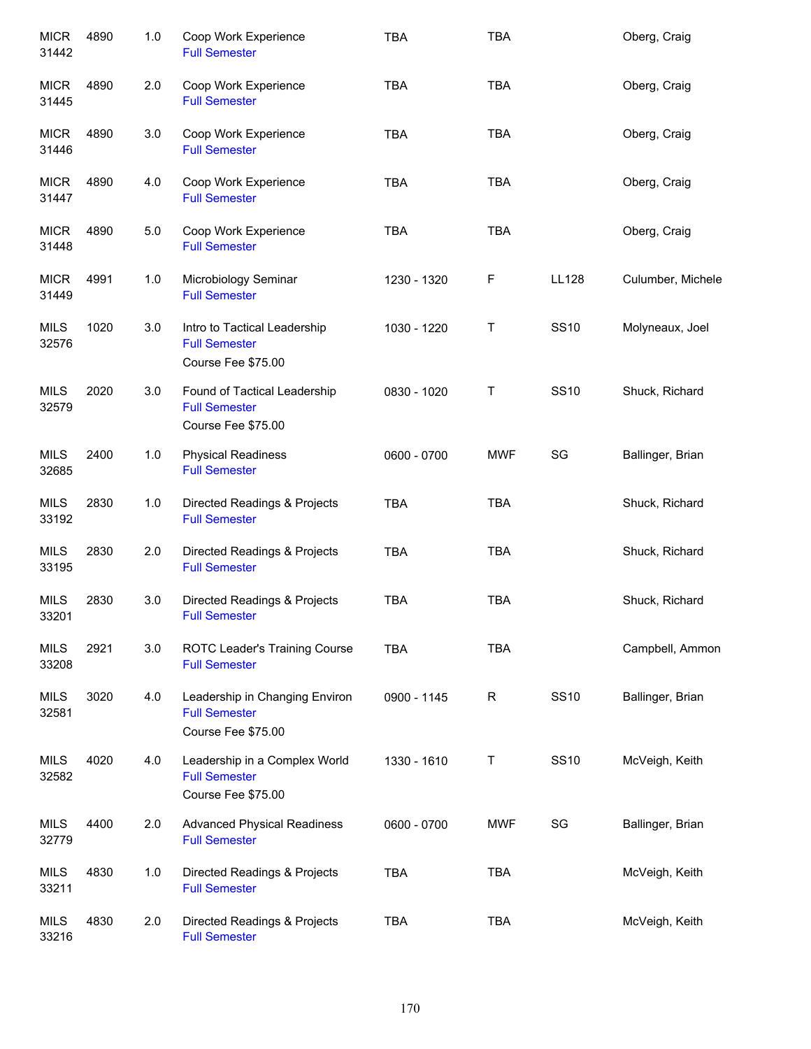| | | | | | | | |
|---|---|---|---|---|---|---|---|
| MICR 31442 | 4890 | 1.0 | Coop Work Experience<br>Full Semester | TBA | TBA | | Oberg, Craig |
| MICR 31445 | 4890 | 2.0 | Coop Work Experience<br>Full Semester | TBA | TBA | | Oberg, Craig |
| MICR 31446 | 4890 | 3.0 | Coop Work Experience<br>Full Semester | TBA | TBA | | Oberg, Craig |
| MICR 31447 | 4890 | 4.0 | Coop Work Experience<br>Full Semester | TBA | TBA | | Oberg, Craig |
| MICR 31448 | 4890 | 5.0 | Coop Work Experience<br>Full Semester | TBA | TBA | | Oberg, Craig |
| MICR 31449 | 4991 | 1.0 | Microbiology Seminar<br>Full Semester | 1230 - 1320 | F | LL128 | Culumber, Michele |
| MILS 32576 | 1020 | 3.0 | Intro to Tactical Leadership<br>Full Semester<br>Course Fee $75.00 | 1030 - 1220 | T | SS10 | Molyneaux, Joel |
| MILS 32579 | 2020 | 3.0 | Found of Tactical Leadership<br>Full Semester<br>Course Fee $75.00 | 0830 - 1020 | T | SS10 | Shuck, Richard |
| MILS 32685 | 2400 | 1.0 | Physical Readiness<br>Full Semester | 0600 - 0700 | MWF | SG | Ballinger, Brian |
| MILS 33192 | 2830 | 1.0 | Directed Readings & Projects<br>Full Semester | TBA | TBA | | Shuck, Richard |
| MILS 33195 | 2830 | 2.0 | Directed Readings & Projects<br>Full Semester | TBA | TBA | | Shuck, Richard |
| MILS 33201 | 2830 | 3.0 | Directed Readings & Projects<br>Full Semester | TBA | TBA | | Shuck, Richard |
| MILS 33208 | 2921 | 3.0 | ROTC Leader's Training Course<br>Full Semester | TBA | TBA | | Campbell, Ammon |
| MILS 32581 | 3020 | 4.0 | Leadership in Changing Environ<br>Full Semester<br>Course Fee $75.00 | 0900 - 1145 | R | SS10 | Ballinger, Brian |
| MILS 32582 | 4020 | 4.0 | Leadership in a Complex World<br>Full Semester<br>Course Fee $75.00 | 1330 - 1610 | T | SS10 | McVeigh, Keith |
| MILS 32779 | 4400 | 2.0 | Advanced Physical Readiness<br>Full Semester | 0600 - 0700 | MWF | SG | Ballinger, Brian |
| MILS 33211 | 4830 | 1.0 | Directed Readings & Projects<br>Full Semester | TBA | TBA | | McVeigh, Keith |
| MILS 33216 | 4830 | 2.0 | Directed Readings & Projects<br>Full Semester | TBA | TBA | | McVeigh, Keith |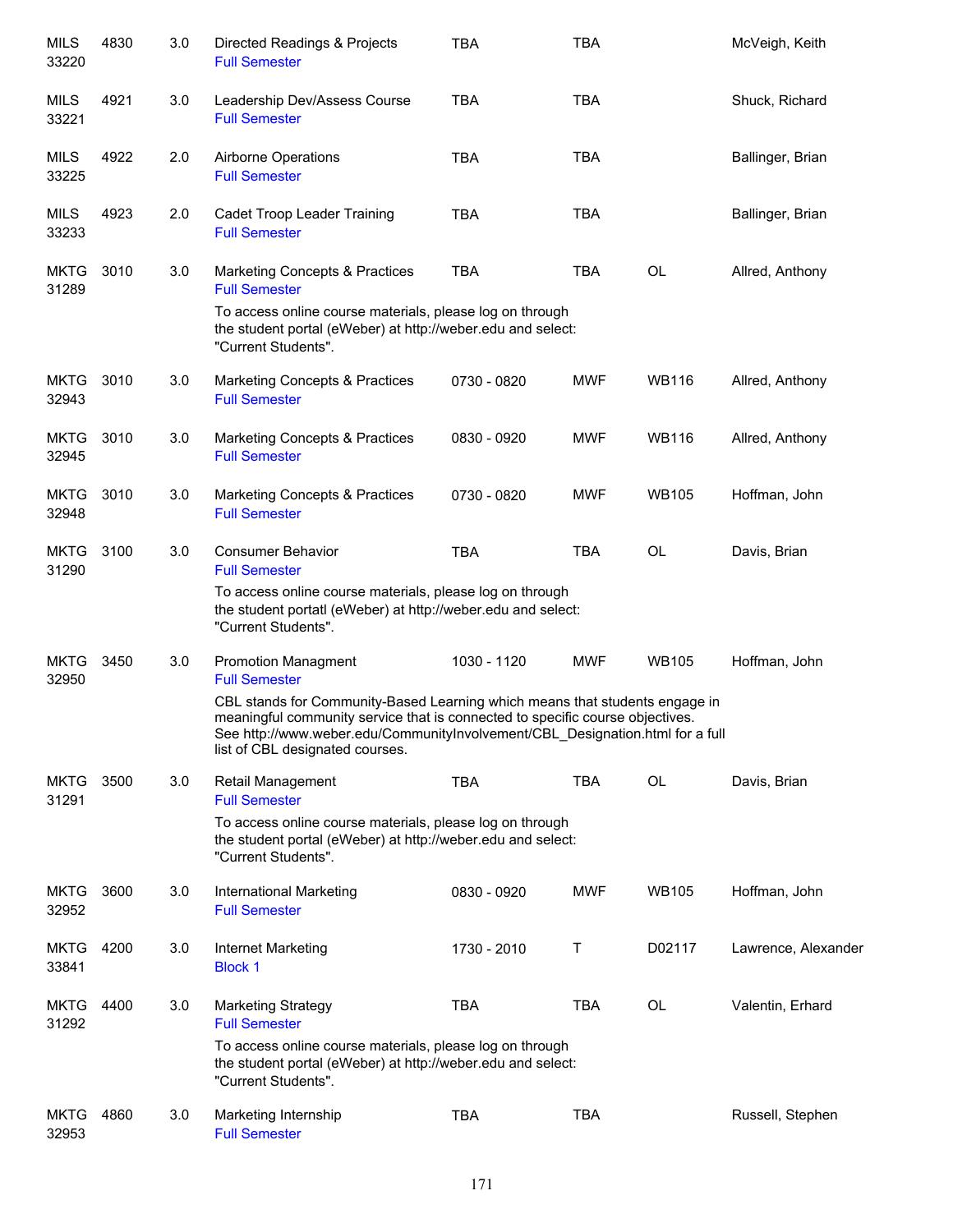| Subject / CRN | Course | Credits | Title | Time | Days | Room | Instructor |
|---|---|---|---|---|---|---|---|
| MILS 33220 | 4830 | 3.0 | Directed Readings & Projects<br>Full Semester | TBA | TBA | | McVeigh, Keith |
| MILS 33221 | 4921 | 3.0 | Leadership Dev/Assess Course<br>Full Semester | TBA | TBA | | Shuck, Richard |
| MILS 33225 | 4922 | 2.0 | Airborne Operations<br>Full Semester | TBA | TBA | | Ballinger, Brian |
| MILS 33233 | 4923 | 2.0 | Cadet Troop Leader Training<br>Full Semester | TBA | TBA | | Ballinger, Brian |
| MKTG 31289 | 3010 | 3.0 | Marketing Concepts & Practices<br>Full Semester<br>To access online course materials, please log on through the student portal (eWeber) at http://weber.edu and select: "Current Students". | TBA | TBA | OL | Allred, Anthony |
| MKTG 32943 | 3010 | 3.0 | Marketing Concepts & Practices<br>Full Semester | 0730 - 0820 | MWF | WB116 | Allred, Anthony |
| MKTG 32945 | 3010 | 3.0 | Marketing Concepts & Practices<br>Full Semester | 0830 - 0920 | MWF | WB116 | Allred, Anthony |
| MKTG 32948 | 3010 | 3.0 | Marketing Concepts & Practices<br>Full Semester | 0730 - 0820 | MWF | WB105 | Hoffman, John |
| MKTG 31290 | 3100 | 3.0 | Consumer Behavior<br>Full Semester<br>To access online course materials, please log on through the student portatl (eWeber) at http://weber.edu and select: "Current Students". | TBA | TBA | OL | Davis, Brian |
| MKTG 32950 | 3450 | 3.0 | Promotion Managment<br>Full Semester<br>CBL stands for Community-Based Learning which means that students engage in meaningful community service that is connected to specific course objectives. See http://www.weber.edu/CommunityInvolvement/CBL_Designation.html for a full list of CBL designated courses. | 1030 - 1120 | MWF | WB105 | Hoffman, John |
| MKTG 31291 | 3500 | 3.0 | Retail Management<br>Full Semester<br>To access online course materials, please log on through the student portal (eWeber) at http://weber.edu and select: "Current Students". | TBA | TBA | OL | Davis, Brian |
| MKTG 32952 | 3600 | 3.0 | International Marketing<br>Full Semester | 0830 - 0920 | MWF | WB105 | Hoffman, John |
| MKTG 33841 | 4200 | 3.0 | Internet Marketing<br>Block 1 | 1730 - 2010 | T | D02117 | Lawrence, Alexander |
| MKTG 31292 | 4400 | 3.0 | Marketing Strategy<br>Full Semester<br>To access online course materials, please log on through the student portal (eWeber) at http://weber.edu and select: "Current Students". | TBA | TBA | OL | Valentin, Erhard |
| MKTG 32953 | 4860 | 3.0 | Marketing Internship<br>Full Semester | TBA | TBA | | Russell, Stephen |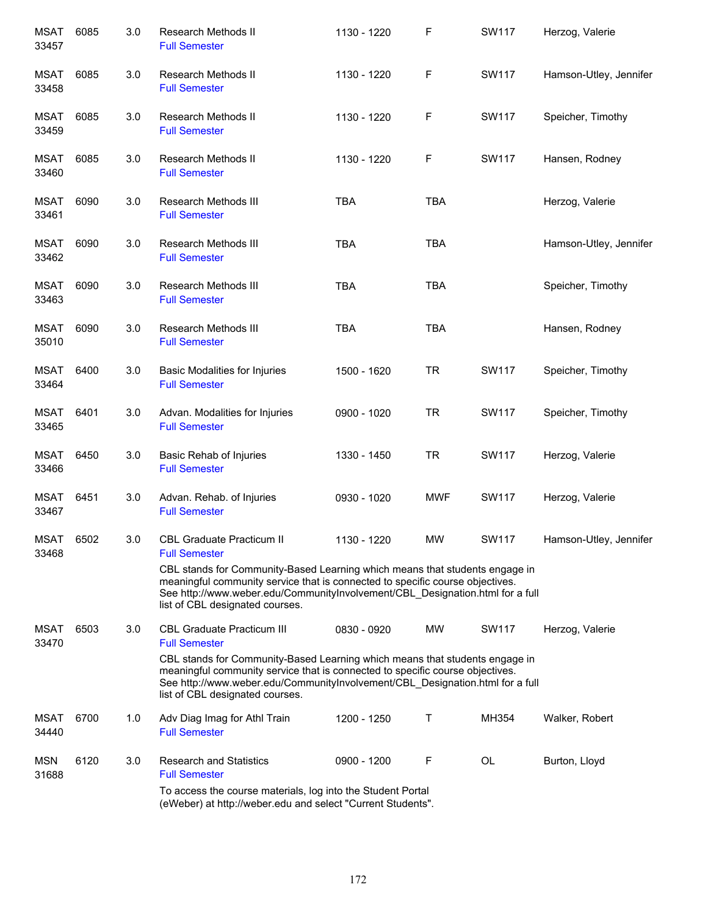| Course | Number | Credits | Title | Time | Days | Room | Instructor |
|---|---|---|---|---|---|---|---|
| MSAT 33457 | 6085 | 3.0 | Research Methods II<br>Full Semester | 1130 - 1220 | F | SW117 | Herzog, Valerie |
| MSAT 33458 | 6085 | 3.0 | Research Methods II<br>Full Semester | 1130 - 1220 | F | SW117 | Hamson-Utley, Jennifer |
| MSAT 33459 | 6085 | 3.0 | Research Methods II<br>Full Semester | 1130 - 1220 | F | SW117 | Speicher, Timothy |
| MSAT 33460 | 6085 | 3.0 | Research Methods II<br>Full Semester | 1130 - 1220 | F | SW117 | Hansen, Rodney |
| MSAT 33461 | 6090 | 3.0 | Research Methods III<br>Full Semester | TBA | TBA | | Herzog, Valerie |
| MSAT 33462 | 6090 | 3.0 | Research Methods III<br>Full Semester | TBA | TBA | | Hamson-Utley, Jennifer |
| MSAT 33463 | 6090 | 3.0 | Research Methods III<br>Full Semester | TBA | TBA | | Speicher, Timothy |
| MSAT 35010 | 6090 | 3.0 | Research Methods III<br>Full Semester | TBA | TBA | | Hansen, Rodney |
| MSAT 33464 | 6400 | 3.0 | Basic Modalities for Injuries<br>Full Semester | 1500 - 1620 | TR | SW117 | Speicher, Timothy |
| MSAT 33465 | 6401 | 3.0 | Advan. Modalities for Injuries<br>Full Semester | 0900 - 1020 | TR | SW117 | Speicher, Timothy |
| MSAT 33466 | 6450 | 3.0 | Basic Rehab of Injuries<br>Full Semester | 1330 - 1450 | TR | SW117 | Herzog, Valerie |
| MSAT 33467 | 6451 | 3.0 | Advan. Rehab. of Injuries<br>Full Semester | 0930 - 1020 | MWF | SW117 | Herzog, Valerie |
| MSAT 33468 | 6502 | 3.0 | CBL Graduate Practicum II<br>Full Semester<br>CBL stands for Community-Based Learning which means that students engage in meaningful community service that is connected to specific course objectives. See http://www.weber.edu/CommunityInvolvement/CBL_Designation.html for a full list of CBL designated courses. | 1130 - 1220 | MW | SW117 | Hamson-Utley, Jennifer |
| MSAT 33470 | 6503 | 3.0 | CBL Graduate Practicum III<br>Full Semester<br>CBL stands for Community-Based Learning which means that students engage in meaningful community service that is connected to specific course objectives. See http://www.weber.edu/CommunityInvolvement/CBL_Designation.html for a full list of CBL designated courses. | 0830 - 0920 | MW | SW117 | Herzog, Valerie |
| MSAT 34440 | 6700 | 1.0 | Adv Diag Imag for Athl Train<br>Full Semester | 1200 - 1250 | T | MH354 | Walker, Robert |
| MSN 31688 | 6120 | 3.0 | Research and Statistics<br>Full Semester<br>To access the course materials, log into the Student Portal (eWeber) at http://weber.edu and select "Current Students". | 0900 - 1200 | F | OL | Burton, Lloyd |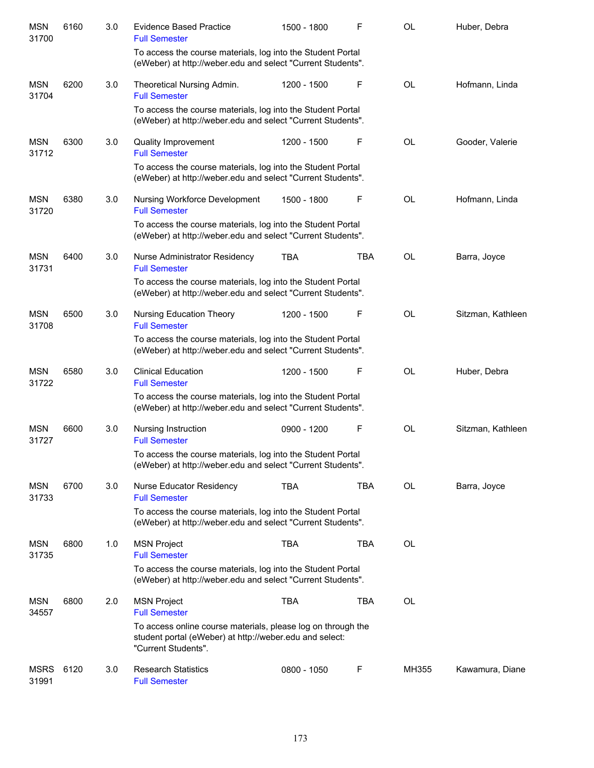| | | | | | | | |
|---|---|---|---|---|---|---|---|
| MSN 31700 | 6160 | 3.0 | Evidence Based Practice<br>Full Semester | 1500 - 1800 | F | OL | Huber, Debra |
| | | | To access the course materials, log into the Student Portal (eWeber) at http://weber.edu and select "Current Students". | | | | |
| MSN 31704 | 6200 | 3.0 | Theoretical Nursing Admin.<br>Full Semester | 1200 - 1500 | F | OL | Hofmann, Linda |
| | | | To access the course materials, log into the Student Portal (eWeber) at http://weber.edu and select "Current Students". | | | | |
| MSN 31712 | 6300 | 3.0 | Quality Improvement<br>Full Semester | 1200 - 1500 | F | OL | Gooder, Valerie |
| | | | To access the course materials, log into the Student Portal (eWeber) at http://weber.edu and select "Current Students". | | | | |
| MSN 31720 | 6380 | 3.0 | Nursing Workforce Development<br>Full Semester | 1500 - 1800 | F | OL | Hofmann, Linda |
| | | | To access the course materials, log into the Student Portal (eWeber) at http://weber.edu and select "Current Students". | | | | |
| MSN 31731 | 6400 | 3.0 | Nurse Administrator Residency<br>Full Semester | TBA | TBA | OL | Barra, Joyce |
| | | | To access the course materials, log into the Student Portal (eWeber) at http://weber.edu and select "Current Students". | | | | |
| MSN 31708 | 6500 | 3.0 | Nursing Education Theory<br>Full Semester | 1200 - 1500 | F | OL | Sitzman, Kathleen |
| | | | To access the course materials, log into the Student Portal (eWeber) at http://weber.edu and select "Current Students". | | | | |
| MSN 31722 | 6580 | 3.0 | Clinical Education<br>Full Semester | 1200 - 1500 | F | OL | Huber, Debra |
| | | | To access the course materials, log into the Student Portal (eWeber) at http://weber.edu and select "Current Students". | | | | |
| MSN 31727 | 6600 | 3.0 | Nursing Instruction<br>Full Semester | 0900 - 1200 | F | OL | Sitzman, Kathleen |
| | | | To access the course materials, log into the Student Portal (eWeber) at http://weber.edu and select "Current Students". | | | | |
| MSN 31733 | 6700 | 3.0 | Nurse Educator Residency<br>Full Semester | TBA | TBA | OL | Barra, Joyce |
| | | | To access the course materials, log into the Student Portal (eWeber) at http://weber.edu and select "Current Students". | | | | |
| MSN 31735 | 6800 | 1.0 | MSN Project<br>Full Semester | TBA | TBA | OL | |
| | | | To access the course materials, log into the Student Portal (eWeber) at http://weber.edu and select "Current Students". | | | | |
| MSN 34557 | 6800 | 2.0 | MSN Project<br>Full Semester | TBA | TBA | OL | |
| | | | To access online course materials, please log on through the student portal (eWeber) at http://weber.edu and select: "Current Students". | | | | |
| MSRS 31991 | 6120 | 3.0 | Research Statistics<br>Full Semester | 0800 - 1050 | F | MH355 | Kawamura, Diane |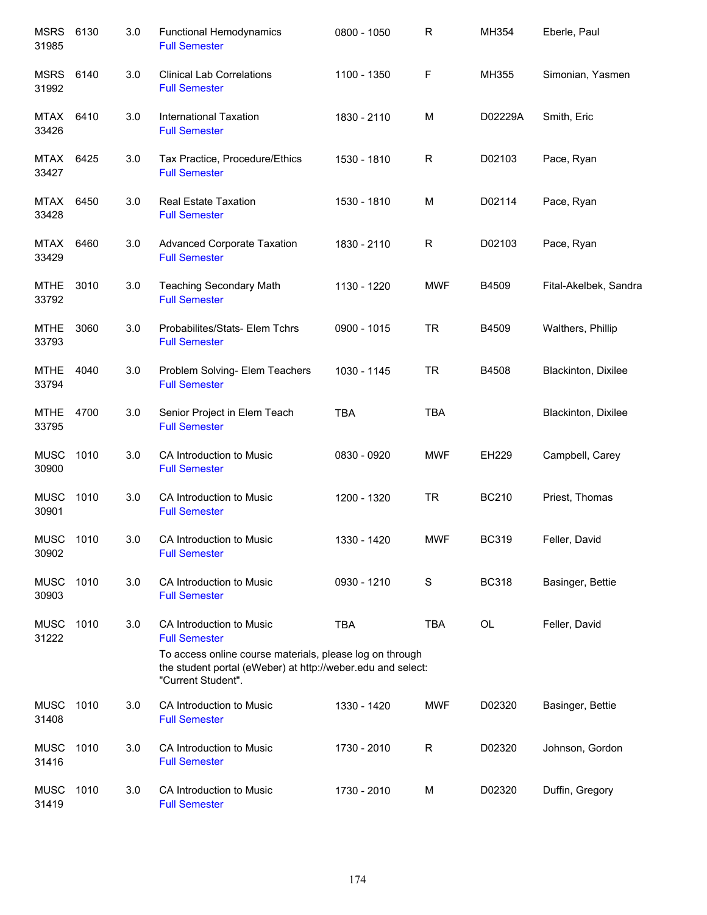| Subject / CRN | Course | Credits | Title | Time | Days | Room | Instructor |
|---|---|---|---|---|---|---|---|
| MSRS 31985 | 6130 | 3.0 | Functional Hemodynamics<br>Full Semester | 0800 - 1050 | R | MH354 | Eberle, Paul |
| MSRS 31992 | 6140 | 3.0 | Clinical Lab Correlations<br>Full Semester | 1100 - 1350 | F | MH355 | Simonian, Yasmen |
| MTAX 33426 | 6410 | 3.0 | International Taxation<br>Full Semester | 1830 - 2110 | M | D02229A | Smith, Eric |
| MTAX 33427 | 6425 | 3.0 | Tax Practice, Procedure/Ethics<br>Full Semester | 1530 - 1810 | R | D02103 | Pace, Ryan |
| MTAX 33428 | 6450 | 3.0 | Real Estate Taxation<br>Full Semester | 1530 - 1810 | M | D02114 | Pace, Ryan |
| MTAX 33429 | 6460 | 3.0 | Advanced Corporate Taxation<br>Full Semester | 1830 - 2110 | R | D02103 | Pace, Ryan |
| MTHE 33792 | 3010 | 3.0 | Teaching Secondary Math<br>Full Semester | 1130 - 1220 | MWF | B4509 | Fital-Akelbek, Sandra |
| MTHE 33793 | 3060 | 3.0 | Probabilites/Stats- Elem Tchrs<br>Full Semester | 0900 - 1015 | TR | B4509 | Walthers, Phillip |
| MTHE 33794 | 4040 | 3.0 | Problem Solving- Elem Teachers<br>Full Semester | 1030 - 1145 | TR | B4508 | Blackinton, Dixilee |
| MTHE 33795 | 4700 | 3.0 | Senior Project in Elem Teach<br>Full Semester | TBA | TBA | | Blackinton, Dixilee |
| MUSC 30900 | 1010 | 3.0 | CA Introduction to Music<br>Full Semester | 0830 - 0920 | MWF | EH229 | Campbell, Carey |
| MUSC 30901 | 1010 | 3.0 | CA Introduction to Music<br>Full Semester | 1200 - 1320 | TR | BC210 | Priest, Thomas |
| MUSC 30902 | 1010 | 3.0 | CA Introduction to Music<br>Full Semester | 1330 - 1420 | MWF | BC319 | Feller, David |
| MUSC 30903 | 1010 | 3.0 | CA Introduction to Music<br>Full Semester | 0930 - 1210 | S | BC318 | Basinger, Bettie |
| MUSC 31222 | 1010 | 3.0 | CA Introduction to Music<br>Full Semester<br>To access online course materials, please log on through the student portal (eWeber) at http://weber.edu and select: "Current Student". | TBA | TBA | OL | Feller, David |
| MUSC 31408 | 1010 | 3.0 | CA Introduction to Music<br>Full Semester | 1330 - 1420 | MWF | D02320 | Basinger, Bettie |
| MUSC 31416 | 1010 | 3.0 | CA Introduction to Music<br>Full Semester | 1730 - 2010 | R | D02320 | Johnson, Gordon |
| MUSC 31419 | 1010 | 3.0 | CA Introduction to Music<br>Full Semester | 1730 - 2010 | M | D02320 | Duffin, Gregory |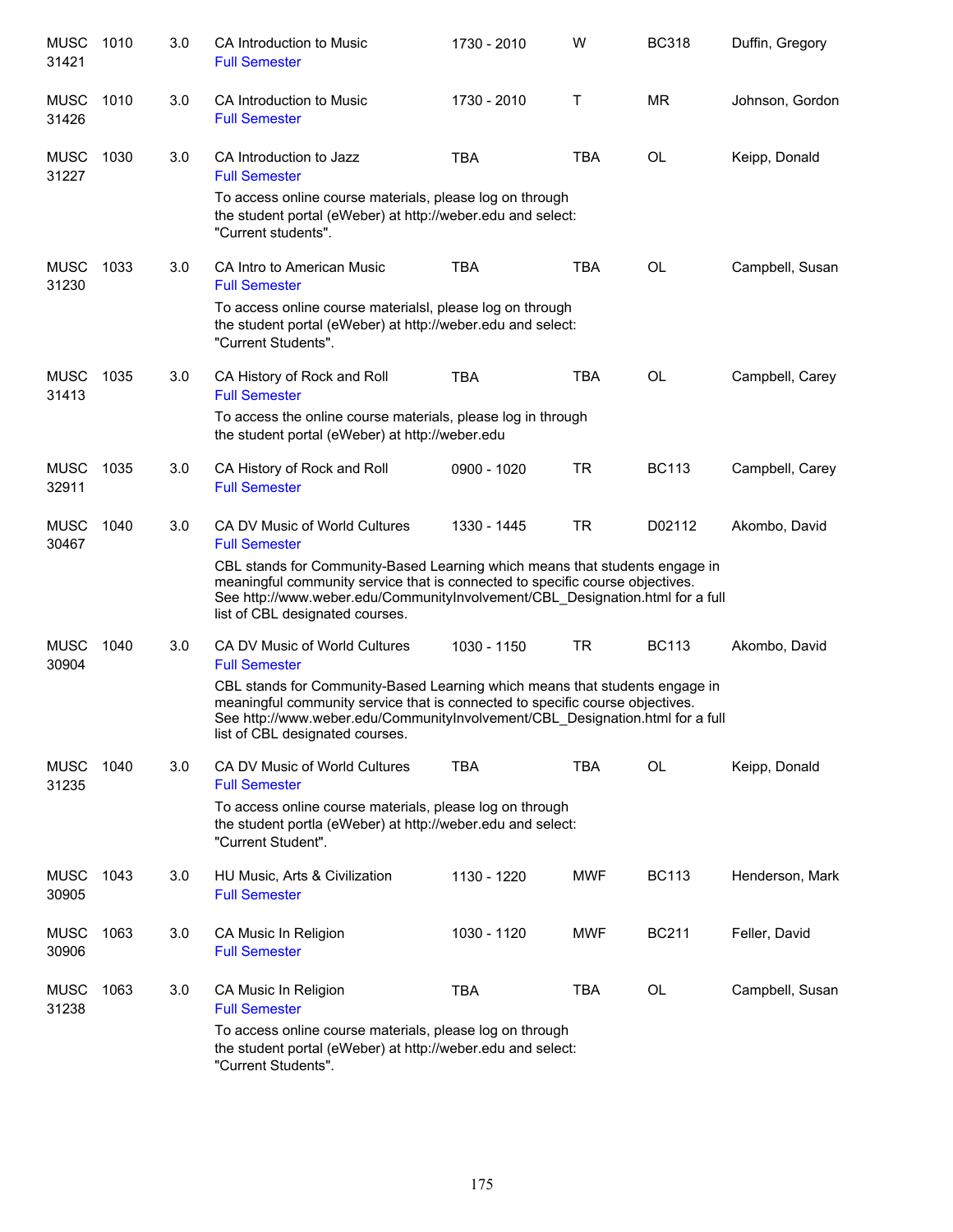| Subject / CRN | Course | Credits | Title | Time | Days | Room | Instructor |
|---|---|---|---|---|---|---|---|
| MUSC 31421 | 1010 | 3.0 | CA Introduction to Music<br>Full Semester | 1730 - 2010 | W | BC318 | Duffin, Gregory |
| MUSC 31426 | 1010 | 3.0 | CA Introduction to Music<br>Full Semester | 1730 - 2010 | T | MR | Johnson, Gordon |
| MUSC 31227 | 1030 | 3.0 | CA Introduction to Jazz<br>Full Semester<br>To access online course materials, please log on through the student portal (eWeber) at http://weber.edu and select: "Current students". | TBA | TBA | OL | Keipp, Donald |
| MUSC 31230 | 1033 | 3.0 | CA Intro to American Music<br>Full Semester<br>To access online course materialsl, please log on through the student portal (eWeber) at http://weber.edu and select: "Current Students". | TBA | TBA | OL | Campbell, Susan |
| MUSC 31413 | 1035 | 3.0 | CA History of Rock and Roll<br>Full Semester<br>To access the online course materials, please log in through the student portal (eWeber) at http://weber.edu | TBA | TBA | OL | Campbell, Carey |
| MUSC 32911 | 1035 | 3.0 | CA History of Rock and Roll<br>Full Semester | 0900 - 1020 | TR | BC113 | Campbell, Carey |
| MUSC 30467 | 1040 | 3.0 | CA DV Music of World Cultures<br>Full Semester<br>CBL stands for Community-Based Learning which means that students engage in meaningful community service that is connected to specific course objectives. See http://www.weber.edu/CommunityInvolvement/CBL_Designation.html for a full list of CBL designated courses. | 1330 - 1445 | TR | D02112 | Akombo, David |
| MUSC 30904 | 1040 | 3.0 | CA DV Music of World Cultures<br>Full Semester<br>CBL stands for Community-Based Learning which means that students engage in meaningful community service that is connected to specific course objectives. See http://www.weber.edu/CommunityInvolvement/CBL_Designation.html for a full list of CBL designated courses. | 1030 - 1150 | TR | BC113 | Akombo, David |
| MUSC 31235 | 1040 | 3.0 | CA DV Music of World Cultures<br>Full Semester<br>To access online course materials, please log on through the student portla (eWeber) at http://weber.edu and select: "Current Student". | TBA | TBA | OL | Keipp, Donald |
| MUSC 30905 | 1043 | 3.0 | HU Music, Arts & Civilization<br>Full Semester | 1130 - 1220 | MWF | BC113 | Henderson, Mark |
| MUSC 30906 | 1063 | 3.0 | CA Music In Religion<br>Full Semester | 1030 - 1120 | MWF | BC211 | Feller, David |
| MUSC 31238 | 1063 | 3.0 | CA Music In Religion<br>Full Semester<br>To access online course materials, please log on through the student portal (eWeber) at http://weber.edu and select: "Current Students". | TBA | TBA | OL | Campbell, Susan |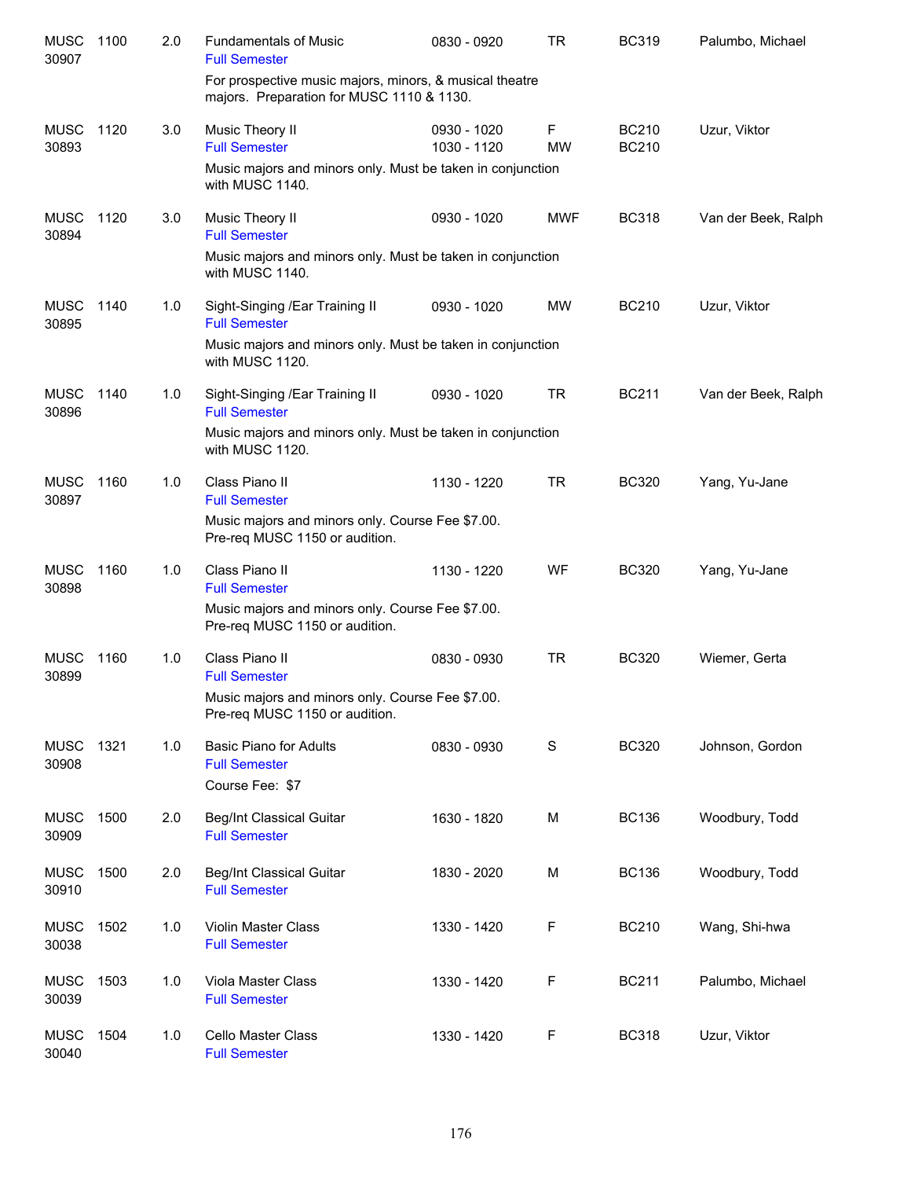| Subject / CRN | Course | Credits | Title / Notes | Time | Days | Room | Instructor |
|---|---|---|---|---|---|---|---|
| MUSC 30907 | 1100 | 2.0 | Fundamentals of Music<br>Full Semester<br>For prospective music majors, minors, & musical theatre majors. Preparation for MUSC 1110 & 1130. | 0830 - 0920 | TR | BC319 | Palumbo, Michael |
| MUSC 30893 | 1120 | 3.0 | Music Theory II<br>Full Semester<br>Music majors and minors only. Must be taken in conjunction with MUSC 1140. | 0930 - 1020<br>1030 - 1120 | F<br>MW | BC210<br>BC210 | Uzur, Viktor |
| MUSC 30894 | 1120 | 3.0 | Music Theory II<br>Full Semester<br>Music majors and minors only. Must be taken in conjunction with MUSC 1140. | 0930 - 1020 | MWF | BC318 | Van der Beek, Ralph |
| MUSC 30895 | 1140 | 1.0 | Sight-Singing /Ear Training II<br>Full Semester<br>Music majors and minors only. Must be taken in conjunction with MUSC 1120. | 0930 - 1020 | MW | BC210 | Uzur, Viktor |
| MUSC 30896 | 1140 | 1.0 | Sight-Singing /Ear Training II<br>Full Semester<br>Music majors and minors only. Must be taken in conjunction with MUSC 1120. | 0930 - 1020 | TR | BC211 | Van der Beek, Ralph |
| MUSC 30897 | 1160 | 1.0 | Class Piano II<br>Full Semester<br>Music majors and minors only. Course Fee $7.00. Pre-req MUSC 1150 or audition. | 1130 - 1220 | TR | BC320 | Yang, Yu-Jane |
| MUSC 30898 | 1160 | 1.0 | Class Piano II<br>Full Semester<br>Music majors and minors only. Course Fee $7.00. Pre-req MUSC 1150 or audition. | 1130 - 1220 | WF | BC320 | Yang, Yu-Jane |
| MUSC 30899 | 1160 | 1.0 | Class Piano II<br>Full Semester<br>Music majors and minors only. Course Fee $7.00. Pre-req MUSC 1150 or audition. | 0830 - 0930 | TR | BC320 | Wiemer, Gerta |
| MUSC 30908 | 1321 | 1.0 | Basic Piano for Adults<br>Full Semester<br>Course Fee: $7 | 0830 - 0930 | S | BC320 | Johnson, Gordon |
| MUSC 30909 | 1500 | 2.0 | Beg/Int Classical Guitar<br>Full Semester | 1630 - 1820 | M | BC136 | Woodbury, Todd |
| MUSC 30910 | 1500 | 2.0 | Beg/Int Classical Guitar<br>Full Semester | 1830 - 2020 | M | BC136 | Woodbury, Todd |
| MUSC 30038 | 1502 | 1.0 | Violin Master Class<br>Full Semester | 1330 - 1420 | F | BC210 | Wang, Shi-hwa |
| MUSC 30039 | 1503 | 1.0 | Viola Master Class<br>Full Semester | 1330 - 1420 | F | BC211 | Palumbo, Michael |
| MUSC 30040 | 1504 | 1.0 | Cello Master Class<br>Full Semester | 1330 - 1420 | F | BC318 | Uzur, Viktor |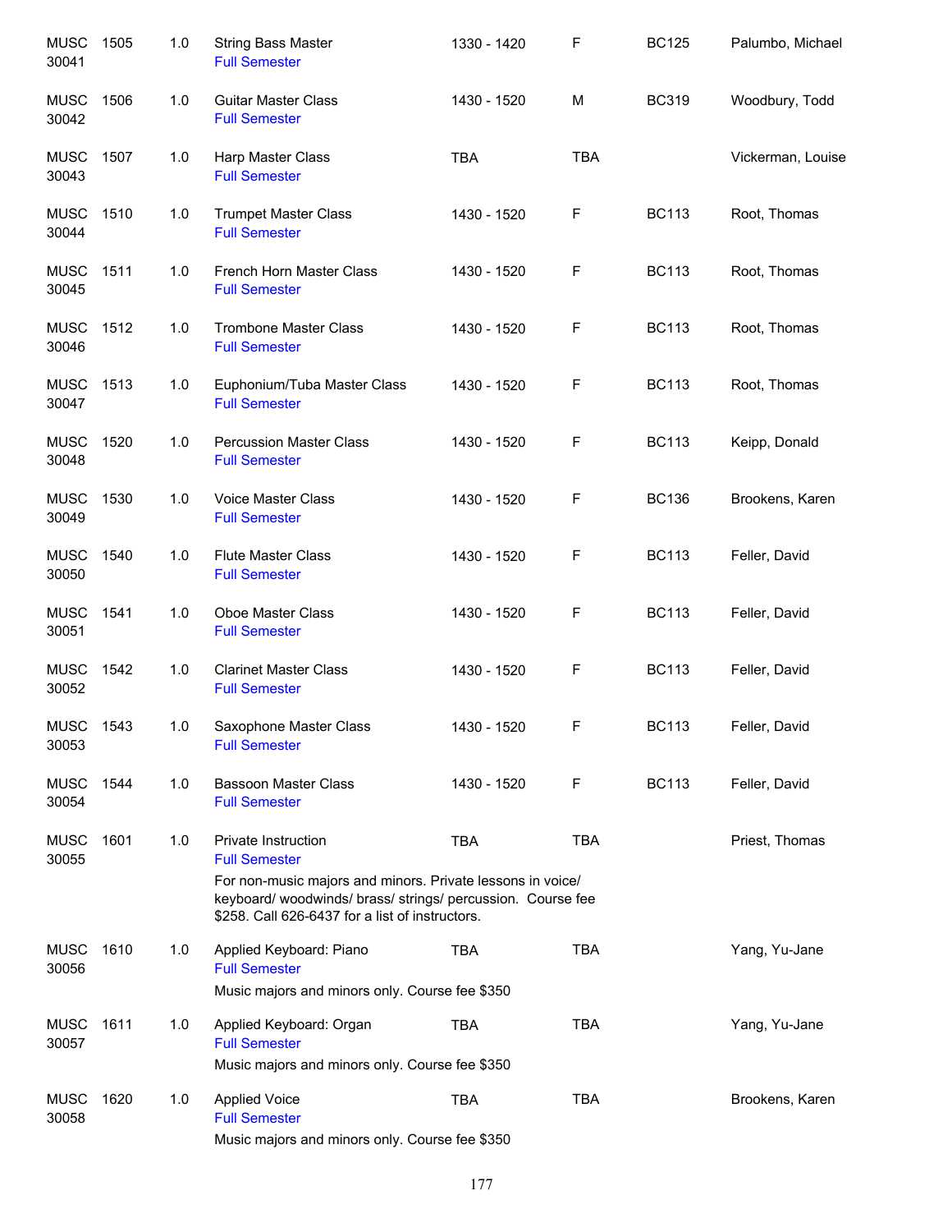| | | | | | | | |
|---|---|---|---|---|---|---|---|
| MUSC 30041 | 1505 | 1.0 | String Bass Master<br>Full Semester | 1330 - 1420 | F | BC125 | Palumbo, Michael |
| MUSC 30042 | 1506 | 1.0 | Guitar Master Class<br>Full Semester | 1430 - 1520 | M | BC319 | Woodbury, Todd |
| MUSC 30043 | 1507 | 1.0 | Harp Master Class<br>Full Semester | TBA | TBA | | Vickerman, Louise |
| MUSC 30044 | 1510 | 1.0 | Trumpet Master Class<br>Full Semester | 1430 - 1520 | F | BC113 | Root, Thomas |
| MUSC 30045 | 1511 | 1.0 | French Horn Master Class<br>Full Semester | 1430 - 1520 | F | BC113 | Root, Thomas |
| MUSC 30046 | 1512 | 1.0 | Trombone Master Class<br>Full Semester | 1430 - 1520 | F | BC113 | Root, Thomas |
| MUSC 30047 | 1513 | 1.0 | Euphonium/Tuba Master Class<br>Full Semester | 1430 - 1520 | F | BC113 | Root, Thomas |
| MUSC 30048 | 1520 | 1.0 | Percussion Master Class<br>Full Semester | 1430 - 1520 | F | BC113 | Keipp, Donald |
| MUSC 30049 | 1530 | 1.0 | Voice Master Class<br>Full Semester | 1430 - 1520 | F | BC136 | Brookens, Karen |
| MUSC 30050 | 1540 | 1.0 | Flute Master Class<br>Full Semester | 1430 - 1520 | F | BC113 | Feller, David |
| MUSC 30051 | 1541 | 1.0 | Oboe Master Class<br>Full Semester | 1430 - 1520 | F | BC113 | Feller, David |
| MUSC 30052 | 1542 | 1.0 | Clarinet Master Class<br>Full Semester | 1430 - 1520 | F | BC113 | Feller, David |
| MUSC 30053 | 1543 | 1.0 | Saxophone Master Class<br>Full Semester | 1430 - 1520 | F | BC113 | Feller, David |
| MUSC 30054 | 1544 | 1.0 | Bassoon Master Class<br>Full Semester | 1430 - 1520 | F | BC113 | Feller, David |
| MUSC 30055 | 1601 | 1.0 | Private Instruction<br>Full Semester<br>For non-music majors and minors. Private lessons in voice/ keyboard/ woodwinds/ brass/ strings/ percussion. Course fee $258. Call 626-6437 for a list of instructors. | TBA | TBA | | Priest, Thomas |
| MUSC 30056 | 1610 | 1.0 | Applied Keyboard: Piano<br>Full Semester<br>Music majors and minors only. Course fee $350 | TBA | TBA | | Yang, Yu-Jane |
| MUSC 30057 | 1611 | 1.0 | Applied Keyboard: Organ<br>Full Semester<br>Music majors and minors only. Course fee $350 | TBA | TBA | | Yang, Yu-Jane |
| MUSC 30058 | 1620 | 1.0 | Applied Voice<br>Full Semester<br>Music majors and minors only. Course fee $350 | TBA | TBA | | Brookens, Karen |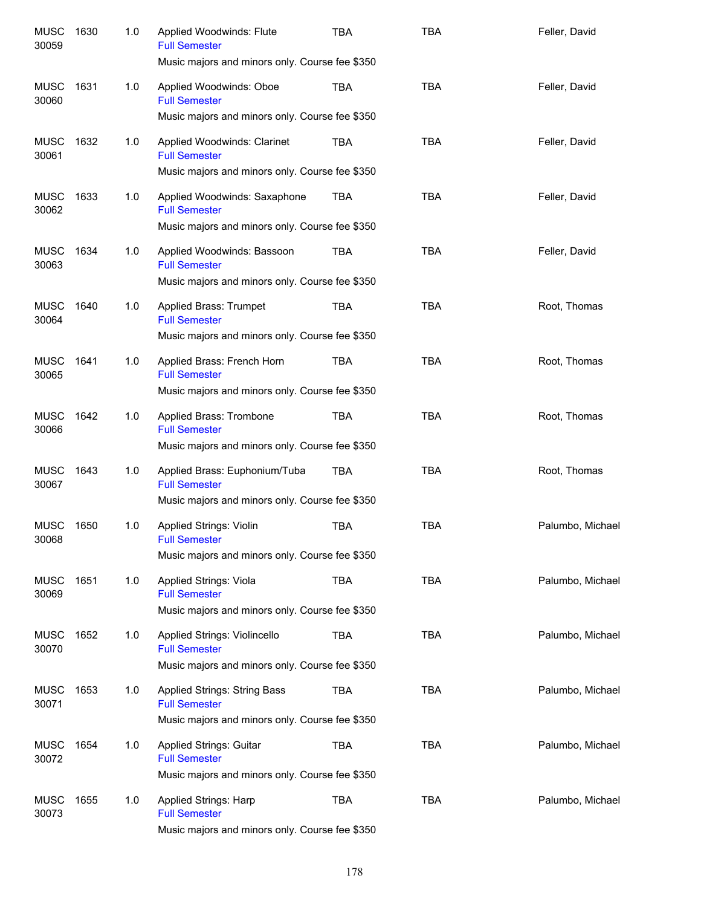| | | | | | | |
|---|---|---|---|---|---|---|
| MUSC 30059 | 1630 | 1.0 | Applied Woodwinds: Flute<br>Full Semester<br>Music majors and minors only. Course fee $350 | TBA | TBA | Feller, David |
| MUSC 30060 | 1631 | 1.0 | Applied Woodwinds: Oboe<br>Full Semester<br>Music majors and minors only. Course fee $350 | TBA | TBA | Feller, David |
| MUSC 30061 | 1632 | 1.0 | Applied Woodwinds: Clarinet<br>Full Semester<br>Music majors and minors only. Course fee $350 | TBA | TBA | Feller, David |
| MUSC 30062 | 1633 | 1.0 | Applied Woodwinds: Saxaphone<br>Full Semester<br>Music majors and minors only. Course fee $350 | TBA | TBA | Feller, David |
| MUSC 30063 | 1634 | 1.0 | Applied Woodwinds: Bassoon<br>Full Semester<br>Music majors and minors only. Course fee $350 | TBA | TBA | Feller, David |
| MUSC 30064 | 1640 | 1.0 | Applied Brass: Trumpet<br>Full Semester<br>Music majors and minors only. Course fee $350 | TBA | TBA | Root, Thomas |
| MUSC 30065 | 1641 | 1.0 | Applied Brass: French Horn<br>Full Semester<br>Music majors and minors only. Course fee $350 | TBA | TBA | Root, Thomas |
| MUSC 30066 | 1642 | 1.0 | Applied Brass: Trombone<br>Full Semester<br>Music majors and minors only. Course fee $350 | TBA | TBA | Root, Thomas |
| MUSC 30067 | 1643 | 1.0 | Applied Brass: Euphonium/Tuba<br>Full Semester<br>Music majors and minors only. Course fee $350 | TBA | TBA | Root, Thomas |
| MUSC 30068 | 1650 | 1.0 | Applied Strings: Violin<br>Full Semester<br>Music majors and minors only. Course fee $350 | TBA | TBA | Palumbo, Michael |
| MUSC 30069 | 1651 | 1.0 | Applied Strings: Viola<br>Full Semester<br>Music majors and minors only. Course fee $350 | TBA | TBA | Palumbo, Michael |
| MUSC 30070 | 1652 | 1.0 | Applied Strings: Violincello<br>Full Semester<br>Music majors and minors only. Course fee $350 | TBA | TBA | Palumbo, Michael |
| MUSC 30071 | 1653 | 1.0 | Applied Strings: String Bass<br>Full Semester<br>Music majors and minors only. Course fee $350 | TBA | TBA | Palumbo, Michael |
| MUSC 30072 | 1654 | 1.0 | Applied Strings: Guitar<br>Full Semester<br>Music majors and minors only. Course fee $350 | TBA | TBA | Palumbo, Michael |
| MUSC 30073 | 1655 | 1.0 | Applied Strings: Harp<br>Full Semester<br>Music majors and minors only. Course fee $350 | TBA | TBA | Palumbo, Michael |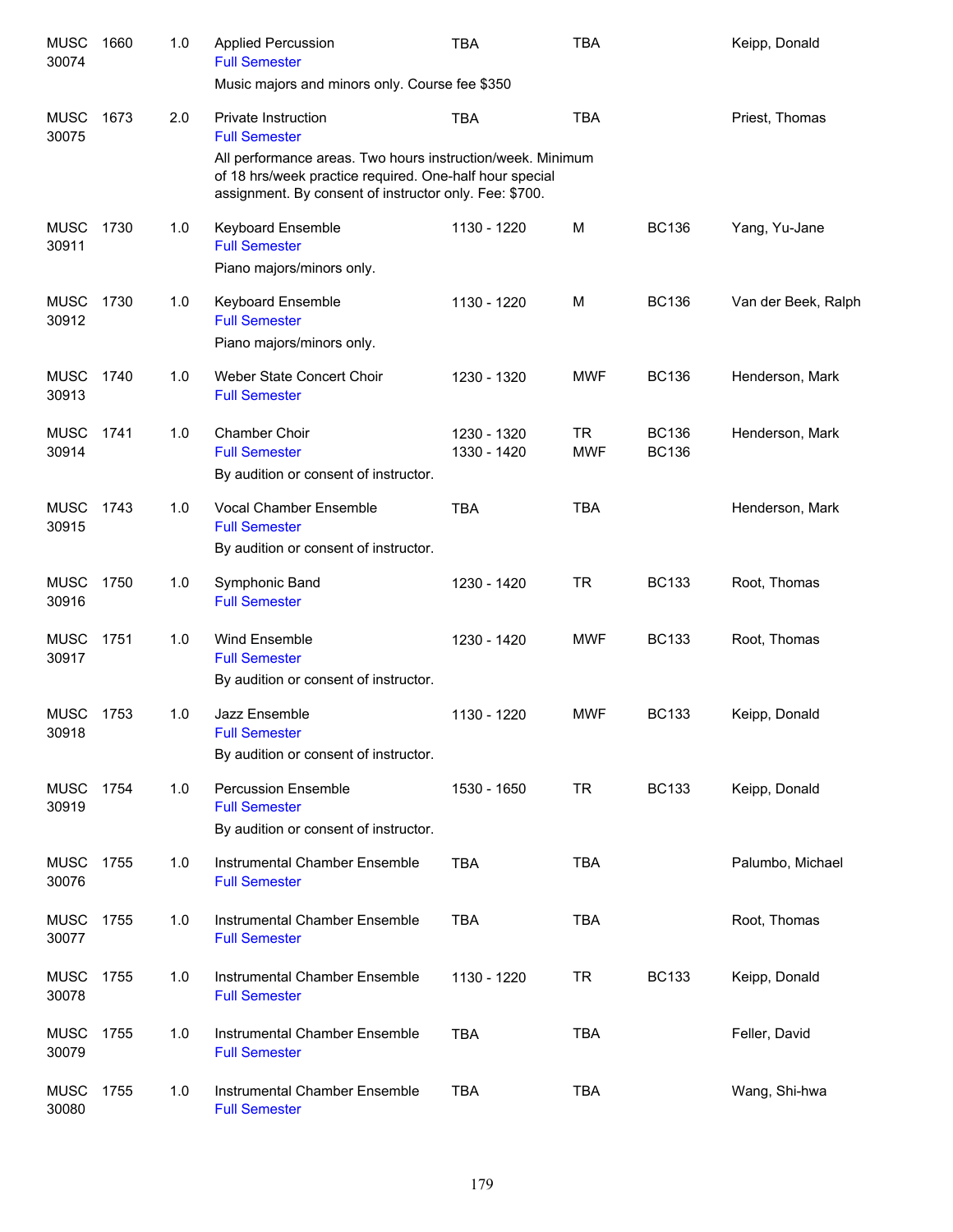| Course | Number | Credits | Title | Time | Days | Room | Instructor |
|---|---|---|---|---|---|---|---|
| MUSC 30074 | 1660 | 1.0 | Applied Percussion<br>Full Semester<br>Music majors and minors only. Course fee $350 | TBA | TBA | | Keipp, Donald |
| MUSC 30075 | 1673 | 2.0 | Private Instruction<br>Full Semester<br>All performance areas. Two hours instruction/week. Minimum of 18 hrs/week practice required. One-half hour special assignment. By consent of instructor only. Fee: $700. | TBA | TBA | | Priest, Thomas |
| MUSC 30911 | 1730 | 1.0 | Keyboard Ensemble<br>Full Semester<br>Piano majors/minors only. | 1130 - 1220 | M | BC136 | Yang, Yu-Jane |
| MUSC 30912 | 1730 | 1.0 | Keyboard Ensemble<br>Full Semester<br>Piano majors/minors only. | 1130 - 1220 | M | BC136 | Van der Beek, Ralph |
| MUSC 30913 | 1740 | 1.0 | Weber State Concert Choir<br>Full Semester | 1230 - 1320 | MWF | BC136 | Henderson, Mark |
| MUSC 30914 | 1741 | 1.0 | Chamber Choir<br>Full Semester<br>By audition or consent of instructor. | 1230 - 1320<br>1330 - 1420 | TR<br>MWF | BC136<br>BC136 | Henderson, Mark |
| MUSC 30915 | 1743 | 1.0 | Vocal Chamber Ensemble<br>Full Semester<br>By audition or consent of instructor. | TBA | TBA | | Henderson, Mark |
| MUSC 30916 | 1750 | 1.0 | Symphonic Band<br>Full Semester | 1230 - 1420 | TR | BC133 | Root, Thomas |
| MUSC 30917 | 1751 | 1.0 | Wind Ensemble<br>Full Semester<br>By audition or consent of instructor. | 1230 - 1420 | MWF | BC133 | Root, Thomas |
| MUSC 30918 | 1753 | 1.0 | Jazz Ensemble<br>Full Semester<br>By audition or consent of instructor. | 1130 - 1220 | MWF | BC133 | Keipp, Donald |
| MUSC 30919 | 1754 | 1.0 | Percussion Ensemble<br>Full Semester<br>By audition or consent of instructor. | 1530 - 1650 | TR | BC133 | Keipp, Donald |
| MUSC 30076 | 1755 | 1.0 | Instrumental Chamber Ensemble<br>Full Semester | TBA | TBA | | Palumbo, Michael |
| MUSC 30077 | 1755 | 1.0 | Instrumental Chamber Ensemble<br>Full Semester | TBA | TBA | | Root, Thomas |
| MUSC 30078 | 1755 | 1.0 | Instrumental Chamber Ensemble<br>Full Semester | 1130 - 1220 | TR | BC133 | Keipp, Donald |
| MUSC 30079 | 1755 | 1.0 | Instrumental Chamber Ensemble<br>Full Semester | TBA | TBA | | Feller, David |
| MUSC 30080 | 1755 | 1.0 | Instrumental Chamber Ensemble<br>Full Semester | TBA | TBA | | Wang, Shi-hwa |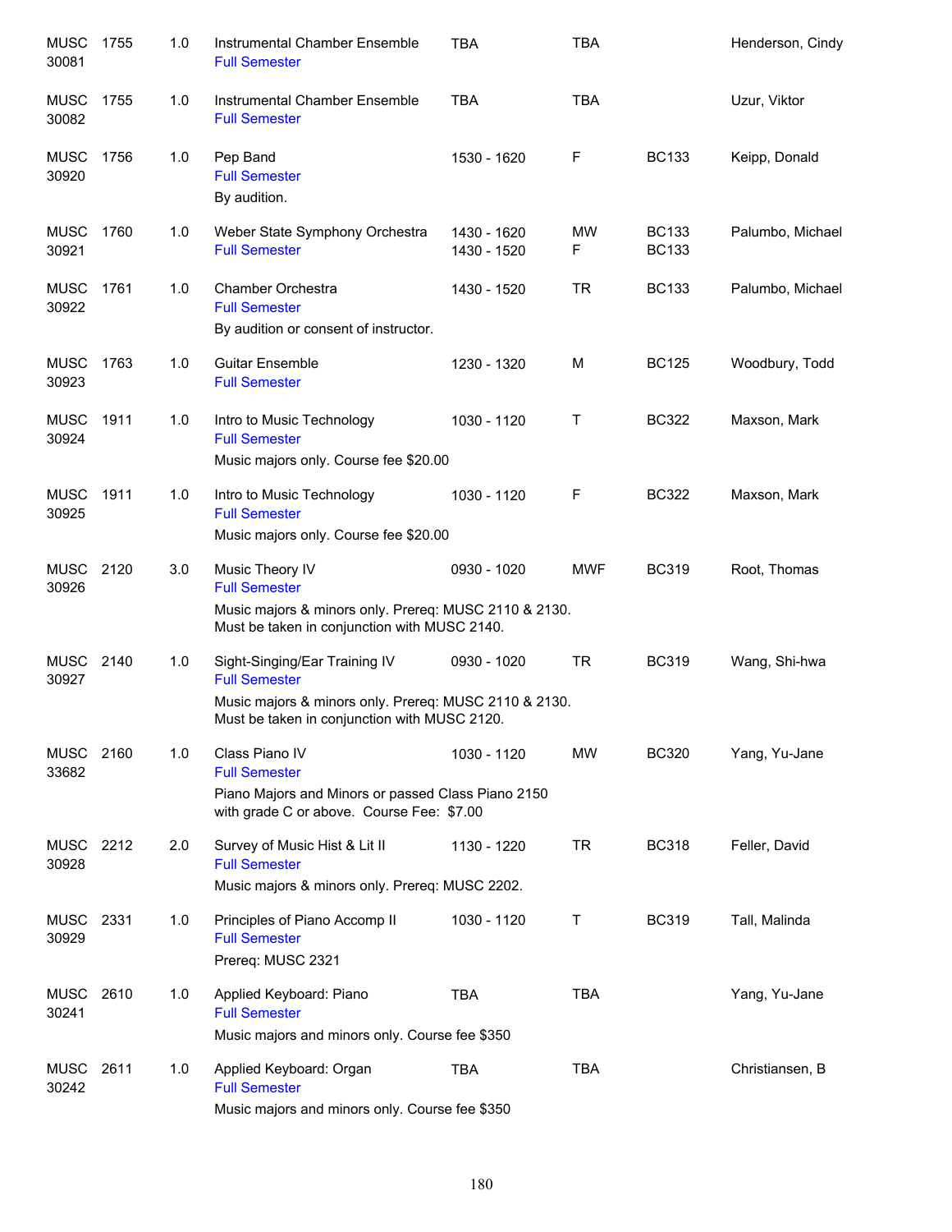| Subject/CRN | Course | Credits | Title | Time | Days | Room | Instructor |
|---|---|---|---|---|---|---|---|
| MUSC 30081 | 1755 | 1.0 | Instrumental Chamber Ensemble<br>Full Semester | TBA | TBA | | Henderson, Cindy |
| MUSC 30082 | 1755 | 1.0 | Instrumental Chamber Ensemble<br>Full Semester | TBA | TBA | | Uzur, Viktor |
| MUSC 30920 | 1756 | 1.0 | Pep Band<br>Full Semester<br>By audition. | 1530 - 1620 | F | BC133 | Keipp, Donald |
| MUSC 30921 | 1760 | 1.0 | Weber State Symphony Orchestra<br>Full Semester | 1430 - 1620<br>1430 - 1520 | MW<br>F | BC133<br>BC133 | Palumbo, Michael |
| MUSC 30922 | 1761 | 1.0 | Chamber Orchestra<br>Full Semester<br>By audition or consent of instructor. | 1430 - 1520 | TR | BC133 | Palumbo, Michael |
| MUSC 30923 | 1763 | 1.0 | Guitar Ensemble<br>Full Semester | 1230 - 1320 | M | BC125 | Woodbury, Todd |
| MUSC 30924 | 1911 | 1.0 | Intro to Music Technology<br>Full Semester<br>Music majors only. Course fee $20.00 | 1030 - 1120 | T | BC322 | Maxson, Mark |
| MUSC 30925 | 1911 | 1.0 | Intro to Music Technology<br>Full Semester<br>Music majors only. Course fee $20.00 | 1030 - 1120 | F | BC322 | Maxson, Mark |
| MUSC 30926 | 2120 | 3.0 | Music Theory IV<br>Full Semester<br>Music majors & minors only. Prereq: MUSC 2110 & 2130. Must be taken in conjunction with MUSC 2140. | 0930 - 1020 | MWF | BC319 | Root, Thomas |
| MUSC 30927 | 2140 | 1.0 | Sight-Singing/Ear Training IV<br>Full Semester<br>Music majors & minors only. Prereq: MUSC 2110 & 2130. Must be taken in conjunction with MUSC 2120. | 0930 - 1020 | TR | BC319 | Wang, Shi-hwa |
| MUSC 33682 | 2160 | 1.0 | Class Piano IV<br>Full Semester<br>Piano Majors and Minors or passed Class Piano 2150 with grade C or above. Course Fee: $7.00 | 1030 - 1120 | MW | BC320 | Yang, Yu-Jane |
| MUSC 30928 | 2212 | 2.0 | Survey of Music Hist & Lit II<br>Full Semester<br>Music majors & minors only. Prereq: MUSC 2202. | 1130 - 1220 | TR | BC318 | Feller, David |
| MUSC 30929 | 2331 | 1.0 | Principles of Piano Accomp II<br>Full Semester<br>Prereq: MUSC 2321 | 1030 - 1120 | T | BC319 | Tall, Malinda |
| MUSC 30241 | 2610 | 1.0 | Applied Keyboard: Piano<br>Full Semester<br>Music majors and minors only. Course fee $350 | TBA | TBA | | Yang, Yu-Jane |
| MUSC 30242 | 2611 | 1.0 | Applied Keyboard: Organ<br>Full Semester<br>Music majors and minors only. Course fee $350 | TBA | TBA | | Christiansen, B |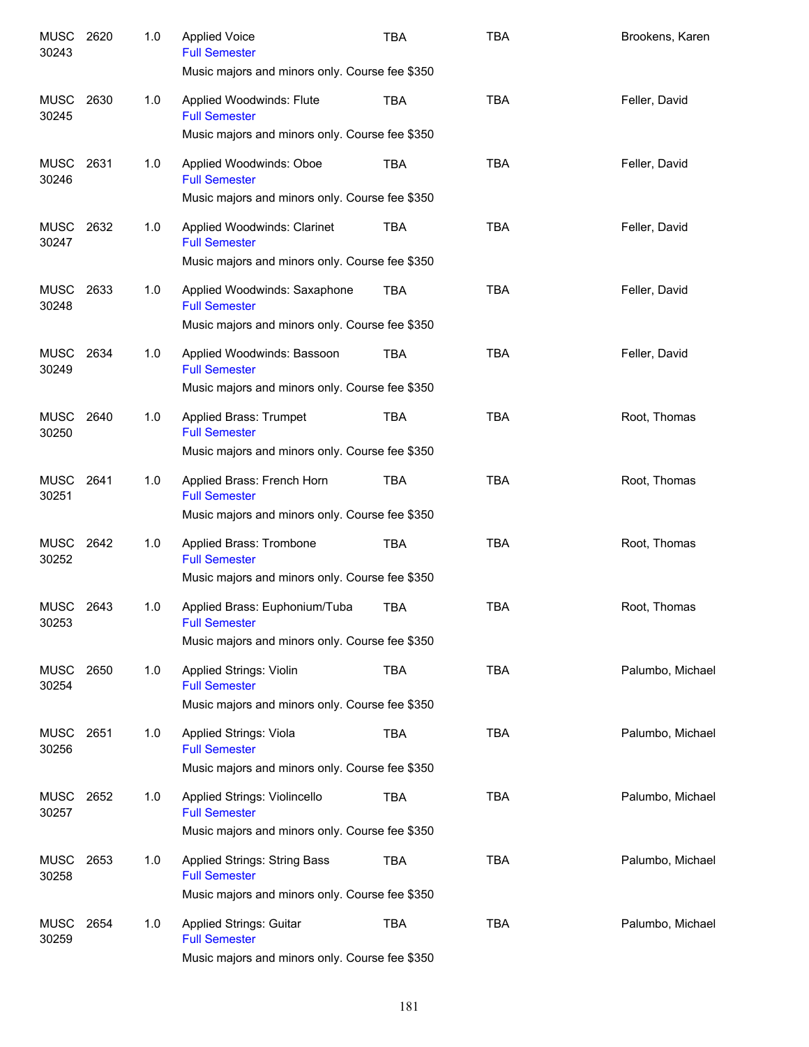| Subject / CRN | Course | Credits | Title | Days | Time | Instructor |
|---|---|---|---|---|---|---|
| MUSC 30243 | 2620 | 1.0 | Applied Voice<br>Full Semester<br>Music majors and minors only. Course fee $350 | TBA | TBA | Brookens, Karen |
| MUSC 30245 | 2630 | 1.0 | Applied Woodwinds: Flute<br>Full Semester<br>Music majors and minors only. Course fee $350 | TBA | TBA | Feller, David |
| MUSC 30246 | 2631 | 1.0 | Applied Woodwinds: Oboe<br>Full Semester<br>Music majors and minors only. Course fee $350 | TBA | TBA | Feller, David |
| MUSC 30247 | 2632 | 1.0 | Applied Woodwinds: Clarinet<br>Full Semester<br>Music majors and minors only. Course fee $350 | TBA | TBA | Feller, David |
| MUSC 30248 | 2633 | 1.0 | Applied Woodwinds: Saxaphone<br>Full Semester<br>Music majors and minors only. Course fee $350 | TBA | TBA | Feller, David |
| MUSC 30249 | 2634 | 1.0 | Applied Woodwinds: Bassoon<br>Full Semester<br>Music majors and minors only. Course fee $350 | TBA | TBA | Feller, David |
| MUSC 30250 | 2640 | 1.0 | Applied Brass: Trumpet<br>Full Semester<br>Music majors and minors only. Course fee $350 | TBA | TBA | Root, Thomas |
| MUSC 30251 | 2641 | 1.0 | Applied Brass: French Horn<br>Full Semester<br>Music majors and minors only. Course fee $350 | TBA | TBA | Root, Thomas |
| MUSC 30252 | 2642 | 1.0 | Applied Brass: Trombone<br>Full Semester<br>Music majors and minors only. Course fee $350 | TBA | TBA | Root, Thomas |
| MUSC 30253 | 2643 | 1.0 | Applied Brass: Euphonium/Tuba<br>Full Semester<br>Music majors and minors only. Course fee $350 | TBA | TBA | Root, Thomas |
| MUSC 30254 | 2650 | 1.0 | Applied Strings: Violin<br>Full Semester<br>Music majors and minors only. Course fee $350 | TBA | TBA | Palumbo, Michael |
| MUSC 30256 | 2651 | 1.0 | Applied Strings: Viola<br>Full Semester<br>Music majors and minors only. Course fee $350 | TBA | TBA | Palumbo, Michael |
| MUSC 30257 | 2652 | 1.0 | Applied Strings: Violincello<br>Full Semester<br>Music majors and minors only. Course fee $350 | TBA | TBA | Palumbo, Michael |
| MUSC 30258 | 2653 | 1.0 | Applied Strings: String Bass<br>Full Semester<br>Music majors and minors only. Course fee $350 | TBA | TBA | Palumbo, Michael |
| MUSC 30259 | 2654 | 1.0 | Applied Strings: Guitar<br>Full Semester<br>Music majors and minors only. Course fee $350 | TBA | TBA | Palumbo, Michael |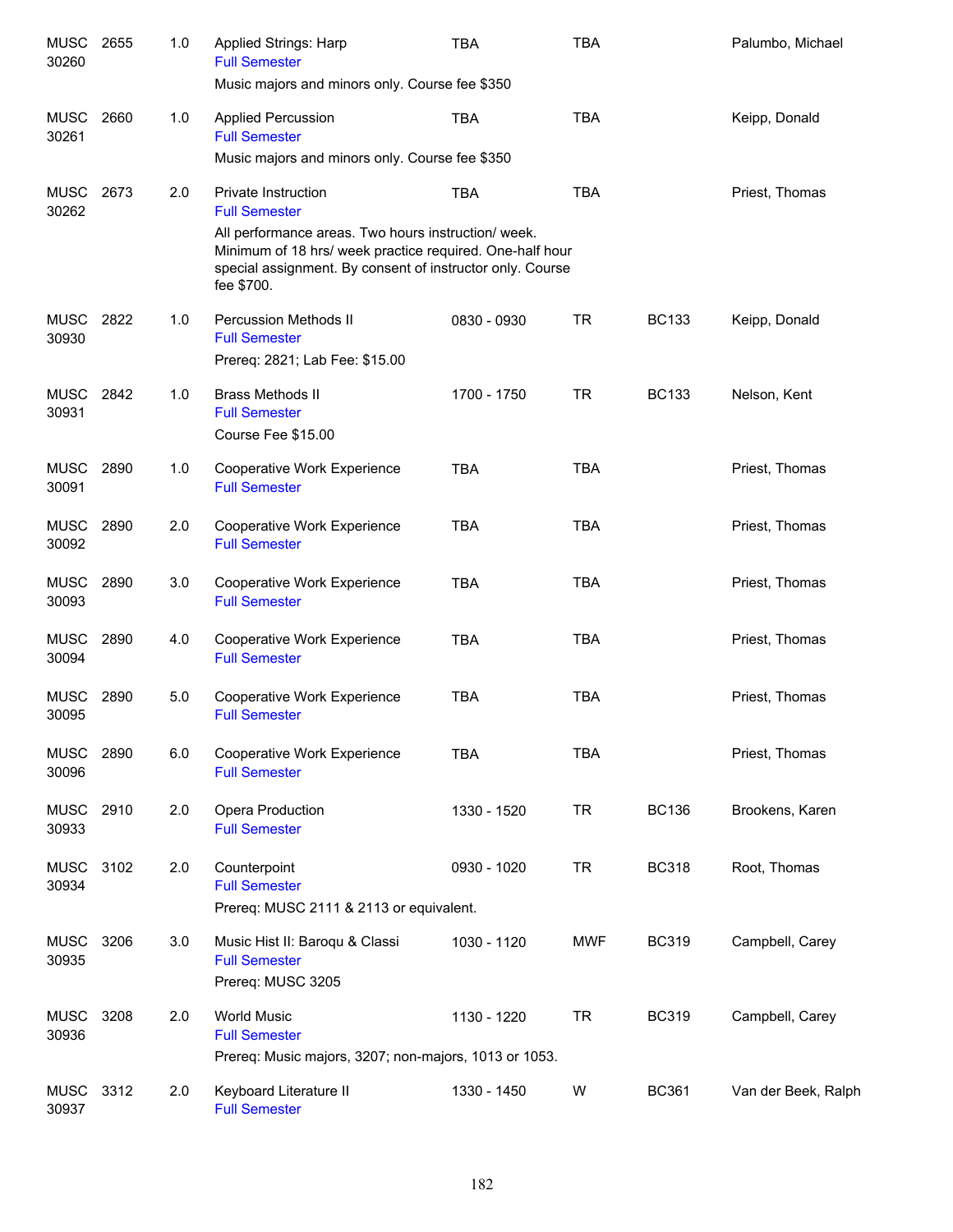| Course | Number | Credits | Title | Time | Days | Room | Instructor |
|---|---|---|---|---|---|---|---|
| MUSC 30260 | 2655 | 1.0 | Applied Strings: Harp<br>Full Semester<br>Music majors and minors only. Course fee $350 | TBA | TBA | | Palumbo, Michael |
| MUSC 30261 | 2660 | 1.0 | Applied Percussion<br>Full Semester<br>Music majors and minors only. Course fee $350 | TBA | TBA | | Keipp, Donald |
| MUSC 30262 | 2673 | 2.0 | Private Instruction<br>Full Semester<br>All performance areas. Two hours instruction/ week. Minimum of 18 hrs/ week practice required. One-half hour special assignment. By consent of instructor only. Course fee $700. | TBA | TBA | | Priest, Thomas |
| MUSC 30930 | 2822 | 1.0 | Percussion Methods II<br>Full Semester<br>Prereq: 2821; Lab Fee: $15.00 | 0830 - 0930 | TR | BC133 | Keipp, Donald |
| MUSC 30931 | 2842 | 1.0 | Brass Methods II<br>Full Semester<br>Course Fee $15.00 | 1700 - 1750 | TR | BC133 | Nelson, Kent |
| MUSC 30091 | 2890 | 1.0 | Cooperative Work Experience<br>Full Semester | TBA | TBA | | Priest, Thomas |
| MUSC 30092 | 2890 | 2.0 | Cooperative Work Experience<br>Full Semester | TBA | TBA | | Priest, Thomas |
| MUSC 30093 | 2890 | 3.0 | Cooperative Work Experience<br>Full Semester | TBA | TBA | | Priest, Thomas |
| MUSC 30094 | 2890 | 4.0 | Cooperative Work Experience<br>Full Semester | TBA | TBA | | Priest, Thomas |
| MUSC 30095 | 2890 | 5.0 | Cooperative Work Experience<br>Full Semester | TBA | TBA | | Priest, Thomas |
| MUSC 30096 | 2890 | 6.0 | Cooperative Work Experience<br>Full Semester | TBA | TBA | | Priest, Thomas |
| MUSC 30933 | 2910 | 2.0 | Opera Production<br>Full Semester | 1330 - 1520 | TR | BC136 | Brookens, Karen |
| MUSC 30934 | 3102 | 2.0 | Counterpoint<br>Full Semester<br>Prereq: MUSC 2111 & 2113 or equivalent. | 0930 - 1020 | TR | BC318 | Root, Thomas |
| MUSC 30935 | 3206 | 3.0 | Music Hist II: Baroqu & Classi<br>Full Semester<br>Prereq: MUSC 3205 | 1030 - 1120 | MWF | BC319 | Campbell, Carey |
| MUSC 30936 | 3208 | 2.0 | World Music<br>Full Semester<br>Prereq: Music majors, 3207; non-majors, 1013 or 1053. | 1130 - 1220 | TR | BC319 | Campbell, Carey |
| MUSC 30937 | 3312 | 2.0 | Keyboard Literature II<br>Full Semester | 1330 - 1450 | W | BC361 | Van der Beek, Ralph |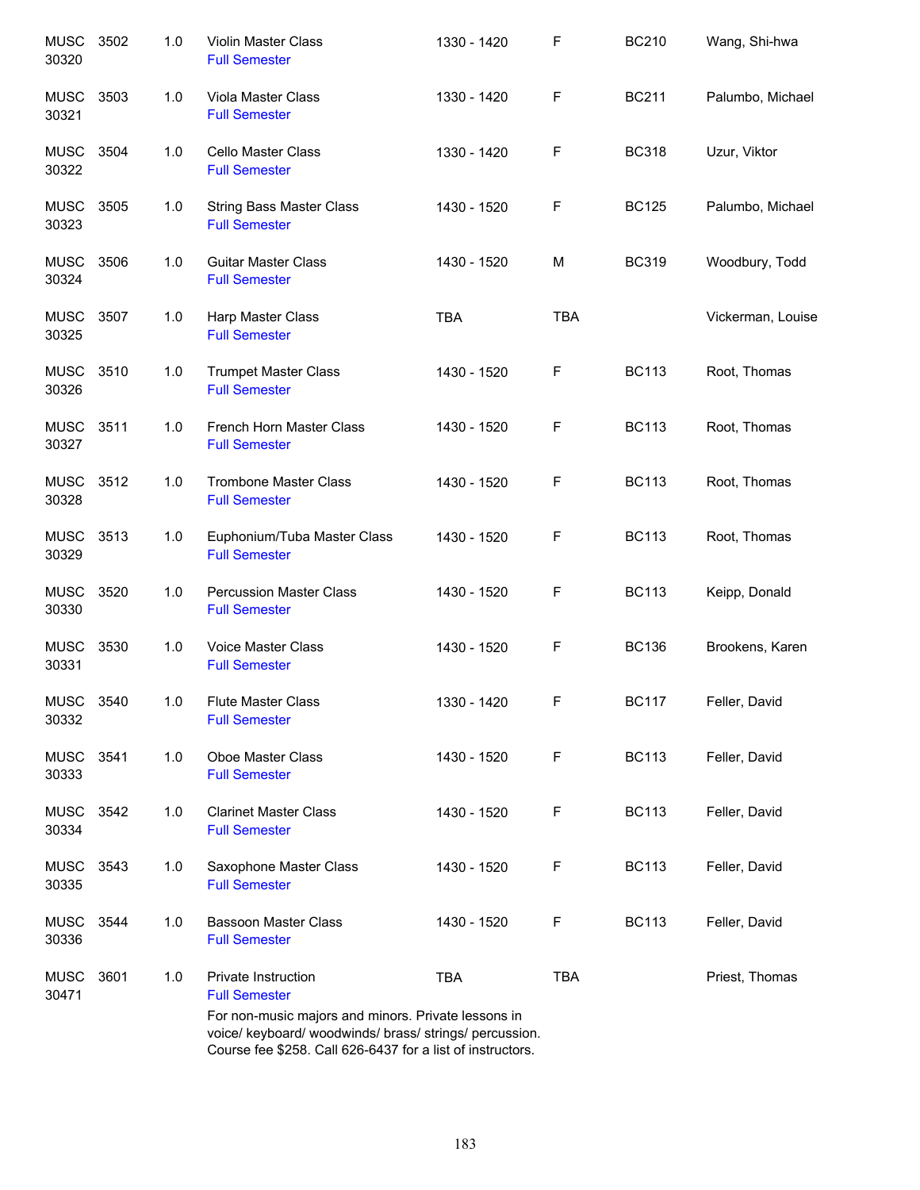| | | | | | | | |
|---|---|---|---|---|---|---|---|
| MUSC 30320 | 3502 | 1.0 | Violin Master Class<br>Full Semester | 1330 - 1420 | F | BC210 | Wang, Shi-hwa |
| MUSC 30321 | 3503 | 1.0 | Viola Master Class<br>Full Semester | 1330 - 1420 | F | BC211 | Palumbo, Michael |
| MUSC 30322 | 3504 | 1.0 | Cello Master Class<br>Full Semester | 1330 - 1420 | F | BC318 | Uzur, Viktor |
| MUSC 30323 | 3505 | 1.0 | String Bass Master Class<br>Full Semester | 1430 - 1520 | F | BC125 | Palumbo, Michael |
| MUSC 30324 | 3506 | 1.0 | Guitar Master Class<br>Full Semester | 1430 - 1520 | M | BC319 | Woodbury, Todd |
| MUSC 30325 | 3507 | 1.0 | Harp Master Class<br>Full Semester | TBA | TBA | | Vickerman, Louise |
| MUSC 30326 | 3510 | 1.0 | Trumpet Master Class<br>Full Semester | 1430 - 1520 | F | BC113 | Root, Thomas |
| MUSC 30327 | 3511 | 1.0 | French Horn Master Class<br>Full Semester | 1430 - 1520 | F | BC113 | Root, Thomas |
| MUSC 30328 | 3512 | 1.0 | Trombone Master Class<br>Full Semester | 1430 - 1520 | F | BC113 | Root, Thomas |
| MUSC 30329 | 3513 | 1.0 | Euphonium/Tuba Master Class<br>Full Semester | 1430 - 1520 | F | BC113 | Root, Thomas |
| MUSC 30330 | 3520 | 1.0 | Percussion Master Class<br>Full Semester | 1430 - 1520 | F | BC113 | Keipp, Donald |
| MUSC 30331 | 3530 | 1.0 | Voice Master Class<br>Full Semester | 1430 - 1520 | F | BC136 | Brookens, Karen |
| MUSC 30332 | 3540 | 1.0 | Flute Master Class<br>Full Semester | 1330 - 1420 | F | BC117 | Feller, David |
| MUSC 30333 | 3541 | 1.0 | Oboe Master Class<br>Full Semester | 1430 - 1520 | F | BC113 | Feller, David |
| MUSC 30334 | 3542 | 1.0 | Clarinet Master Class<br>Full Semester | 1430 - 1520 | F | BC113 | Feller, David |
| MUSC 30335 | 3543 | 1.0 | Saxophone Master Class<br>Full Semester | 1430 - 1520 | F | BC113 | Feller, David |
| MUSC 30336 | 3544 | 1.0 | Bassoon Master Class<br>Full Semester | 1430 - 1520 | F | BC113 | Feller, David |
| MUSC 30471 | 3601 | 1.0 | Private Instruction<br>Full Semester<br>For non-music majors and minors. Private lessons in voice/ keyboard/ woodwinds/ brass/ strings/ percussion. Course fee $258. Call 626-6437 for a list of instructors. | TBA | TBA | | Priest, Thomas |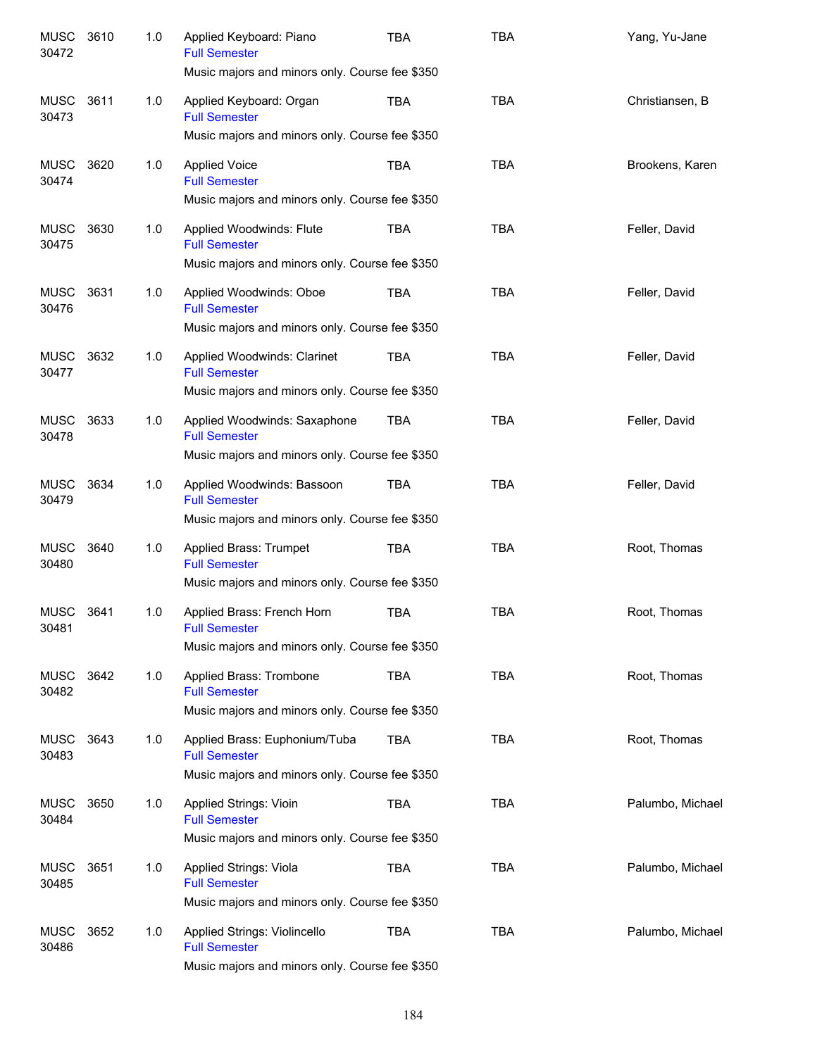| | | | | | | |
|---|---|---|---|---|---|---|
| MUSC 30472 | 3610 | 1.0 | Applied Keyboard: Piano<br>Full Semester<br>Music majors and minors only. Course fee $350 | TBA | TBA | Yang, Yu-Jane |
| MUSC 30473 | 3611 | 1.0 | Applied Keyboard: Organ<br>Full Semester<br>Music majors and minors only. Course fee $350 | TBA | TBA | Christiansen, B |
| MUSC 30474 | 3620 | 1.0 | Applied Voice<br>Full Semester<br>Music majors and minors only. Course fee $350 | TBA | TBA | Brookens, Karen |
| MUSC 30475 | 3630 | 1.0 | Applied Woodwinds: Flute<br>Full Semester<br>Music majors and minors only. Course fee $350 | TBA | TBA | Feller, David |
| MUSC 30476 | 3631 | 1.0 | Applied Woodwinds: Oboe<br>Full Semester<br>Music majors and minors only. Course fee $350 | TBA | TBA | Feller, David |
| MUSC 30477 | 3632 | 1.0 | Applied Woodwinds: Clarinet<br>Full Semester<br>Music majors and minors only. Course fee $350 | TBA | TBA | Feller, David |
| MUSC 30478 | 3633 | 1.0 | Applied Woodwinds: Saxaphone<br>Full Semester<br>Music majors and minors only. Course fee $350 | TBA | TBA | Feller, David |
| MUSC 30479 | 3634 | 1.0 | Applied Woodwinds: Bassoon<br>Full Semester<br>Music majors and minors only. Course fee $350 | TBA | TBA | Feller, David |
| MUSC 30480 | 3640 | 1.0 | Applied Brass: Trumpet<br>Full Semester<br>Music majors and minors only. Course fee $350 | TBA | TBA | Root, Thomas |
| MUSC 30481 | 3641 | 1.0 | Applied Brass: French Horn<br>Full Semester<br>Music majors and minors only. Course fee $350 | TBA | TBA | Root, Thomas |
| MUSC 30482 | 3642 | 1.0 | Applied Brass: Trombone<br>Full Semester<br>Music majors and minors only. Course fee $350 | TBA | TBA | Root, Thomas |
| MUSC 30483 | 3643 | 1.0 | Applied Brass: Euphonium/Tuba<br>Full Semester<br>Music majors and minors only. Course fee $350 | TBA | TBA | Root, Thomas |
| MUSC 30484 | 3650 | 1.0 | Applied Strings: Vioin<br>Full Semester<br>Music majors and minors only. Course fee $350 | TBA | TBA | Palumbo, Michael |
| MUSC 30485 | 3651 | 1.0 | Applied Strings: Viola<br>Full Semester<br>Music majors and minors only. Course fee $350 | TBA | TBA | Palumbo, Michael |
| MUSC 30486 | 3652 | 1.0 | Applied Strings: Violincello<br>Full Semester<br>Music majors and minors only. Course fee $350 | TBA | TBA | Palumbo, Michael |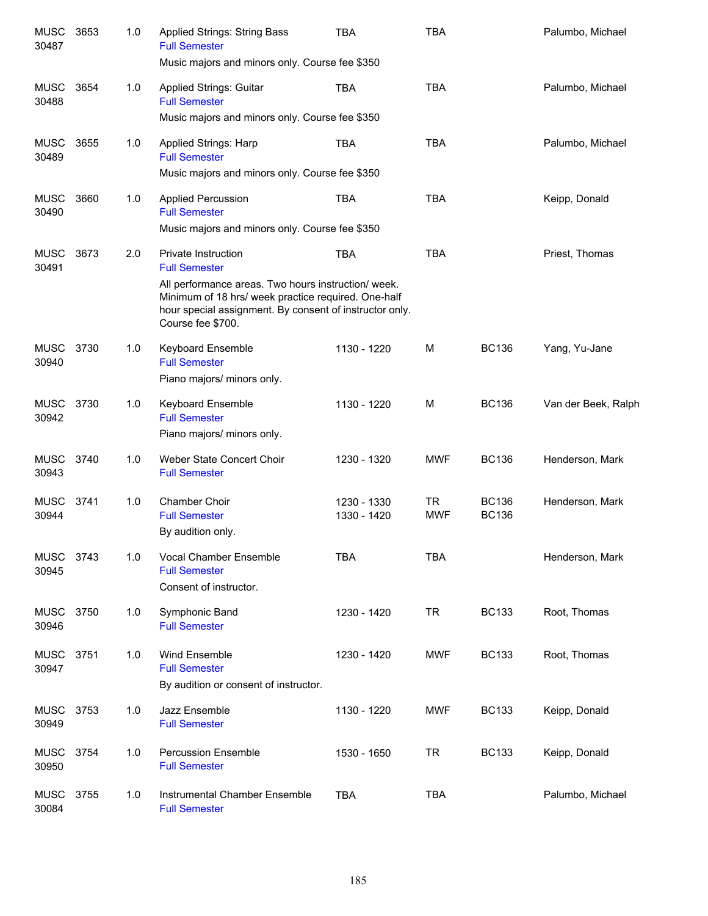| Course | | Cr | Title | Time | Days | Room | Instructor |
|---|---|---|---|---|---|---|---|
| MUSC 30487 | 3653 | 1.0 | Applied Strings: String Bass<br>Full Semester<br>Music majors and minors only. Course fee $350 | TBA | TBA | | Palumbo, Michael |
| MUSC 30488 | 3654 | 1.0 | Applied Strings: Guitar<br>Full Semester<br>Music majors and minors only. Course fee $350 | TBA | TBA | | Palumbo, Michael |
| MUSC 30489 | 3655 | 1.0 | Applied Strings: Harp<br>Full Semester<br>Music majors and minors only. Course fee $350 | TBA | TBA | | Palumbo, Michael |
| MUSC 30490 | 3660 | 1.0 | Applied Percussion<br>Full Semester<br>Music majors and minors only. Course fee $350 | TBA | TBA | | Keipp, Donald |
| MUSC 30491 | 3673 | 2.0 | Private Instruction<br>Full Semester<br>All performance areas. Two hours instruction/ week. Minimum of 18 hrs/ week practice required. One-half hour special assignment. By consent of instructor only. Course fee $700. | TBA | TBA | | Priest, Thomas |
| MUSC 30940 | 3730 | 1.0 | Keyboard Ensemble<br>Full Semester<br>Piano majors/ minors only. | 1130 - 1220 | M | BC136 | Yang, Yu-Jane |
| MUSC 30942 | 3730 | 1.0 | Keyboard Ensemble<br>Full Semester<br>Piano majors/ minors only. | 1130 - 1220 | M | BC136 | Van der Beek, Ralph |
| MUSC 30943 | 3740 | 1.0 | Weber State Concert Choir<br>Full Semester | 1230 - 1320 | MWF | BC136 | Henderson, Mark |
| MUSC 30944 | 3741 | 1.0 | Chamber Choir<br>Full Semester<br>By audition only. | 1230 - 1330<br>1330 - 1420 | TR<br>MWF | BC136<br>BC136 | Henderson, Mark |
| MUSC 30945 | 3743 | 1.0 | Vocal Chamber Ensemble<br>Full Semester<br>Consent of instructor. | TBA | TBA | | Henderson, Mark |
| MUSC 30946 | 3750 | 1.0 | Symphonic Band<br>Full Semester | 1230 - 1420 | TR | BC133 | Root, Thomas |
| MUSC 30947 | 3751 | 1.0 | Wind Ensemble<br>Full Semester<br>By audition or consent of instructor. | 1230 - 1420 | MWF | BC133 | Root, Thomas |
| MUSC 30949 | 3753 | 1.0 | Jazz Ensemble<br>Full Semester | 1130 - 1220 | MWF | BC133 | Keipp, Donald |
| MUSC 30950 | 3754 | 1.0 | Percussion Ensemble<br>Full Semester | 1530 - 1650 | TR | BC133 | Keipp, Donald |
| MUSC 30084 | 3755 | 1.0 | Instrumental Chamber Ensemble<br>Full Semester | TBA | TBA | | Palumbo, Michael |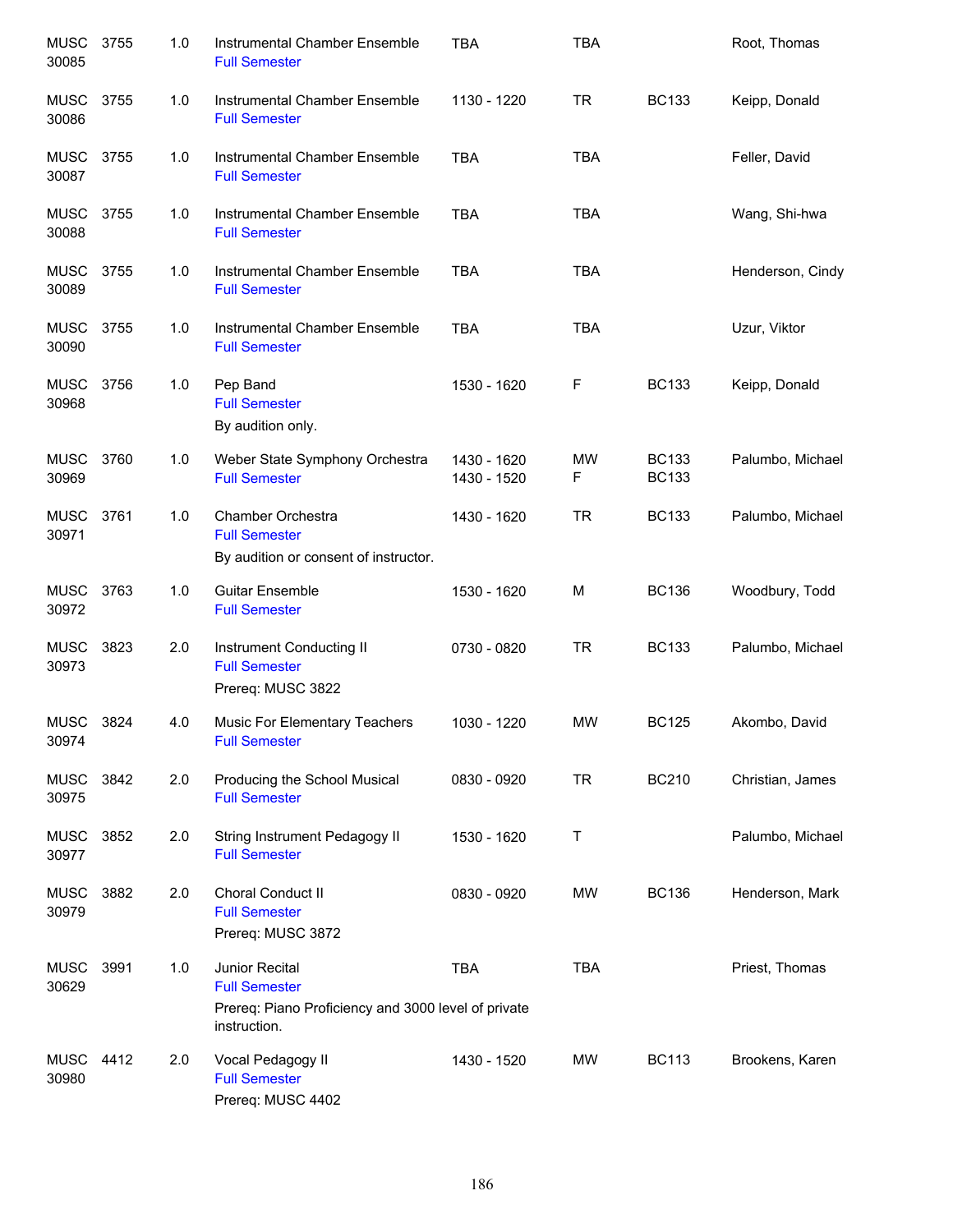| | | | | | | | |
|---|---|---|---|---|---|---|---|
| MUSC 30085 | 3755 | 1.0 | Instrumental Chamber Ensemble<br>Full Semester | TBA | TBA | | Root, Thomas |
| MUSC 30086 | 3755 | 1.0 | Instrumental Chamber Ensemble<br>Full Semester | 1130 - 1220 | TR | BC133 | Keipp, Donald |
| MUSC 30087 | 3755 | 1.0 | Instrumental Chamber Ensemble<br>Full Semester | TBA | TBA | | Feller, David |
| MUSC 30088 | 3755 | 1.0 | Instrumental Chamber Ensemble<br>Full Semester | TBA | TBA | | Wang, Shi-hwa |
| MUSC 30089 | 3755 | 1.0 | Instrumental Chamber Ensemble<br>Full Semester | TBA | TBA | | Henderson, Cindy |
| MUSC 30090 | 3755 | 1.0 | Instrumental Chamber Ensemble<br>Full Semester | TBA | TBA | | Uzur, Viktor |
| MUSC 30968 | 3756 | 1.0 | Pep Band<br>Full Semester<br>By audition only. | 1530 - 1620 | F | BC133 | Keipp, Donald |
| MUSC 30969 | 3760 | 1.0 | Weber State Symphony Orchestra<br>Full Semester | 1430 - 1620<br>1430 - 1520 | MW<br>F | BC133<br>BC133 | Palumbo, Michael |
| MUSC 30971 | 3761 | 1.0 | Chamber Orchestra<br>Full Semester<br>By audition or consent of instructor. | 1430 - 1620 | TR | BC133 | Palumbo, Michael |
| MUSC 30972 | 3763 | 1.0 | Guitar Ensemble<br>Full Semester | 1530 - 1620 | M | BC136 | Woodbury, Todd |
| MUSC 30973 | 3823 | 2.0 | Instrument Conducting II<br>Full Semester<br>Prereq: MUSC 3822 | 0730 - 0820 | TR | BC133 | Palumbo, Michael |
| MUSC 30974 | 3824 | 4.0 | Music For Elementary Teachers<br>Full Semester | 1030 - 1220 | MW | BC125 | Akombo, David |
| MUSC 30975 | 3842 | 2.0 | Producing the School Musical<br>Full Semester | 0830 - 0920 | TR | BC210 | Christian, James |
| MUSC 30977 | 3852 | 2.0 | String Instrument Pedagogy II<br>Full Semester | 1530 - 1620 | T | | Palumbo, Michael |
| MUSC 30979 | 3882 | 2.0 | Choral Conduct II<br>Full Semester<br>Prereq: MUSC 3872 | 0830 - 0920 | MW | BC136 | Henderson, Mark |
| MUSC 30629 | 3991 | 1.0 | Junior Recital<br>Full Semester<br>Prereq: Piano Proficiency and 3000 level of private instruction. | TBA | TBA | | Priest, Thomas |
| MUSC 30980 | 4412 | 2.0 | Vocal Pedagogy II<br>Full Semester<br>Prereq: MUSC 4402 | 1430 - 1520 | MW | BC113 | Brookens, Karen |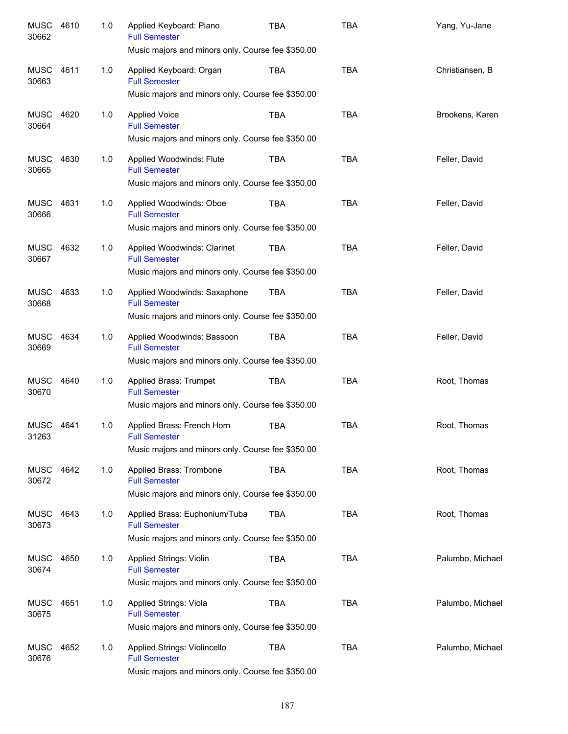| | | | | | | |
|---|---|---|---|---|---|---|
| MUSC 30662 | 4610 | 1.0 | Applied Keyboard: Piano<br>Full Semester<br>Music majors and minors only. Course fee $350.00 | TBA | TBA | Yang, Yu-Jane |
| MUSC 30663 | 4611 | 1.0 | Applied Keyboard: Organ<br>Full Semester<br>Music majors and minors only. Course fee $350.00 | TBA | TBA | Christiansen, B |
| MUSC 30664 | 4620 | 1.0 | Applied Voice<br>Full Semester<br>Music majors and minors only. Course fee $350.00 | TBA | TBA | Brookens, Karen |
| MUSC 30665 | 4630 | 1.0 | Applied Woodwinds: Flute<br>Full Semester<br>Music majors and minors only. Course fee $350.00 | TBA | TBA | Feller, David |
| MUSC 30666 | 4631 | 1.0 | Applied Woodwinds: Oboe<br>Full Semester<br>Music majors and minors only. Course fee $350.00 | TBA | TBA | Feller, David |
| MUSC 30667 | 4632 | 1.0 | Applied Woodwinds: Clarinet<br>Full Semester<br>Music majors and minors only. Course fee $350.00 | TBA | TBA | Feller, David |
| MUSC 30668 | 4633 | 1.0 | Applied Woodwinds: Saxaphone<br>Full Semester<br>Music majors and minors only. Course fee $350.00 | TBA | TBA | Feller, David |
| MUSC 30669 | 4634 | 1.0 | Applied Woodwinds: Bassoon<br>Full Semester<br>Music majors and minors only. Course fee $350.00 | TBA | TBA | Feller, David |
| MUSC 30670 | 4640 | 1.0 | Applied Brass: Trumpet<br>Full Semester<br>Music majors and minors only. Course fee $350.00 | TBA | TBA | Root, Thomas |
| MUSC 31263 | 4641 | 1.0 | Applied Brass: French Horn<br>Full Semester<br>Music majors and minors only. Course fee $350.00 | TBA | TBA | Root, Thomas |
| MUSC 30672 | 4642 | 1.0 | Applied Brass: Trombone<br>Full Semester<br>Music majors and minors only. Course fee $350.00 | TBA | TBA | Root, Thomas |
| MUSC 30673 | 4643 | 1.0 | Applied Brass: Euphonium/Tuba<br>Full Semester<br>Music majors and minors only. Course fee $350.00 | TBA | TBA | Root, Thomas |
| MUSC 30674 | 4650 | 1.0 | Applied Strings: Violin<br>Full Semester<br>Music majors and minors only. Course fee $350.00 | TBA | TBA | Palumbo, Michael |
| MUSC 30675 | 4651 | 1.0 | Applied Strings: Viola<br>Full Semester<br>Music majors and minors only. Course fee $350.00 | TBA | TBA | Palumbo, Michael |
| MUSC 30676 | 4652 | 1.0 | Applied Strings: Violincello<br>Full Semester<br>Music majors and minors only. Course fee $350.00 | TBA | TBA | Palumbo, Michael |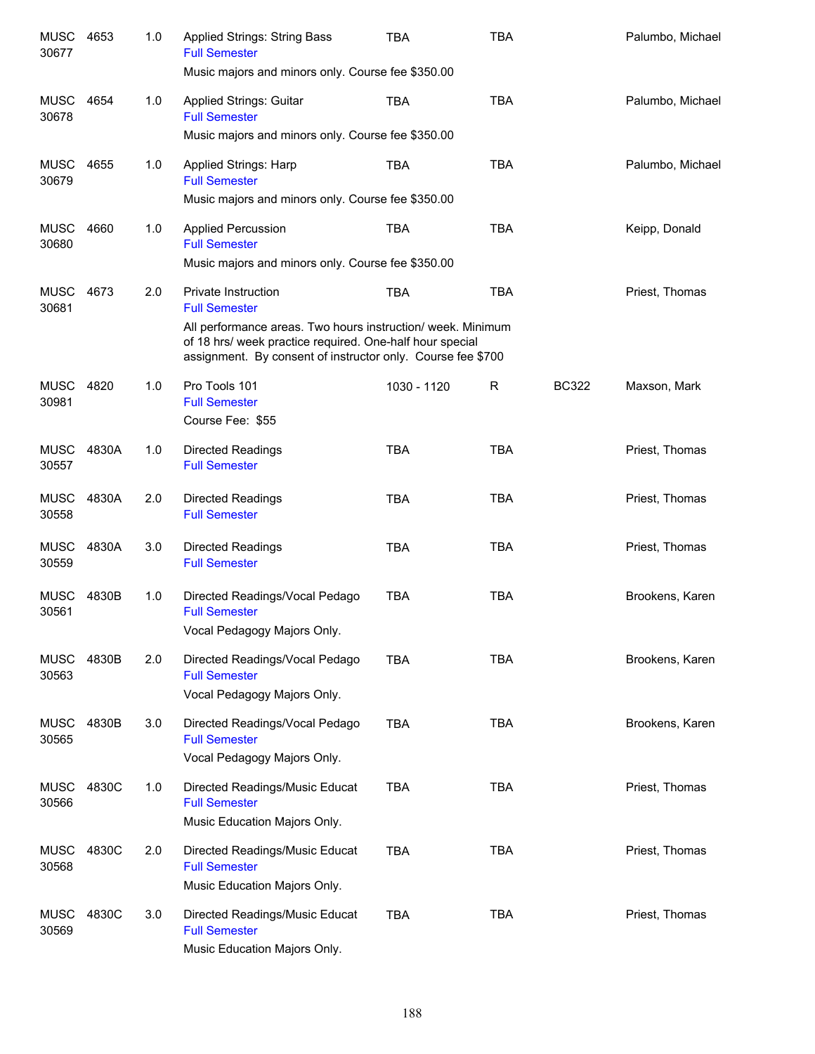| | | | | | | | |
|---|---|---|---|---|---|---|---|
| MUSC 30677 | 4653 | 1.0 | Applied Strings: String Bass<br>Full Semester<br>Music majors and minors only. Course fee $350.00 | TBA | TBA | | Palumbo, Michael |
| MUSC 30678 | 4654 | 1.0 | Applied Strings: Guitar<br>Full Semester<br>Music majors and minors only. Course fee $350.00 | TBA | TBA | | Palumbo, Michael |
| MUSC 30679 | 4655 | 1.0 | Applied Strings: Harp<br>Full Semester<br>Music majors and minors only. Course fee $350.00 | TBA | TBA | | Palumbo, Michael |
| MUSC 30680 | 4660 | 1.0 | Applied Percussion<br>Full Semester<br>Music majors and minors only. Course fee $350.00 | TBA | TBA | | Keipp, Donald |
| MUSC 30681 | 4673 | 2.0 | Private Instruction<br>Full Semester<br>All performance areas. Two hours instruction/ week. Minimum of 18 hrs/ week practice required. One-half hour special assignment. By consent of instructor only. Course fee $700 | TBA | TBA | | Priest, Thomas |
| MUSC 30981 | 4820 | 1.0 | Pro Tools 101<br>Full Semester<br>Course Fee: $55 | 1030 - 1120 | R | BC322 | Maxson, Mark |
| MUSC 30557 | 4830A | 1.0 | Directed Readings<br>Full Semester | TBA | TBA | | Priest, Thomas |
| MUSC 30558 | 4830A | 2.0 | Directed Readings<br>Full Semester | TBA | TBA | | Priest, Thomas |
| MUSC 30559 | 4830A | 3.0 | Directed Readings<br>Full Semester | TBA | TBA | | Priest, Thomas |
| MUSC 30561 | 4830B | 1.0 | Directed Readings/Vocal Pedago<br>Full Semester<br>Vocal Pedagogy Majors Only. | TBA | TBA | | Brookens, Karen |
| MUSC 30563 | 4830B | 2.0 | Directed Readings/Vocal Pedago<br>Full Semester<br>Vocal Pedagogy Majors Only. | TBA | TBA | | Brookens, Karen |
| MUSC 30565 | 4830B | 3.0 | Directed Readings/Vocal Pedago<br>Full Semester<br>Vocal Pedagogy Majors Only. | TBA | TBA | | Brookens, Karen |
| MUSC 30566 | 4830C | 1.0 | Directed Readings/Music Educat<br>Full Semester<br>Music Education Majors Only. | TBA | TBA | | Priest, Thomas |
| MUSC 30568 | 4830C | 2.0 | Directed Readings/Music Educat<br>Full Semester<br>Music Education Majors Only. | TBA | TBA | | Priest, Thomas |
| MUSC 30569 | 4830C | 3.0 | Directed Readings/Music Educat<br>Full Semester<br>Music Education Majors Only. | TBA | TBA | | Priest, Thomas |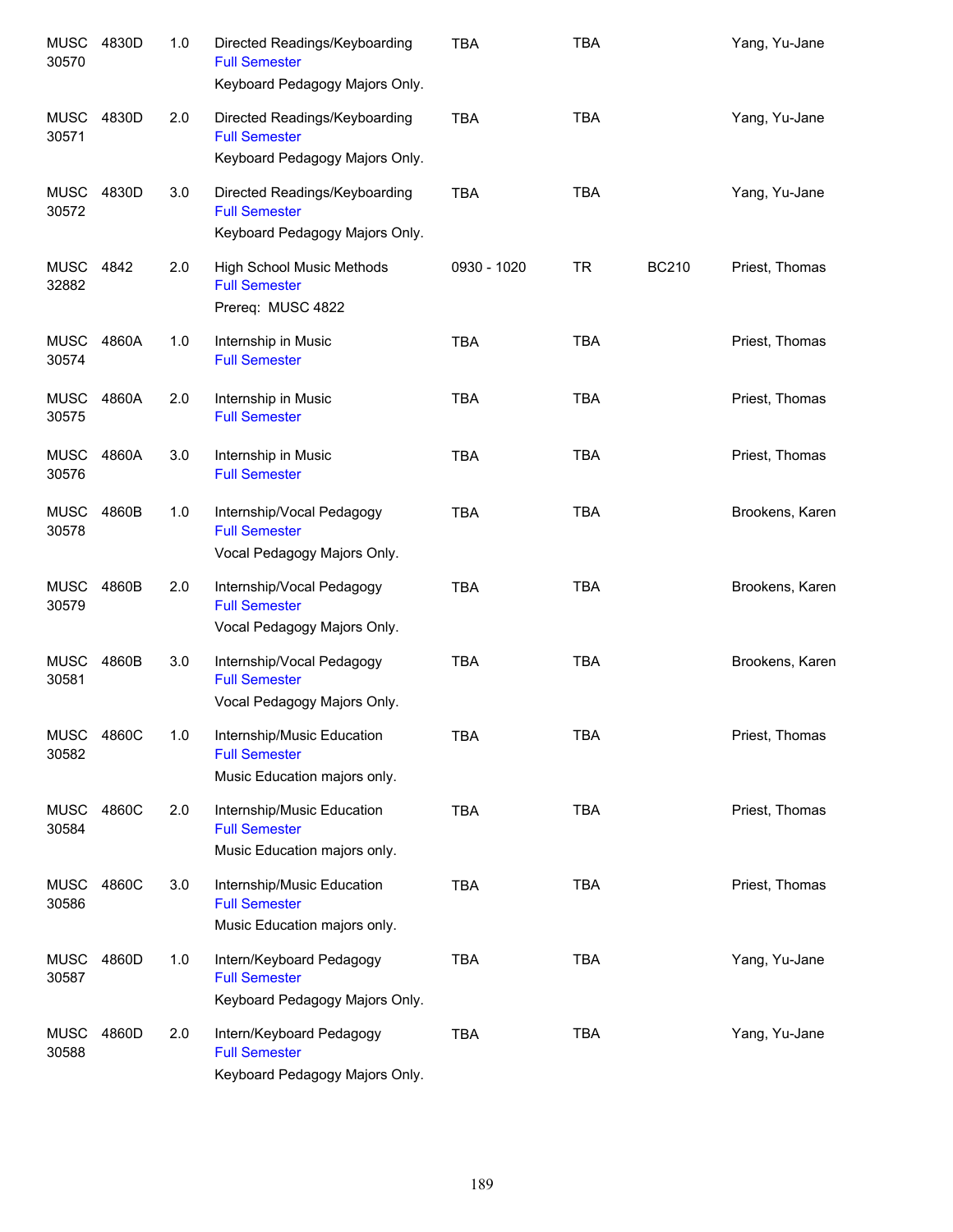| | | | | | | | |
|---|---|---|---|---|---|---|---|
| MUSC 30570 | 4830D | 1.0 | Directed Readings/Keyboarding<br>Full Semester<br>Keyboard Pedagogy Majors Only. | TBA | TBA | | Yang, Yu-Jane |
| MUSC 30571 | 4830D | 2.0 | Directed Readings/Keyboarding<br>Full Semester<br>Keyboard Pedagogy Majors Only. | TBA | TBA | | Yang, Yu-Jane |
| MUSC 30572 | 4830D | 3.0 | Directed Readings/Keyboarding<br>Full Semester<br>Keyboard Pedagogy Majors Only. | TBA | TBA | | Yang, Yu-Jane |
| MUSC 32882 | 4842 | 2.0 | High School Music Methods<br>Full Semester<br>Prereq: MUSC 4822 | 0930 - 1020 | TR | BC210 | Priest, Thomas |
| MUSC 30574 | 4860A | 1.0 | Internship in Music<br>Full Semester | TBA | TBA | | Priest, Thomas |
| MUSC 30575 | 4860A | 2.0 | Internship in Music<br>Full Semester | TBA | TBA | | Priest, Thomas |
| MUSC 30576 | 4860A | 3.0 | Internship in Music<br>Full Semester | TBA | TBA | | Priest, Thomas |
| MUSC 30578 | 4860B | 1.0 | Internship/Vocal Pedagogy<br>Full Semester<br>Vocal Pedagogy Majors Only. | TBA | TBA | | Brookens, Karen |
| MUSC 30579 | 4860B | 2.0 | Internship/Vocal Pedagogy<br>Full Semester<br>Vocal Pedagogy Majors Only. | TBA | TBA | | Brookens, Karen |
| MUSC 30581 | 4860B | 3.0 | Internship/Vocal Pedagogy<br>Full Semester<br>Vocal Pedagogy Majors Only. | TBA | TBA | | Brookens, Karen |
| MUSC 30582 | 4860C | 1.0 | Internship/Music Education<br>Full Semester<br>Music Education majors only. | TBA | TBA | | Priest, Thomas |
| MUSC 30584 | 4860C | 2.0 | Internship/Music Education<br>Full Semester<br>Music Education majors only. | TBA | TBA | | Priest, Thomas |
| MUSC 30586 | 4860C | 3.0 | Internship/Music Education<br>Full Semester<br>Music Education majors only. | TBA | TBA | | Priest, Thomas |
| MUSC 30587 | 4860D | 1.0 | Intern/Keyboard Pedagogy<br>Full Semester<br>Keyboard Pedagogy Majors Only. | TBA | TBA | | Yang, Yu-Jane |
| MUSC 30588 | 4860D | 2.0 | Intern/Keyboard Pedagogy<br>Full Semester<br>Keyboard Pedagogy Majors Only. | TBA | TBA | | Yang, Yu-Jane |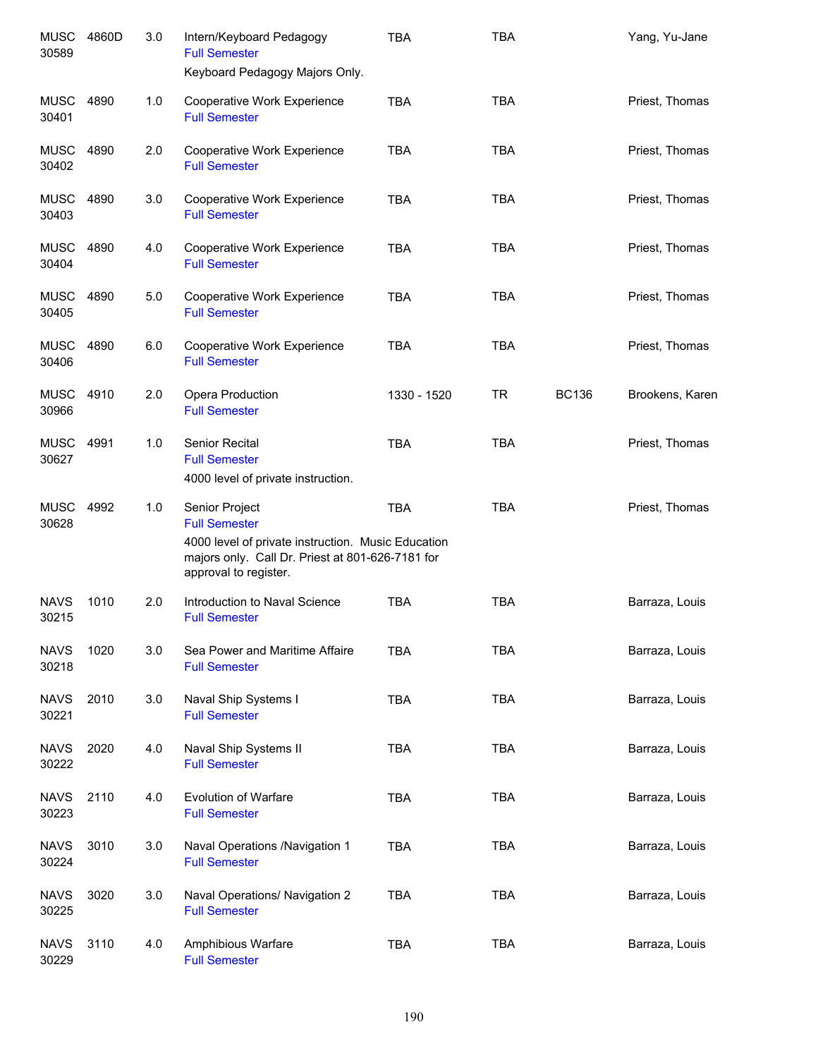| | | | | | | | |
|---|---|---|---|---|---|---|---|
| MUSC 30589 | 4860D | 3.0 | Intern/Keyboard Pedagogy<br>Full Semester<br>Keyboard Pedagogy Majors Only. | TBA | TBA | | Yang, Yu-Jane |
| MUSC 30401 | 4890 | 1.0 | Cooperative Work Experience<br>Full Semester | TBA | TBA | | Priest, Thomas |
| MUSC 30402 | 4890 | 2.0 | Cooperative Work Experience<br>Full Semester | TBA | TBA | | Priest, Thomas |
| MUSC 30403 | 4890 | 3.0 | Cooperative Work Experience<br>Full Semester | TBA | TBA | | Priest, Thomas |
| MUSC 30404 | 4890 | 4.0 | Cooperative Work Experience<br>Full Semester | TBA | TBA | | Priest, Thomas |
| MUSC 30405 | 4890 | 5.0 | Cooperative Work Experience<br>Full Semester | TBA | TBA | | Priest, Thomas |
| MUSC 30406 | 4890 | 6.0 | Cooperative Work Experience<br>Full Semester | TBA | TBA | | Priest, Thomas |
| MUSC 30966 | 4910 | 2.0 | Opera Production<br>Full Semester | 1330 - 1520 | TR | BC136 | Brookens, Karen |
| MUSC 30627 | 4991 | 1.0 | Senior Recital<br>Full Semester<br>4000 level of private instruction. | TBA | TBA | | Priest, Thomas |
| MUSC 30628 | 4992 | 1.0 | Senior Project<br>Full Semester<br>4000 level of private instruction. Music Education majors only. Call Dr. Priest at 801-626-7181 for approval to register. | TBA | TBA | | Priest, Thomas |
| NAVS 30215 | 1010 | 2.0 | Introduction to Naval Science<br>Full Semester | TBA | TBA | | Barraza, Louis |
| NAVS 30218 | 1020 | 3.0 | Sea Power and Maritime Affaire<br>Full Semester | TBA | TBA | | Barraza, Louis |
| NAVS 30221 | 2010 | 3.0 | Naval Ship Systems I<br>Full Semester | TBA | TBA | | Barraza, Louis |
| NAVS 30222 | 2020 | 4.0 | Naval Ship Systems II<br>Full Semester | TBA | TBA | | Barraza, Louis |
| NAVS 30223 | 2110 | 4.0 | Evolution of Warfare<br>Full Semester | TBA | TBA | | Barraza, Louis |
| NAVS 30224 | 3010 | 3.0 | Naval Operations /Navigation 1<br>Full Semester | TBA | TBA | | Barraza, Louis |
| NAVS 30225 | 3020 | 3.0 | Naval Operations/ Navigation 2<br>Full Semester | TBA | TBA | | Barraza, Louis |
| NAVS 30229 | 3110 | 4.0 | Amphibious Warfare<br>Full Semester | TBA | TBA | | Barraza, Louis |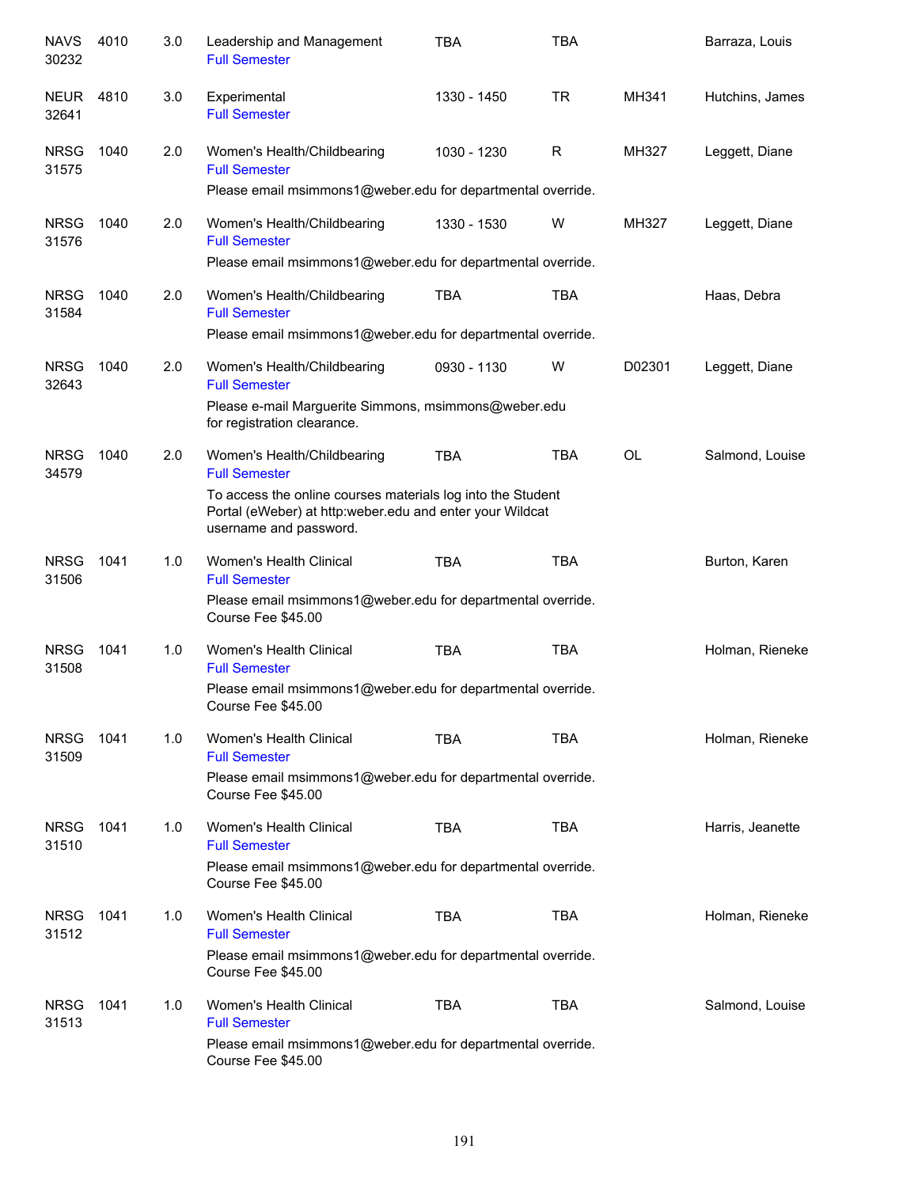| Course | Number | Credits | Title | Time | Days | Room | Instructor |
|---|---|---|---|---|---|---|---|
| NAVS 30232 | 4010 | 3.0 | Leadership and Management<br>Full Semester | TBA | TBA | | Barraza, Louis |
| NEUR 32641 | 4810 | 3.0 | Experimental<br>Full Semester | 1330 - 1450 | TR | MH341 | Hutchins, James |
| NRSG 31575 | 1040 | 2.0 | Women's Health/Childbearing<br>Full Semester<br>Please email msimmons1@weber.edu for departmental override. | 1030 - 1230 | R | MH327 | Leggett, Diane |
| NRSG 31576 | 1040 | 2.0 | Women's Health/Childbearing<br>Full Semester<br>Please email msimmons1@weber.edu for departmental override. | 1330 - 1530 | W | MH327 | Leggett, Diane |
| NRSG 31584 | 1040 | 2.0 | Women's Health/Childbearing<br>Full Semester<br>Please email msimmons1@weber.edu for departmental override. | TBA | TBA | | Haas, Debra |
| NRSG 32643 | 1040 | 2.0 | Women's Health/Childbearing<br>Full Semester<br>Please e-mail Marguerite Simmons, msimmons@weber.edu for registration clearance. | 0930 - 1130 | W | D02301 | Leggett, Diane |
| NRSG 34579 | 1040 | 2.0 | Women's Health/Childbearing<br>Full Semester<br>To access the online courses materials log into the Student Portal (eWeber) at http:weber.edu and enter your Wildcat username and password. | TBA | TBA | OL | Salmond, Louise |
| NRSG 31506 | 1041 | 1.0 | Women's Health Clinical<br>Full Semester<br>Please email msimmons1@weber.edu for departmental override.<br>Course Fee $45.00 | TBA | TBA | | Burton, Karen |
| NRSG 31508 | 1041 | 1.0 | Women's Health Clinical<br>Full Semester<br>Please email msimmons1@weber.edu for departmental override.<br>Course Fee $45.00 | TBA | TBA | | Holman, Rieneke |
| NRSG 31509 | 1041 | 1.0 | Women's Health Clinical<br>Full Semester<br>Please email msimmons1@weber.edu for departmental override.<br>Course Fee $45.00 | TBA | TBA | | Holman, Rieneke |
| NRSG 31510 | 1041 | 1.0 | Women's Health Clinical<br>Full Semester<br>Please email msimmons1@weber.edu for departmental override.<br>Course Fee $45.00 | TBA | TBA | | Harris, Jeanette |
| NRSG 31512 | 1041 | 1.0 | Women's Health Clinical<br>Full Semester<br>Please email msimmons1@weber.edu for departmental override.<br>Course Fee $45.00 | TBA | TBA | | Holman, Rieneke |
| NRSG 31513 | 1041 | 1.0 | Women's Health Clinical<br>Full Semester<br>Please email msimmons1@weber.edu for departmental override.<br>Course Fee $45.00 | TBA | TBA | | Salmond, Louise |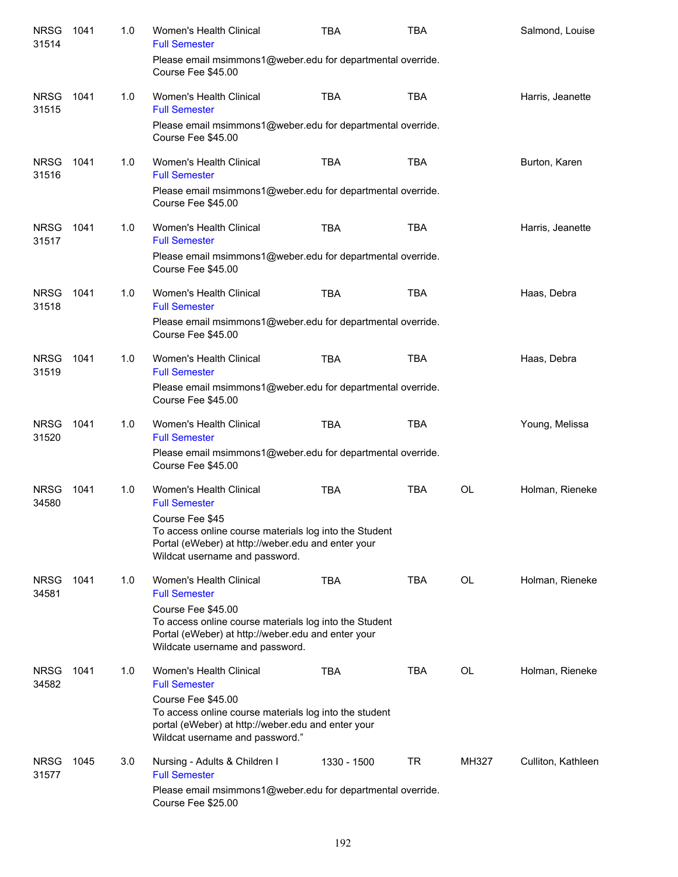| | | | | | | | |
|---|---|---|---|---|---|---|---|
| NRSG 31514 | 1041 | 1.0 | Women's Health Clinical<br>Full Semester<br>Please email msimmons1@weber.edu for departmental override. Course Fee $45.00 | TBA | TBA | | Salmond, Louise |
| NRSG 31515 | 1041 | 1.0 | Women's Health Clinical<br>Full Semester<br>Please email msimmons1@weber.edu for departmental override. Course Fee $45.00 | TBA | TBA | | Harris, Jeanette |
| NRSG 31516 | 1041 | 1.0 | Women's Health Clinical<br>Full Semester<br>Please email msimmons1@weber.edu for departmental override. Course Fee $45.00 | TBA | TBA | | Burton, Karen |
| NRSG 31517 | 1041 | 1.0 | Women's Health Clinical<br>Full Semester<br>Please email msimmons1@weber.edu for departmental override. Course Fee $45.00 | TBA | TBA | | Harris, Jeanette |
| NRSG 31518 | 1041 | 1.0 | Women's Health Clinical<br>Full Semester<br>Please email msimmons1@weber.edu for departmental override. Course Fee $45.00 | TBA | TBA | | Haas, Debra |
| NRSG 31519 | 1041 | 1.0 | Women's Health Clinical<br>Full Semester<br>Please email msimmons1@weber.edu for departmental override. Course Fee $45.00 | TBA | TBA | | Haas, Debra |
| NRSG 31520 | 1041 | 1.0 | Women's Health Clinical<br>Full Semester<br>Please email msimmons1@weber.edu for departmental override. Course Fee $45.00 | TBA | TBA | | Young, Melissa |
| NRSG 34580 | 1041 | 1.0 | Women's Health Clinical<br>Full Semester<br>Course Fee $45<br>To access online course materials log into the Student Portal (eWeber) at http://weber.edu and enter your Wildcat username and password. | TBA | TBA | OL | Holman, Rieneke |
| NRSG 34581 | 1041 | 1.0 | Women's Health Clinical<br>Full Semester<br>Course Fee $45.00<br>To access online course materials log into the Student Portal (eWeber) at http://weber.edu and enter your Wildcate username and password. | TBA | TBA | OL | Holman, Rieneke |
| NRSG 34582 | 1041 | 1.0 | Women's Health Clinical<br>Full Semester<br>Course Fee $45.00<br>To access online course materials log into the student portal (eWeber) at http://weber.edu and enter your Wildcat username and password." | TBA | TBA | OL | Holman, Rieneke |
| NRSG 31577 | 1045 | 3.0 | Nursing - Adults & Children I<br>Full Semester<br>Please email msimmons1@weber.edu for departmental override. Course Fee $25.00 | 1330 - 1500 | TR | MH327 | Culliton, Kathleen |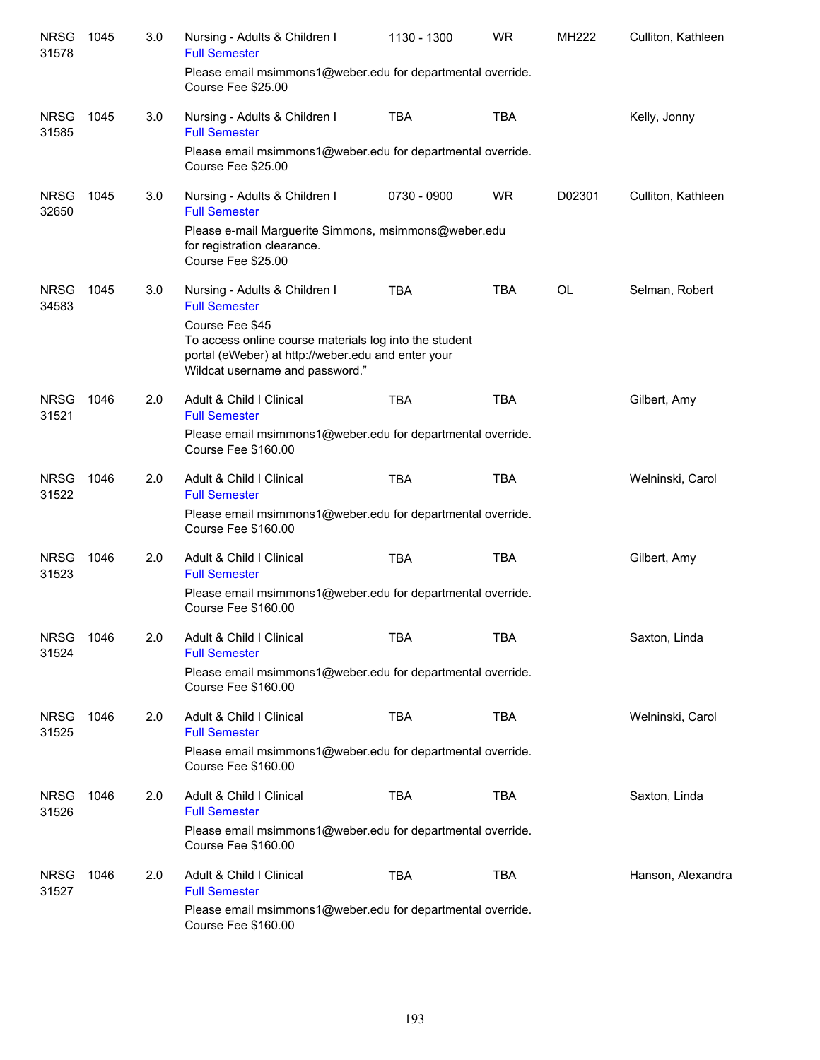| Subject/CRN | Course | Credits | Title | Time | Days | Room | Instructor |
|---|---|---|---|---|---|---|---|
| NRSG 31578 | 1045 | 3.0 | Nursing - Adults & Children I<br>Full Semester<br>Please email msimmons1@weber.edu for departmental override.<br>Course Fee $25.00 | 1130 - 1300 | WR | MH222 | Culliton, Kathleen |
| NRSG 31585 | 1045 | 3.0 | Nursing - Adults & Children I<br>Full Semester<br>Please email msimmons1@weber.edu for departmental override.<br>Course Fee $25.00 | TBA | TBA | | Kelly, Jonny |
| NRSG 32650 | 1045 | 3.0 | Nursing - Adults & Children I<br>Full Semester<br>Please e-mail Marguerite Simmons, msimmons@weber.edu for registration clearance.<br>Course Fee $25.00 | 0730 - 0900 | WR | D02301 | Culliton, Kathleen |
| NRSG 34583 | 1045 | 3.0 | Nursing - Adults & Children I<br>Full Semester<br>Course Fee $45<br>To access online course materials log into the student portal (eWeber) at http://weber.edu and enter your Wildcat username and password." | TBA | TBA | OL | Selman, Robert |
| NRSG 31521 | 1046 | 2.0 | Adult & Child I Clinical<br>Full Semester<br>Please email msimmons1@weber.edu for departmental override.<br>Course Fee $160.00 | TBA | TBA | | Gilbert, Amy |
| NRSG 31522 | 1046 | 2.0 | Adult & Child I Clinical<br>Full Semester<br>Please email msimmons1@weber.edu for departmental override.<br>Course Fee $160.00 | TBA | TBA | | Welninski, Carol |
| NRSG 31523 | 1046 | 2.0 | Adult & Child I Clinical<br>Full Semester<br>Please email msimmons1@weber.edu for departmental override.<br>Course Fee $160.00 | TBA | TBA | | Gilbert, Amy |
| NRSG 31524 | 1046 | 2.0 | Adult & Child I Clinical<br>Full Semester<br>Please email msimmons1@weber.edu for departmental override.<br>Course Fee $160.00 | TBA | TBA | | Saxton, Linda |
| NRSG 31525 | 1046 | 2.0 | Adult & Child I Clinical<br>Full Semester<br>Please email msimmons1@weber.edu for departmental override.<br>Course Fee $160.00 | TBA | TBA | | Welninski, Carol |
| NRSG 31526 | 1046 | 2.0 | Adult & Child I Clinical<br>Full Semester<br>Please email msimmons1@weber.edu for departmental override.<br>Course Fee $160.00 | TBA | TBA | | Saxton, Linda |
| NRSG 31527 | 1046 | 2.0 | Adult & Child I Clinical<br>Full Semester<br>Please email msimmons1@weber.edu for departmental override.<br>Course Fee $160.00 | TBA | TBA | | Hanson, Alexandra |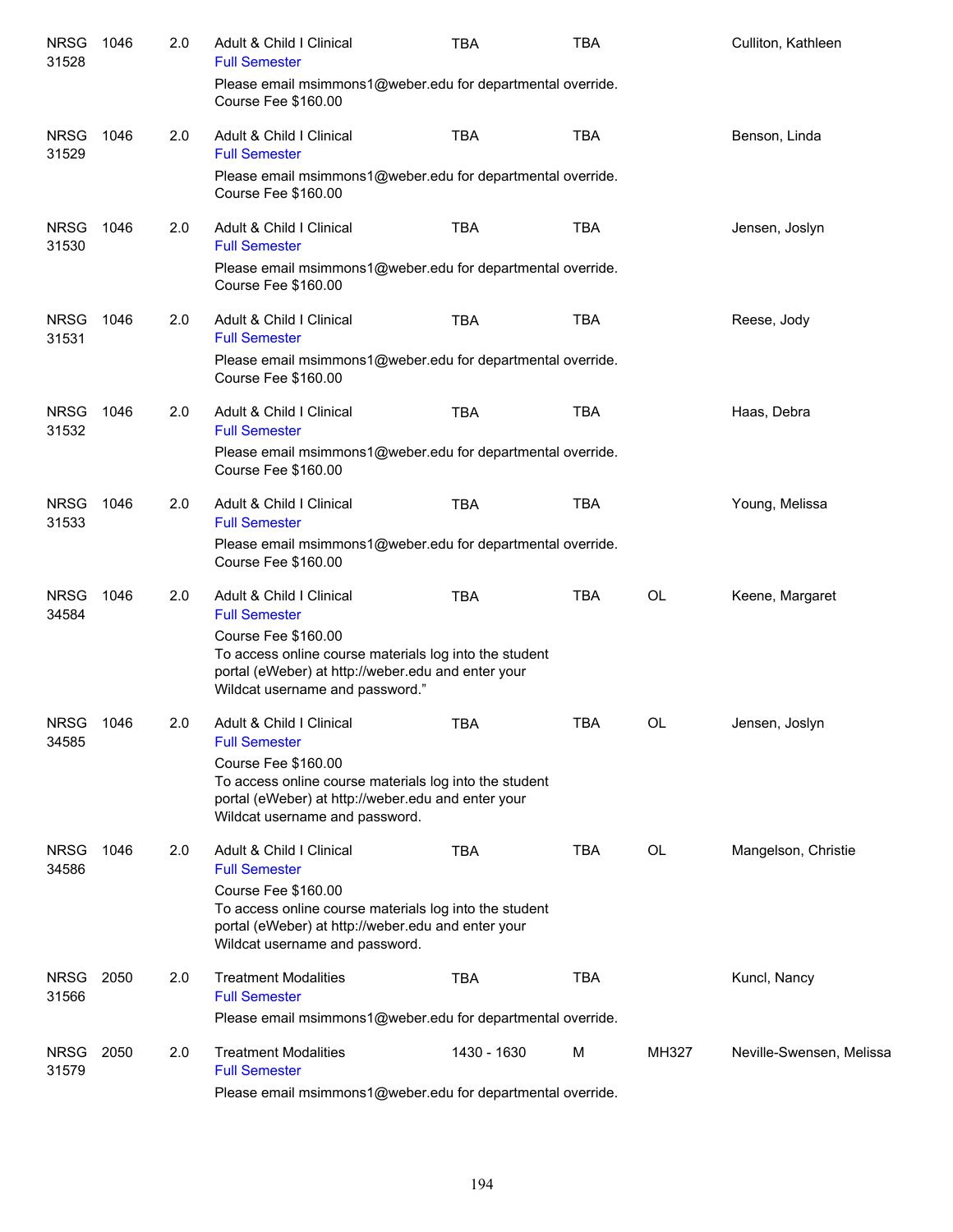| Subject / CRN | Course | Credits | Title / Notes | Time | Days | Room | Instructor |
|---|---|---|---|---|---|---|---|
| NRSG 31528 | 1046 | 2.0 | Adult & Child I Clinical<br>Full Semester<br>Please email msimmons1@weber.edu for departmental override.<br>Course Fee $160.00 | TBA | TBA | | Culliton, Kathleen |
| NRSG 31529 | 1046 | 2.0 | Adult & Child I Clinical<br>Full Semester<br>Please email msimmons1@weber.edu for departmental override.<br>Course Fee $160.00 | TBA | TBA | | Benson, Linda |
| NRSG 31530 | 1046 | 2.0 | Adult & Child I Clinical<br>Full Semester<br>Please email msimmons1@weber.edu for departmental override.<br>Course Fee $160.00 | TBA | TBA | | Jensen, Joslyn |
| NRSG 31531 | 1046 | 2.0 | Adult & Child I Clinical<br>Full Semester<br>Please email msimmons1@weber.edu for departmental override.<br>Course Fee $160.00 | TBA | TBA | | Reese, Jody |
| NRSG 31532 | 1046 | 2.0 | Adult & Child I Clinical<br>Full Semester<br>Please email msimmons1@weber.edu for departmental override.<br>Course Fee $160.00 | TBA | TBA | | Haas, Debra |
| NRSG 31533 | 1046 | 2.0 | Adult & Child I Clinical<br>Full Semester<br>Please email msimmons1@weber.edu for departmental override.<br>Course Fee $160.00 | TBA | TBA | | Young, Melissa |
| NRSG 34584 | 1046 | 2.0 | Adult & Child I Clinical<br>Full Semester<br>Course Fee $160.00<br>To access online course materials log into the student portal (eWeber) at http://weber.edu and enter your Wildcat username and password." | TBA | TBA | OL | Keene, Margaret |
| NRSG 34585 | 1046 | 2.0 | Adult & Child I Clinical<br>Full Semester<br>Course Fee $160.00<br>To access online course materials log into the student portal (eWeber) at http://weber.edu and enter your Wildcat username and password. | TBA | TBA | OL | Jensen, Joslyn |
| NRSG 34586 | 1046 | 2.0 | Adult & Child I Clinical<br>Full Semester<br>Course Fee $160.00<br>To access online course materials log into the student portal (eWeber) at http://weber.edu and enter your Wildcat username and password. | TBA | TBA | OL | Mangelson, Christie |
| NRSG 31566 | 2050 | 2.0 | Treatment Modalities<br>Full Semester<br>Please email msimmons1@weber.edu for departmental override. | TBA | TBA | | Kuncl, Nancy |
| NRSG 31579 | 2050 | 2.0 | Treatment Modalities<br>Full Semester<br>Please email msimmons1@weber.edu for departmental override. | 1430 - 1630 | M | MH327 | Neville-Swensen, Melissa |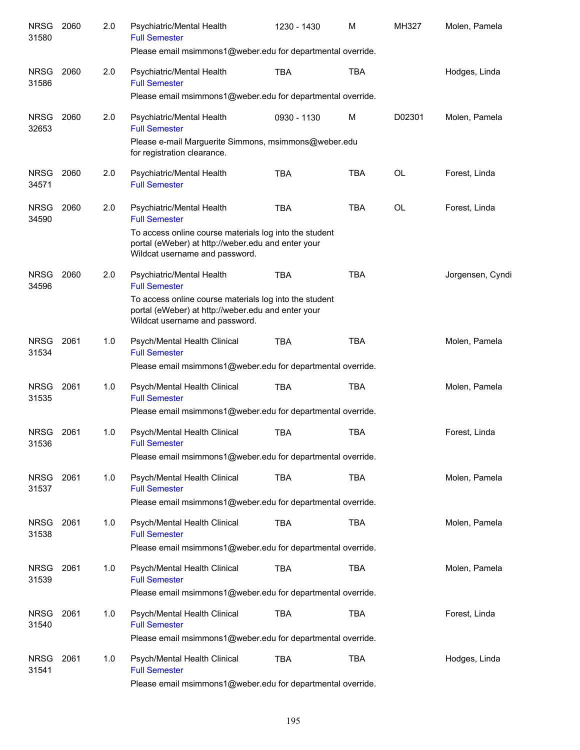| Course | | Credits | Title | Time | Days | Room | Instructor |
|---|---|---|---|---|---|---|---|
| NRSG 31580 | 2060 | 2.0 | Psychiatric/Mental Health<br>Full Semester<br>Please email msimmons1@weber.edu for departmental override. | 1230 - 1430 | M | MH327 | Molen, Pamela |
| NRSG 31586 | 2060 | 2.0 | Psychiatric/Mental Health<br>Full Semester<br>Please email msimmons1@weber.edu for departmental override. | TBA | TBA | | Hodges, Linda |
| NRSG 32653 | 2060 | 2.0 | Psychiatric/Mental Health<br>Full Semester<br>Please e-mail Marguerite Simmons, msimmons@weber.edu for registration clearance. | 0930 - 1130 | M | D02301 | Molen, Pamela |
| NRSG 34571 | 2060 | 2.0 | Psychiatric/Mental Health<br>Full Semester | TBA | TBA | OL | Forest, Linda |
| NRSG 34590 | 2060 | 2.0 | Psychiatric/Mental Health<br>Full Semester<br>To access online course materials log into the student portal (eWeber) at http://weber.edu and enter your Wildcat username and password. | TBA | TBA | OL | Forest, Linda |
| NRSG 34596 | 2060 | 2.0 | Psychiatric/Mental Health<br>Full Semester<br>To access online course materials log into the student portal (eWeber) at http://weber.edu and enter your Wildcat username and password. | TBA | TBA | | Jorgensen, Cyndi |
| NRSG 31534 | 2061 | 1.0 | Psych/Mental Health Clinical<br>Full Semester<br>Please email msimmons1@weber.edu for departmental override. | TBA | TBA | | Molen, Pamela |
| NRSG 31535 | 2061 | 1.0 | Psych/Mental Health Clinical<br>Full Semester<br>Please email msimmons1@weber.edu for departmental override. | TBA | TBA | | Molen, Pamela |
| NRSG 31536 | 2061 | 1.0 | Psych/Mental Health Clinical<br>Full Semester<br>Please email msimmons1@weber.edu for departmental override. | TBA | TBA | | Forest, Linda |
| NRSG 31537 | 2061 | 1.0 | Psych/Mental Health Clinical<br>Full Semester<br>Please email msimmons1@weber.edu for departmental override. | TBA | TBA | | Molen, Pamela |
| NRSG 31538 | 2061 | 1.0 | Psych/Mental Health Clinical<br>Full Semester<br>Please email msimmons1@weber.edu for departmental override. | TBA | TBA | | Molen, Pamela |
| NRSG 31539 | 2061 | 1.0 | Psych/Mental Health Clinical<br>Full Semester<br>Please email msimmons1@weber.edu for departmental override. | TBA | TBA | | Molen, Pamela |
| NRSG 31540 | 2061 | 1.0 | Psych/Mental Health Clinical<br>Full Semester<br>Please email msimmons1@weber.edu for departmental override. | TBA | TBA | | Forest, Linda |
| NRSG 31541 | 2061 | 1.0 | Psych/Mental Health Clinical<br>Full Semester<br>Please email msimmons1@weber.edu for departmental override. | TBA | TBA | | Hodges, Linda |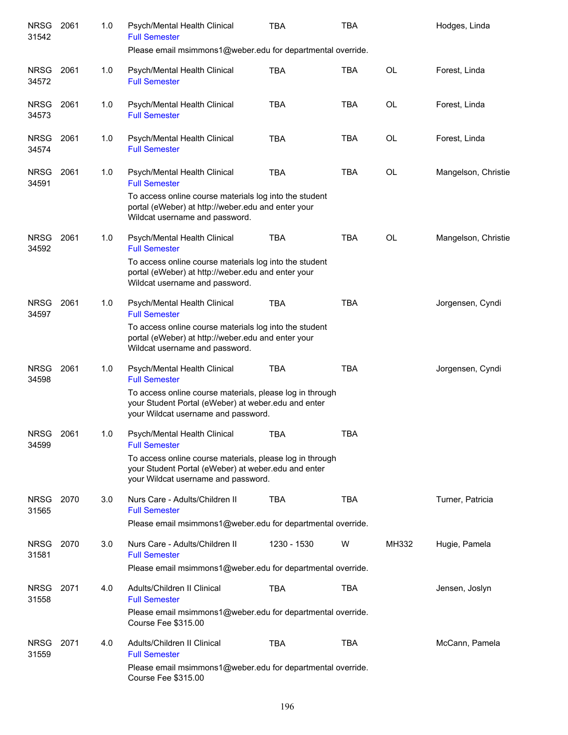| | | | | | | | |
|---|---|---|---|---|---|---|---|
| NRSG 31542 | 2061 | 1.0 | Psych/Mental Health Clinical<br>Full Semester<br>Please email msimmons1@weber.edu for departmental override. | TBA | TBA | | Hodges, Linda |
| NRSG 34572 | 2061 | 1.0 | Psych/Mental Health Clinical<br>Full Semester | TBA | TBA | OL | Forest, Linda |
| NRSG 34573 | 2061 | 1.0 | Psych/Mental Health Clinical<br>Full Semester | TBA | TBA | OL | Forest, Linda |
| NRSG 34574 | 2061 | 1.0 | Psych/Mental Health Clinical<br>Full Semester | TBA | TBA | OL | Forest, Linda |
| NRSG 34591 | 2061 | 1.0 | Psych/Mental Health Clinical<br>Full Semester<br>To access online course materials log into the student portal (eWeber) at http://weber.edu and enter your Wildcat username and password. | TBA | TBA | OL | Mangelson, Christie |
| NRSG 34592 | 2061 | 1.0 | Psych/Mental Health Clinical<br>Full Semester<br>To access online course materials log into the student portal (eWeber) at http://weber.edu and enter your Wildcat username and password. | TBA | TBA | OL | Mangelson, Christie |
| NRSG 34597 | 2061 | 1.0 | Psych/Mental Health Clinical<br>Full Semester<br>To access online course materials log into the student portal (eWeber) at http://weber.edu and enter your Wildcat username and password. | TBA | TBA | | Jorgensen, Cyndi |
| NRSG 34598 | 2061 | 1.0 | Psych/Mental Health Clinical<br>Full Semester<br>To access online course materials, please log in through your Student Portal (eWeber) at weber.edu and enter your Wildcat username and password. | TBA | TBA | | Jorgensen, Cyndi |
| NRSG 34599 | 2061 | 1.0 | Psych/Mental Health Clinical<br>Full Semester<br>To access online course materials, please log in through your Student Portal (eWeber) at weber.edu and enter your Wildcat username and password. | TBA | TBA | | |
| NRSG 31565 | 2070 | 3.0 | Nurs Care - Adults/Children II<br>Full Semester<br>Please email msimmons1@weber.edu for departmental override. | TBA | TBA | | Turner, Patricia |
| NRSG 31581 | 2070 | 3.0 | Nurs Care - Adults/Children II<br>Full Semester<br>Please email msimmons1@weber.edu for departmental override. | 1230 - 1530 | W | MH332 | Hugie, Pamela |
| NRSG 31558 | 2071 | 4.0 | Adults/Children II Clinical<br>Full Semester<br>Please email msimmons1@weber.edu for departmental override.<br>Course Fee $315.00 | TBA | TBA | | Jensen, Joslyn |
| NRSG 31559 | 2071 | 4.0 | Adults/Children II Clinical<br>Full Semester<br>Please email msimmons1@weber.edu for departmental override.<br>Course Fee $315.00 | TBA | TBA | | McCann, Pamela |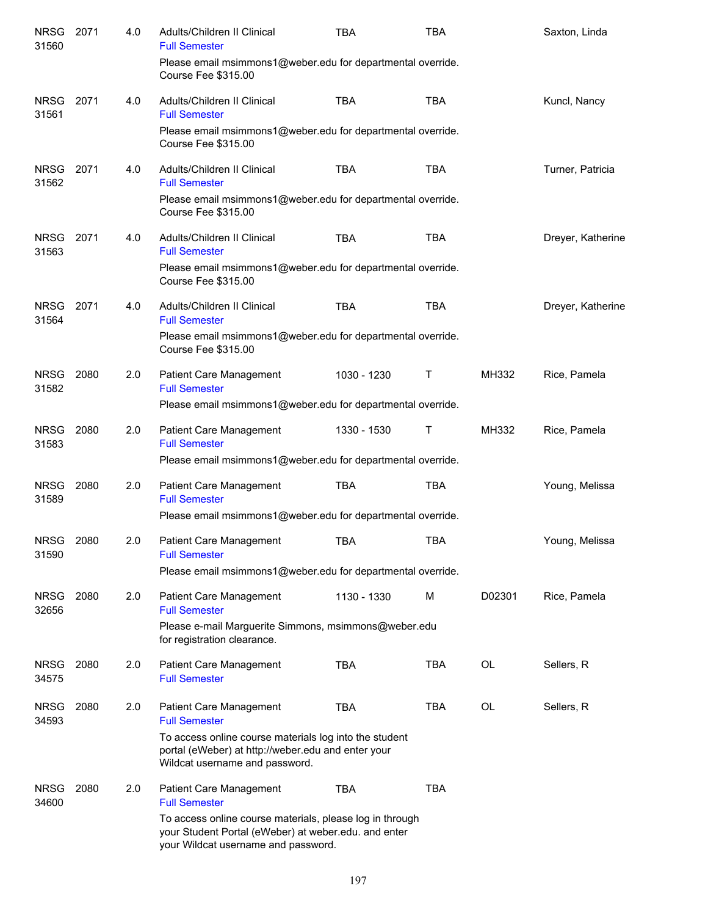| Subject/CRN | Course | Credits | Title | Time | Days | Room | Instructor |
|---|---|---|---|---|---|---|---|
| NRSG 31560 | 2071 | 4.0 | Adults/Children II Clinical<br>Full Semester<br>Please email msimmons1@weber.edu for departmental override.<br>Course Fee $315.00 | TBA | TBA | | Saxton, Linda |
| NRSG 31561 | 2071 | 4.0 | Adults/Children II Clinical<br>Full Semester<br>Please email msimmons1@weber.edu for departmental override.<br>Course Fee $315.00 | TBA | TBA | | Kuncl, Nancy |
| NRSG 31562 | 2071 | 4.0 | Adults/Children II Clinical<br>Full Semester<br>Please email msimmons1@weber.edu for departmental override.<br>Course Fee $315.00 | TBA | TBA | | Turner, Patricia |
| NRSG 31563 | 2071 | 4.0 | Adults/Children II Clinical<br>Full Semester<br>Please email msimmons1@weber.edu for departmental override.<br>Course Fee $315.00 | TBA | TBA | | Dreyer, Katherine |
| NRSG 31564 | 2071 | 4.0 | Adults/Children II Clinical<br>Full Semester<br>Please email msimmons1@weber.edu for departmental override.<br>Course Fee $315.00 | TBA | TBA | | Dreyer, Katherine |
| NRSG 31582 | 2080 | 2.0 | Patient Care Management<br>Full Semester<br>Please email msimmons1@weber.edu for departmental override. | 1030 - 1230 | T | MH332 | Rice, Pamela |
| NRSG 31583 | 2080 | 2.0 | Patient Care Management<br>Full Semester<br>Please email msimmons1@weber.edu for departmental override. | 1330 - 1530 | T | MH332 | Rice, Pamela |
| NRSG 31589 | 2080 | 2.0 | Patient Care Management<br>Full Semester<br>Please email msimmons1@weber.edu for departmental override. | TBA | TBA | | Young, Melissa |
| NRSG 31590 | 2080 | 2.0 | Patient Care Management<br>Full Semester<br>Please email msimmons1@weber.edu for departmental override. | TBA | TBA | | Young, Melissa |
| NRSG 32656 | 2080 | 2.0 | Patient Care Management<br>Full Semester<br>Please e-mail Marguerite Simmons, msimmons@weber.edu for registration clearance. | 1130 - 1330 | M | D02301 | Rice, Pamela |
| NRSG 34575 | 2080 | 2.0 | Patient Care Management<br>Full Semester | TBA | TBA | OL | Sellers, R |
| NRSG 34593 | 2080 | 2.0 | Patient Care Management<br>Full Semester<br>To access online course materials log into the student portal (eWeber) at http://weber.edu and enter your Wildcat username and password. | TBA | TBA | OL | Sellers, R |
| NRSG 34600 | 2080 | 2.0 | Patient Care Management<br>Full Semester<br>To access online course materials, please log in through your Student Portal (eWeber) at weber.edu. and enter your Wildcat username and password. | TBA | TBA | | |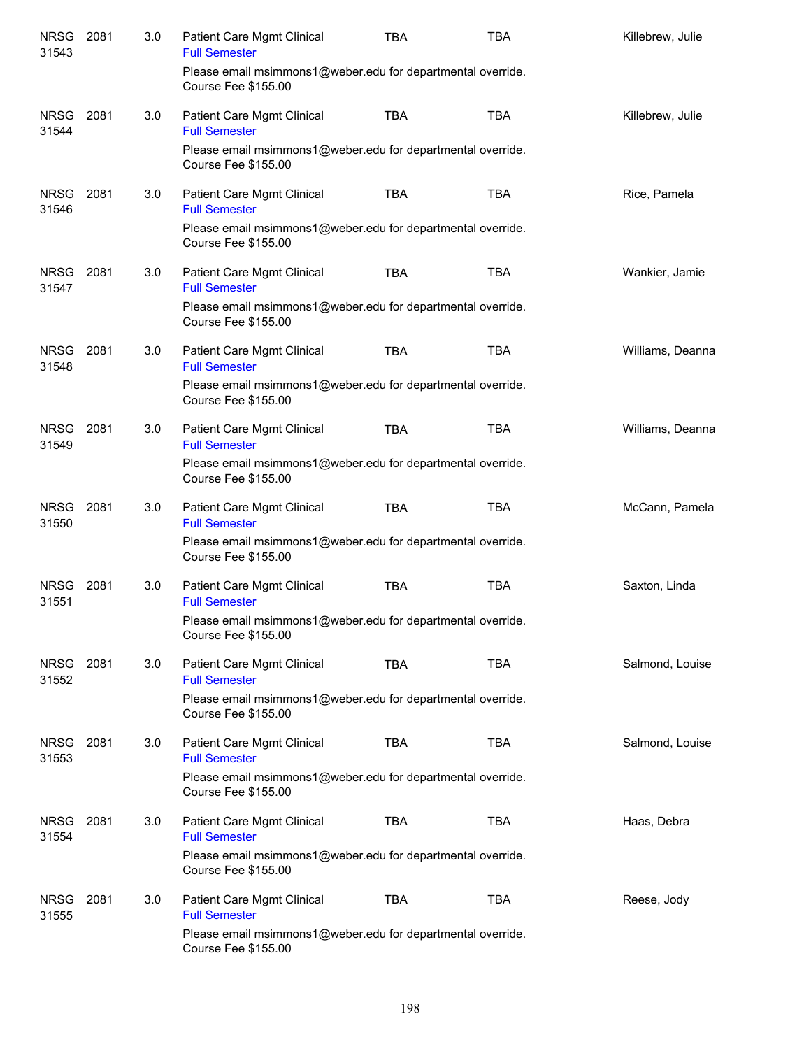| | | | | | | |
|---|---|---|---|---|---|---|
| NRSG 31543 | 2081 | 3.0 | Patient Care Mgmt Clinical<br>Full Semester<br>Please email msimmons1@weber.edu for departmental override.<br>Course Fee $155.00 | TBA | TBA | Killebrew, Julie |
| NRSG 31544 | 2081 | 3.0 | Patient Care Mgmt Clinical<br>Full Semester<br>Please email msimmons1@weber.edu for departmental override.<br>Course Fee $155.00 | TBA | TBA | Killebrew, Julie |
| NRSG 31546 | 2081 | 3.0 | Patient Care Mgmt Clinical<br>Full Semester<br>Please email msimmons1@weber.edu for departmental override.<br>Course Fee $155.00 | TBA | TBA | Rice, Pamela |
| NRSG 31547 | 2081 | 3.0 | Patient Care Mgmt Clinical<br>Full Semester<br>Please email msimmons1@weber.edu for departmental override.<br>Course Fee $155.00 | TBA | TBA | Wankier, Jamie |
| NRSG 31548 | 2081 | 3.0 | Patient Care Mgmt Clinical<br>Full Semester<br>Please email msimmons1@weber.edu for departmental override.<br>Course Fee $155.00 | TBA | TBA | Williams, Deanna |
| NRSG 31549 | 2081 | 3.0 | Patient Care Mgmt Clinical<br>Full Semester<br>Please email msimmons1@weber.edu for departmental override.<br>Course Fee $155.00 | TBA | TBA | Williams, Deanna |
| NRSG 31550 | 2081 | 3.0 | Patient Care Mgmt Clinical<br>Full Semester<br>Please email msimmons1@weber.edu for departmental override.<br>Course Fee $155.00 | TBA | TBA | McCann, Pamela |
| NRSG 31551 | 2081 | 3.0 | Patient Care Mgmt Clinical<br>Full Semester<br>Please email msimmons1@weber.edu for departmental override.<br>Course Fee $155.00 | TBA | TBA | Saxton, Linda |
| NRSG 31552 | 2081 | 3.0 | Patient Care Mgmt Clinical<br>Full Semester<br>Please email msimmons1@weber.edu for departmental override.<br>Course Fee $155.00 | TBA | TBA | Salmond, Louise |
| NRSG 31553 | 2081 | 3.0 | Patient Care Mgmt Clinical<br>Full Semester<br>Please email msimmons1@weber.edu for departmental override.<br>Course Fee $155.00 | TBA | TBA | Salmond, Louise |
| NRSG 31554 | 2081 | 3.0 | Patient Care Mgmt Clinical<br>Full Semester<br>Please email msimmons1@weber.edu for departmental override.<br>Course Fee $155.00 | TBA | TBA | Haas, Debra |
| NRSG 31555 | 2081 | 3.0 | Patient Care Mgmt Clinical<br>Full Semester<br>Please email msimmons1@weber.edu for departmental override.<br>Course Fee $155.00 | TBA | TBA | Reese, Jody |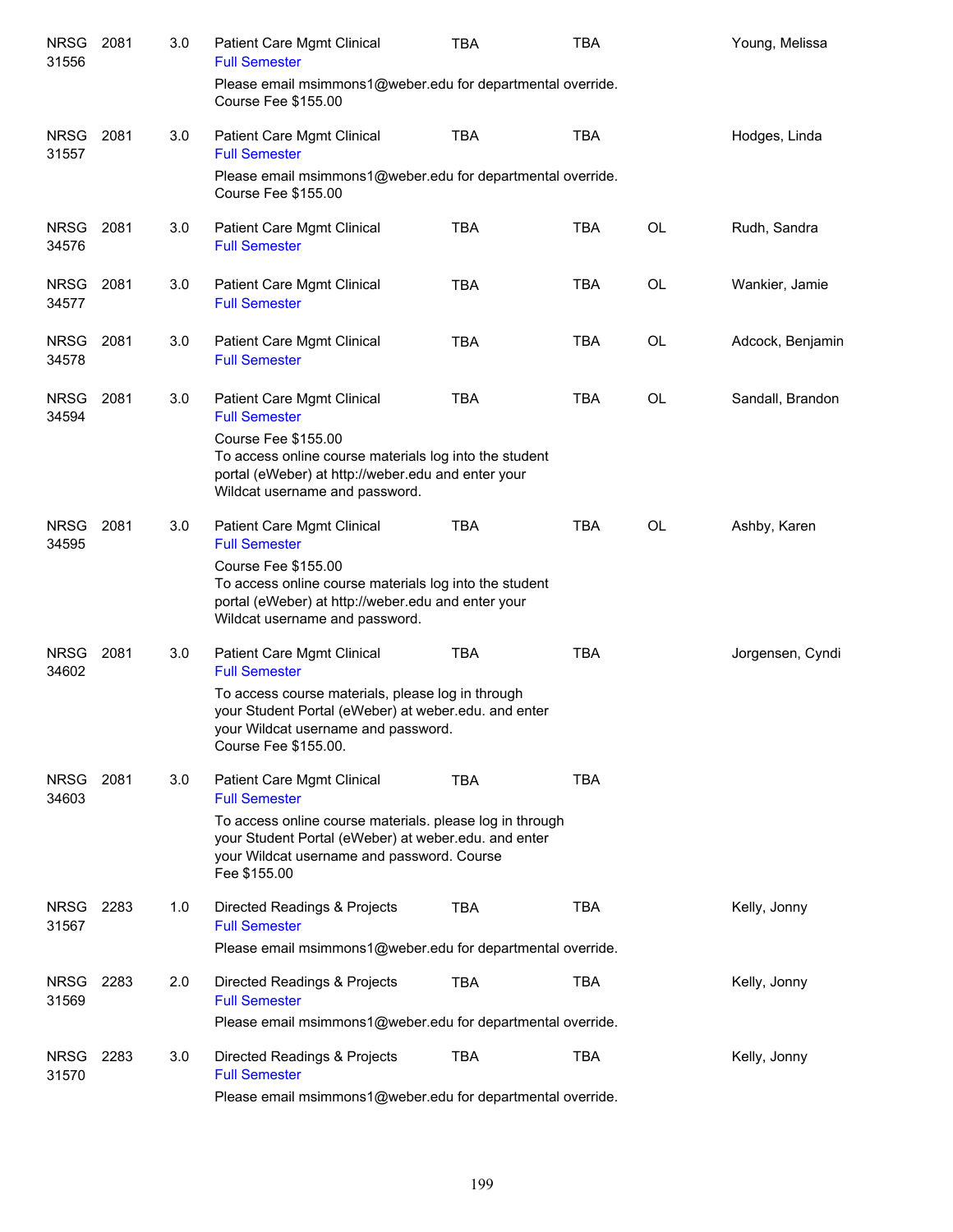| | | | | | | | |
|---|---|---|---|---|---|---|---|
| NRSG 31556 | 2081 | 3.0 | Patient Care Mgmt Clinical<br>Full Semester<br>Please email msimmons1@weber.edu for departmental override.<br>Course Fee $155.00 | TBA | TBA | | Young, Melissa |
| NRSG 31557 | 2081 | 3.0 | Patient Care Mgmt Clinical<br>Full Semester<br>Please email msimmons1@weber.edu for departmental override.<br>Course Fee $155.00 | TBA | TBA | | Hodges, Linda |
| NRSG 34576 | 2081 | 3.0 | Patient Care Mgmt Clinical<br>Full Semester | TBA | TBA | OL | Rudh, Sandra |
| NRSG 34577 | 2081 | 3.0 | Patient Care Mgmt Clinical<br>Full Semester | TBA | TBA | OL | Wankier, Jamie |
| NRSG 34578 | 2081 | 3.0 | Patient Care Mgmt Clinical<br>Full Semester | TBA | TBA | OL | Adcock, Benjamin |
| NRSG 34594 | 2081 | 3.0 | Patient Care Mgmt Clinical<br>Full Semester<br>Course Fee $155.00<br>To access online course materials log into the student portal (eWeber) at http://weber.edu and enter your Wildcat username and password. | TBA | TBA | OL | Sandall, Brandon |
| NRSG 34595 | 2081 | 3.0 | Patient Care Mgmt Clinical<br>Full Semester<br>Course Fee $155.00<br>To access online course materials log into the student portal (eWeber) at http://weber.edu and enter your Wildcat username and password. | TBA | TBA | OL | Ashby, Karen |
| NRSG 34602 | 2081 | 3.0 | Patient Care Mgmt Clinical<br>Full Semester<br>To access course materials, please log in through your Student Portal (eWeber) at weber.edu. and enter your Wildcat username and password.<br>Course Fee $155.00. | TBA | TBA | | Jorgensen, Cyndi |
| NRSG 34603 | 2081 | 3.0 | Patient Care Mgmt Clinical<br>Full Semester<br>To access online course materials. please log in through your Student Portal (eWeber) at weber.edu. and enter your Wildcat username and password. Course Fee $155.00 | TBA | TBA | | |
| NRSG 31567 | 2283 | 1.0 | Directed Readings & Projects<br>Full Semester<br>Please email msimmons1@weber.edu for departmental override. | TBA | TBA | | Kelly, Jonny |
| NRSG 31569 | 2283 | 2.0 | Directed Readings & Projects<br>Full Semester<br>Please email msimmons1@weber.edu for departmental override. | TBA | TBA | | Kelly, Jonny |
| NRSG 31570 | 2283 | 3.0 | Directed Readings & Projects<br>Full Semester<br>Please email msimmons1@weber.edu for departmental override. | TBA | TBA | | Kelly, Jonny |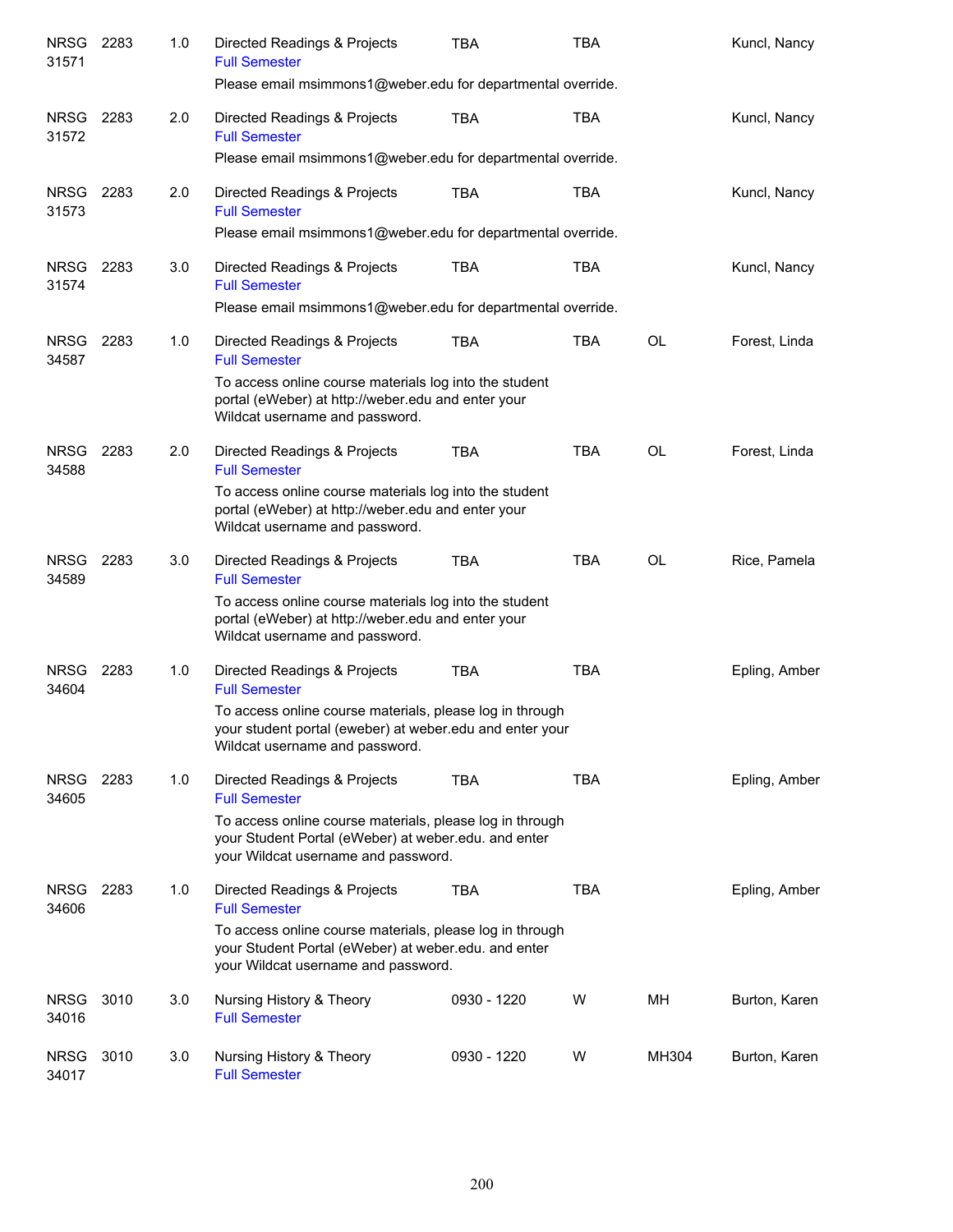| | | | | | | | |
|---|---|---|---|---|---|---|---|
| NRSG 31571 | 2283 | 1.0 | Directed Readings & Projects<br>Full Semester | TBA | TBA | | Kuncl, Nancy |
| | | | Please email msimmons1@weber.edu for departmental override. | | | | |
| NRSG 31572 | 2283 | 2.0 | Directed Readings & Projects<br>Full Semester | TBA | TBA | | Kuncl, Nancy |
| | | | Please email msimmons1@weber.edu for departmental override. | | | | |
| NRSG 31573 | 2283 | 2.0 | Directed Readings & Projects<br>Full Semester | TBA | TBA | | Kuncl, Nancy |
| | | | Please email msimmons1@weber.edu for departmental override. | | | | |
| NRSG 31574 | 2283 | 3.0 | Directed Readings & Projects<br>Full Semester | TBA | TBA | | Kuncl, Nancy |
| | | | Please email msimmons1@weber.edu for departmental override. | | | | |
| NRSG 34587 | 2283 | 1.0 | Directed Readings & Projects<br>Full Semester | TBA | TBA | OL | Forest, Linda |
| | | | To access online course materials log into the student portal (eWeber) at http://weber.edu and enter your Wildcat username and password. | | | | |
| NRSG 34588 | 2283 | 2.0 | Directed Readings & Projects<br>Full Semester | TBA | TBA | OL | Forest, Linda |
| | | | To access online course materials log into the student portal (eWeber) at http://weber.edu and enter your Wildcat username and password. | | | | |
| NRSG 34589 | 2283 | 3.0 | Directed Readings & Projects<br>Full Semester | TBA | TBA | OL | Rice, Pamela |
| | | | To access online course materials log into the student portal (eWeber) at http://weber.edu and enter your Wildcat username and password. | | | | |
| NRSG 34604 | 2283 | 1.0 | Directed Readings & Projects<br>Full Semester | TBA | TBA | | Epling, Amber |
| | | | To access online course materials, please log in through your student portal (eweber) at weber.edu and enter your Wildcat username and password. | | | | |
| NRSG 34605 | 2283 | 1.0 | Directed Readings & Projects<br>Full Semester | TBA | TBA | | Epling, Amber |
| | | | To access online course materials, please log in through your Student Portal (eWeber) at weber.edu. and enter your Wildcat username and password. | | | | |
| NRSG 34606 | 2283 | 1.0 | Directed Readings & Projects<br>Full Semester | TBA | TBA | | Epling, Amber |
| | | | To access online course materials, please log in through your Student Portal (eWeber) at weber.edu. and enter your Wildcat username and password. | | | | |
| NRSG 34016 | 3010 | 3.0 | Nursing History & Theory<br>Full Semester | 0930 - 1220 | W | MH | Burton, Karen |
| NRSG 34017 | 3010 | 3.0 | Nursing History & Theory<br>Full Semester | 0930 - 1220 | W | MH304 | Burton, Karen |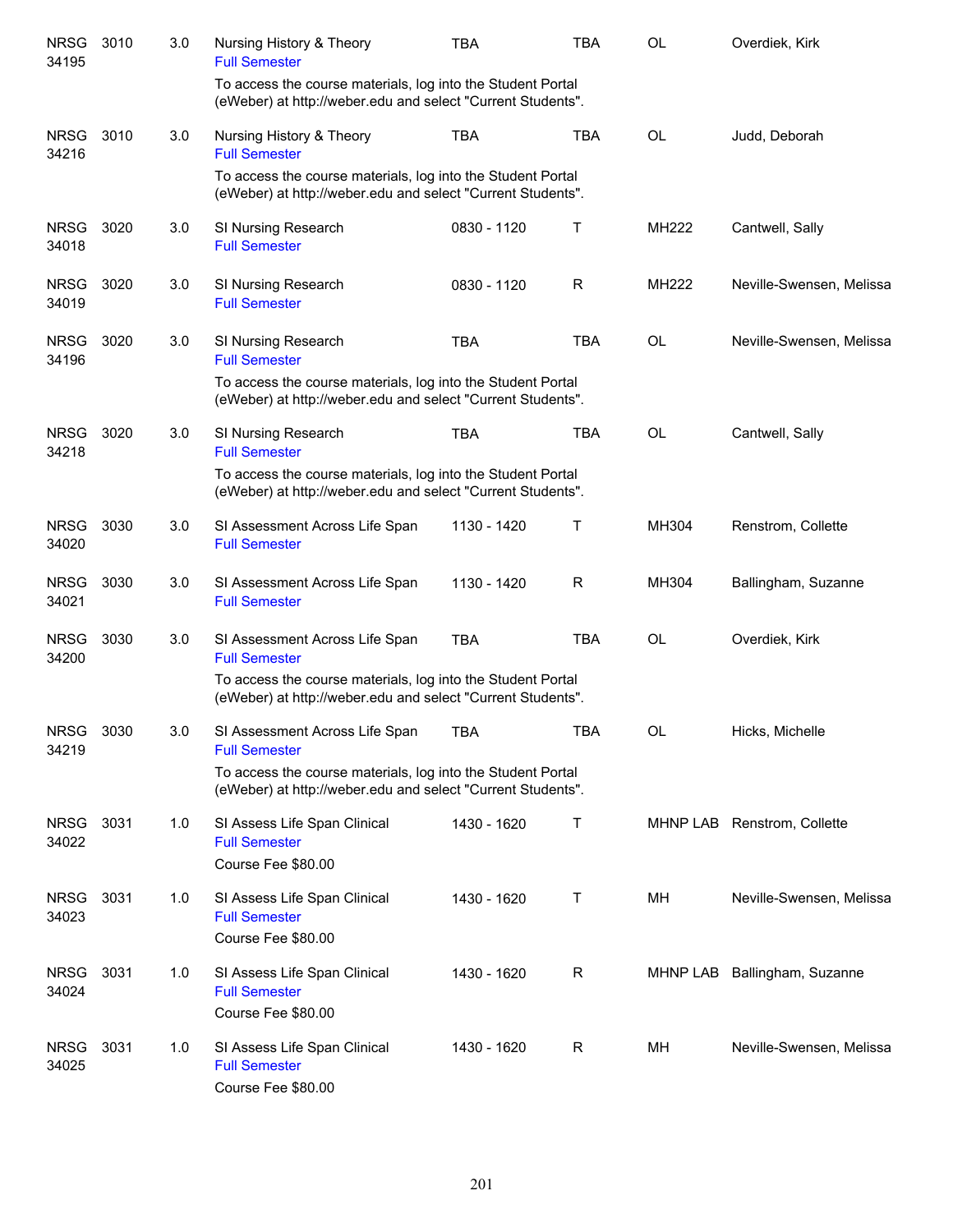| | | | | | | | |
|---|---|---|---|---|---|---|---|
| NRSG 34195 | 3010 | 3.0 | Nursing History & Theory<br>Full Semester<br>To access the course materials, log into the Student Portal (eWeber) at http://weber.edu and select "Current Students". | TBA | TBA | OL | Overdiek, Kirk |
| NRSG 34216 | 3010 | 3.0 | Nursing History & Theory<br>Full Semester<br>To access the course materials, log into the Student Portal (eWeber) at http://weber.edu and select "Current Students". | TBA | TBA | OL | Judd, Deborah |
| NRSG 34018 | 3020 | 3.0 | SI Nursing Research<br>Full Semester | 0830 - 1120 | T | MH222 | Cantwell, Sally |
| NRSG 34019 | 3020 | 3.0 | SI Nursing Research<br>Full Semester | 0830 - 1120 | R | MH222 | Neville-Swensen, Melissa |
| NRSG 34196 | 3020 | 3.0 | SI Nursing Research<br>Full Semester<br>To access the course materials, log into the Student Portal (eWeber) at http://weber.edu and select "Current Students". | TBA | TBA | OL | Neville-Swensen, Melissa |
| NRSG 34218 | 3020 | 3.0 | SI Nursing Research<br>Full Semester<br>To access the course materials, log into the Student Portal (eWeber) at http://weber.edu and select "Current Students". | TBA | TBA | OL | Cantwell, Sally |
| NRSG 34020 | 3030 | 3.0 | SI Assessment Across Life Span<br>Full Semester | 1130 - 1420 | T | MH304 | Renstrom, Collette |
| NRSG 34021 | 3030 | 3.0 | SI Assessment Across Life Span<br>Full Semester | 1130 - 1420 | R | MH304 | Ballingham, Suzanne |
| NRSG 34200 | 3030 | 3.0 | SI Assessment Across Life Span<br>Full Semester<br>To access the course materials, log into the Student Portal (eWeber) at http://weber.edu and select "Current Students". | TBA | TBA | OL | Overdiek, Kirk |
| NRSG 34219 | 3030 | 3.0 | SI Assessment Across Life Span<br>Full Semester<br>To access the course materials, log into the Student Portal (eWeber) at http://weber.edu and select "Current Students". | TBA | TBA | OL | Hicks, Michelle |
| NRSG 34022 | 3031 | 1.0 | SI Assess Life Span Clinical<br>Full Semester<br>Course Fee $80.00 | 1430 - 1620 | T | MHNP LAB | Renstrom, Collette |
| NRSG 34023 | 3031 | 1.0 | SI Assess Life Span Clinical<br>Full Semester<br>Course Fee $80.00 | 1430 - 1620 | T | MH | Neville-Swensen, Melissa |
| NRSG 34024 | 3031 | 1.0 | SI Assess Life Span Clinical<br>Full Semester<br>Course Fee $80.00 | 1430 - 1620 | R | MHNP LAB | Ballingham, Suzanne |
| NRSG 34025 | 3031 | 1.0 | SI Assess Life Span Clinical<br>Full Semester<br>Course Fee $80.00 | 1430 - 1620 | R | MH | Neville-Swensen, Melissa |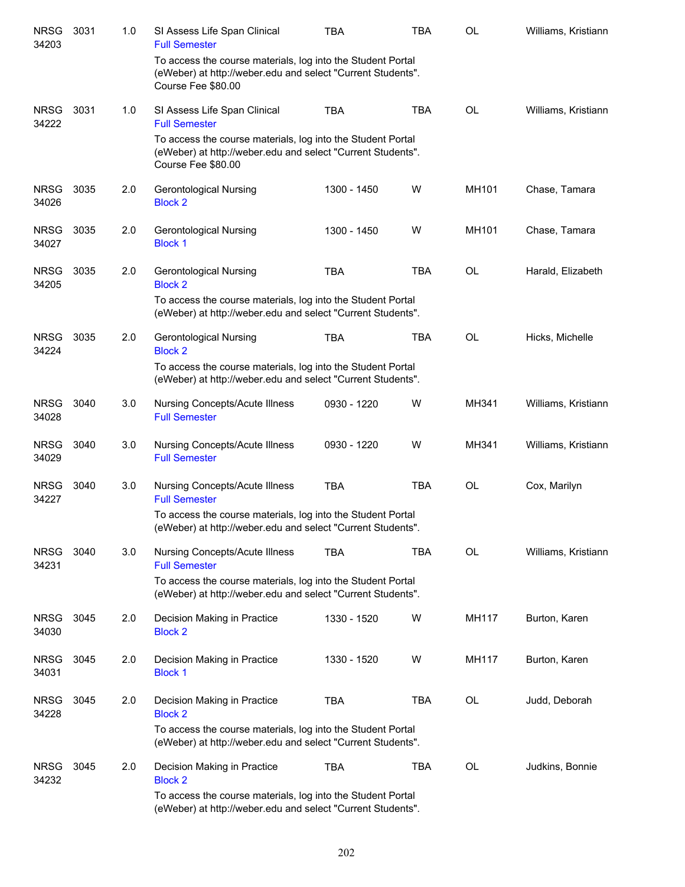| | | | | | | | |
|---|---|---|---|---|---|---|---|
| NRSG 34203 | 3031 | 1.0 | SI Assess Life Span Clinical<br>Full Semester<br>To access the course materials, log into the Student Portal (eWeber) at http://weber.edu and select "Current Students".<br>Course Fee $80.00 | TBA | TBA | OL | Williams, Kristiann |
| NRSG 34222 | 3031 | 1.0 | SI Assess Life Span Clinical<br>Full Semester<br>To access the course materials, log into the Student Portal (eWeber) at http://weber.edu and select "Current Students".<br>Course Fee $80.00 | TBA | TBA | OL | Williams, Kristiann |
| NRSG 34026 | 3035 | 2.0 | Gerontological Nursing<br>Block 2 | 1300 - 1450 | W | MH101 | Chase, Tamara |
| NRSG 34027 | 3035 | 2.0 | Gerontological Nursing<br>Block 1 | 1300 - 1450 | W | MH101 | Chase, Tamara |
| NRSG 34205 | 3035 | 2.0 | Gerontological Nursing<br>Block 2<br>To access the course materials, log into the Student Portal (eWeber) at http://weber.edu and select "Current Students". | TBA | TBA | OL | Harald, Elizabeth |
| NRSG 34224 | 3035 | 2.0 | Gerontological Nursing<br>Block 2<br>To access the course materials, log into the Student Portal (eWeber) at http://weber.edu and select "Current Students". | TBA | TBA | OL | Hicks, Michelle |
| NRSG 34028 | 3040 | 3.0 | Nursing Concepts/Acute Illness<br>Full Semester | 0930 - 1220 | W | MH341 | Williams, Kristiann |
| NRSG 34029 | 3040 | 3.0 | Nursing Concepts/Acute Illness<br>Full Semester | 0930 - 1220 | W | MH341 | Williams, Kristiann |
| NRSG 34227 | 3040 | 3.0 | Nursing Concepts/Acute Illness<br>Full Semester<br>To access the course materials, log into the Student Portal (eWeber) at http://weber.edu and select "Current Students". | TBA | TBA | OL | Cox, Marilyn |
| NRSG 34231 | 3040 | 3.0 | Nursing Concepts/Acute Illness<br>Full Semester<br>To access the course materials, log into the Student Portal (eWeber) at http://weber.edu and select "Current Students". | TBA | TBA | OL | Williams, Kristiann |
| NRSG 34030 | 3045 | 2.0 | Decision Making in Practice<br>Block 2 | 1330 - 1520 | W | MH117 | Burton, Karen |
| NRSG 34031 | 3045 | 2.0 | Decision Making in Practice<br>Block 1 | 1330 - 1520 | W | MH117 | Burton, Karen |
| NRSG 34228 | 3045 | 2.0 | Decision Making in Practice<br>Block 2<br>To access the course materials, log into the Student Portal (eWeber) at http://weber.edu and select "Current Students". | TBA | TBA | OL | Judd, Deborah |
| NRSG 34232 | 3045 | 2.0 | Decision Making in Practice<br>Block 2<br>To access the course materials, log into the Student Portal (eWeber) at http://weber.edu and select "Current Students". | TBA | TBA | OL | Judkins, Bonnie |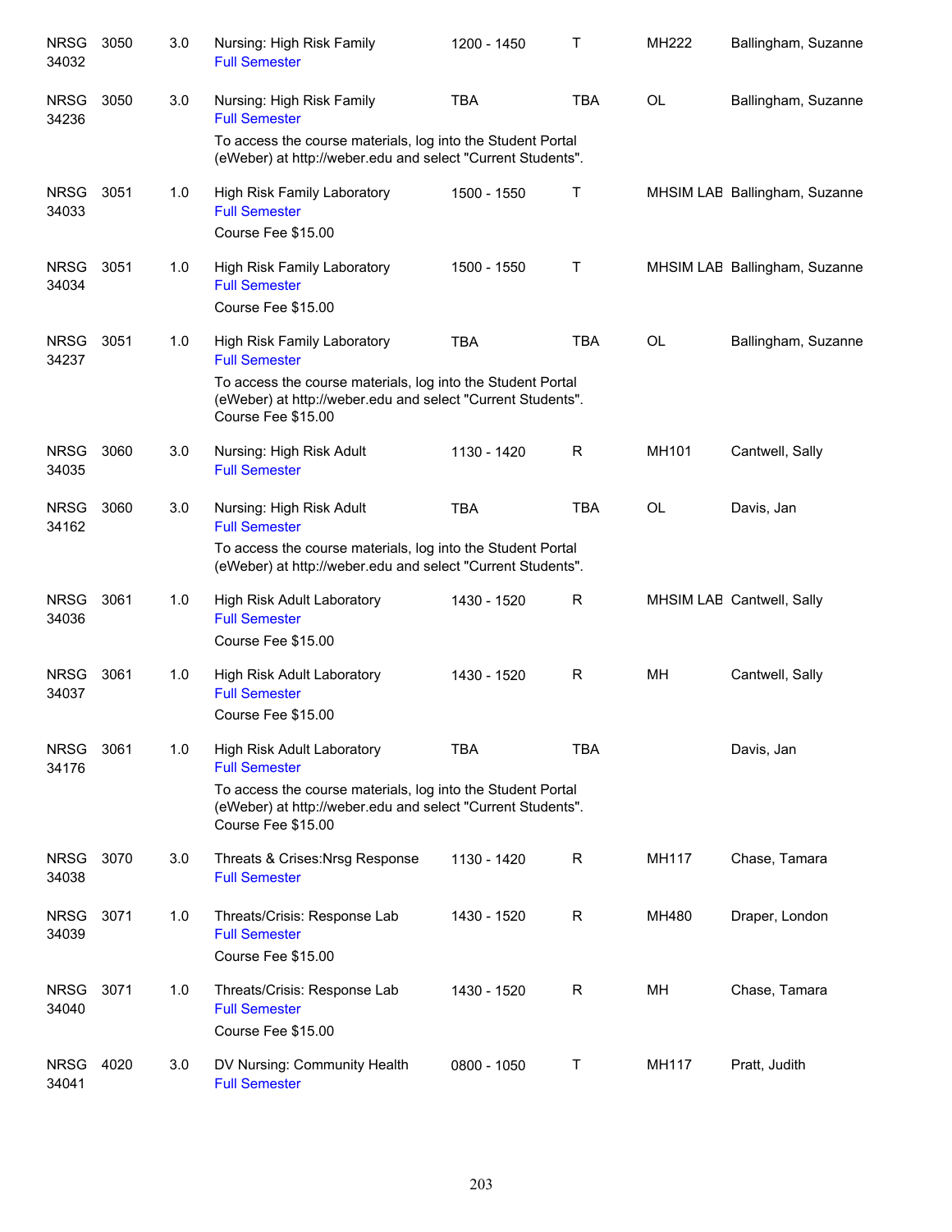| | | | | | | | |
|---|---|---|---|---|---|---|---|
| NRSG 34032 | 3050 | 3.0 | Nursing: High Risk Family<br>Full Semester | 1200 - 1450 | T | MH222 | Ballingham, Suzanne |
| NRSG 34236 | 3050 | 3.0 | Nursing: High Risk Family<br>Full Semester<br>To access the course materials, log into the Student Portal (eWeber) at http://weber.edu and select "Current Students". | TBA | TBA | OL | Ballingham, Suzanne |
| NRSG 34033 | 3051 | 1.0 | High Risk Family Laboratory<br>Full Semester<br>Course Fee $15.00 | 1500 - 1550 | T | MHSIM LAB | Ballingham, Suzanne |
| NRSG 34034 | 3051 | 1.0 | High Risk Family Laboratory<br>Full Semester<br>Course Fee $15.00 | 1500 - 1550 | T | MHSIM LAB | Ballingham, Suzanne |
| NRSG 34237 | 3051 | 1.0 | High Risk Family Laboratory<br>Full Semester<br>To access the course materials, log into the Student Portal (eWeber) at http://weber.edu and select "Current Students".<br>Course Fee $15.00 | TBA | TBA | OL | Ballingham, Suzanne |
| NRSG 34035 | 3060 | 3.0 | Nursing: High Risk Adult<br>Full Semester | 1130 - 1420 | R | MH101 | Cantwell, Sally |
| NRSG 34162 | 3060 | 3.0 | Nursing: High Risk Adult<br>Full Semester<br>To access the course materials, log into the Student Portal (eWeber) at http://weber.edu and select "Current Students". | TBA | TBA | OL | Davis, Jan |
| NRSG 34036 | 3061 | 1.0 | High Risk Adult Laboratory<br>Full Semester<br>Course Fee $15.00 | 1430 - 1520 | R | MHSIM LAB | Cantwell, Sally |
| NRSG 34037 | 3061 | 1.0 | High Risk Adult Laboratory<br>Full Semester<br>Course Fee $15.00 | 1430 - 1520 | R | MH | Cantwell, Sally |
| NRSG 34176 | 3061 | 1.0 | High Risk Adult Laboratory<br>Full Semester<br>To access the course materials, log into the Student Portal (eWeber) at http://weber.edu and select "Current Students".<br>Course Fee $15.00 | TBA | TBA | | Davis, Jan |
| NRSG 34038 | 3070 | 3.0 | Threats & Crises:Nrsg Response<br>Full Semester | 1130 - 1420 | R | MH117 | Chase, Tamara |
| NRSG 34039 | 3071 | 1.0 | Threats/Crisis: Response Lab<br>Full Semester<br>Course Fee $15.00 | 1430 - 1520 | R | MH480 | Draper, London |
| NRSG 34040 | 3071 | 1.0 | Threats/Crisis: Response Lab<br>Full Semester<br>Course Fee $15.00 | 1430 - 1520 | R | MH | Chase, Tamara |
| NRSG 34041 | 4020 | 3.0 | DV Nursing: Community Health<br>Full Semester | 0800 - 1050 | T | MH117 | Pratt, Judith |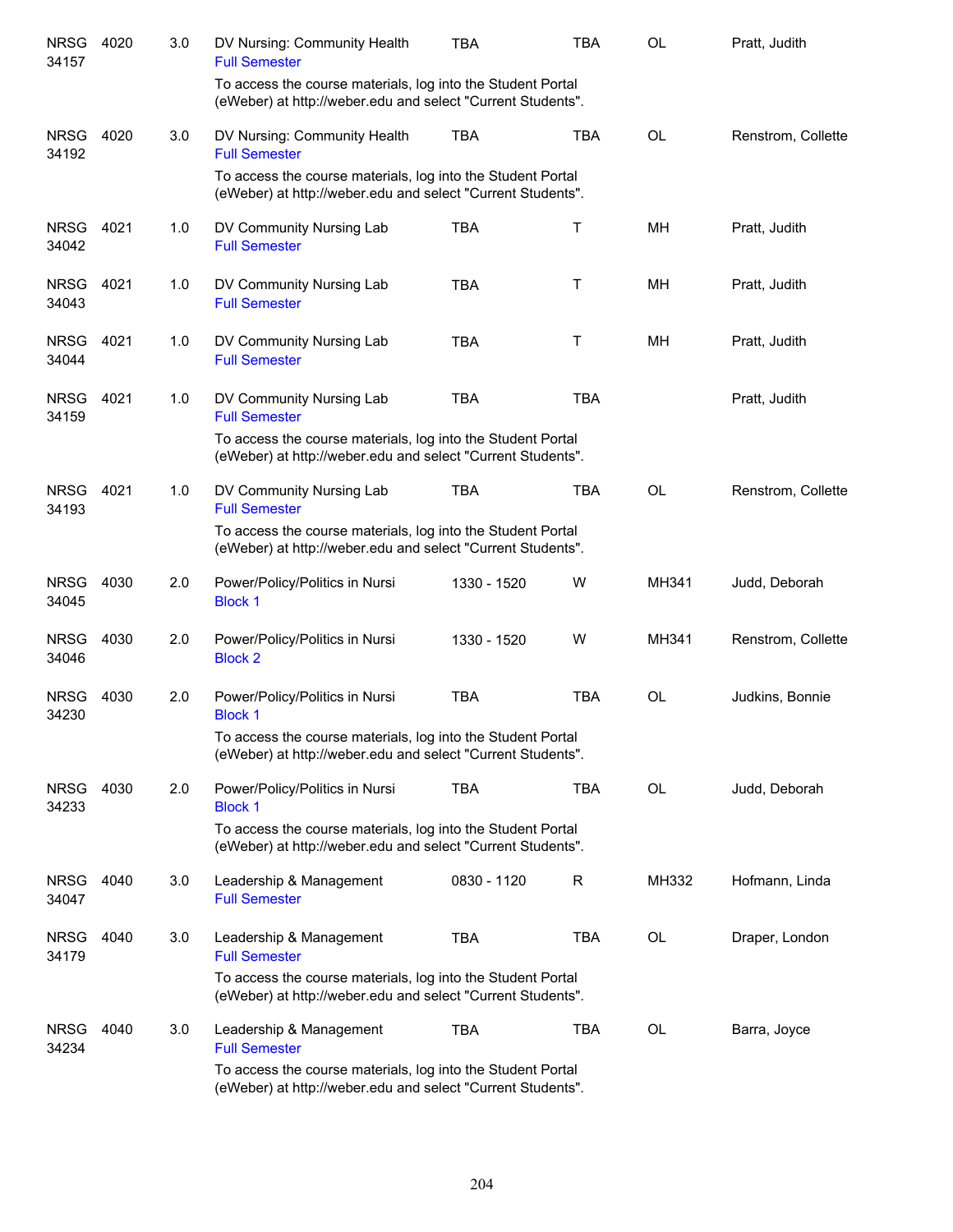| Subject / CRN | Course | Credits | Title | Time | Days | Location | Instructor |
|---|---|---|---|---|---|---|---|
| NRSG 34157 | 4020 | 3.0 | DV Nursing: Community Health<br>Full Semester<br>To access the course materials, log into the Student Portal (eWeber) at http://weber.edu and select "Current Students". | TBA | TBA | OL | Pratt, Judith |
| NRSG 34192 | 4020 | 3.0 | DV Nursing: Community Health<br>Full Semester<br>To access the course materials, log into the Student Portal (eWeber) at http://weber.edu and select "Current Students". | TBA | TBA | OL | Renstrom, Collette |
| NRSG 34042 | 4021 | 1.0 | DV Community Nursing Lab<br>Full Semester | TBA | T | MH | Pratt, Judith |
| NRSG 34043 | 4021 | 1.0 | DV Community Nursing Lab<br>Full Semester | TBA | T | MH | Pratt, Judith |
| NRSG 34044 | 4021 | 1.0 | DV Community Nursing Lab<br>Full Semester | TBA | T | MH | Pratt, Judith |
| NRSG 34159 | 4021 | 1.0 | DV Community Nursing Lab<br>Full Semester<br>To access the course materials, log into the Student Portal (eWeber) at http://weber.edu and select "Current Students". | TBA | TBA | | Pratt, Judith |
| NRSG 34193 | 4021 | 1.0 | DV Community Nursing Lab<br>Full Semester<br>To access the course materials, log into the Student Portal (eWeber) at http://weber.edu and select "Current Students". | TBA | TBA | OL | Renstrom, Collette |
| NRSG 34045 | 4030 | 2.0 | Power/Policy/Politics in Nursi<br>Block 1 | 1330 - 1520 | W | MH341 | Judd, Deborah |
| NRSG 34046 | 4030 | 2.0 | Power/Policy/Politics in Nursi<br>Block 2 | 1330 - 1520 | W | MH341 | Renstrom, Collette |
| NRSG 34230 | 4030 | 2.0 | Power/Policy/Politics in Nursi<br>Block 1<br>To access the course materials, log into the Student Portal (eWeber) at http://weber.edu and select "Current Students". | TBA | TBA | OL | Judkins, Bonnie |
| NRSG 34233 | 4030 | 2.0 | Power/Policy/Politics in Nursi<br>Block 1<br>To access the course materials, log into the Student Portal (eWeber) at http://weber.edu and select "Current Students". | TBA | TBA | OL | Judd, Deborah |
| NRSG 34047 | 4040 | 3.0 | Leadership & Management<br>Full Semester | 0830 - 1120 | R | MH332 | Hofmann, Linda |
| NRSG 34179 | 4040 | 3.0 | Leadership & Management<br>Full Semester<br>To access the course materials, log into the Student Portal (eWeber) at http://weber.edu and select "Current Students". | TBA | TBA | OL | Draper, London |
| NRSG 34234 | 4040 | 3.0 | Leadership & Management<br>Full Semester<br>To access the course materials, log into the Student Portal (eWeber) at http://weber.edu and select "Current Students". | TBA | TBA | OL | Barra, Joyce |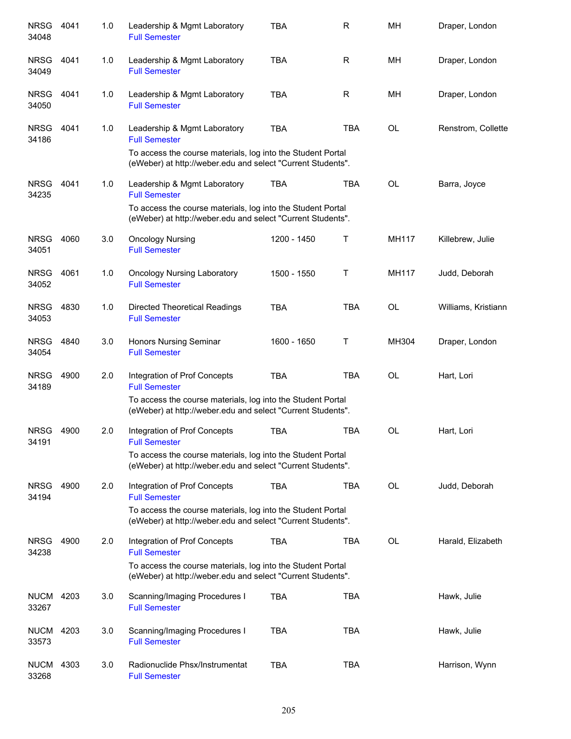| | | | | | | | |
|---|---|---|---|---|---|---|---|
| NRSG 34048 | 4041 | 1.0 | Leadership & Mgmt Laboratory<br>Full Semester | TBA | R | MH | Draper, London |
| NRSG 34049 | 4041 | 1.0 | Leadership & Mgmt Laboratory<br>Full Semester | TBA | R | MH | Draper, London |
| NRSG 34050 | 4041 | 1.0 | Leadership & Mgmt Laboratory<br>Full Semester | TBA | R | MH | Draper, London |
| NRSG 34186 | 4041 | 1.0 | Leadership & Mgmt Laboratory<br>Full Semester<br>To access the course materials, log into the Student Portal (eWeber) at http://weber.edu and select "Current Students". | TBA | TBA | OL | Renstrom, Collette |
| NRSG 34235 | 4041 | 1.0 | Leadership & Mgmt Laboratory<br>Full Semester<br>To access the course materials, log into the Student Portal (eWeber) at http://weber.edu and select "Current Students". | TBA | TBA | OL | Barra, Joyce |
| NRSG 34051 | 4060 | 3.0 | Oncology Nursing<br>Full Semester | 1200 - 1450 | T | MH117 | Killebrew, Julie |
| NRSG 34052 | 4061 | 1.0 | Oncology Nursing Laboratory<br>Full Semester | 1500 - 1550 | T | MH117 | Judd, Deborah |
| NRSG 34053 | 4830 | 1.0 | Directed Theoretical Readings<br>Full Semester | TBA | TBA | OL | Williams, Kristiann |
| NRSG 34054 | 4840 | 3.0 | Honors Nursing Seminar<br>Full Semester | 1600 - 1650 | T | MH304 | Draper, London |
| NRSG 34189 | 4900 | 2.0 | Integration of Prof Concepts<br>Full Semester<br>To access the course materials, log into the Student Portal (eWeber) at http://weber.edu and select "Current Students". | TBA | TBA | OL | Hart, Lori |
| NRSG 34191 | 4900 | 2.0 | Integration of Prof Concepts<br>Full Semester<br>To access the course materials, log into the Student Portal (eWeber) at http://weber.edu and select "Current Students". | TBA | TBA | OL | Hart, Lori |
| NRSG 34194 | 4900 | 2.0 | Integration of Prof Concepts<br>Full Semester<br>To access the course materials, log into the Student Portal (eWeber) at http://weber.edu and select "Current Students". | TBA | TBA | OL | Judd, Deborah |
| NRSG 34238 | 4900 | 2.0 | Integration of Prof Concepts<br>Full Semester<br>To access the course materials, log into the Student Portal (eWeber) at http://weber.edu and select "Current Students". | TBA | TBA | OL | Harald, Elizabeth |
| NUCM 33267 | 4203 | 3.0 | Scanning/Imaging Procedures I<br>Full Semester | TBA | TBA | | Hawk, Julie |
| NUCM 33573 | 4203 | 3.0 | Scanning/Imaging Procedures I<br>Full Semester | TBA | TBA | | Hawk, Julie |
| NUCM 33268 | 4303 | 3.0 | Radionuclide Phsx/Instrumentat<br>Full Semester | TBA | TBA | | Harrison, Wynn |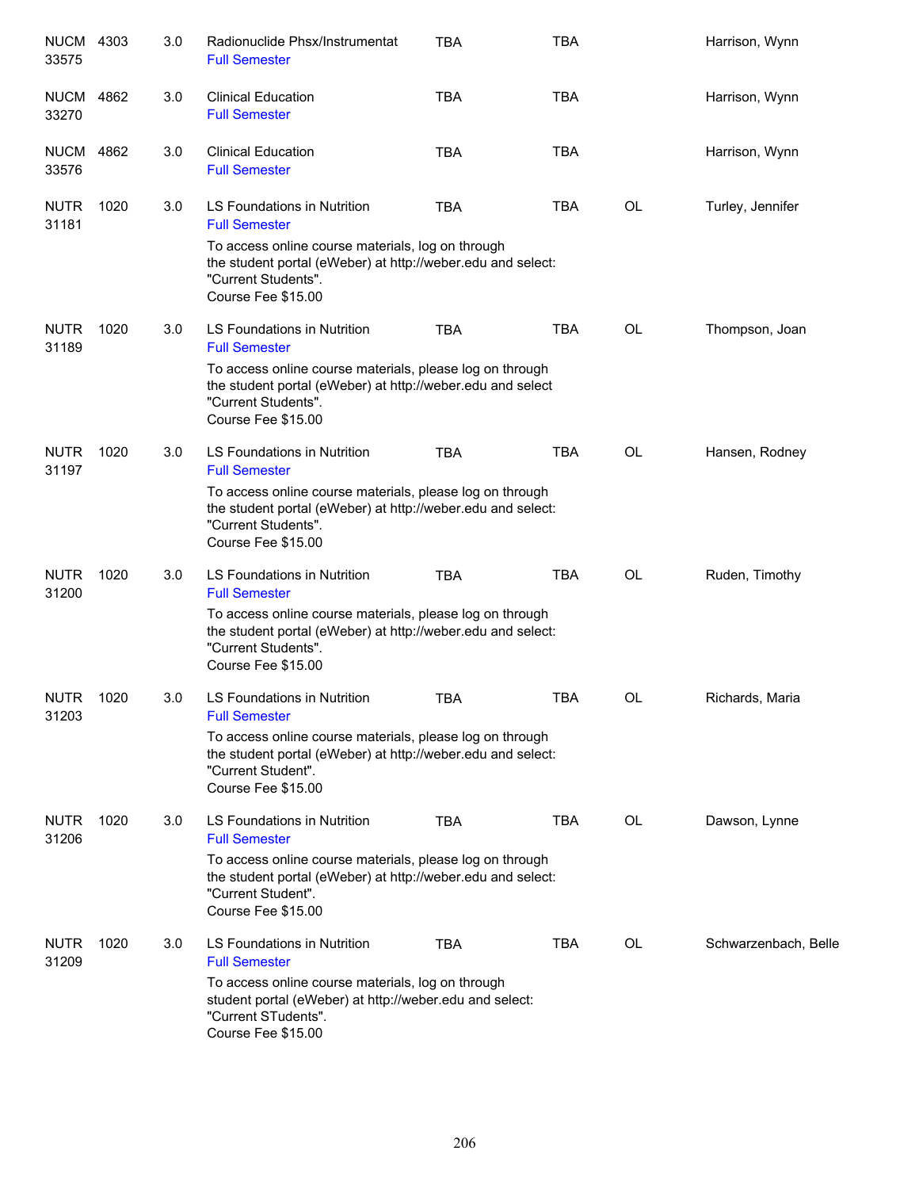| | | | | | | | |
|---|---|---|---|---|---|---|---|
| NUCM 33575 | 4303 | 3.0 | Radionuclide Phsx/Instrumentat<br>Full Semester | TBA | TBA | | Harrison, Wynn |
| NUCM 33270 | 4862 | 3.0 | Clinical Education<br>Full Semester | TBA | TBA | | Harrison, Wynn |
| NUCM 33576 | 4862 | 3.0 | Clinical Education<br>Full Semester | TBA | TBA | | Harrison, Wynn |
| NUTR 31181 | 1020 | 3.0 | LS Foundations in Nutrition<br>Full Semester<br>To access online course materials, log on through the student portal (eWeber) at http://weber.edu and select: "Current Students".<br>Course Fee $15.00 | TBA | TBA | OL | Turley, Jennifer |
| NUTR 31189 | 1020 | 3.0 | LS Foundations in Nutrition<br>Full Semester<br>To access online course materials, please log on through the student portal (eWeber) at http://weber.edu and select "Current Students".<br>Course Fee $15.00 | TBA | TBA | OL | Thompson, Joan |
| NUTR 31197 | 1020 | 3.0 | LS Foundations in Nutrition<br>Full Semester<br>To access online course materials, please log on through the student portal (eWeber) at http://weber.edu and select: "Current Students".<br>Course Fee $15.00 | TBA | TBA | OL | Hansen, Rodney |
| NUTR 31200 | 1020 | 3.0 | LS Foundations in Nutrition<br>Full Semester<br>To access online course materials, please log on through the student portal (eWeber) at http://weber.edu and select: "Current Students".<br>Course Fee $15.00 | TBA | TBA | OL | Ruden, Timothy |
| NUTR 31203 | 1020 | 3.0 | LS Foundations in Nutrition<br>Full Semester<br>To access online course materials, please log on through the student portal (eWeber) at http://weber.edu and select: "Current Student".<br>Course Fee $15.00 | TBA | TBA | OL | Richards, Maria |
| NUTR 31206 | 1020 | 3.0 | LS Foundations in Nutrition<br>Full Semester<br>To access online course materials, please log on through the student portal (eWeber) at http://weber.edu and select: "Current Student".<br>Course Fee $15.00 | TBA | TBA | OL | Dawson, Lynne |
| NUTR 31209 | 1020 | 3.0 | LS Foundations in Nutrition<br>Full Semester<br>To access online course materials, log on through student portal (eWeber) at http://weber.edu and select: "Current STudents".<br>Course Fee $15.00 | TBA | TBA | OL | Schwarzenbach, Belle |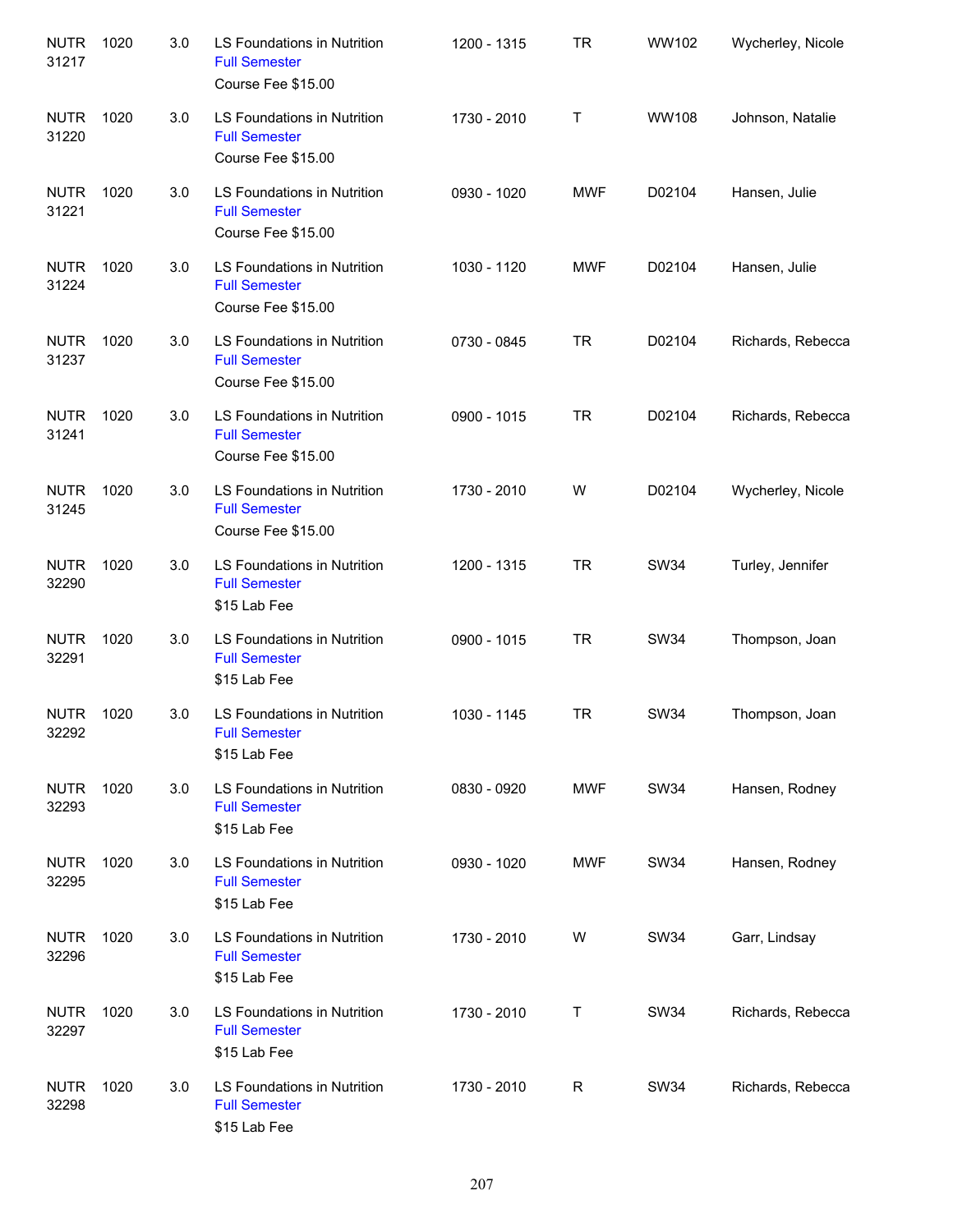| | | | | | | | |
|---|---|---|---|---|---|---|---|
| NUTR 31217 | 1020 | 3.0 | LS Foundations in Nutrition<br>Full Semester<br>Course Fee $15.00 | 1200 - 1315 | TR | WW102 | Wycherley, Nicole |
| NUTR 31220 | 1020 | 3.0 | LS Foundations in Nutrition<br>Full Semester<br>Course Fee $15.00 | 1730 - 2010 | T | WW108 | Johnson, Natalie |
| NUTR 31221 | 1020 | 3.0 | LS Foundations in Nutrition<br>Full Semester<br>Course Fee $15.00 | 0930 - 1020 | MWF | D02104 | Hansen, Julie |
| NUTR 31224 | 1020 | 3.0 | LS Foundations in Nutrition<br>Full Semester<br>Course Fee $15.00 | 1030 - 1120 | MWF | D02104 | Hansen, Julie |
| NUTR 31237 | 1020 | 3.0 | LS Foundations in Nutrition<br>Full Semester<br>Course Fee $15.00 | 0730 - 0845 | TR | D02104 | Richards, Rebecca |
| NUTR 31241 | 1020 | 3.0 | LS Foundations in Nutrition<br>Full Semester<br>Course Fee $15.00 | 0900 - 1015 | TR | D02104 | Richards, Rebecca |
| NUTR 31245 | 1020 | 3.0 | LS Foundations in Nutrition<br>Full Semester<br>Course Fee $15.00 | 1730 - 2010 | W | D02104 | Wycherley, Nicole |
| NUTR 32290 | 1020 | 3.0 | LS Foundations in Nutrition<br>Full Semester<br>$15 Lab Fee | 1200 - 1315 | TR | SW34 | Turley, Jennifer |
| NUTR 32291 | 1020 | 3.0 | LS Foundations in Nutrition<br>Full Semester<br>$15 Lab Fee | 0900 - 1015 | TR | SW34 | Thompson, Joan |
| NUTR 32292 | 1020 | 3.0 | LS Foundations in Nutrition<br>Full Semester<br>$15 Lab Fee | 1030 - 1145 | TR | SW34 | Thompson, Joan |
| NUTR 32293 | 1020 | 3.0 | LS Foundations in Nutrition<br>Full Semester<br>$15 Lab Fee | 0830 - 0920 | MWF | SW34 | Hansen, Rodney |
| NUTR 32295 | 1020 | 3.0 | LS Foundations in Nutrition<br>Full Semester<br>$15 Lab Fee | 0930 - 1020 | MWF | SW34 | Hansen, Rodney |
| NUTR 32296 | 1020 | 3.0 | LS Foundations in Nutrition<br>Full Semester<br>$15 Lab Fee | 1730 - 2010 | W | SW34 | Garr, Lindsay |
| NUTR 32297 | 1020 | 3.0 | LS Foundations in Nutrition<br>Full Semester<br>$15 Lab Fee | 1730 - 2010 | T | SW34 | Richards, Rebecca |
| NUTR 32298 | 1020 | 3.0 | LS Foundations in Nutrition<br>Full Semester<br>$15 Lab Fee | 1730 - 2010 | R | SW34 | Richards, Rebecca |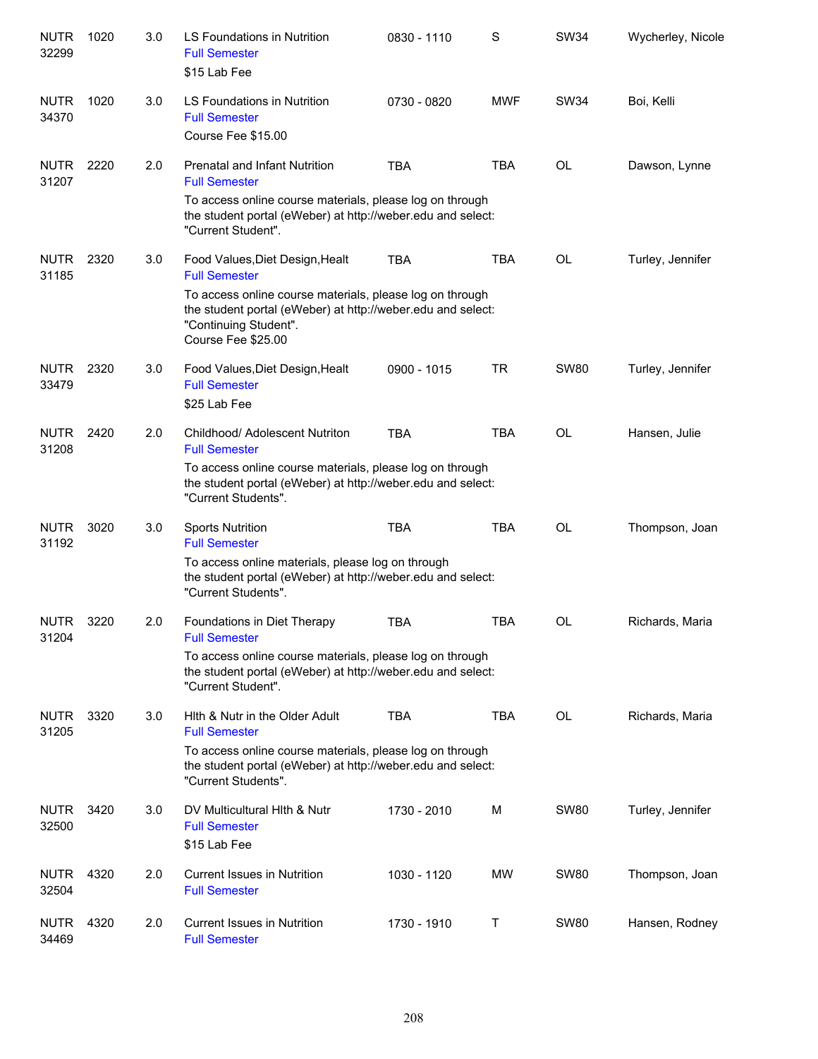| Subject/CRN | Course | Credits | Title | Time | Days | Room | Instructor |
|---|---|---|---|---|---|---|---|
| NUTR 32299 | 1020 | 3.0 | LS Foundations in Nutrition<br>Full Semester<br>$15 Lab Fee | 0830 - 1110 | S | SW34 | Wycherley, Nicole |
| NUTR 34370 | 1020 | 3.0 | LS Foundations in Nutrition<br>Full Semester<br>Course Fee $15.00 | 0730 - 0820 | MWF | SW34 | Boi, Kelli |
| NUTR 31207 | 2220 | 2.0 | Prenatal and Infant Nutrition<br>Full Semester<br>To access online course materials, please log on through the student portal (eWeber) at http://weber.edu and select: "Current Student". | TBA | TBA | OL | Dawson, Lynne |
| NUTR 31185 | 2320 | 3.0 | Food Values,Diet Design,Healt<br>Full Semester<br>To access online course materials, please log on through the student portal (eWeber) at http://weber.edu and select: "Continuing Student".<br>Course Fee $25.00 | TBA | TBA | OL | Turley, Jennifer |
| NUTR 33479 | 2320 | 3.0 | Food Values,Diet Design,Healt<br>Full Semester<br>$25 Lab Fee | 0900 - 1015 | TR | SW80 | Turley, Jennifer |
| NUTR 31208 | 2420 | 2.0 | Childhood/ Adolescent Nutriton<br>Full Semester<br>To access online course materials, please log on through the student portal (eWeber) at http://weber.edu and select: "Current Students". | TBA | TBA | OL | Hansen, Julie |
| NUTR 31192 | 3020 | 3.0 | Sports Nutrition<br>Full Semester<br>To access online materials, please log on through the student portal (eWeber) at http://weber.edu and select: "Current Students". | TBA | TBA | OL | Thompson, Joan |
| NUTR 31204 | 3220 | 2.0 | Foundations in Diet Therapy<br>Full Semester<br>To access online course materials, please log on through the student portal (eWeber) at http://weber.edu and select: "Current Student". | TBA | TBA | OL | Richards, Maria |
| NUTR 31205 | 3320 | 3.0 | Hlth & Nutr in the Older Adult<br>Full Semester<br>To access online course materials, please log on through the student portal (eWeber) at http://weber.edu and select: "Current Students". | TBA | TBA | OL | Richards, Maria |
| NUTR 32500 | 3420 | 3.0 | DV Multicultural Hlth & Nutr<br>Full Semester<br>$15 Lab Fee | 1730 - 2010 | M | SW80 | Turley, Jennifer |
| NUTR 32504 | 4320 | 2.0 | Current Issues in Nutrition<br>Full Semester | 1030 - 1120 | MW | SW80 | Thompson, Joan |
| NUTR 34469 | 4320 | 2.0 | Current Issues in Nutrition<br>Full Semester | 1730 - 1910 | T | SW80 | Hansen, Rodney |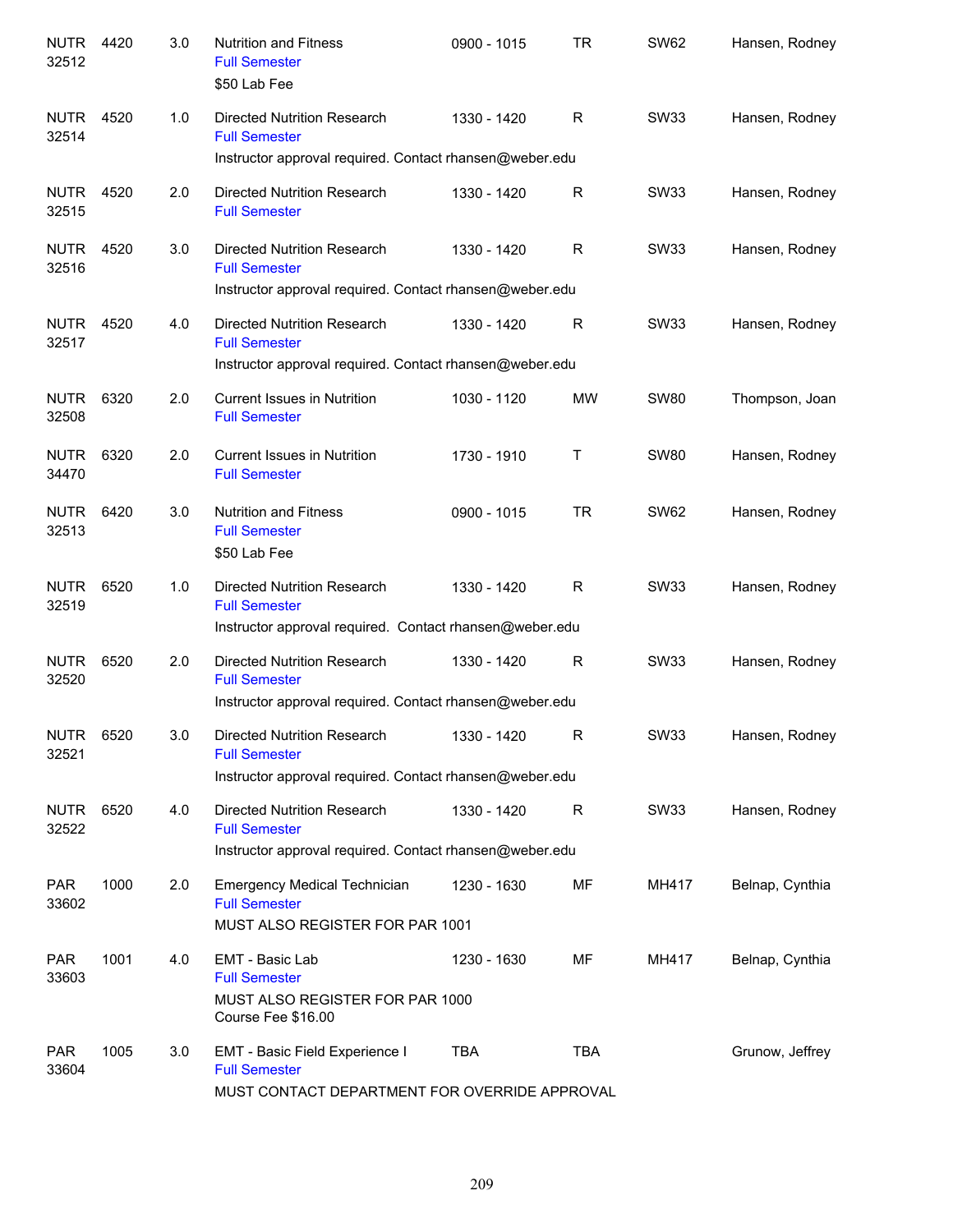| | | | | | | | |
|---|---|---|---|---|---|---|---|
| NUTR 32512 | 4420 | 3.0 | Nutrition and Fitness<br>Full Semester<br>$50 Lab Fee | 0900 - 1015 | TR | SW62 | Hansen, Rodney |
| NUTR 32514 | 4520 | 1.0 | Directed Nutrition Research<br>Full Semester<br>Instructor approval required. Contact rhansen@weber.edu | 1330 - 1420 | R | SW33 | Hansen, Rodney |
| NUTR 32515 | 4520 | 2.0 | Directed Nutrition Research<br>Full Semester | 1330 - 1420 | R | SW33 | Hansen, Rodney |
| NUTR 32516 | 4520 | 3.0 | Directed Nutrition Research<br>Full Semester<br>Instructor approval required. Contact rhansen@weber.edu | 1330 - 1420 | R | SW33 | Hansen, Rodney |
| NUTR 32517 | 4520 | 4.0 | Directed Nutrition Research<br>Full Semester<br>Instructor approval required. Contact rhansen@weber.edu | 1330 - 1420 | R | SW33 | Hansen, Rodney |
| NUTR 32508 | 6320 | 2.0 | Current Issues in Nutrition<br>Full Semester | 1030 - 1120 | MW | SW80 | Thompson, Joan |
| NUTR 34470 | 6320 | 2.0 | Current Issues in Nutrition<br>Full Semester | 1730 - 1910 | T | SW80 | Hansen, Rodney |
| NUTR 32513 | 6420 | 3.0 | Nutrition and Fitness<br>Full Semester<br>$50 Lab Fee | 0900 - 1015 | TR | SW62 | Hansen, Rodney |
| NUTR 32519 | 6520 | 1.0 | Directed Nutrition Research<br>Full Semester<br>Instructor approval required. Contact rhansen@weber.edu | 1330 - 1420 | R | SW33 | Hansen, Rodney |
| NUTR 32520 | 6520 | 2.0 | Directed Nutrition Research<br>Full Semester<br>Instructor approval required. Contact rhansen@weber.edu | 1330 - 1420 | R | SW33 | Hansen, Rodney |
| NUTR 32521 | 6520 | 3.0 | Directed Nutrition Research<br>Full Semester<br>Instructor approval required. Contact rhansen@weber.edu | 1330 - 1420 | R | SW33 | Hansen, Rodney |
| NUTR 32522 | 6520 | 4.0 | Directed Nutrition Research<br>Full Semester<br>Instructor approval required. Contact rhansen@weber.edu | 1330 - 1420 | R | SW33 | Hansen, Rodney |
| PAR 33602 | 1000 | 2.0 | Emergency Medical Technician<br>Full Semester<br>MUST ALSO REGISTER FOR PAR 1001 | 1230 - 1630 | MF | MH417 | Belnap, Cynthia |
| PAR 33603 | 1001 | 4.0 | EMT - Basic Lab<br>Full Semester<br>MUST ALSO REGISTER FOR PAR 1000<br>Course Fee $16.00 | 1230 - 1630 | MF | MH417 | Belnap, Cynthia |
| PAR 33604 | 1005 | 3.0 | EMT - Basic Field Experience I<br>Full Semester<br>MUST CONTACT DEPARTMENT FOR OVERRIDE APPROVAL | TBA | TBA | | Grunow, Jeffrey |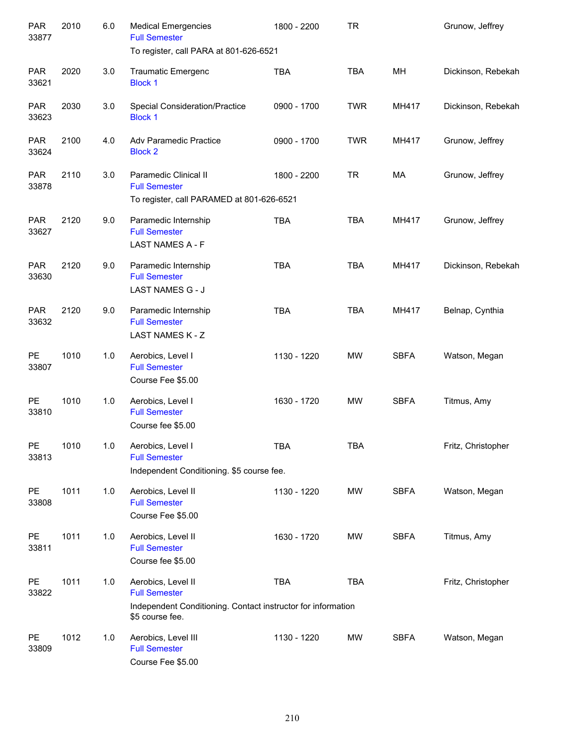| | | | | | | | |
|---|---|---|---|---|---|---|---|
| PAR 33877 | 2010 | 6.0 | Medical Emergencies<br>Full Semester<br>To register, call PARA at 801-626-6521 | 1800 - 2200 | TR | | Grunow, Jeffrey |
| PAR 33621 | 2020 | 3.0 | Traumatic Emergenc<br>Block 1 | TBA | TBA | MH | Dickinson, Rebekah |
| PAR 33623 | 2030 | 3.0 | Special Consideration/Practice<br>Block 1 | 0900 - 1700 | TWR | MH417 | Dickinson, Rebekah |
| PAR 33624 | 2100 | 4.0 | Adv Paramedic Practice<br>Block 2 | 0900 - 1700 | TWR | MH417 | Grunow, Jeffrey |
| PAR 33878 | 2110 | 3.0 | Paramedic Clinical II<br>Full Semester<br>To register, call PARAMED at 801-626-6521 | 1800 - 2200 | TR | MA | Grunow, Jeffrey |
| PAR 33627 | 2120 | 9.0 | Paramedic Internship<br>Full Semester<br>LAST NAMES A - F | TBA | TBA | MH417 | Grunow, Jeffrey |
| PAR 33630 | 2120 | 9.0 | Paramedic Internship<br>Full Semester<br>LAST NAMES G - J | TBA | TBA | MH417 | Dickinson, Rebekah |
| PAR 33632 | 2120 | 9.0 | Paramedic Internship<br>Full Semester<br>LAST NAMES K - Z | TBA | TBA | MH417 | Belnap, Cynthia |
| PE 33807 | 1010 | 1.0 | Aerobics, Level I<br>Full Semester<br>Course Fee $5.00 | 1130 - 1220 | MW | SBFA | Watson, Megan |
| PE 33810 | 1010 | 1.0 | Aerobics, Level I<br>Full Semester<br>Course fee $5.00 | 1630 - 1720 | MW | SBFA | Titmus, Amy |
| PE 33813 | 1010 | 1.0 | Aerobics, Level I<br>Full Semester<br>Independent Conditioning. $5 course fee. | TBA | TBA | | Fritz, Christopher |
| PE 33808 | 1011 | 1.0 | Aerobics, Level II<br>Full Semester<br>Course Fee $5.00 | 1130 - 1220 | MW | SBFA | Watson, Megan |
| PE 33811 | 1011 | 1.0 | Aerobics, Level II<br>Full Semester<br>Course fee $5.00 | 1630 - 1720 | MW | SBFA | Titmus, Amy |
| PE 33822 | 1011 | 1.0 | Aerobics, Level II<br>Full Semester<br>Independent Conditioning. Contact instructor for information $5 course fee. | TBA | TBA | | Fritz, Christopher |
| PE 33809 | 1012 | 1.0 | Aerobics, Level III<br>Full Semester<br>Course Fee $5.00 | 1130 - 1220 | MW | SBFA | Watson, Megan |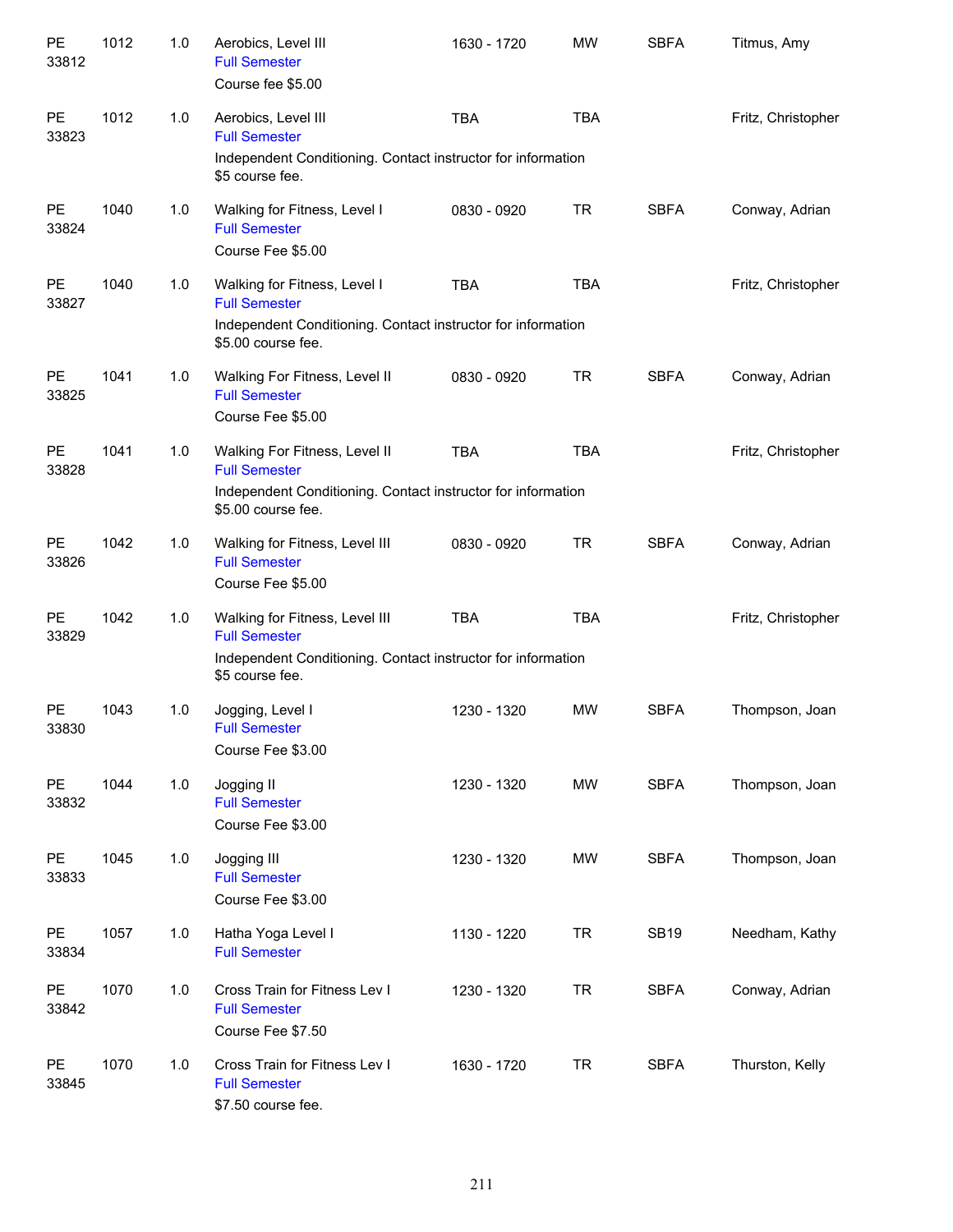| | | | | | | | |
|---|---|---|---|---|---|---|---|
| PE 33812 | 1012 | 1.0 | Aerobics, Level III<br>Full Semester<br>Course fee $5.00 | 1630 - 1720 | MW | SBFA | Titmus, Amy |
| PE 33823 | 1012 | 1.0 | Aerobics, Level III<br>Full Semester<br>Independent Conditioning. Contact instructor for information $5 course fee. | TBA | TBA | | Fritz, Christopher |
| PE 33824 | 1040 | 1.0 | Walking for Fitness, Level I<br>Full Semester<br>Course Fee $5.00 | 0830 - 0920 | TR | SBFA | Conway, Adrian |
| PE 33827 | 1040 | 1.0 | Walking for Fitness, Level I<br>Full Semester<br>Independent Conditioning. Contact instructor for information $5.00 course fee. | TBA | TBA | | Fritz, Christopher |
| PE 33825 | 1041 | 1.0 | Walking For Fitness, Level II<br>Full Semester<br>Course Fee $5.00 | 0830 - 0920 | TR | SBFA | Conway, Adrian |
| PE 33828 | 1041 | 1.0 | Walking For Fitness, Level II<br>Full Semester<br>Independent Conditioning. Contact instructor for information $5.00 course fee. | TBA | TBA | | Fritz, Christopher |
| PE 33826 | 1042 | 1.0 | Walking for Fitness, Level III<br>Full Semester<br>Course Fee $5.00 | 0830 - 0920 | TR | SBFA | Conway, Adrian |
| PE 33829 | 1042 | 1.0 | Walking for Fitness, Level III<br>Full Semester<br>Independent Conditioning. Contact instructor for information $5 course fee. | TBA | TBA | | Fritz, Christopher |
| PE 33830 | 1043 | 1.0 | Jogging, Level I<br>Full Semester<br>Course Fee $3.00 | 1230 - 1320 | MW | SBFA | Thompson, Joan |
| PE 33832 | 1044 | 1.0 | Jogging II<br>Full Semester<br>Course Fee $3.00 | 1230 - 1320 | MW | SBFA | Thompson, Joan |
| PE 33833 | 1045 | 1.0 | Jogging III<br>Full Semester<br>Course Fee $3.00 | 1230 - 1320 | MW | SBFA | Thompson, Joan |
| PE 33834 | 1057 | 1.0 | Hatha Yoga Level I<br>Full Semester | 1130 - 1220 | TR | SB19 | Needham, Kathy |
| PE 33842 | 1070 | 1.0 | Cross Train for Fitness Lev I<br>Full Semester<br>Course Fee $7.50 | 1230 - 1320 | TR | SBFA | Conway, Adrian |
| PE 33845 | 1070 | 1.0 | Cross Train for Fitness Lev I<br>Full Semester<br>$7.50 course fee. | 1630 - 1720 | TR | SBFA | Thurston, Kelly |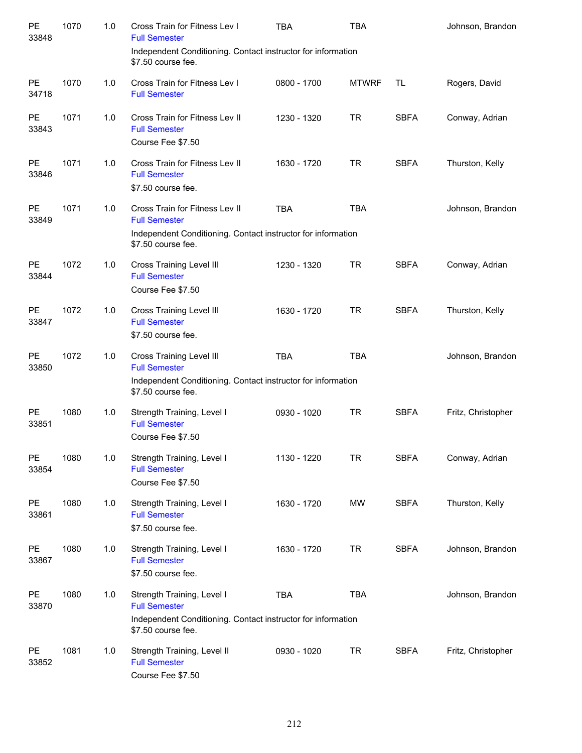| Dept/CRN | Course | Credits | Title | Time | Days | Room | Instructor |
|---|---|---|---|---|---|---|---|
| PE 33848 | 1070 | 1.0 | Cross Train for Fitness Lev I<br>Full Semester<br>Independent Conditioning. Contact instructor for information<br>$7.50 course fee. | TBA | TBA | | Johnson, Brandon |
| PE 34718 | 1070 | 1.0 | Cross Train for Fitness Lev I<br>Full Semester | 0800 - 1700 | MTWRF | TL | Rogers, David |
| PE 33843 | 1071 | 1.0 | Cross Train for Fitness Lev II<br>Full Semester<br>Course Fee $7.50 | 1230 - 1320 | TR | SBFA | Conway, Adrian |
| PE 33846 | 1071 | 1.0 | Cross Train for Fitness Lev II<br>Full Semester<br>$7.50 course fee. | 1630 - 1720 | TR | SBFA | Thurston, Kelly |
| PE 33849 | 1071 | 1.0 | Cross Train for Fitness Lev II<br>Full Semester<br>Independent Conditioning. Contact instructor for information<br>$7.50 course fee. | TBA | TBA | | Johnson, Brandon |
| PE 33844 | 1072 | 1.0 | Cross Training Level III<br>Full Semester<br>Course Fee $7.50 | 1230 - 1320 | TR | SBFA | Conway, Adrian |
| PE 33847 | 1072 | 1.0 | Cross Training Level III<br>Full Semester<br>$7.50 course fee. | 1630 - 1720 | TR | SBFA | Thurston, Kelly |
| PE 33850 | 1072 | 1.0 | Cross Training Level III<br>Full Semester<br>Independent Conditioning. Contact instructor for information<br>$7.50 course fee. | TBA | TBA | | Johnson, Brandon |
| PE 33851 | 1080 | 1.0 | Strength Training, Level I<br>Full Semester<br>Course Fee $7.50 | 0930 - 1020 | TR | SBFA | Fritz, Christopher |
| PE 33854 | 1080 | 1.0 | Strength Training, Level I<br>Full Semester<br>Course Fee $7.50 | 1130 - 1220 | TR | SBFA | Conway, Adrian |
| PE 33861 | 1080 | 1.0 | Strength Training, Level I<br>Full Semester<br>$7.50 course fee. | 1630 - 1720 | MW | SBFA | Thurston, Kelly |
| PE 33867 | 1080 | 1.0 | Strength Training, Level I<br>Full Semester<br>$7.50 course fee. | 1630 - 1720 | TR | SBFA | Johnson, Brandon |
| PE 33870 | 1080 | 1.0 | Strength Training, Level I<br>Full Semester<br>Independent Conditioning. Contact instructor for information<br>$7.50 course fee. | TBA | TBA | | Johnson, Brandon |
| PE 33852 | 1081 | 1.0 | Strength Training, Level II<br>Full Semester<br>Course Fee $7.50 | 0930 - 1020 | TR | SBFA | Fritz, Christopher |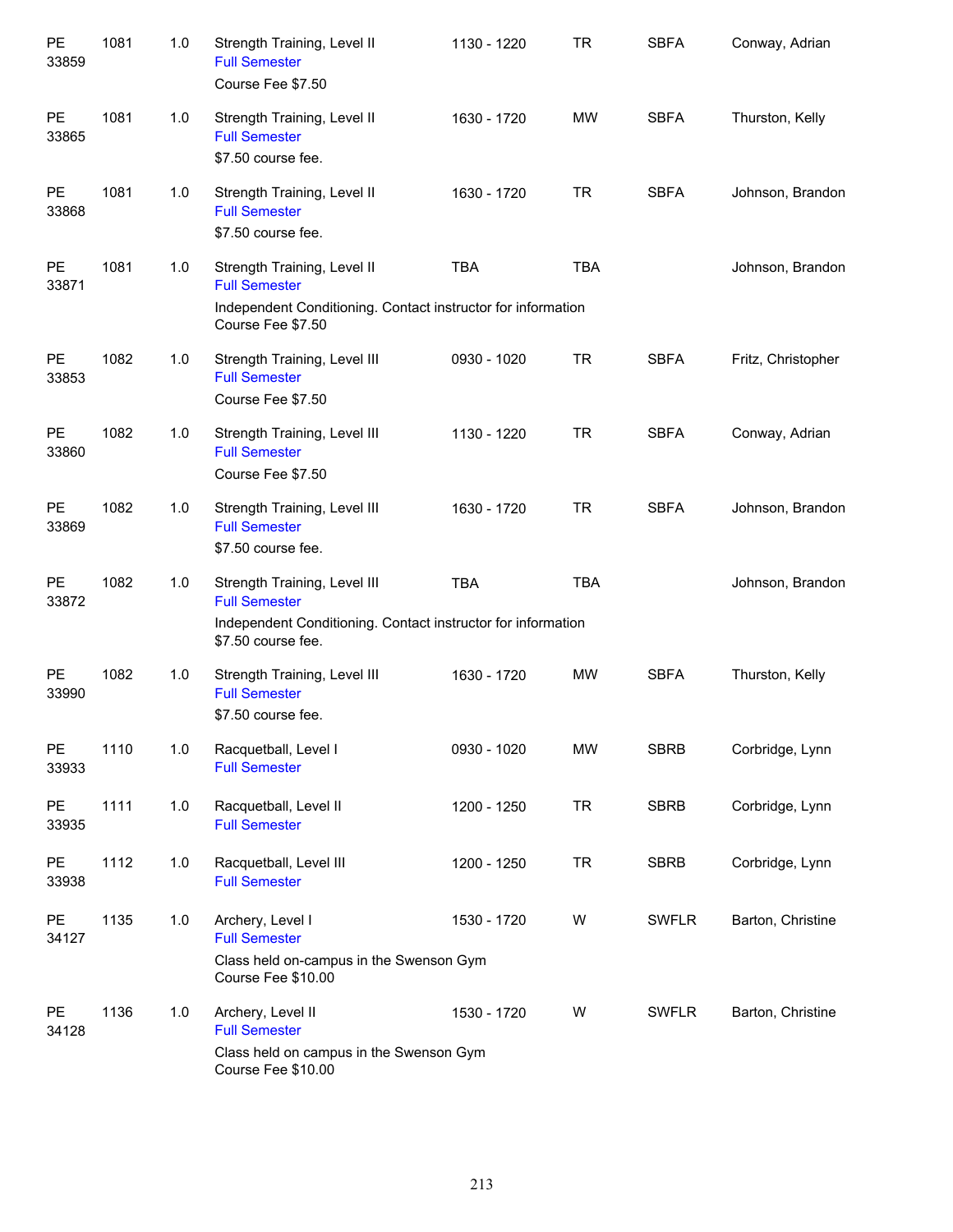| | | | | | | | |
|---|---|---|---|---|---|---|---|
| PE 33859 | 1081 | 1.0 | Strength Training, Level II<br>Full Semester<br>Course Fee $7.50 | 1130 - 1220 | TR | SBFA | Conway, Adrian |
| PE 33865 | 1081 | 1.0 | Strength Training, Level II<br>Full Semester<br>$7.50 course fee. | 1630 - 1720 | MW | SBFA | Thurston, Kelly |
| PE 33868 | 1081 | 1.0 | Strength Training, Level II<br>Full Semester<br>$7.50 course fee. | 1630 - 1720 | TR | SBFA | Johnson, Brandon |
| PE 33871 | 1081 | 1.0 | Strength Training, Level II<br>Full Semester<br>Independent Conditioning. Contact instructor for information<br>Course Fee $7.50 | TBA | TBA | | Johnson, Brandon |
| PE 33853 | 1082 | 1.0 | Strength Training, Level III<br>Full Semester<br>Course Fee $7.50 | 0930 - 1020 | TR | SBFA | Fritz, Christopher |
| PE 33860 | 1082 | 1.0 | Strength Training, Level III<br>Full Semester<br>Course Fee $7.50 | 1130 - 1220 | TR | SBFA | Conway, Adrian |
| PE 33869 | 1082 | 1.0 | Strength Training, Level III<br>Full Semester<br>$7.50 course fee. | 1630 - 1720 | TR | SBFA | Johnson, Brandon |
| PE 33872 | 1082 | 1.0 | Strength Training, Level III<br>Full Semester<br>Independent Conditioning. Contact instructor for information<br>$7.50 course fee. | TBA | TBA | | Johnson, Brandon |
| PE 33990 | 1082 | 1.0 | Strength Training, Level III<br>Full Semester<br>$7.50 course fee. | 1630 - 1720 | MW | SBFA | Thurston, Kelly |
| PE 33933 | 1110 | 1.0 | Racquetball, Level I<br>Full Semester | 0930 - 1020 | MW | SBRB | Corbridge, Lynn |
| PE 33935 | 1111 | 1.0 | Racquetball, Level II<br>Full Semester | 1200 - 1250 | TR | SBRB | Corbridge, Lynn |
| PE 33938 | 1112 | 1.0 | Racquetball, Level III<br>Full Semester | 1200 - 1250 | TR | SBRB | Corbridge, Lynn |
| PE 34127 | 1135 | 1.0 | Archery, Level I<br>Full Semester<br>Class held on-campus in the Swenson Gym<br>Course Fee $10.00 | 1530 - 1720 | W | SWFLR | Barton, Christine |
| PE 34128 | 1136 | 1.0 | Archery, Level II<br>Full Semester<br>Class held on campus in the Swenson Gym<br>Course Fee $10.00 | 1530 - 1720 | W | SWFLR | Barton, Christine |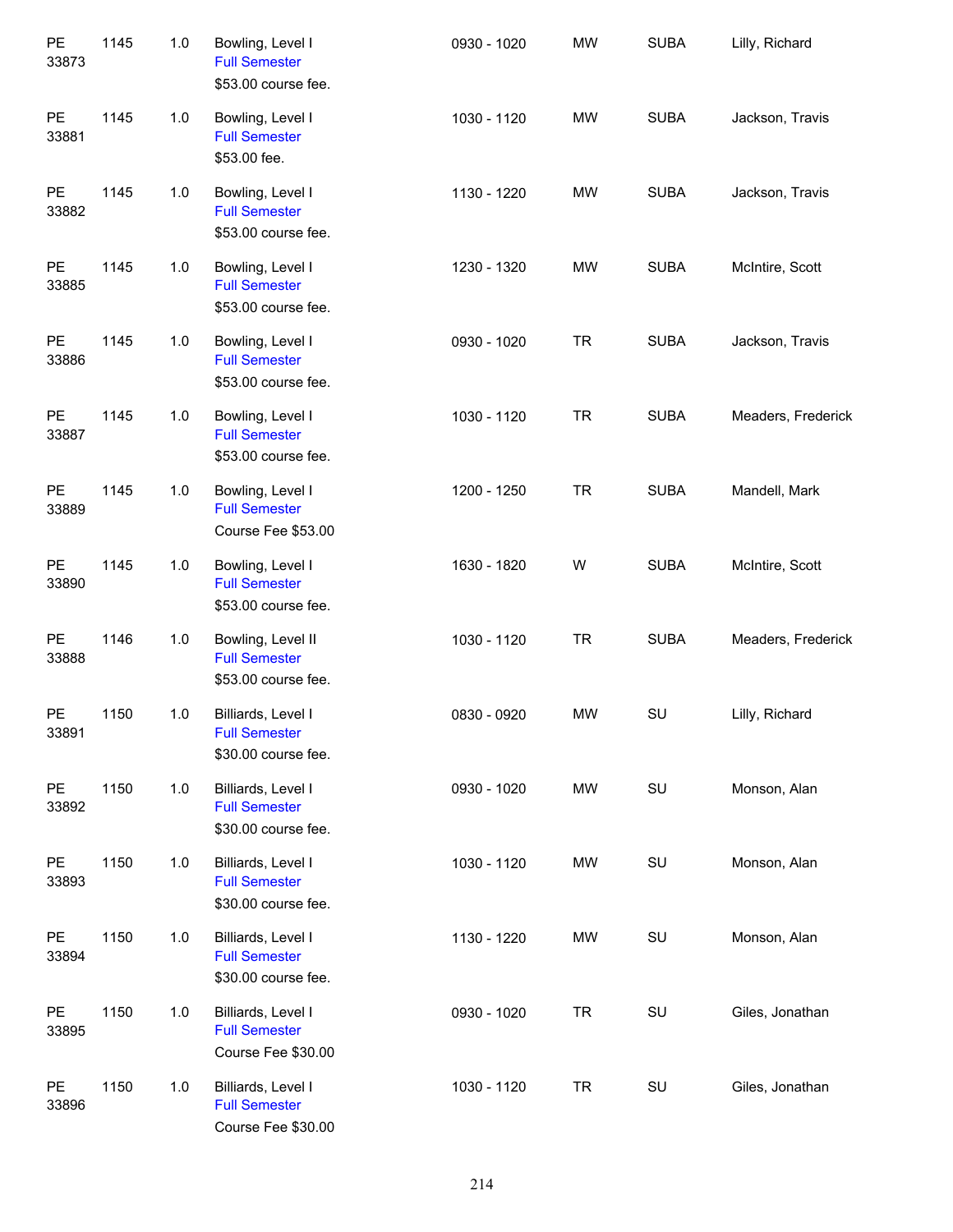| | | | | | | | |
|---|---|---|---|---|---|---|---|
| PE 33873 | 1145 | 1.0 | Bowling, Level I<br>Full Semester<br>$53.00 course fee. | 0930 - 1020 | MW | SUBA | Lilly, Richard |
| PE 33881 | 1145 | 1.0 | Bowling, Level I<br>Full Semester<br>$53.00 fee. | 1030 - 1120 | MW | SUBA | Jackson, Travis |
| PE 33882 | 1145 | 1.0 | Bowling, Level I<br>Full Semester<br>$53.00 course fee. | 1130 - 1220 | MW | SUBA | Jackson, Travis |
| PE 33885 | 1145 | 1.0 | Bowling, Level I<br>Full Semester<br>$53.00 course fee. | 1230 - 1320 | MW | SUBA | McIntire, Scott |
| PE 33886 | 1145 | 1.0 | Bowling, Level I<br>Full Semester<br>$53.00 course fee. | 0930 - 1020 | TR | SUBA | Jackson, Travis |
| PE 33887 | 1145 | 1.0 | Bowling, Level I<br>Full Semester<br>$53.00 course fee. | 1030 - 1120 | TR | SUBA | Meaders, Frederick |
| PE 33889 | 1145 | 1.0 | Bowling, Level I<br>Full Semester<br>Course Fee $53.00 | 1200 - 1250 | TR | SUBA | Mandell, Mark |
| PE 33890 | 1145 | 1.0 | Bowling, Level I<br>Full Semester<br>$53.00 course fee. | 1630 - 1820 | W | SUBA | McIntire, Scott |
| PE 33888 | 1146 | 1.0 | Bowling, Level II<br>Full Semester<br>$53.00 course fee. | 1030 - 1120 | TR | SUBA | Meaders, Frederick |
| PE 33891 | 1150 | 1.0 | Billiards, Level I<br>Full Semester<br>$30.00 course fee. | 0830 - 0920 | MW | SU | Lilly, Richard |
| PE 33892 | 1150 | 1.0 | Billiards, Level I<br>Full Semester<br>$30.00 course fee. | 0930 - 1020 | MW | SU | Monson, Alan |
| PE 33893 | 1150 | 1.0 | Billiards, Level I<br>Full Semester<br>$30.00 course fee. | 1030 - 1120 | MW | SU | Monson, Alan |
| PE 33894 | 1150 | 1.0 | Billiards, Level I<br>Full Semester<br>$30.00 course fee. | 1130 - 1220 | MW | SU | Monson, Alan |
| PE 33895 | 1150 | 1.0 | Billiards, Level I<br>Full Semester<br>Course Fee $30.00 | 0930 - 1020 | TR | SU | Giles, Jonathan |
| PE 33896 | 1150 | 1.0 | Billiards, Level I<br>Full Semester<br>Course Fee $30.00 | 1030 - 1120 | TR | SU | Giles, Jonathan |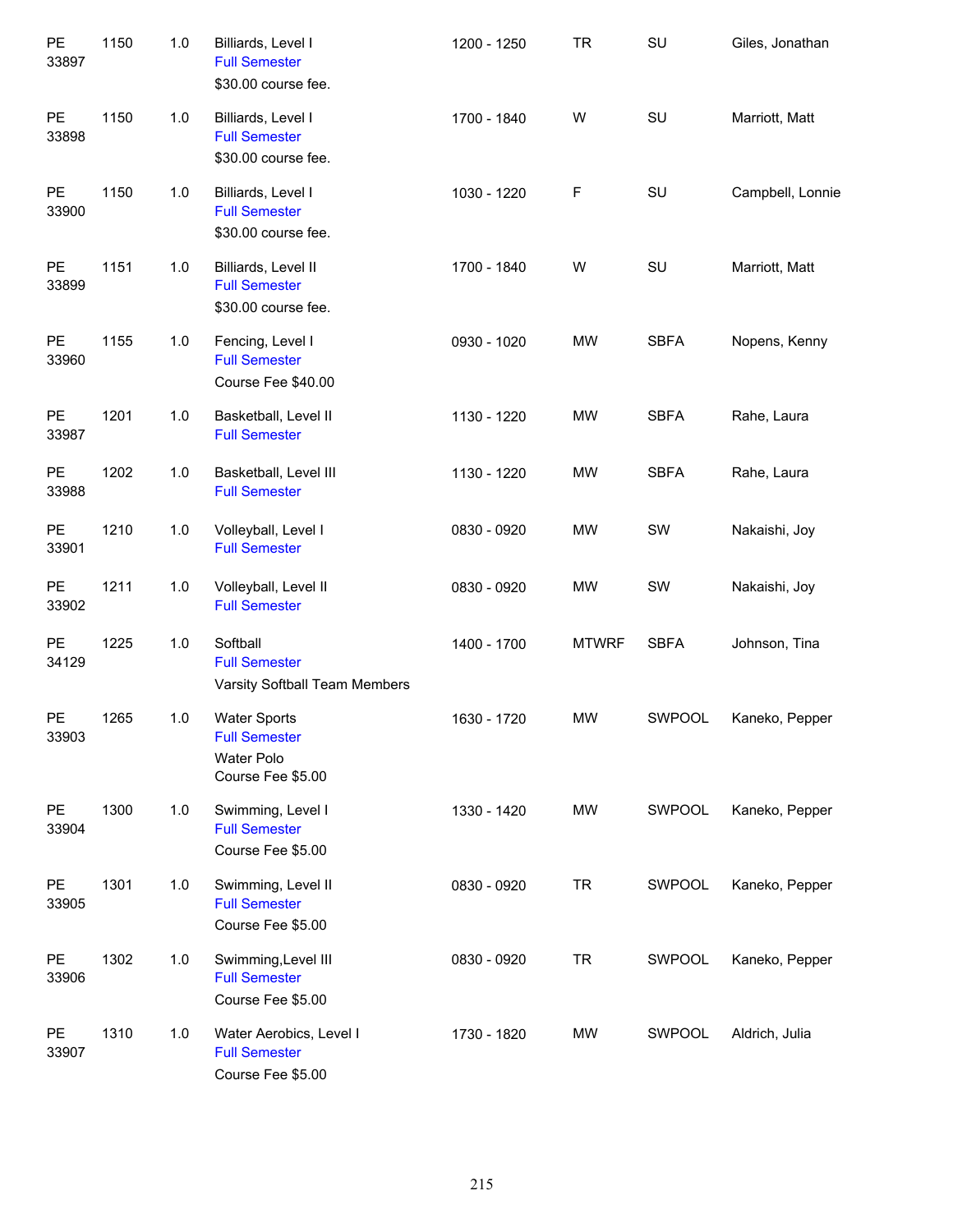| | | | | | | | |
|---|---|---|---|---|---|---|---|
| PE 33897 | 1150 | 1.0 | Billiards, Level I<br>Full Semester<br>$30.00 course fee. | 1200 - 1250 | TR | SU | Giles, Jonathan |
| PE 33898 | 1150 | 1.0 | Billiards, Level I<br>Full Semester<br>$30.00 course fee. | 1700 - 1840 | W | SU | Marriott, Matt |
| PE 33900 | 1150 | 1.0 | Billiards, Level I<br>Full Semester<br>$30.00 course fee. | 1030 - 1220 | F | SU | Campbell, Lonnie |
| PE 33899 | 1151 | 1.0 | Billiards, Level II<br>Full Semester<br>$30.00 course fee. | 1700 - 1840 | W | SU | Marriott, Matt |
| PE 33960 | 1155 | 1.0 | Fencing, Level I<br>Full Semester<br>Course Fee $40.00 | 0930 - 1020 | MW | SBFA | Nopens, Kenny |
| PE 33987 | 1201 | 1.0 | Basketball, Level II<br>Full Semester | 1130 - 1220 | MW | SBFA | Rahe, Laura |
| PE 33988 | 1202 | 1.0 | Basketball, Level III<br>Full Semester | 1130 - 1220 | MW | SBFA | Rahe, Laura |
| PE 33901 | 1210 | 1.0 | Volleyball, Level I<br>Full Semester | 0830 - 0920 | MW | SW | Nakaishi, Joy |
| PE 33902 | 1211 | 1.0 | Volleyball, Level II<br>Full Semester | 0830 - 0920 | MW | SW | Nakaishi, Joy |
| PE 34129 | 1225 | 1.0 | Softball<br>Full Semester<br>Varsity Softball Team Members | 1400 - 1700 | MTWRF | SBFA | Johnson, Tina |
| PE 33903 | 1265 | 1.0 | Water Sports<br>Full Semester<br>Water Polo<br>Course Fee $5.00 | 1630 - 1720 | MW | SWPOOL | Kaneko, Pepper |
| PE 33904 | 1300 | 1.0 | Swimming, Level I<br>Full Semester<br>Course Fee $5.00 | 1330 - 1420 | MW | SWPOOL | Kaneko, Pepper |
| PE 33905 | 1301 | 1.0 | Swimming, Level II<br>Full Semester<br>Course Fee $5.00 | 0830 - 0920 | TR | SWPOOL | Kaneko, Pepper |
| PE 33906 | 1302 | 1.0 | Swimming,Level III<br>Full Semester<br>Course Fee $5.00 | 0830 - 0920 | TR | SWPOOL | Kaneko, Pepper |
| PE 33907 | 1310 | 1.0 | Water Aerobics, Level I<br>Full Semester<br>Course Fee $5.00 | 1730 - 1820 | MW | SWPOOL | Aldrich, Julia |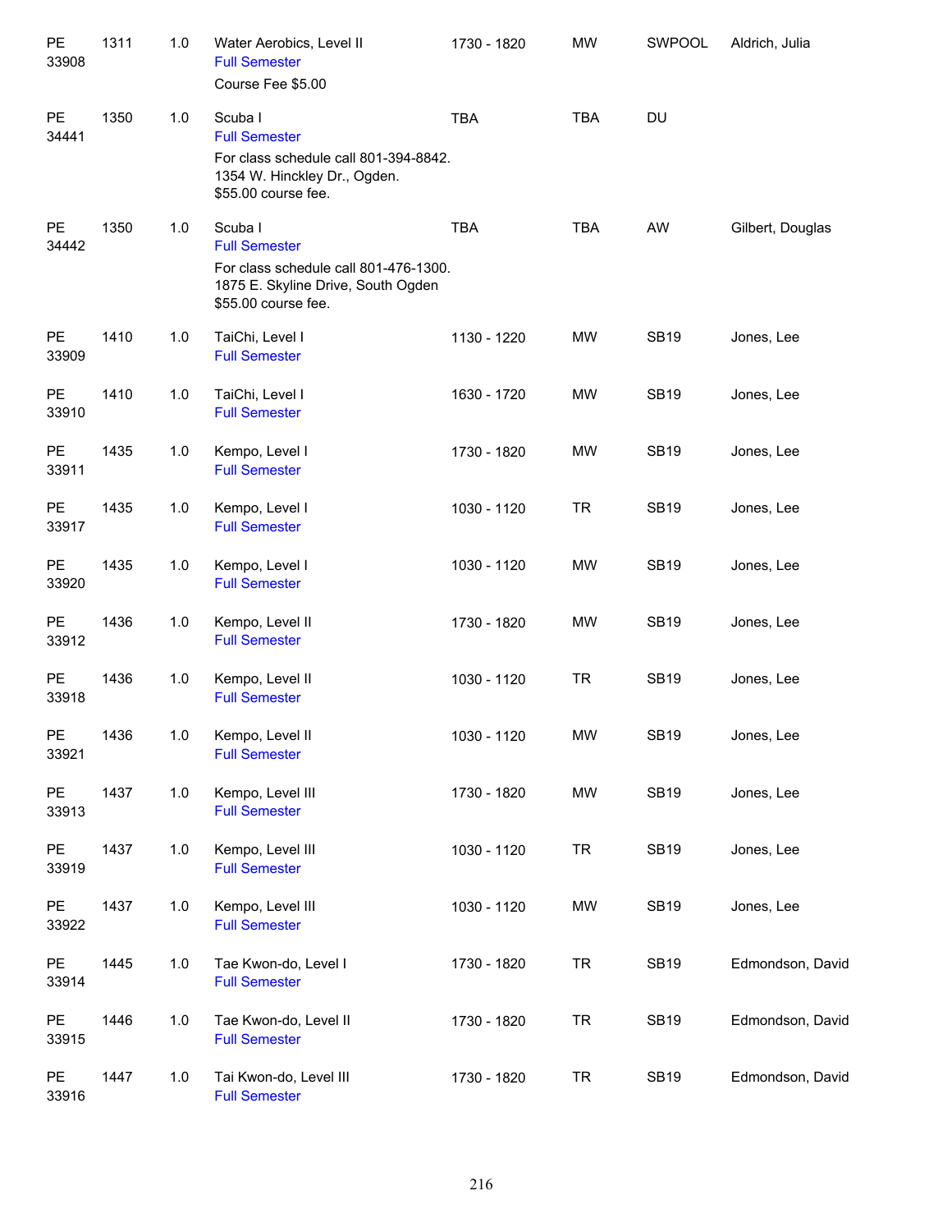| | | | | | | | |
|---|---|---|---|---|---|---|---|
| PE 33908 | 1311 | 1.0 | Water Aerobics, Level II<br>Full Semester<br>Course Fee $5.00 | 1730 - 1820 | MW | SWPOOL | Aldrich, Julia |
| PE 34441 | 1350 | 1.0 | Scuba I<br>Full Semester<br>For class schedule call 801-394-8842. 1354 W. Hinckley Dr., Ogden. $55.00 course fee. | TBA | TBA | DU | |
| PE 34442 | 1350 | 1.0 | Scuba I<br>Full Semester<br>For class schedule call 801-476-1300. 1875 E. Skyline Drive, South Ogden $55.00 course fee. | TBA | TBA | AW | Gilbert, Douglas |
| PE 33909 | 1410 | 1.0 | TaiChi, Level I<br>Full Semester | 1130 - 1220 | MW | SB19 | Jones, Lee |
| PE 33910 | 1410 | 1.0 | TaiChi, Level I<br>Full Semester | 1630 - 1720 | MW | SB19 | Jones, Lee |
| PE 33911 | 1435 | 1.0 | Kempo, Level I<br>Full Semester | 1730 - 1820 | MW | SB19 | Jones, Lee |
| PE 33917 | 1435 | 1.0 | Kempo, Level I<br>Full Semester | 1030 - 1120 | TR | SB19 | Jones, Lee |
| PE 33920 | 1435 | 1.0 | Kempo, Level I<br>Full Semester | 1030 - 1120 | MW | SB19 | Jones, Lee |
| PE 33912 | 1436 | 1.0 | Kempo, Level II<br>Full Semester | 1730 - 1820 | MW | SB19 | Jones, Lee |
| PE 33918 | 1436 | 1.0 | Kempo, Level II<br>Full Semester | 1030 - 1120 | TR | SB19 | Jones, Lee |
| PE 33921 | 1436 | 1.0 | Kempo, Level II<br>Full Semester | 1030 - 1120 | MW | SB19 | Jones, Lee |
| PE 33913 | 1437 | 1.0 | Kempo, Level III<br>Full Semester | 1730 - 1820 | MW | SB19 | Jones, Lee |
| PE 33919 | 1437 | 1.0 | Kempo, Level III<br>Full Semester | 1030 - 1120 | TR | SB19 | Jones, Lee |
| PE 33922 | 1437 | 1.0 | Kempo, Level III<br>Full Semester | 1030 - 1120 | MW | SB19 | Jones, Lee |
| PE 33914 | 1445 | 1.0 | Tae Kwon-do, Level I<br>Full Semester | 1730 - 1820 | TR | SB19 | Edmondson, David |
| PE 33915 | 1446 | 1.0 | Tae Kwon-do, Level II<br>Full Semester | 1730 - 1820 | TR | SB19 | Edmondson, David |
| PE 33916 | 1447 | 1.0 | Tai Kwon-do, Level III<br>Full Semester | 1730 - 1820 | TR | SB19 | Edmondson, David |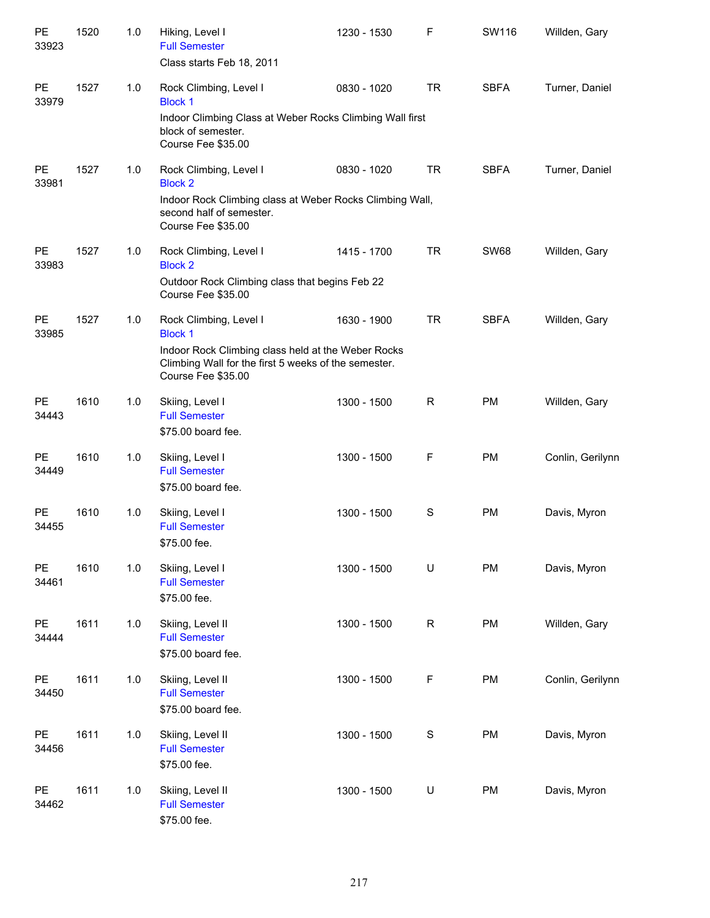| | | | | | | | |
|---|---|---|---|---|---|---|---|
| PE 33923 | 1520 | 1.0 | Hiking, Level I<br>Full Semester<br>Class starts Feb 18, 2011 | 1230 - 1530 | F | SW116 | Willden, Gary |
| PE 33979 | 1527 | 1.0 | Rock Climbing, Level I<br>Block 1<br>Indoor Climbing Class at Weber Rocks Climbing Wall first block of semester.<br>Course Fee $35.00 | 0830 - 1020 | TR | SBFA | Turner, Daniel |
| PE 33981 | 1527 | 1.0 | Rock Climbing, Level I<br>Block 2<br>Indoor Rock Climbing class at Weber Rocks Climbing Wall, second half of semester.<br>Course Fee $35.00 | 0830 - 1020 | TR | SBFA | Turner, Daniel |
| PE 33983 | 1527 | 1.0 | Rock Climbing, Level I<br>Block 2<br>Outdoor Rock Climbing class that begins Feb 22<br>Course Fee $35.00 | 1415 - 1700 | TR | SW68 | Willden, Gary |
| PE 33985 | 1527 | 1.0 | Rock Climbing, Level I<br>Block 1<br>Indoor Rock Climbing class held at the Weber Rocks Climbing Wall for the first 5 weeks of the semester.<br>Course Fee $35.00 | 1630 - 1900 | TR | SBFA | Willden, Gary |
| PE 34443 | 1610 | 1.0 | Skiing, Level I<br>Full Semester<br>$75.00 board fee. | 1300 - 1500 | R | PM | Willden, Gary |
| PE 34449 | 1610 | 1.0 | Skiing, Level I<br>Full Semester<br>$75.00 board fee. | 1300 - 1500 | F | PM | Conlin, Gerilynn |
| PE 34455 | 1610 | 1.0 | Skiing, Level I<br>Full Semester<br>$75.00 fee. | 1300 - 1500 | S | PM | Davis, Myron |
| PE 34461 | 1610 | 1.0 | Skiing, Level I<br>Full Semester<br>$75.00 fee. | 1300 - 1500 | U | PM | Davis, Myron |
| PE 34444 | 1611 | 1.0 | Skiing, Level II<br>Full Semester<br>$75.00 board fee. | 1300 - 1500 | R | PM | Willden, Gary |
| PE 34450 | 1611 | 1.0 | Skiing, Level II<br>Full Semester<br>$75.00 board fee. | 1300 - 1500 | F | PM | Conlin, Gerilynn |
| PE 34456 | 1611 | 1.0 | Skiing, Level II<br>Full Semester<br>$75.00 fee. | 1300 - 1500 | S | PM | Davis, Myron |
| PE 34462 | 1611 | 1.0 | Skiing, Level II<br>Full Semester<br>$75.00 fee. | 1300 - 1500 | U | PM | Davis, Myron |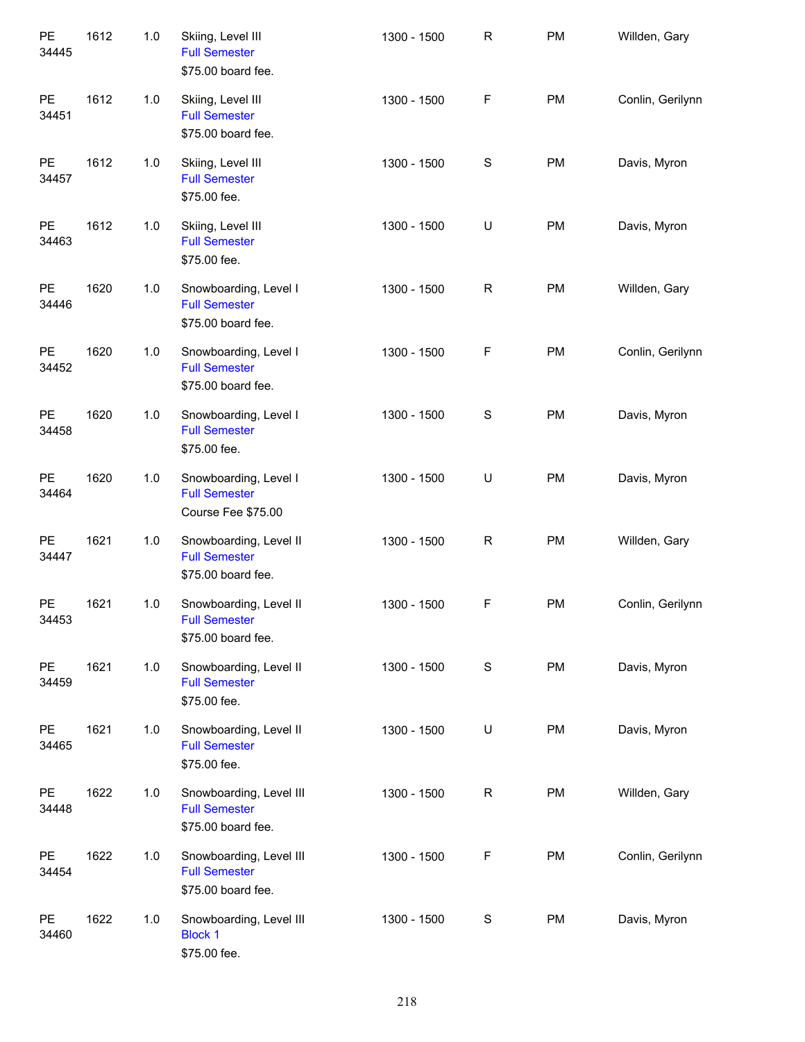| | | | | | | | |
|---|---|---|---|---|---|---|---|
| PE 34445 | 1612 | 1.0 | Skiing, Level III<br>Full Semester<br>$75.00 board fee. | 1300 - 1500 | R | PM | Willden, Gary |
| PE 34451 | 1612 | 1.0 | Skiing, Level III<br>Full Semester<br>$75.00 board fee. | 1300 - 1500 | F | PM | Conlin, Gerilynn |
| PE 34457 | 1612 | 1.0 | Skiing, Level III<br>Full Semester<br>$75.00 fee. | 1300 - 1500 | S | PM | Davis, Myron |
| PE 34463 | 1612 | 1.0 | Skiing, Level III<br>Full Semester<br>$75.00 fee. | 1300 - 1500 | U | PM | Davis, Myron |
| PE 34446 | 1620 | 1.0 | Snowboarding, Level I<br>Full Semester<br>$75.00 board fee. | 1300 - 1500 | R | PM | Willden, Gary |
| PE 34452 | 1620 | 1.0 | Snowboarding, Level I<br>Full Semester<br>$75.00 board fee. | 1300 - 1500 | F | PM | Conlin, Gerilynn |
| PE 34458 | 1620 | 1.0 | Snowboarding, Level I<br>Full Semester<br>$75.00 fee. | 1300 - 1500 | S | PM | Davis, Myron |
| PE 34464 | 1620 | 1.0 | Snowboarding, Level I<br>Full Semester<br>Course Fee $75.00 | 1300 - 1500 | U | PM | Davis, Myron |
| PE 34447 | 1621 | 1.0 | Snowboarding, Level II<br>Full Semester<br>$75.00 board fee. | 1300 - 1500 | R | PM | Willden, Gary |
| PE 34453 | 1621 | 1.0 | Snowboarding, Level II<br>Full Semester<br>$75.00 board fee. | 1300 - 1500 | F | PM | Conlin, Gerilynn |
| PE 34459 | 1621 | 1.0 | Snowboarding, Level II<br>Full Semester<br>$75.00 fee. | 1300 - 1500 | S | PM | Davis, Myron |
| PE 34465 | 1621 | 1.0 | Snowboarding, Level II<br>Full Semester<br>$75.00 fee. | 1300 - 1500 | U | PM | Davis, Myron |
| PE 34448 | 1622 | 1.0 | Snowboarding, Level III<br>Full Semester<br>$75.00 board fee. | 1300 - 1500 | R | PM | Willden, Gary |
| PE 34454 | 1622 | 1.0 | Snowboarding, Level III<br>Full Semester<br>$75.00 board fee. | 1300 - 1500 | F | PM | Conlin, Gerilynn |
| PE 34460 | 1622 | 1.0 | Snowboarding, Level III<br>Block 1<br>$75.00 fee. | 1300 - 1500 | S | PM | Davis, Myron |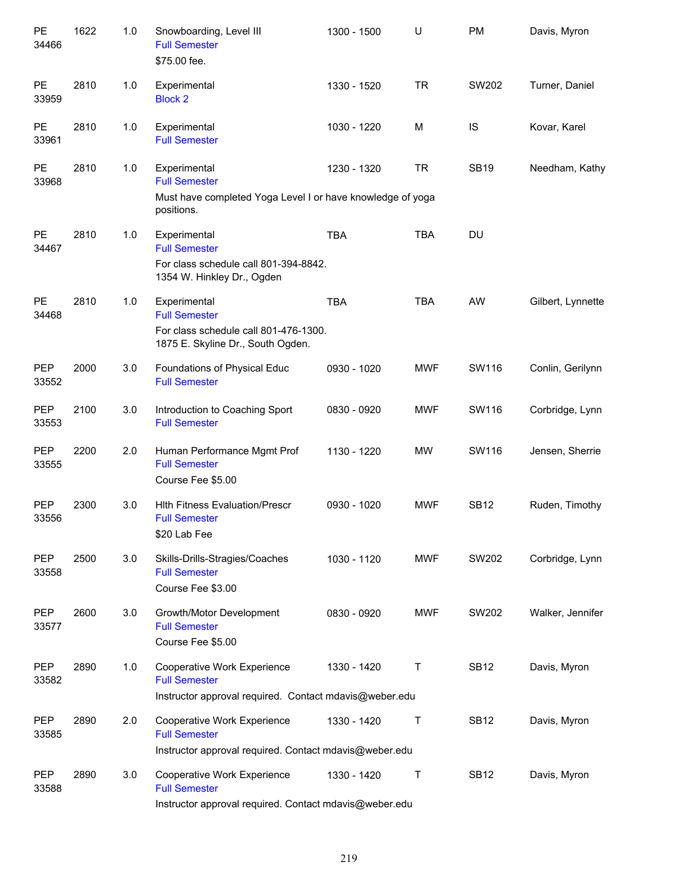| | | | | | | | |
|---|---|---|---|---|---|---|---|
| PE 34466 | 1622 | 1.0 | Snowboarding, Level III<br>Full Semester<br>$75.00 fee. | 1300 - 1500 | U | PM | Davis, Myron |
| PE 33959 | 2810 | 1.0 | Experimental<br>Block 2 | 1330 - 1520 | TR | SW202 | Turner, Daniel |
| PE 33961 | 2810 | 1.0 | Experimental<br>Full Semester | 1030 - 1220 | M | IS | Kovar, Karel |
| PE 33968 | 2810 | 1.0 | Experimental<br>Full Semester<br>Must have completed Yoga Level I or have knowledge of yoga positions. | 1230 - 1320 | TR | SB19 | Needham, Kathy |
| PE 34467 | 2810 | 1.0 | Experimental<br>Full Semester<br>For class schedule call 801-394-8842.<br>1354 W. Hinkley Dr., Ogden | TBA | TBA | DU | |
| PE 34468 | 2810 | 1.0 | Experimental<br>Full Semester<br>For class schedule call 801-476-1300.<br>1875 E. Skyline Dr., South Ogden. | TBA | TBA | AW | Gilbert, Lynnette |
| PEP 33552 | 2000 | 3.0 | Foundations of Physical Educ<br>Full Semester | 0930 - 1020 | MWF | SW116 | Conlin, Gerilynn |
| PEP 33553 | 2100 | 3.0 | Introduction to Coaching Sport<br>Full Semester | 0830 - 0920 | MWF | SW116 | Corbridge, Lynn |
| PEP 33555 | 2200 | 2.0 | Human Performance Mgmt Prof<br>Full Semester<br>Course Fee $5.00 | 1130 - 1220 | MW | SW116 | Jensen, Sherrie |
| PEP 33556 | 2300 | 3.0 | Hlth Fitness Evaluation/Prescr<br>Full Semester<br>$20 Lab Fee | 0930 - 1020 | MWF | SB12 | Ruden, Timothy |
| PEP 33558 | 2500 | 3.0 | Skills-Drills-Stragies/Coaches<br>Full Semester<br>Course Fee $3.00 | 1030 - 1120 | MWF | SW202 | Corbridge, Lynn |
| PEP 33577 | 2600 | 3.0 | Growth/Motor Development<br>Full Semester<br>Course Fee $5.00 | 0830 - 0920 | MWF | SW202 | Walker, Jennifer |
| PEP 33582 | 2890 | 1.0 | Cooperative Work Experience<br>Full Semester<br>Instructor approval required. Contact mdavis@weber.edu | 1330 - 1420 | T | SB12 | Davis, Myron |
| PEP 33585 | 2890 | 2.0 | Cooperative Work Experience<br>Full Semester<br>Instructor approval required. Contact mdavis@weber.edu | 1330 - 1420 | T | SB12 | Davis, Myron |
| PEP 33588 | 2890 | 3.0 | Cooperative Work Experience<br>Full Semester<br>Instructor approval required. Contact mdavis@weber.edu | 1330 - 1420 | T | SB12 | Davis, Myron |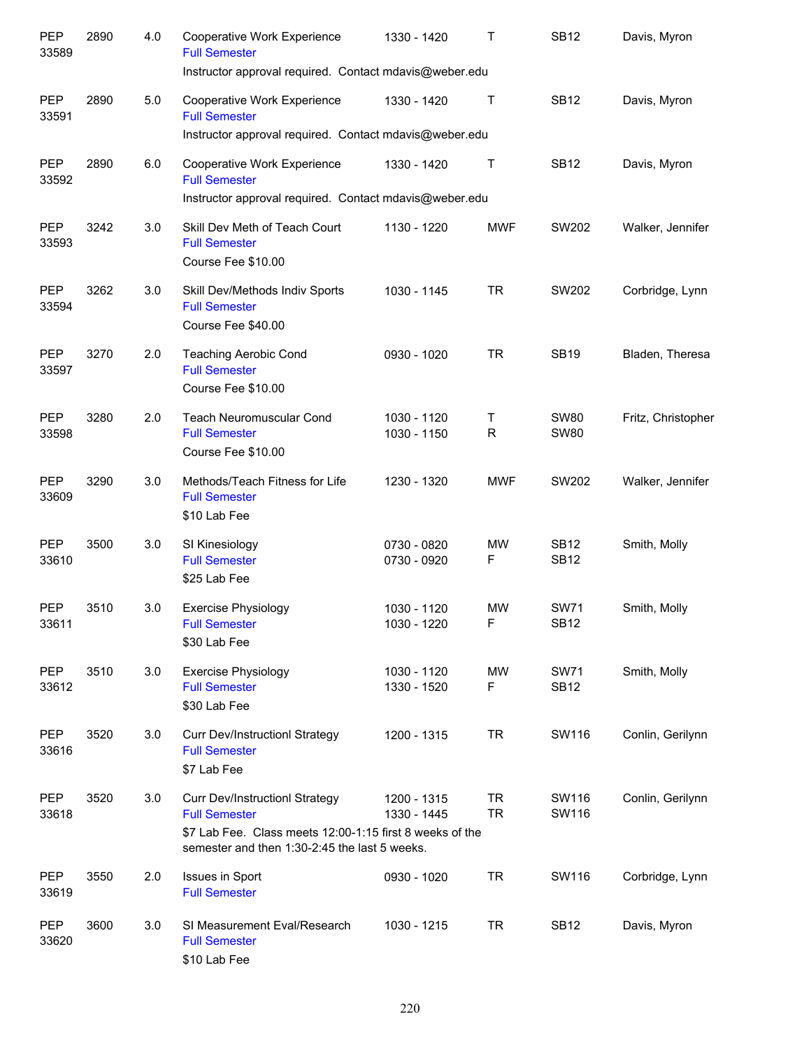| | | | | | | | |
|---|---|---|---|---|---|---|---|
| PEP 33589 | 2890 | 4.0 | Cooperative Work Experience<br>Full Semester<br>Instructor approval required. Contact mdavis@weber.edu | 1330 - 1420 | T | SB12 | Davis, Myron |
| PEP 33591 | 2890 | 5.0 | Cooperative Work Experience<br>Full Semester<br>Instructor approval required. Contact mdavis@weber.edu | 1330 - 1420 | T | SB12 | Davis, Myron |
| PEP 33592 | 2890 | 6.0 | Cooperative Work Experience<br>Full Semester<br>Instructor approval required. Contact mdavis@weber.edu | 1330 - 1420 | T | SB12 | Davis, Myron |
| PEP 33593 | 3242 | 3.0 | Skill Dev Meth of Teach Court<br>Full Semester<br>Course Fee $10.00 | 1130 - 1220 | MWF | SW202 | Walker, Jennifer |
| PEP 33594 | 3262 | 3.0 | Skill Dev/Methods Indiv Sports<br>Full Semester<br>Course Fee $40.00 | 1030 - 1145 | TR | SW202 | Corbridge, Lynn |
| PEP 33597 | 3270 | 2.0 | Teaching Aerobic Cond<br>Full Semester<br>Course Fee $10.00 | 0930 - 1020 | TR | SB19 | Bladen, Theresa |
| PEP 33598 | 3280 | 2.0 | Teach Neuromuscular Cond<br>Full Semester<br>Course Fee $10.00 | 1030 - 1120<br>1030 - 1150 | T<br>R | SW80<br>SW80 | Fritz, Christopher |
| PEP 33609 | 3290 | 3.0 | Methods/Teach Fitness for Life<br>Full Semester<br>$10 Lab Fee | 1230 - 1320 | MWF | SW202 | Walker, Jennifer |
| PEP 33610 | 3500 | 3.0 | SI Kinesiology<br>Full Semester<br>$25 Lab Fee | 0730 - 0820<br>0730 - 0920 | MW<br>F | SB12<br>SB12 | Smith, Molly |
| PEP 33611 | 3510 | 3.0 | Exercise Physiology<br>Full Semester<br>$30 Lab Fee | 1030 - 1120<br>1030 - 1220 | MW<br>F | SW71<br>SB12 | Smith, Molly |
| PEP 33612 | 3510 | 3.0 | Exercise Physiology<br>Full Semester<br>$30 Lab Fee | 1030 - 1120<br>1330 - 1520 | MW<br>F | SW71<br>SB12 | Smith, Molly |
| PEP 33616 | 3520 | 3.0 | Curr Dev/Instructionl Strategy<br>Full Semester<br>$7 Lab Fee | 1200 - 1315 | TR | SW116 | Conlin, Gerilynn |
| PEP 33618 | 3520 | 3.0 | Curr Dev/Instructionl Strategy<br>Full Semester<br>$7 Lab Fee. Class meets 12:00-1:15 first 8 weeks of the semester and then 1:30-2:45 the last 5 weeks. | 1200 - 1315<br>1330 - 1445 | TR<br>TR | SW116<br>SW116 | Conlin, Gerilynn |
| PEP 33619 | 3550 | 2.0 | Issues in Sport<br>Full Semester | 0930 - 1020 | TR | SW116 | Corbridge, Lynn |
| PEP 33620 | 3600 | 3.0 | SI Measurement Eval/Research<br>Full Semester<br>$10 Lab Fee | 1030 - 1215 | TR | SB12 | Davis, Myron |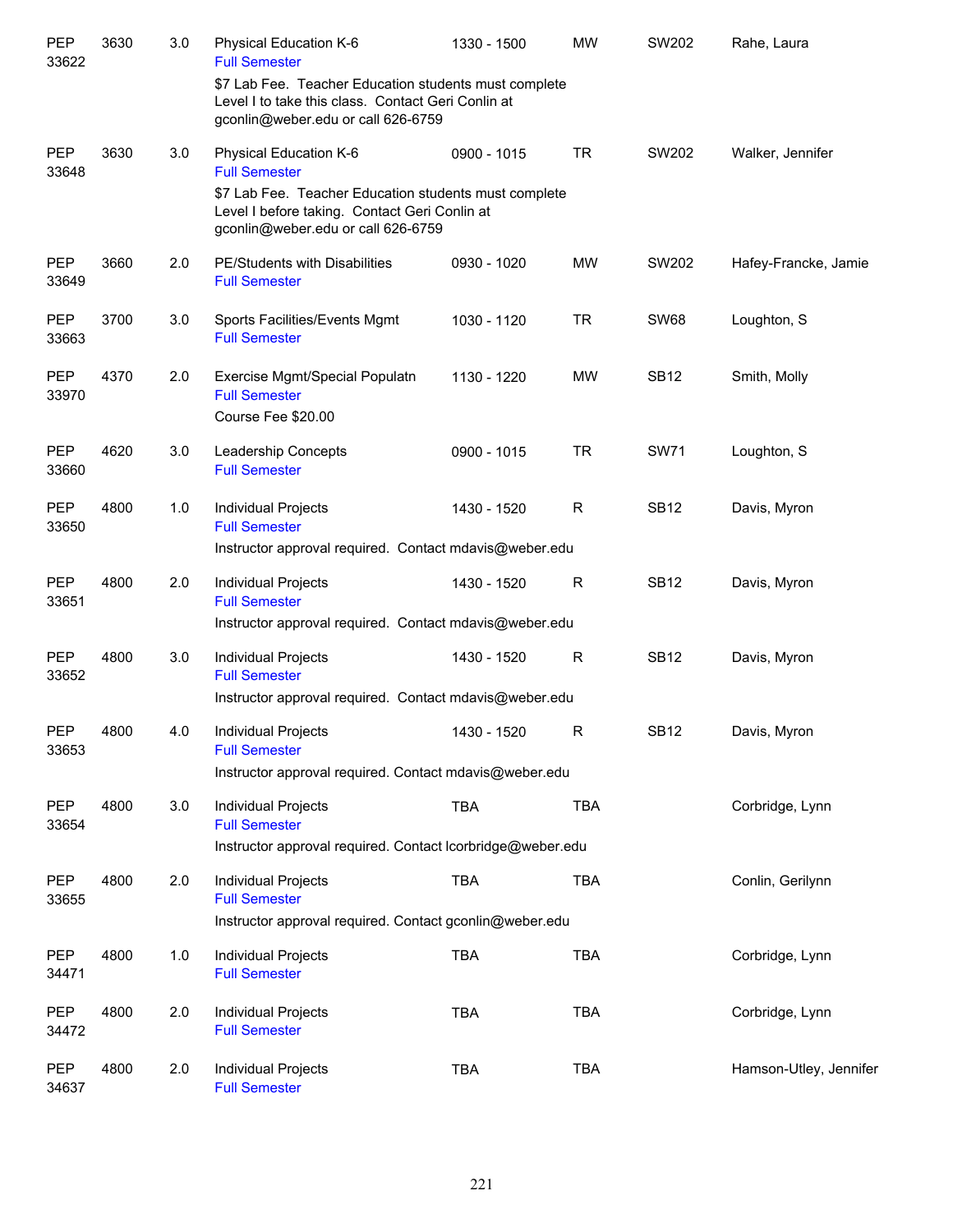| | | | | | | | |
|---|---|---|---|---|---|---|---|
| PEP 33622 | 3630 | 3.0 | Physical Education K-6<br>Full Semester<br>$7 Lab Fee. Teacher Education students must complete Level I to take this class. Contact Geri Conlin at gconlin@weber.edu or call 626-6759 | 1330 - 1500 | MW | SW202 | Rahe, Laura |
| PEP 33648 | 3630 | 3.0 | Physical Education K-6<br>Full Semester<br>$7 Lab Fee. Teacher Education students must complete Level I before taking. Contact Geri Conlin at gconlin@weber.edu or call 626-6759 | 0900 - 1015 | TR | SW202 | Walker, Jennifer |
| PEP 33649 | 3660 | 2.0 | PE/Students with Disabilities<br>Full Semester | 0930 - 1020 | MW | SW202 | Hafey-Francke, Jamie |
| PEP 33663 | 3700 | 3.0 | Sports Facilities/Events Mgmt<br>Full Semester | 1030 - 1120 | TR | SW68 | Loughton, S |
| PEP 33970 | 4370 | 2.0 | Exercise Mgmt/Special Populatn<br>Full Semester<br>Course Fee $20.00 | 1130 - 1220 | MW | SB12 | Smith, Molly |
| PEP 33660 | 4620 | 3.0 | Leadership Concepts<br>Full Semester | 0900 - 1015 | TR | SW71 | Loughton, S |
| PEP 33650 | 4800 | 1.0 | Individual Projects<br>Full Semester<br>Instructor approval required. Contact mdavis@weber.edu | 1430 - 1520 | R | SB12 | Davis, Myron |
| PEP 33651 | 4800 | 2.0 | Individual Projects<br>Full Semester<br>Instructor approval required. Contact mdavis@weber.edu | 1430 - 1520 | R | SB12 | Davis, Myron |
| PEP 33652 | 4800 | 3.0 | Individual Projects<br>Full Semester<br>Instructor approval required. Contact mdavis@weber.edu | 1430 - 1520 | R | SB12 | Davis, Myron |
| PEP 33653 | 4800 | 4.0 | Individual Projects<br>Full Semester<br>Instructor approval required. Contact mdavis@weber.edu | 1430 - 1520 | R | SB12 | Davis, Myron |
| PEP 33654 | 4800 | 3.0 | Individual Projects<br>Full Semester<br>Instructor approval required. Contact lcorbridge@weber.edu | TBA | TBA | | Corbridge, Lynn |
| PEP 33655 | 4800 | 2.0 | Individual Projects<br>Full Semester<br>Instructor approval required. Contact gconlin@weber.edu | TBA | TBA | | Conlin, Gerilynn |
| PEP 34471 | 4800 | 1.0 | Individual Projects<br>Full Semester | TBA | TBA | | Corbridge, Lynn |
| PEP 34472 | 4800 | 2.0 | Individual Projects<br>Full Semester | TBA | TBA | | Corbridge, Lynn |
| PEP 34637 | 4800 | 2.0 | Individual Projects<br>Full Semester | TBA | TBA | | Hamson-Utley, Jennifer |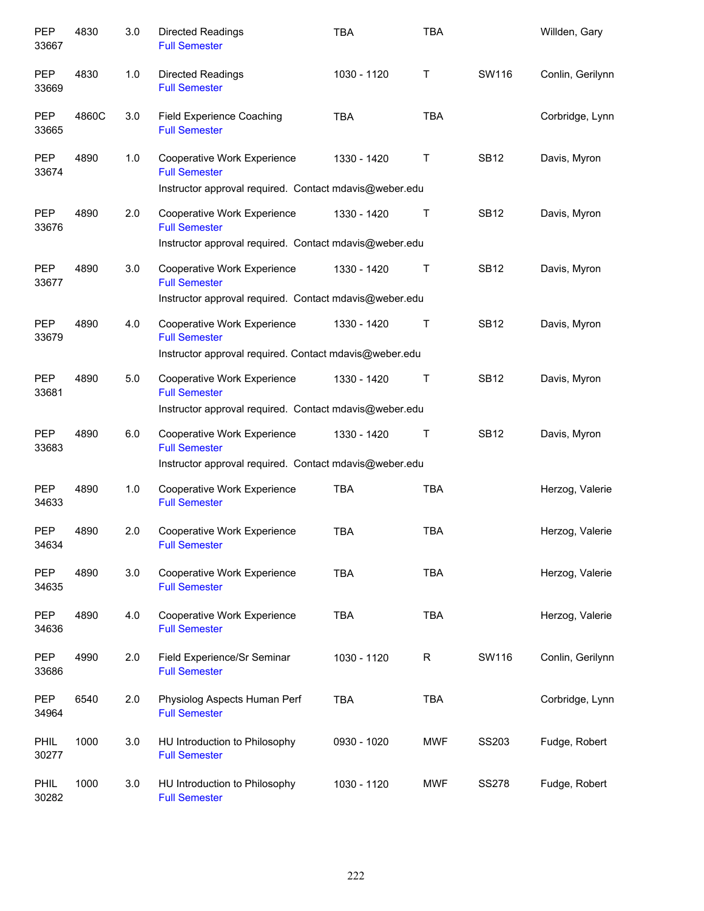| Subject | Course | Credits | Title | Time | Days | Room | Instructor |
|---|---|---|---|---|---|---|---|
| PEP 33667 | 4830 | 3.0 | Directed Readings<br>Full Semester | TBA | TBA | | Willden, Gary |
| PEP 33669 | 4830 | 1.0 | Directed Readings<br>Full Semester | 1030 - 1120 | T | SW116 | Conlin, Gerilynn |
| PEP 33665 | 4860C | 3.0 | Field Experience Coaching<br>Full Semester | TBA | TBA | | Corbridge, Lynn |
| PEP 33674 | 4890 | 1.0 | Cooperative Work Experience<br>Full Semester<br>Instructor approval required.  Contact mdavis@weber.edu | 1330 - 1420 | T | SB12 | Davis, Myron |
| PEP 33676 | 4890 | 2.0 | Cooperative Work Experience<br>Full Semester<br>Instructor approval required.  Contact mdavis@weber.edu | 1330 - 1420 | T | SB12 | Davis, Myron |
| PEP 33677 | 4890 | 3.0 | Cooperative Work Experience<br>Full Semester<br>Instructor approval required.  Contact mdavis@weber.edu | 1330 - 1420 | T | SB12 | Davis, Myron |
| PEP 33679 | 4890 | 4.0 | Cooperative Work Experience<br>Full Semester<br>Instructor approval required. Contact mdavis@weber.edu | 1330 - 1420 | T | SB12 | Davis, Myron |
| PEP 33681 | 4890 | 5.0 | Cooperative Work Experience<br>Full Semester<br>Instructor approval required.  Contact mdavis@weber.edu | 1330 - 1420 | T | SB12 | Davis, Myron |
| PEP 33683 | 4890 | 6.0 | Cooperative Work Experience<br>Full Semester<br>Instructor approval required.  Contact mdavis@weber.edu | 1330 - 1420 | T | SB12 | Davis, Myron |
| PEP 34633 | 4890 | 1.0 | Cooperative Work Experience<br>Full Semester | TBA | TBA | | Herzog, Valerie |
| PEP 34634 | 4890 | 2.0 | Cooperative Work Experience<br>Full Semester | TBA | TBA | | Herzog, Valerie |
| PEP 34635 | 4890 | 3.0 | Cooperative Work Experience<br>Full Semester | TBA | TBA | | Herzog, Valerie |
| PEP 34636 | 4890 | 4.0 | Cooperative Work Experience<br>Full Semester | TBA | TBA | | Herzog, Valerie |
| PEP 33686 | 4990 | 2.0 | Field Experience/Sr Seminar<br>Full Semester | 1030 - 1120 | R | SW116 | Conlin, Gerilynn |
| PEP 34964 | 6540 | 2.0 | Physiolog Aspects Human Perf<br>Full Semester | TBA | TBA | | Corbridge, Lynn |
| PHIL 30277 | 1000 | 3.0 | HU Introduction to Philosophy<br>Full Semester | 0930 - 1020 | MWF | SS203 | Fudge, Robert |
| PHIL 30282 | 1000 | 3.0 | HU Introduction to Philosophy<br>Full Semester | 1030 - 1120 | MWF | SS278 | Fudge, Robert |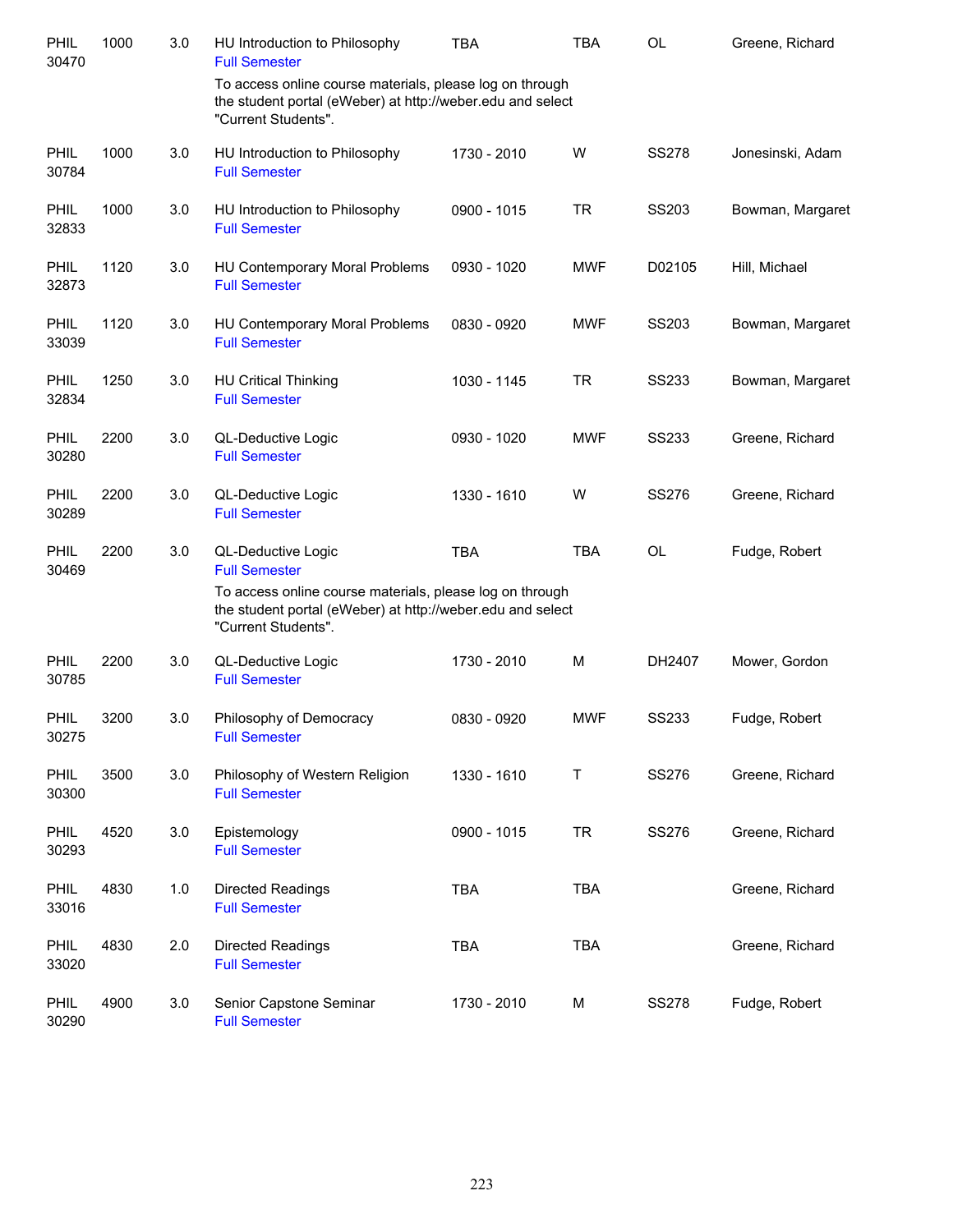| | | | | | | | |
|---|---|---|---|---|---|---|---|
| PHIL 30470 | 1000 | 3.0 | HU Introduction to Philosophy<br>Full Semester<br>To access online course materials, please log on through the student portal (eWeber) at http://weber.edu and select "Current Students". | TBA | TBA | OL | Greene, Richard |
| PHIL 30784 | 1000 | 3.0 | HU Introduction to Philosophy<br>Full Semester | 1730 - 2010 | W | SS278 | Jonesinski, Adam |
| PHIL 32833 | 1000 | 3.0 | HU Introduction to Philosophy<br>Full Semester | 0900 - 1015 | TR | SS203 | Bowman, Margaret |
| PHIL 32873 | 1120 | 3.0 | HU Contemporary Moral Problems<br>Full Semester | 0930 - 1020 | MWF | D02105 | Hill, Michael |
| PHIL 33039 | 1120 | 3.0 | HU Contemporary Moral Problems<br>Full Semester | 0830 - 0920 | MWF | SS203 | Bowman, Margaret |
| PHIL 32834 | 1250 | 3.0 | HU Critical Thinking<br>Full Semester | 1030 - 1145 | TR | SS233 | Bowman, Margaret |
| PHIL 30280 | 2200 | 3.0 | QL-Deductive Logic<br>Full Semester | 0930 - 1020 | MWF | SS233 | Greene, Richard |
| PHIL 30289 | 2200 | 3.0 | QL-Deductive Logic<br>Full Semester | 1330 - 1610 | W | SS276 | Greene, Richard |
| PHIL 30469 | 2200 | 3.0 | QL-Deductive Logic<br>Full Semester<br>To access online course materials, please log on through the student portal (eWeber) at http://weber.edu and select "Current Students". | TBA | TBA | OL | Fudge, Robert |
| PHIL 30785 | 2200 | 3.0 | QL-Deductive Logic<br>Full Semester | 1730 - 2010 | M | DH2407 | Mower, Gordon |
| PHIL 30275 | 3200 | 3.0 | Philosophy of Democracy<br>Full Semester | 0830 - 0920 | MWF | SS233 | Fudge, Robert |
| PHIL 30300 | 3500 | 3.0 | Philosophy of Western Religion<br>Full Semester | 1330 - 1610 | T | SS276 | Greene, Richard |
| PHIL 30293 | 4520 | 3.0 | Epistemology<br>Full Semester | 0900 - 1015 | TR | SS276 | Greene, Richard |
| PHIL 33016 | 4830 | 1.0 | Directed Readings<br>Full Semester | TBA | TBA | | Greene, Richard |
| PHIL 33020 | 4830 | 2.0 | Directed Readings<br>Full Semester | TBA | TBA | | Greene, Richard |
| PHIL 30290 | 4900 | 3.0 | Senior Capstone Seminar<br>Full Semester | 1730 - 2010 | M | SS278 | Fudge, Robert |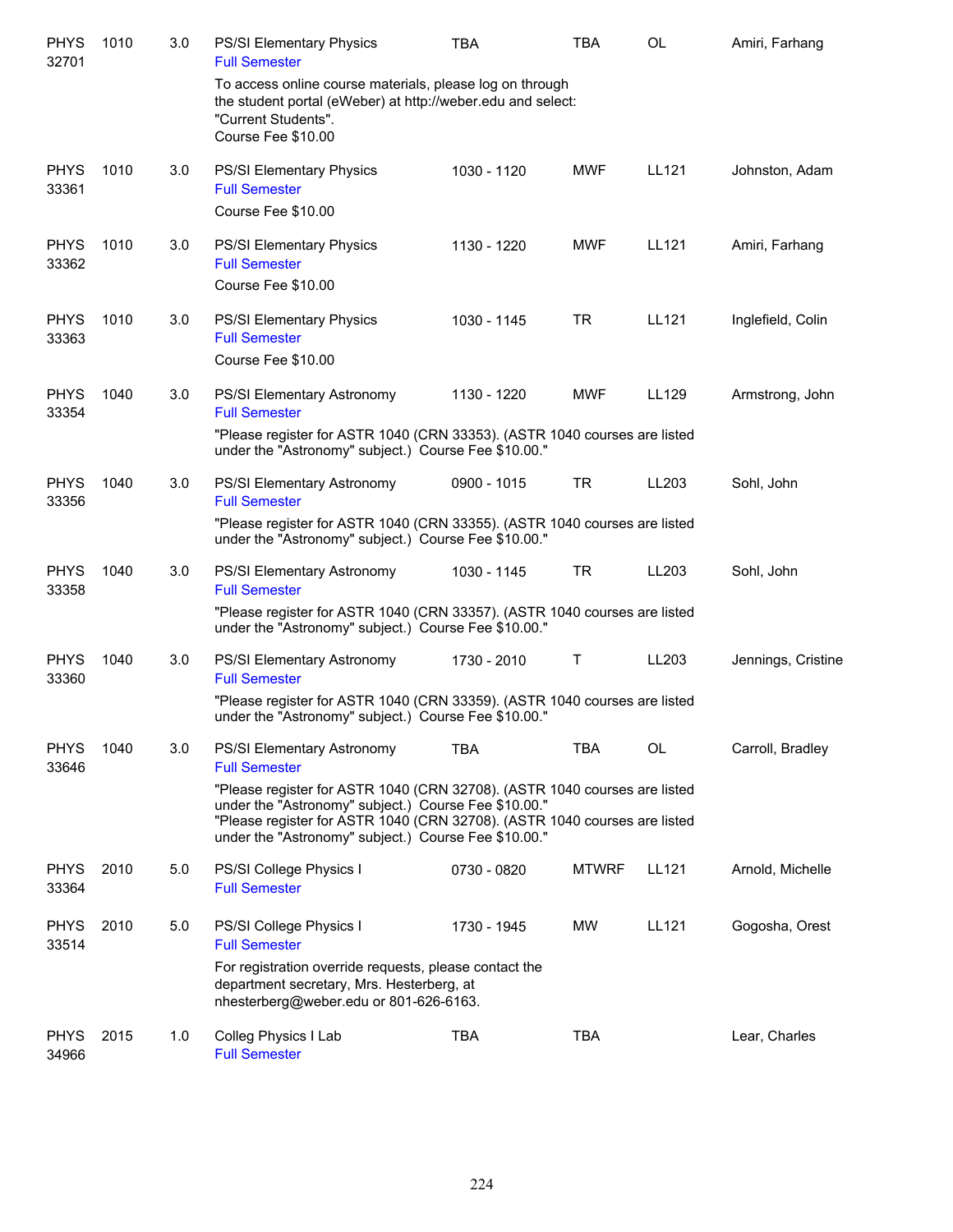| | | | | | | | |
|---|---|---|---|---|---|---|---|
| PHYS 32701 | 1010 | 3.0 | PS/SI Elementary Physics<br>Full Semester<br>To access online course materials, please log on through the student portal (eWeber) at http://weber.edu and select: "Current Students". Course Fee $10.00 | TBA | TBA | OL | Amiri, Farhang |
| PHYS 33361 | 1010 | 3.0 | PS/SI Elementary Physics<br>Full Semester<br>Course Fee $10.00 | 1030 - 1120 | MWF | LL121 | Johnston, Adam |
| PHYS 33362 | 1010 | 3.0 | PS/SI Elementary Physics<br>Full Semester<br>Course Fee $10.00 | 1130 - 1220 | MWF | LL121 | Amiri, Farhang |
| PHYS 33363 | 1010 | 3.0 | PS/SI Elementary Physics<br>Full Semester<br>Course Fee $10.00 | 1030 - 1145 | TR | LL121 | Inglefield, Colin |
| PHYS 33354 | 1040 | 3.0 | PS/SI Elementary Astronomy<br>Full Semester<br>"Please register for ASTR 1040 (CRN 33353). (ASTR 1040 courses are listed under the "Astronomy" subject.) Course Fee $10.00." | 1130 - 1220 | MWF | LL129 | Armstrong, John |
| PHYS 33356 | 1040 | 3.0 | PS/SI Elementary Astronomy<br>Full Semester<br>"Please register for ASTR 1040 (CRN 33355). (ASTR 1040 courses are listed under the "Astronomy" subject.) Course Fee $10.00." | 0900 - 1015 | TR | LL203 | Sohl, John |
| PHYS 33358 | 1040 | 3.0 | PS/SI Elementary Astronomy<br>Full Semester<br>"Please register for ASTR 1040 (CRN 33357). (ASTR 1040 courses are listed under the "Astronomy" subject.) Course Fee $10.00." | 1030 - 1145 | TR | LL203 | Sohl, John |
| PHYS 33360 | 1040 | 3.0 | PS/SI Elementary Astronomy<br>Full Semester<br>"Please register for ASTR 1040 (CRN 33359). (ASTR 1040 courses are listed under the "Astronomy" subject.) Course Fee $10.00." | 1730 - 2010 | T | LL203 | Jennings, Cristine |
| PHYS 33646 | 1040 | 3.0 | PS/SI Elementary Astronomy<br>Full Semester<br>"Please register for ASTR 1040 (CRN 32708). (ASTR 1040 courses are listed under the "Astronomy" subject.) Course Fee $10.00."<br>"Please register for ASTR 1040 (CRN 32708). (ASTR 1040 courses are listed under the "Astronomy" subject.) Course Fee $10.00." | TBA | TBA | OL | Carroll, Bradley |
| PHYS 33364 | 2010 | 5.0 | PS/SI College Physics I<br>Full Semester | 0730 - 0820 | MTWRF | LL121 | Arnold, Michelle |
| PHYS 33514 | 2010 | 5.0 | PS/SI College Physics I<br>Full Semester<br>For registration override requests, please contact the department secretary, Mrs. Hesterberg, at nhesterberg@weber.edu or 801-626-6163. | 1730 - 1945 | MW | LL121 | Gogosha, Orest |
| PHYS 34966 | 2015 | 1.0 | Colleg Physics I Lab<br>Full Semester | TBA | TBA | | Lear, Charles |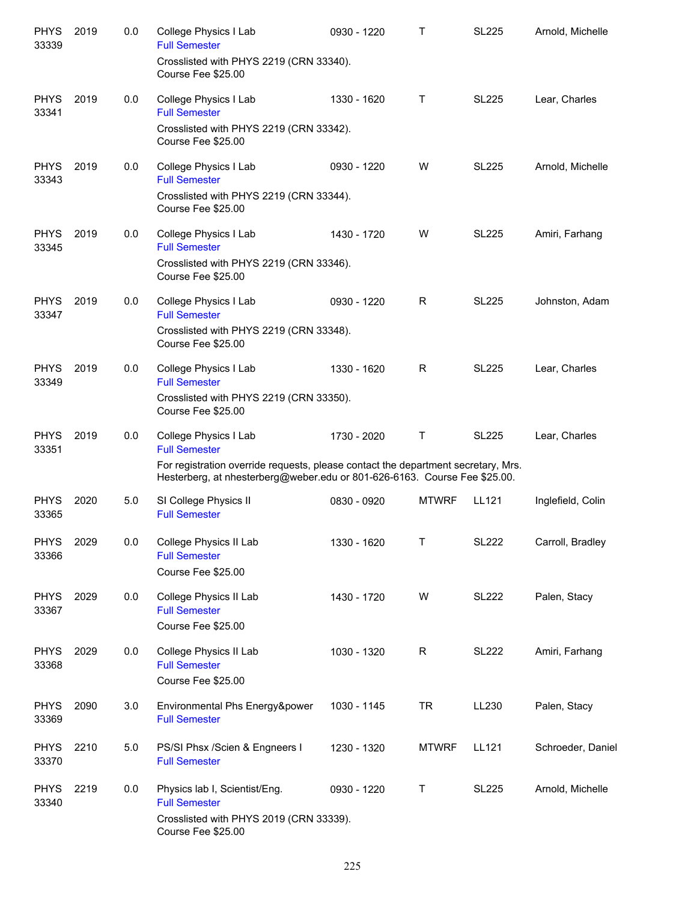| | | | | | | | |
|---|---|---|---|---|---|---|---|
| PHYS 33339 | 2019 | 0.0 | College Physics I Lab<br>Full Semester<br>Crosslisted with PHYS 2219 (CRN 33340). Course Fee $25.00 | 0930 - 1220 | T | SL225 | Arnold, Michelle |
| PHYS 33341 | 2019 | 0.0 | College Physics I Lab<br>Full Semester<br>Crosslisted with PHYS 2219 (CRN 33342). Course Fee $25.00 | 1330 - 1620 | T | SL225 | Lear, Charles |
| PHYS 33343 | 2019 | 0.0 | College Physics I Lab<br>Full Semester<br>Crosslisted with PHYS 2219 (CRN 33344). Course Fee $25.00 | 0930 - 1220 | W | SL225 | Arnold, Michelle |
| PHYS 33345 | 2019 | 0.0 | College Physics I Lab<br>Full Semester<br>Crosslisted with PHYS 2219 (CRN 33346). Course Fee $25.00 | 1430 - 1720 | W | SL225 | Amiri, Farhang |
| PHYS 33347 | 2019 | 0.0 | College Physics I Lab<br>Full Semester<br>Crosslisted with PHYS 2219 (CRN 33348). Course Fee $25.00 | 0930 - 1220 | R | SL225 | Johnston, Adam |
| PHYS 33349 | 2019 | 0.0 | College Physics I Lab<br>Full Semester<br>Crosslisted with PHYS 2219 (CRN 33350). Course Fee $25.00 | 1330 - 1620 | R | SL225 | Lear, Charles |
| PHYS 33351 | 2019 | 0.0 | College Physics I Lab<br>Full Semester<br>For registration override requests, please contact the department secretary, Mrs. Hesterberg, at nhesterberg@weber.edu or 801-626-6163. Course Fee $25.00. | 1730 - 2020 | T | SL225 | Lear, Charles |
| PHYS 33365 | 2020 | 5.0 | SI College Physics II<br>Full Semester | 0830 - 0920 | MTWRF | LL121 | Inglefield, Colin |
| PHYS 33366 | 2029 | 0.0 | College Physics II Lab<br>Full Semester<br>Course Fee $25.00 | 1330 - 1620 | T | SL222 | Carroll, Bradley |
| PHYS 33367 | 2029 | 0.0 | College Physics II Lab<br>Full Semester<br>Course Fee $25.00 | 1430 - 1720 | W | SL222 | Palen, Stacy |
| PHYS 33368 | 2029 | 0.0 | College Physics II Lab<br>Full Semester<br>Course Fee $25.00 | 1030 - 1320 | R | SL222 | Amiri, Farhang |
| PHYS 33369 | 2090 | 3.0 | Environmental Phs Energy&power<br>Full Semester | 1030 - 1145 | TR | LL230 | Palen, Stacy |
| PHYS 33370 | 2210 | 5.0 | PS/SI Phsx /Scien & Engneers I<br>Full Semester | 1230 - 1320 | MTWRF | LL121 | Schroeder, Daniel |
| PHYS 33340 | 2219 | 0.0 | Physics lab I, Scientist/Eng.<br>Full Semester<br>Crosslisted with PHYS 2019 (CRN 33339). Course Fee $25.00 | 0930 - 1220 | T | SL225 | Arnold, Michelle |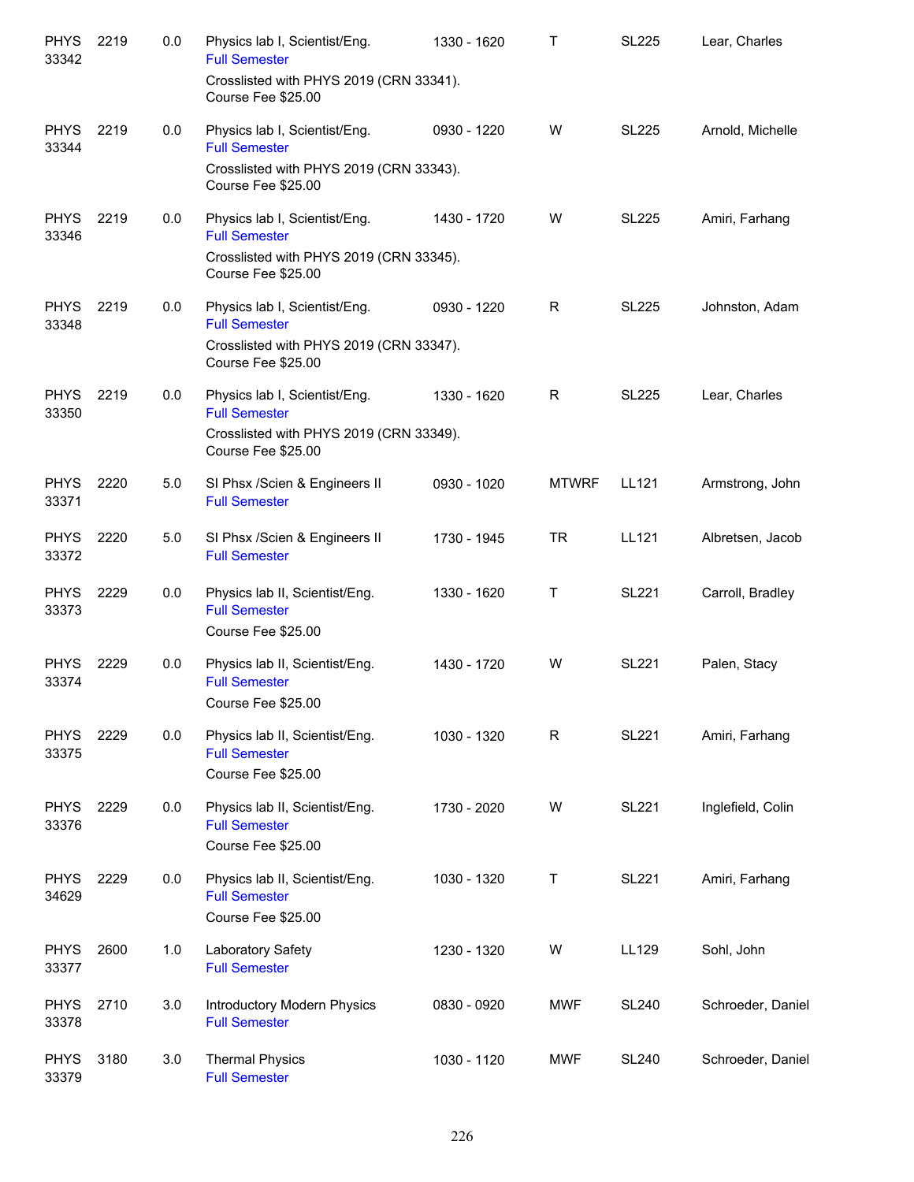| | | | | | | | |
|---|---|---|---|---|---|---|---|
| PHYS 33342 | 2219 | 0.0 | Physics lab I, Scientist/Eng.<br>Full Semester<br>Crosslisted with PHYS 2019 (CRN 33341).<br>Course Fee $25.00 | 1330 - 1620 | T | SL225 | Lear, Charles |
| PHYS 33344 | 2219 | 0.0 | Physics lab I, Scientist/Eng.<br>Full Semester<br>Crosslisted with PHYS 2019 (CRN 33343).<br>Course Fee $25.00 | 0930 - 1220 | W | SL225 | Arnold, Michelle |
| PHYS 33346 | 2219 | 0.0 | Physics lab I, Scientist/Eng.<br>Full Semester<br>Crosslisted with PHYS 2019 (CRN 33345).<br>Course Fee $25.00 | 1430 - 1720 | W | SL225 | Amiri, Farhang |
| PHYS 33348 | 2219 | 0.0 | Physics lab I, Scientist/Eng.<br>Full Semester<br>Crosslisted with PHYS 2019 (CRN 33347).<br>Course Fee $25.00 | 0930 - 1220 | R | SL225 | Johnston, Adam |
| PHYS 33350 | 2219 | 0.0 | Physics lab I, Scientist/Eng.<br>Full Semester<br>Crosslisted with PHYS 2019 (CRN 33349).<br>Course Fee $25.00 | 1330 - 1620 | R | SL225 | Lear, Charles |
| PHYS 33371 | 2220 | 5.0 | SI Phsx /Scien & Engineers II<br>Full Semester | 0930 - 1020 | MTWRF | LL121 | Armstrong, John |
| PHYS 33372 | 2220 | 5.0 | SI Phsx /Scien & Engineers II<br>Full Semester | 1730 - 1945 | TR | LL121 | Albretsen, Jacob |
| PHYS 33373 | 2229 | 0.0 | Physics lab II, Scientist/Eng.<br>Full Semester<br>Course Fee $25.00 | 1330 - 1620 | T | SL221 | Carroll, Bradley |
| PHYS 33374 | 2229 | 0.0 | Physics lab II, Scientist/Eng.<br>Full Semester<br>Course Fee $25.00 | 1430 - 1720 | W | SL221 | Palen, Stacy |
| PHYS 33375 | 2229 | 0.0 | Physics lab II, Scientist/Eng.<br>Full Semester<br>Course Fee $25.00 | 1030 - 1320 | R | SL221 | Amiri, Farhang |
| PHYS 33376 | 2229 | 0.0 | Physics lab II, Scientist/Eng.<br>Full Semester<br>Course Fee $25.00 | 1730 - 2020 | W | SL221 | Inglefield, Colin |
| PHYS 34629 | 2229 | 0.0 | Physics lab II, Scientist/Eng.<br>Full Semester<br>Course Fee $25.00 | 1030 - 1320 | T | SL221 | Amiri, Farhang |
| PHYS 33377 | 2600 | 1.0 | Laboratory Safety<br>Full Semester | 1230 - 1320 | W | LL129 | Sohl, John |
| PHYS 33378 | 2710 | 3.0 | Introductory Modern Physics<br>Full Semester | 0830 - 0920 | MWF | SL240 | Schroeder, Daniel |
| PHYS 33379 | 3180 | 3.0 | Thermal Physics<br>Full Semester | 1030 - 1120 | MWF | SL240 | Schroeder, Daniel |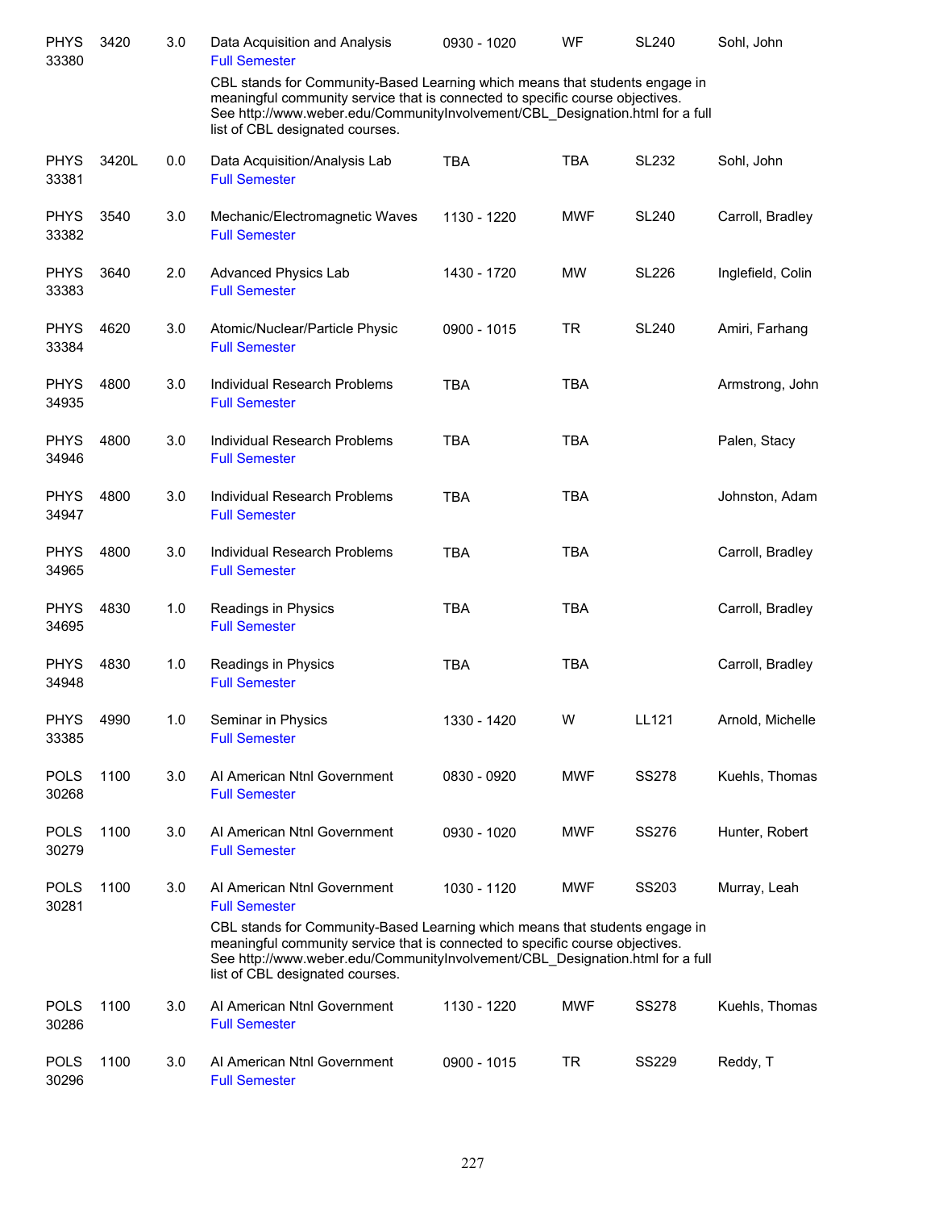| | | | | | | | |
|---|---|---|---|---|---|---|---|
| PHYS 33380 | 3420 | 3.0 | Data Acquisition and Analysis<br>Full Semester | 0930 - 1020 | WF | SL240 | Sohl, John |
| | | | CBL stands for Community-Based Learning which means that students engage in meaningful community service that is connected to specific course objectives. See http://www.weber.edu/CommunityInvolvement/CBL_Designation.html for a full list of CBL designated courses. | | | | |
| PHYS 33381 | 3420L | 0.0 | Data Acquisition/Analysis Lab<br>Full Semester | TBA | TBA | SL232 | Sohl, John |
| PHYS 33382 | 3540 | 3.0 | Mechanic/Electromagnetic Waves<br>Full Semester | 1130 - 1220 | MWF | SL240 | Carroll, Bradley |
| PHYS 33383 | 3640 | 2.0 | Advanced Physics Lab<br>Full Semester | 1430 - 1720 | MW | SL226 | Inglefield, Colin |
| PHYS 33384 | 4620 | 3.0 | Atomic/Nuclear/Particle Physic<br>Full Semester | 0900 - 1015 | TR | SL240 | Amiri, Farhang |
| PHYS 34935 | 4800 | 3.0 | Individual Research Problems<br>Full Semester | TBA | TBA | | Armstrong, John |
| PHYS 34946 | 4800 | 3.0 | Individual Research Problems<br>Full Semester | TBA | TBA | | Palen, Stacy |
| PHYS 34947 | 4800 | 3.0 | Individual Research Problems<br>Full Semester | TBA | TBA | | Johnston, Adam |
| PHYS 34965 | 4800 | 3.0 | Individual Research Problems<br>Full Semester | TBA | TBA | | Carroll, Bradley |
| PHYS 34695 | 4830 | 1.0 | Readings in Physics<br>Full Semester | TBA | TBA | | Carroll, Bradley |
| PHYS 34948 | 4830 | 1.0 | Readings in Physics<br>Full Semester | TBA | TBA | | Carroll, Bradley |
| PHYS 33385 | 4990 | 1.0 | Seminar in Physics<br>Full Semester | 1330 - 1420 | W | LL121 | Arnold, Michelle |
| POLS 30268 | 1100 | 3.0 | AI American Ntnl Government<br>Full Semester | 0830 - 0920 | MWF | SS278 | Kuehls, Thomas |
| POLS 30279 | 1100 | 3.0 | AI American Ntnl Government<br>Full Semester | 0930 - 1020 | MWF | SS276 | Hunter, Robert |
| POLS 30281 | 1100 | 3.0 | AI American Ntnl Government<br>Full Semester | 1030 - 1120 | MWF | SS203 | Murray, Leah |
| | | | CBL stands for Community-Based Learning which means that students engage in meaningful community service that is connected to specific course objectives. See http://www.weber.edu/CommunityInvolvement/CBL_Designation.html for a full list of CBL designated courses. | | | | |
| POLS 30286 | 1100 | 3.0 | AI American Ntnl Government<br>Full Semester | 1130 - 1220 | MWF | SS278 | Kuehls, Thomas |
| POLS 30296 | 1100 | 3.0 | AI American Ntnl Government<br>Full Semester | 0900 - 1015 | TR | SS229 | Reddy, T |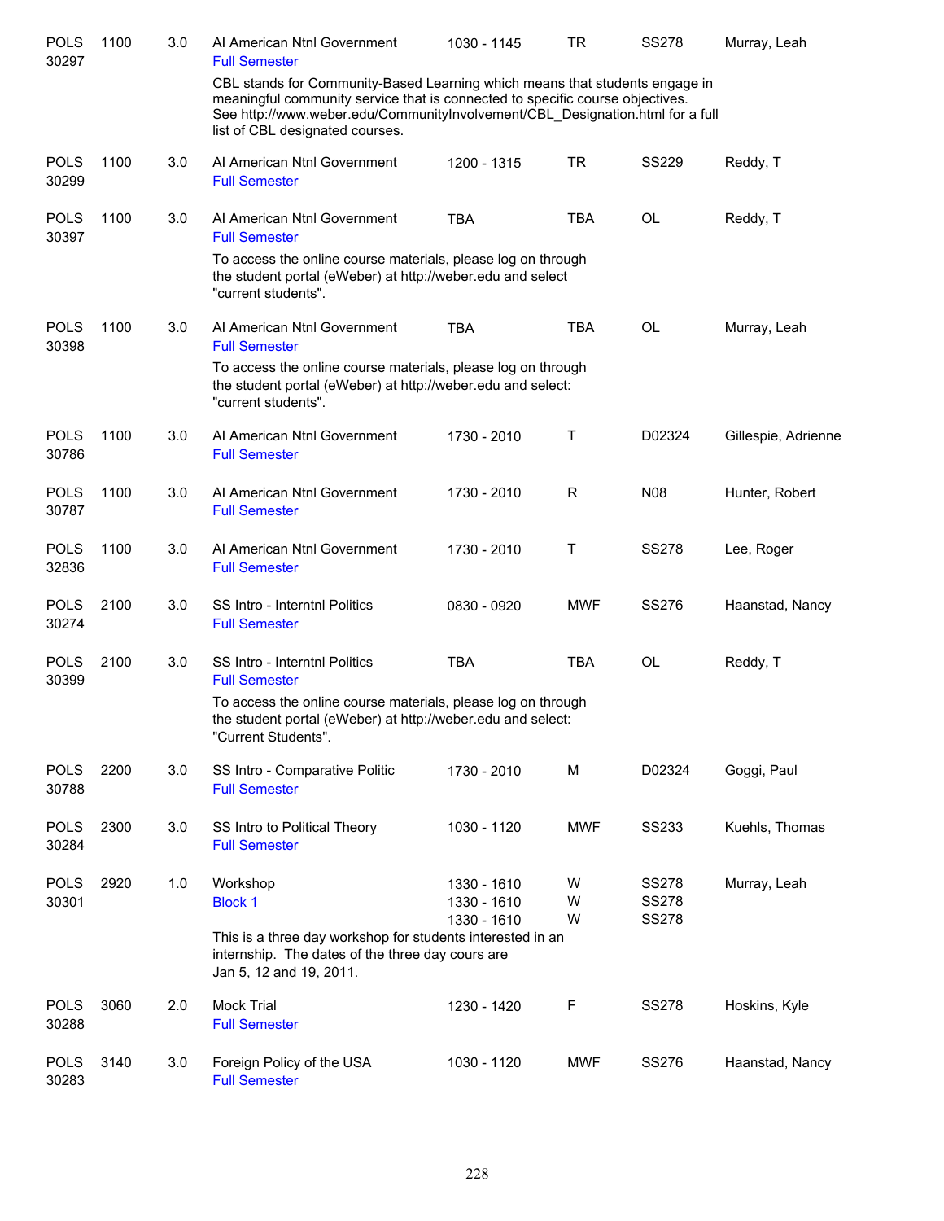| | | | | | | | |
|---|---|---|---|---|---|---|---|
| POLS 30297 | 1100 | 3.0 | AI American Ntnl Government<br>Full Semester | 1030 - 1145 | TR | SS278 | Murray, Leah |
| | | | CBL stands for Community-Based Learning which means that students engage in meaningful community service that is connected to specific course objectives. See http://www.weber.edu/CommunityInvolvement/CBL_Designation.html for a full list of CBL designated courses. | | | | |
| POLS 30299 | 1100 | 3.0 | AI American Ntnl Government<br>Full Semester | 1200 - 1315 | TR | SS229 | Reddy, T |
| POLS 30397 | 1100 | 3.0 | AI American Ntnl Government<br>Full Semester | TBA | TBA | OL | Reddy, T |
| | | | To access the online course materials, please log on through the student portal (eWeber) at http://weber.edu and select "current students". | | | | |
| POLS 30398 | 1100 | 3.0 | AI American Ntnl Government<br>Full Semester | TBA | TBA | OL | Murray, Leah |
| | | | To access the online course materials, please log on through the student portal (eWeber) at http://weber.edu and select: "current students". | | | | |
| POLS 30786 | 1100 | 3.0 | AI American Ntnl Government<br>Full Semester | 1730 - 2010 | T | D02324 | Gillespie, Adrienne |
| POLS 30787 | 1100 | 3.0 | AI American Ntnl Government<br>Full Semester | 1730 - 2010 | R | N08 | Hunter, Robert |
| POLS 32836 | 1100 | 3.0 | AI American Ntnl Government<br>Full Semester | 1730 - 2010 | T | SS278 | Lee, Roger |
| POLS 30274 | 2100 | 3.0 | SS Intro - Interntnl Politics<br>Full Semester | 0830 - 0920 | MWF | SS276 | Haanstad, Nancy |
| POLS 30399 | 2100 | 3.0 | SS Intro - Interntnl Politics<br>Full Semester | TBA | TBA | OL | Reddy, T |
| | | | To access the online course materials, please log on through the student portal (eWeber) at http://weber.edu and select: "Current Students". | | | | |
| POLS 30788 | 2200 | 3.0 | SS Intro - Comparative Politic<br>Full Semester | 1730 - 2010 | M | D02324 | Goggi, Paul |
| POLS 30284 | 2300 | 3.0 | SS Intro to Political Theory<br>Full Semester | 1030 - 1120 | MWF | SS233 | Kuehls, Thomas |
| POLS 30301 | 2920 | 1.0 | Workshop<br>Block 1 | 1330 - 1610<br>1330 - 1610<br>1330 - 1610 | W<br>W<br>W | SS278<br>SS278<br>SS278 | Murray, Leah |
| | | | This is a three day workshop for students interested in an internship. The dates of the three day cours are Jan 5, 12 and 19, 2011. | | | | |
| POLS 30288 | 3060 | 2.0 | Mock Trial<br>Full Semester | 1230 - 1420 | F | SS278 | Hoskins, Kyle |
| POLS 30283 | 3140 | 3.0 | Foreign Policy of the USA<br>Full Semester | 1030 - 1120 | MWF | SS276 | Haanstad, Nancy |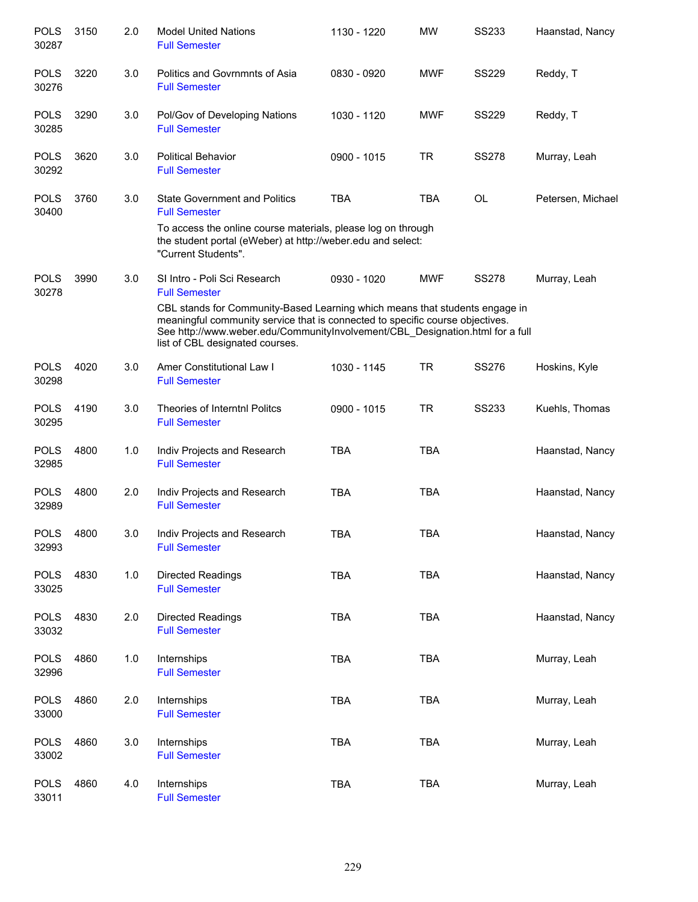| | | | | | | | |
|---|---|---|---|---|---|---|---|
| POLS 30287 | 3150 | 2.0 | Model United Nations<br>Full Semester | 1130 - 1220 | MW | SS233 | Haanstad, Nancy |
| POLS 30276 | 3220 | 3.0 | Politics and Govrnmnts of Asia<br>Full Semester | 0830 - 0920 | MWF | SS229 | Reddy, T |
| POLS 30285 | 3290 | 3.0 | Pol/Gov of Developing Nations<br>Full Semester | 1030 - 1120 | MWF | SS229 | Reddy, T |
| POLS 30292 | 3620 | 3.0 | Political Behavior<br>Full Semester | 0900 - 1015 | TR | SS278 | Murray, Leah |
| POLS 30400 | 3760 | 3.0 | State Government and Politics<br>Full Semester<br>To access the online course materials, please log on through the student portal (eWeber) at http://weber.edu and select: "Current Students". | TBA | TBA | OL | Petersen, Michael |
| POLS 30278 | 3990 | 3.0 | SI Intro - Poli Sci Research<br>Full Semester<br>CBL stands for Community-Based Learning which means that students engage in meaningful community service that is connected to specific course objectives. See http://www.weber.edu/CommunityInvolvement/CBL_Designation.html for a full list of CBL designated courses. | 0930 - 1020 | MWF | SS278 | Murray, Leah |
| POLS 30298 | 4020 | 3.0 | Amer Constitutional Law I<br>Full Semester | 1030 - 1145 | TR | SS276 | Hoskins, Kyle |
| POLS 30295 | 4190 | 3.0 | Theories of Interntnl Politcs<br>Full Semester | 0900 - 1015 | TR | SS233 | Kuehls, Thomas |
| POLS 32985 | 4800 | 1.0 | Indiv Projects and Research<br>Full Semester | TBA | TBA | | Haanstad, Nancy |
| POLS 32989 | 4800 | 2.0 | Indiv Projects and Research<br>Full Semester | TBA | TBA | | Haanstad, Nancy |
| POLS 32993 | 4800 | 3.0 | Indiv Projects and Research<br>Full Semester | TBA | TBA | | Haanstad, Nancy |
| POLS 33025 | 4830 | 1.0 | Directed Readings<br>Full Semester | TBA | TBA | | Haanstad, Nancy |
| POLS 33032 | 4830 | 2.0 | Directed Readings<br>Full Semester | TBA | TBA | | Haanstad, Nancy |
| POLS 32996 | 4860 | 1.0 | Internships<br>Full Semester | TBA | TBA | | Murray, Leah |
| POLS 33000 | 4860 | 2.0 | Internships<br>Full Semester | TBA | TBA | | Murray, Leah |
| POLS 33002 | 4860 | 3.0 | Internships<br>Full Semester | TBA | TBA | | Murray, Leah |
| POLS 33011 | 4860 | 4.0 | Internships<br>Full Semester | TBA | TBA | | Murray, Leah |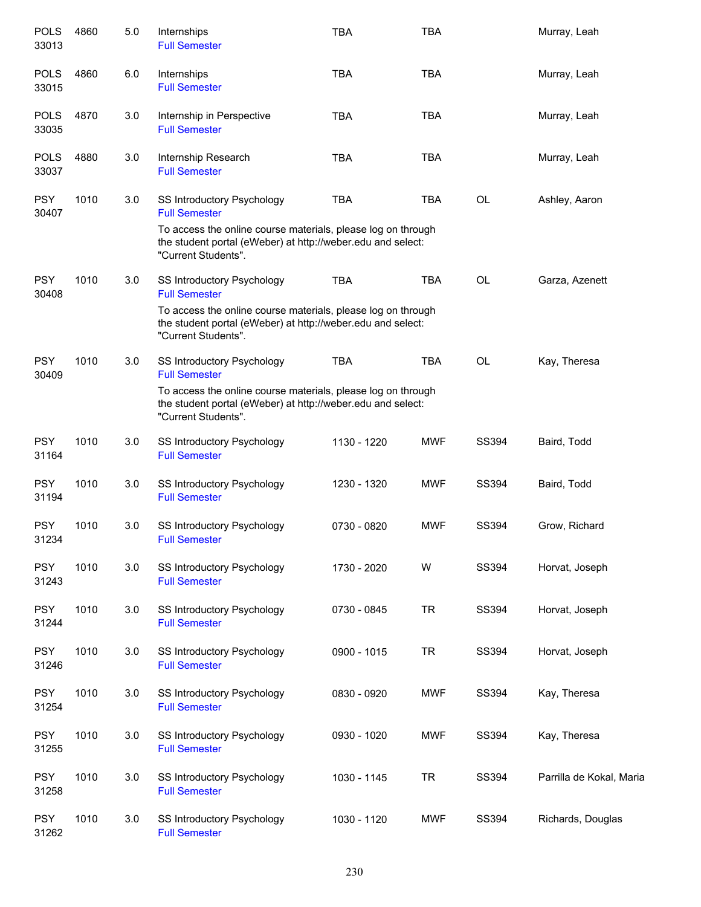| | | | | | | | |
|---|---|---|---|---|---|---|---|
| POLS 33013 | 4860 | 5.0 | Internships<br>Full Semester | TBA | TBA | | Murray, Leah |
| POLS 33015 | 4860 | 6.0 | Internships<br>Full Semester | TBA | TBA | | Murray, Leah |
| POLS 33035 | 4870 | 3.0 | Internship in Perspective<br>Full Semester | TBA | TBA | | Murray, Leah |
| POLS 33037 | 4880 | 3.0 | Internship Research<br>Full Semester | TBA | TBA | | Murray, Leah |
| PSY 30407 | 1010 | 3.0 | SS Introductory Psychology<br>Full Semester<br>To access the online course materials, please log on through the student portal (eWeber) at http://weber.edu and select: "Current Students". | TBA | TBA | OL | Ashley, Aaron |
| PSY 30408 | 1010 | 3.0 | SS Introductory Psychology<br>Full Semester<br>To access the online course materials, please log on through the student portal (eWeber) at http://weber.edu and select: "Current Students". | TBA | TBA | OL | Garza, Azenett |
| PSY 30409 | 1010 | 3.0 | SS Introductory Psychology<br>Full Semester<br>To access the online course materials, please log on through the student portal (eWeber) at http://weber.edu and select: "Current Students". | TBA | TBA | OL | Kay, Theresa |
| PSY 31164 | 1010 | 3.0 | SS Introductory Psychology<br>Full Semester | 1130 - 1220 | MWF | SS394 | Baird, Todd |
| PSY 31194 | 1010 | 3.0 | SS Introductory Psychology<br>Full Semester | 1230 - 1320 | MWF | SS394 | Baird, Todd |
| PSY 31234 | 1010 | 3.0 | SS Introductory Psychology<br>Full Semester | 0730 - 0820 | MWF | SS394 | Grow, Richard |
| PSY 31243 | 1010 | 3.0 | SS Introductory Psychology<br>Full Semester | 1730 - 2020 | W | SS394 | Horvat, Joseph |
| PSY 31244 | 1010 | 3.0 | SS Introductory Psychology<br>Full Semester | 0730 - 0845 | TR | SS394 | Horvat, Joseph |
| PSY 31246 | 1010 | 3.0 | SS Introductory Psychology<br>Full Semester | 0900 - 1015 | TR | SS394 | Horvat, Joseph |
| PSY 31254 | 1010 | 3.0 | SS Introductory Psychology<br>Full Semester | 0830 - 0920 | MWF | SS394 | Kay, Theresa |
| PSY 31255 | 1010 | 3.0 | SS Introductory Psychology<br>Full Semester | 0930 - 1020 | MWF | SS394 | Kay, Theresa |
| PSY 31258 | 1010 | 3.0 | SS Introductory Psychology<br>Full Semester | 1030 - 1145 | TR | SS394 | Parrilla de Kokal, Maria |
| PSY 31262 | 1010 | 3.0 | SS Introductory Psychology<br>Full Semester | 1030 - 1120 | MWF | SS394 | Richards, Douglas |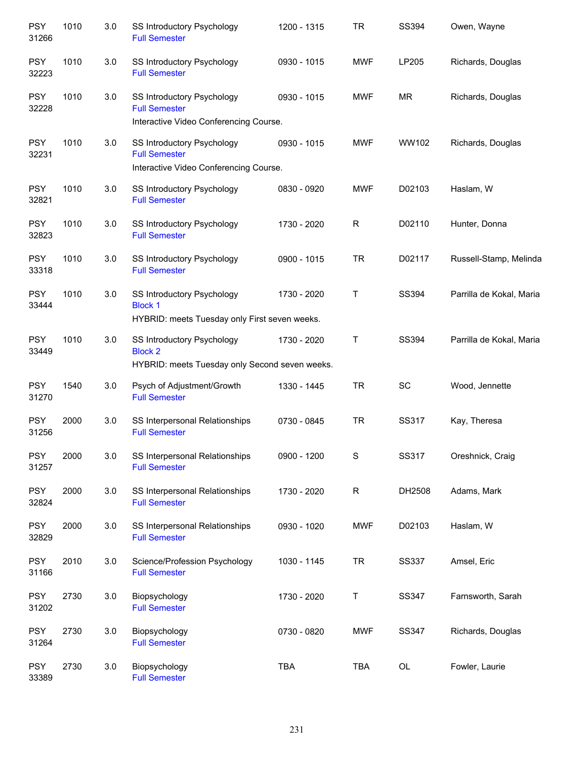| | | | | | | | |
|---|---|---|---|---|---|---|---|
| PSY 31266 | 1010 | 3.0 | SS Introductory Psychology<br>Full Semester | 1200 - 1315 | TR | SS394 | Owen, Wayne |
| PSY 32223 | 1010 | 3.0 | SS Introductory Psychology<br>Full Semester | 0930 - 1015 | MWF | LP205 | Richards, Douglas |
| PSY 32228 | 1010 | 3.0 | SS Introductory Psychology<br>Full Semester<br>Interactive Video Conferencing Course. | 0930 - 1015 | MWF | MR | Richards, Douglas |
| PSY 32231 | 1010 | 3.0 | SS Introductory Psychology<br>Full Semester<br>Interactive Video Conferencing Course. | 0930 - 1015 | MWF | WW102 | Richards, Douglas |
| PSY 32821 | 1010 | 3.0 | SS Introductory Psychology<br>Full Semester | 0830 - 0920 | MWF | D02103 | Haslam, W |
| PSY 32823 | 1010 | 3.0 | SS Introductory Psychology<br>Full Semester | 1730 - 2020 | R | D02110 | Hunter, Donna |
| PSY 33318 | 1010 | 3.0 | SS Introductory Psychology<br>Full Semester | 0900 - 1015 | TR | D02117 | Russell-Stamp, Melinda |
| PSY 33444 | 1010 | 3.0 | SS Introductory Psychology<br>Block 1<br>HYBRID: meets Tuesday only First seven weeks. | 1730 - 2020 | T | SS394 | Parrilla de Kokal, Maria |
| PSY 33449 | 1010 | 3.0 | SS Introductory Psychology<br>Block 2<br>HYBRID: meets Tuesday only Second seven weeks. | 1730 - 2020 | T | SS394 | Parrilla de Kokal, Maria |
| PSY 31270 | 1540 | 3.0 | Psych of Adjustment/Growth<br>Full Semester | 1330 - 1445 | TR | SC | Wood, Jennette |
| PSY 31256 | 2000 | 3.0 | SS Interpersonal Relationships<br>Full Semester | 0730 - 0845 | TR | SS317 | Kay, Theresa |
| PSY 31257 | 2000 | 3.0 | SS Interpersonal Relationships<br>Full Semester | 0900 - 1200 | S | SS317 | Oreshnick, Craig |
| PSY 32824 | 2000 | 3.0 | SS Interpersonal Relationships<br>Full Semester | 1730 - 2020 | R | DH2508 | Adams, Mark |
| PSY 32829 | 2000 | 3.0 | SS Interpersonal Relationships<br>Full Semester | 0930 - 1020 | MWF | D02103 | Haslam, W |
| PSY 31166 | 2010 | 3.0 | Science/Profession Psychology<br>Full Semester | 1030 - 1145 | TR | SS337 | Amsel, Eric |
| PSY 31202 | 2730 | 3.0 | Biopsychology<br>Full Semester | 1730 - 2020 | T | SS347 | Farnsworth, Sarah |
| PSY 31264 | 2730 | 3.0 | Biopsychology<br>Full Semester | 0730 - 0820 | MWF | SS347 | Richards, Douglas |
| PSY 33389 | 2730 | 3.0 | Biopsychology<br>Full Semester | TBA | TBA | OL | Fowler, Laurie |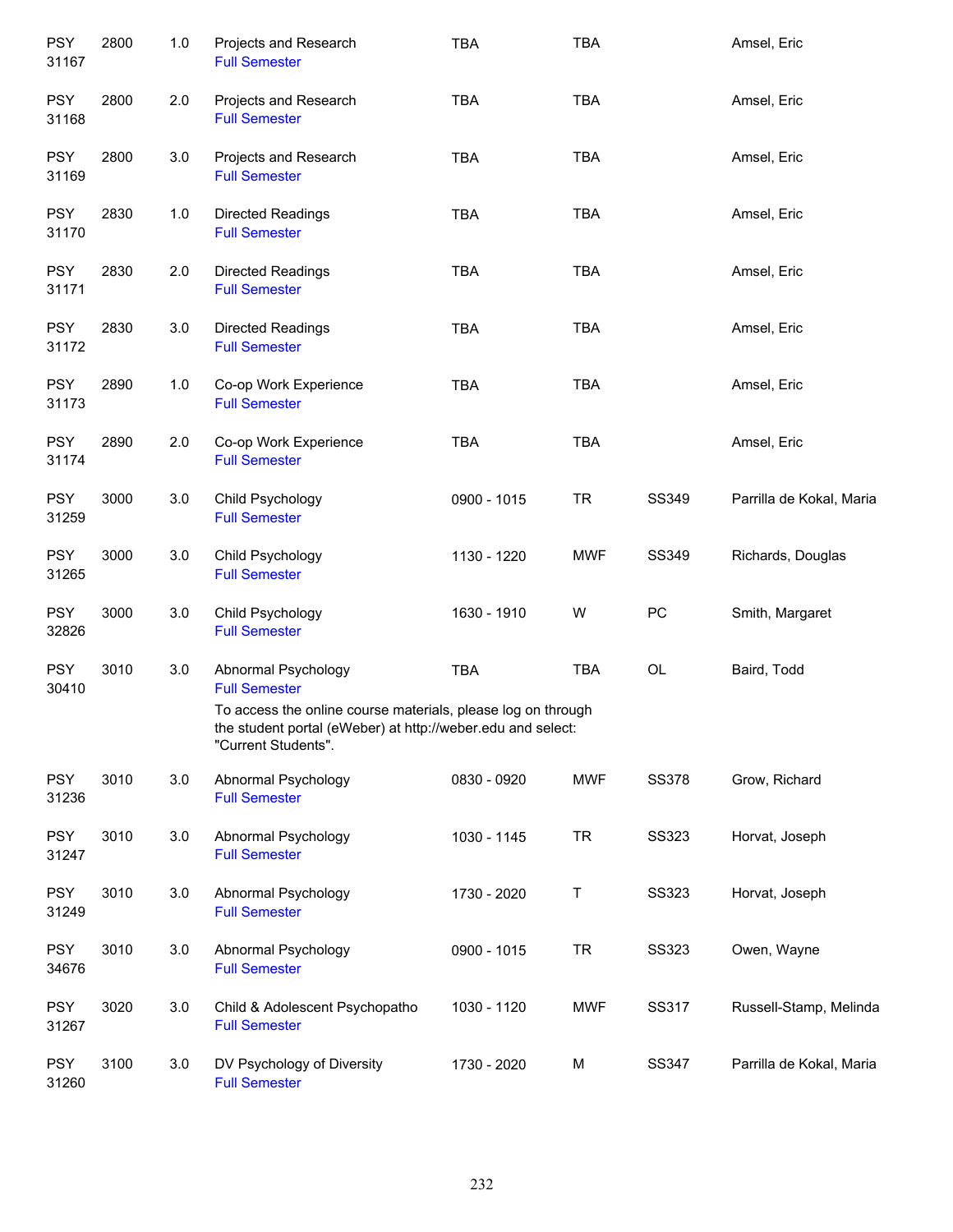| | | | | | | | |
|---|---|---|---|---|---|---|---|
| PSY 31167 | 2800 | 1.0 | Projects and Research<br>Full Semester | TBA | TBA | | Amsel, Eric |
| PSY 31168 | 2800 | 2.0 | Projects and Research<br>Full Semester | TBA | TBA | | Amsel, Eric |
| PSY 31169 | 2800 | 3.0 | Projects and Research<br>Full Semester | TBA | TBA | | Amsel, Eric |
| PSY 31170 | 2830 | 1.0 | Directed Readings<br>Full Semester | TBA | TBA | | Amsel, Eric |
| PSY 31171 | 2830 | 2.0 | Directed Readings<br>Full Semester | TBA | TBA | | Amsel, Eric |
| PSY 31172 | 2830 | 3.0 | Directed Readings<br>Full Semester | TBA | TBA | | Amsel, Eric |
| PSY 31173 | 2890 | 1.0 | Co-op Work Experience<br>Full Semester | TBA | TBA | | Amsel, Eric |
| PSY 31174 | 2890 | 2.0 | Co-op Work Experience<br>Full Semester | TBA | TBA | | Amsel, Eric |
| PSY 31259 | 3000 | 3.0 | Child Psychology<br>Full Semester | 0900 - 1015 | TR | SS349 | Parrilla de Kokal, Maria |
| PSY 31265 | 3000 | 3.0 | Child Psychology<br>Full Semester | 1130 - 1220 | MWF | SS349 | Richards, Douglas |
| PSY 32826 | 3000 | 3.0 | Child Psychology<br>Full Semester | 1630 - 1910 | W | PC | Smith, Margaret |
| PSY 30410 | 3010 | 3.0 | Abnormal Psychology<br>Full Semester<br>To access the online course materials, please log on through the student portal (eWeber) at http://weber.edu and select: "Current Students". | TBA | TBA | OL | Baird, Todd |
| PSY 31236 | 3010 | 3.0 | Abnormal Psychology<br>Full Semester | 0830 - 0920 | MWF | SS378 | Grow, Richard |
| PSY 31247 | 3010 | 3.0 | Abnormal Psychology<br>Full Semester | 1030 - 1145 | TR | SS323 | Horvat, Joseph |
| PSY 31249 | 3010 | 3.0 | Abnormal Psychology<br>Full Semester | 1730 - 2020 | T | SS323 | Horvat, Joseph |
| PSY 34676 | 3010 | 3.0 | Abnormal Psychology<br>Full Semester | 0900 - 1015 | TR | SS323 | Owen, Wayne |
| PSY 31267 | 3020 | 3.0 | Child & Adolescent Psychopatho<br>Full Semester | 1030 - 1120 | MWF | SS317 | Russell-Stamp, Melinda |
| PSY 31260 | 3100 | 3.0 | DV Psychology of Diversity<br>Full Semester | 1730 - 2020 | M | SS347 | Parrilla de Kokal, Maria |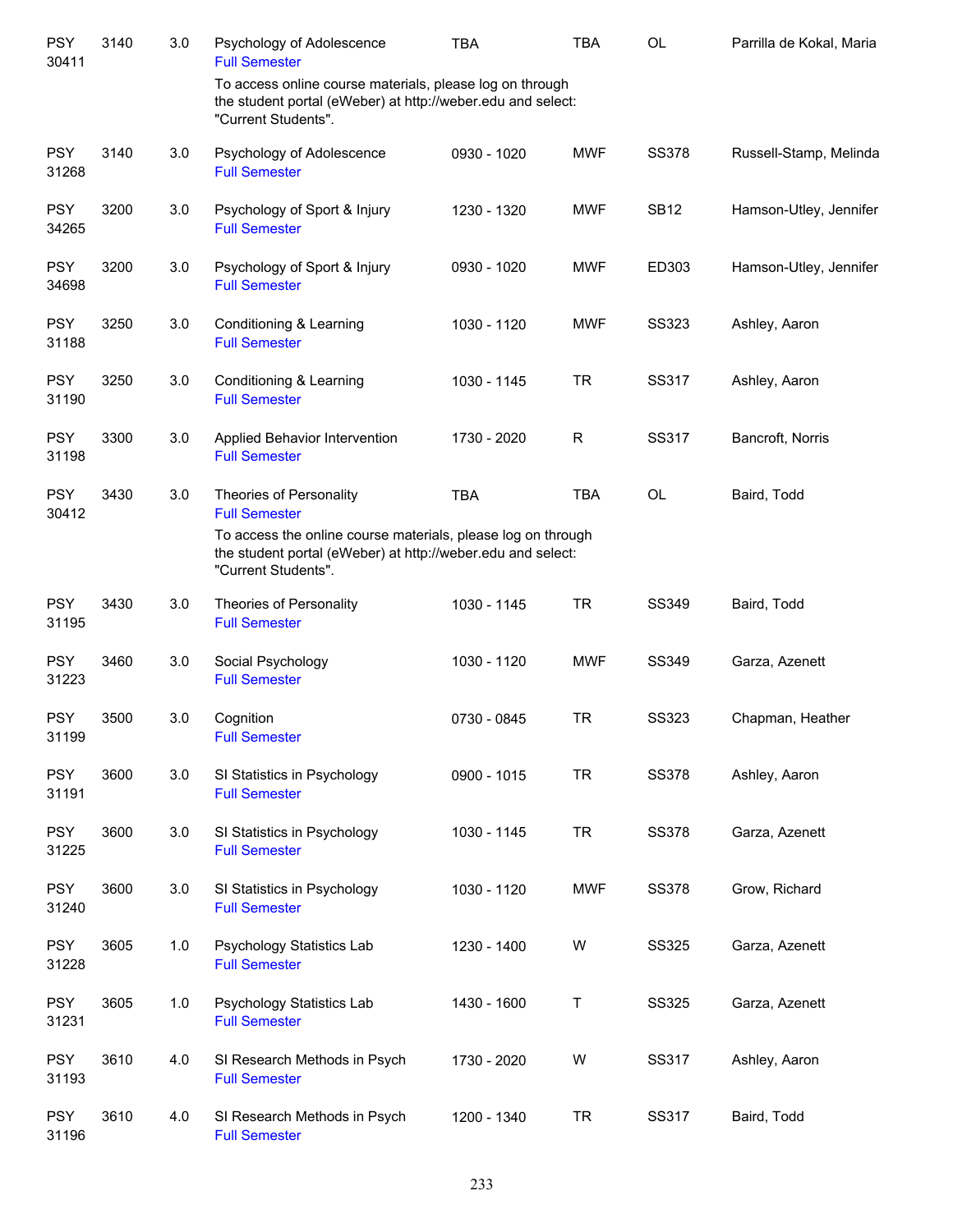| | | | | | | | |
|---|---|---|---|---|---|---|---|
| PSY 30411 | 3140 | 3.0 | Psychology of Adolescence<br>Full Semester<br>To access online course materials, please log on through the student portal (eWeber) at http://weber.edu and select: "Current Students". | TBA | TBA | OL | Parrilla de Kokal, Maria |
| PSY 31268 | 3140 | 3.0 | Psychology of Adolescence<br>Full Semester | 0930 - 1020 | MWF | SS378 | Russell-Stamp, Melinda |
| PSY 34265 | 3200 | 3.0 | Psychology of Sport & Injury<br>Full Semester | 1230 - 1320 | MWF | SB12 | Hamson-Utley, Jennifer |
| PSY 34698 | 3200 | 3.0 | Psychology of Sport & Injury<br>Full Semester | 0930 - 1020 | MWF | ED303 | Hamson-Utley, Jennifer |
| PSY 31188 | 3250 | 3.0 | Conditioning & Learning<br>Full Semester | 1030 - 1120 | MWF | SS323 | Ashley, Aaron |
| PSY 31190 | 3250 | 3.0 | Conditioning & Learning<br>Full Semester | 1030 - 1145 | TR | SS317 | Ashley, Aaron |
| PSY 31198 | 3300 | 3.0 | Applied Behavior Intervention<br>Full Semester | 1730 - 2020 | R | SS317 | Bancroft, Norris |
| PSY 30412 | 3430 | 3.0 | Theories of Personality<br>Full Semester<br>To access the online course materials, please log on through the student portal (eWeber) at http://weber.edu and select: "Current Students". | TBA | TBA | OL | Baird, Todd |
| PSY 31195 | 3430 | 3.0 | Theories of Personality<br>Full Semester | 1030 - 1145 | TR | SS349 | Baird, Todd |
| PSY 31223 | 3460 | 3.0 | Social Psychology<br>Full Semester | 1030 - 1120 | MWF | SS349 | Garza, Azenett |
| PSY 31199 | 3500 | 3.0 | Cognition<br>Full Semester | 0730 - 0845 | TR | SS323 | Chapman, Heather |
| PSY 31191 | 3600 | 3.0 | SI Statistics in Psychology<br>Full Semester | 0900 - 1015 | TR | SS378 | Ashley, Aaron |
| PSY 31225 | 3600 | 3.0 | SI Statistics in Psychology<br>Full Semester | 1030 - 1145 | TR | SS378 | Garza, Azenett |
| PSY 31240 | 3600 | 3.0 | SI Statistics in Psychology<br>Full Semester | 1030 - 1120 | MWF | SS378 | Grow, Richard |
| PSY 31228 | 3605 | 1.0 | Psychology Statistics Lab<br>Full Semester | 1230 - 1400 | W | SS325 | Garza, Azenett |
| PSY 31231 | 3605 | 1.0 | Psychology Statistics Lab<br>Full Semester | 1430 - 1600 | T | SS325 | Garza, Azenett |
| PSY 31193 | 3610 | 4.0 | SI Research Methods in Psych<br>Full Semester | 1730 - 2020 | W | SS317 | Ashley, Aaron |
| PSY 31196 | 3610 | 4.0 | SI Research Methods in Psych<br>Full Semester | 1200 - 1340 | TR | SS317 | Baird, Todd |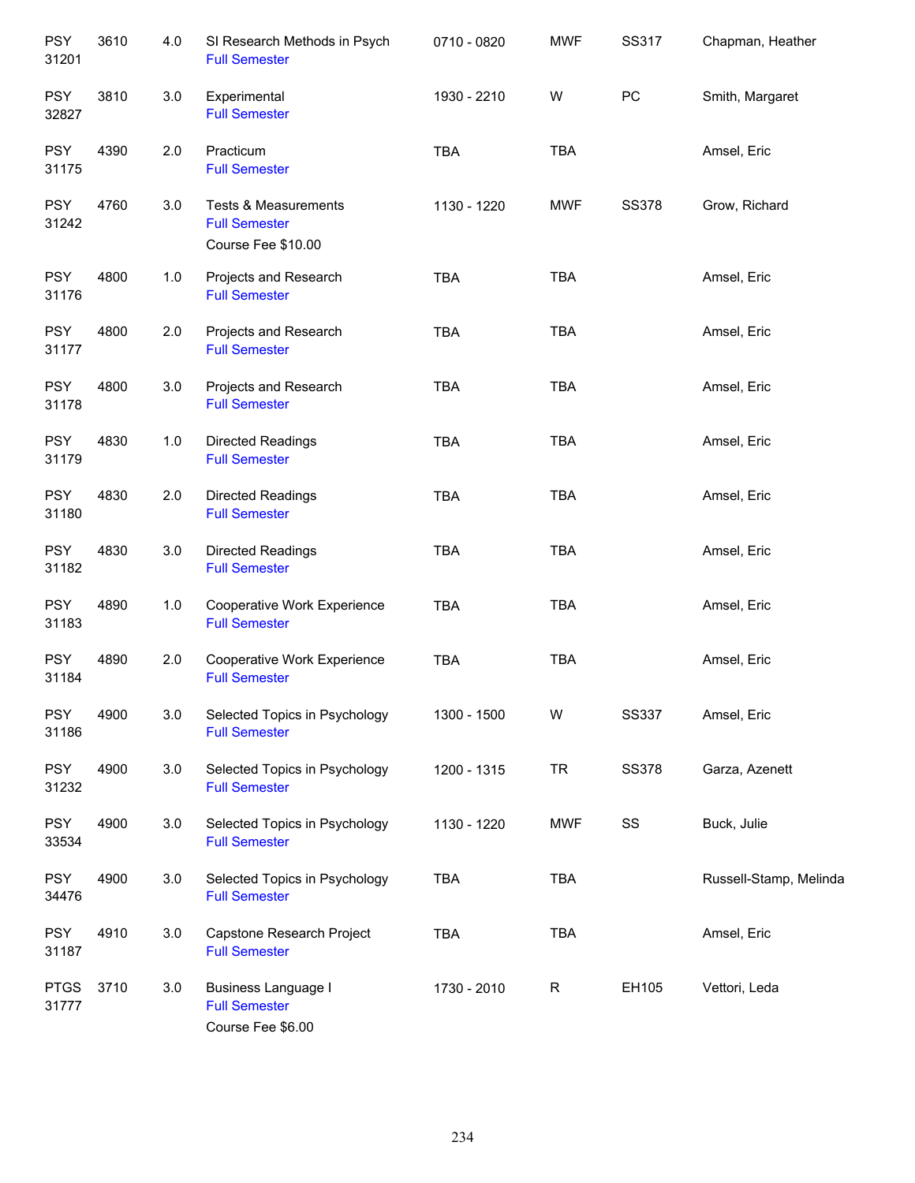| | | | | | | | |
|---|---|---|---|---|---|---|---|
| PSY 31201 | 3610 | 4.0 | SI Research Methods in Psych<br>Full Semester | 0710 - 0820 | MWF | SS317 | Chapman, Heather |
| PSY 32827 | 3810 | 3.0 | Experimental<br>Full Semester | 1930 - 2210 | W | PC | Smith, Margaret |
| PSY 31175 | 4390 | 2.0 | Practicum<br>Full Semester | TBA | TBA | | Amsel, Eric |
| PSY 31242 | 4760 | 3.0 | Tests & Measurements<br>Full Semester<br>Course Fee $10.00 | 1130 - 1220 | MWF | SS378 | Grow, Richard |
| PSY 31176 | 4800 | 1.0 | Projects and Research<br>Full Semester | TBA | TBA | | Amsel, Eric |
| PSY 31177 | 4800 | 2.0 | Projects and Research<br>Full Semester | TBA | TBA | | Amsel, Eric |
| PSY 31178 | 4800 | 3.0 | Projects and Research<br>Full Semester | TBA | TBA | | Amsel, Eric |
| PSY 31179 | 4830 | 1.0 | Directed Readings<br>Full Semester | TBA | TBA | | Amsel, Eric |
| PSY 31180 | 4830 | 2.0 | Directed Readings<br>Full Semester | TBA | TBA | | Amsel, Eric |
| PSY 31182 | 4830 | 3.0 | Directed Readings<br>Full Semester | TBA | TBA | | Amsel, Eric |
| PSY 31183 | 4890 | 1.0 | Cooperative Work Experience<br>Full Semester | TBA | TBA | | Amsel, Eric |
| PSY 31184 | 4890 | 2.0 | Cooperative Work Experience<br>Full Semester | TBA | TBA | | Amsel, Eric |
| PSY 31186 | 4900 | 3.0 | Selected Topics in Psychology<br>Full Semester | 1300 - 1500 | W | SS337 | Amsel, Eric |
| PSY 31232 | 4900 | 3.0 | Selected Topics in Psychology<br>Full Semester | 1200 - 1315 | TR | SS378 | Garza, Azenett |
| PSY 33534 | 4900 | 3.0 | Selected Topics in Psychology<br>Full Semester | 1130 - 1220 | MWF | SS | Buck, Julie |
| PSY 34476 | 4900 | 3.0 | Selected Topics in Psychology<br>Full Semester | TBA | TBA | | Russell-Stamp, Melinda |
| PSY 31187 | 4910 | 3.0 | Capstone Research Project<br>Full Semester | TBA | TBA | | Amsel, Eric |
| PTGS 31777 | 3710 | 3.0 | Business Language I<br>Full Semester<br>Course Fee $6.00 | 1730 - 2010 | R | EH105 | Vettori, Leda |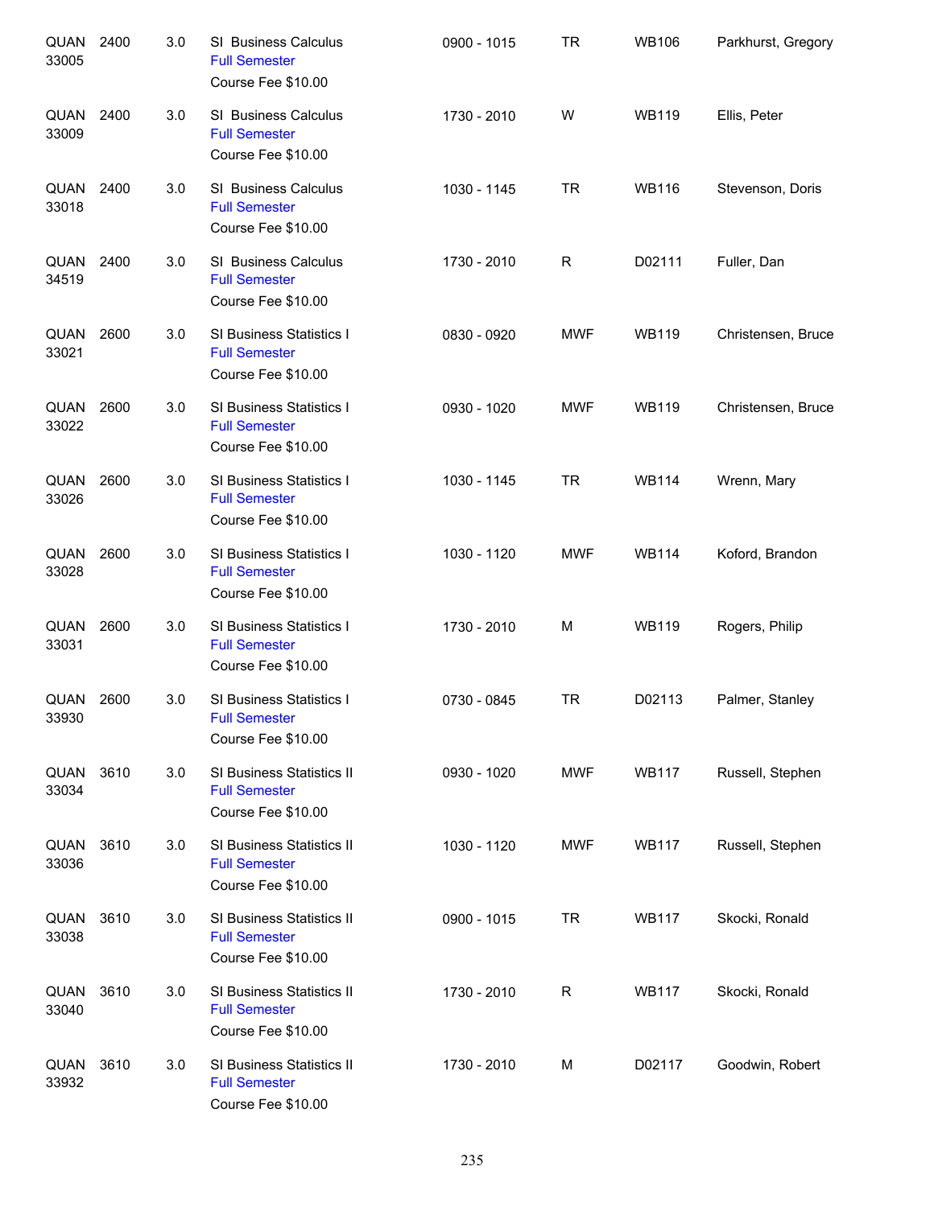| | | | | | | | |
|---|---|---|---|---|---|---|---|
| QUAN 33005 | 2400 | 3.0 | SI Business Calculus<br>Full Semester<br>Course Fee $10.00 | 0900 - 1015 | TR | WB106 | Parkhurst, Gregory |
| QUAN 33009 | 2400 | 3.0 | SI Business Calculus<br>Full Semester<br>Course Fee $10.00 | 1730 - 2010 | W | WB119 | Ellis, Peter |
| QUAN 33018 | 2400 | 3.0 | SI Business Calculus<br>Full Semester<br>Course Fee $10.00 | 1030 - 1145 | TR | WB116 | Stevenson, Doris |
| QUAN 34519 | 2400 | 3.0 | SI Business Calculus<br>Full Semester<br>Course Fee $10.00 | 1730 - 2010 | R | D02111 | Fuller, Dan |
| QUAN 33021 | 2600 | 3.0 | SI Business Statistics I<br>Full Semester<br>Course Fee $10.00 | 0830 - 0920 | MWF | WB119 | Christensen, Bruce |
| QUAN 33022 | 2600 | 3.0 | SI Business Statistics I<br>Full Semester<br>Course Fee $10.00 | 0930 - 1020 | MWF | WB119 | Christensen, Bruce |
| QUAN 33026 | 2600 | 3.0 | SI Business Statistics I<br>Full Semester<br>Course Fee $10.00 | 1030 - 1145 | TR | WB114 | Wrenn, Mary |
| QUAN 33028 | 2600 | 3.0 | SI Business Statistics I<br>Full Semester<br>Course Fee $10.00 | 1030 - 1120 | MWF | WB114 | Koford, Brandon |
| QUAN 33031 | 2600 | 3.0 | SI Business Statistics I<br>Full Semester<br>Course Fee $10.00 | 1730 - 2010 | M | WB119 | Rogers, Philip |
| QUAN 33930 | 2600 | 3.0 | SI Business Statistics I<br>Full Semester<br>Course Fee $10.00 | 0730 - 0845 | TR | D02113 | Palmer, Stanley |
| QUAN 33034 | 3610 | 3.0 | SI Business Statistics II<br>Full Semester<br>Course Fee $10.00 | 0930 - 1020 | MWF | WB117 | Russell, Stephen |
| QUAN 33036 | 3610 | 3.0 | SI Business Statistics II<br>Full Semester<br>Course Fee $10.00 | 1030 - 1120 | MWF | WB117 | Russell, Stephen |
| QUAN 33038 | 3610 | 3.0 | SI Business Statistics II<br>Full Semester<br>Course Fee $10.00 | 0900 - 1015 | TR | WB117 | Skocki, Ronald |
| QUAN 33040 | 3610 | 3.0 | SI Business Statistics II<br>Full Semester<br>Course Fee $10.00 | 1730 - 2010 | R | WB117 | Skocki, Ronald |
| QUAN 33932 | 3610 | 3.0 | SI Business Statistics II<br>Full Semester<br>Course Fee $10.00 | 1730 - 2010 | M | D02117 | Goodwin, Robert |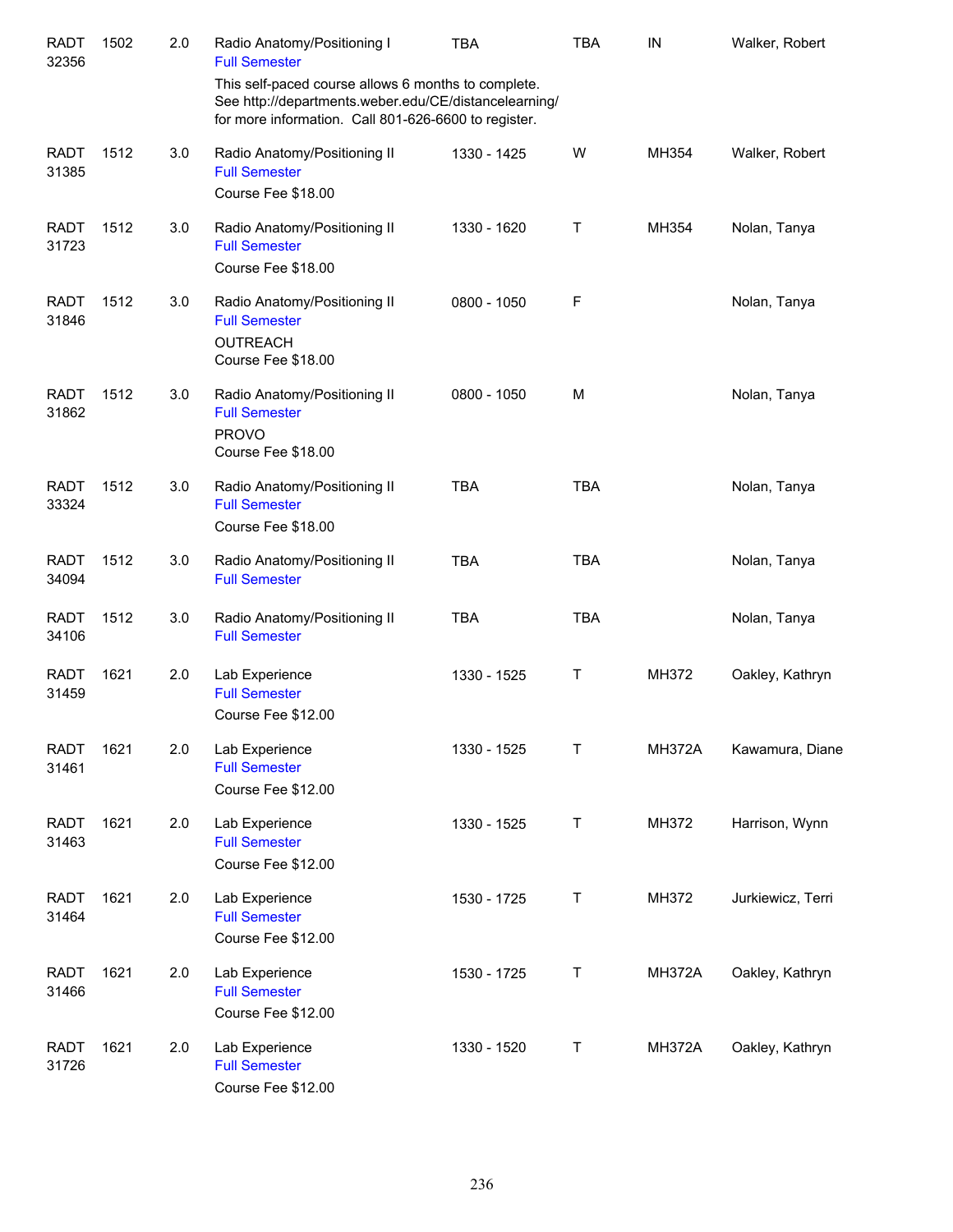| | | | | | | | |
|---|---|---|---|---|---|---|---|
| RADT 32356 | 1502 | 2.0 | Radio Anatomy/Positioning I<br>Full Semester<br>This self-paced course allows 6 months to complete. See http://departments.weber.edu/CE/distancelearning/ for more information. Call 801-626-6600 to register. | TBA | TBA | IN | Walker, Robert |
| RADT 31385 | 1512 | 3.0 | Radio Anatomy/Positioning II<br>Full Semester<br>Course Fee $18.00 | 1330 - 1425 | W | MH354 | Walker, Robert |
| RADT 31723 | 1512 | 3.0 | Radio Anatomy/Positioning II<br>Full Semester<br>Course Fee $18.00 | 1330 - 1620 | T | MH354 | Nolan, Tanya |
| RADT 31846 | 1512 | 3.0 | Radio Anatomy/Positioning II<br>Full Semester<br>OUTREACH<br>Course Fee $18.00 | 0800 - 1050 | F | | Nolan, Tanya |
| RADT 31862 | 1512 | 3.0 | Radio Anatomy/Positioning II<br>Full Semester<br>PROVO<br>Course Fee $18.00 | 0800 - 1050 | M | | Nolan, Tanya |
| RADT 33324 | 1512 | 3.0 | Radio Anatomy/Positioning II<br>Full Semester<br>Course Fee $18.00 | TBA | TBA | | Nolan, Tanya |
| RADT 34094 | 1512 | 3.0 | Radio Anatomy/Positioning II<br>Full Semester | TBA | TBA | | Nolan, Tanya |
| RADT 34106 | 1512 | 3.0 | Radio Anatomy/Positioning II<br>Full Semester | TBA | TBA | | Nolan, Tanya |
| RADT 31459 | 1621 | 2.0 | Lab Experience<br>Full Semester<br>Course Fee $12.00 | 1330 - 1525 | T | MH372 | Oakley, Kathryn |
| RADT 31461 | 1621 | 2.0 | Lab Experience<br>Full Semester<br>Course Fee $12.00 | 1330 - 1525 | T | MH372A | Kawamura, Diane |
| RADT 31463 | 1621 | 2.0 | Lab Experience<br>Full Semester<br>Course Fee $12.00 | 1330 - 1525 | T | MH372 | Harrison, Wynn |
| RADT 31464 | 1621 | 2.0 | Lab Experience<br>Full Semester<br>Course Fee $12.00 | 1530 - 1725 | T | MH372 | Jurkiewicz, Terri |
| RADT 31466 | 1621 | 2.0 | Lab Experience<br>Full Semester<br>Course Fee $12.00 | 1530 - 1725 | T | MH372A | Oakley, Kathryn |
| RADT 31726 | 1621 | 2.0 | Lab Experience<br>Full Semester<br>Course Fee $12.00 | 1330 - 1520 | T | MH372A | Oakley, Kathryn |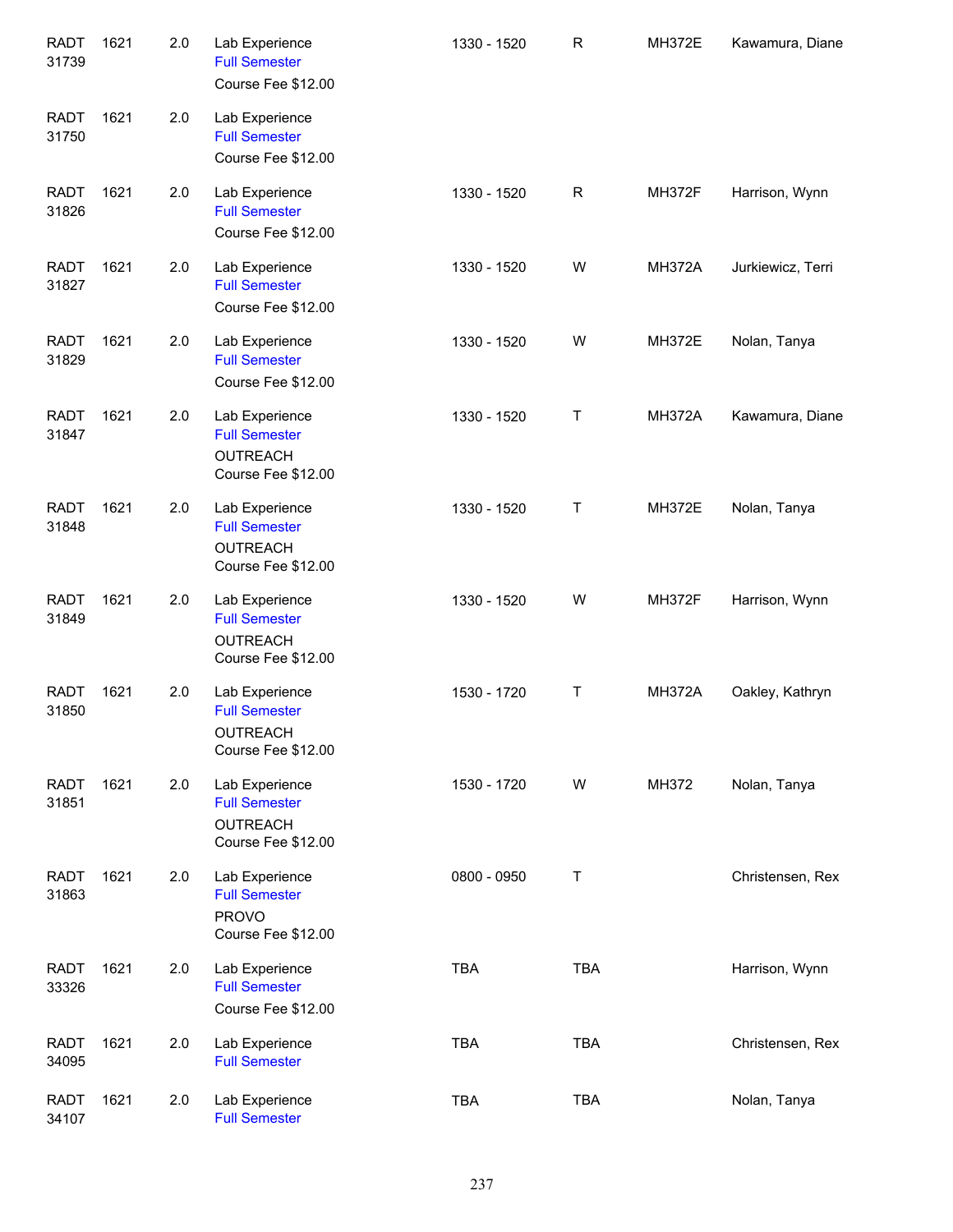| Course | Number | Credits | Title | Time | Days | Room | Instructor |
|---|---|---|---|---|---|---|---|
| RADT 31739 | 1621 | 2.0 | Lab Experience<br>Full Semester<br>Course Fee $12.00 | 1330 - 1520 | R | MH372E | Kawamura, Diane |
| RADT 31750 | 1621 | 2.0 | Lab Experience<br>Full Semester<br>Course Fee $12.00 | | | | |
| RADT 31826 | 1621 | 2.0 | Lab Experience<br>Full Semester<br>Course Fee $12.00 | 1330 - 1520 | R | MH372F | Harrison, Wynn |
| RADT 31827 | 1621 | 2.0 | Lab Experience<br>Full Semester<br>Course Fee $12.00 | 1330 - 1520 | W | MH372A | Jurkiewicz, Terri |
| RADT 31829 | 1621 | 2.0 | Lab Experience<br>Full Semester<br>Course Fee $12.00 | 1330 - 1520 | W | MH372E | Nolan, Tanya |
| RADT 31847 | 1621 | 2.0 | Lab Experience<br>Full Semester<br>OUTREACH<br>Course Fee $12.00 | 1330 - 1520 | T | MH372A | Kawamura, Diane |
| RADT 31848 | 1621 | 2.0 | Lab Experience<br>Full Semester<br>OUTREACH<br>Course Fee $12.00 | 1330 - 1520 | T | MH372E | Nolan, Tanya |
| RADT 31849 | 1621 | 2.0 | Lab Experience<br>Full Semester<br>OUTREACH<br>Course Fee $12.00 | 1330 - 1520 | W | MH372F | Harrison, Wynn |
| RADT 31850 | 1621 | 2.0 | Lab Experience<br>Full Semester<br>OUTREACH<br>Course Fee $12.00 | 1530 - 1720 | T | MH372A | Oakley, Kathryn |
| RADT 31851 | 1621 | 2.0 | Lab Experience<br>Full Semester<br>OUTREACH<br>Course Fee $12.00 | 1530 - 1720 | W | MH372 | Nolan, Tanya |
| RADT 31863 | 1621 | 2.0 | Lab Experience<br>Full Semester<br>PROVO<br>Course Fee $12.00 | 0800 - 0950 | T | | Christensen, Rex |
| RADT 33326 | 1621 | 2.0 | Lab Experience<br>Full Semester<br>Course Fee $12.00 | TBA | TBA | | Harrison, Wynn |
| RADT 34095 | 1621 | 2.0 | Lab Experience<br>Full Semester | TBA | TBA | | Christensen, Rex |
| RADT 34107 | 1621 | 2.0 | Lab Experience<br>Full Semester | TBA | TBA | | Nolan, Tanya |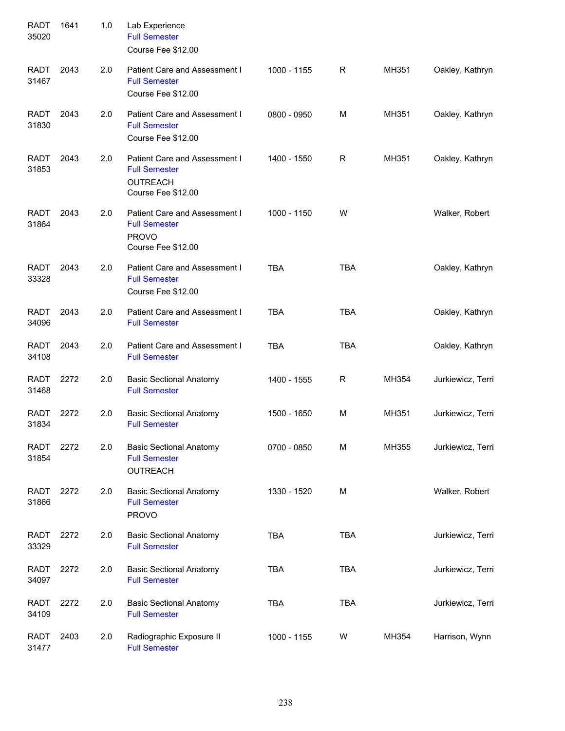| | | | | | | | |
|---|---|---|---|---|---|---|---|
| RADT 35020 | 1641 | 1.0 | Lab Experience<br>Full Semester<br>Course Fee $12.00 | | | | |
| RADT 31467 | 2043 | 2.0 | Patient Care and Assessment I<br>Full Semester<br>Course Fee $12.00 | 1000 - 1155 | R | MH351 | Oakley, Kathryn |
| RADT 31830 | 2043 | 2.0 | Patient Care and Assessment I<br>Full Semester<br>Course Fee $12.00 | 0800 - 0950 | M | MH351 | Oakley, Kathryn |
| RADT 31853 | 2043 | 2.0 | Patient Care and Assessment I<br>Full Semester<br>OUTREACH<br>Course Fee $12.00 | 1400 - 1550 | R | MH351 | Oakley, Kathryn |
| RADT 31864 | 2043 | 2.0 | Patient Care and Assessment I<br>Full Semester<br>PROVO<br>Course Fee $12.00 | 1000 - 1150 | W | | Walker, Robert |
| RADT 33328 | 2043 | 2.0 | Patient Care and Assessment I<br>Full Semester<br>Course Fee $12.00 | TBA | TBA | | Oakley, Kathryn |
| RADT 34096 | 2043 | 2.0 | Patient Care and Assessment I<br>Full Semester | TBA | TBA | | Oakley, Kathryn |
| RADT 34108 | 2043 | 2.0 | Patient Care and Assessment I<br>Full Semester | TBA | TBA | | Oakley, Kathryn |
| RADT 31468 | 2272 | 2.0 | Basic Sectional Anatomy<br>Full Semester | 1400 - 1555 | R | MH354 | Jurkiewicz, Terri |
| RADT 31834 | 2272 | 2.0 | Basic Sectional Anatomy<br>Full Semester | 1500 - 1650 | M | MH351 | Jurkiewicz, Terri |
| RADT 31854 | 2272 | 2.0 | Basic Sectional Anatomy<br>Full Semester<br>OUTREACH | 0700 - 0850 | M | MH355 | Jurkiewicz, Terri |
| RADT 31866 | 2272 | 2.0 | Basic Sectional Anatomy<br>Full Semester<br>PROVO | 1330 - 1520 | M | | Walker, Robert |
| RADT 33329 | 2272 | 2.0 | Basic Sectional Anatomy<br>Full Semester | TBA | TBA | | Jurkiewicz, Terri |
| RADT 34097 | 2272 | 2.0 | Basic Sectional Anatomy<br>Full Semester | TBA | TBA | | Jurkiewicz, Terri |
| RADT 34109 | 2272 | 2.0 | Basic Sectional Anatomy<br>Full Semester | TBA | TBA | | Jurkiewicz, Terri |
| RADT 31477 | 2403 | 2.0 | Radiographic Exposure II<br>Full Semester | 1000 - 1155 | W | MH354 | Harrison, Wynn |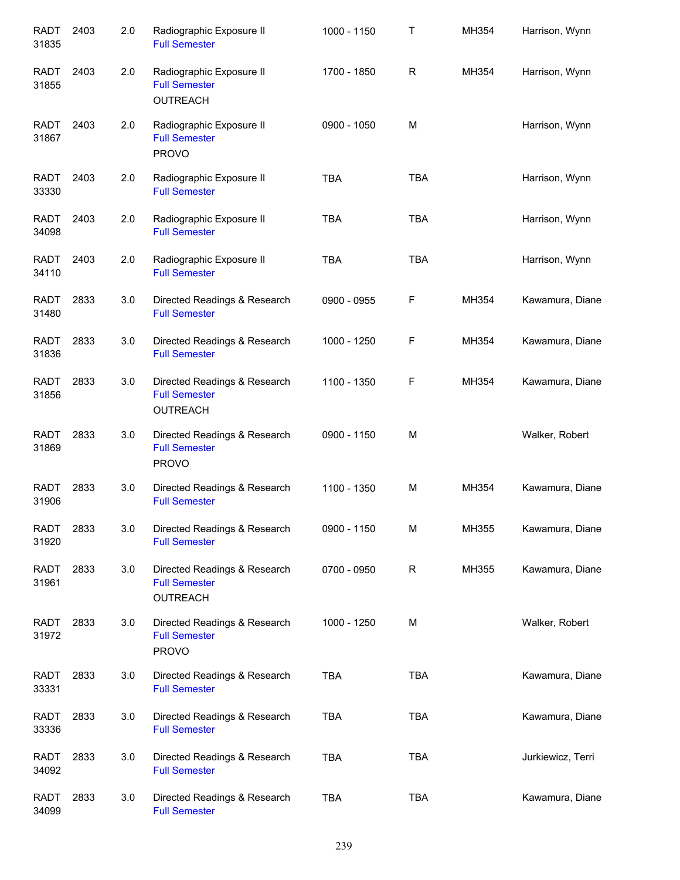| | | | | | | | |
|---|---|---|---|---|---|---|---|
| RADT 31835 | 2403 | 2.0 | Radiographic Exposure II<br>Full Semester | 1000 - 1150 | T | MH354 | Harrison, Wynn |
| RADT 31855 | 2403 | 2.0 | Radiographic Exposure II<br>Full Semester<br>OUTREACH | 1700 - 1850 | R | MH354 | Harrison, Wynn |
| RADT 31867 | 2403 | 2.0 | Radiographic Exposure II<br>Full Semester<br>PROVO | 0900 - 1050 | M | | Harrison, Wynn |
| RADT 33330 | 2403 | 2.0 | Radiographic Exposure II<br>Full Semester | TBA | TBA | | Harrison, Wynn |
| RADT 34098 | 2403 | 2.0 | Radiographic Exposure II<br>Full Semester | TBA | TBA | | Harrison, Wynn |
| RADT 34110 | 2403 | 2.0 | Radiographic Exposure II<br>Full Semester | TBA | TBA | | Harrison, Wynn |
| RADT 31480 | 2833 | 3.0 | Directed Readings & Research<br>Full Semester | 0900 - 0955 | F | MH354 | Kawamura, Diane |
| RADT 31836 | 2833 | 3.0 | Directed Readings & Research<br>Full Semester | 1000 - 1250 | F | MH354 | Kawamura, Diane |
| RADT 31856 | 2833 | 3.0 | Directed Readings & Research<br>Full Semester<br>OUTREACH | 1100 - 1350 | F | MH354 | Kawamura, Diane |
| RADT 31869 | 2833 | 3.0 | Directed Readings & Research<br>Full Semester<br>PROVO | 0900 - 1150 | M | | Walker, Robert |
| RADT 31906 | 2833 | 3.0 | Directed Readings & Research<br>Full Semester | 1100 - 1350 | M | MH354 | Kawamura, Diane |
| RADT 31920 | 2833 | 3.0 | Directed Readings & Research<br>Full Semester | 0900 - 1150 | M | MH355 | Kawamura, Diane |
| RADT 31961 | 2833 | 3.0 | Directed Readings & Research<br>Full Semester<br>OUTREACH | 0700 - 0950 | R | MH355 | Kawamura, Diane |
| RADT 31972 | 2833 | 3.0 | Directed Readings & Research<br>Full Semester<br>PROVO | 1000 - 1250 | M | | Walker, Robert |
| RADT 33331 | 2833 | 3.0 | Directed Readings & Research<br>Full Semester | TBA | TBA | | Kawamura, Diane |
| RADT 33336 | 2833 | 3.0 | Directed Readings & Research<br>Full Semester | TBA | TBA | | Kawamura, Diane |
| RADT 34092 | 2833 | 3.0 | Directed Readings & Research<br>Full Semester | TBA | TBA | | Jurkiewicz, Terri |
| RADT 34099 | 2833 | 3.0 | Directed Readings & Research<br>Full Semester | TBA | TBA | | Kawamura, Diane |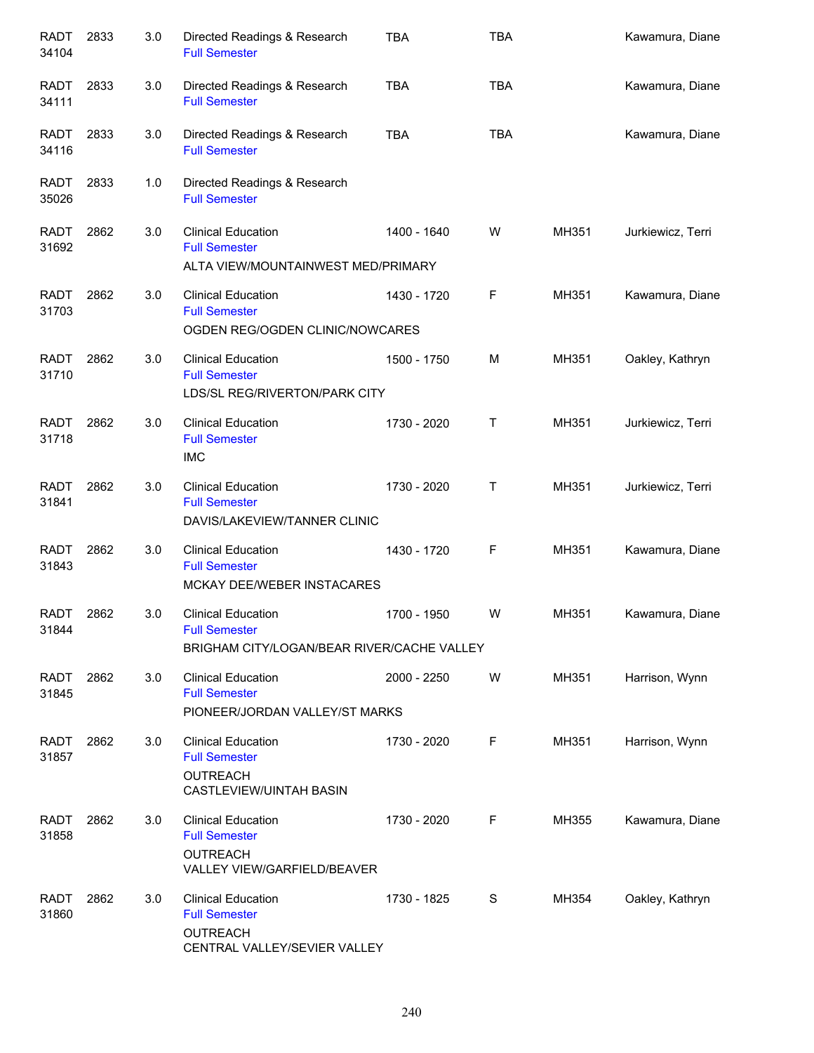| | | | | | | | |
|---|---|---|---|---|---|---|---|
| RADT 34104 | 2833 | 3.0 | Directed Readings & Research<br>Full Semester | TBA | TBA | | Kawamura, Diane |
| RADT 34111 | 2833 | 3.0 | Directed Readings & Research<br>Full Semester | TBA | TBA | | Kawamura, Diane |
| RADT 34116 | 2833 | 3.0 | Directed Readings & Research<br>Full Semester | TBA | TBA | | Kawamura, Diane |
| RADT 35026 | 2833 | 1.0 | Directed Readings & Research<br>Full Semester | | | | |
| RADT 31692 | 2862 | 3.0 | Clinical Education<br>Full Semester<br>ALTA VIEW/MOUNTAINWEST MED/PRIMARY | 1400 - 1640 | W | MH351 | Jurkiewicz, Terri |
| RADT 31703 | 2862 | 3.0 | Clinical Education<br>Full Semester<br>OGDEN REG/OGDEN CLINIC/NOWCARES | 1430 - 1720 | F | MH351 | Kawamura, Diane |
| RADT 31710 | 2862 | 3.0 | Clinical Education<br>Full Semester<br>LDS/SL REG/RIVERTON/PARK CITY | 1500 - 1750 | M | MH351 | Oakley, Kathryn |
| RADT 31718 | 2862 | 3.0 | Clinical Education<br>Full Semester<br>IMC | 1730 - 2020 | T | MH351 | Jurkiewicz, Terri |
| RADT 31841 | 2862 | 3.0 | Clinical Education<br>Full Semester<br>DAVIS/LAKEVIEW/TANNER CLINIC | 1730 - 2020 | T | MH351 | Jurkiewicz, Terri |
| RADT 31843 | 2862 | 3.0 | Clinical Education<br>Full Semester<br>MCKAY DEE/WEBER INSTACARES | 1430 - 1720 | F | MH351 | Kawamura, Diane |
| RADT 31844 | 2862 | 3.0 | Clinical Education<br>Full Semester<br>BRIGHAM CITY/LOGAN/BEAR RIVER/CACHE VALLEY | 1700 - 1950 | W | MH351 | Kawamura, Diane |
| RADT 31845 | 2862 | 3.0 | Clinical Education<br>Full Semester<br>PIONEER/JORDAN VALLEY/ST MARKS | 2000 - 2250 | W | MH351 | Harrison, Wynn |
| RADT 31857 | 2862 | 3.0 | Clinical Education<br>Full Semester<br>OUTREACH<br>CASTLEVIEW/UINTAH BASIN | 1730 - 2020 | F | MH351 | Harrison, Wynn |
| RADT 31858 | 2862 | 3.0 | Clinical Education<br>Full Semester<br>OUTREACH<br>VALLEY VIEW/GARFIELD/BEAVER | 1730 - 2020 | F | MH355 | Kawamura, Diane |
| RADT 31860 | 2862 | 3.0 | Clinical Education<br>Full Semester<br>OUTREACH<br>CENTRAL VALLEY/SEVIER VALLEY | 1730 - 1825 | S | MH354 | Oakley, Kathryn |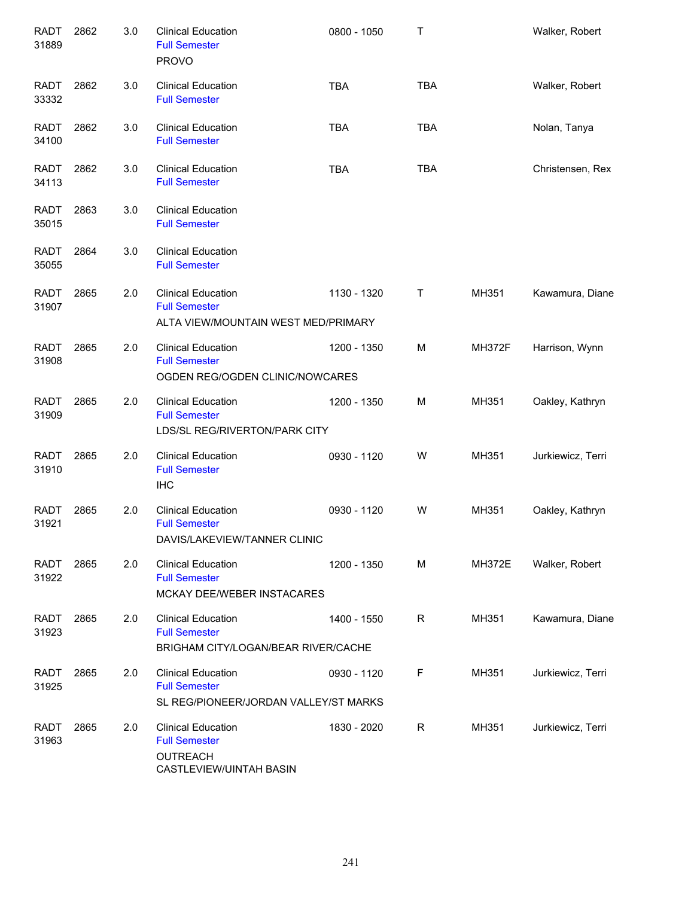| | | | | | | | |
|---|---|---|---|---|---|---|---|
| RADT 31889 | 2862 | 3.0 | Clinical Education<br>Full Semester<br>PROVO | 0800 - 1050 | T | | Walker, Robert |
| RADT 33332 | 2862 | 3.0 | Clinical Education<br>Full Semester | TBA | TBA | | Walker, Robert |
| RADT 34100 | 2862 | 3.0 | Clinical Education<br>Full Semester | TBA | TBA | | Nolan, Tanya |
| RADT 34113 | 2862 | 3.0 | Clinical Education<br>Full Semester | TBA | TBA | | Christensen, Rex |
| RADT 35015 | 2863 | 3.0 | Clinical Education<br>Full Semester | | | | |
| RADT 35055 | 2864 | 3.0 | Clinical Education<br>Full Semester | | | | |
| RADT 31907 | 2865 | 2.0 | Clinical Education<br>Full Semester<br>ALTA VIEW/MOUNTAIN WEST MED/PRIMARY | 1130 - 1320 | T | MH351 | Kawamura, Diane |
| RADT 31908 | 2865 | 2.0 | Clinical Education<br>Full Semester<br>OGDEN REG/OGDEN CLINIC/NOWCARES | 1200 - 1350 | M | MH372F | Harrison, Wynn |
| RADT 31909 | 2865 | 2.0 | Clinical Education<br>Full Semester<br>LDS/SL REG/RIVERTON/PARK CITY | 1200 - 1350 | M | MH351 | Oakley, Kathryn |
| RADT 31910 | 2865 | 2.0 | Clinical Education<br>Full Semester<br>IHC | 0930 - 1120 | W | MH351 | Jurkiewicz, Terri |
| RADT 31921 | 2865 | 2.0 | Clinical Education<br>Full Semester<br>DAVIS/LAKEVIEW/TANNER CLINIC | 0930 - 1120 | W | MH351 | Oakley, Kathryn |
| RADT 31922 | 2865 | 2.0 | Clinical Education<br>Full Semester<br>MCKAY DEE/WEBER INSTACARES | 1200 - 1350 | M | MH372E | Walker, Robert |
| RADT 31923 | 2865 | 2.0 | Clinical Education<br>Full Semester<br>BRIGHAM CITY/LOGAN/BEAR RIVER/CACHE | 1400 - 1550 | R | MH351 | Kawamura, Diane |
| RADT 31925 | 2865 | 2.0 | Clinical Education<br>Full Semester<br>SL REG/PIONEER/JORDAN VALLEY/ST MARKS | 0930 - 1120 | F | MH351 | Jurkiewicz, Terri |
| RADT 31963 | 2865 | 2.0 | Clinical Education<br>Full Semester<br>OUTREACH<br>CASTLEVIEW/UINTAH BASIN | 1830 - 2020 | R | MH351 | Jurkiewicz, Terri |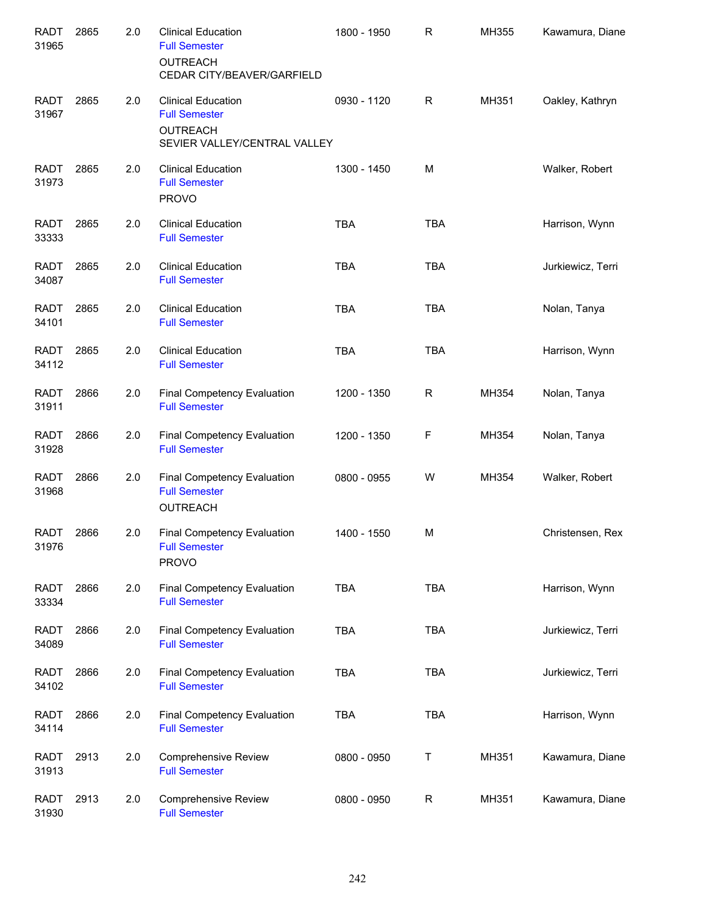| | | | | | | | |
|---|---|---|---|---|---|---|---|
| RADT 31965 | 2865 | 2.0 | Clinical Education<br>Full Semester<br>OUTREACH<br>CEDAR CITY/BEAVER/GARFIELD | 1800 - 1950 | R | MH355 | Kawamura, Diane |
| RADT 31967 | 2865 | 2.0 | Clinical Education<br>Full Semester<br>OUTREACH<br>SEVIER VALLEY/CENTRAL VALLEY | 0930 - 1120 | R | MH351 | Oakley, Kathryn |
| RADT 31973 | 2865 | 2.0 | Clinical Education<br>Full Semester<br>PROVO | 1300 - 1450 | M | | Walker, Robert |
| RADT 33333 | 2865 | 2.0 | Clinical Education<br>Full Semester | TBA | TBA | | Harrison, Wynn |
| RADT 34087 | 2865 | 2.0 | Clinical Education<br>Full Semester | TBA | TBA | | Jurkiewicz, Terri |
| RADT 34101 | 2865 | 2.0 | Clinical Education<br>Full Semester | TBA | TBA | | Nolan, Tanya |
| RADT 34112 | 2865 | 2.0 | Clinical Education<br>Full Semester | TBA | TBA | | Harrison, Wynn |
| RADT 31911 | 2866 | 2.0 | Final Competency Evaluation<br>Full Semester | 1200 - 1350 | R | MH354 | Nolan, Tanya |
| RADT 31928 | 2866 | 2.0 | Final Competency Evaluation<br>Full Semester | 1200 - 1350 | F | MH354 | Nolan, Tanya |
| RADT 31968 | 2866 | 2.0 | Final Competency Evaluation<br>Full Semester<br>OUTREACH | 0800 - 0955 | W | MH354 | Walker, Robert |
| RADT 31976 | 2866 | 2.0 | Final Competency Evaluation<br>Full Semester<br>PROVO | 1400 - 1550 | M | | Christensen, Rex |
| RADT 33334 | 2866 | 2.0 | Final Competency Evaluation<br>Full Semester | TBA | TBA | | Harrison, Wynn |
| RADT 34089 | 2866 | 2.0 | Final Competency Evaluation<br>Full Semester | TBA | TBA | | Jurkiewicz, Terri |
| RADT 34102 | 2866 | 2.0 | Final Competency Evaluation<br>Full Semester | TBA | TBA | | Jurkiewicz, Terri |
| RADT 34114 | 2866 | 2.0 | Final Competency Evaluation<br>Full Semester | TBA | TBA | | Harrison, Wynn |
| RADT 31913 | 2913 | 2.0 | Comprehensive Review<br>Full Semester | 0800 - 0950 | T | MH351 | Kawamura, Diane |
| RADT 31930 | 2913 | 2.0 | Comprehensive Review<br>Full Semester | 0800 - 0950 | R | MH351 | Kawamura, Diane |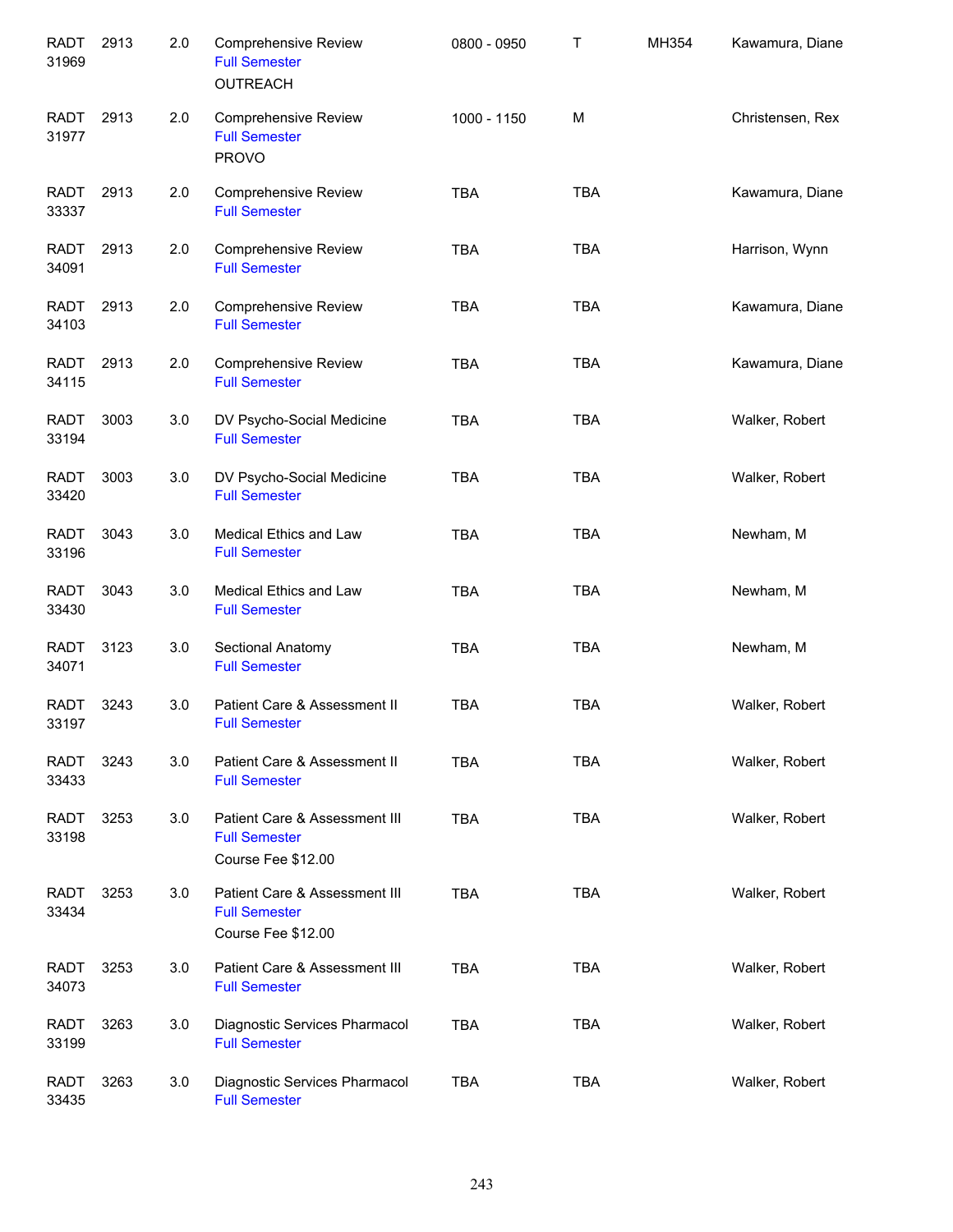| | | | | | | | |
|---|---|---|---|---|---|---|---|
| RADT 31969 | 2913 | 2.0 | Comprehensive Review<br>Full Semester<br>OUTREACH | 0800 - 0950 | T | MH354 | Kawamura, Diane |
| RADT 31977 | 2913 | 2.0 | Comprehensive Review<br>Full Semester<br>PROVO | 1000 - 1150 | M | | Christensen, Rex |
| RADT 33337 | 2913 | 2.0 | Comprehensive Review<br>Full Semester | TBA | TBA | | Kawamura, Diane |
| RADT 34091 | 2913 | 2.0 | Comprehensive Review<br>Full Semester | TBA | TBA | | Harrison, Wynn |
| RADT 34103 | 2913 | 2.0 | Comprehensive Review<br>Full Semester | TBA | TBA | | Kawamura, Diane |
| RADT 34115 | 2913 | 2.0 | Comprehensive Review<br>Full Semester | TBA | TBA | | Kawamura, Diane |
| RADT 33194 | 3003 | 3.0 | DV Psycho-Social Medicine<br>Full Semester | TBA | TBA | | Walker, Robert |
| RADT 33420 | 3003 | 3.0 | DV Psycho-Social Medicine<br>Full Semester | TBA | TBA | | Walker, Robert |
| RADT 33196 | 3043 | 3.0 | Medical Ethics and Law<br>Full Semester | TBA | TBA | | Newham, M |
| RADT 33430 | 3043 | 3.0 | Medical Ethics and Law<br>Full Semester | TBA | TBA | | Newham, M |
| RADT 34071 | 3123 | 3.0 | Sectional Anatomy<br>Full Semester | TBA | TBA | | Newham, M |
| RADT 33197 | 3243 | 3.0 | Patient Care & Assessment II<br>Full Semester | TBA | TBA | | Walker, Robert |
| RADT 33433 | 3243 | 3.0 | Patient Care & Assessment II<br>Full Semester | TBA | TBA | | Walker, Robert |
| RADT 33198 | 3253 | 3.0 | Patient Care & Assessment III<br>Full Semester<br>Course Fee $12.00 | TBA | TBA | | Walker, Robert |
| RADT 33434 | 3253 | 3.0 | Patient Care & Assessment III<br>Full Semester<br>Course Fee $12.00 | TBA | TBA | | Walker, Robert |
| RADT 34073 | 3253 | 3.0 | Patient Care & Assessment III<br>Full Semester | TBA | TBA | | Walker, Robert |
| RADT 33199 | 3263 | 3.0 | Diagnostic Services Pharmacol<br>Full Semester | TBA | TBA | | Walker, Robert |
| RADT 33435 | 3263 | 3.0 | Diagnostic Services Pharmacol<br>Full Semester | TBA | TBA | | Walker, Robert |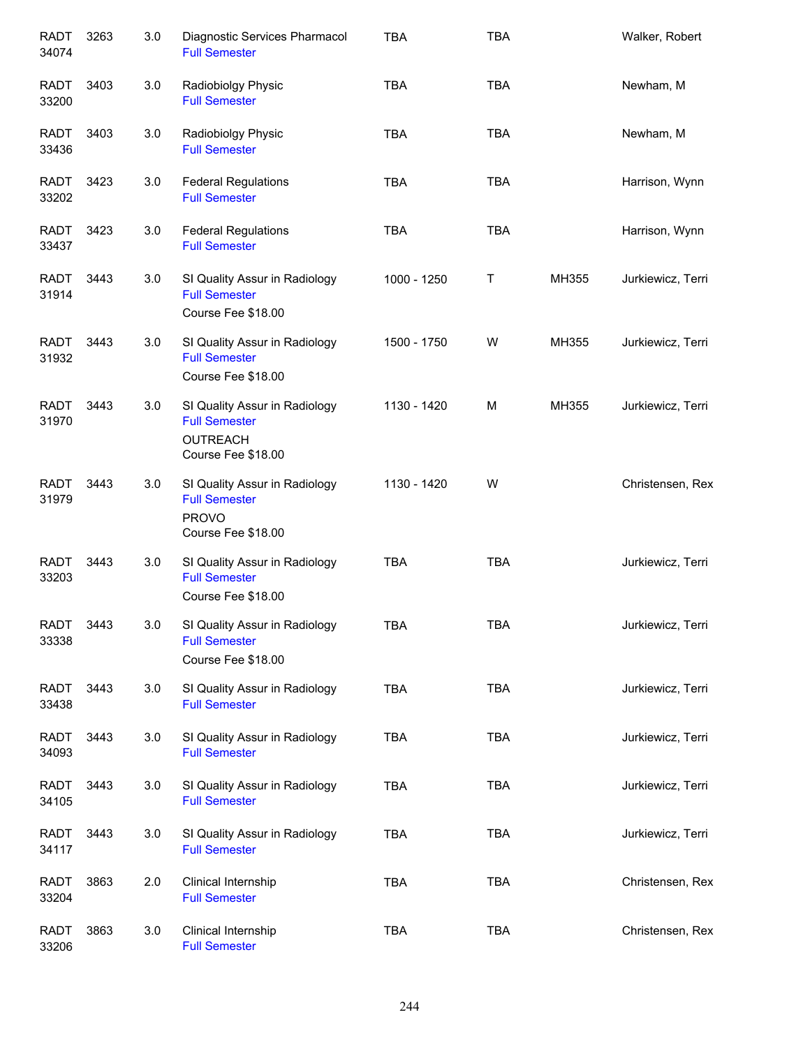| | | | | | | | |
|---|---|---|---|---|---|---|---|
| RADT 34074 | 3263 | 3.0 | Diagnostic Services Pharmacol<br>Full Semester | TBA | TBA | | Walker, Robert |
| RADT 33200 | 3403 | 3.0 | Radiobiolgy Physic<br>Full Semester | TBA | TBA | | Newham, M |
| RADT 33436 | 3403 | 3.0 | Radiobiolgy Physic<br>Full Semester | TBA | TBA | | Newham, M |
| RADT 33202 | 3423 | 3.0 | Federal Regulations<br>Full Semester | TBA | TBA | | Harrison, Wynn |
| RADT 33437 | 3423 | 3.0 | Federal Regulations<br>Full Semester | TBA | TBA | | Harrison, Wynn |
| RADT 31914 | 3443 | 3.0 | SI Quality Assur in Radiology<br>Full Semester<br>Course Fee $18.00 | 1000 - 1250 | T | MH355 | Jurkiewicz, Terri |
| RADT 31932 | 3443 | 3.0 | SI Quality Assur in Radiology<br>Full Semester<br>Course Fee $18.00 | 1500 - 1750 | W | MH355 | Jurkiewicz, Terri |
| RADT 31970 | 3443 | 3.0 | SI Quality Assur in Radiology<br>Full Semester<br>OUTREACH<br>Course Fee $18.00 | 1130 - 1420 | M | MH355 | Jurkiewicz, Terri |
| RADT 31979 | 3443 | 3.0 | SI Quality Assur in Radiology<br>Full Semester<br>PROVO<br>Course Fee $18.00 | 1130 - 1420 | W | | Christensen, Rex |
| RADT 33203 | 3443 | 3.0 | SI Quality Assur in Radiology<br>Full Semester<br>Course Fee $18.00 | TBA | TBA | | Jurkiewicz, Terri |
| RADT 33338 | 3443 | 3.0 | SI Quality Assur in Radiology<br>Full Semester<br>Course Fee $18.00 | TBA | TBA | | Jurkiewicz, Terri |
| RADT 33438 | 3443 | 3.0 | SI Quality Assur in Radiology<br>Full Semester | TBA | TBA | | Jurkiewicz, Terri |
| RADT 34093 | 3443 | 3.0 | SI Quality Assur in Radiology<br>Full Semester | TBA | TBA | | Jurkiewicz, Terri |
| RADT 34105 | 3443 | 3.0 | SI Quality Assur in Radiology<br>Full Semester | TBA | TBA | | Jurkiewicz, Terri |
| RADT 34117 | 3443 | 3.0 | SI Quality Assur in Radiology<br>Full Semester | TBA | TBA | | Jurkiewicz, Terri |
| RADT 33204 | 3863 | 2.0 | Clinical Internship<br>Full Semester | TBA | TBA | | Christensen, Rex |
| RADT 33206 | 3863 | 3.0 | Clinical Internship<br>Full Semester | TBA | TBA | | Christensen, Rex |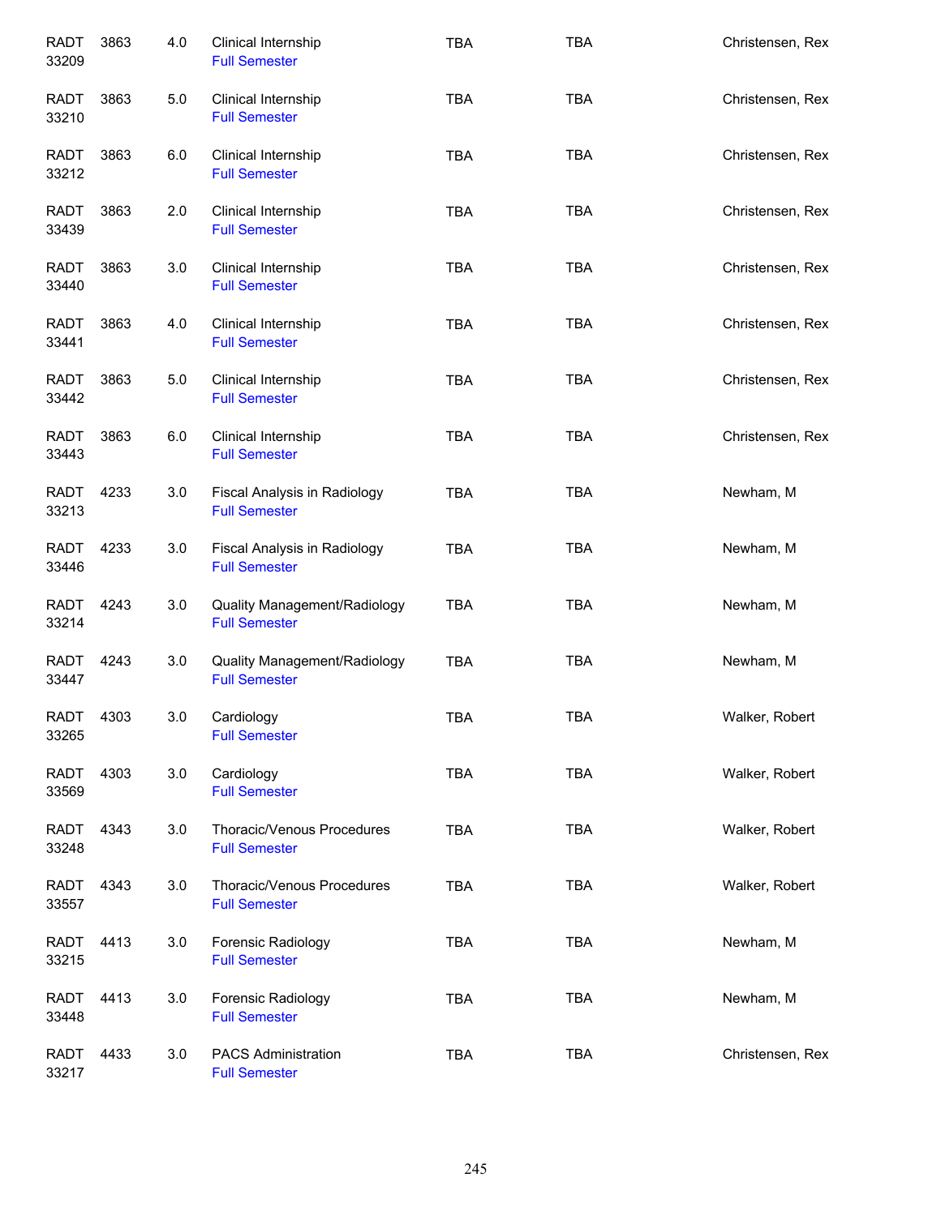| | | | | | | |
|---|---|---|---|---|---|---|
| RADT 33209 | 3863 | 4.0 | Clinical Internship<br>Full Semester | TBA | TBA | Christensen, Rex |
| RADT 33210 | 3863 | 5.0 | Clinical Internship<br>Full Semester | TBA | TBA | Christensen, Rex |
| RADT 33212 | 3863 | 6.0 | Clinical Internship<br>Full Semester | TBA | TBA | Christensen, Rex |
| RADT 33439 | 3863 | 2.0 | Clinical Internship<br>Full Semester | TBA | TBA | Christensen, Rex |
| RADT 33440 | 3863 | 3.0 | Clinical Internship<br>Full Semester | TBA | TBA | Christensen, Rex |
| RADT 33441 | 3863 | 4.0 | Clinical Internship<br>Full Semester | TBA | TBA | Christensen, Rex |
| RADT 33442 | 3863 | 5.0 | Clinical Internship<br>Full Semester | TBA | TBA | Christensen, Rex |
| RADT 33443 | 3863 | 6.0 | Clinical Internship<br>Full Semester | TBA | TBA | Christensen, Rex |
| RADT 33213 | 4233 | 3.0 | Fiscal Analysis in Radiology<br>Full Semester | TBA | TBA | Newham, M |
| RADT 33446 | 4233 | 3.0 | Fiscal Analysis in Radiology<br>Full Semester | TBA | TBA | Newham, M |
| RADT 33214 | 4243 | 3.0 | Quality Management/Radiology<br>Full Semester | TBA | TBA | Newham, M |
| RADT 33447 | 4243 | 3.0 | Quality Management/Radiology<br>Full Semester | TBA | TBA | Newham, M |
| RADT 33265 | 4303 | 3.0 | Cardiology<br>Full Semester | TBA | TBA | Walker, Robert |
| RADT 33569 | 4303 | 3.0 | Cardiology<br>Full Semester | TBA | TBA | Walker, Robert |
| RADT 33248 | 4343 | 3.0 | Thoracic/Venous Procedures<br>Full Semester | TBA | TBA | Walker, Robert |
| RADT 33557 | 4343 | 3.0 | Thoracic/Venous Procedures<br>Full Semester | TBA | TBA | Walker, Robert |
| RADT 33215 | 4413 | 3.0 | Forensic Radiology<br>Full Semester | TBA | TBA | Newham, M |
| RADT 33448 | 4413 | 3.0 | Forensic Radiology<br>Full Semester | TBA | TBA | Newham, M |
| RADT 33217 | 4433 | 3.0 | PACS Administration<br>Full Semester | TBA | TBA | Christensen, Rex |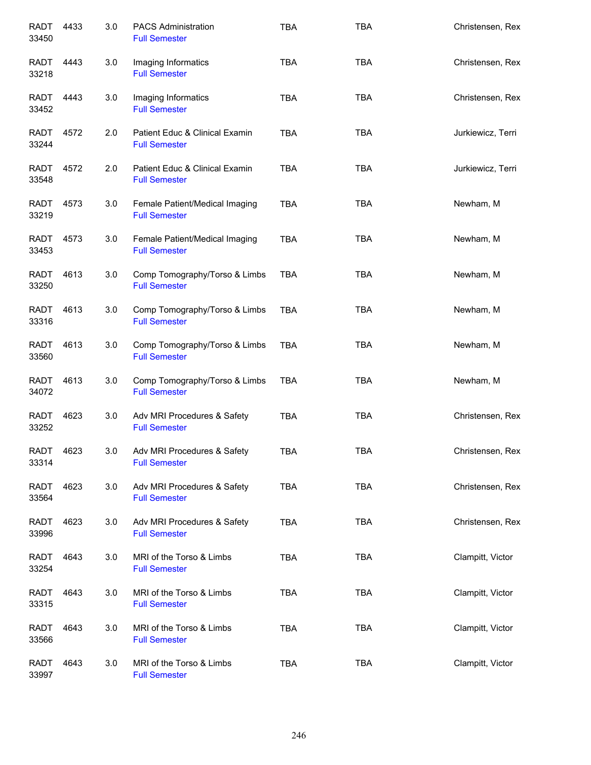| | | | | | | |
|---|---|---|---|---|---|---|
| RADT 33450 | 4433 | 3.0 | PACS Administration<br>Full Semester | TBA | TBA | Christensen, Rex |
| RADT 33218 | 4443 | 3.0 | Imaging Informatics<br>Full Semester | TBA | TBA | Christensen, Rex |
| RADT 33452 | 4443 | 3.0 | Imaging Informatics<br>Full Semester | TBA | TBA | Christensen, Rex |
| RADT 33244 | 4572 | 2.0 | Patient Educ & Clinical Examin<br>Full Semester | TBA | TBA | Jurkiewicz, Terri |
| RADT 33548 | 4572 | 2.0 | Patient Educ & Clinical Examin<br>Full Semester | TBA | TBA | Jurkiewicz, Terri |
| RADT 33219 | 4573 | 3.0 | Female Patient/Medical Imaging<br>Full Semester | TBA | TBA | Newham, M |
| RADT 33453 | 4573 | 3.0 | Female Patient/Medical Imaging<br>Full Semester | TBA | TBA | Newham, M |
| RADT 33250 | 4613 | 3.0 | Comp Tomography/Torso & Limbs<br>Full Semester | TBA | TBA | Newham, M |
| RADT 33316 | 4613 | 3.0 | Comp Tomography/Torso & Limbs<br>Full Semester | TBA | TBA | Newham, M |
| RADT 33560 | 4613 | 3.0 | Comp Tomography/Torso & Limbs<br>Full Semester | TBA | TBA | Newham, M |
| RADT 34072 | 4613 | 3.0 | Comp Tomography/Torso & Limbs<br>Full Semester | TBA | TBA | Newham, M |
| RADT 33252 | 4623 | 3.0 | Adv MRI Procedures & Safety<br>Full Semester | TBA | TBA | Christensen, Rex |
| RADT 33314 | 4623 | 3.0 | Adv MRI Procedures & Safety<br>Full Semester | TBA | TBA | Christensen, Rex |
| RADT 33564 | 4623 | 3.0 | Adv MRI Procedures & Safety<br>Full Semester | TBA | TBA | Christensen, Rex |
| RADT 33996 | 4623 | 3.0 | Adv MRI Procedures & Safety<br>Full Semester | TBA | TBA | Christensen, Rex |
| RADT 33254 | 4643 | 3.0 | MRI of the Torso & Limbs<br>Full Semester | TBA | TBA | Clampitt, Victor |
| RADT 33315 | 4643 | 3.0 | MRI of the Torso & Limbs<br>Full Semester | TBA | TBA | Clampitt, Victor |
| RADT 33566 | 4643 | 3.0 | MRI of the Torso & Limbs<br>Full Semester | TBA | TBA | Clampitt, Victor |
| RADT 33997 | 4643 | 3.0 | MRI of the Torso & Limbs<br>Full Semester | TBA | TBA | Clampitt, Victor |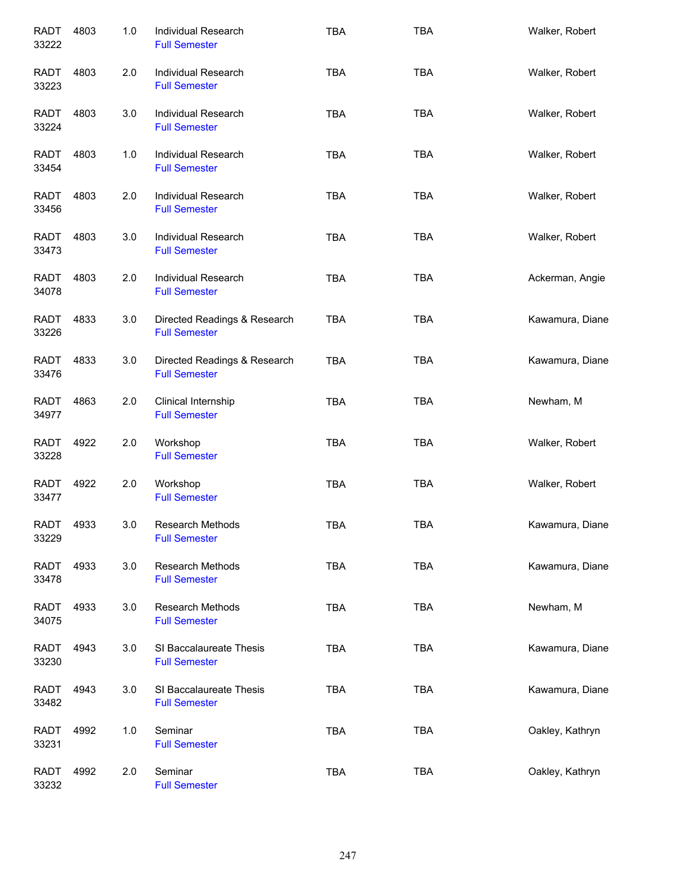| | | | | | | |
|---|---|---|---|---|---|---|
| RADT 33222 | 4803 | 1.0 | Individual Research<br>Full Semester | TBA | TBA | Walker, Robert |
| RADT 33223 | 4803 | 2.0 | Individual Research<br>Full Semester | TBA | TBA | Walker, Robert |
| RADT 33224 | 4803 | 3.0 | Individual Research<br>Full Semester | TBA | TBA | Walker, Robert |
| RADT 33454 | 4803 | 1.0 | Individual Research<br>Full Semester | TBA | TBA | Walker, Robert |
| RADT 33456 | 4803 | 2.0 | Individual Research<br>Full Semester | TBA | TBA | Walker, Robert |
| RADT 33473 | 4803 | 3.0 | Individual Research<br>Full Semester | TBA | TBA | Walker, Robert |
| RADT 34078 | 4803 | 2.0 | Individual Research<br>Full Semester | TBA | TBA | Ackerman, Angie |
| RADT 33226 | 4833 | 3.0 | Directed Readings & Research<br>Full Semester | TBA | TBA | Kawamura, Diane |
| RADT 33476 | 4833 | 3.0 | Directed Readings & Research<br>Full Semester | TBA | TBA | Kawamura, Diane |
| RADT 34977 | 4863 | 2.0 | Clinical Internship<br>Full Semester | TBA | TBA | Newham, M |
| RADT 33228 | 4922 | 2.0 | Workshop<br>Full Semester | TBA | TBA | Walker, Robert |
| RADT 33477 | 4922 | 2.0 | Workshop<br>Full Semester | TBA | TBA | Walker, Robert |
| RADT 33229 | 4933 | 3.0 | Research Methods<br>Full Semester | TBA | TBA | Kawamura, Diane |
| RADT 33478 | 4933 | 3.0 | Research Methods<br>Full Semester | TBA | TBA | Kawamura, Diane |
| RADT 34075 | 4933 | 3.0 | Research Methods<br>Full Semester | TBA | TBA | Newham, M |
| RADT 33230 | 4943 | 3.0 | SI Baccalaureate Thesis<br>Full Semester | TBA | TBA | Kawamura, Diane |
| RADT 33482 | 4943 | 3.0 | SI Baccalaureate Thesis<br>Full Semester | TBA | TBA | Kawamura, Diane |
| RADT 33231 | 4992 | 1.0 | Seminar<br>Full Semester | TBA | TBA | Oakley, Kathryn |
| RADT 33232 | 4992 | 2.0 | Seminar<br>Full Semester | TBA | TBA | Oakley, Kathryn |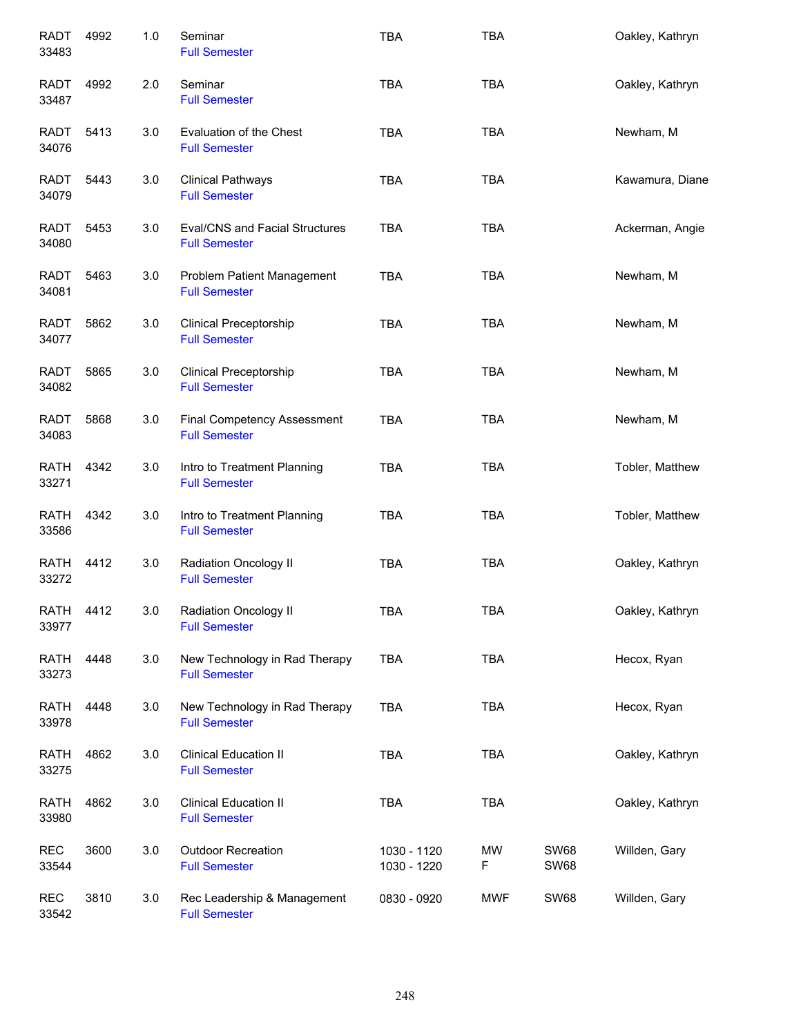| | | | | | | | |
|---|---|---|---|---|---|---|---|
| RADT 33483 | 4992 | 1.0 | Seminar<br>Full Semester | TBA | TBA | | Oakley, Kathryn |
| RADT 33487 | 4992 | 2.0 | Seminar<br>Full Semester | TBA | TBA | | Oakley, Kathryn |
| RADT 34076 | 5413 | 3.0 | Evaluation of the Chest<br>Full Semester | TBA | TBA | | Newham, M |
| RADT 34079 | 5443 | 3.0 | Clinical Pathways<br>Full Semester | TBA | TBA | | Kawamura, Diane |
| RADT 34080 | 5453 | 3.0 | Eval/CNS and Facial Structures<br>Full Semester | TBA | TBA | | Ackerman, Angie |
| RADT 34081 | 5463 | 3.0 | Problem Patient Management<br>Full Semester | TBA | TBA | | Newham, M |
| RADT 34077 | 5862 | 3.0 | Clinical Preceptorship<br>Full Semester | TBA | TBA | | Newham, M |
| RADT 34082 | 5865 | 3.0 | Clinical Preceptorship<br>Full Semester | TBA | TBA | | Newham, M |
| RADT 34083 | 5868 | 3.0 | Final Competency Assessment<br>Full Semester | TBA | TBA | | Newham, M |
| RATH 33271 | 4342 | 3.0 | Intro to Treatment Planning<br>Full Semester | TBA | TBA | | Tobler, Matthew |
| RATH 33586 | 4342 | 3.0 | Intro to Treatment Planning<br>Full Semester | TBA | TBA | | Tobler, Matthew |
| RATH 33272 | 4412 | 3.0 | Radiation Oncology II<br>Full Semester | TBA | TBA | | Oakley, Kathryn |
| RATH 33977 | 4412 | 3.0 | Radiation Oncology II<br>Full Semester | TBA | TBA | | Oakley, Kathryn |
| RATH 33273 | 4448 | 3.0 | New Technology in Rad Therapy<br>Full Semester | TBA | TBA | | Hecox, Ryan |
| RATH 33978 | 4448 | 3.0 | New Technology in Rad Therapy<br>Full Semester | TBA | TBA | | Hecox, Ryan |
| RATH 33275 | 4862 | 3.0 | Clinical Education II<br>Full Semester | TBA | TBA | | Oakley, Kathryn |
| RATH 33980 | 4862 | 3.0 | Clinical Education II<br>Full Semester | TBA | TBA | | Oakley, Kathryn |
| REC 33544 | 3600 | 3.0 | Outdoor Recreation<br>Full Semester | 1030 - 1120<br>1030 - 1220 | MW<br>F | SW68<br>SW68 | Willden, Gary |
| REC 33542 | 3810 | 3.0 | Rec Leadership & Management<br>Full Semester | 0830 - 0920 | MWF | SW68 | Willden, Gary |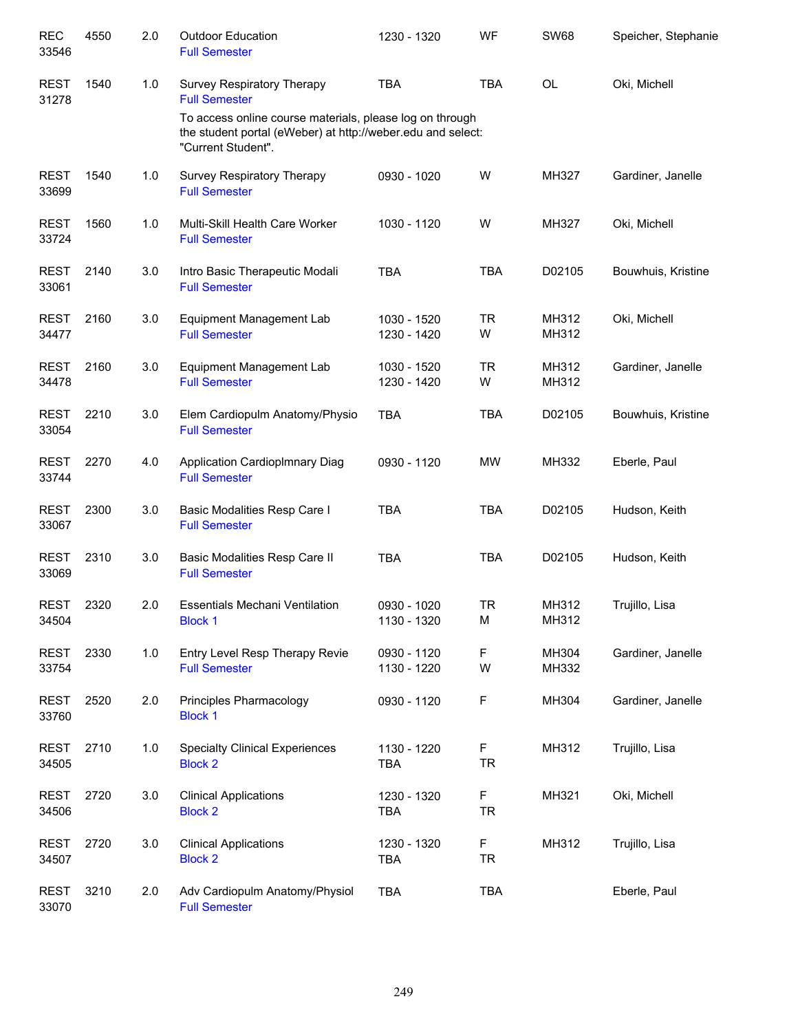| Subject / CRN | Course | Credits | Title | Time | Days | Room | Instructor |
|---|---|---|---|---|---|---|---|
| REC 33546 | 4550 | 2.0 | Outdoor Education<br>Full Semester | 1230 - 1320 | WF | SW68 | Speicher, Stephanie |
| REST 31278 | 1540 | 1.0 | Survey Respiratory Therapy<br>Full Semester<br>To access online course materials, please log on through the student portal (eWeber) at http://weber.edu and select: "Current Student". | TBA | TBA | OL | Oki, Michell |
| REST 33699 | 1540 | 1.0 | Survey Respiratory Therapy<br>Full Semester | 0930 - 1020 | W | MH327 | Gardiner, Janelle |
| REST 33724 | 1560 | 1.0 | Multi-Skill Health Care Worker<br>Full Semester | 1030 - 1120 | W | MH327 | Oki, Michell |
| REST 33061 | 2140 | 3.0 | Intro Basic Therapeutic Modali<br>Full Semester | TBA | TBA | D02105 | Bouwhuis, Kristine |
| REST 34477 | 2160 | 3.0 | Equipment Management Lab<br>Full Semester | 1030 - 1520<br>1230 - 1420 | TR<br>W | MH312<br>MH312 | Oki, Michell |
| REST 34478 | 2160 | 3.0 | Equipment Management Lab<br>Full Semester | 1030 - 1520<br>1230 - 1420 | TR<br>W | MH312<br>MH312 | Gardiner, Janelle |
| REST 33054 | 2210 | 3.0 | Elem Cardiopulm Anatomy/Physio<br>Full Semester | TBA | TBA | D02105 | Bouwhuis, Kristine |
| REST 33744 | 2270 | 4.0 | Application Cardioplmnary Diag<br>Full Semester | 0930 - 1120 | MW | MH332 | Eberle, Paul |
| REST 33067 | 2300 | 3.0 | Basic Modalities Resp Care I<br>Full Semester | TBA | TBA | D02105 | Hudson, Keith |
| REST 33069 | 2310 | 3.0 | Basic Modalities Resp Care II<br>Full Semester | TBA | TBA | D02105 | Hudson, Keith |
| REST 34504 | 2320 | 2.0 | Essentials Mechani Ventilation<br>Block 1 | 0930 - 1020<br>1130 - 1320 | TR<br>M | MH312<br>MH312 | Trujillo, Lisa |
| REST 33754 | 2330 | 1.0 | Entry Level Resp Therapy Revie<br>Full Semester | 0930 - 1120<br>1130 - 1220 | F<br>W | MH304<br>MH332 | Gardiner, Janelle |
| REST 33760 | 2520 | 2.0 | Principles Pharmacology<br>Block 1 | 0930 - 1120 | F | MH304 | Gardiner, Janelle |
| REST 34505 | 2710 | 1.0 | Specialty Clinical Experiences<br>Block 2 | 1130 - 1220<br>TBA | F<br>TR | MH312 | Trujillo, Lisa |
| REST 34506 | 2720 | 3.0 | Clinical Applications<br>Block 2 | 1230 - 1320<br>TBA | F<br>TR | MH321 | Oki, Michell |
| REST 34507 | 2720 | 3.0 | Clinical Applications<br>Block 2 | 1230 - 1320<br>TBA | F<br>TR | MH312 | Trujillo, Lisa |
| REST 33070 | 3210 | 2.0 | Adv Cardiopulm Anatomy/Physiol<br>Full Semester | TBA | TBA | | Eberle, Paul |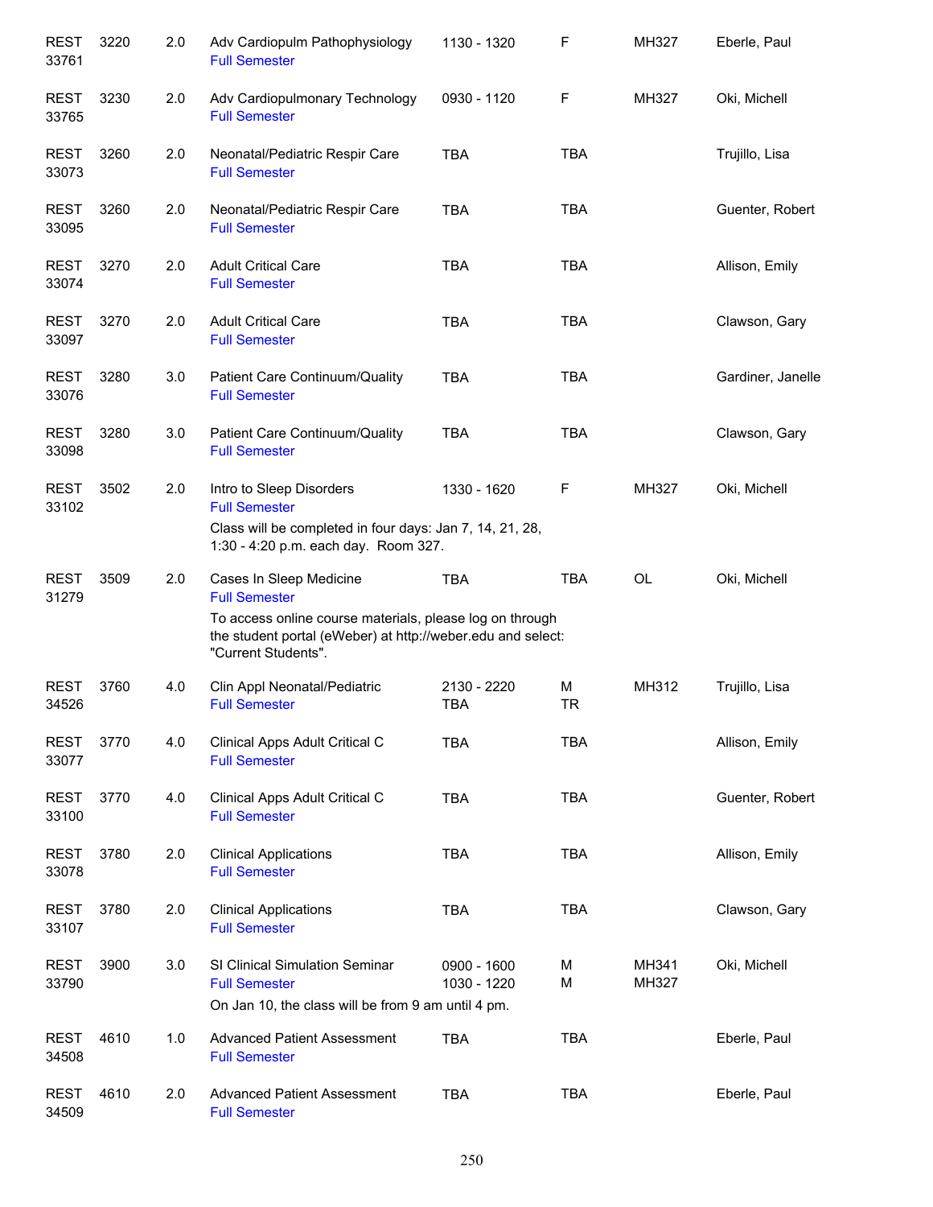| | | | | | | | |
|---|---|---|---|---|---|---|---|
| REST 33761 | 3220 | 2.0 | Adv Cardiopulm Pathophysiology<br>Full Semester | 1130 - 1320 | F | MH327 | Eberle, Paul |
| REST 33765 | 3230 | 2.0 | Adv Cardiopulmonary Technology<br>Full Semester | 0930 - 1120 | F | MH327 | Oki, Michell |
| REST 33073 | 3260 | 2.0 | Neonatal/Pediatric Respir Care<br>Full Semester | TBA | TBA | | Trujillo, Lisa |
| REST 33095 | 3260 | 2.0 | Neonatal/Pediatric Respir Care<br>Full Semester | TBA | TBA | | Guenter, Robert |
| REST 33074 | 3270 | 2.0 | Adult Critical Care<br>Full Semester | TBA | TBA | | Allison, Emily |
| REST 33097 | 3270 | 2.0 | Adult Critical Care<br>Full Semester | TBA | TBA | | Clawson, Gary |
| REST 33076 | 3280 | 3.0 | Patient Care Continuum/Quality<br>Full Semester | TBA | TBA | | Gardiner, Janelle |
| REST 33098 | 3280 | 3.0 | Patient Care Continuum/Quality<br>Full Semester | TBA | TBA | | Clawson, Gary |
| REST 33102 | 3502 | 2.0 | Intro to Sleep Disorders<br>Full Semester<br>Class will be completed in four days: Jan 7, 14, 21, 28, 1:30 - 4:20 p.m. each day. Room 327. | 1330 - 1620 | F | MH327 | Oki, Michell |
| REST 31279 | 3509 | 2.0 | Cases In Sleep Medicine<br>Full Semester<br>To access online course materials, please log on through the student portal (eWeber) at http://weber.edu and select: "Current Students". | TBA | TBA | OL | Oki, Michell |
| REST 34526 | 3760 | 4.0 | Clin Appl Neonatal/Pediatric<br>Full Semester | 2130 - 2220<br>TBA | M<br>TR | MH312 | Trujillo, Lisa |
| REST 33077 | 3770 | 4.0 | Clinical Apps Adult Critical C<br>Full Semester | TBA | TBA | | Allison, Emily |
| REST 33100 | 3770 | 4.0 | Clinical Apps Adult Critical C<br>Full Semester | TBA | TBA | | Guenter, Robert |
| REST 33078 | 3780 | 2.0 | Clinical Applications<br>Full Semester | TBA | TBA | | Allison, Emily |
| REST 33107 | 3780 | 2.0 | Clinical Applications<br>Full Semester | TBA | TBA | | Clawson, Gary |
| REST 33790 | 3900 | 3.0 | SI Clinical Simulation Seminar<br>Full Semester<br>On Jan 10, the class will be from 9 am until 4 pm. | 0900 - 1600<br>1030 - 1220 | M<br>M | MH341<br>MH327 | Oki, Michell |
| REST 34508 | 4610 | 1.0 | Advanced Patient Assessment<br>Full Semester | TBA | TBA | | Eberle, Paul |
| REST 34509 | 4610 | 2.0 | Advanced Patient Assessment<br>Full Semester | TBA | TBA | | Eberle, Paul |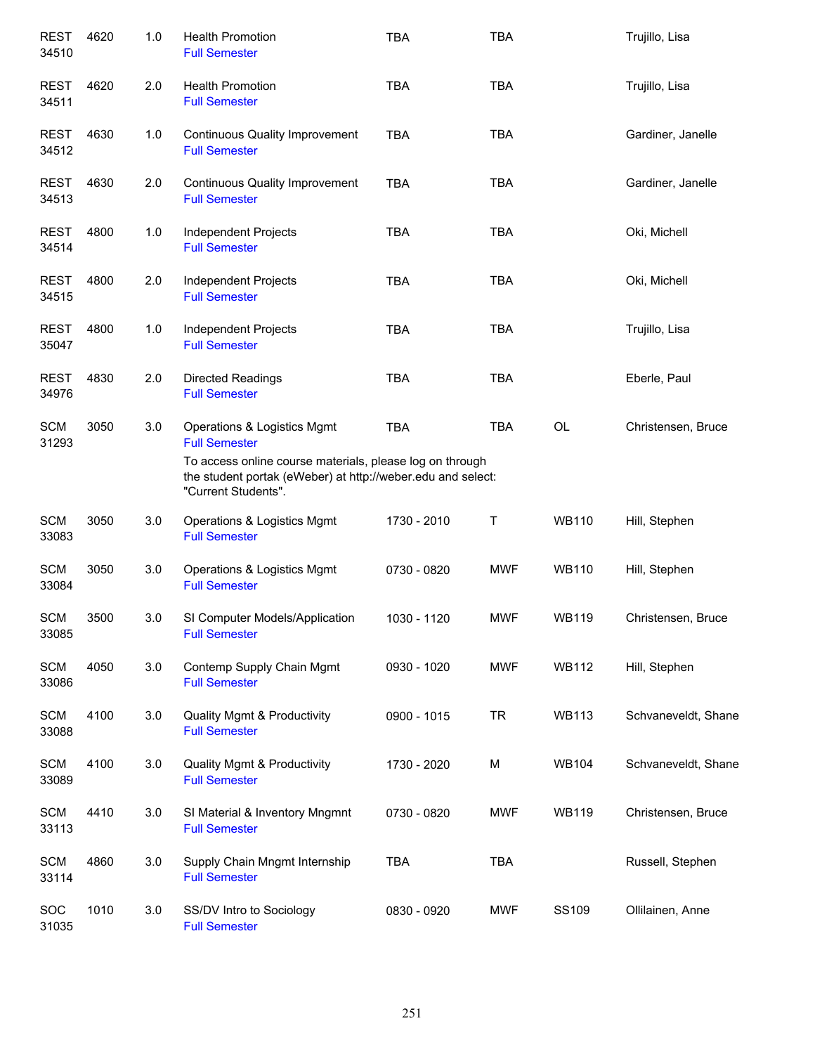| | | | | | | | |
|---|---|---|---|---|---|---|---|
| REST 34510 | 4620 | 1.0 | Health Promotion<br>Full Semester | TBA | TBA | | Trujillo, Lisa |
| REST 34511 | 4620 | 2.0 | Health Promotion<br>Full Semester | TBA | TBA | | Trujillo, Lisa |
| REST 34512 | 4630 | 1.0 | Continuous Quality Improvement<br>Full Semester | TBA | TBA | | Gardiner, Janelle |
| REST 34513 | 4630 | 2.0 | Continuous Quality Improvement<br>Full Semester | TBA | TBA | | Gardiner, Janelle |
| REST 34514 | 4800 | 1.0 | Independent Projects<br>Full Semester | TBA | TBA | | Oki, Michell |
| REST 34515 | 4800 | 2.0 | Independent Projects<br>Full Semester | TBA | TBA | | Oki, Michell |
| REST 35047 | 4800 | 1.0 | Independent Projects<br>Full Semester | TBA | TBA | | Trujillo, Lisa |
| REST 34976 | 4830 | 2.0 | Directed Readings<br>Full Semester | TBA | TBA | | Eberle, Paul |
| SCM 31293 | 3050 | 3.0 | Operations & Logistics Mgmt<br>Full Semester<br>To access online course materials, please log on through the student portak (eWeber) at http://weber.edu and select: "Current Students". | TBA | TBA | OL | Christensen, Bruce |
| SCM 33083 | 3050 | 3.0 | Operations & Logistics Mgmt<br>Full Semester | 1730 - 2010 | T | WB110 | Hill, Stephen |
| SCM 33084 | 3050 | 3.0 | Operations & Logistics Mgmt<br>Full Semester | 0730 - 0820 | MWF | WB110 | Hill, Stephen |
| SCM 33085 | 3500 | 3.0 | SI Computer Models/Application<br>Full Semester | 1030 - 1120 | MWF | WB119 | Christensen, Bruce |
| SCM 33086 | 4050 | 3.0 | Contemp Supply Chain Mgmt<br>Full Semester | 0930 - 1020 | MWF | WB112 | Hill, Stephen |
| SCM 33088 | 4100 | 3.0 | Quality Mgmt & Productivity<br>Full Semester | 0900 - 1015 | TR | WB113 | Schvaneveldt, Shane |
| SCM 33089 | 4100 | 3.0 | Quality Mgmt & Productivity<br>Full Semester | 1730 - 2020 | M | WB104 | Schvaneveldt, Shane |
| SCM 33113 | 4410 | 3.0 | SI Material & Inventory Mngmnt<br>Full Semester | 0730 - 0820 | MWF | WB119 | Christensen, Bruce |
| SCM 33114 | 4860 | 3.0 | Supply Chain Mngmt Internship<br>Full Semester | TBA | TBA | | Russell, Stephen |
| SOC 31035 | 1010 | 3.0 | SS/DV Intro to Sociology<br>Full Semester | 0830 - 0920 | MWF | SS109 | Ollilainen, Anne |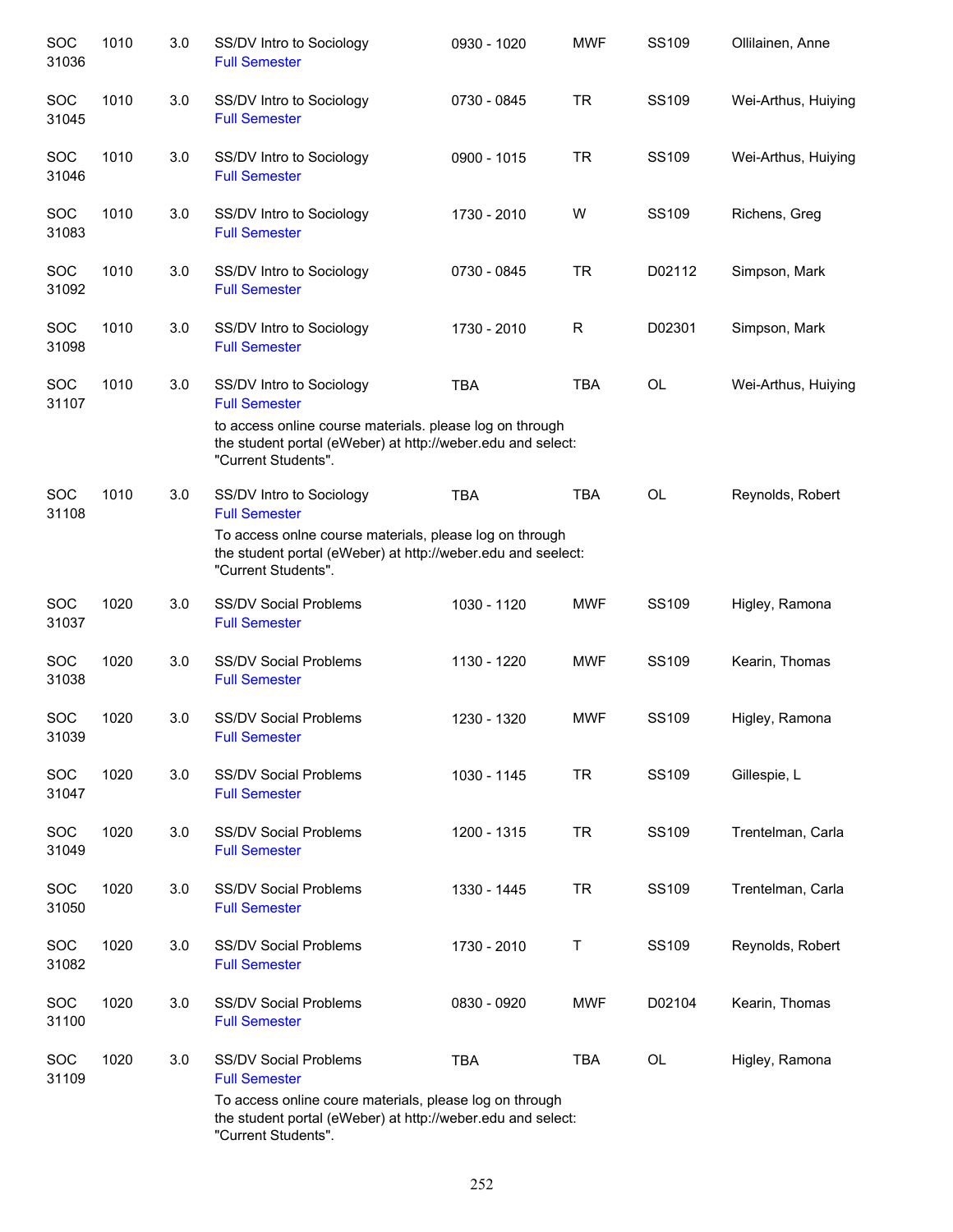| | | | | | | | |
|---|---|---|---|---|---|---|---|
| SOC 31036 | 1010 | 3.0 | SS/DV Intro to Sociology<br>Full Semester | 0930 - 1020 | MWF | SS109 | Ollilainen, Anne |
| SOC 31045 | 1010 | 3.0 | SS/DV Intro to Sociology<br>Full Semester | 0730 - 0845 | TR | SS109 | Wei-Arthus, Huiying |
| SOC 31046 | 1010 | 3.0 | SS/DV Intro to Sociology<br>Full Semester | 0900 - 1015 | TR | SS109 | Wei-Arthus, Huiying |
| SOC 31083 | 1010 | 3.0 | SS/DV Intro to Sociology<br>Full Semester | 1730 - 2010 | W | SS109 | Richens, Greg |
| SOC 31092 | 1010 | 3.0 | SS/DV Intro to Sociology<br>Full Semester | 0730 - 0845 | TR | D02112 | Simpson, Mark |
| SOC 31098 | 1010 | 3.0 | SS/DV Intro to Sociology<br>Full Semester | 1730 - 2010 | R | D02301 | Simpson, Mark |
| SOC 31107 | 1010 | 3.0 | SS/DV Intro to Sociology<br>Full Semester<br>to access online course materials. please log on through the student portal (eWeber) at http://weber.edu and select: "Current Students". | TBA | TBA | OL | Wei-Arthus, Huiying |
| SOC 31108 | 1010 | 3.0 | SS/DV Intro to Sociology<br>Full Semester<br>To access onlne course materials, please log on through the student portal (eWeber) at http://weber.edu and seelect: "Current Students". | TBA | TBA | OL | Reynolds, Robert |
| SOC 31037 | 1020 | 3.0 | SS/DV Social Problems<br>Full Semester | 1030 - 1120 | MWF | SS109 | Higley, Ramona |
| SOC 31038 | 1020 | 3.0 | SS/DV Social Problems<br>Full Semester | 1130 - 1220 | MWF | SS109 | Kearin, Thomas |
| SOC 31039 | 1020 | 3.0 | SS/DV Social Problems<br>Full Semester | 1230 - 1320 | MWF | SS109 | Higley, Ramona |
| SOC 31047 | 1020 | 3.0 | SS/DV Social Problems<br>Full Semester | 1030 - 1145 | TR | SS109 | Gillespie, L |
| SOC 31049 | 1020 | 3.0 | SS/DV Social Problems<br>Full Semester | 1200 - 1315 | TR | SS109 | Trentelman, Carla |
| SOC 31050 | 1020 | 3.0 | SS/DV Social Problems<br>Full Semester | 1330 - 1445 | TR | SS109 | Trentelman, Carla |
| SOC 31082 | 1020 | 3.0 | SS/DV Social Problems<br>Full Semester | 1730 - 2010 | T | SS109 | Reynolds, Robert |
| SOC 31100 | 1020 | 3.0 | SS/DV Social Problems<br>Full Semester | 0830 - 0920 | MWF | D02104 | Kearin, Thomas |
| SOC 31109 | 1020 | 3.0 | SS/DV Social Problems<br>Full Semester<br>To access online coure materials, please log on through the student portal (eWeber) at http://weber.edu and select: "Current Students". | TBA | TBA | OL | Higley, Ramona |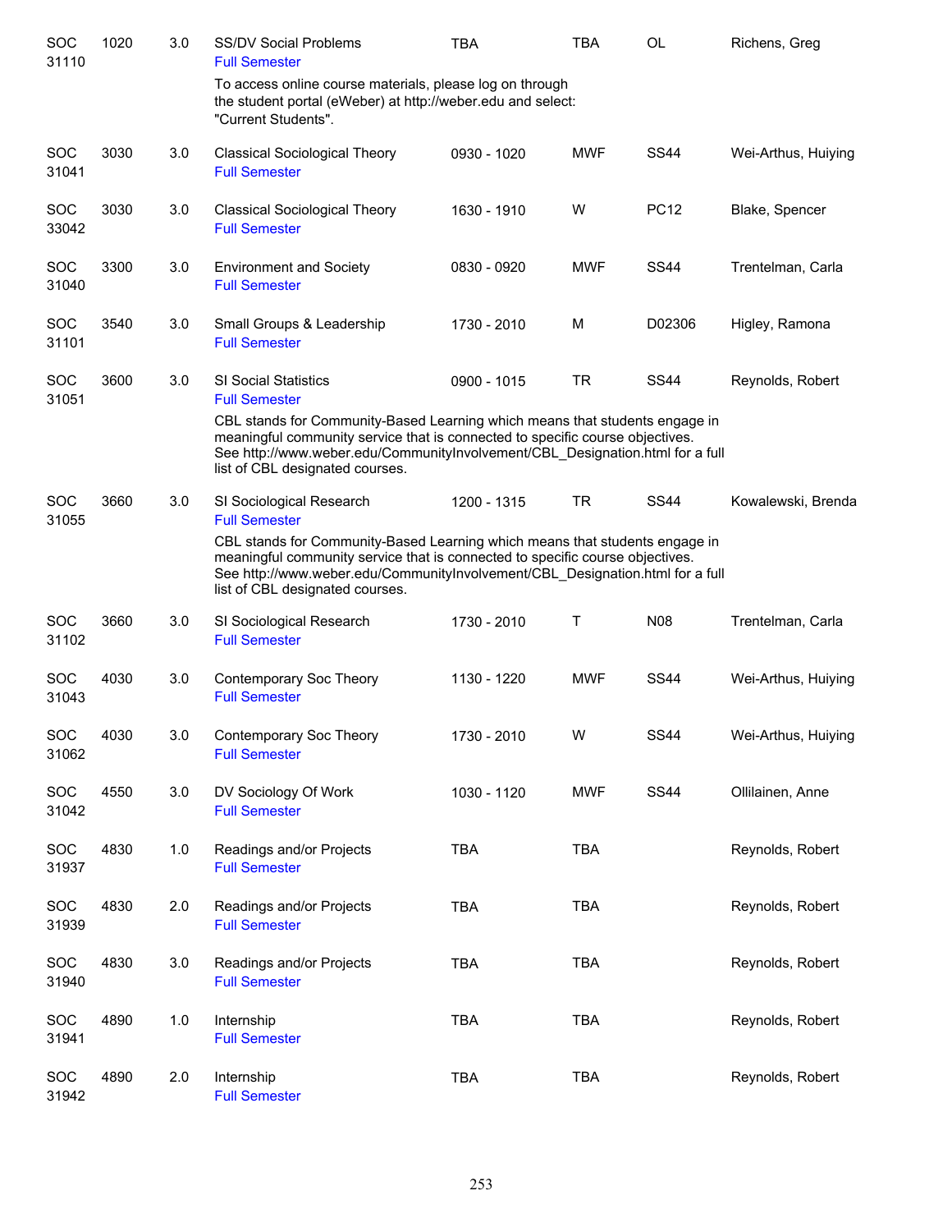| | | | | | | | |
|---|---|---|---|---|---|---|---|
| SOC 31110 | 1020 | 3.0 | SS/DV Social Problems<br>Full Semester | TBA | TBA | OL | Richens, Greg |
| | | | To access online course materials, please log on through the student portal (eWeber) at http://weber.edu and select: "Current Students". | | | | |
| SOC 31041 | 3030 | 3.0 | Classical Sociological Theory<br>Full Semester | 0930 - 1020 | MWF | SS44 | Wei-Arthus, Huiying |
| SOC 33042 | 3030 | 3.0 | Classical Sociological Theory<br>Full Semester | 1630 - 1910 | W | PC12 | Blake, Spencer |
| SOC 31040 | 3300 | 3.0 | Environment and Society<br>Full Semester | 0830 - 0920 | MWF | SS44 | Trentelman, Carla |
| SOC 31101 | 3540 | 3.0 | Small Groups & Leadership<br>Full Semester | 1730 - 2010 | M | D02306 | Higley, Ramona |
| SOC 31051 | 3600 | 3.0 | SI Social Statistics<br>Full Semester | 0900 - 1015 | TR | SS44 | Reynolds, Robert |
| | | | CBL stands for Community-Based Learning which means that students engage in meaningful community service that is connected to specific course objectives. See http://www.weber.edu/CommunityInvolvement/CBL_Designation.html for a full list of CBL designated courses. | | | | |
| SOC 31055 | 3660 | 3.0 | SI Sociological Research<br>Full Semester | 1200 - 1315 | TR | SS44 | Kowalewski, Brenda |
| | | | CBL stands for Community-Based Learning which means that students engage in meaningful community service that is connected to specific course objectives. See http://www.weber.edu/CommunityInvolvement/CBL_Designation.html for a full list of CBL designated courses. | | | | |
| SOC 31102 | 3660 | 3.0 | SI Sociological Research<br>Full Semester | 1730 - 2010 | T | N08 | Trentelman, Carla |
| SOC 31043 | 4030 | 3.0 | Contemporary Soc Theory<br>Full Semester | 1130 - 1220 | MWF | SS44 | Wei-Arthus, Huiying |
| SOC 31062 | 4030 | 3.0 | Contemporary Soc Theory<br>Full Semester | 1730 - 2010 | W | SS44 | Wei-Arthus, Huiying |
| SOC 31042 | 4550 | 3.0 | DV Sociology Of Work<br>Full Semester | 1030 - 1120 | MWF | SS44 | Ollilainen, Anne |
| SOC 31937 | 4830 | 1.0 | Readings and/or Projects<br>Full Semester | TBA | TBA | | Reynolds, Robert |
| SOC 31939 | 4830 | 2.0 | Readings and/or Projects<br>Full Semester | TBA | TBA | | Reynolds, Robert |
| SOC 31940 | 4830 | 3.0 | Readings and/or Projects<br>Full Semester | TBA | TBA | | Reynolds, Robert |
| SOC 31941 | 4890 | 1.0 | Internship<br>Full Semester | TBA | TBA | | Reynolds, Robert |
| SOC 31942 | 4890 | 2.0 | Internship<br>Full Semester | TBA | TBA | | Reynolds, Robert |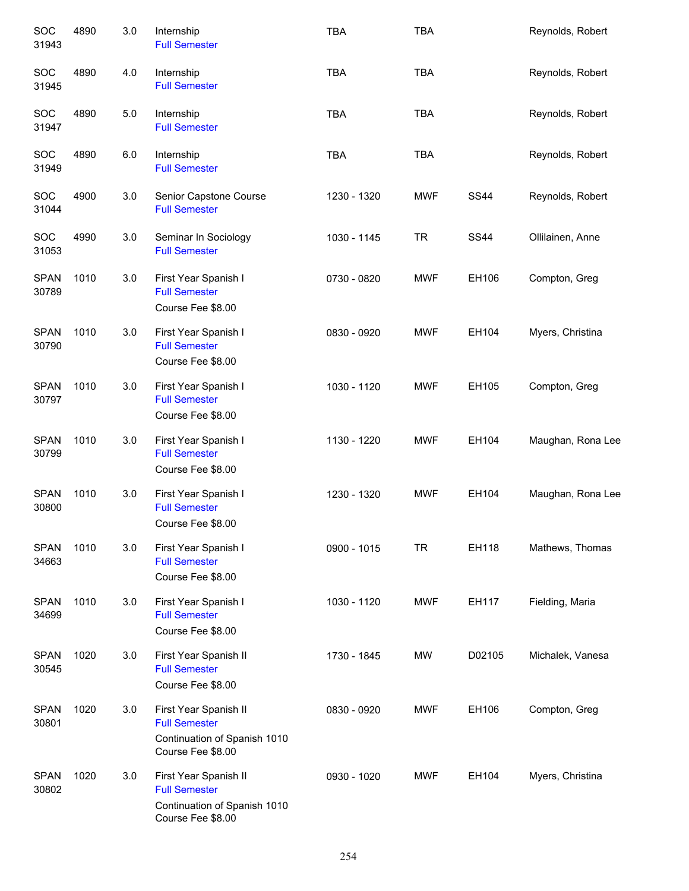| | | | | | | | |
|---|---|---|---|---|---|---|---|
| SOC 31943 | 4890 | 3.0 | Internship<br>Full Semester | TBA | TBA | | Reynolds, Robert |
| SOC 31945 | 4890 | 4.0 | Internship<br>Full Semester | TBA | TBA | | Reynolds, Robert |
| SOC 31947 | 4890 | 5.0 | Internship<br>Full Semester | TBA | TBA | | Reynolds, Robert |
| SOC 31949 | 4890 | 6.0 | Internship<br>Full Semester | TBA | TBA | | Reynolds, Robert |
| SOC 31044 | 4900 | 3.0 | Senior Capstone Course<br>Full Semester | 1230 - 1320 | MWF | SS44 | Reynolds, Robert |
| SOC 31053 | 4990 | 3.0 | Seminar In Sociology<br>Full Semester | 1030 - 1145 | TR | SS44 | Ollilainen, Anne |
| SPAN 30789 | 1010 | 3.0 | First Year Spanish I<br>Full Semester<br>Course Fee $8.00 | 0730 - 0820 | MWF | EH106 | Compton, Greg |
| SPAN 30790 | 1010 | 3.0 | First Year Spanish I<br>Full Semester<br>Course Fee $8.00 | 0830 - 0920 | MWF | EH104 | Myers, Christina |
| SPAN 30797 | 1010 | 3.0 | First Year Spanish I<br>Full Semester<br>Course Fee $8.00 | 1030 - 1120 | MWF | EH105 | Compton, Greg |
| SPAN 30799 | 1010 | 3.0 | First Year Spanish I<br>Full Semester<br>Course Fee $8.00 | 1130 - 1220 | MWF | EH104 | Maughan, Rona Lee |
| SPAN 30800 | 1010 | 3.0 | First Year Spanish I<br>Full Semester<br>Course Fee $8.00 | 1230 - 1320 | MWF | EH104 | Maughan, Rona Lee |
| SPAN 34663 | 1010 | 3.0 | First Year Spanish I<br>Full Semester<br>Course Fee $8.00 | 0900 - 1015 | TR | EH118 | Mathews, Thomas |
| SPAN 34699 | 1010 | 3.0 | First Year Spanish I<br>Full Semester<br>Course Fee $8.00 | 1030 - 1120 | MWF | EH117 | Fielding, Maria |
| SPAN 30545 | 1020 | 3.0 | First Year Spanish II<br>Full Semester<br>Course Fee $8.00 | 1730 - 1845 | MW | D02105 | Michalek, Vanesa |
| SPAN 30801 | 1020 | 3.0 | First Year Spanish II<br>Full Semester<br>Continuation of Spanish 1010<br>Course Fee $8.00 | 0830 - 0920 | MWF | EH106 | Compton, Greg |
| SPAN 30802 | 1020 | 3.0 | First Year Spanish II<br>Full Semester<br>Continuation of Spanish 1010<br>Course Fee $8.00 | 0930 - 1020 | MWF | EH104 | Myers, Christina |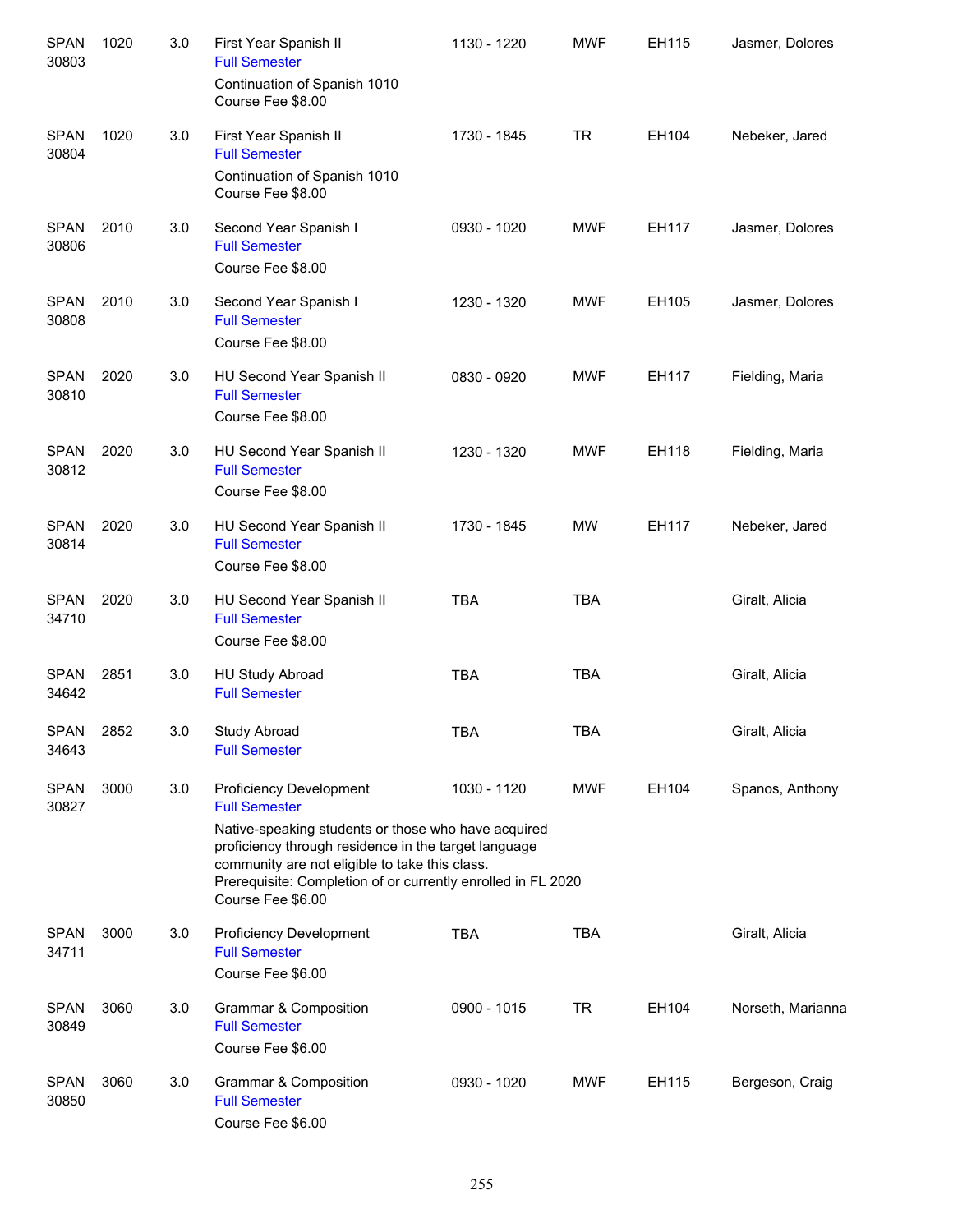| Course | Number | Credits | Title | Time | Days | Room | Instructor |
|---|---|---|---|---|---|---|---|
| SPAN 30803 | 1020 | 3.0 | First Year Spanish II<br>Full Semester<br>Continuation of Spanish 1010<br>Course Fee $8.00 | 1130 - 1220 | MWF | EH115 | Jasmer, Dolores |
| SPAN 30804 | 1020 | 3.0 | First Year Spanish II<br>Full Semester<br>Continuation of Spanish 1010<br>Course Fee $8.00 | 1730 - 1845 | TR | EH104 | Nebeker, Jared |
| SPAN 30806 | 2010 | 3.0 | Second Year Spanish I<br>Full Semester<br>Course Fee $8.00 | 0930 - 1020 | MWF | EH117 | Jasmer, Dolores |
| SPAN 30808 | 2010 | 3.0 | Second Year Spanish I<br>Full Semester<br>Course Fee $8.00 | 1230 - 1320 | MWF | EH105 | Jasmer, Dolores |
| SPAN 30810 | 2020 | 3.0 | HU Second Year Spanish II<br>Full Semester<br>Course Fee $8.00 | 0830 - 0920 | MWF | EH117 | Fielding, Maria |
| SPAN 30812 | 2020 | 3.0 | HU Second Year Spanish II<br>Full Semester<br>Course Fee $8.00 | 1230 - 1320 | MWF | EH118 | Fielding, Maria |
| SPAN 30814 | 2020 | 3.0 | HU Second Year Spanish II<br>Full Semester<br>Course Fee $8.00 | 1730 - 1845 | MW | EH117 | Nebeker, Jared |
| SPAN 34710 | 2020 | 3.0 | HU Second Year Spanish II<br>Full Semester<br>Course Fee $8.00 | TBA | TBA | | Giralt, Alicia |
| SPAN 34642 | 2851 | 3.0 | HU Study Abroad<br>Full Semester | TBA | TBA | | Giralt, Alicia |
| SPAN 34643 | 2852 | 3.0 | Study Abroad<br>Full Semester | TBA | TBA | | Giralt, Alicia |
| SPAN 30827 | 3000 | 3.0 | Proficiency Development<br>Full Semester<br>Native-speaking students or those who have acquired proficiency through residence in the target language community are not eligible to take this class.<br>Prerequisite: Completion of or currently enrolled in FL 2020<br>Course Fee $6.00 | 1030 - 1120 | MWF | EH104 | Spanos, Anthony |
| SPAN 34711 | 3000 | 3.0 | Proficiency Development<br>Full Semester<br>Course Fee $6.00 | TBA | TBA | | Giralt, Alicia |
| SPAN 30849 | 3060 | 3.0 | Grammar & Composition<br>Full Semester<br>Course Fee $6.00 | 0900 - 1015 | TR | EH104 | Norseth, Marianna |
| SPAN 30850 | 3060 | 3.0 | Grammar & Composition<br>Full Semester<br>Course Fee $6.00 | 0930 - 1020 | MWF | EH115 | Bergeson, Craig |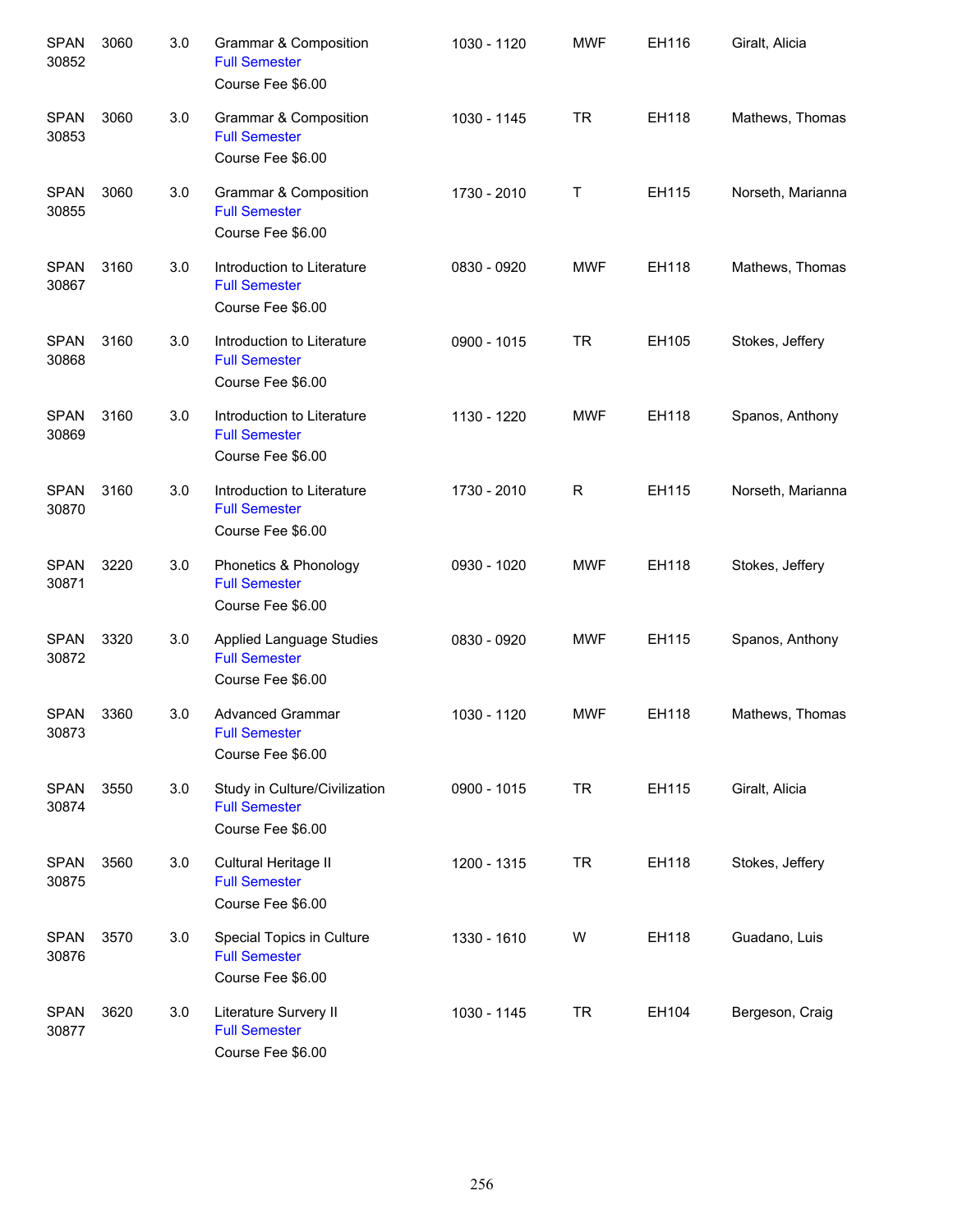| | | | | | | | |
|---|---|---|---|---|---|---|---|
| SPAN 30852 | 3060 | 3.0 | Grammar & Composition<br>Full Semester<br>Course Fee $6.00 | 1030 - 1120 | MWF | EH116 | Giralt, Alicia |
| SPAN 30853 | 3060 | 3.0 | Grammar & Composition<br>Full Semester<br>Course Fee $6.00 | 1030 - 1145 | TR | EH118 | Mathews, Thomas |
| SPAN 30855 | 3060 | 3.0 | Grammar & Composition<br>Full Semester<br>Course Fee $6.00 | 1730 - 2010 | T | EH115 | Norseth, Marianna |
| SPAN 30867 | 3160 | 3.0 | Introduction to Literature<br>Full Semester<br>Course Fee $6.00 | 0830 - 0920 | MWF | EH118 | Mathews, Thomas |
| SPAN 30868 | 3160 | 3.0 | Introduction to Literature<br>Full Semester<br>Course Fee $6.00 | 0900 - 1015 | TR | EH105 | Stokes, Jeffery |
| SPAN 30869 | 3160 | 3.0 | Introduction to Literature<br>Full Semester<br>Course Fee $6.00 | 1130 - 1220 | MWF | EH118 | Spanos, Anthony |
| SPAN 30870 | 3160 | 3.0 | Introduction to Literature<br>Full Semester<br>Course Fee $6.00 | 1730 - 2010 | R | EH115 | Norseth, Marianna |
| SPAN 30871 | 3220 | 3.0 | Phonetics & Phonology<br>Full Semester<br>Course Fee $6.00 | 0930 - 1020 | MWF | EH118 | Stokes, Jeffery |
| SPAN 30872 | 3320 | 3.0 | Applied Language Studies<br>Full Semester<br>Course Fee $6.00 | 0830 - 0920 | MWF | EH115 | Spanos, Anthony |
| SPAN 30873 | 3360 | 3.0 | Advanced Grammar<br>Full Semester<br>Course Fee $6.00 | 1030 - 1120 | MWF | EH118 | Mathews, Thomas |
| SPAN 30874 | 3550 | 3.0 | Study in Culture/Civilization<br>Full Semester<br>Course Fee $6.00 | 0900 - 1015 | TR | EH115 | Giralt, Alicia |
| SPAN 30875 | 3560 | 3.0 | Cultural Heritage II<br>Full Semester<br>Course Fee $6.00 | 1200 - 1315 | TR | EH118 | Stokes, Jeffery |
| SPAN 30876 | 3570 | 3.0 | Special Topics in Culture<br>Full Semester<br>Course Fee $6.00 | 1330 - 1610 | W | EH118 | Guadano, Luis |
| SPAN 30877 | 3620 | 3.0 | Literature Survey II<br>Full Semester<br>Course Fee $6.00 | 1030 - 1145 | TR | EH104 | Bergeson, Craig |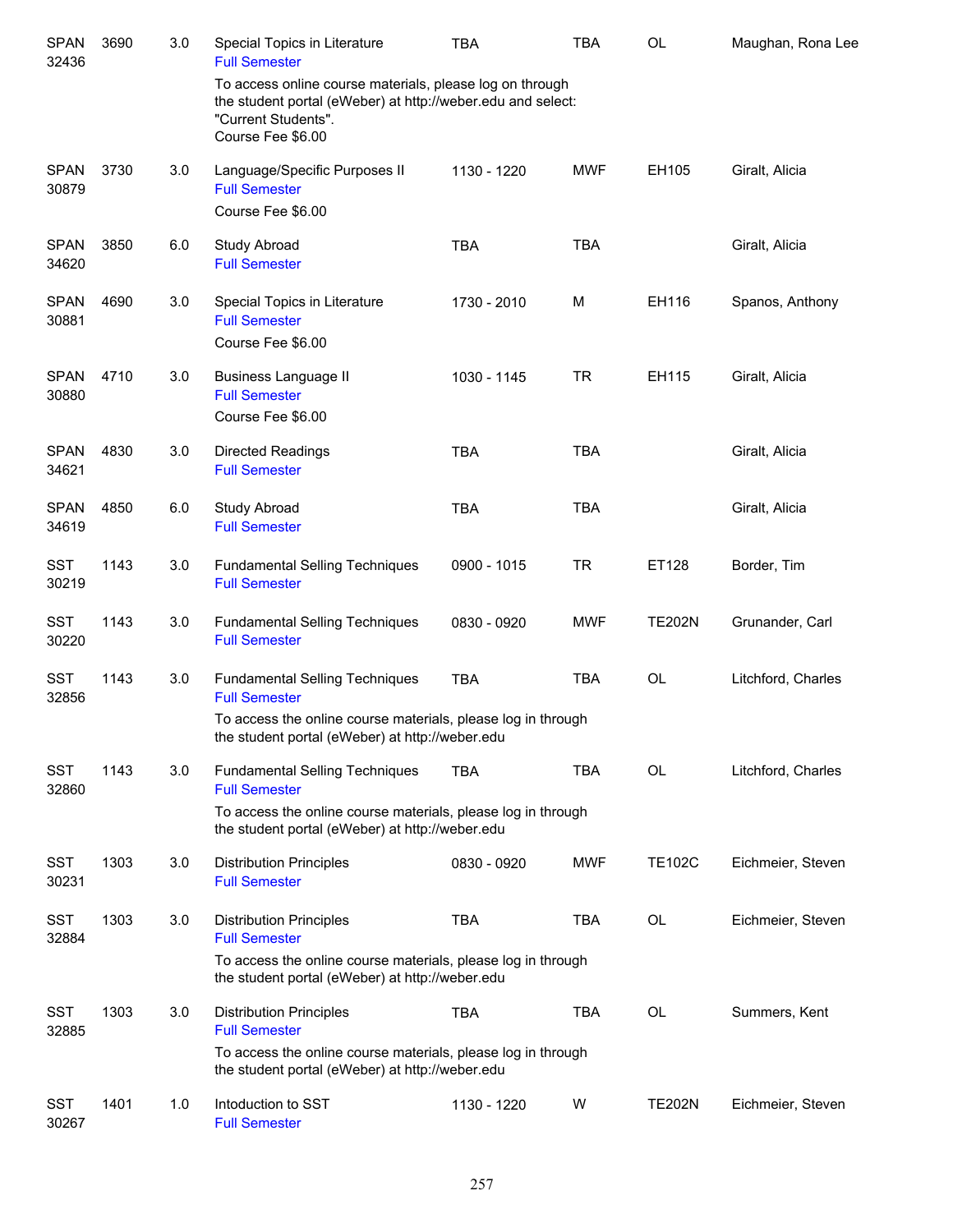| | | | | | | | |
|---|---|---|---|---|---|---|---|
| SPAN 32436 | 3690 | 3.0 | Special Topics in Literature<br>Full Semester<br>To access online course materials, please log on through the student portal (eWeber) at http://weber.edu and select: "Current Students".<br>Course Fee $6.00 | TBA | TBA | OL | Maughan, Rona Lee |
| SPAN 30879 | 3730 | 3.0 | Language/Specific Purposes II<br>Full Semester<br>Course Fee $6.00 | 1130 - 1220 | MWF | EH105 | Giralt, Alicia |
| SPAN 34620 | 3850 | 6.0 | Study Abroad<br>Full Semester | TBA | TBA | | Giralt, Alicia |
| SPAN 30881 | 4690 | 3.0 | Special Topics in Literature<br>Full Semester<br>Course Fee $6.00 | 1730 - 2010 | M | EH116 | Spanos, Anthony |
| SPAN 30880 | 4710 | 3.0 | Business Language II<br>Full Semester<br>Course Fee $6.00 | 1030 - 1145 | TR | EH115 | Giralt, Alicia |
| SPAN 34621 | 4830 | 3.0 | Directed Readings<br>Full Semester | TBA | TBA | | Giralt, Alicia |
| SPAN 34619 | 4850 | 6.0 | Study Abroad<br>Full Semester | TBA | TBA | | Giralt, Alicia |
| SST 30219 | 1143 | 3.0 | Fundamental Selling Techniques<br>Full Semester | 0900 - 1015 | TR | ET128 | Border, Tim |
| SST 30220 | 1143 | 3.0 | Fundamental Selling Techniques<br>Full Semester | 0830 - 0920 | MWF | TE202N | Grunander, Carl |
| SST 32856 | 1143 | 3.0 | Fundamental Selling Techniques<br>Full Semester<br>To access the online course materials, please log in through the student portal (eWeber) at http://weber.edu | TBA | TBA | OL | Litchford, Charles |
| SST 32860 | 1143 | 3.0 | Fundamental Selling Techniques<br>Full Semester<br>To access the online course materials, please log in through the student portal (eWeber) at http://weber.edu | TBA | TBA | OL | Litchford, Charles |
| SST 30231 | 1303 | 3.0 | Distribution Principles<br>Full Semester | 0830 - 0920 | MWF | TE102C | Eichmeier, Steven |
| SST 32884 | 1303 | 3.0 | Distribution Principles<br>Full Semester<br>To access the online course materials, please log in through the student portal (eWeber) at http://weber.edu | TBA | TBA | OL | Eichmeier, Steven |
| SST 32885 | 1303 | 3.0 | Distribution Principles<br>Full Semester<br>To access the online course materials, please log in through the student portal (eWeber) at http://weber.edu | TBA | TBA | OL | Summers, Kent |
| SST 30267 | 1401 | 1.0 | Intoduction to SST<br>Full Semester | 1130 - 1220 | W | TE202N | Eichmeier, Steven |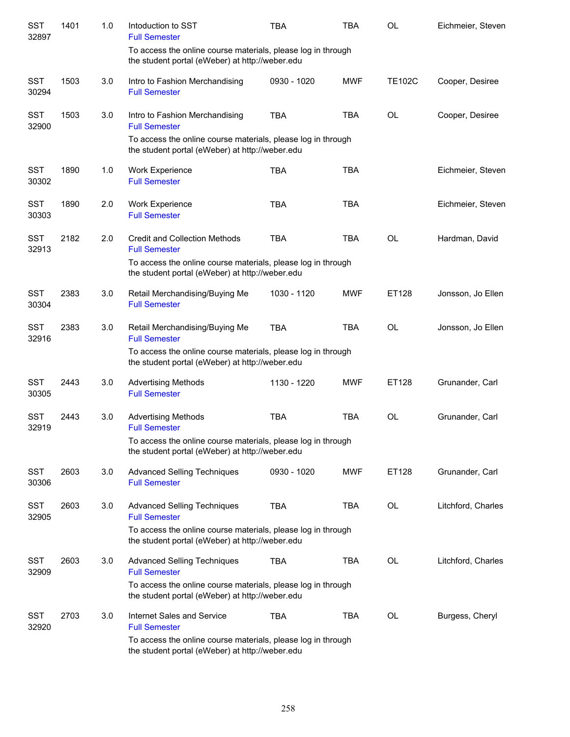| | | | | | | | |
|---|---|---|---|---|---|---|---|
| SST 32897 | 1401 | 1.0 | Intoduction to SST<br>Full Semester<br>To access the online course materials, please log in through the student portal (eWeber) at http://weber.edu | TBA | TBA | OL | Eichmeier, Steven |
| SST 30294 | 1503 | 3.0 | Intro to Fashion Merchandising<br>Full Semester | 0930 - 1020 | MWF | TE102C | Cooper, Desiree |
| SST 32900 | 1503 | 3.0 | Intro to Fashion Merchandising<br>Full Semester<br>To access the online course materials, please log in through the student portal (eWeber) at http://weber.edu | TBA | TBA | OL | Cooper, Desiree |
| SST 30302 | 1890 | 1.0 | Work Experience<br>Full Semester | TBA | TBA | | Eichmeier, Steven |
| SST 30303 | 1890 | 2.0 | Work Experience<br>Full Semester | TBA | TBA | | Eichmeier, Steven |
| SST 32913 | 2182 | 2.0 | Credit and Collection Methods<br>Full Semester<br>To access the online course materials, please log in through the student portal (eWeber) at http://weber.edu | TBA | TBA | OL | Hardman, David |
| SST 30304 | 2383 | 3.0 | Retail Merchandising/Buying Me<br>Full Semester | 1030 - 1120 | MWF | ET128 | Jonsson, Jo Ellen |
| SST 32916 | 2383 | 3.0 | Retail Merchandising/Buying Me<br>Full Semester<br>To access the online course materials, please log in through the student portal (eWeber) at http://weber.edu | TBA | TBA | OL | Jonsson, Jo Ellen |
| SST 30305 | 2443 | 3.0 | Advertising Methods<br>Full Semester | 1130 - 1220 | MWF | ET128 | Grunander, Carl |
| SST 32919 | 2443 | 3.0 | Advertising Methods<br>Full Semester<br>To access the online course materials, please log in through the student portal (eWeber) at http://weber.edu | TBA | TBA | OL | Grunander, Carl |
| SST 30306 | 2603 | 3.0 | Advanced Selling Techniques<br>Full Semester | 0930 - 1020 | MWF | ET128 | Grunander, Carl |
| SST 32905 | 2603 | 3.0 | Advanced Selling Techniques<br>Full Semester<br>To access the online course materials, please log in through the student portal (eWeber) at http://weber.edu | TBA | TBA | OL | Litchford, Charles |
| SST 32909 | 2603 | 3.0 | Advanced Selling Techniques<br>Full Semester<br>To access the online course materials, please log in through the student portal (eWeber) at http://weber.edu | TBA | TBA | OL | Litchford, Charles |
| SST 32920 | 2703 | 3.0 | Internet Sales and Service<br>Full Semester<br>To access the online course materials, please log in through the student portal (eWeber) at http://weber.edu | TBA | TBA | OL | Burgess, Cheryl |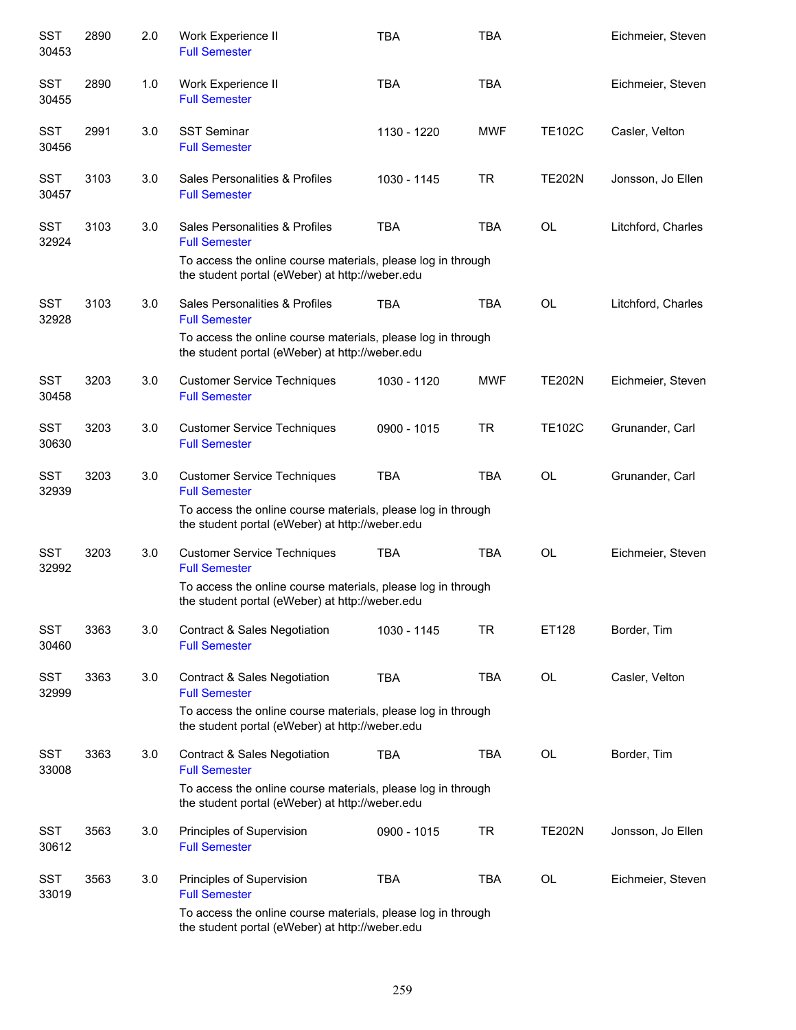| | | | | | | | |
|---|---|---|---|---|---|---|---|
| SST 30453 | 2890 | 2.0 | Work Experience II<br>Full Semester | TBA | TBA | | Eichmeier, Steven |
| SST 30455 | 2890 | 1.0 | Work Experience II<br>Full Semester | TBA | TBA | | Eichmeier, Steven |
| SST 30456 | 2991 | 3.0 | SST Seminar<br>Full Semester | 1130 - 1220 | MWF | TE102C | Casler, Velton |
| SST 30457 | 3103 | 3.0 | Sales Personalities & Profiles<br>Full Semester | 1030 - 1145 | TR | TE202N | Jonsson, Jo Ellen |
| SST 32924 | 3103 | 3.0 | Sales Personalities & Profiles<br>Full Semester<br>To access the online course materials, please log in through the student portal (eWeber) at http://weber.edu | TBA | TBA | OL | Litchford, Charles |
| SST 32928 | 3103 | 3.0 | Sales Personalities & Profiles<br>Full Semester<br>To access the online course materials, please log in through the student portal (eWeber) at http://weber.edu | TBA | TBA | OL | Litchford, Charles |
| SST 30458 | 3203 | 3.0 | Customer Service Techniques<br>Full Semester | 1030 - 1120 | MWF | TE202N | Eichmeier, Steven |
| SST 30630 | 3203 | 3.0 | Customer Service Techniques<br>Full Semester | 0900 - 1015 | TR | TE102C | Grunander, Carl |
| SST 32939 | 3203 | 3.0 | Customer Service Techniques<br>Full Semester<br>To access the online course materials, please log in through the student portal (eWeber) at http://weber.edu | TBA | TBA | OL | Grunander, Carl |
| SST 32992 | 3203 | 3.0 | Customer Service Techniques<br>Full Semester<br>To access the online course materials, please log in through the student portal (eWeber) at http://weber.edu | TBA | TBA | OL | Eichmeier, Steven |
| SST 30460 | 3363 | 3.0 | Contract & Sales Negotiation<br>Full Semester | 1030 - 1145 | TR | ET128 | Border, Tim |
| SST 32999 | 3363 | 3.0 | Contract & Sales Negotiation<br>Full Semester<br>To access the online course materials, please log in through the student portal (eWeber) at http://weber.edu | TBA | TBA | OL | Casler, Velton |
| SST 33008 | 3363 | 3.0 | Contract & Sales Negotiation<br>Full Semester<br>To access the online course materials, please log in through the student portal (eWeber) at http://weber.edu | TBA | TBA | OL | Border, Tim |
| SST 30612 | 3563 | 3.0 | Principles of Supervision<br>Full Semester | 0900 - 1015 | TR | TE202N | Jonsson, Jo Ellen |
| SST 33019 | 3563 | 3.0 | Principles of Supervision<br>Full Semester<br>To access the online course materials, please log in through the student portal (eWeber) at http://weber.edu | TBA | TBA | OL | Eichmeier, Steven |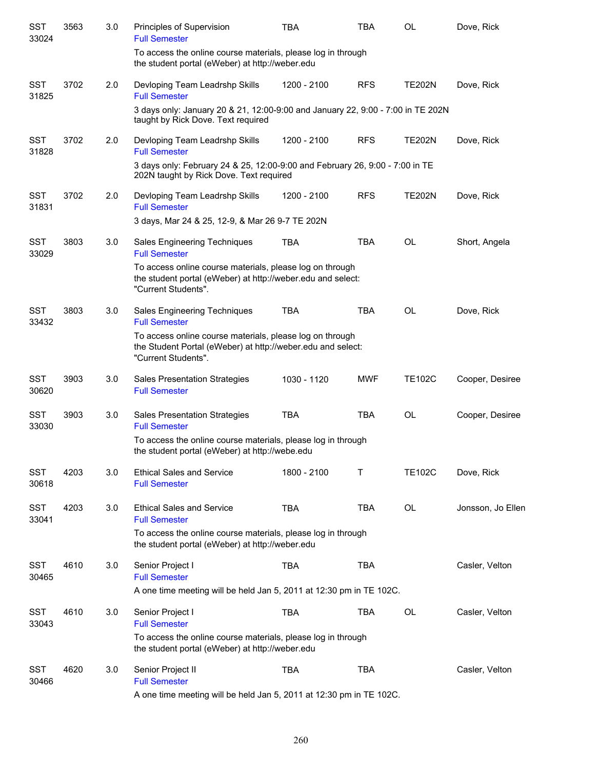| | | | | | | | |
|---|---|---|---|---|---|---|---|
| SST 33024 | 3563 | 3.0 | Principles of Supervision<br>Full Semester | TBA | TBA | OL | Dove, Rick |
| | | | To access the online course materials, please log in through the student portal (eWeber) at http://weber.edu | | | | |
| SST 31825 | 3702 | 2.0 | Devloping Team Leadrshp Skills<br>Full Semester | 1200 - 2100 | RFS | TE202N | Dove, Rick |
| | | | 3 days only: January 20 & 21, 12:00-9:00 and January 22, 9:00 - 7:00 in TE 202N taught by Rick Dove. Text required | | | | |
| SST 31828 | 3702 | 2.0 | Devloping Team Leadrshp Skills<br>Full Semester | 1200 - 2100 | RFS | TE202N | Dove, Rick |
| | | | 3 days only: February 24 & 25, 12:00-9:00 and February 26, 9:00 - 7:00 in TE 202N taught by Rick Dove. Text required | | | | |
| SST 31831 | 3702 | 2.0 | Devloping Team Leadrshp Skills<br>Full Semester | 1200 - 2100 | RFS | TE202N | Dove, Rick |
| | | | 3 days, Mar 24 & 25, 12-9, & Mar 26 9-7 TE 202N | | | | |
| SST 33029 | 3803 | 3.0 | Sales Engineering Techniques<br>Full Semester | TBA | TBA | OL | Short, Angela |
| | | | To access online course materials, please log on through the student portal (eWeber) at http://weber.edu and select: "Current Students". | | | | |
| SST 33432 | 3803 | 3.0 | Sales Engineering Techniques<br>Full Semester | TBA | TBA | OL | Dove, Rick |
| | | | To access online course materials, please log on through the Student Portal (eWeber) at http://weber.edu and select: "Current Students". | | | | |
| SST 30620 | 3903 | 3.0 | Sales Presentation Strategies<br>Full Semester | 1030 - 1120 | MWF | TE102C | Cooper, Desiree |
| SST 33030 | 3903 | 3.0 | Sales Presentation Strategies<br>Full Semester | TBA | TBA | OL | Cooper, Desiree |
| | | | To access the online course materials, please log in through the student portal (eWeber) at http://webe.edu | | | | |
| SST 30618 | 4203 | 3.0 | Ethical Sales and Service<br>Full Semester | 1800 - 2100 | T | TE102C | Dove, Rick |
| SST 33041 | 4203 | 3.0 | Ethical Sales and Service<br>Full Semester | TBA | TBA | OL | Jonsson, Jo Ellen |
| | | | To access the online course materials, please log in through the student portal (eWeber) at http://weber.edu | | | | |
| SST 30465 | 4610 | 3.0 | Senior Project I<br>Full Semester | TBA | TBA | | Casler, Velton |
| | | | A one time meeting will be held Jan 5, 2011 at 12:30 pm in TE 102C. | | | | |
| SST 33043 | 4610 | 3.0 | Senior Project I<br>Full Semester | TBA | TBA | OL | Casler, Velton |
| | | | To access the online course materials, please log in through the student portal (eWeber) at http://weber.edu | | | | |
| SST 30466 | 4620 | 3.0 | Senior Project II<br>Full Semester | TBA | TBA | | Casler, Velton |
| | | | A one time meeting will be held Jan 5, 2011 at 12:30 pm in TE 102C. | | | | |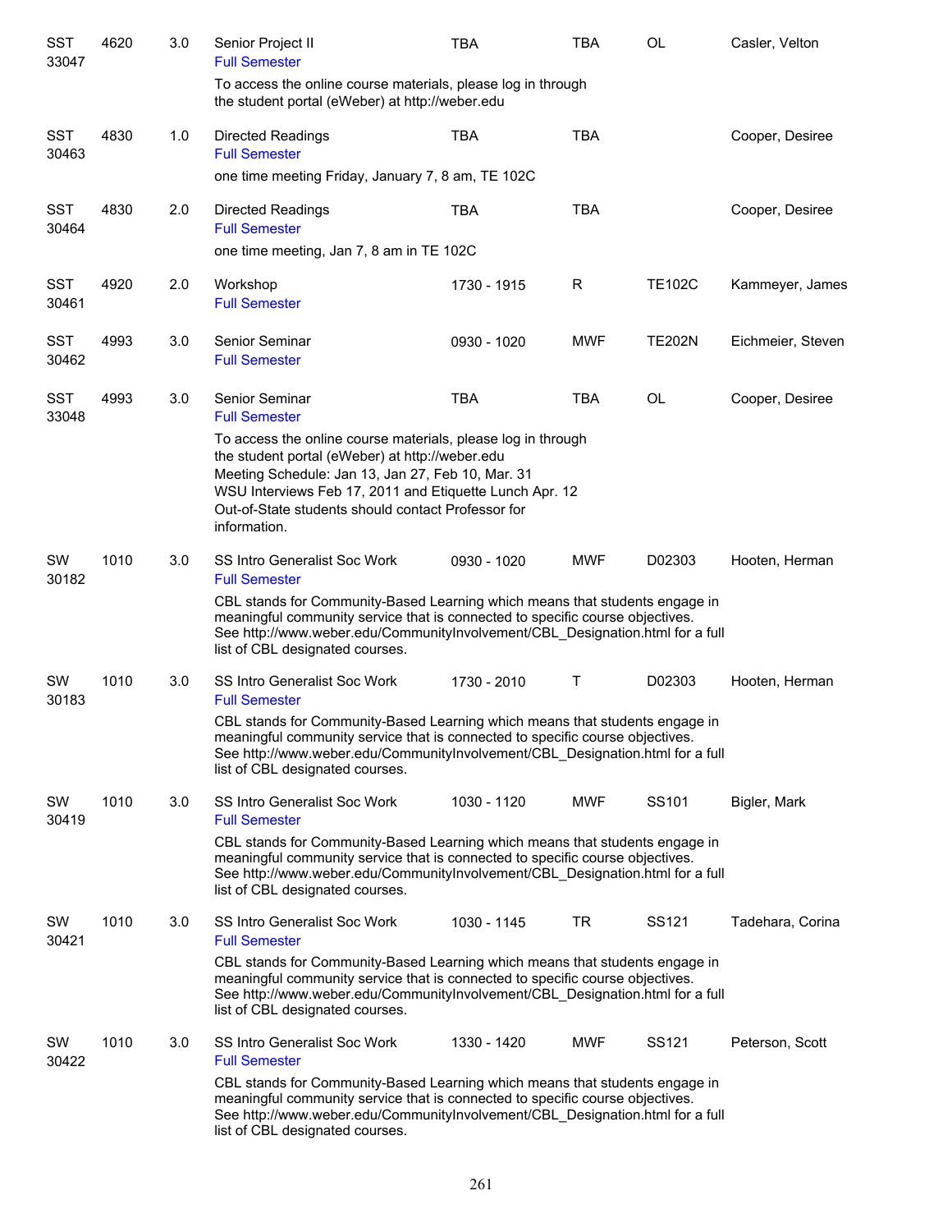| | | | | | | | |
|---|---|---|---|---|---|---|---|
| SST 33047 | 4620 | 3.0 | Senior Project II<br>Full Semester | TBA | TBA | OL | Casler, Velton |
| | | | To access the online course materials, please log in through the student portal (eWeber) at http://weber.edu | | | | |
| SST 30463 | 4830 | 1.0 | Directed Readings<br>Full Semester | TBA | TBA | | Cooper, Desiree |
| | | | one time meeting Friday, January 7, 8 am, TE 102C | | | | |
| SST 30464 | 4830 | 2.0 | Directed Readings<br>Full Semester | TBA | TBA | | Cooper, Desiree |
| | | | one time meeting, Jan 7, 8 am in TE 102C | | | | |
| SST 30461 | 4920 | 2.0 | Workshop<br>Full Semester | 1730 - 1915 | R | TE102C | Kammeyer, James |
| SST 30462 | 4993 | 3.0 | Senior Seminar<br>Full Semester | 0930 - 1020 | MWF | TE202N | Eichmeier, Steven |
| SST 33048 | 4993 | 3.0 | Senior Seminar<br>Full Semester | TBA | TBA | OL | Cooper, Desiree |
| | | | To access the online course materials, please log in through the student portal (eWeber) at http://weber.edu<br>Meeting Schedule: Jan 13, Jan 27, Feb 10, Mar. 31<br>WSU Interviews Feb 17, 2011 and Etiquette Lunch Apr. 12<br>Out-of-State students should contact Professor for information. | | | | |
| SW 30182 | 1010 | 3.0 | SS Intro Generalist Soc Work<br>Full Semester | 0930 - 1020 | MWF | D02303 | Hooten, Herman |
| | | | CBL stands for Community-Based Learning which means that students engage in meaningful community service that is connected to specific course objectives. See http://www.weber.edu/CommunityInvolvement/CBL_Designation.html for a full list of CBL designated courses. | | | | |
| SW 30183 | 1010 | 3.0 | SS Intro Generalist Soc Work<br>Full Semester | 1730 - 2010 | T | D02303 | Hooten, Herman |
| | | | CBL stands for Community-Based Learning which means that students engage in meaningful community service that is connected to specific course objectives. See http://www.weber.edu/CommunityInvolvement/CBL_Designation.html for a full list of CBL designated courses. | | | | |
| SW 30419 | 1010 | 3.0 | SS Intro Generalist Soc Work<br>Full Semester | 1030 - 1120 | MWF | SS101 | Bigler, Mark |
| | | | CBL stands for Community-Based Learning which means that students engage in meaningful community service that is connected to specific course objectives. See http://www.weber.edu/CommunityInvolvement/CBL_Designation.html for a full list of CBL designated courses. | | | | |
| SW 30421 | 1010 | 3.0 | SS Intro Generalist Soc Work<br>Full Semester | 1030 - 1145 | TR | SS121 | Tadehara, Corina |
| | | | CBL stands for Community-Based Learning which means that students engage in meaningful community service that is connected to specific course objectives. See http://www.weber.edu/CommunityInvolvement/CBL_Designation.html for a full list of CBL designated courses. | | | | |
| SW 30422 | 1010 | 3.0 | SS Intro Generalist Soc Work<br>Full Semester | 1330 - 1420 | MWF | SS121 | Peterson, Scott |
| | | | CBL stands for Community-Based Learning which means that students engage in meaningful community service that is connected to specific course objectives. See http://www.weber.edu/CommunityInvolvement/CBL_Designation.html for a full list of CBL designated courses. | | | | |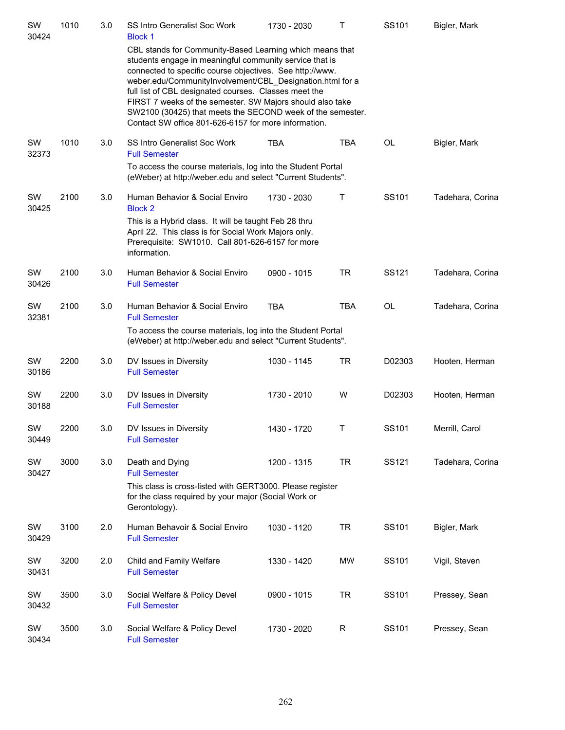| | | | | | | | |
|---|---|---|---|---|---|---|---|
| SW 30424 | 1010 | 3.0 | SS Intro Generalist Soc Work<br>Block 1<br>CBL stands for Community-Based Learning which means that students engage in meaningful community service that is connected to specific course objectives. See http://www.weber.edu/CommunityInvolvement/CBL_Designation.html for a full list of CBL designated courses. Classes meet the FIRST 7 weeks of the semester. SW Majors should also take SW2100 (30425) that meets the SECOND week of the semester. Contact SW office 801-626-6157 for more information. | 1730 - 2030 | T | SS101 | Bigler, Mark |
| SW 32373 | 1010 | 3.0 | SS Intro Generalist Soc Work<br>Full Semester<br>To access the course materials, log into the Student Portal (eWeber) at http://weber.edu and select "Current Students". | TBA | TBA | OL | Bigler, Mark |
| SW 30425 | 2100 | 3.0 | Human Behavior & Social Enviro<br>Block 2<br>This is a Hybrid class. It will be taught Feb 28 thru April 22. This class is for Social Work Majors only. Prerequisite: SW1010. Call 801-626-6157 for more information. | 1730 - 2030 | T | SS101 | Tadehara, Corina |
| SW 30426 | 2100 | 3.0 | Human Behavior & Social Enviro<br>Full Semester | 0900 - 1015 | TR | SS121 | Tadehara, Corina |
| SW 32381 | 2100 | 3.0 | Human Behavior & Social Enviro<br>Full Semester<br>To access the course materials, log into the Student Portal (eWeber) at http://weber.edu and select "Current Students". | TBA | TBA | OL | Tadehara, Corina |
| SW 30186 | 2200 | 3.0 | DV Issues in Diversity<br>Full Semester | 1030 - 1145 | TR | D02303 | Hooten, Herman |
| SW 30188 | 2200 | 3.0 | DV Issues in Diversity<br>Full Semester | 1730 - 2010 | W | D02303 | Hooten, Herman |
| SW 30449 | 2200 | 3.0 | DV Issues in Diversity<br>Full Semester | 1430 - 1720 | T | SS101 | Merrill, Carol |
| SW 30427 | 3000 | 3.0 | Death and Dying<br>Full Semester<br>This class is cross-listed with GERT3000. Please register for the class required by your major (Social Work or Gerontology). | 1200 - 1315 | TR | SS121 | Tadehara, Corina |
| SW 30429 | 3100 | 2.0 | Human Behavoir & Social Enviro<br>Full Semester | 1030 - 1120 | TR | SS101 | Bigler, Mark |
| SW 30431 | 3200 | 2.0 | Child and Family Welfare<br>Full Semester | 1330 - 1420 | MW | SS101 | Vigil, Steven |
| SW 30432 | 3500 | 3.0 | Social Welfare & Policy Devel<br>Full Semester | 0900 - 1015 | TR | SS101 | Pressey, Sean |
| SW 30434 | 3500 | 3.0 | Social Welfare & Policy Devel<br>Full Semester | 1730 - 2020 | R | SS101 | Pressey, Sean |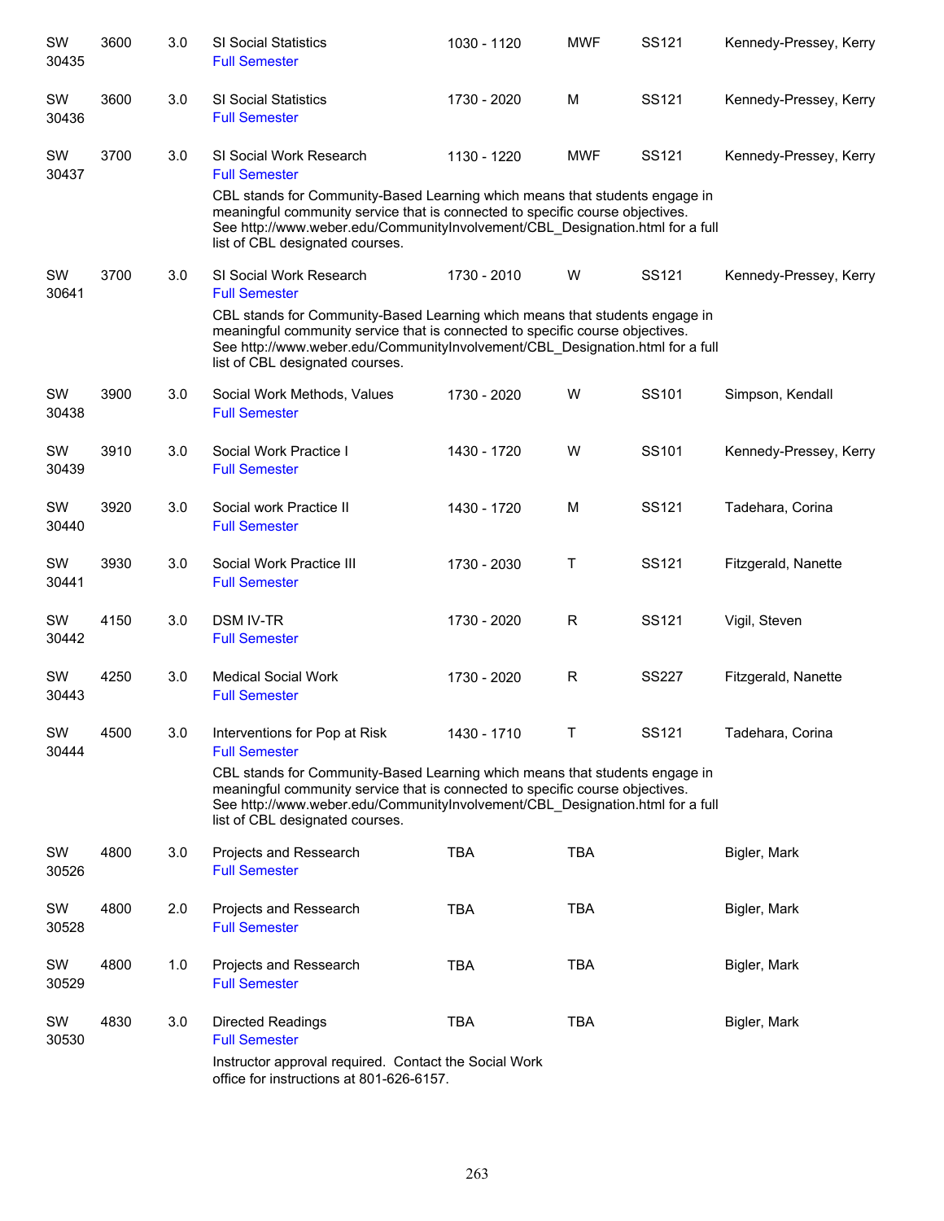| | | | | | | | |
|---|---|---|---|---|---|---|---|
| SW 30435 | 3600 | 3.0 | SI Social Statistics<br>Full Semester | 1030 - 1120 | MWF | SS121 | Kennedy-Pressey, Kerry |
| SW 30436 | 3600 | 3.0 | SI Social Statistics<br>Full Semester | 1730 - 2020 | M | SS121 | Kennedy-Pressey, Kerry |
| SW 30437 | 3700 | 3.0 | SI Social Work Research<br>Full Semester<br>CBL stands for Community-Based Learning which means that students engage in meaningful community service that is connected to specific course objectives. See http://www.weber.edu/CommunityInvolvement/CBL_Designation.html for a full list of CBL designated courses. | 1130 - 1220 | MWF | SS121 | Kennedy-Pressey, Kerry |
| SW 30641 | 3700 | 3.0 | SI Social Work Research<br>Full Semester<br>CBL stands for Community-Based Learning which means that students engage in meaningful community service that is connected to specific course objectives. See http://www.weber.edu/CommunityInvolvement/CBL_Designation.html for a full list of CBL designated courses. | 1730 - 2010 | W | SS121 | Kennedy-Pressey, Kerry |
| SW 30438 | 3900 | 3.0 | Social Work Methods, Values<br>Full Semester | 1730 - 2020 | W | SS101 | Simpson, Kendall |
| SW 30439 | 3910 | 3.0 | Social Work Practice I<br>Full Semester | 1430 - 1720 | W | SS101 | Kennedy-Pressey, Kerry |
| SW 30440 | 3920 | 3.0 | Social work Practice II<br>Full Semester | 1430 - 1720 | M | SS121 | Tadehara, Corina |
| SW 30441 | 3930 | 3.0 | Social Work Practice III<br>Full Semester | 1730 - 2030 | T | SS121 | Fitzgerald, Nanette |
| SW 30442 | 4150 | 3.0 | DSM IV-TR<br>Full Semester | 1730 - 2020 | R | SS121 | Vigil, Steven |
| SW 30443 | 4250 | 3.0 | Medical Social Work<br>Full Semester | 1730 - 2020 | R | SS227 | Fitzgerald, Nanette |
| SW 30444 | 4500 | 3.0 | Interventions for Pop at Risk<br>Full Semester<br>CBL stands for Community-Based Learning which means that students engage in meaningful community service that is connected to specific course objectives. See http://www.weber.edu/CommunityInvolvement/CBL_Designation.html for a full list of CBL designated courses. | 1430 - 1710 | T | SS121 | Tadehara, Corina |
| SW 30526 | 4800 | 3.0 | Projects and Research<br>Full Semester | TBA | TBA | | Bigler, Mark |
| SW 30528 | 4800 | 2.0 | Projects and Research<br>Full Semester | TBA | TBA | | Bigler, Mark |
| SW 30529 | 4800 | 1.0 | Projects and Research<br>Full Semester | TBA | TBA | | Bigler, Mark |
| SW 30530 | 4830 | 3.0 | Directed Readings<br>Full Semester<br>Instructor approval required. Contact the Social Work office for instructions at 801-626-6157. | TBA | TBA | | Bigler, Mark |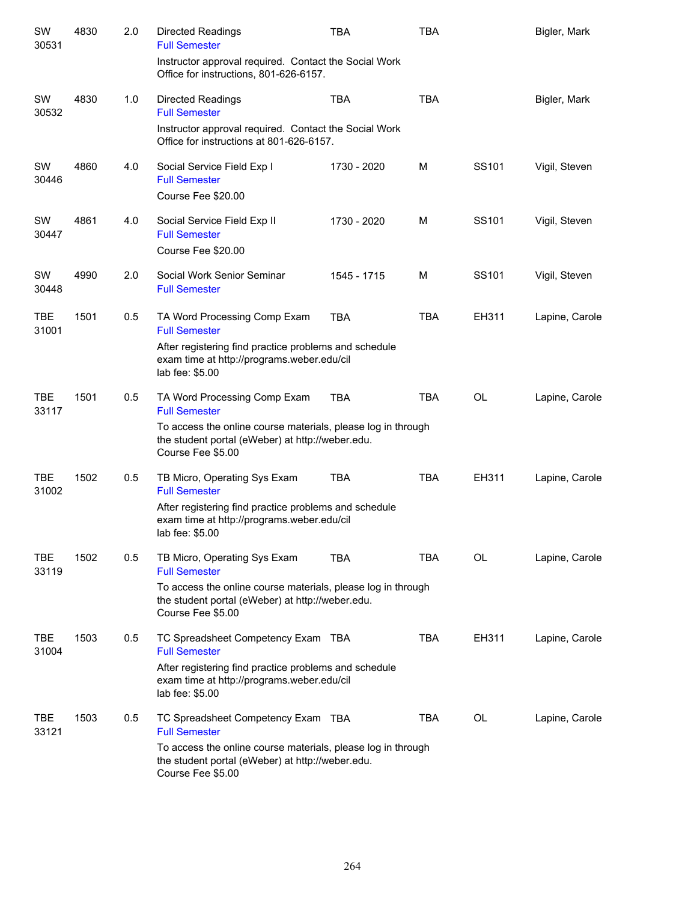| | | | | | | | |
|---|---|---|---|---|---|---|---|
| SW 30531 | 4830 | 2.0 | Directed Readings<br>Full Semester<br>Instructor approval required. Contact the Social Work Office for instructions, 801-626-6157. | TBA | TBA | | Bigler, Mark |
| SW 30532 | 4830 | 1.0 | Directed Readings<br>Full Semester<br>Instructor approval required. Contact the Social Work Office for instructions at 801-626-6157. | TBA | TBA | | Bigler, Mark |
| SW 30446 | 4860 | 4.0 | Social Service Field Exp I<br>Full Semester<br>Course Fee $20.00 | 1730 - 2020 | M | SS101 | Vigil, Steven |
| SW 30447 | 4861 | 4.0 | Social Service Field Exp II<br>Full Semester<br>Course Fee $20.00 | 1730 - 2020 | M | SS101 | Vigil, Steven |
| SW 30448 | 4990 | 2.0 | Social Work Senior Seminar<br>Full Semester | 1545 - 1715 | M | SS101 | Vigil, Steven |
| TBE 31001 | 1501 | 0.5 | TA Word Processing Comp Exam<br>Full Semester<br>After registering find practice problems and schedule exam time at http://programs.weber.edu/cil<br>lab fee: $5.00 | TBA | TBA | EH311 | Lapine, Carole |
| TBE 33117 | 1501 | 0.5 | TA Word Processing Comp Exam<br>Full Semester<br>To access the online course materials, please log in through the student portal (eWeber) at http://weber.edu.<br>Course Fee $5.00 | TBA | TBA | OL | Lapine, Carole |
| TBE 31002 | 1502 | 0.5 | TB Micro, Operating Sys Exam<br>Full Semester<br>After registering find practice problems and schedule exam time at http://programs.weber.edu/cil<br>lab fee: $5.00 | TBA | TBA | EH311 | Lapine, Carole |
| TBE 33119 | 1502 | 0.5 | TB Micro, Operating Sys Exam<br>Full Semester<br>To access the online course materials, please log in through the student portal (eWeber) at http://weber.edu.<br>Course Fee $5.00 | TBA | TBA | OL | Lapine, Carole |
| TBE 31004 | 1503 | 0.5 | TC Spreadsheet Competency Exam<br>Full Semester<br>After registering find practice problems and schedule exam time at http://programs.weber.edu/cil<br>lab fee: $5.00 | TBA | TBA | EH311 | Lapine, Carole |
| TBE 33121 | 1503 | 0.5 | TC Spreadsheet Competency Exam<br>Full Semester<br>To access the online course materials, please log in through the student portal (eWeber) at http://weber.edu.<br>Course Fee $5.00 | TBA | TBA | OL | Lapine, Carole |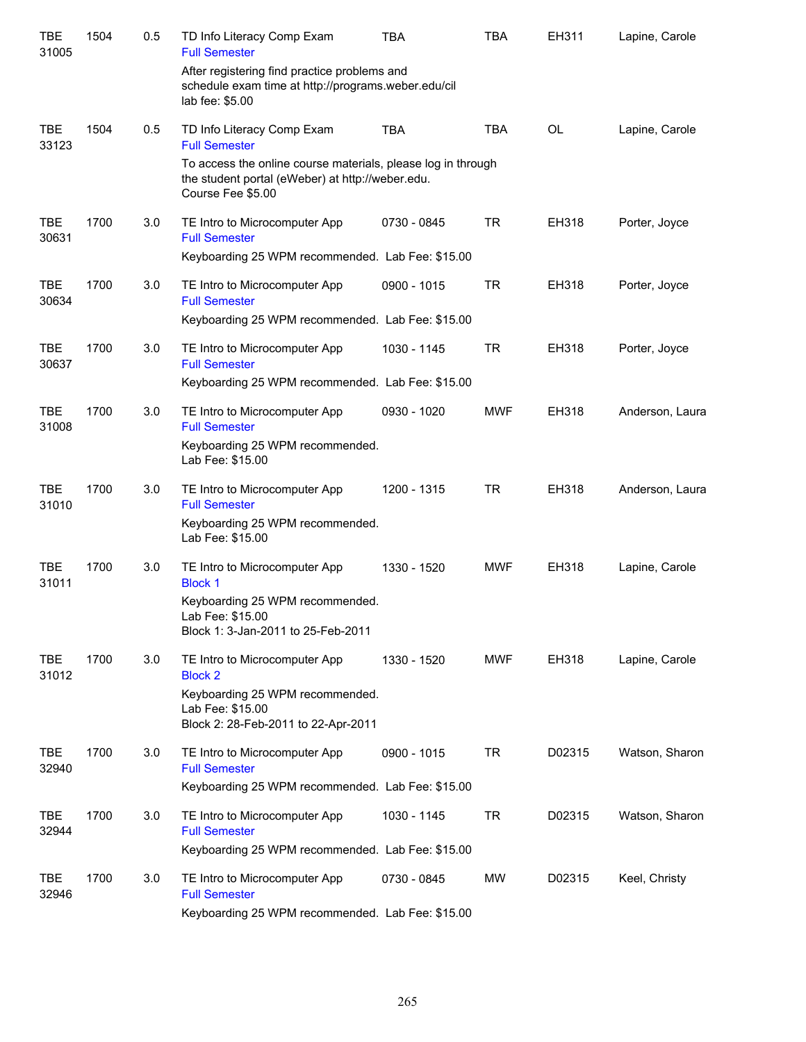| | | | | | | | |
|---|---|---|---|---|---|---|---|
| TBE 31005 | 1504 | 0.5 | TD Info Literacy Comp Exam<br>Full Semester<br>After registering find practice problems and schedule exam time at http://programs.weber.edu/cil<br>lab fee: $5.00 | TBA | TBA | EH311 | Lapine, Carole |
| TBE 33123 | 1504 | 0.5 | TD Info Literacy Comp Exam<br>Full Semester<br>To access the online course materials, please log in through the student portal (eWeber) at http://weber.edu.<br>Course Fee $5.00 | TBA | TBA | OL | Lapine, Carole |
| TBE 30631 | 1700 | 3.0 | TE Intro to Microcomputer App<br>Full Semester<br>Keyboarding 25 WPM recommended. Lab Fee: $15.00 | 0730 - 0845 | TR | EH318 | Porter, Joyce |
| TBE 30634 | 1700 | 3.0 | TE Intro to Microcomputer App<br>Full Semester<br>Keyboarding 25 WPM recommended. Lab Fee: $15.00 | 0900 - 1015 | TR | EH318 | Porter, Joyce |
| TBE 30637 | 1700 | 3.0 | TE Intro to Microcomputer App<br>Full Semester<br>Keyboarding 25 WPM recommended. Lab Fee: $15.00 | 1030 - 1145 | TR | EH318 | Porter, Joyce |
| TBE 31008 | 1700 | 3.0 | TE Intro to Microcomputer App<br>Full Semester<br>Keyboarding 25 WPM recommended.<br>Lab Fee: $15.00 | 0930 - 1020 | MWF | EH318 | Anderson, Laura |
| TBE 31010 | 1700 | 3.0 | TE Intro to Microcomputer App<br>Full Semester<br>Keyboarding 25 WPM recommended.<br>Lab Fee: $15.00 | 1200 - 1315 | TR | EH318 | Anderson, Laura |
| TBE 31011 | 1700 | 3.0 | TE Intro to Microcomputer App<br>Block 1<br>Keyboarding 25 WPM recommended.<br>Lab Fee: $15.00<br>Block 1: 3-Jan-2011 to 25-Feb-2011 | 1330 - 1520 | MWF | EH318 | Lapine, Carole |
| TBE 31012 | 1700 | 3.0 | TE Intro to Microcomputer App<br>Block 2<br>Keyboarding 25 WPM recommended.<br>Lab Fee: $15.00<br>Block 2: 28-Feb-2011 to 22-Apr-2011 | 1330 - 1520 | MWF | EH318 | Lapine, Carole |
| TBE 32940 | 1700 | 3.0 | TE Intro to Microcomputer App<br>Full Semester<br>Keyboarding 25 WPM recommended. Lab Fee: $15.00 | 0900 - 1015 | TR | D02315 | Watson, Sharon |
| TBE 32944 | 1700 | 3.0 | TE Intro to Microcomputer App<br>Full Semester<br>Keyboarding 25 WPM recommended. Lab Fee: $15.00 | 1030 - 1145 | TR | D02315 | Watson, Sharon |
| TBE 32946 | 1700 | 3.0 | TE Intro to Microcomputer App<br>Full Semester<br>Keyboarding 25 WPM recommended. Lab Fee: $15.00 | 0730 - 0845 | MW | D02315 | Keel, Christy |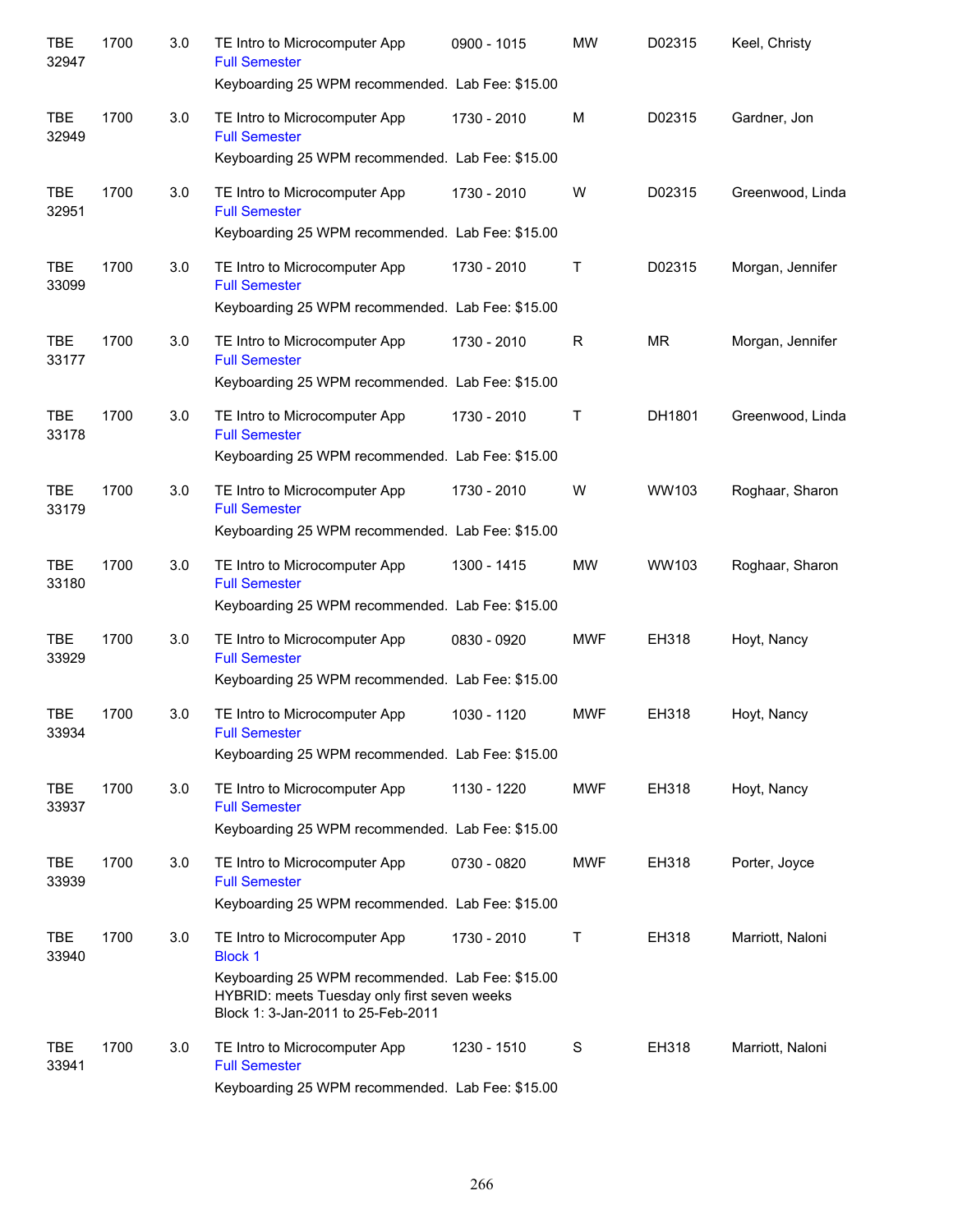| | | | | | | | |
|---|---|---|---|---|---|---|---|
| TBE 32947 | 1700 | 3.0 | TE Intro to Microcomputer App<br>Full Semester<br>Keyboarding 25 WPM recommended. Lab Fee: $15.00 | 0900 - 1015 | MW | D02315 | Keel, Christy |
| TBE 32949 | 1700 | 3.0 | TE Intro to Microcomputer App<br>Full Semester<br>Keyboarding 25 WPM recommended. Lab Fee: $15.00 | 1730 - 2010 | M | D02315 | Gardner, Jon |
| TBE 32951 | 1700 | 3.0 | TE Intro to Microcomputer App<br>Full Semester<br>Keyboarding 25 WPM recommended. Lab Fee: $15.00 | 1730 - 2010 | W | D02315 | Greenwood, Linda |
| TBE 33099 | 1700 | 3.0 | TE Intro to Microcomputer App<br>Full Semester<br>Keyboarding 25 WPM recommended. Lab Fee: $15.00 | 1730 - 2010 | T | D02315 | Morgan, Jennifer |
| TBE 33177 | 1700 | 3.0 | TE Intro to Microcomputer App<br>Full Semester<br>Keyboarding 25 WPM recommended. Lab Fee: $15.00 | 1730 - 2010 | R | MR | Morgan, Jennifer |
| TBE 33178 | 1700 | 3.0 | TE Intro to Microcomputer App<br>Full Semester<br>Keyboarding 25 WPM recommended. Lab Fee: $15.00 | 1730 - 2010 | T | DH1801 | Greenwood, Linda |
| TBE 33179 | 1700 | 3.0 | TE Intro to Microcomputer App<br>Full Semester<br>Keyboarding 25 WPM recommended. Lab Fee: $15.00 | 1730 - 2010 | W | WW103 | Roghaar, Sharon |
| TBE 33180 | 1700 | 3.0 | TE Intro to Microcomputer App<br>Full Semester<br>Keyboarding 25 WPM recommended. Lab Fee: $15.00 | 1300 - 1415 | MW | WW103 | Roghaar, Sharon |
| TBE 33929 | 1700 | 3.0 | TE Intro to Microcomputer App<br>Full Semester<br>Keyboarding 25 WPM recommended. Lab Fee: $15.00 | 0830 - 0920 | MWF | EH318 | Hoyt, Nancy |
| TBE 33934 | 1700 | 3.0 | TE Intro to Microcomputer App<br>Full Semester<br>Keyboarding 25 WPM recommended. Lab Fee: $15.00 | 1030 - 1120 | MWF | EH318 | Hoyt, Nancy |
| TBE 33937 | 1700 | 3.0 | TE Intro to Microcomputer App<br>Full Semester<br>Keyboarding 25 WPM recommended. Lab Fee: $15.00 | 1130 - 1220 | MWF | EH318 | Hoyt, Nancy |
| TBE 33939 | 1700 | 3.0 | TE Intro to Microcomputer App<br>Full Semester<br>Keyboarding 25 WPM recommended. Lab Fee: $15.00 | 0730 - 0820 | MWF | EH318 | Porter, Joyce |
| TBE 33940 | 1700 | 3.0 | TE Intro to Microcomputer App<br>Block 1<br>Keyboarding 25 WPM recommended. Lab Fee: $15.00<br>HYBRID: meets Tuesday only first seven weeks<br>Block 1: 3-Jan-2011 to 25-Feb-2011 | 1730 - 2010 | T | EH318 | Marriott, Naloni |
| TBE 33941 | 1700 | 3.0 | TE Intro to Microcomputer App<br>Full Semester<br>Keyboarding 25 WPM recommended. Lab Fee: $15.00 | 1230 - 1510 | S | EH318 | Marriott, Naloni |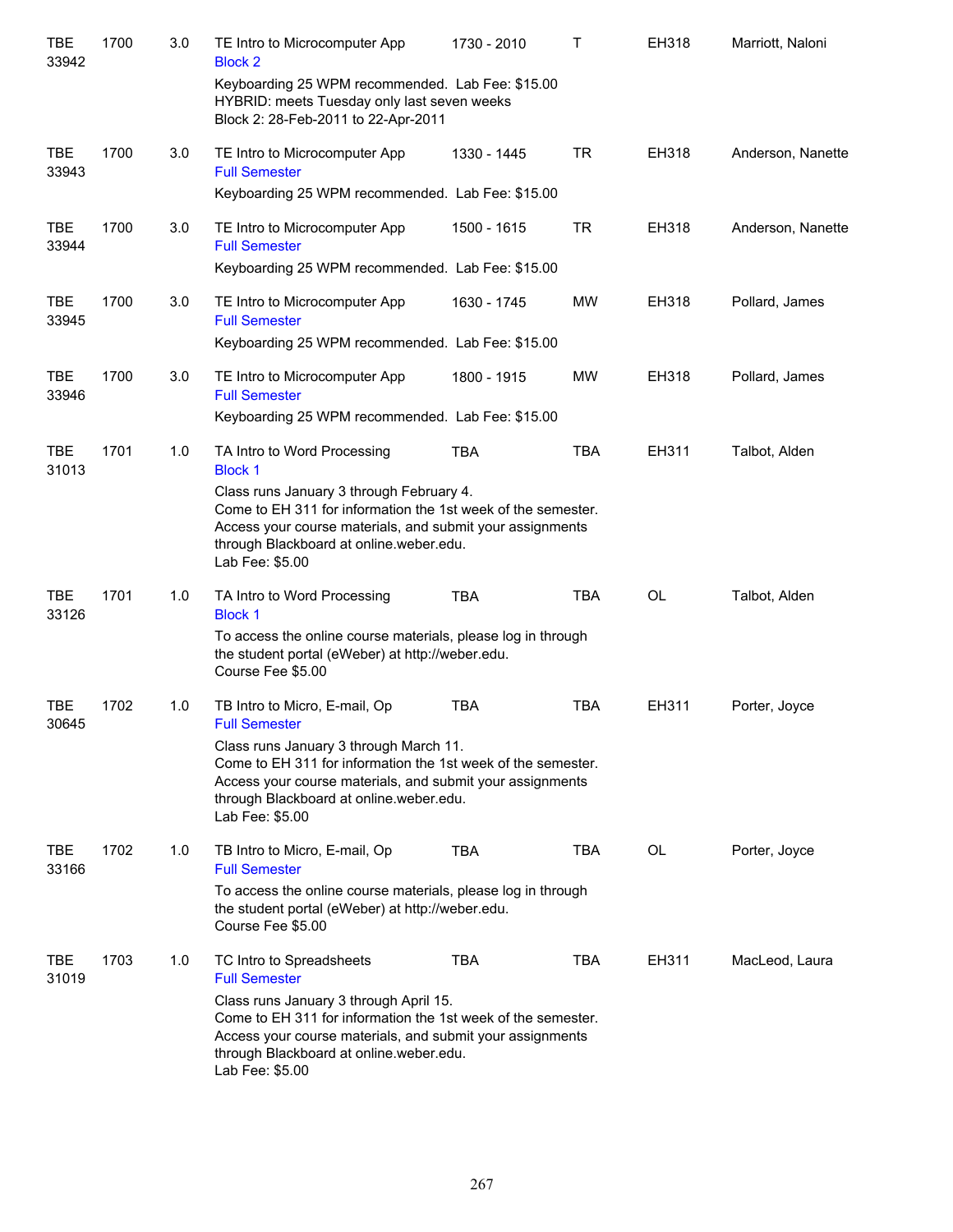| | | | | | | | |
|---|---|---|---|---|---|---|---|
| TBE 33942 | 1700 | 3.0 | TE Intro to Microcomputer App<br>Block 2<br>Keyboarding 25 WPM recommended. Lab Fee: $15.00<br>HYBRID: meets Tuesday only last seven weeks<br>Block 2: 28-Feb-2011 to 22-Apr-2011 | 1730 - 2010 | T | EH318 | Marriott, Naloni |
| TBE 33943 | 1700 | 3.0 | TE Intro to Microcomputer App<br>Full Semester<br>Keyboarding 25 WPM recommended. Lab Fee: $15.00 | 1330 - 1445 | TR | EH318 | Anderson, Nanette |
| TBE 33944 | 1700 | 3.0 | TE Intro to Microcomputer App<br>Full Semester<br>Keyboarding 25 WPM recommended. Lab Fee: $15.00 | 1500 - 1615 | TR | EH318 | Anderson, Nanette |
| TBE 33945 | 1700 | 3.0 | TE Intro to Microcomputer App<br>Full Semester<br>Keyboarding 25 WPM recommended. Lab Fee: $15.00 | 1630 - 1745 | MW | EH318 | Pollard, James |
| TBE 33946 | 1700 | 3.0 | TE Intro to Microcomputer App<br>Full Semester<br>Keyboarding 25 WPM recommended. Lab Fee: $15.00 | 1800 - 1915 | MW | EH318 | Pollard, James |
| TBE 31013 | 1701 | 1.0 | TA Intro to Word Processing<br>Block 1<br>Class runs January 3 through February 4.<br>Come to EH 311 for information the 1st week of the semester.<br>Access your course materials, and submit your assignments through Blackboard at online.weber.edu.<br>Lab Fee: $5.00 | TBA | TBA | EH311 | Talbot, Alden |
| TBE 33126 | 1701 | 1.0 | TA Intro to Word Processing<br>Block 1<br>To access the online course materials, please log in through the student portal (eWeber) at http://weber.edu.<br>Course Fee $5.00 | TBA | TBA | OL | Talbot, Alden |
| TBE 30645 | 1702 | 1.0 | TB Intro to Micro, E-mail, Op<br>Full Semester<br>Class runs January 3 through March 11.<br>Come to EH 311 for information the 1st week of the semester.<br>Access your course materials, and submit your assignments through Blackboard at online.weber.edu.<br>Lab Fee: $5.00 | TBA | TBA | EH311 | Porter, Joyce |
| TBE 33166 | 1702 | 1.0 | TB Intro to Micro, E-mail, Op<br>Full Semester<br>To access the online course materials, please log in through the student portal (eWeber) at http://weber.edu.<br>Course Fee $5.00 | TBA | TBA | OL | Porter, Joyce |
| TBE 31019 | 1703 | 1.0 | TC Intro to Spreadsheets<br>Full Semester<br>Class runs January 3 through April 15.<br>Come to EH 311 for information the 1st week of the semester.<br>Access your course materials, and submit your assignments through Blackboard at online.weber.edu.<br>Lab Fee: $5.00 | TBA | TBA | EH311 | MacLeod, Laura |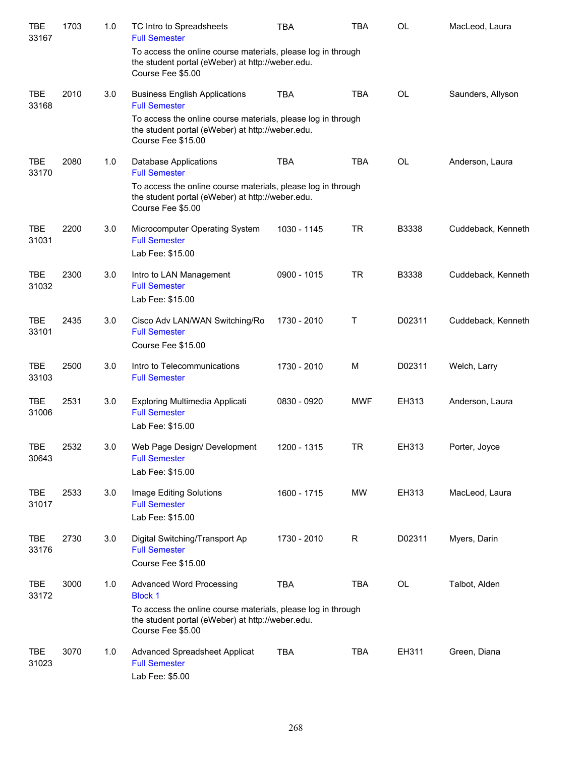| | | | | | | | |
|---|---|---|---|---|---|---|---|
| TBE 33167 | 1703 | 1.0 | TC Intro to Spreadsheets<br>Full Semester<br>To access the online course materials, please log in through the student portal (eWeber) at http://weber.edu.<br>Course Fee $5.00 | TBA | TBA | OL | MacLeod, Laura |
| TBE 33168 | 2010 | 3.0 | Business English Applications<br>Full Semester<br>To access the online course materials, please log in through the student portal (eWeber) at http://weber.edu.<br>Course Fee $15.00 | TBA | TBA | OL | Saunders, Allyson |
| TBE 33170 | 2080 | 1.0 | Database Applications<br>Full Semester<br>To access the online course materials, please log in through the student portal (eWeber) at http://weber.edu.<br>Course Fee $5.00 | TBA | TBA | OL | Anderson, Laura |
| TBE 31031 | 2200 | 3.0 | Microcomputer Operating System<br>Full Semester<br>Lab Fee: $15.00 | 1030 - 1145 | TR | B3338 | Cuddeback, Kenneth |
| TBE 31032 | 2300 | 3.0 | Intro to LAN Management<br>Full Semester<br>Lab Fee: $15.00 | 0900 - 1015 | TR | B3338 | Cuddeback, Kenneth |
| TBE 33101 | 2435 | 3.0 | Cisco Adv LAN/WAN Switching/Ro<br>Full Semester<br>Course Fee $15.00 | 1730 - 2010 | T | D02311 | Cuddeback, Kenneth |
| TBE 33103 | 2500 | 3.0 | Intro to Telecommunications<br>Full Semester | 1730 - 2010 | M | D02311 | Welch, Larry |
| TBE 31006 | 2531 | 3.0 | Exploring Multimedia Applicati<br>Full Semester<br>Lab Fee: $15.00 | 0830 - 0920 | MWF | EH313 | Anderson, Laura |
| TBE 30643 | 2532 | 3.0 | Web Page Design/ Development<br>Full Semester<br>Lab Fee: $15.00 | 1200 - 1315 | TR | EH313 | Porter, Joyce |
| TBE 31017 | 2533 | 3.0 | Image Editing Solutions<br>Full Semester<br>Lab Fee: $15.00 | 1600 - 1715 | MW | EH313 | MacLeod, Laura |
| TBE 33176 | 2730 | 3.0 | Digital Switching/Transport Ap<br>Full Semester<br>Course Fee $15.00 | 1730 - 2010 | R | D02311 | Myers, Darin |
| TBE 33172 | 3000 | 1.0 | Advanced Word Processing<br>Block 1<br>To access the online course materials, please log in through the student portal (eWeber) at http://weber.edu.<br>Course Fee $5.00 | TBA | TBA | OL | Talbot, Alden |
| TBE 31023 | 3070 | 1.0 | Advanced Spreadsheet Applicat<br>Full Semester<br>Lab Fee: $5.00 | TBA | TBA | EH311 | Green, Diana |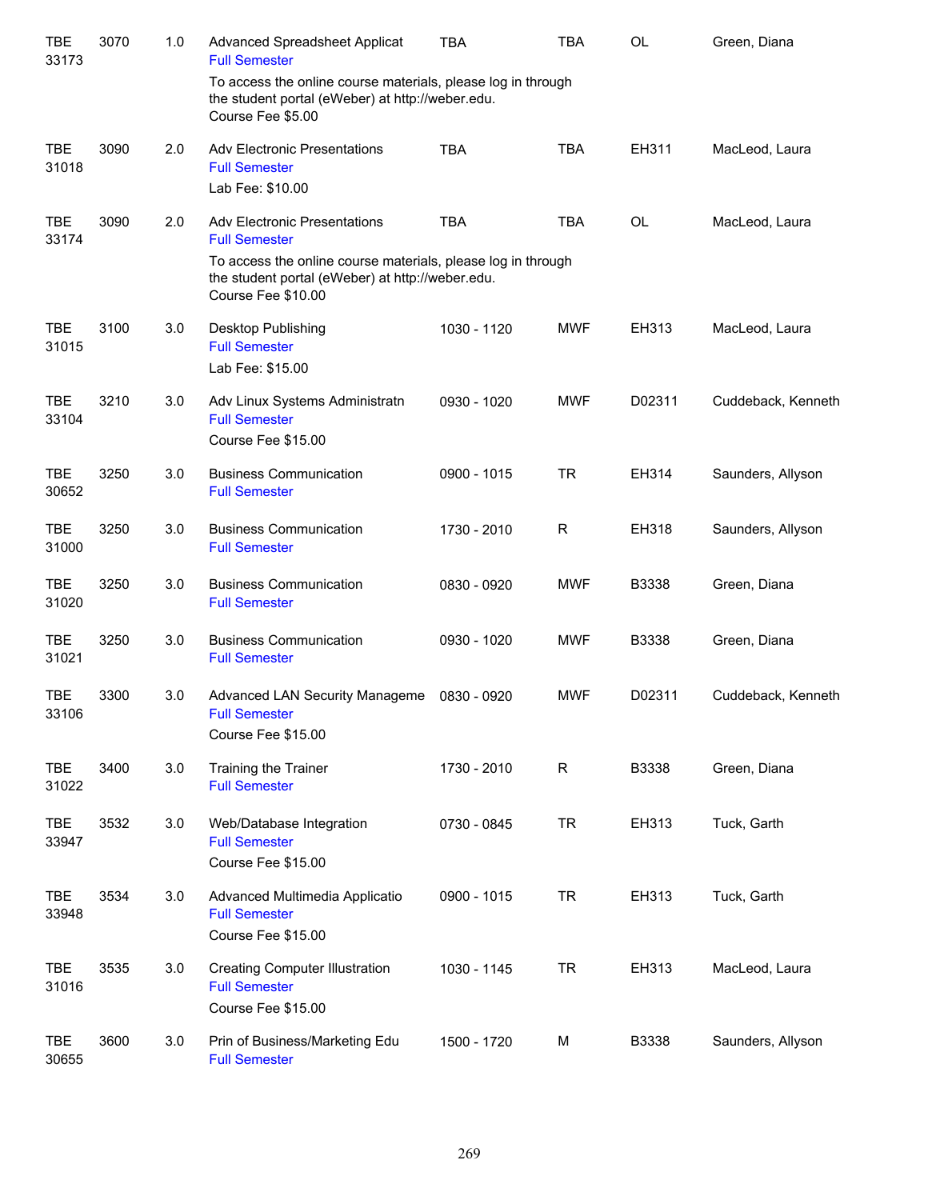| | | | | | | | |
|---|---|---|---|---|---|---|---|
| TBE 33173 | 3070 | 1.0 | Advanced Spreadsheet Applicat<br>Full Semester<br>To access the online course materials, please log in through the student portal (eWeber) at http://weber.edu.<br>Course Fee $5.00 | TBA | TBA | OL | Green, Diana |
| TBE 31018 | 3090 | 2.0 | Adv Electronic Presentations<br>Full Semester<br>Lab Fee: $10.00 | TBA | TBA | EH311 | MacLeod, Laura |
| TBE 33174 | 3090 | 2.0 | Adv Electronic Presentations<br>Full Semester<br>To access the online course materials, please log in through the student portal (eWeber) at http://weber.edu.<br>Course Fee $10.00 | TBA | TBA | OL | MacLeod, Laura |
| TBE 31015 | 3100 | 3.0 | Desktop Publishing<br>Full Semester<br>Lab Fee: $15.00 | 1030 - 1120 | MWF | EH313 | MacLeod, Laura |
| TBE 33104 | 3210 | 3.0 | Adv Linux Systems Administratn<br>Full Semester<br>Course Fee $15.00 | 0930 - 1020 | MWF | D02311 | Cuddeback, Kenneth |
| TBE 30652 | 3250 | 3.0 | Business Communication<br>Full Semester | 0900 - 1015 | TR | EH314 | Saunders, Allyson |
| TBE 31000 | 3250 | 3.0 | Business Communication<br>Full Semester | 1730 - 2010 | R | EH318 | Saunders, Allyson |
| TBE 31020 | 3250 | 3.0 | Business Communication<br>Full Semester | 0830 - 0920 | MWF | B3338 | Green, Diana |
| TBE 31021 | 3250 | 3.0 | Business Communication<br>Full Semester | 0930 - 1020 | MWF | B3338 | Green, Diana |
| TBE 33106 | 3300 | 3.0 | Advanced LAN Security Manageme<br>Full Semester<br>Course Fee $15.00 | 0830 - 0920 | MWF | D02311 | Cuddeback, Kenneth |
| TBE 31022 | 3400 | 3.0 | Training the Trainer<br>Full Semester | 1730 - 2010 | R | B3338 | Green, Diana |
| TBE 33947 | 3532 | 3.0 | Web/Database Integration<br>Full Semester<br>Course Fee $15.00 | 0730 - 0845 | TR | EH313 | Tuck, Garth |
| TBE 33948 | 3534 | 3.0 | Advanced Multimedia Applicatio<br>Full Semester<br>Course Fee $15.00 | 0900 - 1015 | TR | EH313 | Tuck, Garth |
| TBE 31016 | 3535 | 3.0 | Creating Computer Illustration<br>Full Semester<br>Course Fee $15.00 | 1030 - 1145 | TR | EH313 | MacLeod, Laura |
| TBE 30655 | 3600 | 3.0 | Prin of Business/Marketing Edu<br>Full Semester | 1500 - 1720 | M | B3338 | Saunders, Allyson |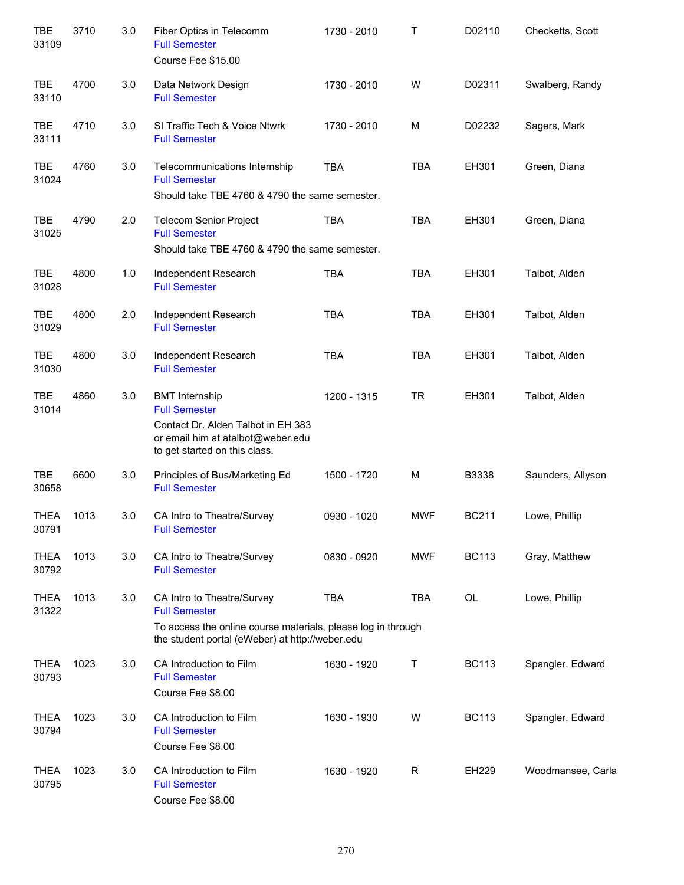| | | | | | | | |
|---|---|---|---|---|---|---|---|
| TBE 33109 | 3710 | 3.0 | Fiber Optics in Telecomm<br>Full Semester<br>Course Fee $15.00 | 1730 - 2010 | T | D02110 | Checketts, Scott |
| TBE 33110 | 4700 | 3.0 | Data Network Design<br>Full Semester | 1730 - 2010 | W | D02311 | Swalberg, Randy |
| TBE 33111 | 4710 | 3.0 | SI Traffic Tech & Voice Ntwrk<br>Full Semester | 1730 - 2010 | M | D02232 | Sagers, Mark |
| TBE 31024 | 4760 | 3.0 | Telecommunications Internship<br>Full Semester<br>Should take TBE 4760 & 4790 the same semester. | TBA | TBA | EH301 | Green, Diana |
| TBE 31025 | 4790 | 2.0 | Telecom Senior Project<br>Full Semester<br>Should take TBE 4760 & 4790 the same semester. | TBA | TBA | EH301 | Green, Diana |
| TBE 31028 | 4800 | 1.0 | Independent Research<br>Full Semester | TBA | TBA | EH301 | Talbot, Alden |
| TBE 31029 | 4800 | 2.0 | Independent Research<br>Full Semester | TBA | TBA | EH301 | Talbot, Alden |
| TBE 31030 | 4800 | 3.0 | Independent Research<br>Full Semester | TBA | TBA | EH301 | Talbot, Alden |
| TBE 31014 | 4860 | 3.0 | BMT Internship<br>Full Semester<br>Contact Dr. Alden Talbot in EH 383 or email him at atalbot@weber.edu to get started on this class. | 1200 - 1315 | TR | EH301 | Talbot, Alden |
| TBE 30658 | 6600 | 3.0 | Principles of Bus/Marketing Ed<br>Full Semester | 1500 - 1720 | M | B3338 | Saunders, Allyson |
| THEA 30791 | 1013 | 3.0 | CA Intro to Theatre/Survey<br>Full Semester | 0930 - 1020 | MWF | BC211 | Lowe, Phillip |
| THEA 30792 | 1013 | 3.0 | CA Intro to Theatre/Survey<br>Full Semester | 0830 - 0920 | MWF | BC113 | Gray, Matthew |
| THEA 31322 | 1013 | 3.0 | CA Intro to Theatre/Survey<br>Full Semester<br>To access the online course materials, please log in through the student portal (eWeber) at http://weber.edu | TBA | TBA | OL | Lowe, Phillip |
| THEA 30793 | 1023 | 3.0 | CA Introduction to Film<br>Full Semester<br>Course Fee $8.00 | 1630 - 1920 | T | BC113 | Spangler, Edward |
| THEA 30794 | 1023 | 3.0 | CA Introduction to Film<br>Full Semester<br>Course Fee $8.00 | 1630 - 1930 | W | BC110 | Spangler, Edward |
| THEA 30795 | 1023 | 3.0 | CA Introduction to Film<br>Full Semester<br>Course Fee $8.00 | 1630 - 1920 | R | EH229 | Woodmansee, Carla |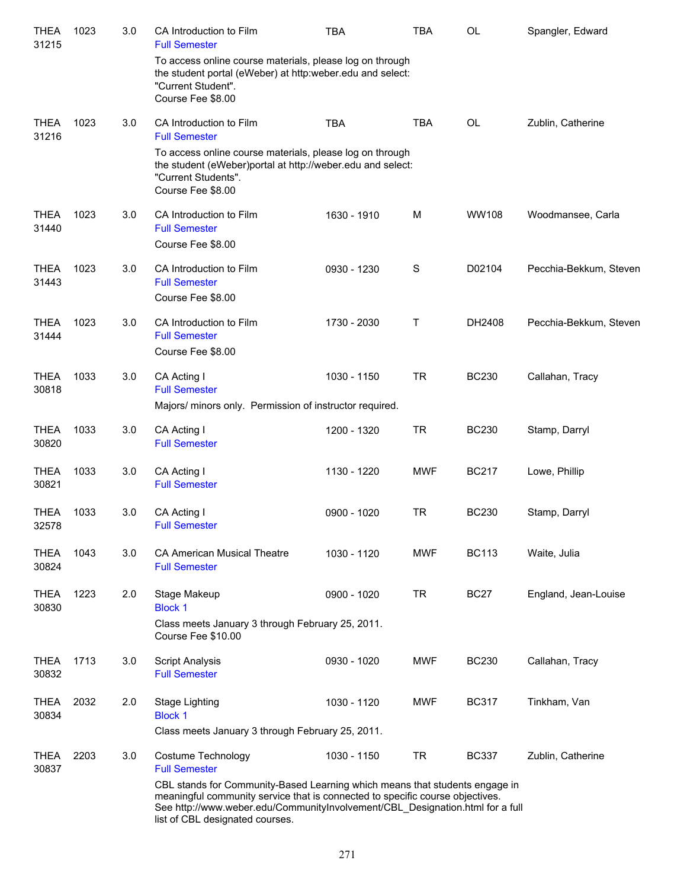| | | | | | | | |
|---|---|---|---|---|---|---|---|
| THEA 31215 | 1023 | 3.0 | CA Introduction to Film<br>Full Semester<br>To access online course materials, please log on through the student portal (eWeber) at http:weber.edu and select: "Current Student".<br>Course Fee $8.00 | TBA | TBA | OL | Spangler, Edward |
| THEA 31216 | 1023 | 3.0 | CA Introduction to Film<br>Full Semester<br>To access online course materials, please log on through the student (eWeber)portal at http://weber.edu and select: "Current Students".<br>Course Fee $8.00 | TBA | TBA | OL | Zublin, Catherine |
| THEA 31440 | 1023 | 3.0 | CA Introduction to Film<br>Full Semester<br>Course Fee $8.00 | 1630 - 1910 | M | WW108 | Woodmansee, Carla |
| THEA 31443 | 1023 | 3.0 | CA Introduction to Film<br>Full Semester<br>Course Fee $8.00 | 0930 - 1230 | S | D02104 | Pecchia-Bekkum, Steven |
| THEA 31444 | 1023 | 3.0 | CA Introduction to Film<br>Full Semester<br>Course Fee $8.00 | 1730 - 2030 | T | DH2408 | Pecchia-Bekkum, Steven |
| THEA 30818 | 1033 | 3.0 | CA Acting I<br>Full Semester<br>Majors/ minors only. Permission of instructor required. | 1030 - 1150 | TR | BC230 | Callahan, Tracy |
| THEA 30820 | 1033 | 3.0 | CA Acting I<br>Full Semester | 1200 - 1320 | TR | BC230 | Stamp, Darryl |
| THEA 30821 | 1033 | 3.0 | CA Acting I<br>Full Semester | 1130 - 1220 | MWF | BC217 | Lowe, Phillip |
| THEA 32578 | 1033 | 3.0 | CA Acting I<br>Full Semester | 0900 - 1020 | TR | BC230 | Stamp, Darryl |
| THEA 30824 | 1043 | 3.0 | CA American Musical Theatre<br>Full Semester | 1030 - 1120 | MWF | BC113 | Waite, Julia |
| THEA 30830 | 1223 | 2.0 | Stage Makeup<br>Block 1<br>Class meets January 3 through February 25, 2011.<br>Course Fee $10.00 | 0900 - 1020 | TR | BC27 | England, Jean-Louise |
| THEA 30832 | 1713 | 3.0 | Script Analysis<br>Full Semester | 0930 - 1020 | MWF | BC230 | Callahan, Tracy |
| THEA 30834 | 2032 | 2.0 | Stage Lighting<br>Block 1<br>Class meets January 3 through February 25, 2011. | 1030 - 1120 | MWF | BC317 | Tinkham, Van |
| THEA 30837 | 2203 | 3.0 | Costume Technology<br>Full Semester<br>CBL stands for Community-Based Learning which means that students engage in meaningful community service that is connected to specific course objectives. See http://www.weber.edu/CommunityInvolvement/CBL_Designation.html for a full list of CBL designated courses. | 1030 - 1150 | TR | BC337 | Zublin, Catherine |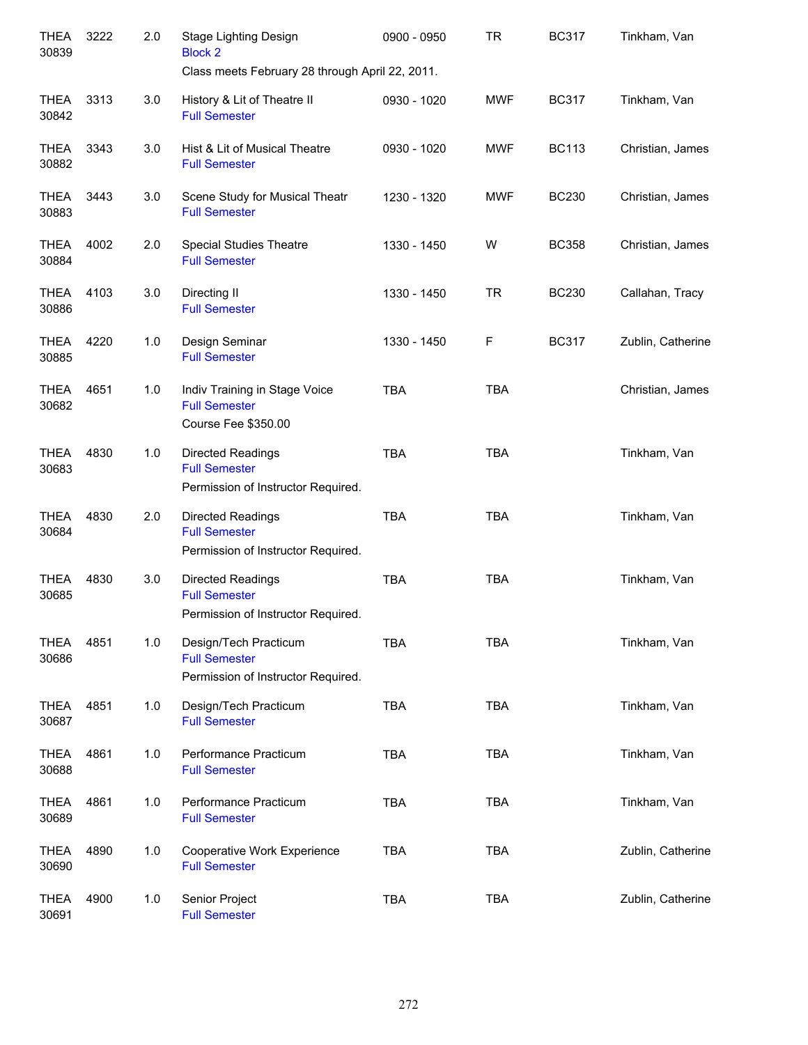| | | | | | | | |
|---|---|---|---|---|---|---|---|
| THEA 30839 | 3222 | 2.0 | Stage Lighting Design<br>Block 2<br>Class meets February 28 through April 22, 2011. | 0900 - 0950 | TR | BC317 | Tinkham, Van |
| THEA 30842 | 3313 | 3.0 | History & Lit of Theatre II<br>Full Semester | 0930 - 1020 | MWF | BC317 | Tinkham, Van |
| THEA 30882 | 3343 | 3.0 | Hist & Lit of Musical Theatre<br>Full Semester | 0930 - 1020 | MWF | BC113 | Christian, James |
| THEA 30883 | 3443 | 3.0 | Scene Study for Musical Theatr<br>Full Semester | 1230 - 1320 | MWF | BC230 | Christian, James |
| THEA 30884 | 4002 | 2.0 | Special Studies Theatre<br>Full Semester | 1330 - 1450 | W | BC358 | Christian, James |
| THEA 30886 | 4103 | 3.0 | Directing II<br>Full Semester | 1330 - 1450 | TR | BC230 | Callahan, Tracy |
| THEA 30885 | 4220 | 1.0 | Design Seminar<br>Full Semester | 1330 - 1450 | F | BC317 | Zublin, Catherine |
| THEA 30682 | 4651 | 1.0 | Indiv Training in Stage Voice<br>Full Semester<br>Course Fee $350.00 | TBA | TBA | | Christian, James |
| THEA 30683 | 4830 | 1.0 | Directed Readings<br>Full Semester<br>Permission of Instructor Required. | TBA | TBA | | Tinkham, Van |
| THEA 30684 | 4830 | 2.0 | Directed Readings<br>Full Semester<br>Permission of Instructor Required. | TBA | TBA | | Tinkham, Van |
| THEA 30685 | 4830 | 3.0 | Directed Readings<br>Full Semester<br>Permission of Instructor Required. | TBA | TBA | | Tinkham, Van |
| THEA 30686 | 4851 | 1.0 | Design/Tech Practicum<br>Full Semester<br>Permission of Instructor Required. | TBA | TBA | | Tinkham, Van |
| THEA 30687 | 4851 | 1.0 | Design/Tech Practicum<br>Full Semester | TBA | TBA | | Tinkham, Van |
| THEA 30688 | 4861 | 1.0 | Performance Practicum<br>Full Semester | TBA | TBA | | Tinkham, Van |
| THEA 30689 | 4861 | 1.0 | Performance Practicum<br>Full Semester | TBA | TBA | | Tinkham, Van |
| THEA 30690 | 4890 | 1.0 | Cooperative Work Experience<br>Full Semester | TBA | TBA | | Zublin, Catherine |
| THEA 30691 | 4900 | 1.0 | Senior Project<br>Full Semester | TBA | TBA | | Zublin, Catherine |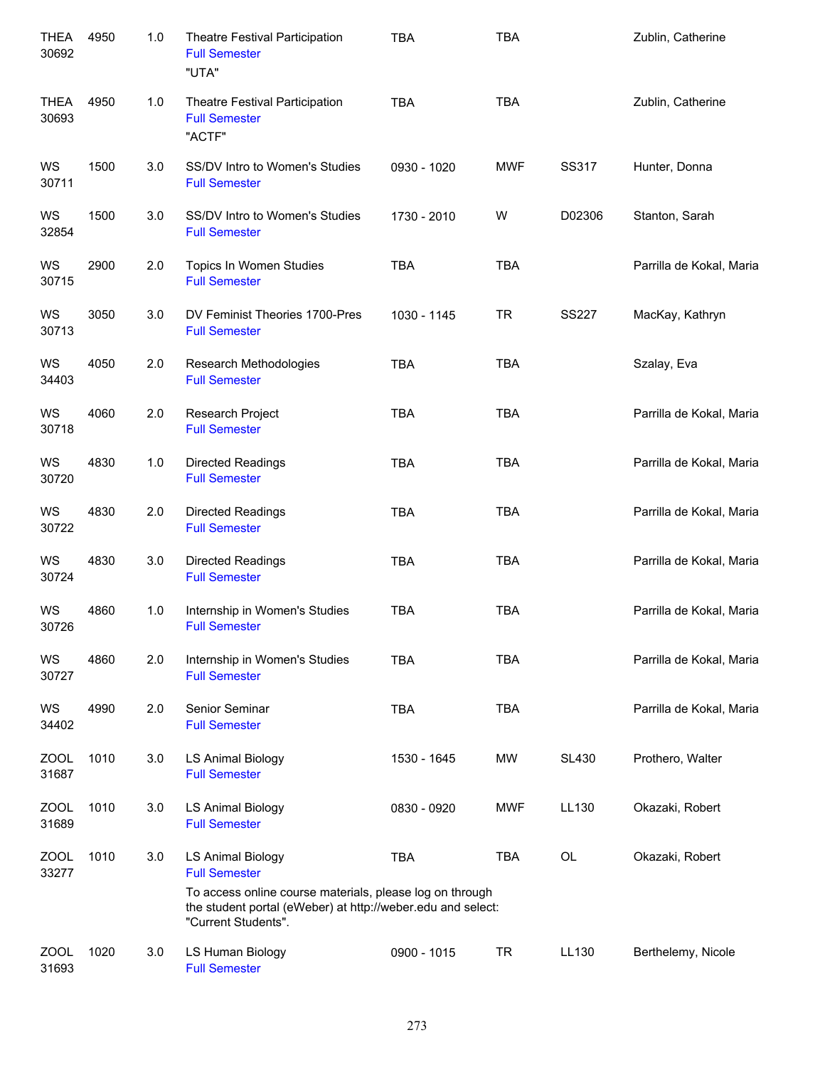| | | | | | | | |
|---|---|---|---|---|---|---|---|
| THEA 30692 | 4950 | 1.0 | Theatre Festival Participation<br>Full Semester<br>"UTA" | TBA | TBA | | Zublin, Catherine |
| THEA 30693 | 4950 | 1.0 | Theatre Festival Participation<br>Full Semester<br>"ACTF" | TBA | TBA | | Zublin, Catherine |
| WS 30711 | 1500 | 3.0 | SS/DV Intro to Women's Studies<br>Full Semester | 0930 - 1020 | MWF | SS317 | Hunter, Donna |
| WS 32854 | 1500 | 3.0 | SS/DV Intro to Women's Studies<br>Full Semester | 1730 - 2010 | W | D02306 | Stanton, Sarah |
| WS 30715 | 2900 | 2.0 | Topics In Women Studies<br>Full Semester | TBA | TBA | | Parrilla de Kokal, Maria |
| WS 30713 | 3050 | 3.0 | DV Feminist Theories 1700-Pres<br>Full Semester | 1030 - 1145 | TR | SS227 | MacKay, Kathryn |
| WS 34403 | 4050 | 2.0 | Research Methodologies<br>Full Semester | TBA | TBA | | Szalay, Eva |
| WS 30718 | 4060 | 2.0 | Research Project<br>Full Semester | TBA | TBA | | Parrilla de Kokal, Maria |
| WS 30720 | 4830 | 1.0 | Directed Readings<br>Full Semester | TBA | TBA | | Parrilla de Kokal, Maria |
| WS 30722 | 4830 | 2.0 | Directed Readings<br>Full Semester | TBA | TBA | | Parrilla de Kokal, Maria |
| WS 30724 | 4830 | 3.0 | Directed Readings<br>Full Semester | TBA | TBA | | Parrilla de Kokal, Maria |
| WS 30726 | 4860 | 1.0 | Internship in Women's Studies<br>Full Semester | TBA | TBA | | Parrilla de Kokal, Maria |
| WS 30727 | 4860 | 2.0 | Internship in Women's Studies<br>Full Semester | TBA | TBA | | Parrilla de Kokal, Maria |
| WS 34402 | 4990 | 2.0 | Senior Seminar<br>Full Semester | TBA | TBA | | Parrilla de Kokal, Maria |
| ZOOL 31687 | 1010 | 3.0 | LS Animal Biology<br>Full Semester | 1530 - 1645 | MW | SL430 | Prothero, Walter |
| ZOOL 31689 | 1010 | 3.0 | LS Animal Biology<br>Full Semester | 0830 - 0920 | MWF | LL130 | Okazaki, Robert |
| ZOOL 33277 | 1010 | 3.0 | LS Animal Biology<br>Full Semester<br>To access online course materials, please log on through the student portal (eWeber) at http://weber.edu and select: "Current Students". | TBA | TBA | OL | Okazaki, Robert |
| ZOOL 31693 | 1020 | 3.0 | LS Human Biology<br>Full Semester | 0900 - 1015 | TR | LL130 | Berthelemy, Nicole |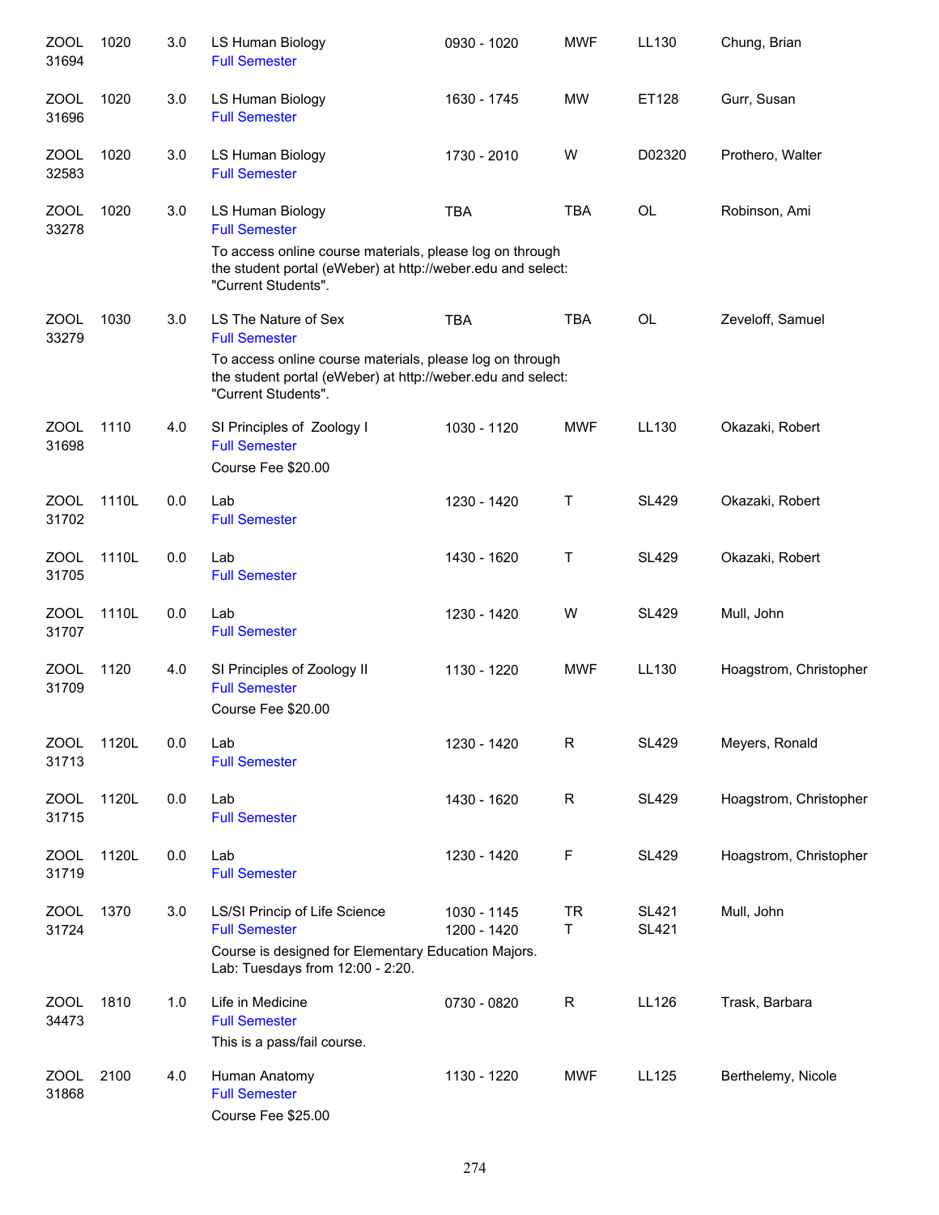| Course | Number | Credits | Title | Time | Days | Room | Instructor |
|---|---|---|---|---|---|---|---|
| ZOOL 31694 | 1020 | 3.0 | LS Human Biology<br>Full Semester | 0930 - 1020 | MWF | LL130 | Chung, Brian |
| ZOOL 31696 | 1020 | 3.0 | LS Human Biology<br>Full Semester | 1630 - 1745 | MW | ET128 | Gurr, Susan |
| ZOOL 32583 | 1020 | 3.0 | LS Human Biology<br>Full Semester | 1730 - 2010 | W | D02320 | Prothero, Walter |
| ZOOL 33278 | 1020 | 3.0 | LS Human Biology<br>Full Semester<br>To access online course materials, please log on through the student portal (eWeber) at http://weber.edu and select: "Current Students". | TBA | TBA | OL | Robinson, Ami |
| ZOOL 33279 | 1030 | 3.0 | LS The Nature of Sex<br>Full Semester<br>To access online course materials, please log on through the student portal (eWeber) at http://weber.edu and select: "Current Students". | TBA | TBA | OL | Zeveloff, Samuel |
| ZOOL 31698 | 1110 | 4.0 | SI Principles of Zoology I<br>Full Semester<br>Course Fee $20.00 | 1030 - 1120 | MWF | LL130 | Okazaki, Robert |
| ZOOL 31702 | 1110L | 0.0 | Lab<br>Full Semester | 1230 - 1420 | T | SL429 | Okazaki, Robert |
| ZOOL 31705 | 1110L | 0.0 | Lab<br>Full Semester | 1430 - 1620 | T | SL429 | Okazaki, Robert |
| ZOOL 31707 | 1110L | 0.0 | Lab<br>Full Semester | 1230 - 1420 | W | SL429 | Mull, John |
| ZOOL 31709 | 1120 | 4.0 | SI Principles of Zoology II<br>Full Semester<br>Course Fee $20.00 | 1130 - 1220 | MWF | LL130 | Hoagstrom, Christopher |
| ZOOL 31713 | 1120L | 0.0 | Lab<br>Full Semester | 1230 - 1420 | R | SL429 | Meyers, Ronald |
| ZOOL 31715 | 1120L | 0.0 | Lab<br>Full Semester | 1430 - 1620 | R | SL429 | Hoagstrom, Christopher |
| ZOOL 31719 | 1120L | 0.0 | Lab<br>Full Semester | 1230 - 1420 | F | SL429 | Hoagstrom, Christopher |
| ZOOL 31724 | 1370 | 3.0 | LS/SI Princip of Life Science<br>Full Semester<br>Course is designed for Elementary Education Majors. Lab: Tuesdays from 12:00 - 2:20. | 1030 - 1145<br>1200 - 1420 | TR<br>T | SL421<br>SL421 | Mull, John |
| ZOOL 34473 | 1810 | 1.0 | Life in Medicine<br>Full Semester<br>This is a pass/fail course. | 0730 - 0820 | R | LL126 | Trask, Barbara |
| ZOOL 31868 | 2100 | 4.0 | Human Anatomy<br>Full Semester<br>Course Fee $25.00 | 1130 - 1220 | MWF | LL125 | Berthelemy, Nicole |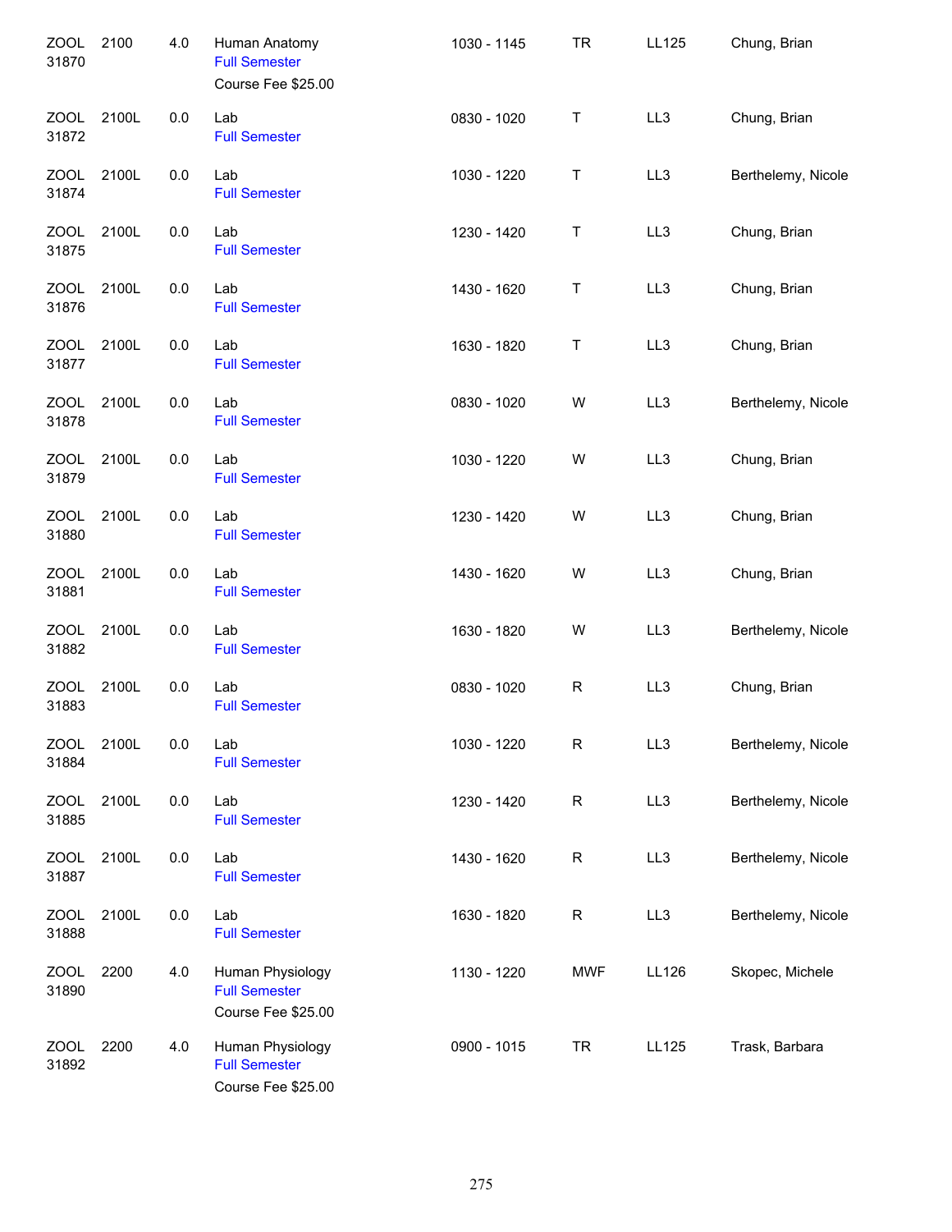| | | | | | | | |
|---|---|---|---|---|---|---|---|
| ZOOL 31870 | 2100 | 4.0 | Human Anatomy<br>Full Semester<br>Course Fee $25.00 | 1030 - 1145 | TR | LL125 | Chung, Brian |
| ZOOL 31872 | 2100L | 0.0 | Lab<br>Full Semester | 0830 - 1020 | T | LL3 | Chung, Brian |
| ZOOL 31874 | 2100L | 0.0 | Lab<br>Full Semester | 1030 - 1220 | T | LL3 | Berthelemy, Nicole |
| ZOOL 31875 | 2100L | 0.0 | Lab<br>Full Semester | 1230 - 1420 | T | LL3 | Chung, Brian |
| ZOOL 31876 | 2100L | 0.0 | Lab<br>Full Semester | 1430 - 1620 | T | LL3 | Chung, Brian |
| ZOOL 31877 | 2100L | 0.0 | Lab<br>Full Semester | 1630 - 1820 | T | LL3 | Chung, Brian |
| ZOOL 31878 | 2100L | 0.0 | Lab<br>Full Semester | 0830 - 1020 | W | LL3 | Berthelemy, Nicole |
| ZOOL 31879 | 2100L | 0.0 | Lab<br>Full Semester | 1030 - 1220 | W | LL3 | Chung, Brian |
| ZOOL 31880 | 2100L | 0.0 | Lab<br>Full Semester | 1230 - 1420 | W | LL3 | Chung, Brian |
| ZOOL 31881 | 2100L | 0.0 | Lab<br>Full Semester | 1430 - 1620 | W | LL3 | Chung, Brian |
| ZOOL 31882 | 2100L | 0.0 | Lab<br>Full Semester | 1630 - 1820 | W | LL3 | Berthelemy, Nicole |
| ZOOL 31883 | 2100L | 0.0 | Lab<br>Full Semester | 0830 - 1020 | R | LL3 | Chung, Brian |
| ZOOL 31884 | 2100L | 0.0 | Lab<br>Full Semester | 1030 - 1220 | R | LL3 | Berthelemy, Nicole |
| ZOOL 31885 | 2100L | 0.0 | Lab<br>Full Semester | 1230 - 1420 | R | LL3 | Berthelemy, Nicole |
| ZOOL 31887 | 2100L | 0.0 | Lab<br>Full Semester | 1430 - 1620 | R | LL3 | Berthelemy, Nicole |
| ZOOL 31888 | 2100L | 0.0 | Lab<br>Full Semester | 1630 - 1820 | R | LL3 | Berthelemy, Nicole |
| ZOOL 31890 | 2200 | 4.0 | Human Physiology<br>Full Semester<br>Course Fee $25.00 | 1130 - 1220 | MWF | LL126 | Skopec, Michele |
| ZOOL 31892 | 2200 | 4.0 | Human Physiology<br>Full Semester<br>Course Fee $25.00 | 0900 - 1015 | TR | LL125 | Trask, Barbara |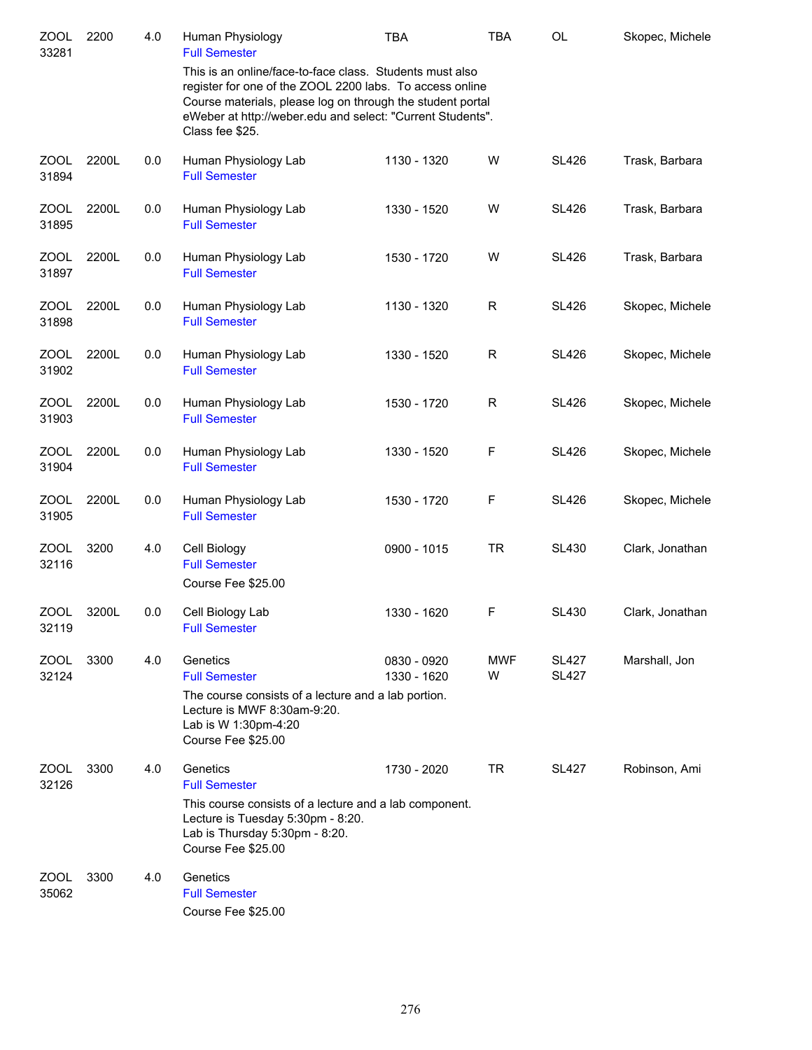| | | | | | | | |
|---|---|---|---|---|---|---|---|
| ZOOL 33281 | 2200 | 4.0 | Human Physiology<br>Full Semester<br>This is an online/face-to-face class. Students must also register for one of the ZOOL 2200 labs. To access online Course materials, please log on through the student portal eWeber at http://weber.edu and select: "Current Students". Class fee $25. | TBA | TBA | OL | Skopec, Michele |
| ZOOL 31894 | 2200L | 0.0 | Human Physiology Lab<br>Full Semester | 1130 - 1320 | W | SL426 | Trask, Barbara |
| ZOOL 31895 | 2200L | 0.0 | Human Physiology Lab<br>Full Semester | 1330 - 1520 | W | SL426 | Trask, Barbara |
| ZOOL 31897 | 2200L | 0.0 | Human Physiology Lab<br>Full Semester | 1530 - 1720 | W | SL426 | Trask, Barbara |
| ZOOL 31898 | 2200L | 0.0 | Human Physiology Lab<br>Full Semester | 1130 - 1320 | R | SL426 | Skopec, Michele |
| ZOOL 31902 | 2200L | 0.0 | Human Physiology Lab<br>Full Semester | 1330 - 1520 | R | SL426 | Skopec, Michele |
| ZOOL 31903 | 2200L | 0.0 | Human Physiology Lab<br>Full Semester | 1530 - 1720 | R | SL426 | Skopec, Michele |
| ZOOL 31904 | 2200L | 0.0 | Human Physiology Lab<br>Full Semester | 1330 - 1520 | F | SL426 | Skopec, Michele |
| ZOOL 31905 | 2200L | 0.0 | Human Physiology Lab<br>Full Semester | 1530 - 1720 | F | SL426 | Skopec, Michele |
| ZOOL 32116 | 3200 | 4.0 | Cell Biology<br>Full Semester<br>Course Fee $25.00 | 0900 - 1015 | TR | SL430 | Clark, Jonathan |
| ZOOL 32119 | 3200L | 0.0 | Cell Biology Lab<br>Full Semester | 1330 - 1620 | F | SL430 | Clark, Jonathan |
| ZOOL 32124 | 3300 | 4.0 | Genetics<br>Full Semester<br>The course consists of a lecture and a lab portion. Lecture is MWF 8:30am-9:20. Lab is W 1:30pm-4:20<br>Course Fee $25.00 | 0830 - 0920<br>1330 - 1620 | MWF<br>W | SL427<br>SL427 | Marshall, Jon |
| ZOOL 32126 | 3300 | 4.0 | Genetics<br>Full Semester<br>This course consists of a lecture and a lab component. Lecture is Tuesday 5:30pm - 8:20. Lab is Thursday 5:30pm - 8:20.<br>Course Fee $25.00 | 1730 - 2020 | TR | SL427 | Robinson, Ami |
| ZOOL 35062 | 3300 | 4.0 | Genetics<br>Full Semester<br>Course Fee $25.00 | | | | |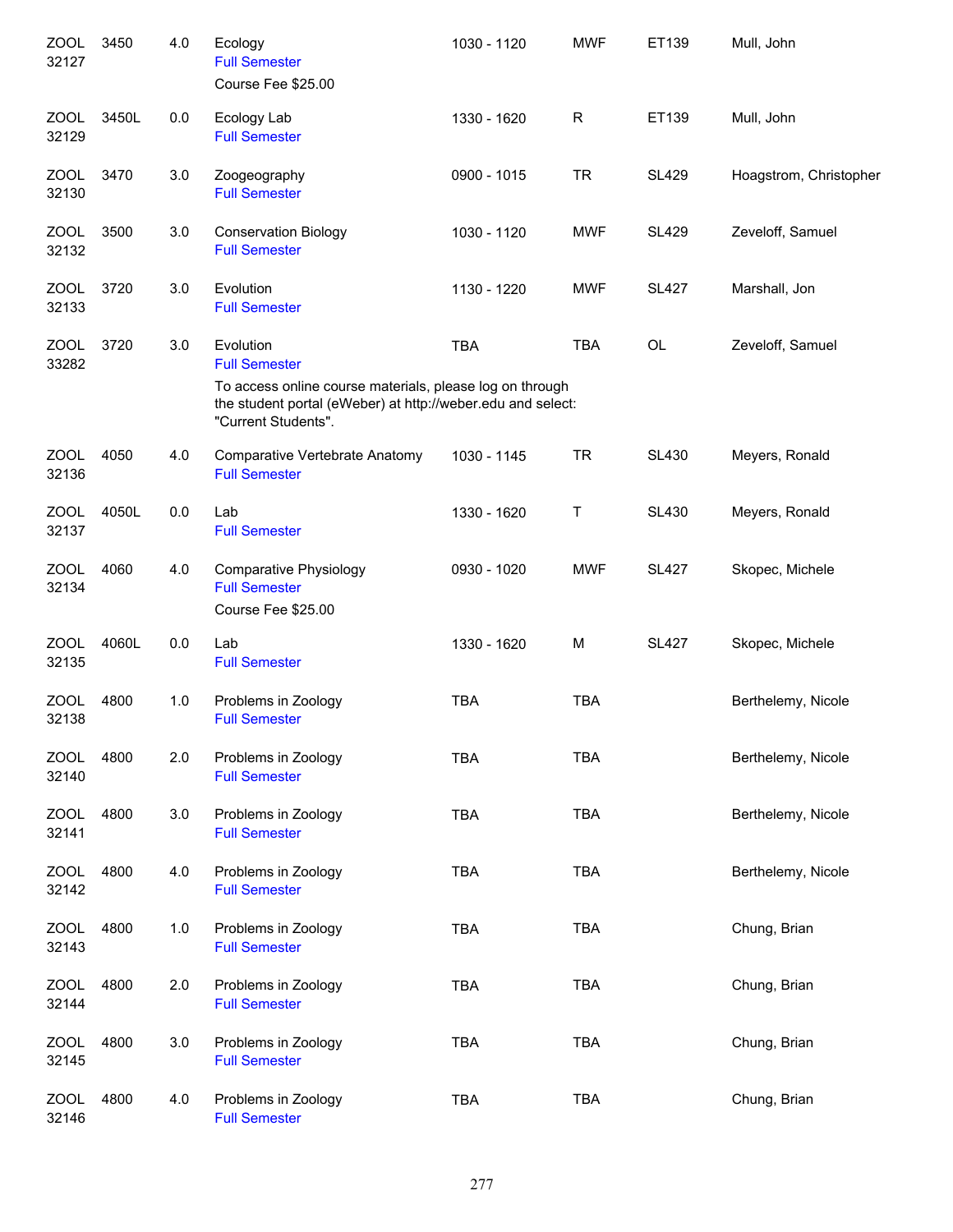| Course | Number | Credits | Title | Time | Days | Room | Instructor |
|---|---|---|---|---|---|---|---|
| ZOOL 32127 | 3450 | 4.0 | Ecology<br>Full Semester<br>Course Fee $25.00 | 1030 - 1120 | MWF | ET139 | Mull, John |
| ZOOL 32129 | 3450L | 0.0 | Ecology Lab<br>Full Semester | 1330 - 1620 | R | ET139 | Mull, John |
| ZOOL 32130 | 3470 | 3.0 | Zoogeography<br>Full Semester | 0900 - 1015 | TR | SL429 | Hoagstrom, Christopher |
| ZOOL 32132 | 3500 | 3.0 | Conservation Biology<br>Full Semester | 1030 - 1120 | MWF | SL429 | Zeveloff, Samuel |
| ZOOL 32133 | 3720 | 3.0 | Evolution<br>Full Semester | 1130 - 1220 | MWF | SL427 | Marshall, Jon |
| ZOOL 33282 | 3720 | 3.0 | Evolution<br>Full Semester<br>To access online course materials, please log on through the student portal (eWeber) at http://weber.edu and select: "Current Students". | TBA | TBA | OL | Zeveloff, Samuel |
| ZOOL 32136 | 4050 | 4.0 | Comparative Vertebrate Anatomy<br>Full Semester | 1030 - 1145 | TR | SL430 | Meyers, Ronald |
| ZOOL 32137 | 4050L | 0.0 | Lab<br>Full Semester | 1330 - 1620 | T | SL430 | Meyers, Ronald |
| ZOOL 32134 | 4060 | 4.0 | Comparative Physiology<br>Full Semester<br>Course Fee $25.00 | 0930 - 1020 | MWF | SL427 | Skopec, Michele |
| ZOOL 32135 | 4060L | 0.0 | Lab<br>Full Semester | 1330 - 1620 | M | SL427 | Skopec, Michele |
| ZOOL 32138 | 4800 | 1.0 | Problems in Zoology<br>Full Semester | TBA | TBA | | Berthelemy, Nicole |
| ZOOL 32140 | 4800 | 2.0 | Problems in Zoology<br>Full Semester | TBA | TBA | | Berthelemy, Nicole |
| ZOOL 32141 | 4800 | 3.0 | Problems in Zoology<br>Full Semester | TBA | TBA | | Berthelemy, Nicole |
| ZOOL 32142 | 4800 | 4.0 | Problems in Zoology<br>Full Semester | TBA | TBA | | Berthelemy, Nicole |
| ZOOL 32143 | 4800 | 1.0 | Problems in Zoology<br>Full Semester | TBA | TBA | | Chung, Brian |
| ZOOL 32144 | 4800 | 2.0 | Problems in Zoology<br>Full Semester | TBA | TBA | | Chung, Brian |
| ZOOL 32145 | 4800 | 3.0 | Problems in Zoology<br>Full Semester | TBA | TBA | | Chung, Brian |
| ZOOL 32146 | 4800 | 4.0 | Problems in Zoology<br>Full Semester | TBA | TBA | | Chung, Brian |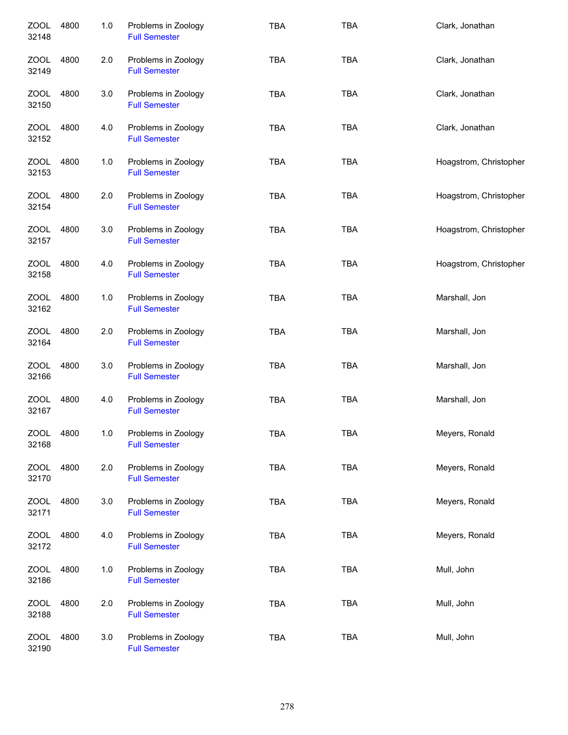| | | | | | | |
|---|---|---|---|---|---|---|
| ZOOL 32148 | 4800 | 1.0 | Problems in Zoology<br>Full Semester | TBA | TBA | Clark, Jonathan |
| ZOOL 32149 | 4800 | 2.0 | Problems in Zoology<br>Full Semester | TBA | TBA | Clark, Jonathan |
| ZOOL 32150 | 4800 | 3.0 | Problems in Zoology<br>Full Semester | TBA | TBA | Clark, Jonathan |
| ZOOL 32152 | 4800 | 4.0 | Problems in Zoology<br>Full Semester | TBA | TBA | Clark, Jonathan |
| ZOOL 32153 | 4800 | 1.0 | Problems in Zoology<br>Full Semester | TBA | TBA | Hoagstrom, Christopher |
| ZOOL 32154 | 4800 | 2.0 | Problems in Zoology<br>Full Semester | TBA | TBA | Hoagstrom, Christopher |
| ZOOL 32157 | 4800 | 3.0 | Problems in Zoology<br>Full Semester | TBA | TBA | Hoagstrom, Christopher |
| ZOOL 32158 | 4800 | 4.0 | Problems in Zoology<br>Full Semester | TBA | TBA | Hoagstrom, Christopher |
| ZOOL 32162 | 4800 | 1.0 | Problems in Zoology<br>Full Semester | TBA | TBA | Marshall, Jon |
| ZOOL 32164 | 4800 | 2.0 | Problems in Zoology<br>Full Semester | TBA | TBA | Marshall, Jon |
| ZOOL 32166 | 4800 | 3.0 | Problems in Zoology<br>Full Semester | TBA | TBA | Marshall, Jon |
| ZOOL 32167 | 4800 | 4.0 | Problems in Zoology<br>Full Semester | TBA | TBA | Marshall, Jon |
| ZOOL 32168 | 4800 | 1.0 | Problems in Zoology<br>Full Semester | TBA | TBA | Meyers, Ronald |
| ZOOL 32170 | 4800 | 2.0 | Problems in Zoology<br>Full Semester | TBA | TBA | Meyers, Ronald |
| ZOOL 32171 | 4800 | 3.0 | Problems in Zoology<br>Full Semester | TBA | TBA | Meyers, Ronald |
| ZOOL 32172 | 4800 | 4.0 | Problems in Zoology<br>Full Semester | TBA | TBA | Meyers, Ronald |
| ZOOL 32186 | 4800 | 1.0 | Problems in Zoology<br>Full Semester | TBA | TBA | Mull, John |
| ZOOL 32188 | 4800 | 2.0 | Problems in Zoology<br>Full Semester | TBA | TBA | Mull, John |
| ZOOL 32190 | 4800 | 3.0 | Problems in Zoology<br>Full Semester | TBA | TBA | Mull, John |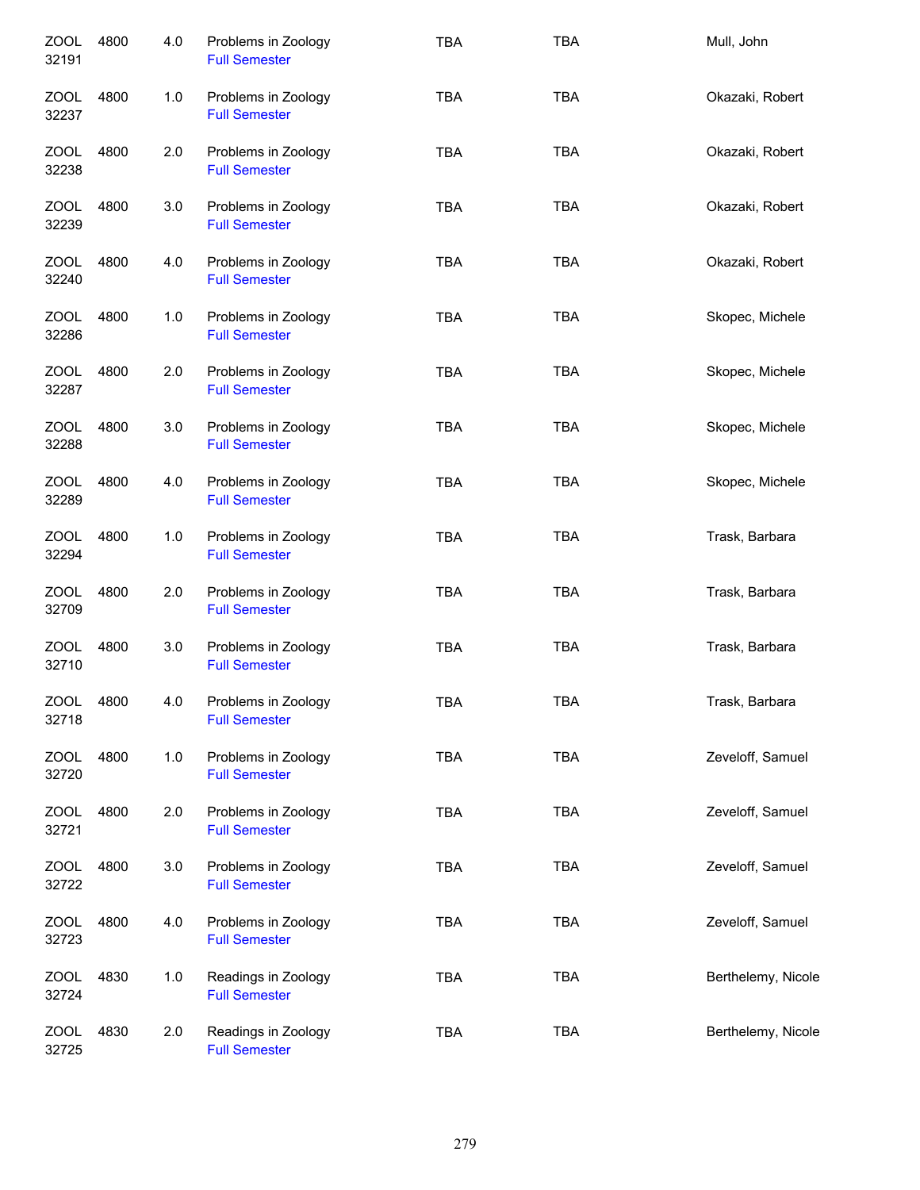| | | | | | | |
|---|---|---|---|---|---|---|
| ZOOL 32191 | 4800 | 4.0 | Problems in Zoology<br>Full Semester | TBA | TBA | Mull, John |
| ZOOL 32237 | 4800 | 1.0 | Problems in Zoology<br>Full Semester | TBA | TBA | Okazaki, Robert |
| ZOOL 32238 | 4800 | 2.0 | Problems in Zoology<br>Full Semester | TBA | TBA | Okazaki, Robert |
| ZOOL 32239 | 4800 | 3.0 | Problems in Zoology<br>Full Semester | TBA | TBA | Okazaki, Robert |
| ZOOL 32240 | 4800 | 4.0 | Problems in Zoology<br>Full Semester | TBA | TBA | Okazaki, Robert |
| ZOOL 32286 | 4800 | 1.0 | Problems in Zoology<br>Full Semester | TBA | TBA | Skopec, Michele |
| ZOOL 32287 | 4800 | 2.0 | Problems in Zoology<br>Full Semester | TBA | TBA | Skopec, Michele |
| ZOOL 32288 | 4800 | 3.0 | Problems in Zoology<br>Full Semester | TBA | TBA | Skopec, Michele |
| ZOOL 32289 | 4800 | 4.0 | Problems in Zoology<br>Full Semester | TBA | TBA | Skopec, Michele |
| ZOOL 32294 | 4800 | 1.0 | Problems in Zoology<br>Full Semester | TBA | TBA | Trask, Barbara |
| ZOOL 32709 | 4800 | 2.0 | Problems in Zoology<br>Full Semester | TBA | TBA | Trask, Barbara |
| ZOOL 32710 | 4800 | 3.0 | Problems in Zoology<br>Full Semester | TBA | TBA | Trask, Barbara |
| ZOOL 32718 | 4800 | 4.0 | Problems in Zoology<br>Full Semester | TBA | TBA | Trask, Barbara |
| ZOOL 32720 | 4800 | 1.0 | Problems in Zoology<br>Full Semester | TBA | TBA | Zeveloff, Samuel |
| ZOOL 32721 | 4800 | 2.0 | Problems in Zoology<br>Full Semester | TBA | TBA | Zeveloff, Samuel |
| ZOOL 32722 | 4800 | 3.0 | Problems in Zoology<br>Full Semester | TBA | TBA | Zeveloff, Samuel |
| ZOOL 32723 | 4800 | 4.0 | Problems in Zoology<br>Full Semester | TBA | TBA | Zeveloff, Samuel |
| ZOOL 32724 | 4830 | 1.0 | Readings in Zoology<br>Full Semester | TBA | TBA | Berthelemy, Nicole |
| ZOOL 32725 | 4830 | 2.0 | Readings in Zoology<br>Full Semester | TBA | TBA | Berthelemy, Nicole |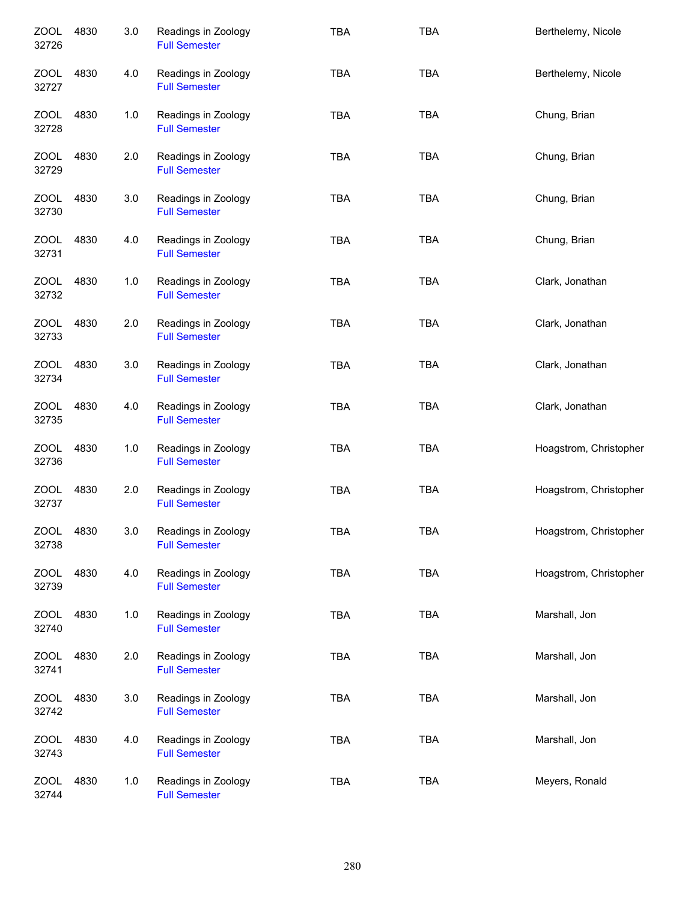| | | | | | | |
|---|---|---|---|---|---|---|
| ZOOL 32726 | 4830 | 3.0 | Readings in Zoology<br>Full Semester | TBA | TBA | Berthelemy, Nicole |
| ZOOL 32727 | 4830 | 4.0 | Readings in Zoology<br>Full Semester | TBA | TBA | Berthelemy, Nicole |
| ZOOL 32728 | 4830 | 1.0 | Readings in Zoology<br>Full Semester | TBA | TBA | Chung, Brian |
| ZOOL 32729 | 4830 | 2.0 | Readings in Zoology<br>Full Semester | TBA | TBA | Chung, Brian |
| ZOOL 32730 | 4830 | 3.0 | Readings in Zoology<br>Full Semester | TBA | TBA | Chung, Brian |
| ZOOL 32731 | 4830 | 4.0 | Readings in Zoology<br>Full Semester | TBA | TBA | Chung, Brian |
| ZOOL 32732 | 4830 | 1.0 | Readings in Zoology<br>Full Semester | TBA | TBA | Clark, Jonathan |
| ZOOL 32733 | 4830 | 2.0 | Readings in Zoology<br>Full Semester | TBA | TBA | Clark, Jonathan |
| ZOOL 32734 | 4830 | 3.0 | Readings in Zoology<br>Full Semester | TBA | TBA | Clark, Jonathan |
| ZOOL 32735 | 4830 | 4.0 | Readings in Zoology<br>Full Semester | TBA | TBA | Clark, Jonathan |
| ZOOL 32736 | 4830 | 1.0 | Readings in Zoology<br>Full Semester | TBA | TBA | Hoagstrom, Christopher |
| ZOOL 32737 | 4830 | 2.0 | Readings in Zoology<br>Full Semester | TBA | TBA | Hoagstrom, Christopher |
| ZOOL 32738 | 4830 | 3.0 | Readings in Zoology<br>Full Semester | TBA | TBA | Hoagstrom, Christopher |
| ZOOL 32739 | 4830 | 4.0 | Readings in Zoology<br>Full Semester | TBA | TBA | Hoagstrom, Christopher |
| ZOOL 32740 | 4830 | 1.0 | Readings in Zoology<br>Full Semester | TBA | TBA | Marshall, Jon |
| ZOOL 32741 | 4830 | 2.0 | Readings in Zoology<br>Full Semester | TBA | TBA | Marshall, Jon |
| ZOOL 32742 | 4830 | 3.0 | Readings in Zoology<br>Full Semester | TBA | TBA | Marshall, Jon |
| ZOOL 32743 | 4830 | 4.0 | Readings in Zoology<br>Full Semester | TBA | TBA | Marshall, Jon |
| ZOOL 32744 | 4830 | 1.0 | Readings in Zoology<br>Full Semester | TBA | TBA | Meyers, Ronald |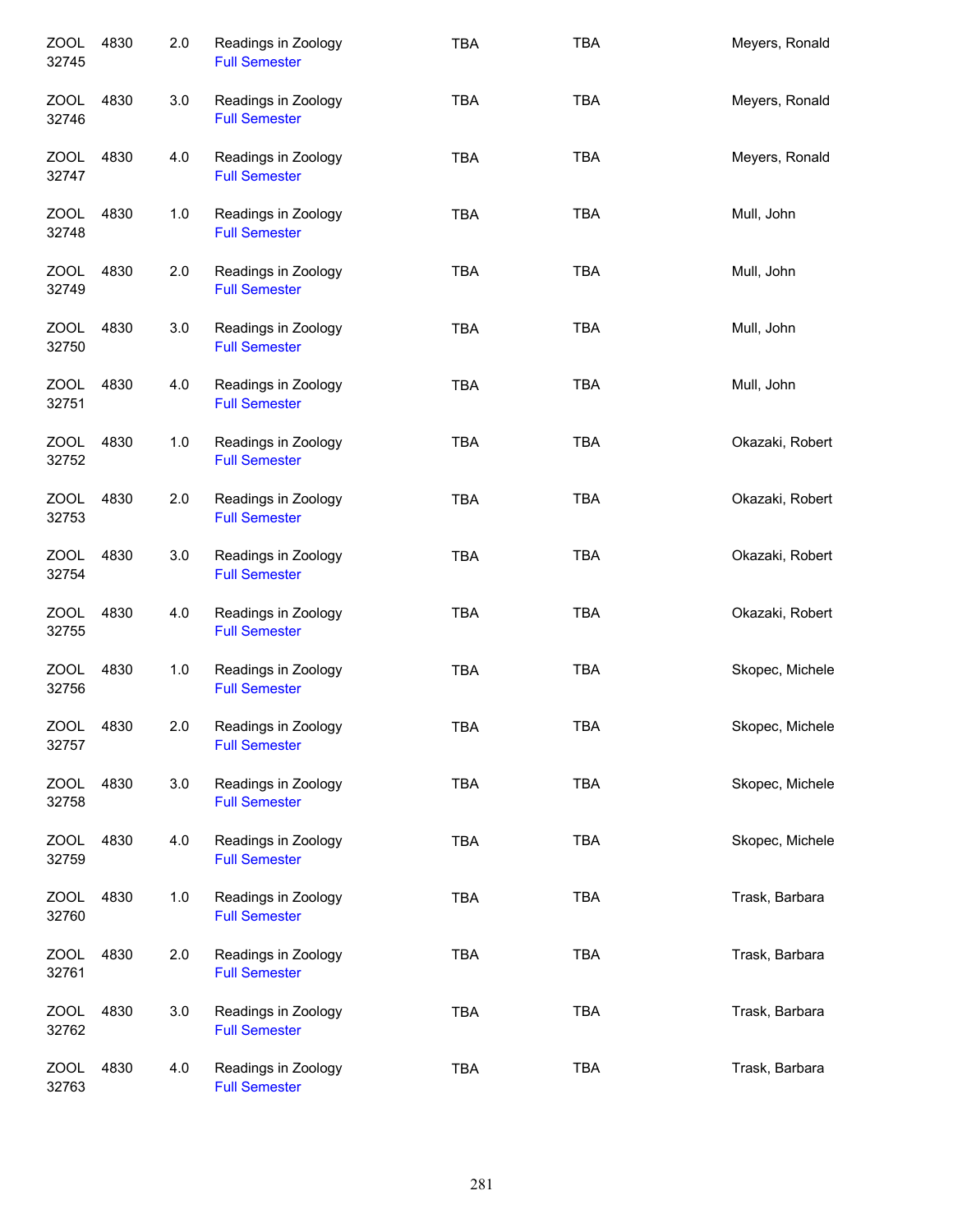| | | | | | | |
|---|---|---|---|---|---|---|
| ZOOL 32745 | 4830 | 2.0 | Readings in Zoology<br>Full Semester | TBA | TBA | Meyers, Ronald |
| ZOOL 32746 | 4830 | 3.0 | Readings in Zoology<br>Full Semester | TBA | TBA | Meyers, Ronald |
| ZOOL 32747 | 4830 | 4.0 | Readings in Zoology<br>Full Semester | TBA | TBA | Meyers, Ronald |
| ZOOL 32748 | 4830 | 1.0 | Readings in Zoology<br>Full Semester | TBA | TBA | Mull, John |
| ZOOL 32749 | 4830 | 2.0 | Readings in Zoology<br>Full Semester | TBA | TBA | Mull, John |
| ZOOL 32750 | 4830 | 3.0 | Readings in Zoology<br>Full Semester | TBA | TBA | Mull, John |
| ZOOL 32751 | 4830 | 4.0 | Readings in Zoology<br>Full Semester | TBA | TBA | Mull, John |
| ZOOL 32752 | 4830 | 1.0 | Readings in Zoology<br>Full Semester | TBA | TBA | Okazaki, Robert |
| ZOOL 32753 | 4830 | 2.0 | Readings in Zoology<br>Full Semester | TBA | TBA | Okazaki, Robert |
| ZOOL 32754 | 4830 | 3.0 | Readings in Zoology<br>Full Semester | TBA | TBA | Okazaki, Robert |
| ZOOL 32755 | 4830 | 4.0 | Readings in Zoology<br>Full Semester | TBA | TBA | Okazaki, Robert |
| ZOOL 32756 | 4830 | 1.0 | Readings in Zoology<br>Full Semester | TBA | TBA | Skopec, Michele |
| ZOOL 32757 | 4830 | 2.0 | Readings in Zoology<br>Full Semester | TBA | TBA | Skopec, Michele |
| ZOOL 32758 | 4830 | 3.0 | Readings in Zoology<br>Full Semester | TBA | TBA | Skopec, Michele |
| ZOOL 32759 | 4830 | 4.0 | Readings in Zoology<br>Full Semester | TBA | TBA | Skopec, Michele |
| ZOOL 32760 | 4830 | 1.0 | Readings in Zoology<br>Full Semester | TBA | TBA | Trask, Barbara |
| ZOOL 32761 | 4830 | 2.0 | Readings in Zoology<br>Full Semester | TBA | TBA | Trask, Barbara |
| ZOOL 32762 | 4830 | 3.0 | Readings in Zoology<br>Full Semester | TBA | TBA | Trask, Barbara |
| ZOOL 32763 | 4830 | 4.0 | Readings in Zoology<br>Full Semester | TBA | TBA | Trask, Barbara |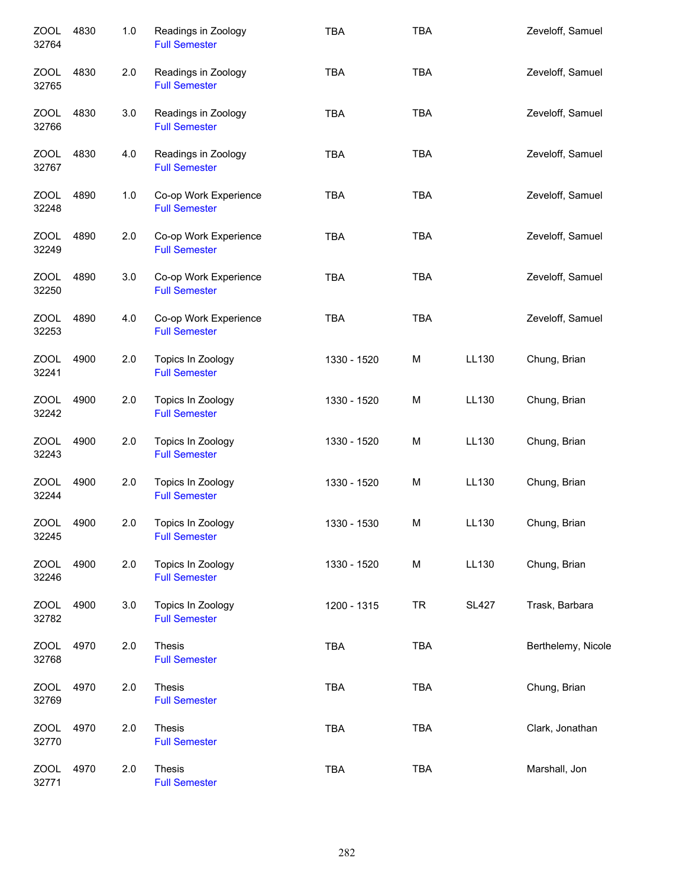| | | | | | | | |
|---|---|---|---|---|---|---|---|
| ZOOL 32764 | 4830 | 1.0 | Readings in Zoology<br>Full Semester | TBA | TBA | | Zeveloff, Samuel |
| ZOOL 32765 | 4830 | 2.0 | Readings in Zoology<br>Full Semester | TBA | TBA | | Zeveloff, Samuel |
| ZOOL 32766 | 4830 | 3.0 | Readings in Zoology<br>Full Semester | TBA | TBA | | Zeveloff, Samuel |
| ZOOL 32767 | 4830 | 4.0 | Readings in Zoology<br>Full Semester | TBA | TBA | | Zeveloff, Samuel |
| ZOOL 32248 | 4890 | 1.0 | Co-op Work Experience<br>Full Semester | TBA | TBA | | Zeveloff, Samuel |
| ZOOL 32249 | 4890 | 2.0 | Co-op Work Experience<br>Full Semester | TBA | TBA | | Zeveloff, Samuel |
| ZOOL 32250 | 4890 | 3.0 | Co-op Work Experience<br>Full Semester | TBA | TBA | | Zeveloff, Samuel |
| ZOOL 32253 | 4890 | 4.0 | Co-op Work Experience<br>Full Semester | TBA | TBA | | Zeveloff, Samuel |
| ZOOL 32241 | 4900 | 2.0 | Topics In Zoology<br>Full Semester | 1330 - 1520 | M | LL130 | Chung, Brian |
| ZOOL 32242 | 4900 | 2.0 | Topics In Zoology<br>Full Semester | 1330 - 1520 | M | LL130 | Chung, Brian |
| ZOOL 32243 | 4900 | 2.0 | Topics In Zoology<br>Full Semester | 1330 - 1520 | M | LL130 | Chung, Brian |
| ZOOL 32244 | 4900 | 2.0 | Topics In Zoology<br>Full Semester | 1330 - 1520 | M | LL130 | Chung, Brian |
| ZOOL 32245 | 4900 | 2.0 | Topics In Zoology<br>Full Semester | 1330 - 1530 | M | LL130 | Chung, Brian |
| ZOOL 32246 | 4900 | 2.0 | Topics In Zoology<br>Full Semester | 1330 - 1520 | M | LL130 | Chung, Brian |
| ZOOL 32782 | 4900 | 3.0 | Topics In Zoology<br>Full Semester | 1200 - 1315 | TR | SL427 | Trask, Barbara |
| ZOOL 32768 | 4970 | 2.0 | Thesis<br>Full Semester | TBA | TBA | | Berthelemy, Nicole |
| ZOOL 32769 | 4970 | 2.0 | Thesis<br>Full Semester | TBA | TBA | | Chung, Brian |
| ZOOL 32770 | 4970 | 2.0 | Thesis<br>Full Semester | TBA | TBA | | Clark, Jonathan |
| ZOOL 32771 | 4970 | 2.0 | Thesis<br>Full Semester | TBA | TBA | | Marshall, Jon |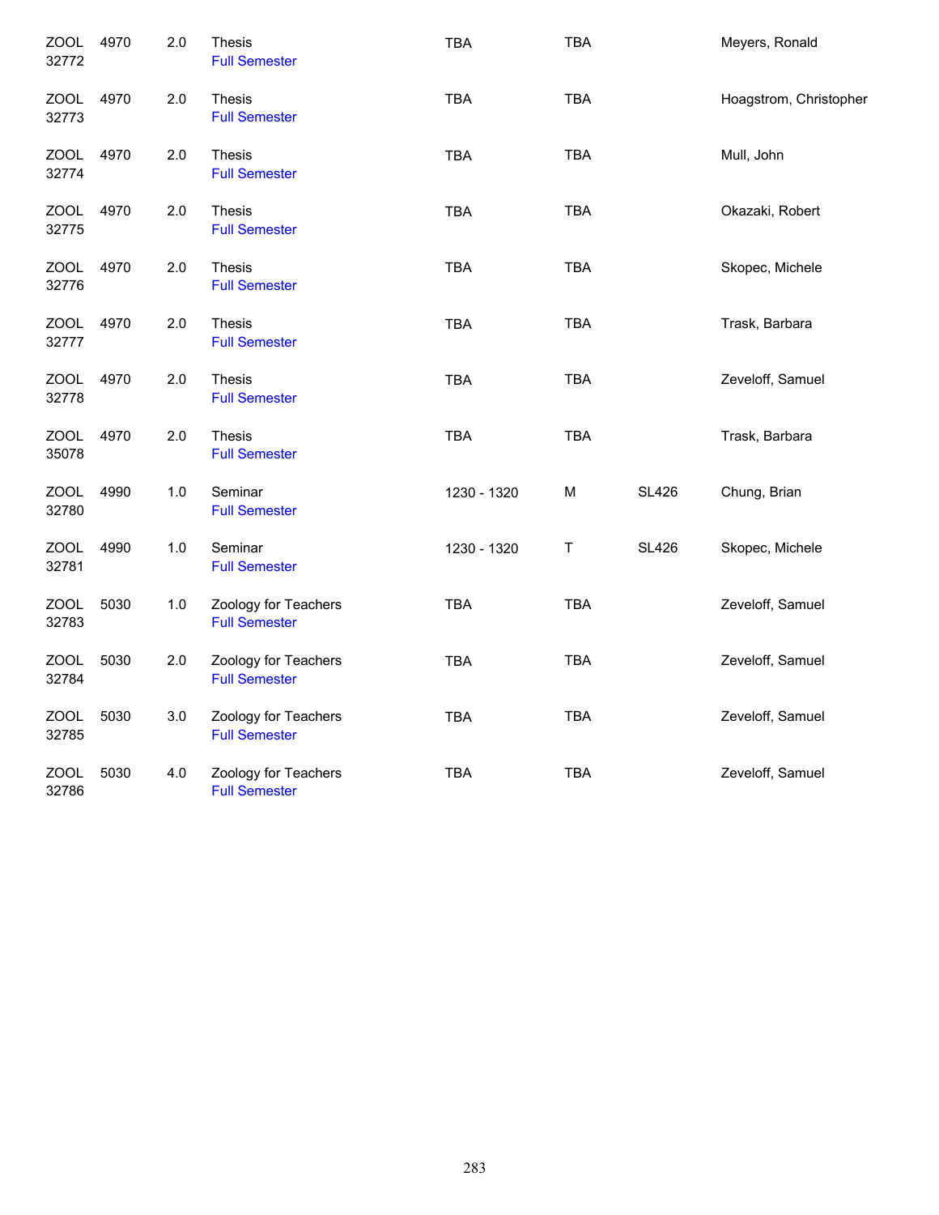| | | | | | | | |
|---|---|---|---|---|---|---|---|
| ZOOL 32772 | 4970 | 2.0 | Thesis<br>Full Semester | TBA | TBA | | Meyers, Ronald |
| ZOOL 32773 | 4970 | 2.0 | Thesis<br>Full Semester | TBA | TBA | | Hoagstrom, Christopher |
| ZOOL 32774 | 4970 | 2.0 | Thesis<br>Full Semester | TBA | TBA | | Mull, John |
| ZOOL 32775 | 4970 | 2.0 | Thesis<br>Full Semester | TBA | TBA | | Okazaki, Robert |
| ZOOL 32776 | 4970 | 2.0 | Thesis<br>Full Semester | TBA | TBA | | Skopec, Michele |
| ZOOL 32777 | 4970 | 2.0 | Thesis<br>Full Semester | TBA | TBA | | Trask, Barbara |
| ZOOL 32778 | 4970 | 2.0 | Thesis<br>Full Semester | TBA | TBA | | Zeveloff, Samuel |
| ZOOL 35078 | 4970 | 2.0 | Thesis<br>Full Semester | TBA | TBA | | Trask, Barbara |
| ZOOL 32780 | 4990 | 1.0 | Seminar<br>Full Semester | 1230 - 1320 | M | SL426 | Chung, Brian |
| ZOOL 32781 | 4990 | 1.0 | Seminar<br>Full Semester | 1230 - 1320 | T | SL426 | Skopec, Michele |
| ZOOL 32783 | 5030 | 1.0 | Zoology for Teachers<br>Full Semester | TBA | TBA | | Zeveloff, Samuel |
| ZOOL 32784 | 5030 | 2.0 | Zoology for Teachers<br>Full Semester | TBA | TBA | | Zeveloff, Samuel |
| ZOOL 32785 | 5030 | 3.0 | Zoology for Teachers<br>Full Semester | TBA | TBA | | Zeveloff, Samuel |
| ZOOL 32786 | 5030 | 4.0 | Zoology for Teachers<br>Full Semester | TBA | TBA | | Zeveloff, Samuel |